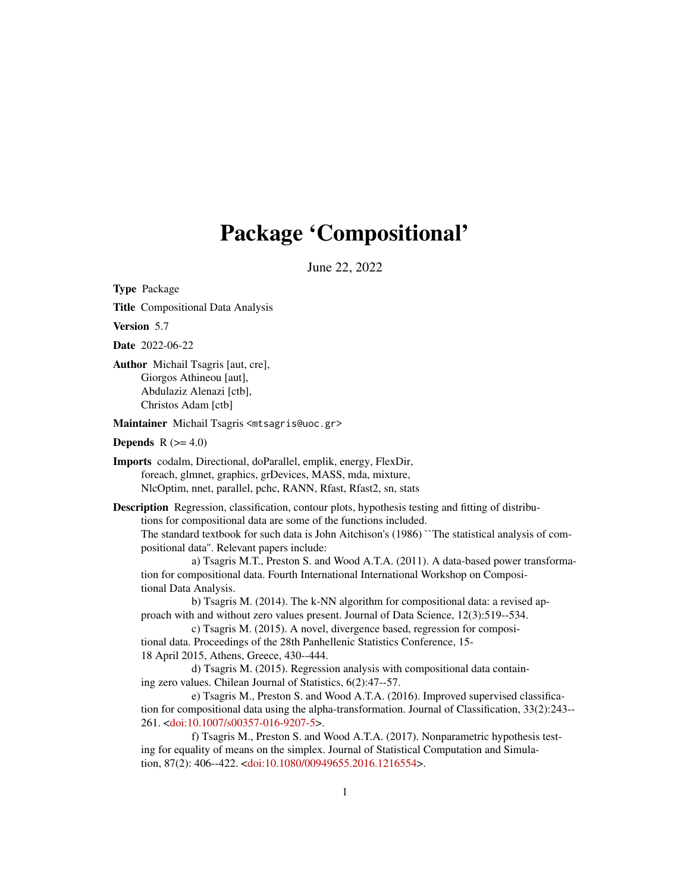# Package 'Compositional'

June 22, 2022

**Type** Package

**Title** Compositional Data Analysis

**Version** 5.7

**Date** 2022-06-22

**Author** Michail Tsagris [aut, cre],
Giorgos Athineou [aut],
Abdulaziz Alenazi [ctb],
Christos Adam [ctb]

**Maintainer** Michail Tsagris <mtsagris@uoc.gr>

**Depends** R (>= 4.0)

**Imports** codalm, Directional, doParallel, emplik, energy, FlexDir, foreach, glmnet, graphics, grDevices, MASS, mda, mixture, NlcOptim, nnet, parallel, pchc, RANN, Rfast, Rfast2, sn, stats

**Description** Regression, classification, contour plots, hypothesis testing and fitting of distributions for compositional data are some of the functions included.
The standard textbook for such data is John Aitchison's (1986) ``The statistical analysis of compositional data''. Relevant papers include:

a) Tsagris M.T., Preston S. and Wood A.T.A. (2011). A data-based power transformation for compositional data. Fourth International International Workshop on Compositional Data Analysis.

b) Tsagris M. (2014). The k-NN algorithm for compositional data: a revised approach with and without zero values present. Journal of Data Science, 12(3):519--534.

c) Tsagris M. (2015). A novel, divergence based, regression for compositional data. Proceedings of the 28th Panhellenic Statistics Conference, 15-18 April 2015, Athens, Greece, 430--444.

d) Tsagris M. (2015). Regression analysis with compositional data containing zero values. Chilean Journal of Statistics, 6(2):47--57.

e) Tsagris M., Preston S. and Wood A.T.A. (2016). Improved supervised classification for compositional data using the alpha-transformation. Journal of Classification, 33(2):243--261. <doi:10.1007/s00357-016-9207-5>.

f) Tsagris M., Preston S. and Wood A.T.A. (2017). Nonparametric hypothesis testing for equality of means on the simplex. Journal of Statistical Computation and Simulation, 87(2): 406--422. <doi:10.1080/00949655.2016.1216554>.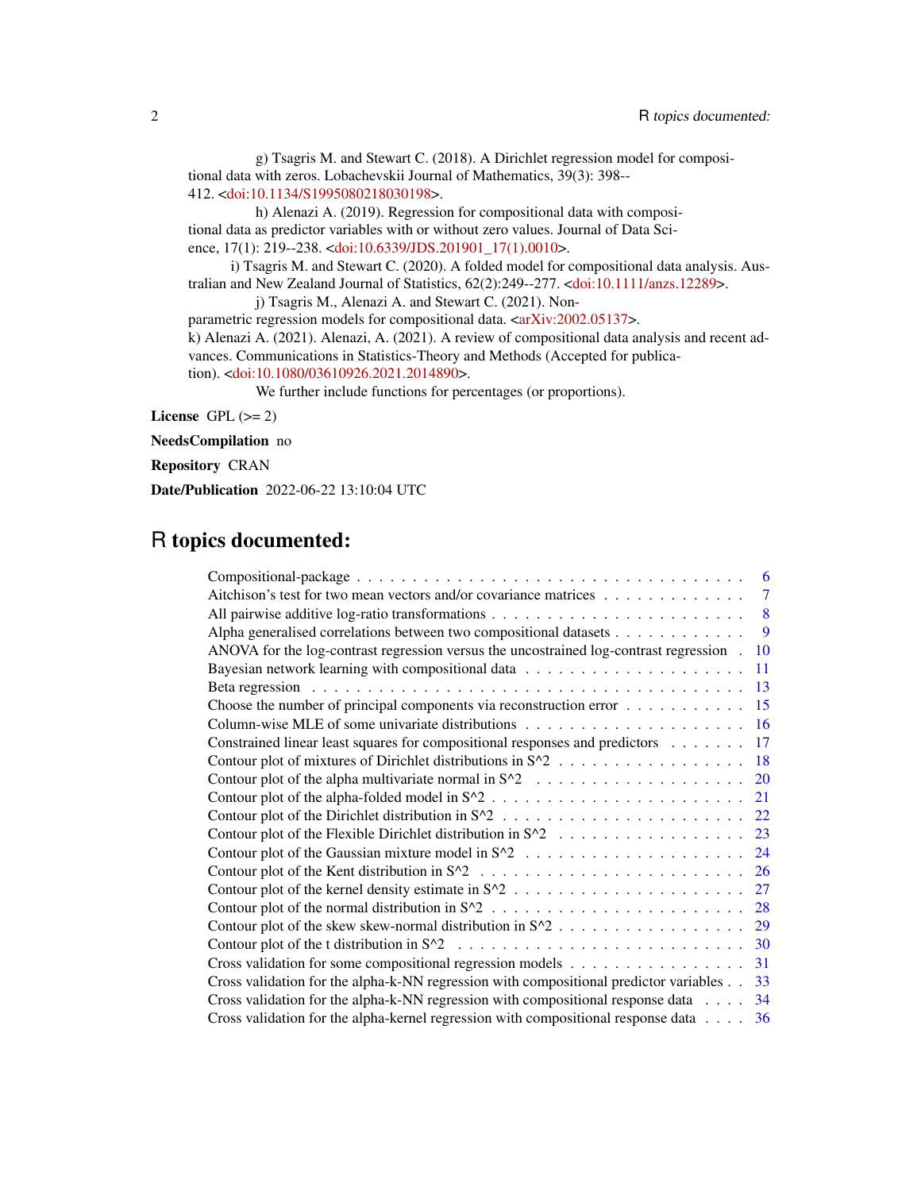g) Tsagris M. and Stewart C. (2018). A Dirichlet regression model for compositional data with zeros. Lobachevskii Journal of Mathematics, 39(3): 398--412. <doi:10.1134/S1995080218030198>.

h) Alenazi A. (2019). Regression for compositional data with compositional data as predictor variables with or without zero values. Journal of Data Science, 17(1): 219--238. <doi:10.6339/JDS.201901_17(1).0010>.

i) Tsagris M. and Stewart C. (2020). A folded model for compositional data analysis. Australian and New Zealand Journal of Statistics, 62(2):249--277. <doi:10.1111/anzs.12289>.

j) Tsagris M., Alenazi A. and Stewart C. (2021). Non-parametric regression models for compositional data. <arXiv:2002.05137>.

k) Alenazi A. (2021). Alenazi, A. (2021). A review of compositional data analysis and recent advances. Communications in Statistics-Theory and Methods (Accepted for publication). <doi:10.1080/03610926.2021.2014890>.

We further include functions for percentages (or proportions).

**License** GPL (>= 2)

**NeedsCompilation** no

**Repository** CRAN

**Date/Publication** 2022-06-22 13:10:04 UTC

# R topics documented:

| | |
|---|---|
| Compositional-package | 6 |
| Aitchison's test for two mean vectors and/or covariance matrices | 7 |
| All pairwise additive log-ratio transformations | 8 |
| Alpha generalised correlations between two compositional datasets | 9 |
| ANOVA for the log-contrast regression versus the uncostrained log-contrast regression | 10 |
| Bayesian network learning with compositional data | 11 |
| Beta regression | 13 |
| Choose the number of principal components via reconstruction error | 15 |
| Column-wise MLE of some univariate distributions | 16 |
| Constrained linear least squares for compositional responses and predictors | 17 |
| Contour plot of mixtures of Dirichlet distributions in S^2 | 18 |
| Contour plot of the alpha multivariate normal in S^2 | 20 |
| Contour plot of the alpha-folded model in S^2 | 21 |
| Contour plot of the Dirichlet distribution in S^2 | 22 |
| Contour plot of the Flexible Dirichlet distribution in S^2 | 23 |
| Contour plot of the Gaussian mixture model in S^2 | 24 |
| Contour plot of the Kent distribution in S^2 | 26 |
| Contour plot of the kernel density estimate in S^2 | 27 |
| Contour plot of the normal distribution in S^2 | 28 |
| Contour plot of the skew skew-normal distribution in S^2 | 29 |
| Contour plot of the t distribution in S^2 | 30 |
| Cross validation for some compositional regression models | 31 |
| Cross validation for the alpha-k-NN regression with compositional predictor variables | 33 |
| Cross validation for the alpha-k-NN regression with compositional response data | 34 |
| Cross validation for the alpha-kernel regression with compositional response data | 36 |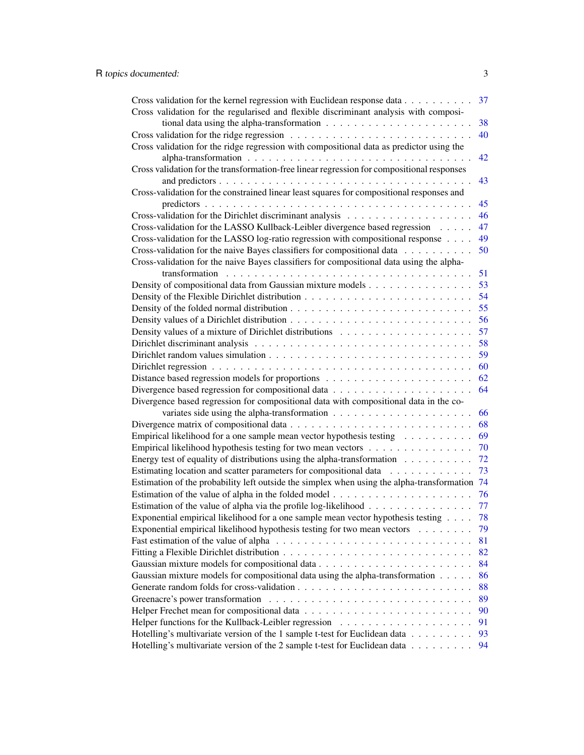Cross validation for the kernel regression with Euclidean response data . . . . . . . . . . 37
Cross validation for the regularised and flexible discriminant analysis with compositional data using the alpha-transformation . . . . . . . . . . . . . . . . . . . . . 38
Cross validation for the ridge regression . . . . . . . . . . . . . . . . . . . . . . . . . 40
Cross validation for the ridge regression with compositional data as predictor using the alpha-transformation . . . . . . . . . . . . . . . . . . . . . . . . . . . . . . . . 42
Cross validation for the transformation-free linear regression for compositional responses and predictors . . . . . . . . . . . . . . . . . . . . . . . . . . . . . . . . . . . 43
Cross-validation for the constrained linear least squares for compositional responses and predictors . . . . . . . . . . . . . . . . . . . . . . . . . . . . . . . . . . . . . 45
Cross-validation for the Dirichlet discriminant analysis . . . . . . . . . . . . . . . . . . 46
Cross-validation for the LASSO Kullback-Leibler divergence based regression . . . . . 47
Cross-validation for the LASSO log-ratio regression with compositional response . . . . 49
Cross-validation for the naive Bayes classifiers for compositional data . . . . . . . . . . 50
Cross-validation for the naive Bayes classifiers for compositional data using the alpha-transformation . . . . . . . . . . . . . . . . . . . . . . . . . . . . . . . . . . . 51
Density of compositional data from Gaussian mixture models . . . . . . . . . . . . . . . 53
Density of the Flexible Dirichlet distribution . . . . . . . . . . . . . . . . . . . . . . . 54
Density of the folded normal distribution . . . . . . . . . . . . . . . . . . . . . . . . . 55
Density values of a Dirichlet distribution . . . . . . . . . . . . . . . . . . . . . . . . . 56
Density values of a mixture of Dirichlet distributions . . . . . . . . . . . . . . . . . . . 57
Dirichlet discriminant analysis . . . . . . . . . . . . . . . . . . . . . . . . . . . . . . 58
Dirichlet random values simulation . . . . . . . . . . . . . . . . . . . . . . . . . . . . 59
Dirichlet regression . . . . . . . . . . . . . . . . . . . . . . . . . . . . . . . . . . . . 60
Distance based regression models for proportions . . . . . . . . . . . . . . . . . . . . . 62
Divergence based regression for compositional data . . . . . . . . . . . . . . . . . . . . 64
Divergence based regression for compositional data with compositional data in the covariates side using the alpha-transformation . . . . . . . . . . . . . . . . . . . . 66
Divergence matrix of compositional data . . . . . . . . . . . . . . . . . . . . . . . . . 68
Empirical likelihood for a one sample mean vector hypothesis testing . . . . . . . . . . 69
Empirical likelihood hypothesis testing for two mean vectors . . . . . . . . . . . . . . . 70
Energy test of equality of distributions using the alpha-transformation . . . . . . . . . . 72
Estimating location and scatter parameters for compositional data . . . . . . . . . . . . 73
Estimation of the probability left outside the simplex when using the alpha-transformation 74
Estimation of the value of alpha in the folded model . . . . . . . . . . . . . . . . . . . 76
Estimation of the value of alpha via the profile log-likelihood . . . . . . . . . . . . . . . 77
Exponential empirical likelihood for a one sample mean vector hypothesis testing . . . . 78
Exponential empirical likelihood hypothesis testing for two mean vectors . . . . . . . . 79
Fast estimation of the value of alpha . . . . . . . . . . . . . . . . . . . . . . . . . . . 81
Fitting a Flexible Dirichlet distribution . . . . . . . . . . . . . . . . . . . . . . . . . . 82
Gaussian mixture models for compositional data . . . . . . . . . . . . . . . . . . . . . 84
Gaussian mixture models for compositional data using the alpha-transformation . . . . . 86
Generate random folds for cross-validation . . . . . . . . . . . . . . . . . . . . . . . . 88
Greenacre's power transformation . . . . . . . . . . . . . . . . . . . . . . . . . . . . 89
Helper Frechet mean for compositional data . . . . . . . . . . . . . . . . . . . . . . . 90
Helper functions for the Kullback-Leibler regression . . . . . . . . . . . . . . . . . . . 91
Hotelling's multivariate version of the 1 sample t-test for Euclidean data . . . . . . . . . 93
Hotelling's multivariate version of the 2 sample t-test for Euclidean data . . . . . . . . . 94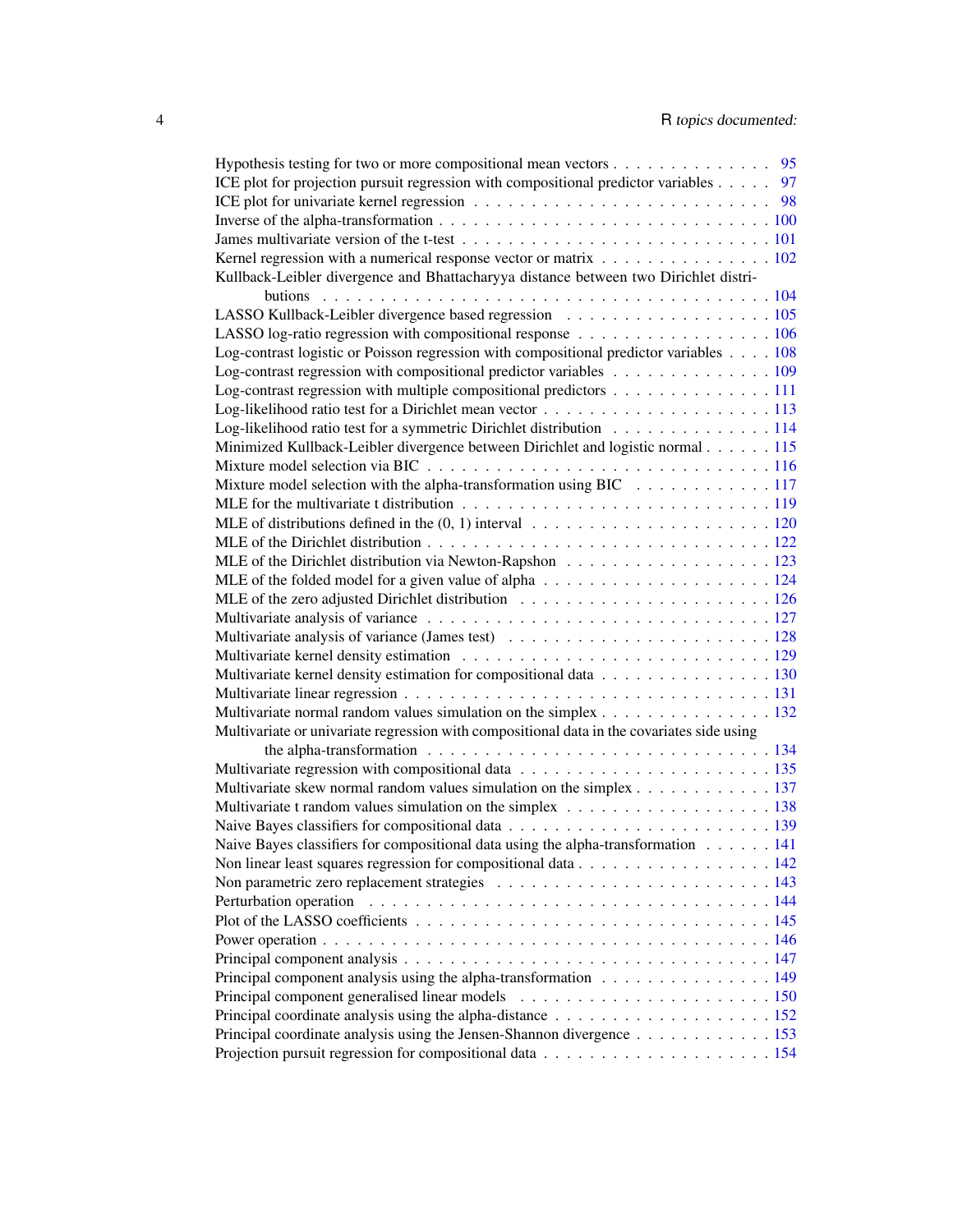Hypothesis testing for two or more compositional mean vectors . . . . . . . . . . . . . . 95
ICE plot for projection pursuit regression with compositional predictor variables . . . . . 97
ICE plot for univariate kernel regression . . . . . . . . . . . . . . . . . . . . . . . . . 98
Inverse of the alpha-transformation . . . . . . . . . . . . . . . . . . . . . . . . . . . . 100
James multivariate version of the t-test . . . . . . . . . . . . . . . . . . . . . . . . . . 101
Kernel regression with a numerical response vector or matrix . . . . . . . . . . . . . . . 102
Kullback-Leibler divergence and Bhattacharyya distance between two Dirichlet distributions . . . . . . . . . . . . . . . . . . . . . . . . . . . . . . . . . . . . . . . . . 104
LASSO Kullback-Leibler divergence based regression . . . . . . . . . . . . . . . . . . 105
LASSO log-ratio regression with compositional response . . . . . . . . . . . . . . . . . 106
Log-contrast logistic or Poisson regression with compositional predictor variables . . . . 108
Log-contrast regression with compositional predictor variables . . . . . . . . . . . . . . 109
Log-contrast regression with multiple compositional predictors . . . . . . . . . . . . . . 111
Log-likelihood ratio test for a Dirichlet mean vector . . . . . . . . . . . . . . . . . . . . 113
Log-likelihood ratio test for a symmetric Dirichlet distribution . . . . . . . . . . . . . . 114
Minimized Kullback-Leibler divergence between Dirichlet and logistic normal . . . . . . 115
Mixture model selection via BIC . . . . . . . . . . . . . . . . . . . . . . . . . . . . . 116
Mixture model selection with the alpha-transformation using BIC . . . . . . . . . . . . 117
MLE for the multivariate t distribution . . . . . . . . . . . . . . . . . . . . . . . . . . 119
MLE of distributions defined in the (0, 1) interval . . . . . . . . . . . . . . . . . . . . 120
MLE of the Dirichlet distribution . . . . . . . . . . . . . . . . . . . . . . . . . . . . . 122
MLE of the Dirichlet distribution via Newton-Rapshon . . . . . . . . . . . . . . . . . . 123
MLE of the folded model for a given value of alpha . . . . . . . . . . . . . . . . . . . . 124
MLE of the zero adjusted Dirichlet distribution . . . . . . . . . . . . . . . . . . . . . . 126
Multivariate analysis of variance . . . . . . . . . . . . . . . . . . . . . . . . . . . . . 127
Multivariate analysis of variance (James test) . . . . . . . . . . . . . . . . . . . . . . 128
Multivariate kernel density estimation . . . . . . . . . . . . . . . . . . . . . . . . . . 129
Multivariate kernel density estimation for compositional data . . . . . . . . . . . . . . . 130
Multivariate linear regression . . . . . . . . . . . . . . . . . . . . . . . . . . . . . . . 131
Multivariate normal random values simulation on the simplex . . . . . . . . . . . . . . . 132
Multivariate or univariate regression with compositional data in the covariates side using the alpha-transformation . . . . . . . . . . . . . . . . . . . . . . . . . . . . . . . . 134
Multivariate regression with compositional data . . . . . . . . . . . . . . . . . . . . . 135
Multivariate skew normal random values simulation on the simplex . . . . . . . . . . . . 137
Multivariate t random values simulation on the simplex . . . . . . . . . . . . . . . . . . 138
Naive Bayes classifiers for compositional data . . . . . . . . . . . . . . . . . . . . . . 139
Naive Bayes classifiers for compositional data using the alpha-transformation . . . . . . 141
Non linear least squares regression for compositional data . . . . . . . . . . . . . . . . . 142
Non parametric zero replacement strategies . . . . . . . . . . . . . . . . . . . . . . . . 143
Perturbation operation . . . . . . . . . . . . . . . . . . . . . . . . . . . . . . . . . . 144
Plot of the LASSO coefficients . . . . . . . . . . . . . . . . . . . . . . . . . . . . . . 145
Power operation . . . . . . . . . . . . . . . . . . . . . . . . . . . . . . . . . . . . . . 146
Principal component analysis . . . . . . . . . . . . . . . . . . . . . . . . . . . . . . . 147
Principal component analysis using the alpha-transformation . . . . . . . . . . . . . . . 149
Principal component generalised linear models . . . . . . . . . . . . . . . . . . . . . . 150
Principal coordinate analysis using the alpha-distance . . . . . . . . . . . . . . . . . . . 152
Principal coordinate analysis using the Jensen-Shannon divergence . . . . . . . . . . . . 153
Projection pursuit regression for compositional data . . . . . . . . . . . . . . . . . . . 154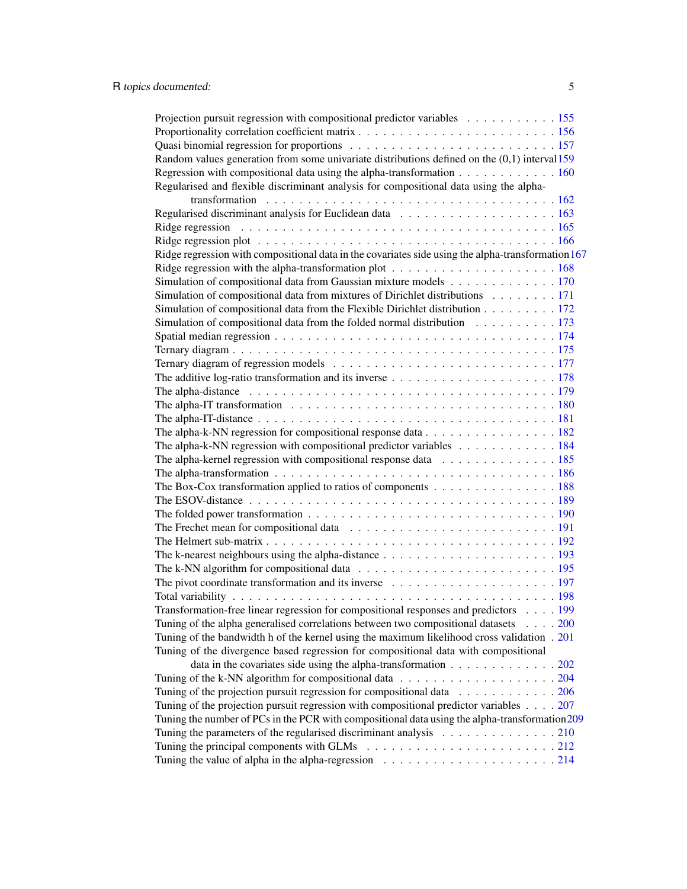Projection pursuit regression with compositional predictor variables . . . . . . . . . . . 155
Proportionality correlation coefficient matrix . . . . . . . . . . . . . . . . . . . . . . . . 156
Quasi binomial regression for proportions . . . . . . . . . . . . . . . . . . . . . . . . 157
Random values generation from some univariate distributions defined on the (0,1) interval 159
Regression with compositional data using the alpha-transformation . . . . . . . . . . . . 160
Regularised and flexible discriminant analysis for compositional data using the alpha-transformation . . . . . . . . . . . . . . . . . . . . . . . . . . . . . . . . . . . 162
Regularised discriminant analysis for Euclidean data . . . . . . . . . . . . . . . . . . . 163
Ridge regression . . . . . . . . . . . . . . . . . . . . . . . . . . . . . . . . . . . . . 165
Ridge regression plot . . . . . . . . . . . . . . . . . . . . . . . . . . . . . . . . . . . 166
Ridge regression with compositional data in the covariates side using the alpha-transformation 167
Ridge regression with the alpha-transformation plot . . . . . . . . . . . . . . . . . . . . 168
Simulation of compositional data from Gaussian mixture models . . . . . . . . . . . . . 170
Simulation of compositional data from mixtures of Dirichlet distributions . . . . . . . . . 171
Simulation of compositional data from the Flexible Dirichlet distribution . . . . . . . . . 172
Simulation of compositional data from the folded normal distribution . . . . . . . . . . . 173
Spatial median regression . . . . . . . . . . . . . . . . . . . . . . . . . . . . . . . . . 174
Ternary diagram . . . . . . . . . . . . . . . . . . . . . . . . . . . . . . . . . . . . . . 175
Ternary diagram of regression models . . . . . . . . . . . . . . . . . . . . . . . . . . 177
The additive log-ratio transformation and its inverse . . . . . . . . . . . . . . . . . . . 178
The alpha-distance . . . . . . . . . . . . . . . . . . . . . . . . . . . . . . . . . . . . 179
The alpha-IT transformation . . . . . . . . . . . . . . . . . . . . . . . . . . . . . . . . 180
The alpha-IT-distance . . . . . . . . . . . . . . . . . . . . . . . . . . . . . . . . . . . 181
The alpha-k-NN regression for compositional response data . . . . . . . . . . . . . . . 182
The alpha-k-NN regression with compositional predictor variables . . . . . . . . . . . . 184
The alpha-kernel regression with compositional response data . . . . . . . . . . . . . . 185
The alpha-transformation . . . . . . . . . . . . . . . . . . . . . . . . . . . . . . . . . 186
The Box-Cox transformation applied to ratios of components . . . . . . . . . . . . . . . 188
The ESOV-distance . . . . . . . . . . . . . . . . . . . . . . . . . . . . . . . . . . . . 189
The folded power transformation . . . . . . . . . . . . . . . . . . . . . . . . . . . . . 190
The Frechet mean for compositional data . . . . . . . . . . . . . . . . . . . . . . . . . 191
The Helmert sub-matrix . . . . . . . . . . . . . . . . . . . . . . . . . . . . . . . . . . 192
The k-nearest neighbours using the alpha-distance . . . . . . . . . . . . . . . . . . . . 193
The k-NN algorithm for compositional data . . . . . . . . . . . . . . . . . . . . . . . . 195
The pivot coordinate transformation and its inverse . . . . . . . . . . . . . . . . . . . . 197
Total variability . . . . . . . . . . . . . . . . . . . . . . . . . . . . . . . . . . . . . . 198
Transformation-free linear regression for compositional responses and predictors . . . . 199
Tuning of the alpha generalised correlations between two compositional datasets . . . . 200
Tuning of the bandwidth h of the kernel using the maximum likelihood cross validation . 201
Tuning of the divergence based regression for compositional data with compositional data in the covariates side using the alpha-transformation . . . . . . . . . . . . . 202
Tuning of the k-NN algorithm for compositional data . . . . . . . . . . . . . . . . . . . 204
Tuning of the projection pursuit regression for compositional data . . . . . . . . . . . . 206
Tuning of the projection pursuit regression with compositional predictor variables . . . . 207
Tuning the number of PCs in the PCR with compositional data using the alpha-transformation 209
Tuning the parameters of the regularised discriminant analysis . . . . . . . . . . . . . . 210
Tuning the principal components with GLMs . . . . . . . . . . . . . . . . . . . . . . . 212
Tuning the value of alpha in the alpha-regression . . . . . . . . . . . . . . . . . . . . . 214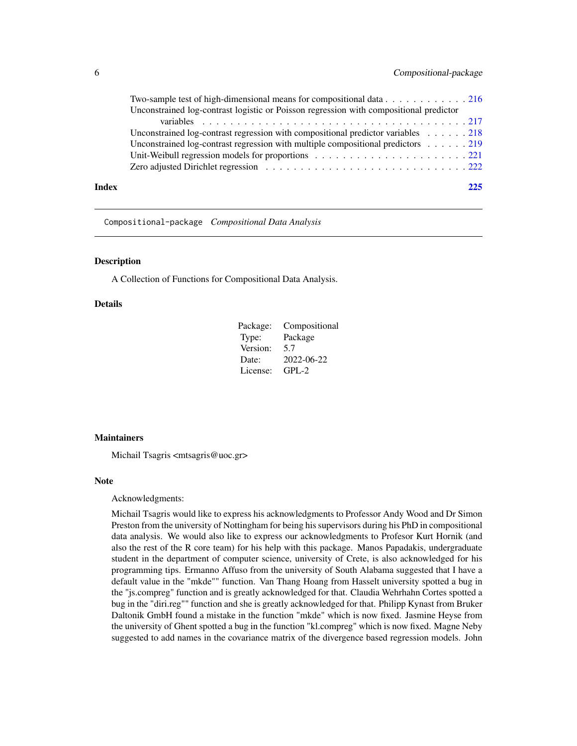Two-sample test of high-dimensional means for compositional data . . . . . . . . . . . . 216
Unconstrained log-contrast logistic or Poisson regression with compositional predictor variables . . . . . . . . . . . . . . . . . . . . . . . . . . . . . . . . . . . . . . 217
Unconstrained log-contrast regression with compositional predictor variables . . . . . . 218
Unconstrained log-contrast regression with multiple compositional predictors . . . . . . 219
Unit-Weibull regression models for proportions . . . . . . . . . . . . . . . . . . . . . . 221
Zero adjusted Dirichlet regression . . . . . . . . . . . . . . . . . . . . . . . . . . . . 222

**Index** **225**

---

Compositional-package *Compositional Data Analysis*

---

### Description

A Collection of Functions for Compositional Data Analysis.

### Details

| | |
|---|---|
| Package: | Compositional |
| Type: | Package |
| Version: | 5.7 |
| Date: | 2022-06-22 |
| License: | GPL-2 |

### Maintainers

Michail Tsagris <mtsagris@uoc.gr>

### Note

Acknowledgments:

Michail Tsagris would like to express his acknowledgments to Professor Andy Wood and Dr Simon Preston from the university of Nottingham for being his supervisors during his PhD in compositional data analysis. We would also like to express our acknowledgments to Profesor Kurt Hornik (and also the rest of the R core team) for his help with this package. Manos Papadakis, undergraduate student in the department of computer science, university of Crete, is also acknowledged for his programming tips. Ermanno Affuso from the university of South Alabama suggested that I have a default value in the "mkde"" function. Van Thang Hoang from Hasselt university spotted a bug in the "js.compreg" function and is greatly acknowledged for that. Claudia Wehrhahn Cortes spotted a bug in the "diri.reg"" function and she is greatly acknowledged for that. Philipp Kynast from Bruker Daltonik GmbH found a mistake in the function "mkde" which is now fixed. Jasmine Heyse from the university of Ghent spotted a bug in the function "kl.compreg" which is now fixed. Magne Neby suggested to add names in the covariance matrix of the divergence based regression models. John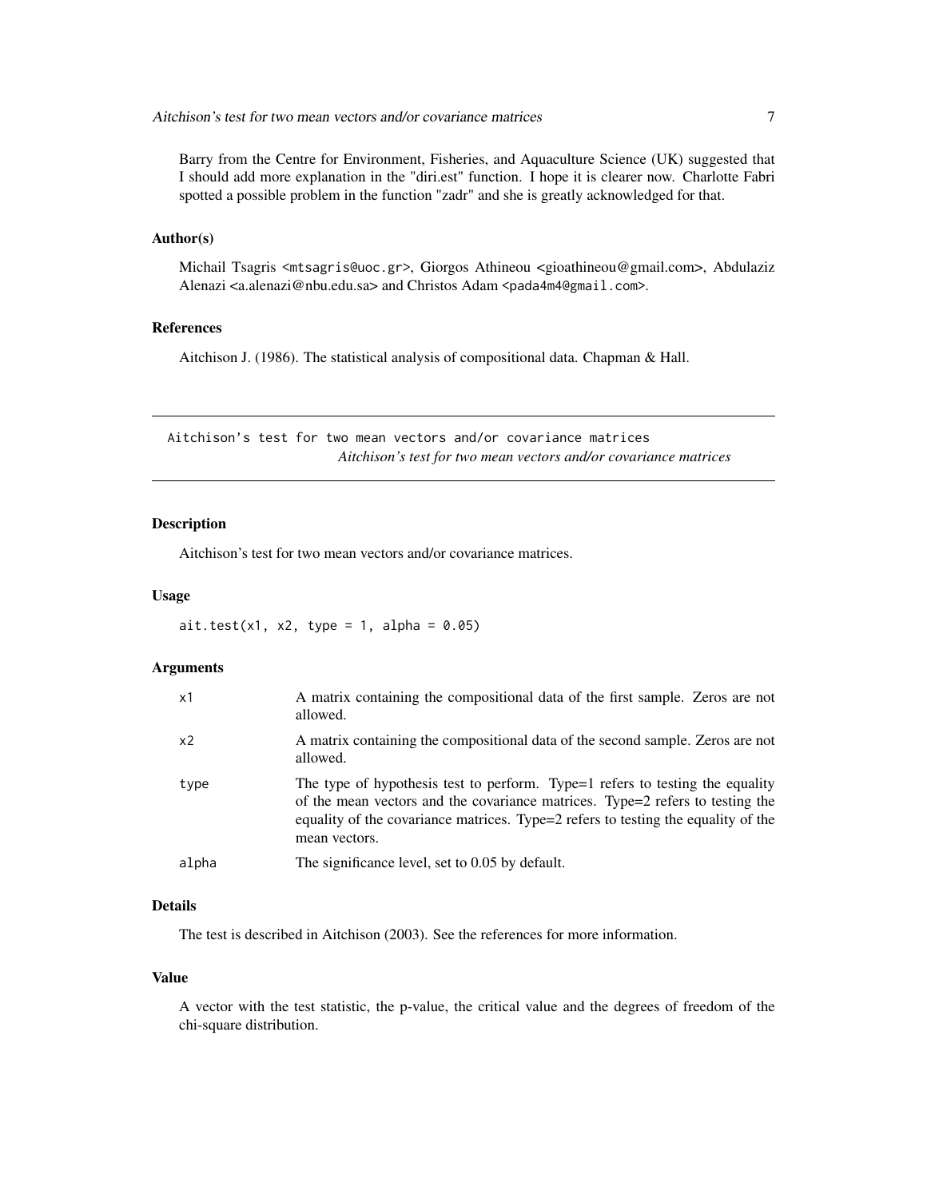Barry from the Centre for Environment, Fisheries, and Aquaculture Science (UK) suggested that I should add more explanation in the "diri.est" function. I hope it is clearer now. Charlotte Fabri spotted a possible problem in the function "zadr" and she is greatly acknowledged for that.

### Author(s)

Michail Tsagris <mtsagris@uoc.gr>, Giorgos Athineou <gioathineou@gmail.com>, Abdulaziz Alenazi <a.alenazi@nbu.edu.sa> and Christos Adam <pada4m4@gmail.com>.

### References

Aitchison J. (1986). The statistical analysis of compositional data. Chapman & Hall.

---

## Aitchison's test for two mean vectors and/or covariance matrices

*Aitchison's test for two mean vectors and/or covariance matrices*

---

### Description

Aitchison's test for two mean vectors and/or covariance matrices.

### Usage

```
ait.test(x1, x2, type = 1, alpha = 0.05)
```

### Arguments

| | |
|---|---|
| x1 | A matrix containing the compositional data of the first sample. Zeros are not allowed. |
| x2 | A matrix containing the compositional data of the second sample. Zeros are not allowed. |
| type | The type of hypothesis test to perform. Type=1 refers to testing the equality of the mean vectors and the covariance matrices. Type=2 refers to testing the equality of the covariance matrices. Type=2 refers to testing the equality of the mean vectors. |
| alpha | The significance level, set to 0.05 by default. |

### Details

The test is described in Aitchison (2003). See the references for more information.

### Value

A vector with the test statistic, the p-value, the critical value and the degrees of freedom of the chi-square distribution.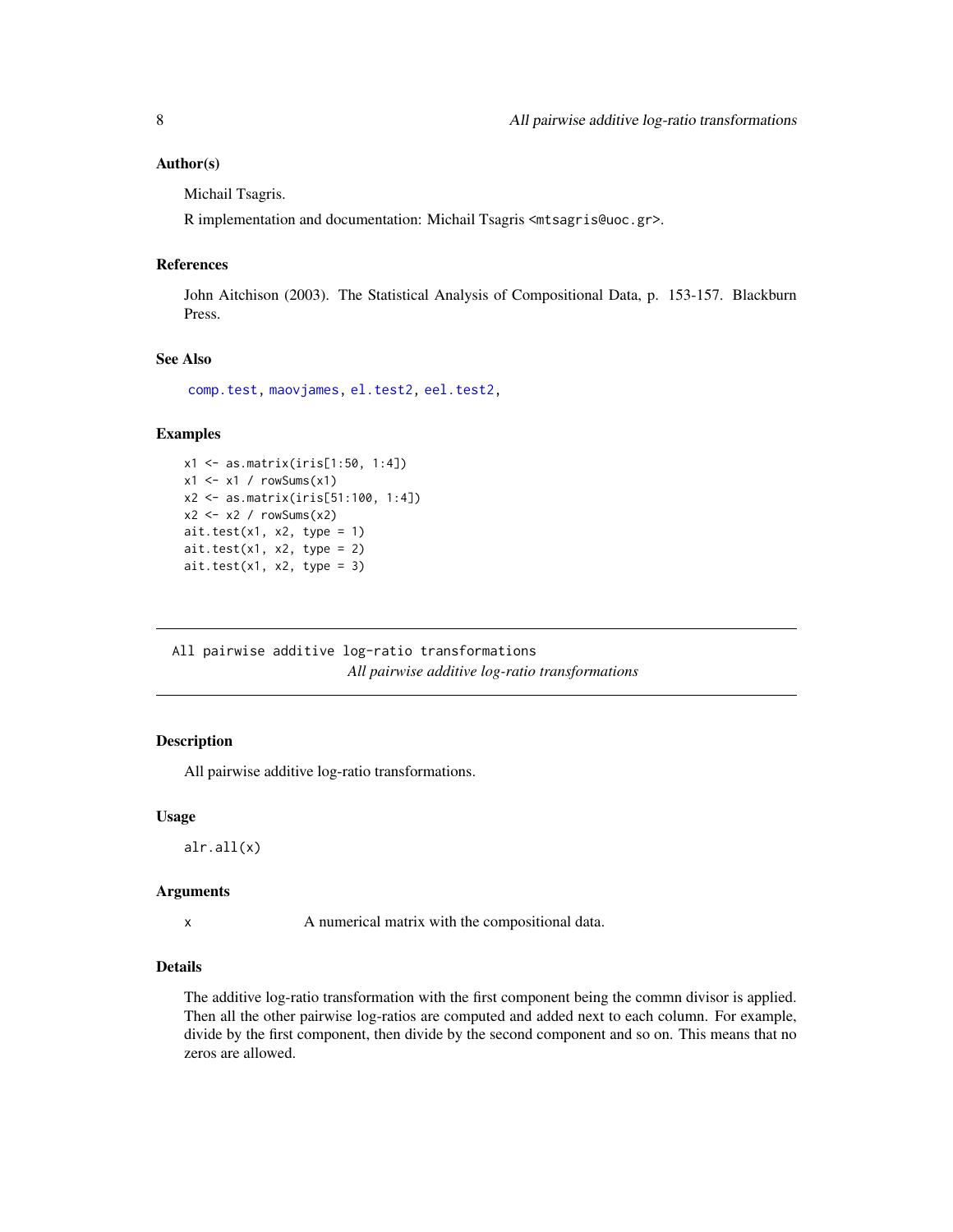### Author(s)

Michail Tsagris.

R implementation and documentation: Michail Tsagris <mtsagris@uoc.gr>.

### References

John Aitchison (2003). The Statistical Analysis of Compositional Data, p. 153-157. Blackburn Press.

### See Also

comp.test, maovjames, el.test2, eel.test2,

### Examples

```
x1 <- as.matrix(iris[1:50, 1:4])
x1 <- x1 / rowSums(x1)
x2 <- as.matrix(iris[51:100, 1:4])
x2 <- x2 / rowSums(x2)
ait.test(x1, x2, type = 1)
ait.test(x1, x2, type = 2)
ait.test(x1, x2, type = 3)
```

---

## All pairwise additive log-ratio transformations

*All pairwise additive log-ratio transformations*

---

### Description

All pairwise additive log-ratio transformations.

### Usage

```
alr.all(x)
```

### Arguments

| | |
|---|---|
| x | A numerical matrix with the compositional data. |

### Details

The additive log-ratio transformation with the first component being the commn divisor is applied. Then all the other pairwise log-ratios are computed and added next to each column. For example, divide by the first component, then divide by the second component and so on. This means that no zeros are allowed.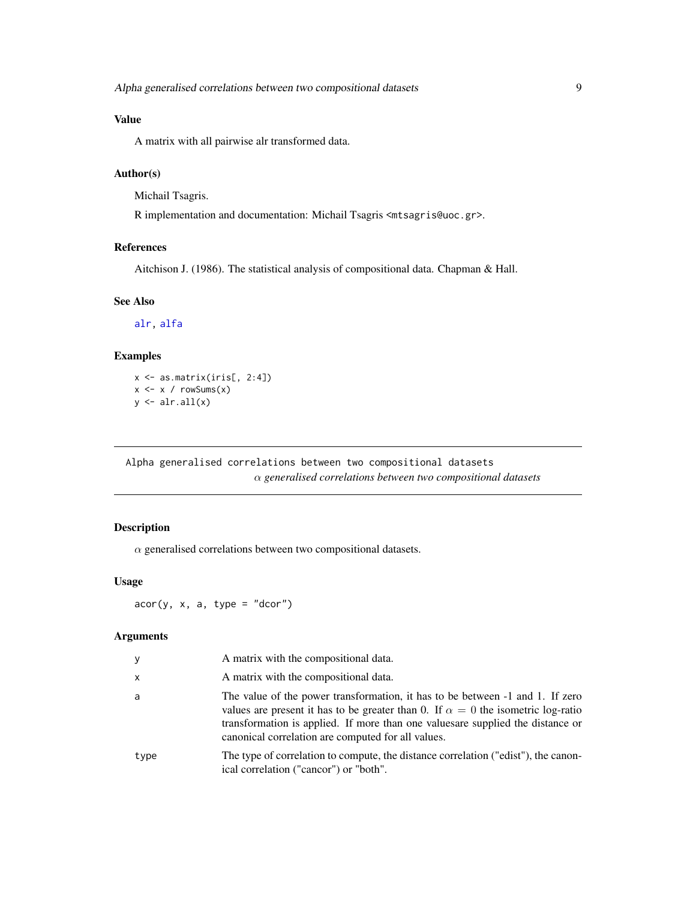## Value

A matrix with all pairwise alr transformed data.

## Author(s)

Michail Tsagris.

R implementation and documentation: Michail Tsagris <mtsagris@uoc.gr>.

## References

Aitchison J. (1986). The statistical analysis of compositional data. Chapman & Hall.

## See Also

alr, alfa

## Examples

```
x <- as.matrix(iris[, 2:4])
x <- x / rowSums(x)
y <- alr.all(x)
```

---

# Alpha generalised correlations between two compositional datasets

*$\alpha$ generalised correlations between two compositional datasets*

## Description

$\alpha$ generalised correlations between two compositional datasets.

## Usage

```
acor(y, x, a, type = "dcor")
```

## Arguments

| | |
|---|---|
| y | A matrix with the compositional data. |
| x | A matrix with the compositional data. |
| a | The value of the power transformation, it has to be between -1 and 1. If zero values are present it has to be greater than 0. If $\alpha = 0$ the isometric log-ratio transformation is applied. If more than one valuesare supplied the distance or canonical correlation are computed for all values. |
| type | The type of correlation to compute, the distance correlation ("edist"), the canonical correlation ("cancor") or "both". |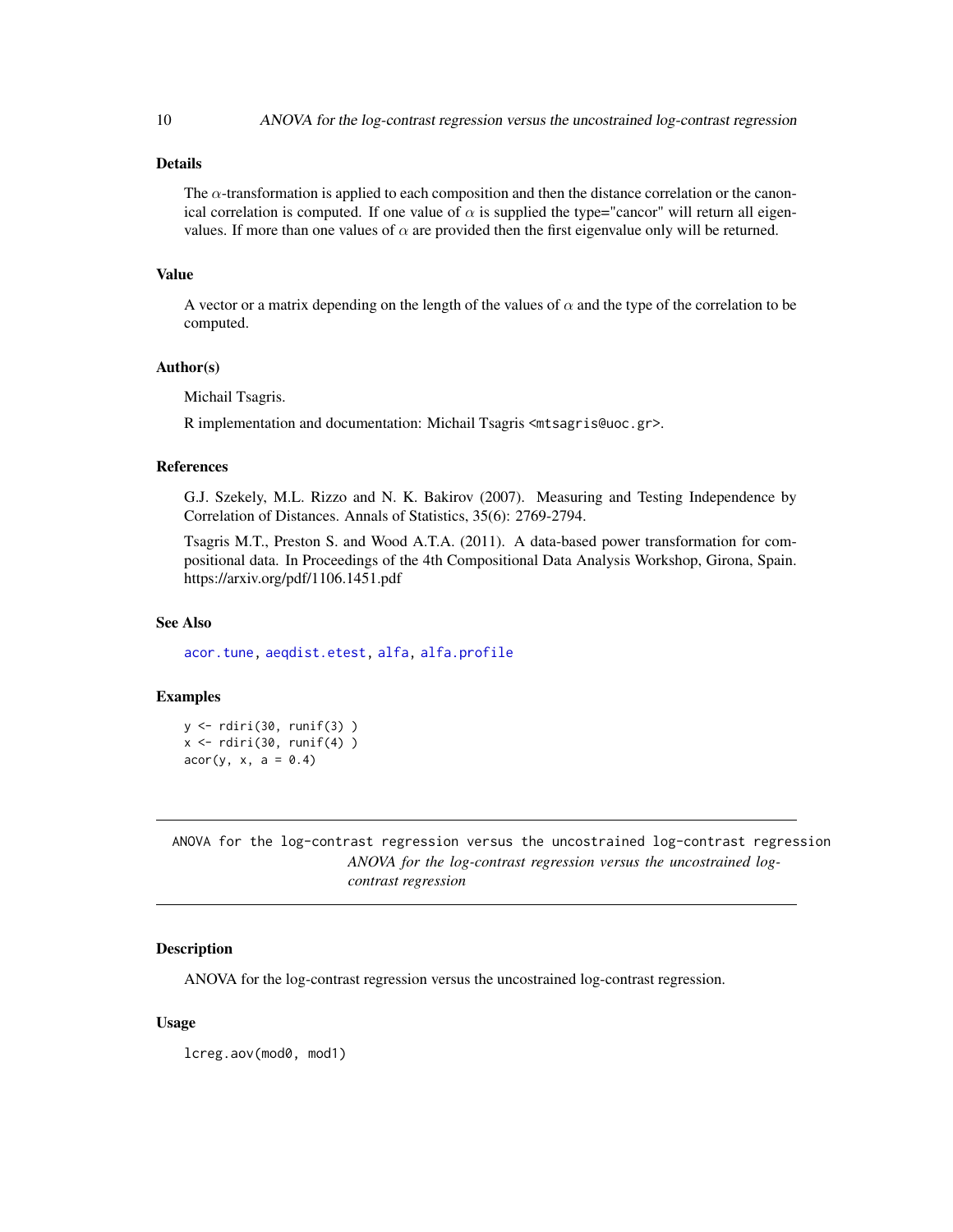### Details

The $\alpha$-transformation is applied to each composition and then the distance correlation or the canonical correlation is computed. If one value of $\alpha$ is supplied the type="cancor" will return all eigenvalues. If more than one values of $\alpha$ are provided then the first eigenvalue only will be returned.

### Value

A vector or a matrix depending on the length of the values of $\alpha$ and the type of the correlation to be computed.

### Author(s)

Michail Tsagris.

R implementation and documentation: Michail Tsagris <mtsagris@uoc.gr>.

### References

G.J. Szekely, M.L. Rizzo and N. K. Bakirov (2007). Measuring and Testing Independence by Correlation of Distances. Annals of Statistics, 35(6): 2769-2794.

Tsagris M.T., Preston S. and Wood A.T.A. (2011). A data-based power transformation for compositional data. In Proceedings of the 4th Compositional Data Analysis Workshop, Girona, Spain. https://arxiv.org/pdf/1106.1451.pdf

### See Also

acor.tune, aeqdist.etest, alfa, alfa.profile

### Examples

```
y <- rdiri(30, runif(3) )
x <- rdiri(30, runif(4) )
acor(y, x, a = 0.4)
```

---

## ANOVA for the log-contrast regression versus the uncostrained log-contrast regression

*ANOVA for the log-contrast regression versus the uncostrained log-contrast regression*

### Description

ANOVA for the log-contrast regression versus the uncostrained log-contrast regression.

### Usage

```
lcreg.aov(mod0, mod1)
```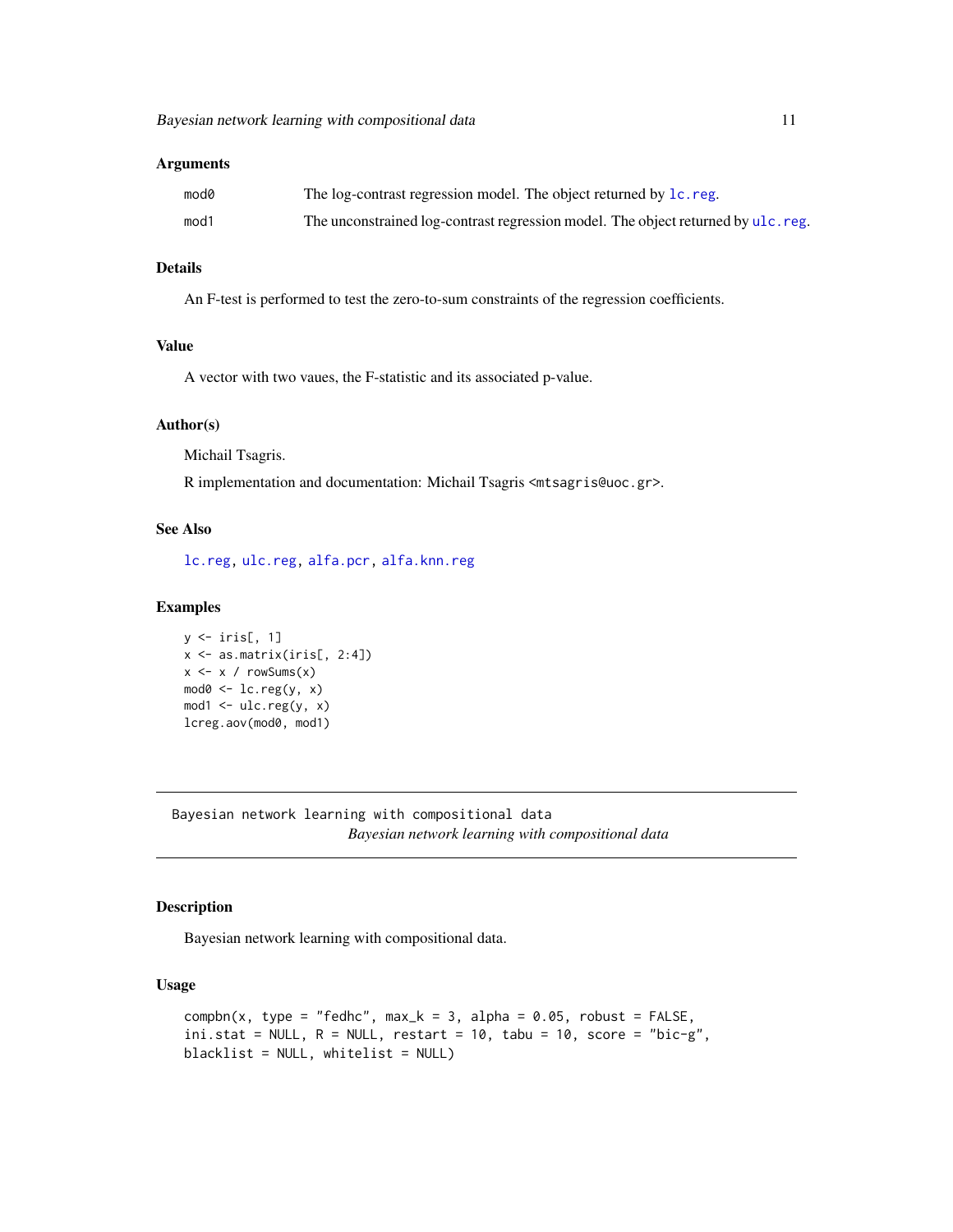### Arguments

| | |
|---|---|
| mod0 | The log-contrast regression model. The object returned by lc.reg. |
| mod1 | The unconstrained log-contrast regression model. The object returned by ulc.reg. |

### Details

An F-test is performed to test the zero-to-sum constraints of the regression coefficients.

### Value

A vector with two vaues, the F-statistic and its associated p-value.

### Author(s)

Michail Tsagris.

R implementation and documentation: Michail Tsagris <mtsagris@uoc.gr>.

### See Also

lc.reg, ulc.reg, alfa.pcr, alfa.knn.reg

### Examples

```
y <- iris[, 1]
x <- as.matrix(iris[, 2:4])
x <- x / rowSums(x)
mod0 <- lc.reg(y, x)
mod1 <- ulc.reg(y, x)
lcreg.aov(mod0, mod1)
```

---

## Bayesian network learning with compositional data

*Bayesian network learning with compositional data*

---

### Description

Bayesian network learning with compositional data.

### Usage

```
compbn(x, type = "fedhc", max_k = 3, alpha = 0.05, robust = FALSE,
ini.stat = NULL, R = NULL, restart = 10, tabu = 10, score = "bic-g",
blacklist = NULL, whitelist = NULL)
```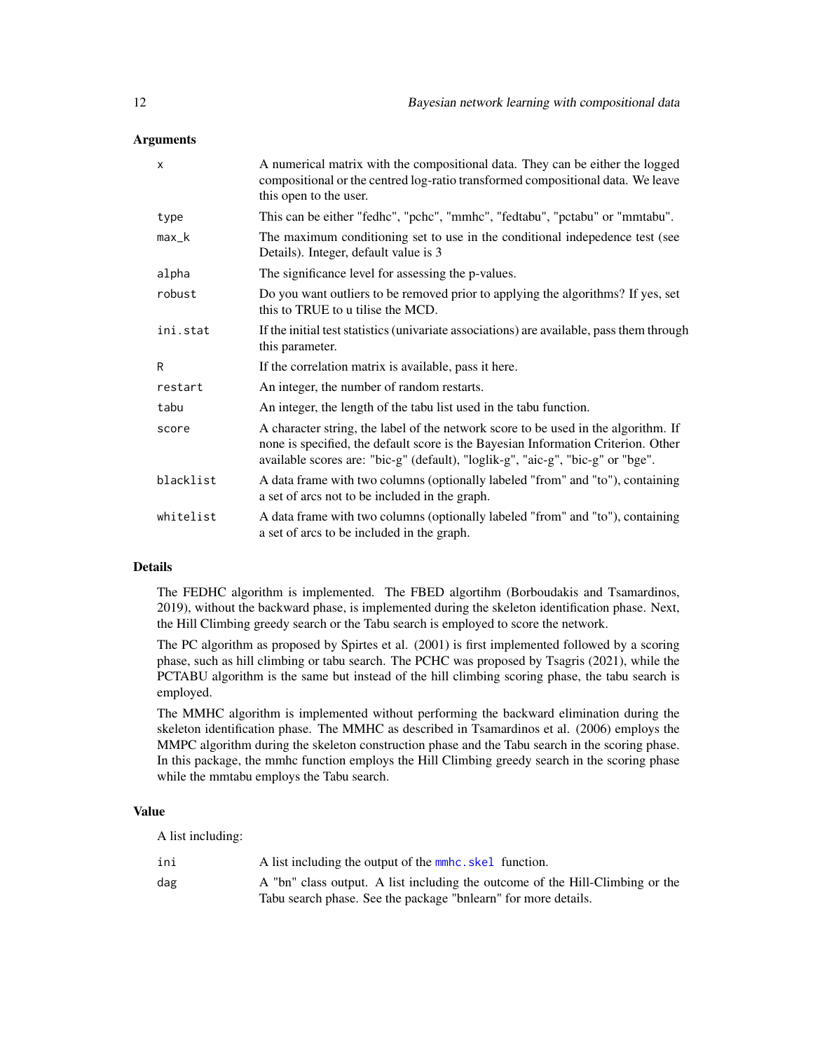### Arguments

| | |
|---|---|
| x | A numerical matrix with the compositional data. They can be either the logged compositional or the centred log-ratio transformed compositional data. We leave this open to the user. |
| type | This can be either "fedhc", "pchc", "mmhc", "fedtabu", "pctabu" or "mmtabu". |
| max_k | The maximum conditioning set to use in the conditional indepedence test (see Details). Integer, default value is 3 |
| alpha | The significance level for assessing the p-values. |
| robust | Do you want outliers to be removed prior to applying the algorithms? If yes, set this to TRUE to u tilise the MCD. |
| ini.stat | If the initial test statistics (univariate associations) are available, pass them through this parameter. |
| R | If the correlation matrix is available, pass it here. |
| restart | An integer, the number of random restarts. |
| tabu | An integer, the length of the tabu list used in the tabu function. |
| score | A character string, the label of the network score to be used in the algorithm. If none is specified, the default score is the Bayesian Information Criterion. Other available scores are: "bic-g" (default), "loglik-g", "aic-g", "bic-g" or "bge". |
| blacklist | A data frame with two columns (optionally labeled "from" and "to"), containing a set of arcs not to be included in the graph. |
| whitelist | A data frame with two columns (optionally labeled "from" and "to"), containing a set of arcs to be included in the graph. |

### Details

The FEDHC algorithm is implemented. The FBED algortihm (Borboudakis and Tsamardinos, 2019), without the backward phase, is implemented during the skeleton identification phase. Next, the Hill Climbing greedy search or the Tabu search is employed to score the network.

The PC algorithm as proposed by Spirtes et al. (2001) is first implemented followed by a scoring phase, such as hill climbing or tabu search. The PCHC was proposed by Tsagris (2021), while the PCTABU algorithm is the same but instead of the hill climbing scoring phase, the tabu search is employed.

The MMHC algorithm is implemented without performing the backward elimination during the skeleton identification phase. The MMHC as described in Tsamardinos et al. (2006) employs the MMPC algorithm during the skeleton construction phase and the Tabu search in the scoring phase. In this package, the mmhc function employs the Hill Climbing greedy search in the scoring phase while the mmtabu employs the Tabu search.

### Value

A list including:

| | |
|---|---|
| ini | A list including the output of the mmhc.skel function. |
| dag | A "bn" class output. A list including the outcome of the Hill-Climbing or the Tabu search phase. See the package "bnlearn" for more details. |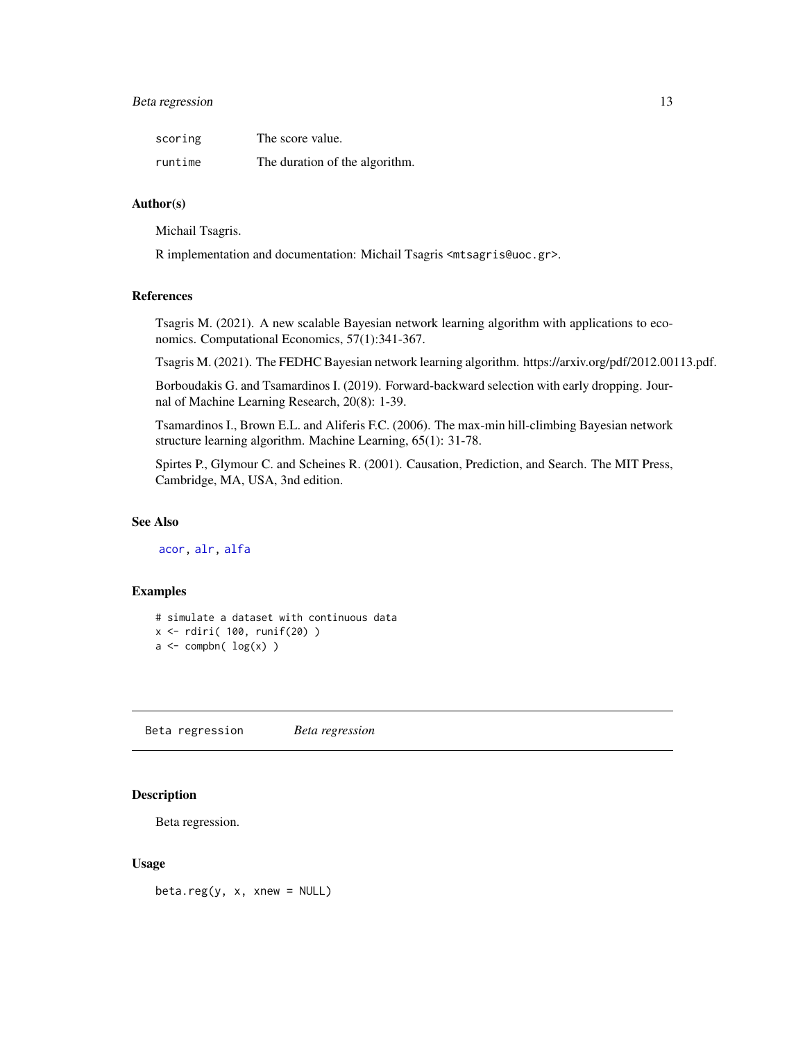| | |
|---|---|
| scoring | The score value. |
| runtime | The duration of the algorithm. |

### Author(s)

Michail Tsagris.

R implementation and documentation: Michail Tsagris <mtsagris@uoc.gr>.

### References

Tsagris M. (2021). A new scalable Bayesian network learning algorithm with applications to economics. Computational Economics, 57(1):341-367.

Tsagris M. (2021). The FEDHC Bayesian network learning algorithm. https://arxiv.org/pdf/2012.00113.pdf.

Borboudakis G. and Tsamardinos I. (2019). Forward-backward selection with early dropping. Journal of Machine Learning Research, 20(8): 1-39.

Tsamardinos I., Brown E.L. and Aliferis F.C. (2006). The max-min hill-climbing Bayesian network structure learning algorithm. Machine Learning, 65(1): 31-78.

Spirtes P., Glymour C. and Scheines R. (2001). Causation, Prediction, and Search. The MIT Press, Cambridge, MA, USA, 3nd edition.

### See Also

acor, alr, alfa

### Examples

```
# simulate a dataset with continuous data
x <- rdiri( 100, runif(20) )
a <- compbn( log(x) )
```

---

## Beta regression    *Beta regression*

### Description

Beta regression.

### Usage

```
beta.reg(y, x, xnew = NULL)
```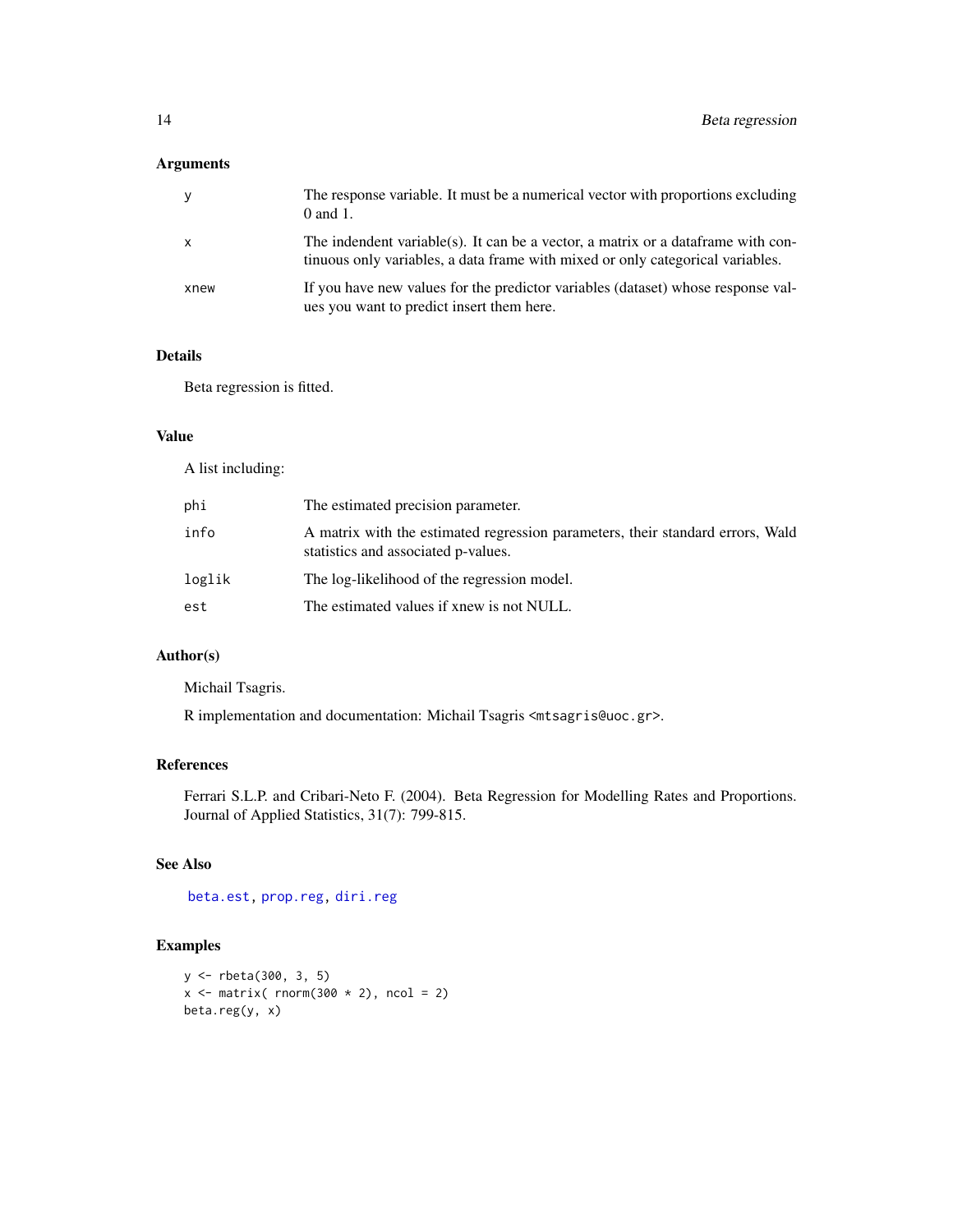## Arguments

| | |
|---|---|
| y | The response variable. It must be a numerical vector with proportions excluding 0 and 1. |
| x | The indendent variable(s). It can be a vector, a matrix or a dataframe with continuous only variables, a data frame with mixed or only categorical variables. |
| xnew | If you have new values for the predictor variables (dataset) whose response values you want to predict insert them here. |

## Details

Beta regression is fitted.

## Value

A list including:

| | |
|---|---|
| phi | The estimated precision parameter. |
| info | A matrix with the estimated regression parameters, their standard errors, Wald statistics and associated p-values. |
| loglik | The log-likelihood of the regression model. |
| est | The estimated values if xnew is not NULL. |

## Author(s)

Michail Tsagris.

R implementation and documentation: Michail Tsagris <mtsagris@uoc.gr>.

## References

Ferrari S.L.P. and Cribari-Neto F. (2004). Beta Regression for Modelling Rates and Proportions. Journal of Applied Statistics, 31(7): 799-815.

## See Also

beta.est, prop.reg, diri.reg

## Examples

```
y <- rbeta(300, 3, 5)
x <- matrix( rnorm(300 * 2), ncol = 2)
beta.reg(y, x)
```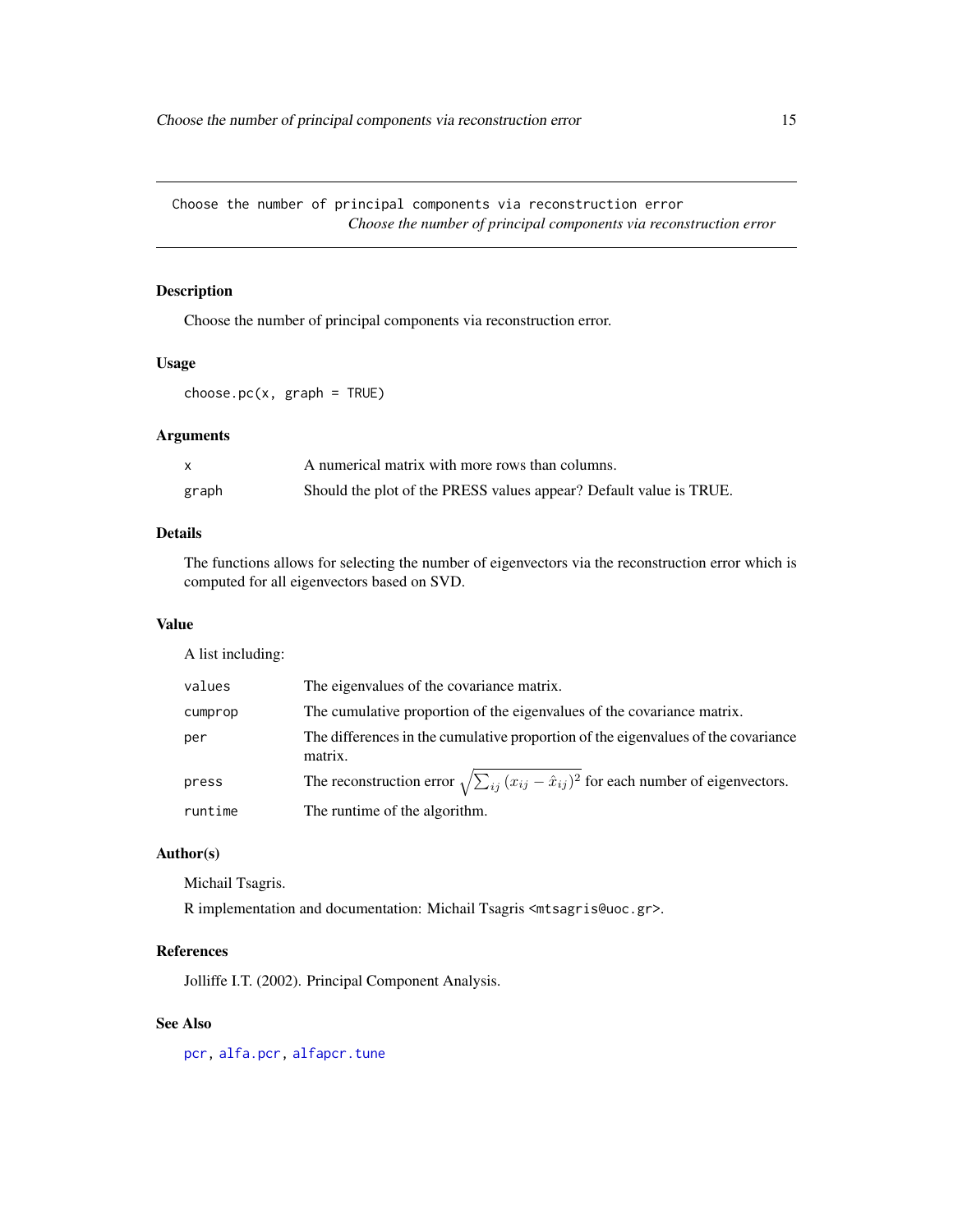## Choose the number of principal components via reconstruction error

*Choose the number of principal components via reconstruction error*

### Description

Choose the number of principal components via reconstruction error.

### Usage

```
choose.pc(x, graph = TRUE)
```

### Arguments

| | |
|---|---|
| `x` | A numerical matrix with more rows than columns. |
| `graph` | Should the plot of the PRESS values appear? Default value is TRUE. |

### Details

The functions allows for selecting the number of eigenvectors via the reconstruction error which is computed for all eigenvectors based on SVD.

### Value

A list including:

| | |
|---|---|
| `values` | The eigenvalues of the covariance matrix. |
| `cumprop` | The cumulative proportion of the eigenvalues of the covariance matrix. |
| `per` | The differences in the cumulative proportion of the eigenvalues of the covariance matrix. |
| `press` | The reconstruction error $\sqrt{\sum_{ij}\left(x_{ij}-\hat{x}_{ij}\right)^2}$ for each number of eigenvectors. |
| `runtime` | The runtime of the algorithm. |

### Author(s)

Michail Tsagris.

R implementation and documentation: Michail Tsagris <mtsagris@uoc.gr>.

### References

Jolliffe I.T. (2002). Principal Component Analysis.

### See Also

`pcr`, `alfa.pcr`, `alfapcr.tune`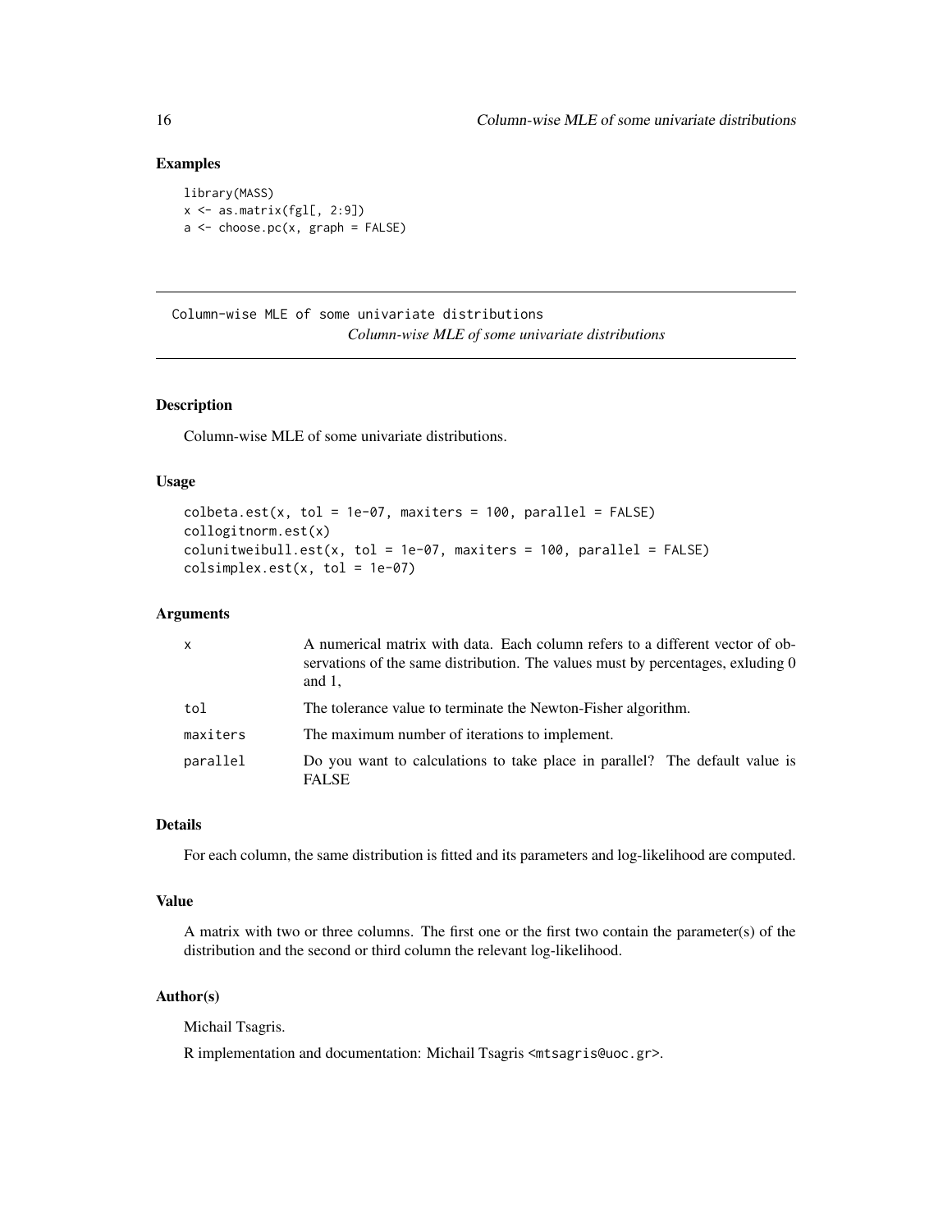## Examples

```
library(MASS)
x <- as.matrix(fgl[, 2:9])
a <- choose.pc(x, graph = FALSE)
```

---

Column-wise MLE of some univariate distributions

# *Column-wise MLE of some univariate distributions*

---

## Description

Column-wise MLE of some univariate distributions.

## Usage

```
colbeta.est(x, tol = 1e-07, maxiters = 100, parallel = FALSE)
collogitnorm.est(x)
colunitweibull.est(x, tol = 1e-07, maxiters = 100, parallel = FALSE)
colsimplex.est(x, tol = 1e-07)
```

## Arguments

| | |
|---|---|
| x | A numerical matrix with data. Each column refers to a different vector of observations of the same distribution. The values must by percentages, exluding 0 and 1, |
| tol | The tolerance value to terminate the Newton-Fisher algorithm. |
| maxiters | The maximum number of iterations to implement. |
| parallel | Do you want to calculations to take place in parallel? The default value is FALSE |

## Details

For each column, the same distribution is fitted and its parameters and log-likelihood are computed.

## Value

A matrix with two or three columns. The first one or the first two contain the parameter(s) of the distribution and the second or third column the relevant log-likelihood.

## Author(s)

Michail Tsagris.

R implementation and documentation: Michail Tsagris <mtsagris@uoc.gr>.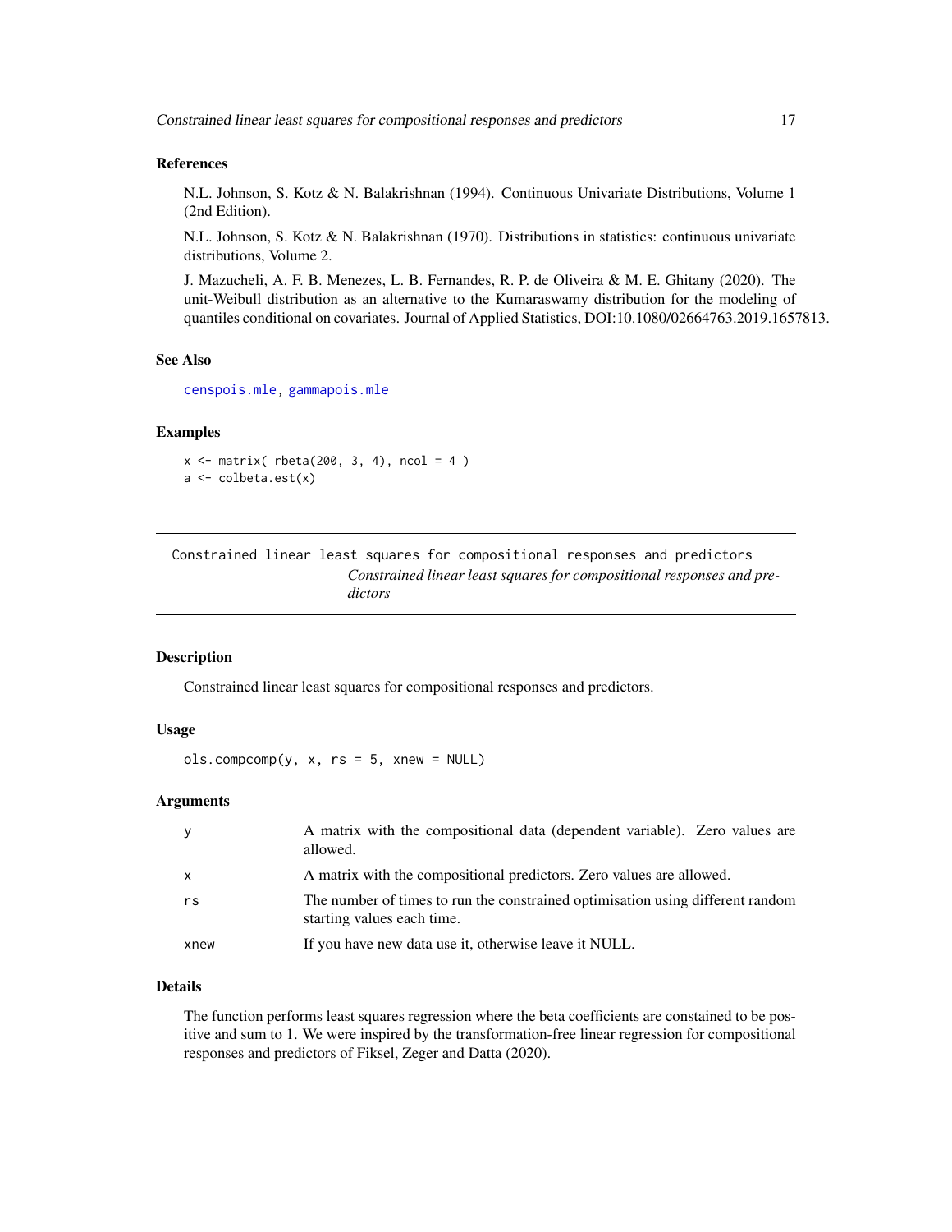### References

N.L. Johnson, S. Kotz & N. Balakrishnan (1994). Continuous Univariate Distributions, Volume 1 (2nd Edition).

N.L. Johnson, S. Kotz & N. Balakrishnan (1970). Distributions in statistics: continuous univariate distributions, Volume 2.

J. Mazucheli, A. F. B. Menezes, L. B. Fernandes, R. P. de Oliveira & M. E. Ghitany (2020). The unit-Weibull distribution as an alternative to the Kumaraswamy distribution for the modeling of quantiles conditional on covariates. Journal of Applied Statistics, DOI:10.1080/02664763.2019.1657813.

### See Also

censpois.mle, gammapois.mle

### Examples

```
x <- matrix( rbeta(200, 3, 4), ncol = 4 )
a <- colbeta.est(x)
```

---

## Constrained linear least squares for compositional responses and predictors

*Constrained linear least squares for compositional responses and predictors*

### Description

Constrained linear least squares for compositional responses and predictors.

### Usage

```
ols.compcomp(y, x, rs = 5, xnew = NULL)
```

### Arguments

| | |
|---|---|
| y | A matrix with the compositional data (dependent variable). Zero values are allowed. |
| x | A matrix with the compositional predictors. Zero values are allowed. |
| rs | The number of times to run the constrained optimisation using different random starting values each time. |
| xnew | If you have new data use it, otherwise leave it NULL. |

### Details

The function performs least squares regression where the beta coefficients are constained to be positive and sum to 1. We were inspired by the transformation-free linear regression for compositional responses and predictors of Fiksel, Zeger and Datta (2020).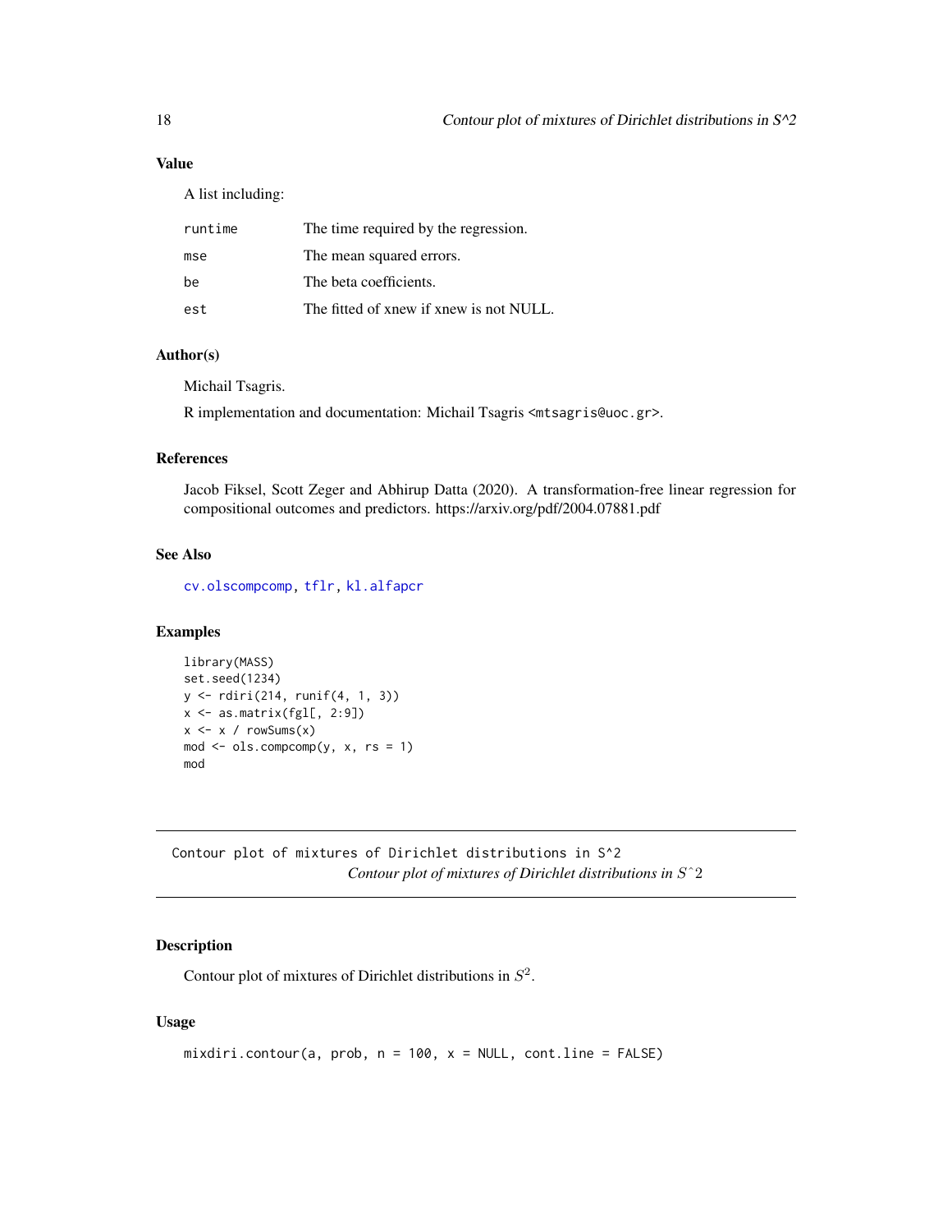### Value

A list including:

| | |
|---|---|
| runtime | The time required by the regression. |
| mse | The mean squared errors. |
| be | The beta coefficients. |
| est | The fitted of xnew if xnew is not NULL. |

### Author(s)

Michail Tsagris.

R implementation and documentation: Michail Tsagris <mtsagris@uoc.gr>.

### References

Jacob Fiksel, Scott Zeger and Abhirup Datta (2020). A transformation-free linear regression for compositional outcomes and predictors. https://arxiv.org/pdf/2004.07881.pdf

### See Also

cv.olscompcomp, tflr, kl.alfapcr

### Examples

```
library(MASS)
set.seed(1234)
y <- rdiri(214, runif(4, 1, 3))
x <- as.matrix(fgl[, 2:9])
x <- x / rowSums(x)
mod <- ols.compcomp(y, x, rs = 1)
mod
```

---

## Contour plot of mixtures of Dirichlet distributions in S^2
*Contour plot of mixtures of Dirichlet distributions in $S^2$*

---

### Description

Contour plot of mixtures of Dirichlet distributions in $S^2$.

### Usage

```
mixdiri.contour(a, prob, n = 100, x = NULL, cont.line = FALSE)
```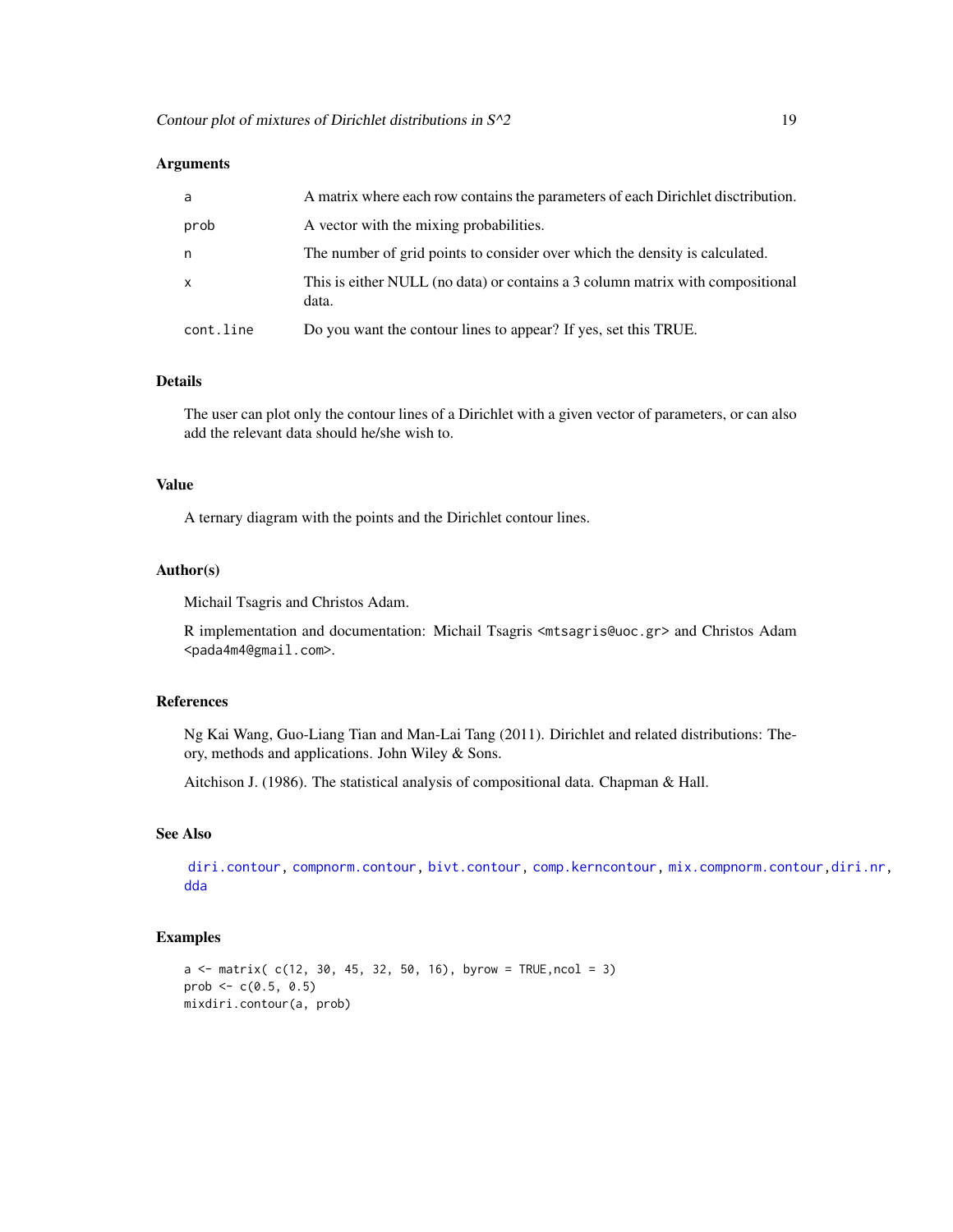### Arguments

| | |
|---|---|
| `a` | A matrix where each row contains the parameters of each Dirichlet disctribution. |
| `prob` | A vector with the mixing probabilities. |
| `n` | The number of grid points to consider over which the density is calculated. |
| `x` | This is either NULL (no data) or contains a 3 column matrix with compositional data. |
| `cont.line` | Do you want the contour lines to appear? If yes, set this TRUE. |

### Details

The user can plot only the contour lines of a Dirichlet with a given vector of parameters, or can also add the relevant data should he/she wish to.

### Value

A ternary diagram with the points and the Dirichlet contour lines.

### Author(s)

Michail Tsagris and Christos Adam.

R implementation and documentation: Michail Tsagris <mtsagris@uoc.gr> and Christos Adam <pada4m4@gmail.com>.

### References

Ng Kai Wang, Guo-Liang Tian and Man-Lai Tang (2011). Dirichlet and related distributions: Theory, methods and applications. John Wiley & Sons.

Aitchison J. (1986). The statistical analysis of compositional data. Chapman & Hall.

### See Also

`diri.contour`, `compnorm.contour`, `bivt.contour`, `comp.kerncontour`, `mix.compnorm.contour`, `diri.nr`, `dda`

### Examples

```
a <- matrix( c(12, 30, 45, 32, 50, 16), byrow = TRUE,ncol = 3)
prob <- c(0.5, 0.5)
mixdiri.contour(a, prob)
```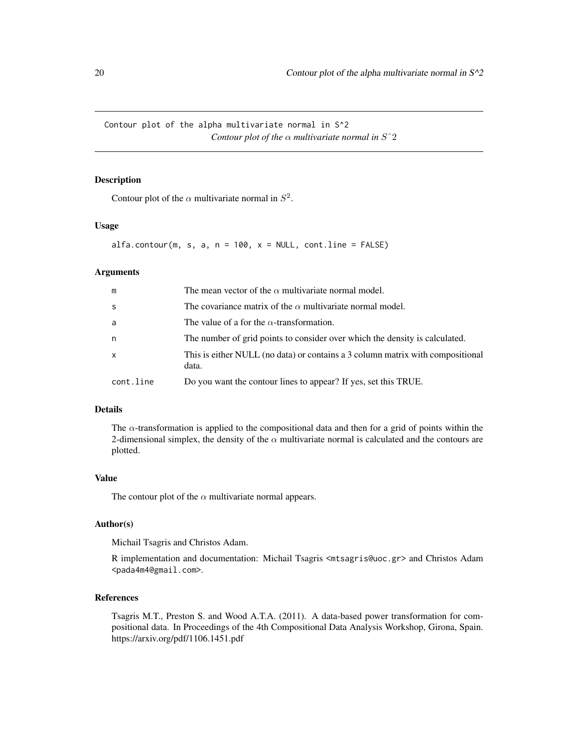Contour plot of the alpha multivariate normal in S^2

*Contour plot of the $\alpha$ multivariate normal in $S\hat{}2$*

### Description

Contour plot of the $\alpha$ multivariate normal in $S^2$.

### Usage

```
alfa.contour(m, s, a, n = 100, x = NULL, cont.line = FALSE)
```

### Arguments

| | |
|---|---|
| m | The mean vector of the $\alpha$ multivariate normal model. |
| s | The covariance matrix of the $\alpha$ multivariate normal model. |
| a | The value of a for the $\alpha$-transformation. |
| n | The number of grid points to consider over which the density is calculated. |
| x | This is either NULL (no data) or contains a 3 column matrix with compositional data. |
| cont.line | Do you want the contour lines to appear? If yes, set this TRUE. |

### Details

The $\alpha$-transformation is applied to the compositional data and then for a grid of points within the 2-dimensional simplex, the density of the $\alpha$ multivariate normal is calculated and the contours are plotted.

### Value

The contour plot of the $\alpha$ multivariate normal appears.

### Author(s)

Michail Tsagris and Christos Adam.

R implementation and documentation: Michail Tsagris <mtsagris@uoc.gr> and Christos Adam <pada4m4@gmail.com>.

### References

Tsagris M.T., Preston S. and Wood A.T.A. (2011). A data-based power transformation for compositional data. In Proceedings of the 4th Compositional Data Analysis Workshop, Girona, Spain. https://arxiv.org/pdf/1106.1451.pdf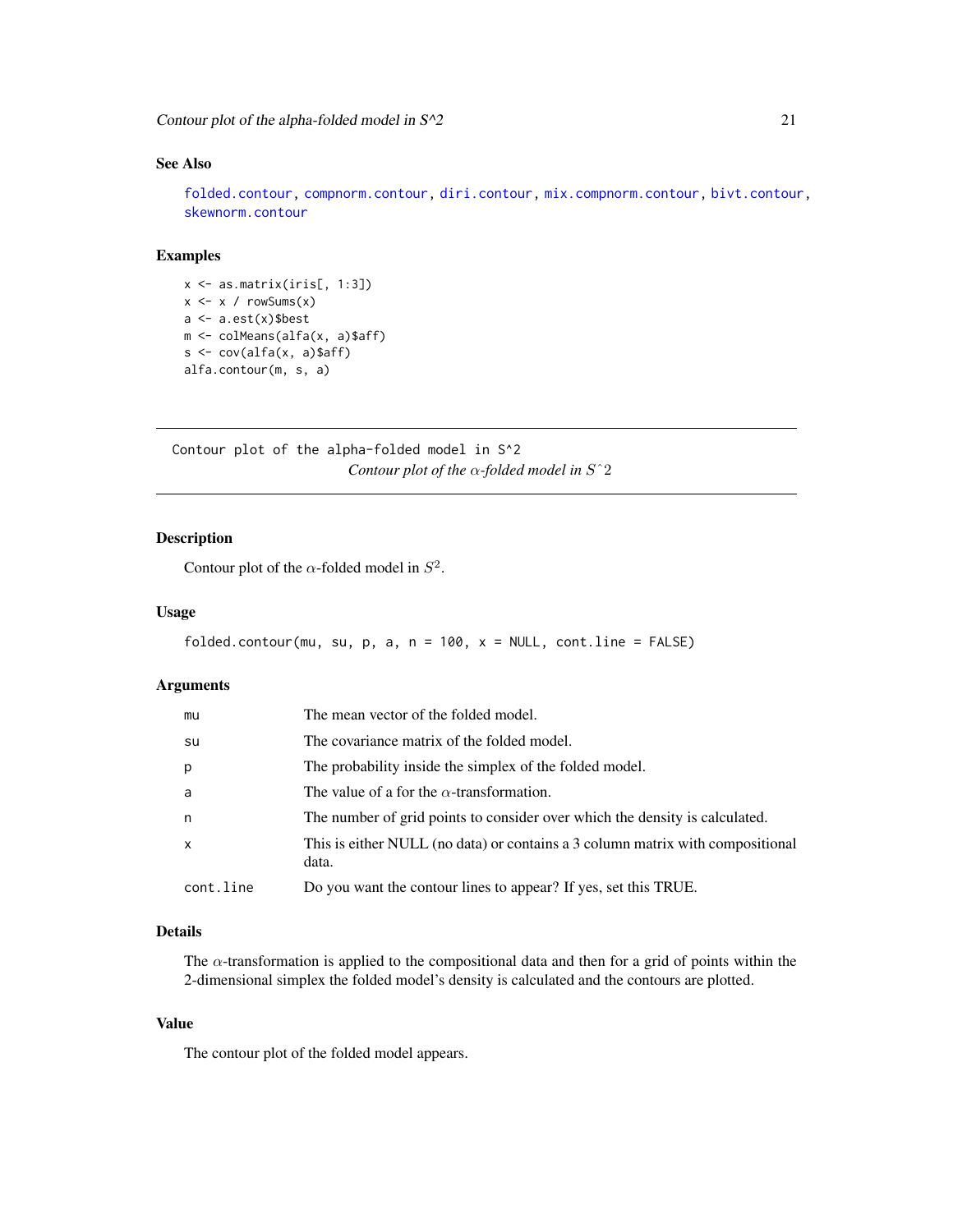## See Also

folded.contour, compnorm.contour, diri.contour, mix.compnorm.contour, bivt.contour, skewnorm.contour

## Examples

```
x <- as.matrix(iris[, 1:3])
x <- x / rowSums(x)
a <- a.est(x)$best
m <- colMeans(alfa(x, a)$aff)
s <- cov(alfa(x, a)$aff)
alfa.contour(m, s, a)
```

---

Contour plot of the alpha-folded model in S^2

*Contour plot of the $\alpha$-folded model in $S\hat{}2$*

---

## Description

Contour plot of the $\alpha$-folded model in $S^2$.

## Usage

```
folded.contour(mu, su, p, a, n = 100, x = NULL, cont.line = FALSE)
```

## Arguments

| | |
|---|---|
| mu | The mean vector of the folded model. |
| su | The covariance matrix of the folded model. |
| p | The probability inside the simplex of the folded model. |
| a | The value of a for the $\alpha$-transformation. |
| n | The number of grid points to consider over which the density is calculated. |
| x | This is either NULL (no data) or contains a 3 column matrix with compositional data. |
| cont.line | Do you want the contour lines to appear? If yes, set this TRUE. |

## Details

The $\alpha$-transformation is applied to the compositional data and then for a grid of points within the 2-dimensional simplex the folded model's density is calculated and the contours are plotted.

## Value

The contour plot of the folded model appears.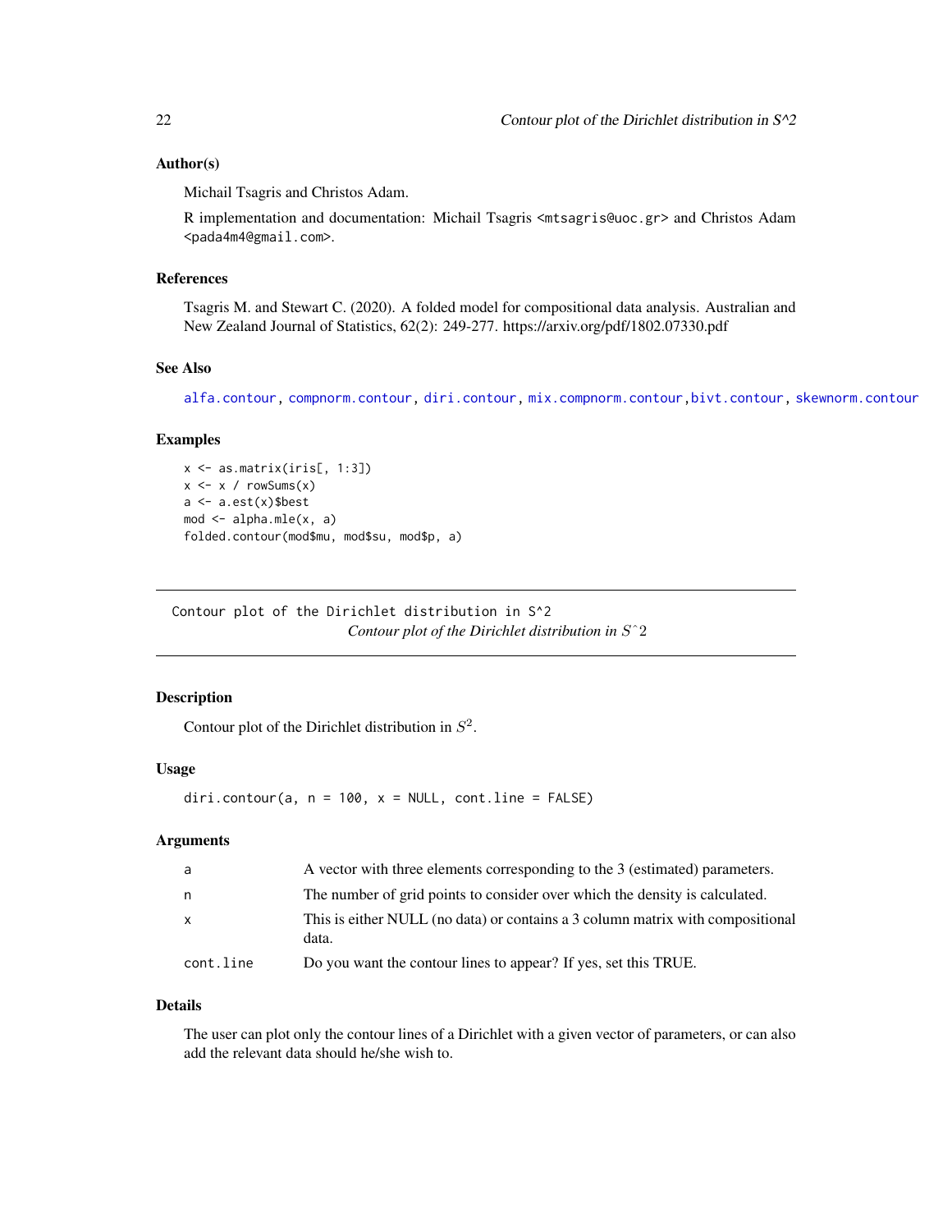### Author(s)

Michail Tsagris and Christos Adam.

R implementation and documentation: Michail Tsagris <mtsagris@uoc.gr> and Christos Adam <pada4m4@gmail.com>.

### References

Tsagris M. and Stewart C. (2020). A folded model for compositional data analysis. Australian and New Zealand Journal of Statistics, 62(2): 249-277. https://arxiv.org/pdf/1802.07330.pdf

### See Also

alfa.contour, compnorm.contour, diri.contour, mix.compnorm.contour, bivt.contour, skewnorm.contour

### Examples

```
x <- as.matrix(iris[, 1:3])
x <- x / rowSums(x)
a <- a.est(x)$best
mod <- alpha.mle(x, a)
folded.contour(mod$mu, mod$su, mod$p, a)
```

---

## Contour plot of the Dirichlet distribution in S^2

*Contour plot of the Dirichlet distribution in $S^2$*

### Description

Contour plot of the Dirichlet distribution in $S^2$.

### Usage

```
diri.contour(a, n = 100, x = NULL, cont.line = FALSE)
```

### Arguments

| | |
|---|---|
| a | A vector with three elements corresponding to the 3 (estimated) parameters. |
| n | The number of grid points to consider over which the density is calculated. |
| x | This is either NULL (no data) or contains a 3 column matrix with compositional data. |
| cont.line | Do you want the contour lines to appear? If yes, set this TRUE. |

### Details

The user can plot only the contour lines of a Dirichlet with a given vector of parameters, or can also add the relevant data should he/she wish to.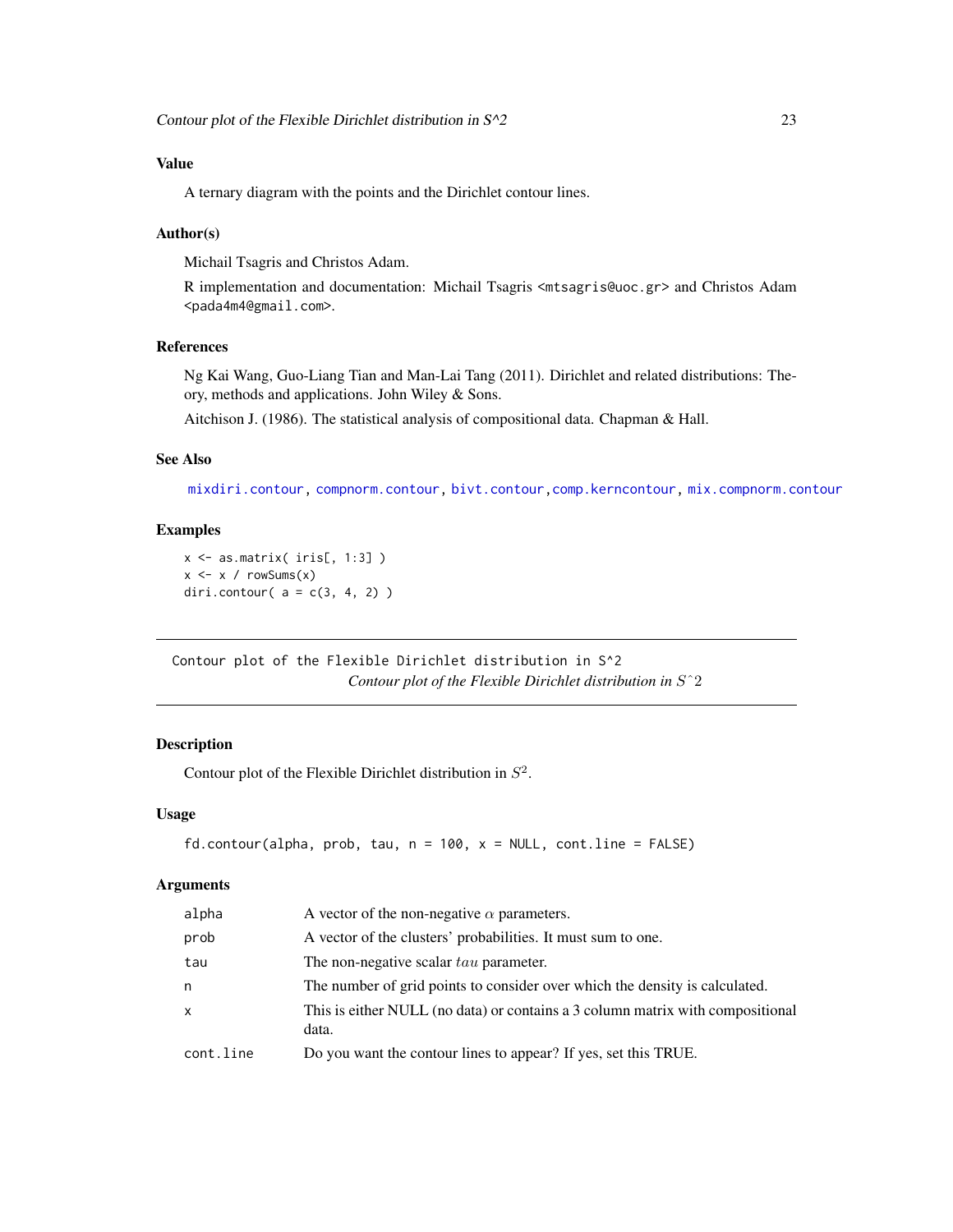### Value

A ternary diagram with the points and the Dirichlet contour lines.

### Author(s)

Michail Tsagris and Christos Adam.

R implementation and documentation: Michail Tsagris <mtsagris@uoc.gr> and Christos Adam <pada4m4@gmail.com>.

### References

Ng Kai Wang, Guo-Liang Tian and Man-Lai Tang (2011). Dirichlet and related distributions: Theory, methods and applications. John Wiley & Sons.

Aitchison J. (1986). The statistical analysis of compositional data. Chapman & Hall.

### See Also

mixdiri.contour, compnorm.contour, bivt.contour, comp.kerncontour, mix.compnorm.contour

### Examples

```
x <- as.matrix( iris[, 1:3] )
x <- x / rowSums(x)
diri.contour( a = c(3, 4, 2) )
```

---

## Contour plot of the Flexible Dirichlet distribution in S^2

*Contour plot of the Flexible Dirichlet distribution in $S^2$*

### Description

Contour plot of the Flexible Dirichlet distribution in $S^2$.

### Usage

```
fd.contour(alpha, prob, tau, n = 100, x = NULL, cont.line = FALSE)
```

### Arguments

| Argument | Description |
|---|---|
| alpha | A vector of the non-negative $\alpha$ parameters. |
| prob | A vector of the clusters' probabilities. It must sum to one. |
| tau | The non-negative scalar $tau$ parameter. |
| n | The number of grid points to consider over which the density is calculated. |
| x | This is either NULL (no data) or contains a 3 column matrix with compositional data. |
| cont.line | Do you want the contour lines to appear? If yes, set this TRUE. |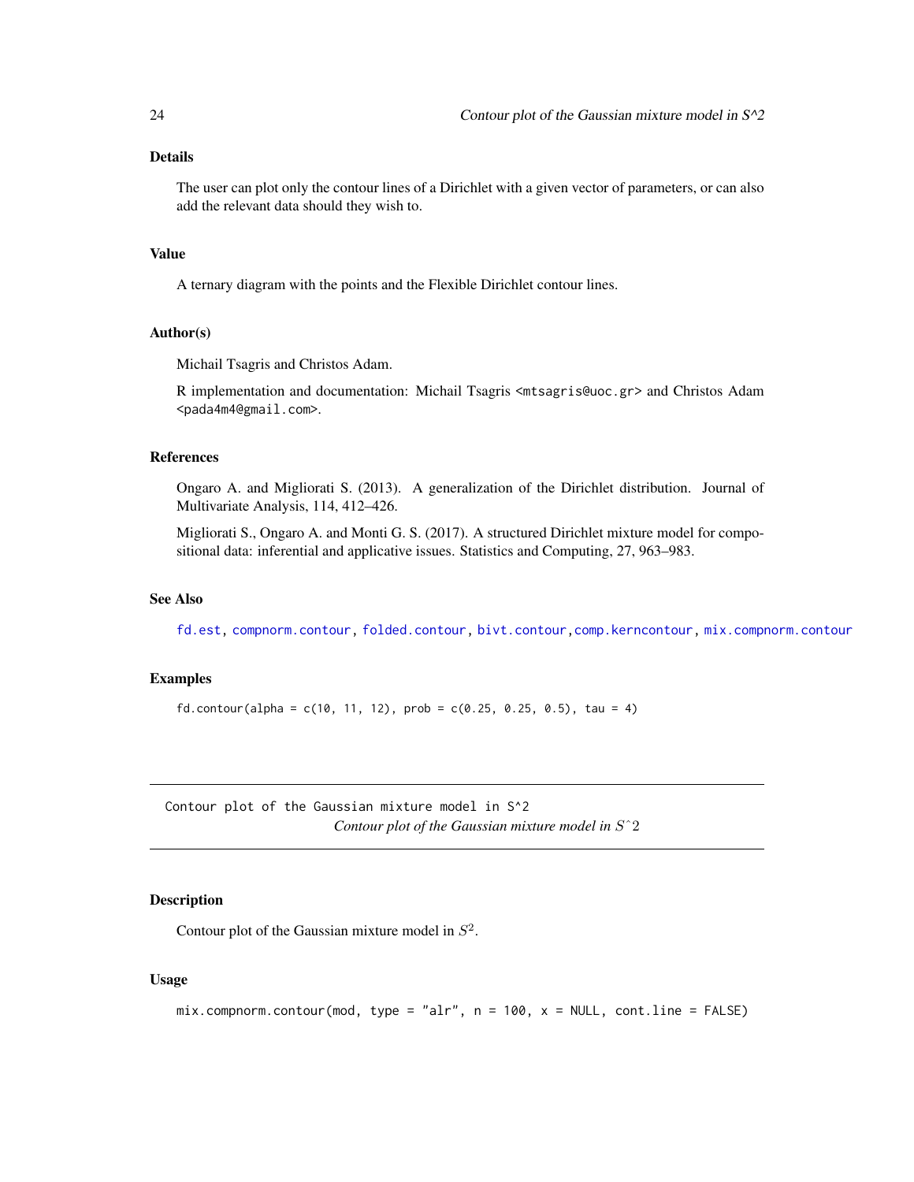### Details

The user can plot only the contour lines of a Dirichlet with a given vector of parameters, or can also add the relevant data should they wish to.

### Value

A ternary diagram with the points and the Flexible Dirichlet contour lines.

### Author(s)

Michail Tsagris and Christos Adam.

R implementation and documentation: Michail Tsagris <mtsagris@uoc.gr> and Christos Adam <pada4m4@gmail.com>.

### References

Ongaro A. and Migliorati S. (2013). A generalization of the Dirichlet distribution. Journal of Multivariate Analysis, 114, 412–426.

Migliorati S., Ongaro A. and Monti G. S. (2017). A structured Dirichlet mixture model for compositional data: inferential and applicative issues. Statistics and Computing, 27, 963–983.

### See Also

fd.est, compnorm.contour, folded.contour, bivt.contour, comp.kerncontour, mix.compnorm.contour

### Examples

```
fd.contour(alpha = c(10, 11, 12), prob = c(0.25, 0.25, 0.5), tau = 4)
```

---

## Contour plot of the Gaussian mixture model in S^2

*Contour plot of the Gaussian mixture model in $S^2$*

### Description

Contour plot of the Gaussian mixture model in $S^2$.

### Usage

```
mix.compnorm.contour(mod, type = "alr", n = 100, x = NULL, cont.line = FALSE)
```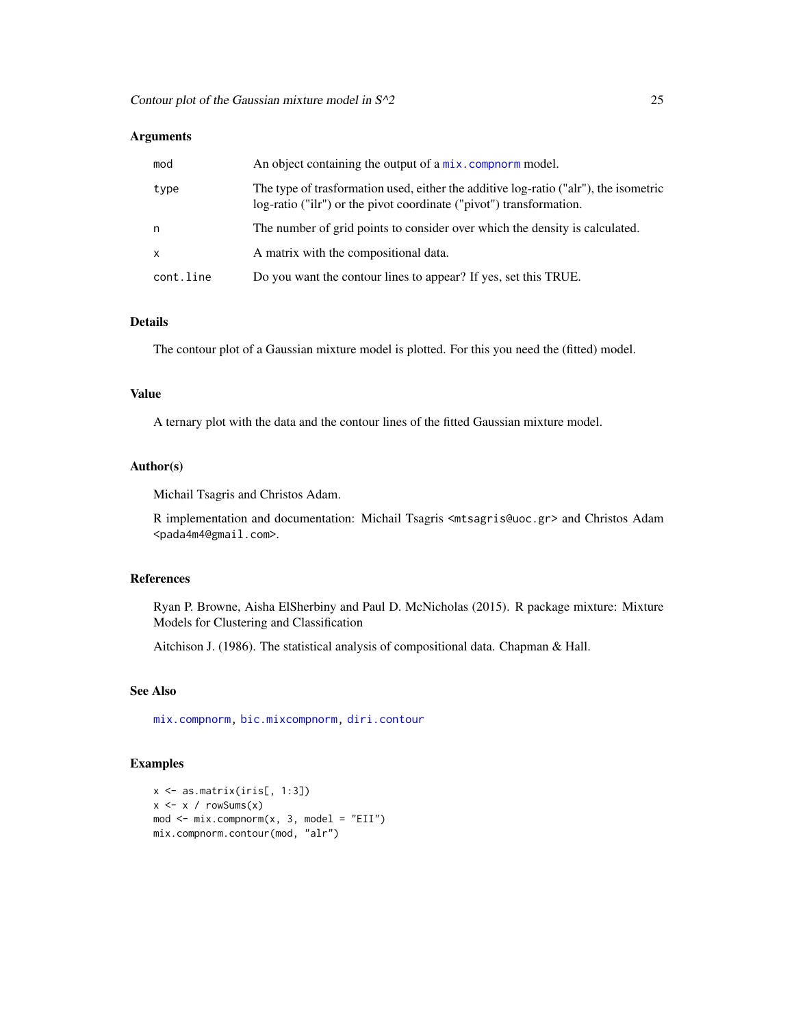### Arguments

| | |
|---|---|
| mod | An object containing the output of a mix.compnorm model. |
| type | The type of trasformation used, either the additive log-ratio ("alr"), the isometric log-ratio ("ilr") or the pivot coordinate ("pivot") transformation. |
| n | The number of grid points to consider over which the density is calculated. |
| x | A matrix with the compositional data. |
| cont.line | Do you want the contour lines to appear? If yes, set this TRUE. |

### Details

The contour plot of a Gaussian mixture model is plotted. For this you need the (fitted) model.

### Value

A ternary plot with the data and the contour lines of the fitted Gaussian mixture model.

### Author(s)

Michail Tsagris and Christos Adam.

R implementation and documentation: Michail Tsagris <mtsagris@uoc.gr> and Christos Adam <pada4m4@gmail.com>.

### References

Ryan P. Browne, Aisha ElSherbiny and Paul D. McNicholas (2015). R package mixture: Mixture Models for Clustering and Classification

Aitchison J. (1986). The statistical analysis of compositional data. Chapman & Hall.

### See Also

mix.compnorm, bic.mixcompnorm, diri.contour

### Examples

```
x <- as.matrix(iris[, 1:3])
x <- x / rowSums(x)
mod <- mix.compnorm(x, 3, model = "EII")
mix.compnorm.contour(mod, "alr")
```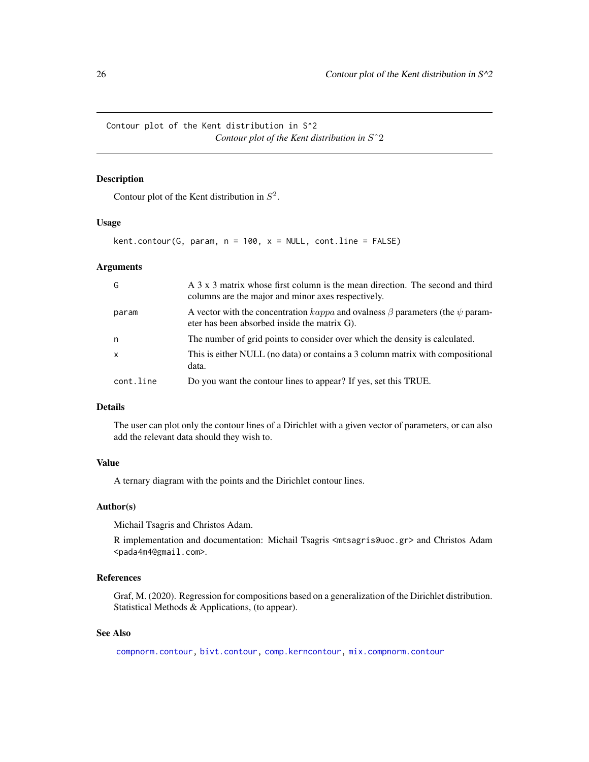Contour plot of the Kent distribution in S^2 &nbsp;&nbsp;&nbsp; *Contour plot of the Kent distribution in* $S\hat{}2$

## Description

Contour plot of the Kent distribution in $S^2$.

## Usage

```
kent.contour(G, param, n = 100, x = NULL, cont.line = FALSE)
```

## Arguments

| | |
|---|---|
| G | A 3 x 3 matrix whose first column is the mean direction. The second and third columns are the major and minor axes respectively. |
| param | A vector with the concentration $kappa$ and ovalness $\beta$ parameters (the $\psi$ parameter has been absorbed inside the matrix G). |
| n | The number of grid points to consider over which the density is calculated. |
| x | This is either NULL (no data) or contains a 3 column matrix with compositional data. |
| cont.line | Do you want the contour lines to appear? If yes, set this TRUE. |

## Details

The user can plot only the contour lines of a Dirichlet with a given vector of parameters, or can also add the relevant data should they wish to.

## Value

A ternary diagram with the points and the Dirichlet contour lines.

## Author(s)

Michail Tsagris and Christos Adam.

R implementation and documentation: Michail Tsagris <mtsagris@uoc.gr> and Christos Adam <pada4m4@gmail.com>.

## References

Graf, M. (2020). Regression for compositions based on a generalization of the Dirichlet distribution. Statistical Methods & Applications, (to appear).

## See Also

compnorm.contour, bivt.contour, comp.kerncontour, mix.compnorm.contour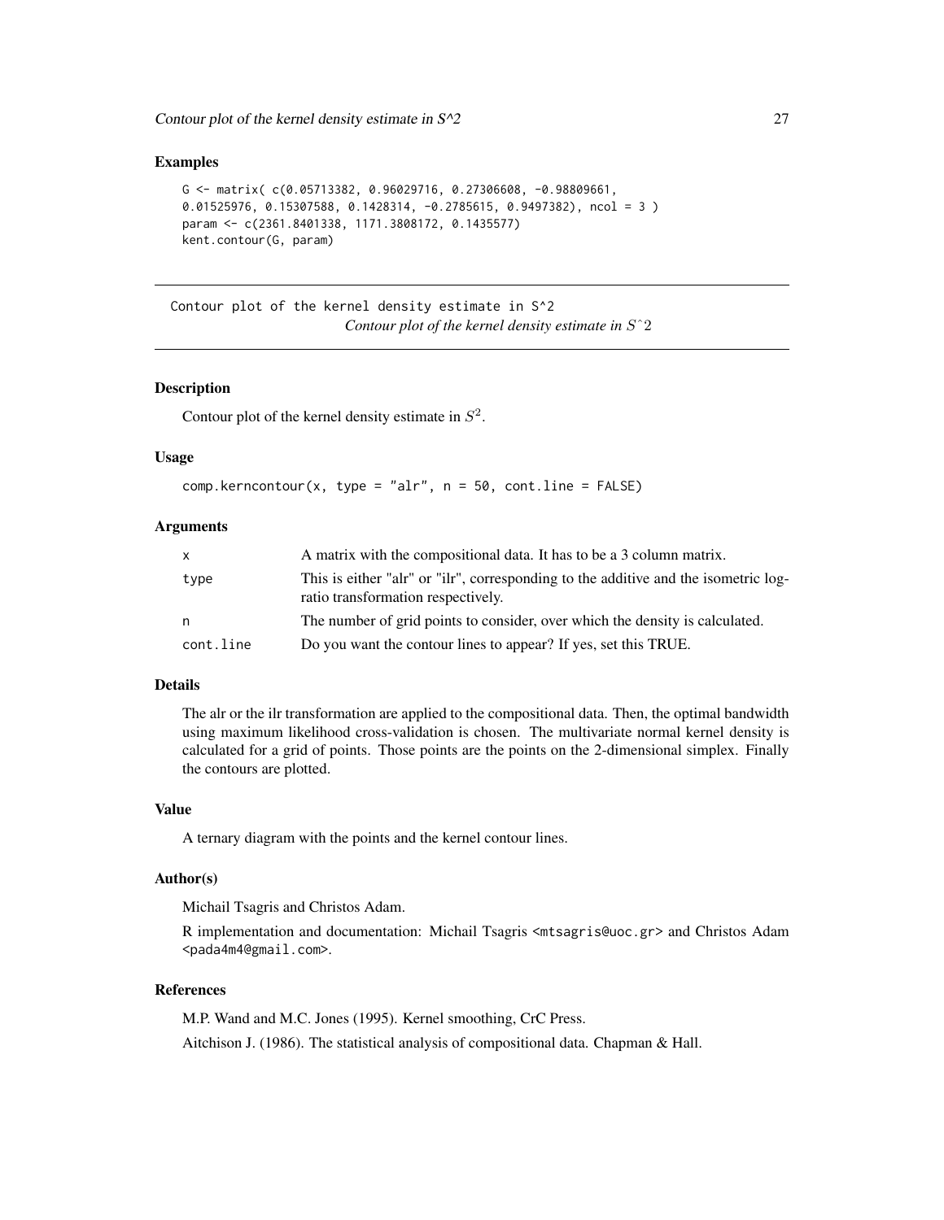### Examples

```
G <- matrix( c(0.05713382, 0.96029716, 0.27306608, -0.98809661,
0.01525976, 0.15307588, 0.1428314, -0.2785615, 0.9497382), ncol = 3 )
param <- c(2361.8401338, 1171.3808172, 0.1435577)
kent.contour(G, param)
```

---

## Contour plot of the kernel density estimate in S^2 — *Contour plot of the kernel density estimate in $S\hat{}2$*

### Description

Contour plot of the kernel density estimate in $S^2$.

### Usage

```
comp.kerncontour(x, type = "alr", n = 50, cont.line = FALSE)
```

### Arguments

| | |
|---|---|
| x | A matrix with the compositional data. It has to be a 3 column matrix. |
| type | This is either "alr" or "ilr", corresponding to the additive and the isometric log-ratio transformation respectively. |
| n | The number of grid points to consider, over which the density is calculated. |
| cont.line | Do you want the contour lines to appear? If yes, set this TRUE. |

### Details

The alr or the ilr transformation are applied to the compositional data. Then, the optimal bandwidth using maximum likelihood cross-validation is chosen. The multivariate normal kernel density is calculated for a grid of points. Those points are the points on the 2-dimensional simplex. Finally the contours are plotted.

### Value

A ternary diagram with the points and the kernel contour lines.

### Author(s)

Michail Tsagris and Christos Adam.

R implementation and documentation: Michail Tsagris <mtsagris@uoc.gr> and Christos Adam <pada4m4@gmail.com>.

### References

M.P. Wand and M.C. Jones (1995). Kernel smoothing, CrC Press.

Aitchison J. (1986). The statistical analysis of compositional data. Chapman & Hall.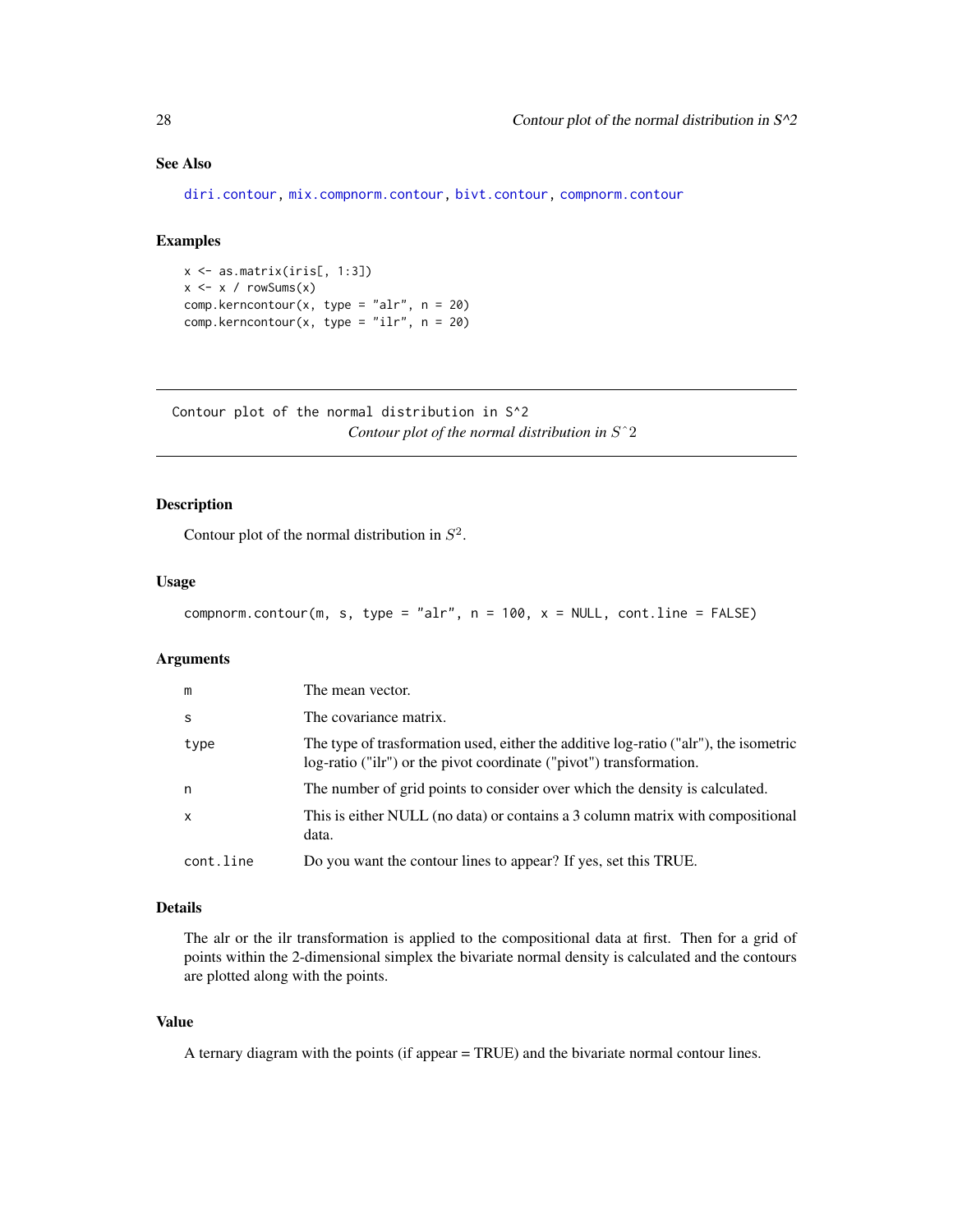### See Also

diri.contour, mix.compnorm.contour, bivt.contour, compnorm.contour

### Examples

```
x <- as.matrix(iris[, 1:3])
x <- x / rowSums(x)
comp.kerncontour(x, type = "alr", n = 20)
comp.kerncontour(x, type = "ilr", n = 20)
```

---

## Contour plot of the normal distribution in S^2

*Contour plot of the normal distribution in $S^2$*

---

### Description

Contour plot of the normal distribution in $S^2$.

### Usage

```
compnorm.contour(m, s, type = "alr", n = 100, x = NULL, cont.line = FALSE)
```

### Arguments

| | |
|---|---|
| m | The mean vector. |
| s | The covariance matrix. |
| type | The type of trasformation used, either the additive log-ratio ("alr"), the isometric log-ratio ("ilr") or the pivot coordinate ("pivot") transformation. |
| n | The number of grid points to consider over which the density is calculated. |
| x | This is either NULL (no data) or contains a 3 column matrix with compositional data. |
| cont.line | Do you want the contour lines to appear? If yes, set this TRUE. |

### Details

The alr or the ilr transformation is applied to the compositional data at first. Then for a grid of points within the 2-dimensional simplex the bivariate normal density is calculated and the contours are plotted along with the points.

### Value

A ternary diagram with the points (if appear = TRUE) and the bivariate normal contour lines.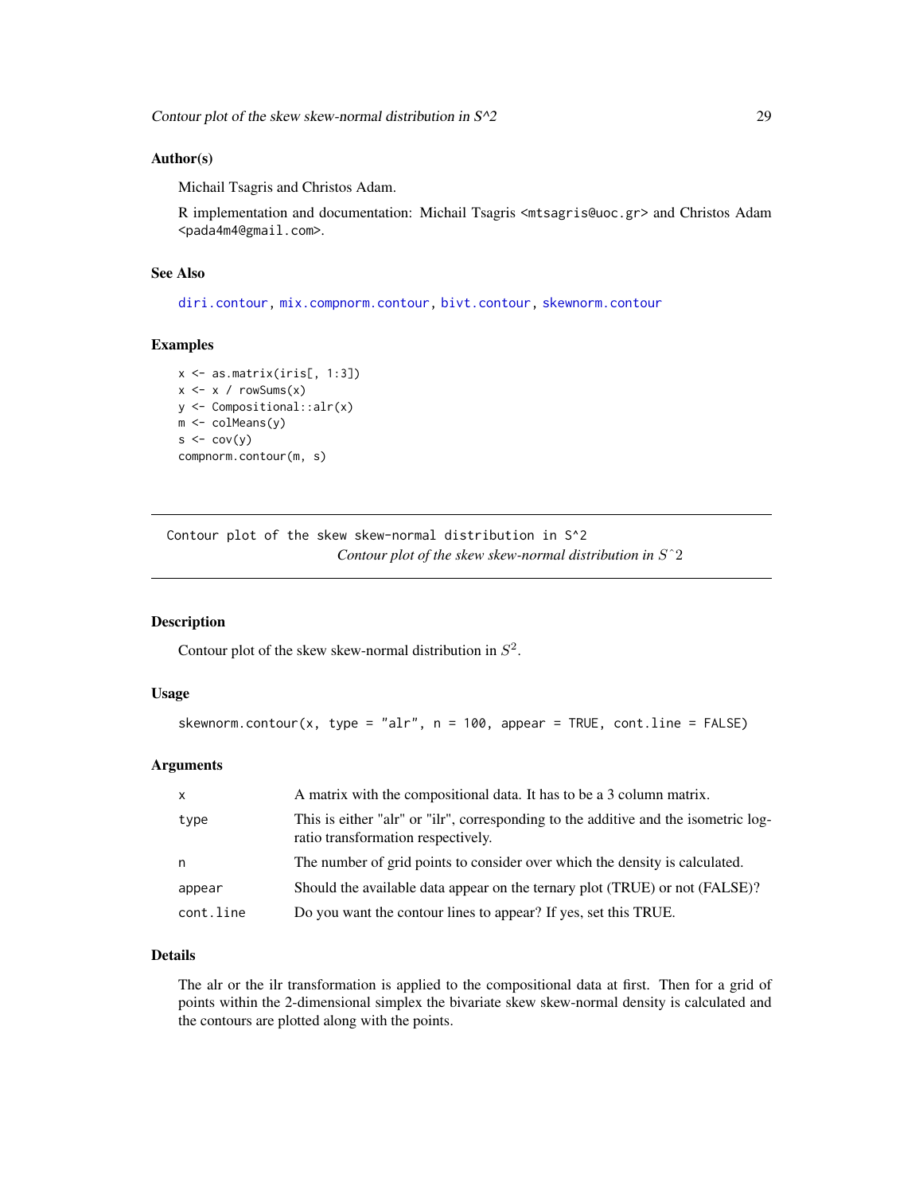### Author(s)

Michail Tsagris and Christos Adam.

R implementation and documentation: Michail Tsagris <mtsagris@uoc.gr> and Christos Adam <pada4m4@gmail.com>.

### See Also

diri.contour, mix.compnorm.contour, bivt.contour, skewnorm.contour

### Examples

```
x <- as.matrix(iris[, 1:3])
x <- x / rowSums(x)
y <- Compositional::alr(x)
m <- colMeans(y)
s <- cov(y)
compnorm.contour(m, s)
```

---

## Contour plot of the skew skew-normal distribution in S^2

*Contour plot of the skew skew-normal distribution in $S^2$*

---

### Description

Contour plot of the skew skew-normal distribution in $S^2$.

### Usage

```
skewnorm.contour(x, type = "alr", n = 100, appear = TRUE, cont.line = FALSE)
```

### Arguments

| | |
|---|---|
| x | A matrix with the compositional data. It has to be a 3 column matrix. |
| type | This is either "alr" or "ilr", corresponding to the additive and the isometric log-ratio transformation respectively. |
| n | The number of grid points to consider over which the density is calculated. |
| appear | Should the available data appear on the ternary plot (TRUE) or not (FALSE)? |
| cont.line | Do you want the contour lines to appear? If yes, set this TRUE. |

### Details

The alr or the ilr transformation is applied to the compositional data at first. Then for a grid of points within the 2-dimensional simplex the bivariate skew skew-normal density is calculated and the contours are plotted along with the points.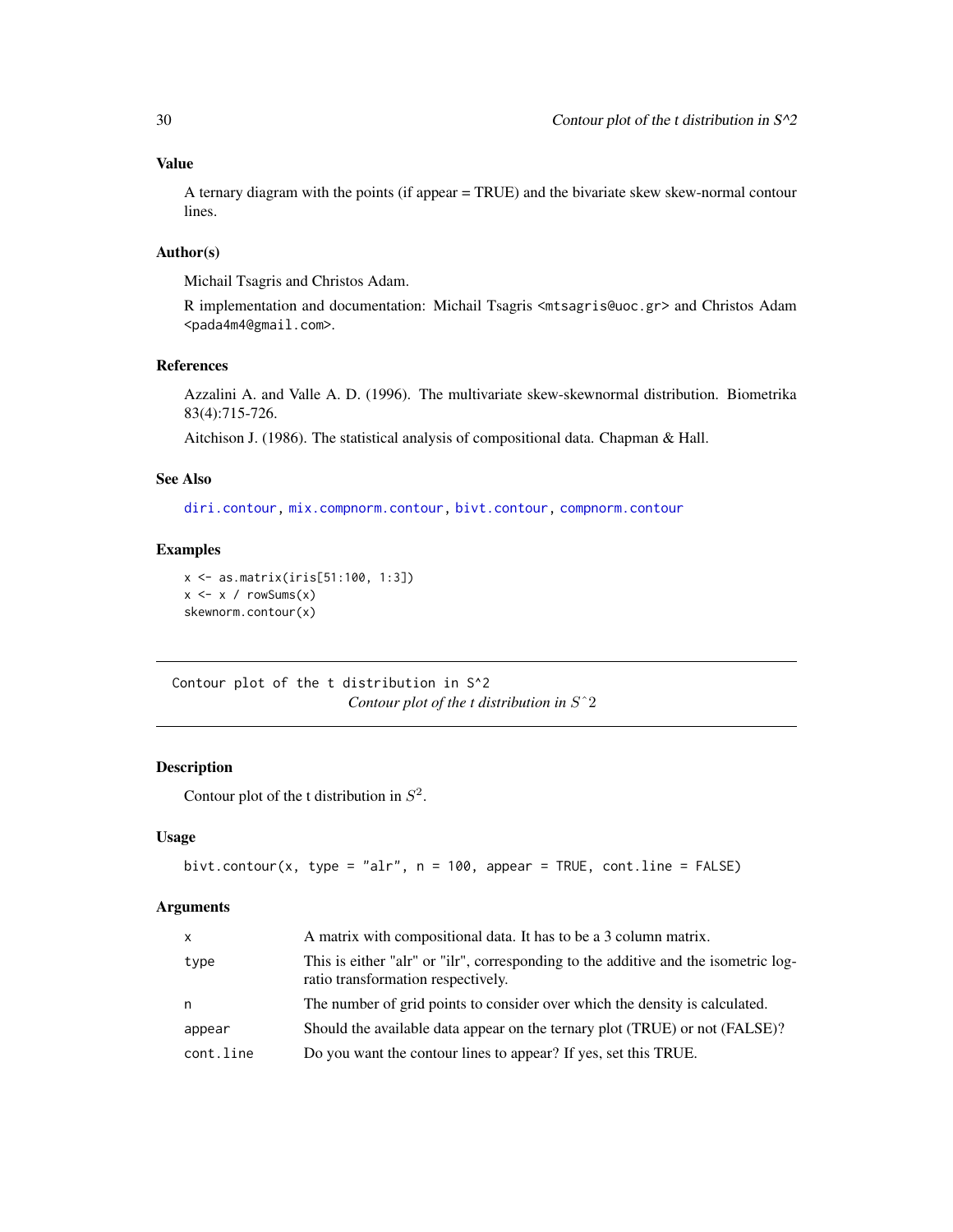### Value

A ternary diagram with the points (if appear = TRUE) and the bivariate skew skew-normal contour lines.

### Author(s)

Michail Tsagris and Christos Adam.

R implementation and documentation: Michail Tsagris <mtsagris@uoc.gr> and Christos Adam <pada4m4@gmail.com>.

### References

Azzalini A. and Valle A. D. (1996). The multivariate skew-skewnormal distribution. Biometrika 83(4):715-726.

Aitchison J. (1986). The statistical analysis of compositional data. Chapman & Hall.

### See Also

diri.contour, mix.compnorm.contour, bivt.contour, compnorm.contour

### Examples

```
x <- as.matrix(iris[51:100, 1:3])
x <- x / rowSums(x)
skewnorm.contour(x)
```

---

## Contour plot of the t distribution in S^2

*Contour plot of the t distribution in $S\hat{}2$*

### Description

Contour plot of the t distribution in $S^2$.

### Usage

```
bivt.contour(x, type = "alr", n = 100, appear = TRUE, cont.line = FALSE)
```

### Arguments

| | |
|---|---|
| x | A matrix with compositional data. It has to be a 3 column matrix. |
| type | This is either "alr" or "ilr", corresponding to the additive and the isometric log-ratio transformation respectively. |
| n | The number of grid points to consider over which the density is calculated. |
| appear | Should the available data appear on the ternary plot (TRUE) or not (FALSE)? |
| cont.line | Do you want the contour lines to appear? If yes, set this TRUE. |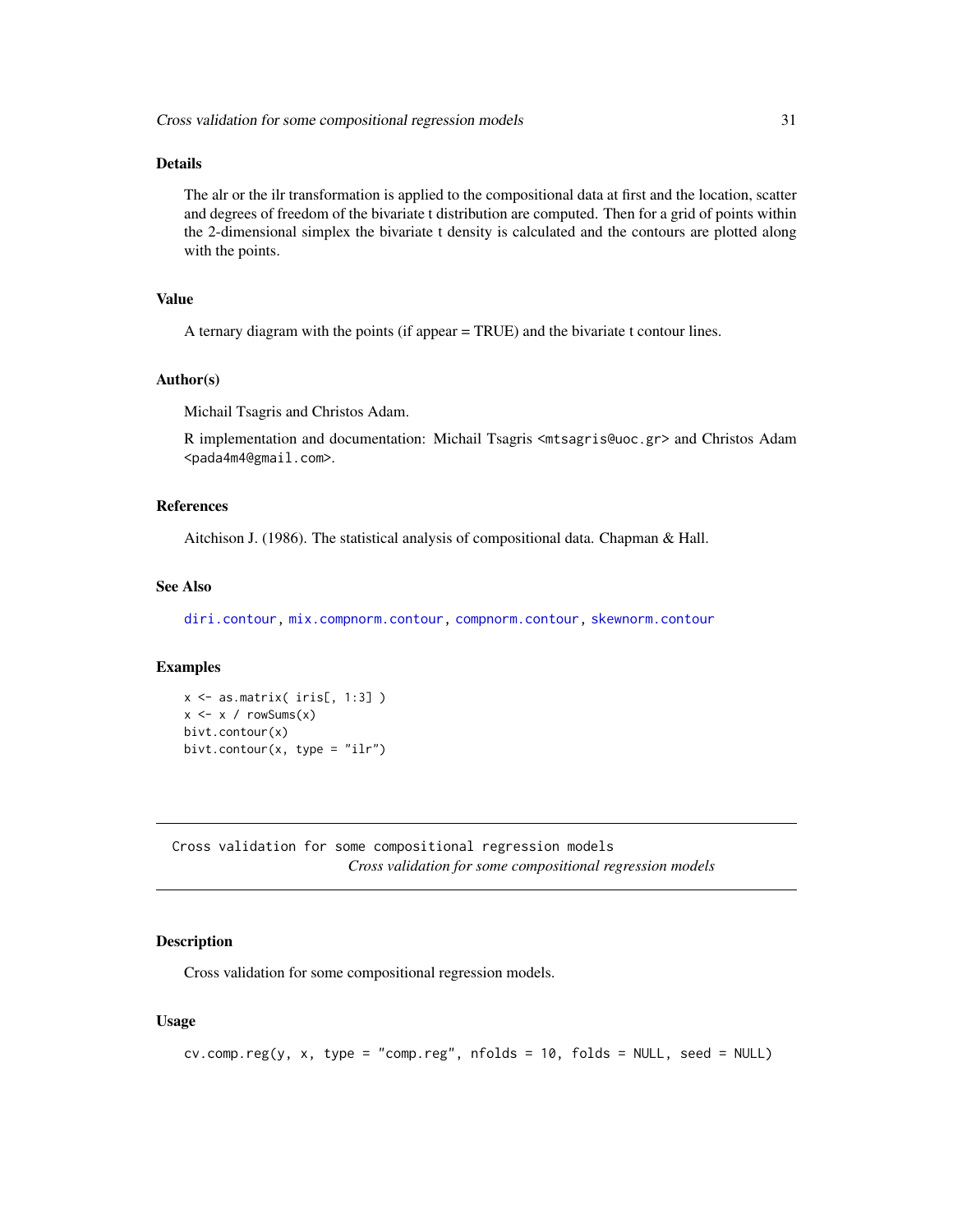### Details

The alr or the ilr transformation is applied to the compositional data at first and the location, scatter and degrees of freedom of the bivariate t distribution are computed. Then for a grid of points within the 2-dimensional simplex the bivariate t density is calculated and the contours are plotted along with the points.

### Value

A ternary diagram with the points (if appear = TRUE) and the bivariate t contour lines.

### Author(s)

Michail Tsagris and Christos Adam.

R implementation and documentation: Michail Tsagris <mtsagris@uoc.gr> and Christos Adam <pada4m4@gmail.com>.

### References

Aitchison J. (1986). The statistical analysis of compositional data. Chapman & Hall.

### See Also

diri.contour, mix.compnorm.contour, compnorm.contour, skewnorm.contour

### Examples

```
x <- as.matrix( iris[, 1:3] )
x <- x / rowSums(x)
bivt.contour(x)
bivt.contour(x, type = "ilr")
```

---

## Cross validation for some compositional regression models

*Cross validation for some compositional regression models*

---

### Description

Cross validation for some compositional regression models.

### Usage

```
cv.comp.reg(y, x, type = "comp.reg", nfolds = 10, folds = NULL, seed = NULL)
```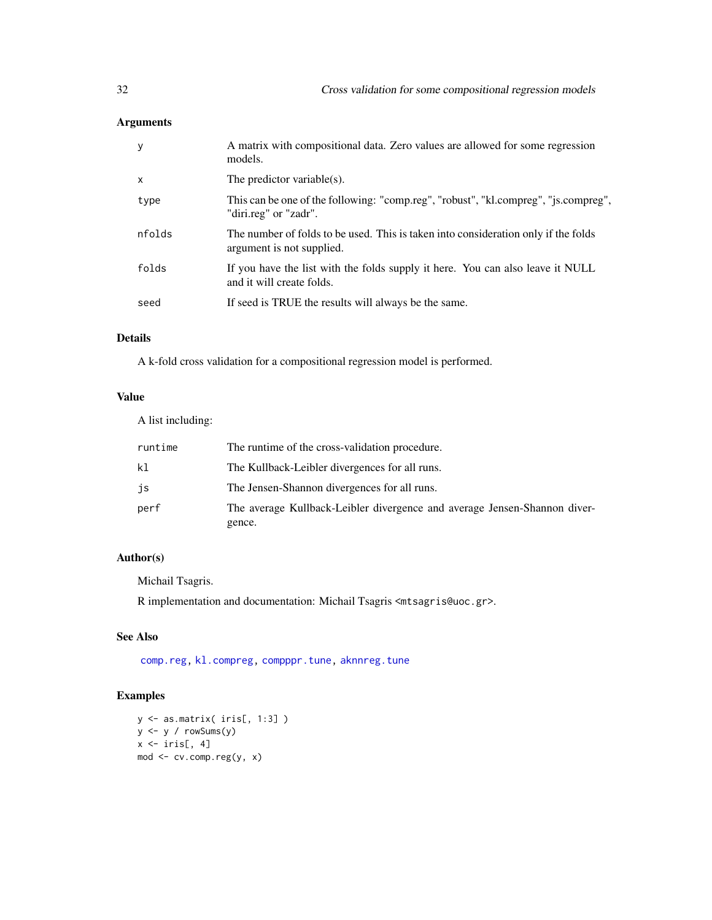## Arguments

| | |
|---|---|
| `y` | A matrix with compositional data. Zero values are allowed for some regression models. |
| `x` | The predictor variable(s). |
| `type` | This can be one of the following: "comp.reg", "robust", "kl.compreg", "js.compreg", "diri.reg" or "zadr". |
| `nfolds` | The number of folds to be used. This is taken into consideration only if the folds argument is not supplied. |
| `folds` | If you have the list with the folds supply it here. You can also leave it NULL and it will create folds. |
| `seed` | If seed is TRUE the results will always be the same. |

## Details

A k-fold cross validation for a compositional regression model is performed.

## Value

A list including:

| | |
|---|---|
| `runtime` | The runtime of the cross-validation procedure. |
| `kl` | The Kullback-Leibler divergences for all runs. |
| `js` | The Jensen-Shannon divergences for all runs. |
| `perf` | The average Kullback-Leibler divergence and average Jensen-Shannon divergence. |

## Author(s)

Michail Tsagris.

R implementation and documentation: Michail Tsagris <mtsagris@uoc.gr>.

## See Also

`comp.reg`, `kl.compreg`, `compppr.tune`, `aknnreg.tune`

## Examples

```
y <- as.matrix( iris[, 1:3] )
y <- y / rowSums(y)
x <- iris[, 4]
mod <- cv.comp.reg(y, x)
```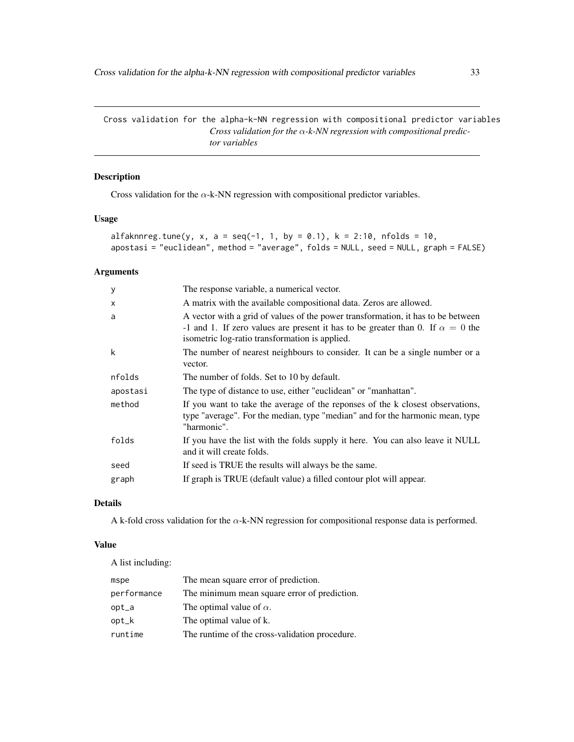Cross validation for the alpha-k-NN regression with compositional predictor variables

# *Cross validation for the $\alpha$-k-NN regression with compositional predictor variables*

## Description

Cross validation for the $\alpha$-k-NN regression with compositional predictor variables.

## Usage

```
alfaknnreg.tune(y, x, a = seq(-1, 1, by = 0.1), k = 2:10, nfolds = 10,
apostasi = "euclidean", method = "average", folds = NULL, seed = NULL, graph = FALSE)
```

## Arguments

| | |
|---|---|
| y | The response variable, a numerical vector. |
| x | A matrix with the available compositional data. Zeros are allowed. |
| a | A vector with a grid of values of the power transformation, it has to be between -1 and 1. If zero values are present it has to be greater than 0. If $\alpha = 0$ the isometric log-ratio transformation is applied. |
| k | The number of nearest neighbours to consider. It can be a single number or a vector. |
| nfolds | The number of folds. Set to 10 by default. |
| apostasi | The type of distance to use, either "euclidean" or "manhattan". |
| method | If you want to take the average of the reponses of the k closest observations, type "average". For the median, type "median" and for the harmonic mean, type "harmonic". |
| folds | If you have the list with the folds supply it here. You can also leave it NULL and it will create folds. |
| seed | If seed is TRUE the results will always be the same. |
| graph | If graph is TRUE (default value) a filled contour plot will appear. |

## Details

A k-fold cross validation for the $\alpha$-k-NN regression for compositional response data is performed.

## Value

A list including:

| | |
|---|---|
| mspe | The mean square error of prediction. |
| performance | The minimum mean square error of prediction. |
| opt_a | The optimal value of $\alpha$. |
| opt_k | The optimal value of k. |
| runtime | The runtime of the cross-validation procedure. |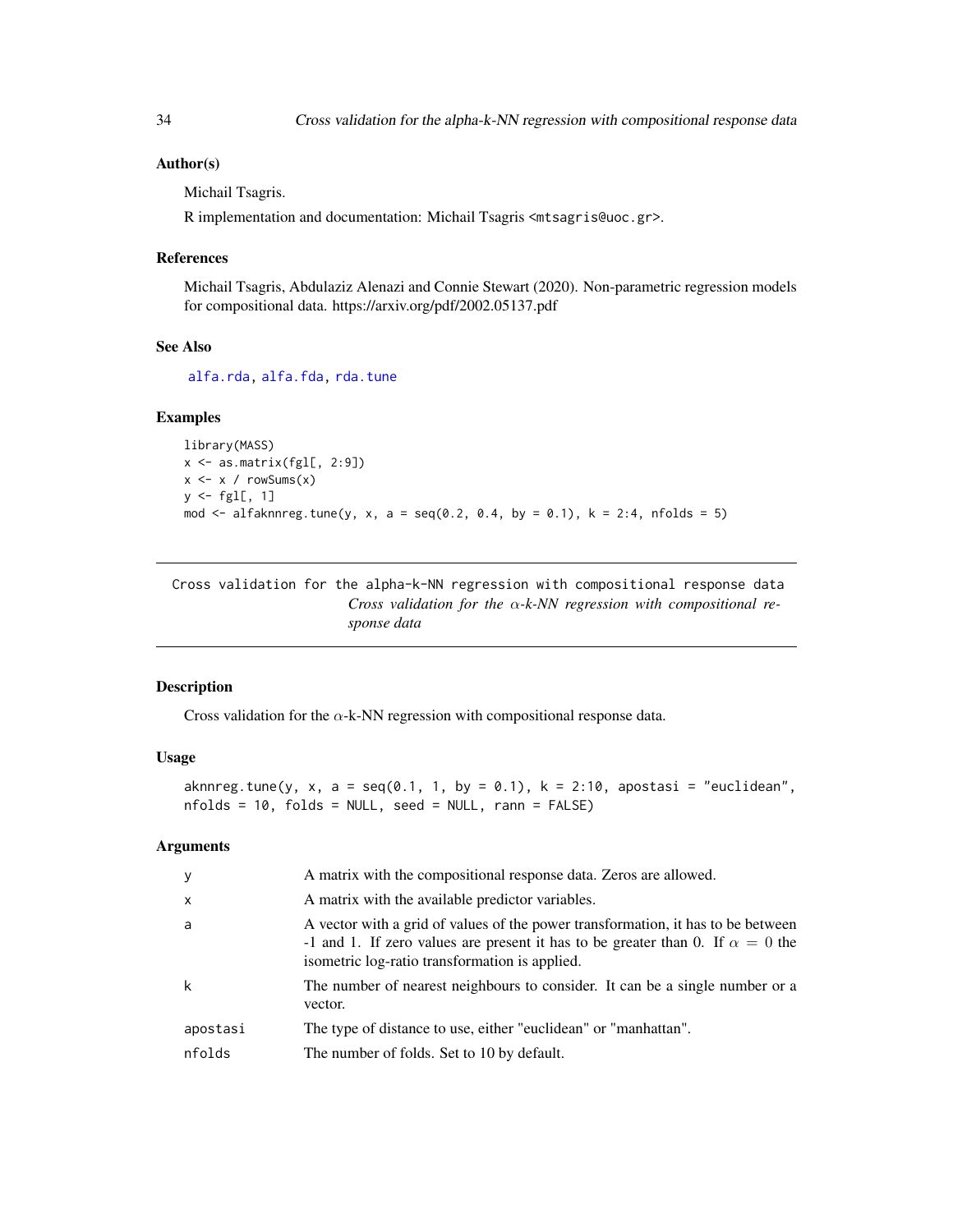### Author(s)

Michail Tsagris.

R implementation and documentation: Michail Tsagris <mtsagris@uoc.gr>.

### References

Michail Tsagris, Abdulaziz Alenazi and Connie Stewart (2020). Non-parametric regression models for compositional data. https://arxiv.org/pdf/2002.05137.pdf

### See Also

alfa.rda, alfa.fda, rda.tune

### Examples

```
library(MASS)
x <- as.matrix(fgl[, 2:9])
x <- x / rowSums(x)
y <- fgl[, 1]
mod <- alfaknnreg.tune(y, x, a = seq(0.2, 0.4, by = 0.1), k = 2:4, nfolds = 5)
```

---

## Cross validation for the alpha-k-NN regression with compositional response data

*Cross validation for the $\alpha$-k-NN regression with compositional response data*

### Description

Cross validation for the $\alpha$-k-NN regression with compositional response data.

### Usage

```
aknnreg.tune(y, x, a = seq(0.1, 1, by = 0.1), k = 2:10, apostasi = "euclidean",
nfolds = 10, folds = NULL, seed = NULL, rann = FALSE)
```

### Arguments

| | |
|---|---|
| y | A matrix with the compositional response data. Zeros are allowed. |
| x | A matrix with the available predictor variables. |
| a | A vector with a grid of values of the power transformation, it has to be between -1 and 1. If zero values are present it has to be greater than 0. If $\alpha = 0$ the isometric log-ratio transformation is applied. |
| k | The number of nearest neighbours to consider. It can be a single number or a vector. |
| apostasi | The type of distance to use, either "euclidean" or "manhattan". |
| nfolds | The number of folds. Set to 10 by default. |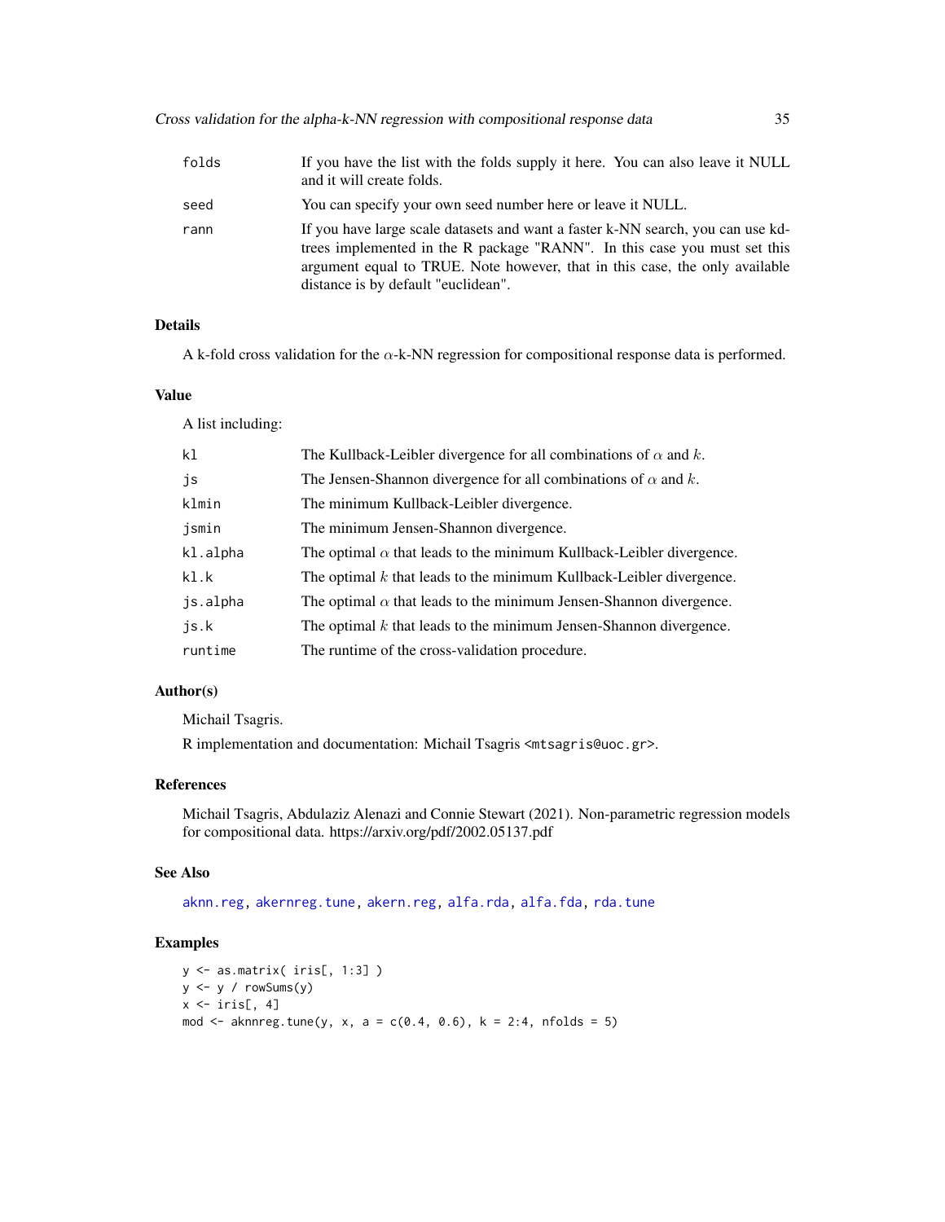| | |
|---|---|
| folds | If you have the list with the folds supply it here. You can also leave it NULL and it will create folds. |
| seed | You can specify your own seed number here or leave it NULL. |
| rann | If you have large scale datasets and want a faster k-NN search, you can use kd-trees implemented in the R package "RANN". In this case you must set this argument equal to TRUE. Note however, that in this case, the only available distance is by default "euclidean". |

### Details

A k-fold cross validation for the $\alpha$-k-NN regression for compositional response data is performed.

### Value

A list including:

| | |
|---|---|
| kl | The Kullback-Leibler divergence for all combinations of $\alpha$ and $k$. |
| js | The Jensen-Shannon divergence for all combinations of $\alpha$ and $k$. |
| klmin | The minimum Kullback-Leibler divergence. |
| jsmin | The minimum Jensen-Shannon divergence. |
| kl.alpha | The optimal $\alpha$ that leads to the minimum Kullback-Leibler divergence. |
| kl.k | The optimal $k$ that leads to the minimum Kullback-Leibler divergence. |
| js.alpha | The optimal $\alpha$ that leads to the minimum Jensen-Shannon divergence. |
| js.k | The optimal $k$ that leads to the minimum Jensen-Shannon divergence. |
| runtime | The runtime of the cross-validation procedure. |

### Author(s)

Michail Tsagris.

R implementation and documentation: Michail Tsagris <mtsagris@uoc.gr>.

### References

Michail Tsagris, Abdulaziz Alenazi and Connie Stewart (2021). Non-parametric regression models for compositional data. https://arxiv.org/pdf/2002.05137.pdf

### See Also

aknn.reg, akernreg.tune, akern.reg, alfa.rda, alfa.fda, rda.tune

### Examples

```
y <- as.matrix( iris[, 1:3] )
y <- y / rowSums(y)
x <- iris[, 4]
mod <- aknnreg.tune(y, x, a = c(0.4, 0.6), k = 2:4, nfolds = 5)
```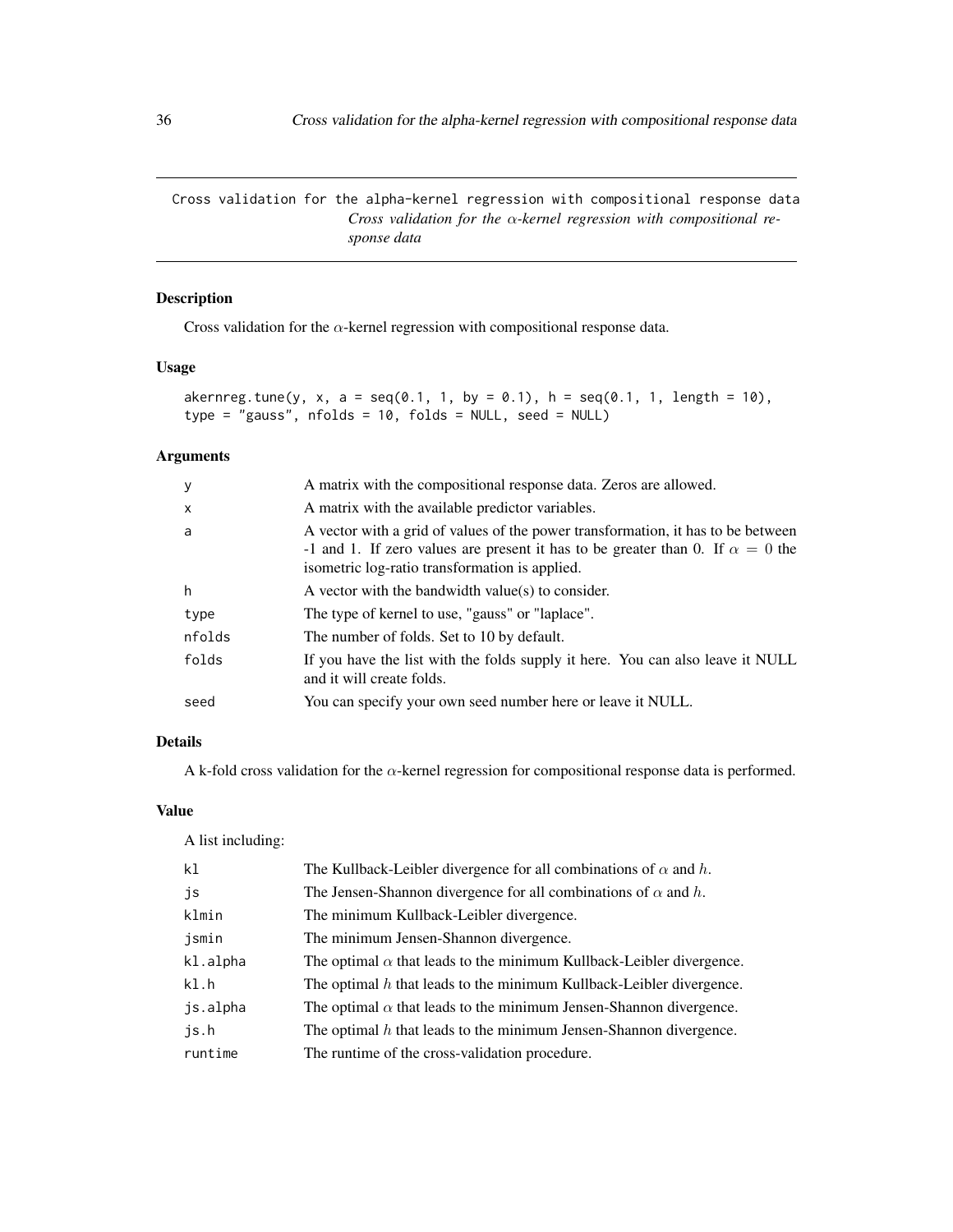## Cross validation for the alpha-kernel regression with compositional response data

*Cross validation for the $\alpha$-kernel regression with compositional response data*

### Description

Cross validation for the $\alpha$-kernel regression with compositional response data.

### Usage

```
akernreg.tune(y, x, a = seq(0.1, 1, by = 0.1), h = seq(0.1, 1, length = 10),
type = "gauss", nfolds = 10, folds = NULL, seed = NULL)
```

### Arguments

| | |
|---|---|
| y | A matrix with the compositional response data. Zeros are allowed. |
| x | A matrix with the available predictor variables. |
| a | A vector with a grid of values of the power transformation, it has to be between -1 and 1. If zero values are present it has to be greater than 0. If $\alpha = 0$ the isometric log-ratio transformation is applied. |
| h | A vector with the bandwidth value(s) to consider. |
| type | The type of kernel to use, "gauss" or "laplace". |
| nfolds | The number of folds. Set to 10 by default. |
| folds | If you have the list with the folds supply it here. You can also leave it NULL and it will create folds. |
| seed | You can specify your own seed number here or leave it NULL. |

### Details

A k-fold cross validation for the $\alpha$-kernel regression for compositional response data is performed.

### Value

A list including:

| | |
|---|---|
| kl | The Kullback-Leibler divergence for all combinations of $\alpha$ and $h$. |
| js | The Jensen-Shannon divergence for all combinations of $\alpha$ and $h$. |
| klmin | The minimum Kullback-Leibler divergence. |
| jsmin | The minimum Jensen-Shannon divergence. |
| kl.alpha | The optimal $\alpha$ that leads to the minimum Kullback-Leibler divergence. |
| kl.h | The optimal $h$ that leads to the minimum Kullback-Leibler divergence. |
| js.alpha | The optimal $\alpha$ that leads to the minimum Jensen-Shannon divergence. |
| js.h | The optimal $h$ that leads to the minimum Jensen-Shannon divergence. |
| runtime | The runtime of the cross-validation procedure. |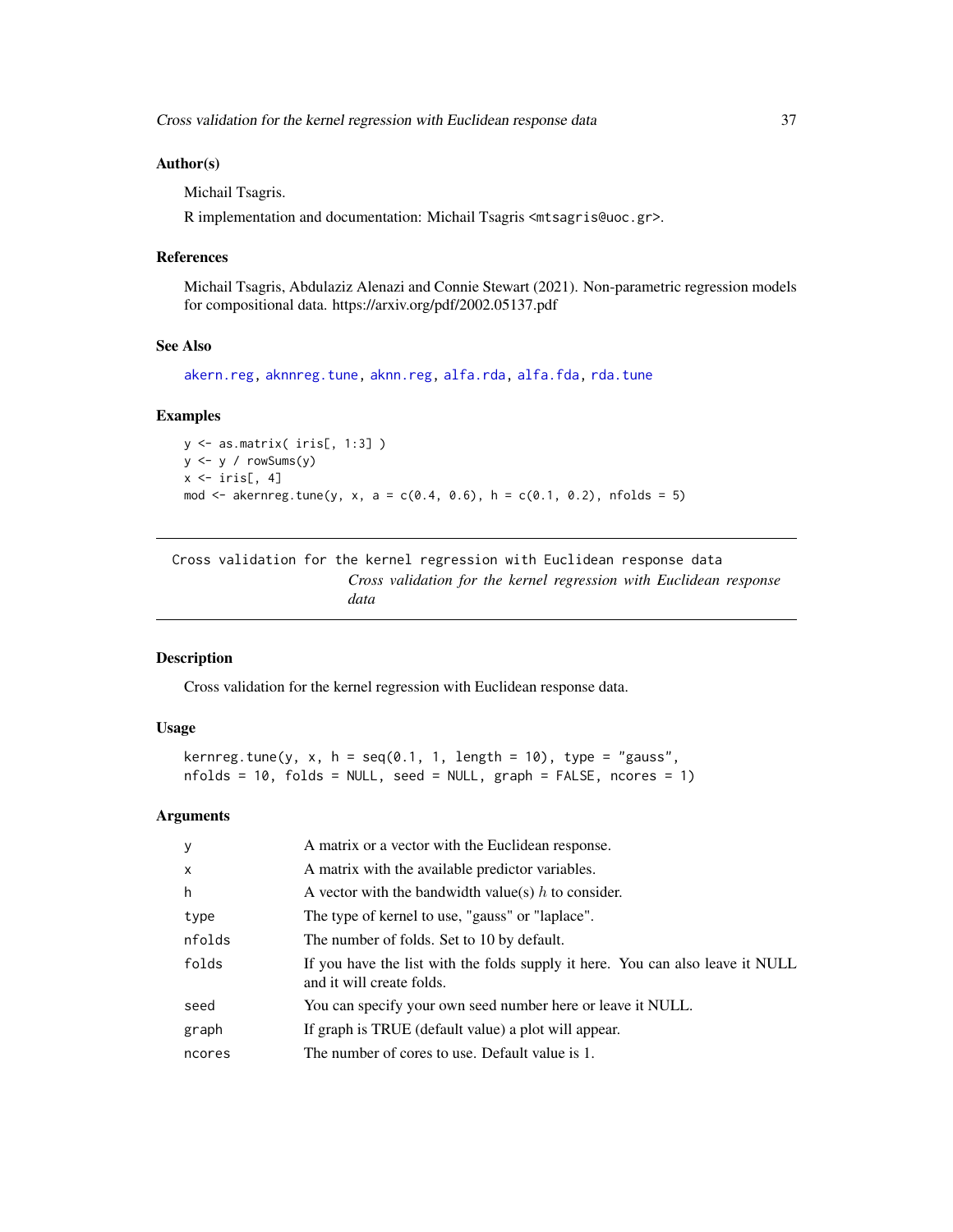### Author(s)

Michail Tsagris.

R implementation and documentation: Michail Tsagris <mtsagris@uoc.gr>.

### References

Michail Tsagris, Abdulaziz Alenazi and Connie Stewart (2021). Non-parametric regression models for compositional data. https://arxiv.org/pdf/2002.05137.pdf

### See Also

akern.reg, aknnreg.tune, aknn.reg, alfa.rda, alfa.fda, rda.tune

### Examples

```
y <- as.matrix( iris[, 1:3] )
y <- y / rowSums(y)
x <- iris[, 4]
mod <- akernreg.tune(y, x, a = c(0.4, 0.6), h = c(0.1, 0.2), nfolds = 5)
```

---

## Cross validation for the kernel regression with Euclidean response data

*Cross validation for the kernel regression with Euclidean response data*

### Description

Cross validation for the kernel regression with Euclidean response data.

### Usage

```
kernreg.tune(y, x, h = seq(0.1, 1, length = 10), type = "gauss",
nfolds = 10, folds = NULL, seed = NULL, graph = FALSE, ncores = 1)
```

### Arguments

| | |
|---|---|
| y | A matrix or a vector with the Euclidean response. |
| x | A matrix with the available predictor variables. |
| h | A vector with the bandwidth value(s) $h$ to consider. |
| type | The type of kernel to use, "gauss" or "laplace". |
| nfolds | The number of folds. Set to 10 by default. |
| folds | If you have the list with the folds supply it here. You can also leave it NULL and it will create folds. |
| seed | You can specify your own seed number here or leave it NULL. |
| graph | If graph is TRUE (default value) a plot will appear. |
| ncores | The number of cores to use. Default value is 1. |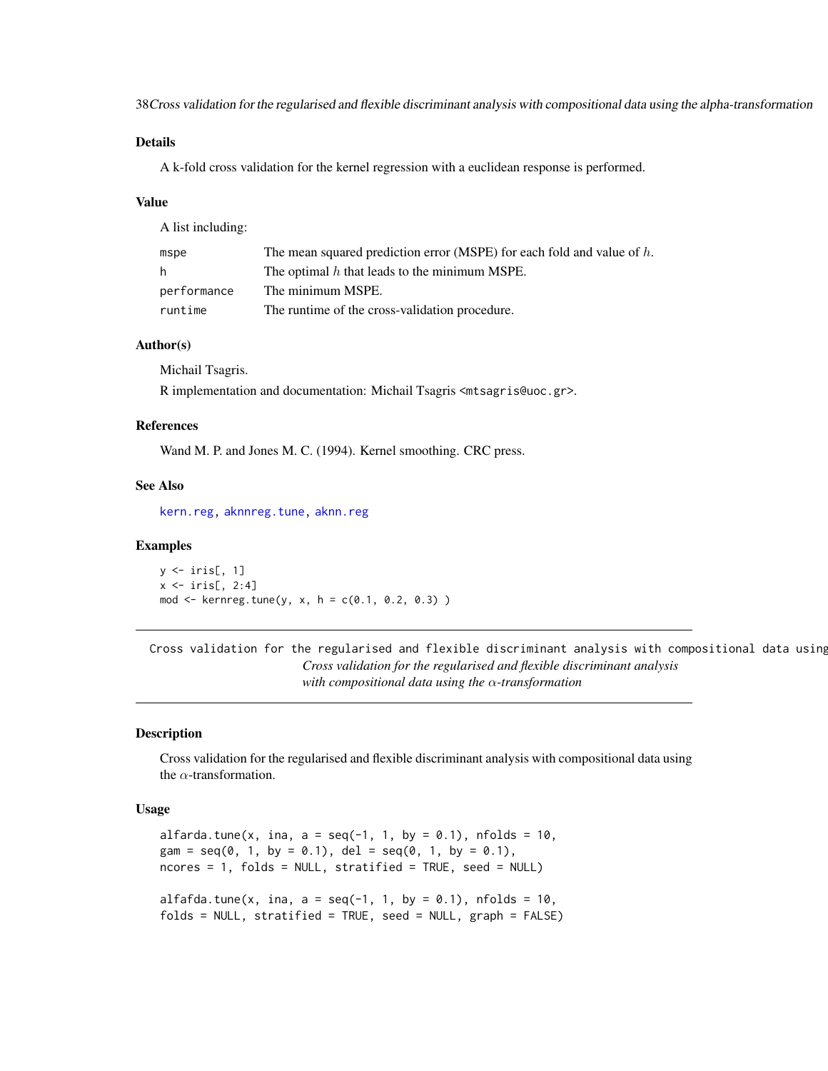### Details

A k-fold cross validation for the kernel regression with a euclidean response is performed.

### Value

A list including:

| | |
|---|---|
| mspe | The mean squared prediction error (MSPE) for each fold and value of $h$. |
| h | The optimal $h$ that leads to the minimum MSPE. |
| performance | The minimum MSPE. |
| runtime | The runtime of the cross-validation procedure. |

### Author(s)

Michail Tsagris.

R implementation and documentation: Michail Tsagris <mtsagris@uoc.gr>.

### References

Wand M. P. and Jones M. C. (1994). Kernel smoothing. CRC press.

### See Also

kern.reg, aknnreg.tune, aknn.reg

### Examples

```
y <- iris[, 1]
x <- iris[, 2:4]
mod <- kernreg.tune(y, x, h = c(0.1, 0.2, 0.3) )
```

---

## Cross validation for the regularised and flexible discriminant analysis with compositional data using the $\alpha$-transformation

### Description

Cross validation for the regularised and flexible discriminant analysis with compositional data using the $\alpha$-transformation.

### Usage

```
alfarda.tune(x, ina, a = seq(-1, 1, by = 0.1), nfolds = 10,
gam = seq(0, 1, by = 0.1), del = seq(0, 1, by = 0.1),
ncores = 1, folds = NULL, stratified = TRUE, seed = NULL)

alfafda.tune(x, ina, a = seq(-1, 1, by = 0.1), nfolds = 10,
folds = NULL, stratified = TRUE, seed = NULL, graph = FALSE)
```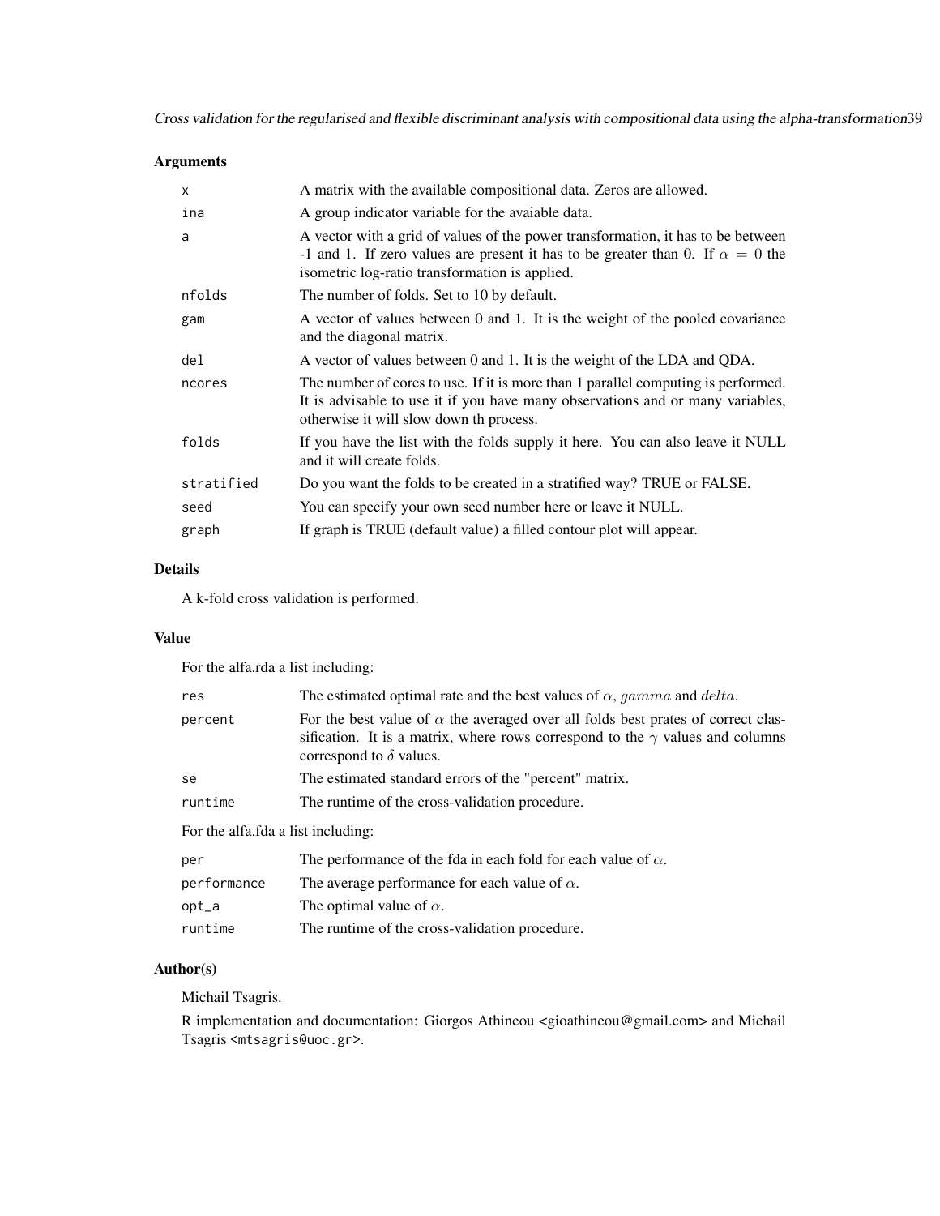## Arguments

| | |
|---|---|
| x | A matrix with the available compositional data. Zeros are allowed. |
| ina | A group indicator variable for the avaiable data. |
| a | A vector with a grid of values of the power transformation, it has to be between -1 and 1. If zero values are present it has to be greater than 0. If $\alpha = 0$ the isometric log-ratio transformation is applied. |
| nfolds | The number of folds. Set to 10 by default. |
| gam | A vector of values between 0 and 1. It is the weight of the pooled covariance and the diagonal matrix. |
| del | A vector of values between 0 and 1. It is the weight of the LDA and QDA. |
| ncores | The number of cores to use. If it is more than 1 parallel computing is performed. It is advisable to use it if you have many observations and or many variables, otherwise it will slow down th process. |
| folds | If you have the list with the folds supply it here. You can also leave it NULL and it will create folds. |
| stratified | Do you want the folds to be created in a stratified way? TRUE or FALSE. |
| seed | You can specify your own seed number here or leave it NULL. |
| graph | If graph is TRUE (default value) a filled contour plot will appear. |

## Details

A k-fold cross validation is performed.

## Value

For the alfa.rda a list including:

| | |
|---|---|
| res | The estimated optimal rate and the best values of $\alpha$, $gamma$ and $delta$. |
| percent | For the best value of $\alpha$ the averaged over all folds best prates of correct classification. It is a matrix, where rows correspond to the $\gamma$ values and columns correspond to $\delta$ values. |
| se | The estimated standard errors of the "percent" matrix. |
| runtime | The runtime of the cross-validation procedure. |

For the alfa.fda a list including:

| | |
|---|---|
| per | The performance of the fda in each fold for each value of $\alpha$. |
| performance | The average performance for each value of $\alpha$. |
| opt_a | The optimal value of $\alpha$. |
| runtime | The runtime of the cross-validation procedure. |

## Author(s)

Michail Tsagris.

R implementation and documentation: Giorgos Athineou <gioathineou@gmail.com> and Michail Tsagris <mtsagris@uoc.gr>.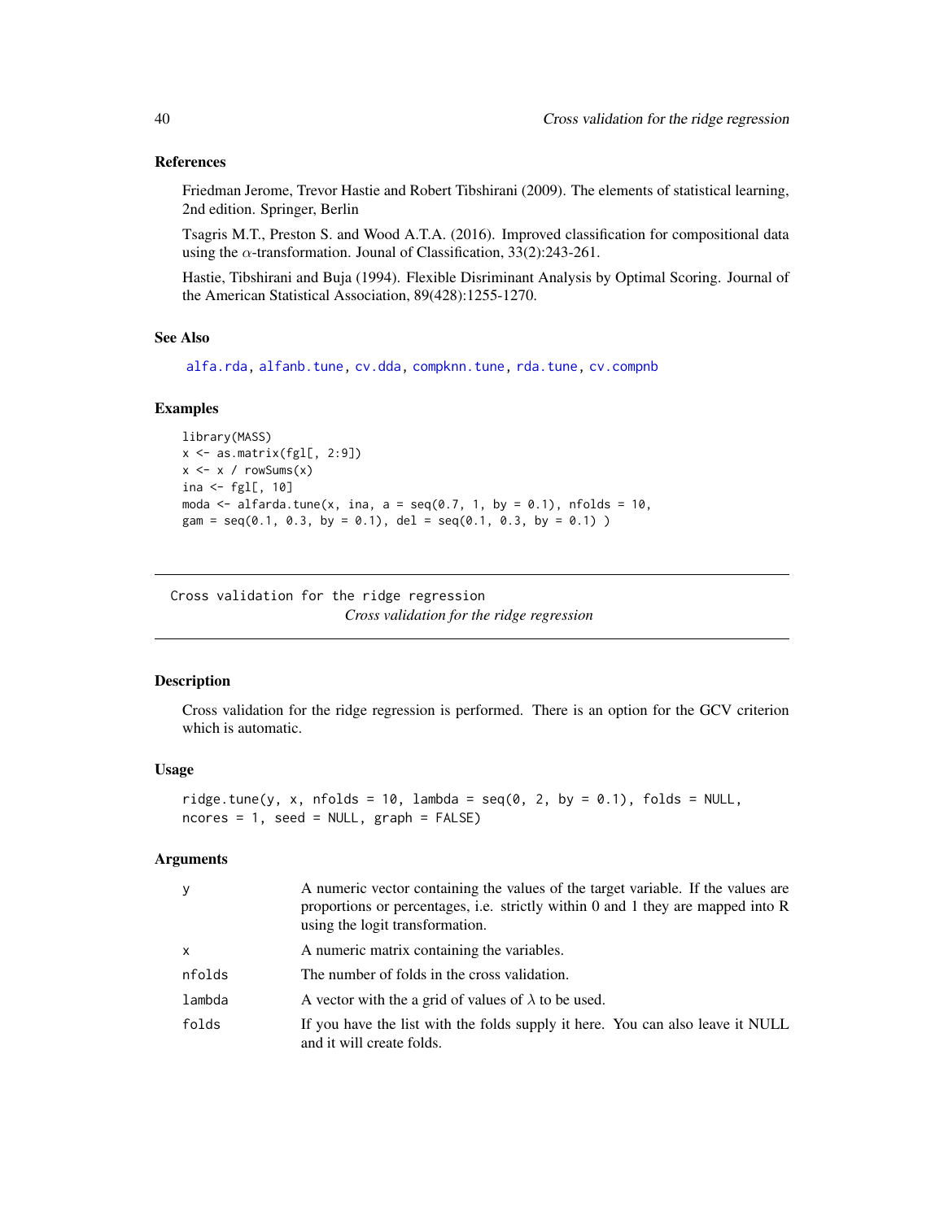### References

Friedman Jerome, Trevor Hastie and Robert Tibshirani (2009). The elements of statistical learning, 2nd edition. Springer, Berlin

Tsagris M.T., Preston S. and Wood A.T.A. (2016). Improved classification for compositional data using the $\alpha$-transformation. Jounal of Classification, 33(2):243-261.

Hastie, Tibshirani and Buja (1994). Flexible Disriminant Analysis by Optimal Scoring. Journal of the American Statistical Association, 89(428):1255-1270.

### See Also

alfa.rda, alfanb.tune, cv.dda, compknn.tune, rda.tune, cv.compnb

### Examples

```
library(MASS)
x <- as.matrix(fgl[, 2:9])
x <- x / rowSums(x)
ina <- fgl[, 10]
moda <- alfarda.tune(x, ina, a = seq(0.7, 1, by = 0.1), nfolds = 10,
gam = seq(0.1, 0.3, by = 0.1), del = seq(0.1, 0.3, by = 0.1) )
```

---

## Cross validation for the ridge regression

*Cross validation for the ridge regression*

### Description

Cross validation for the ridge regression is performed. There is an option for the GCV criterion which is automatic.

### Usage

```
ridge.tune(y, x, nfolds = 10, lambda = seq(0, 2, by = 0.1), folds = NULL,
ncores = 1, seed = NULL, graph = FALSE)
```

### Arguments

| | |
|---|---|
| y | A numeric vector containing the values of the target variable. If the values are proportions or percentages, i.e. strictly within 0 and 1 they are mapped into R using the logit transformation. |
| x | A numeric matrix containing the variables. |
| nfolds | The number of folds in the cross validation. |
| lambda | A vector with the a grid of values of $\lambda$ to be used. |
| folds | If you have the list with the folds supply it here. You can also leave it NULL and it will create folds. |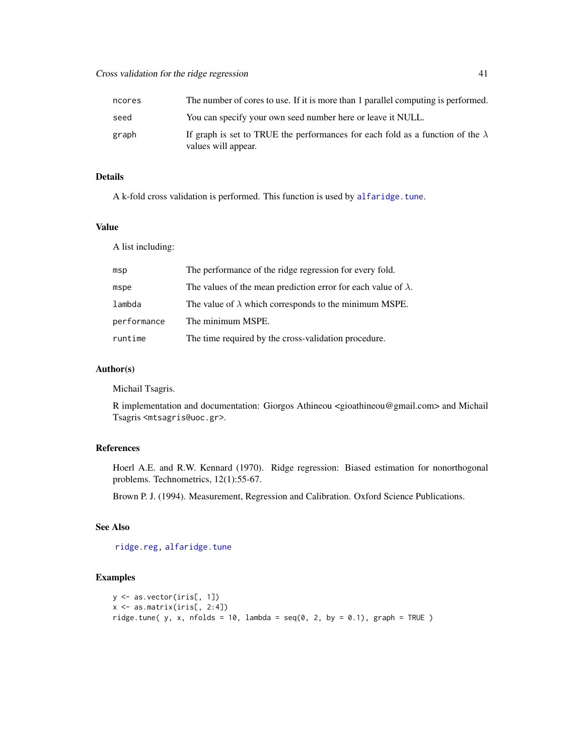| | |
|---|---|
| ncores | The number of cores to use. If it is more than 1 parallel computing is performed. |
| seed | You can specify your own seed number here or leave it NULL. |
| graph | If graph is set to TRUE the performances for each fold as a function of the $\lambda$ values will appear. |

## Details

A k-fold cross validation is performed. This function is used by alfaridge.tune.

## Value

A list including:

| | |
|---|---|
| msp | The performance of the ridge regression for every fold. |
| mspe | The values of the mean prediction error for each value of $\lambda$. |
| lambda | The value of $\lambda$ which corresponds to the minimum MSPE. |
| performance | The minimum MSPE. |
| runtime | The time required by the cross-validation procedure. |

## Author(s)

Michail Tsagris.

R implementation and documentation: Giorgos Athineou <gioathineou@gmail.com> and Michail Tsagris <mtsagris@uoc.gr>.

## References

Hoerl A.E. and R.W. Kennard (1970). Ridge regression: Biased estimation for nonorthogonal problems. Technometrics, 12(1):55-67.

Brown P. J. (1994). Measurement, Regression and Calibration. Oxford Science Publications.

## See Also

ridge.reg, alfaridge.tune

## Examples

```
y <- as.vector(iris[, 1])
x <- as.matrix(iris[, 2:4])
ridge.tune( y, x, nfolds = 10, lambda = seq(0, 2, by = 0.1), graph = TRUE )
```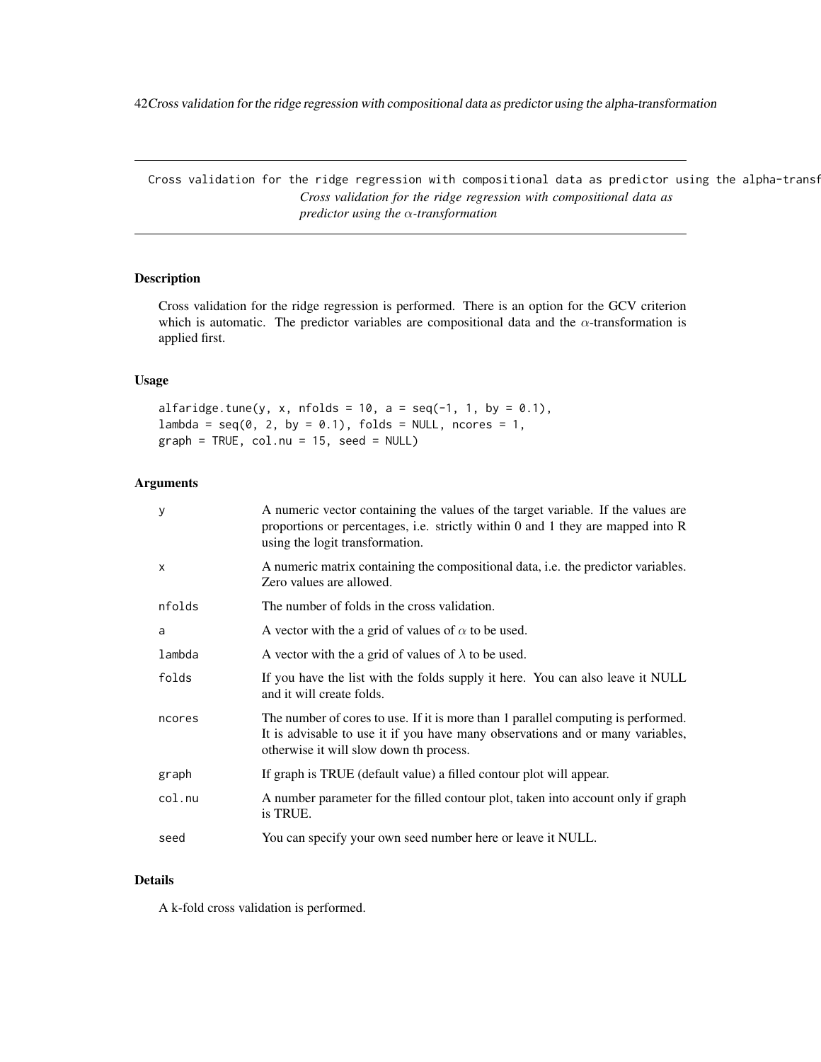## Cross validation for the ridge regression with compositional data as predictor using the $\alpha$-transformation

*Cross validation for the ridge regression with compositional data as predictor using the $\alpha$-transformation*

### Description

Cross validation for the ridge regression is performed. There is an option for the GCV criterion which is automatic. The predictor variables are compositional data and the $\alpha$-transformation is applied first.

### Usage

```
alfaridge.tune(y, x, nfolds = 10, a = seq(-1, 1, by = 0.1),
lambda = seq(0, 2, by = 0.1), folds = NULL, ncores = 1,
graph = TRUE, col.nu = 15, seed = NULL)
```

### Arguments

| | |
|---|---|
| y | A numeric vector containing the values of the target variable. If the values are proportions or percentages, i.e. strictly within 0 and 1 they are mapped into R using the logit transformation. |
| x | A numeric matrix containing the compositional data, i.e. the predictor variables. Zero values are allowed. |
| nfolds | The number of folds in the cross validation. |
| a | A vector with the a grid of values of $\alpha$ to be used. |
| lambda | A vector with the a grid of values of $\lambda$ to be used. |
| folds | If you have the list with the folds supply it here. You can also leave it NULL and it will create folds. |
| ncores | The number of cores to use. If it is more than 1 parallel computing is performed. It is advisable to use it if you have many observations and or many variables, otherwise it will slow down th process. |
| graph | If graph is TRUE (default value) a filled contour plot will appear. |
| col.nu | A number parameter for the filled contour plot, taken into account only if graph is TRUE. |
| seed | You can specify your own seed number here or leave it NULL. |

### Details

A k-fold cross validation is performed.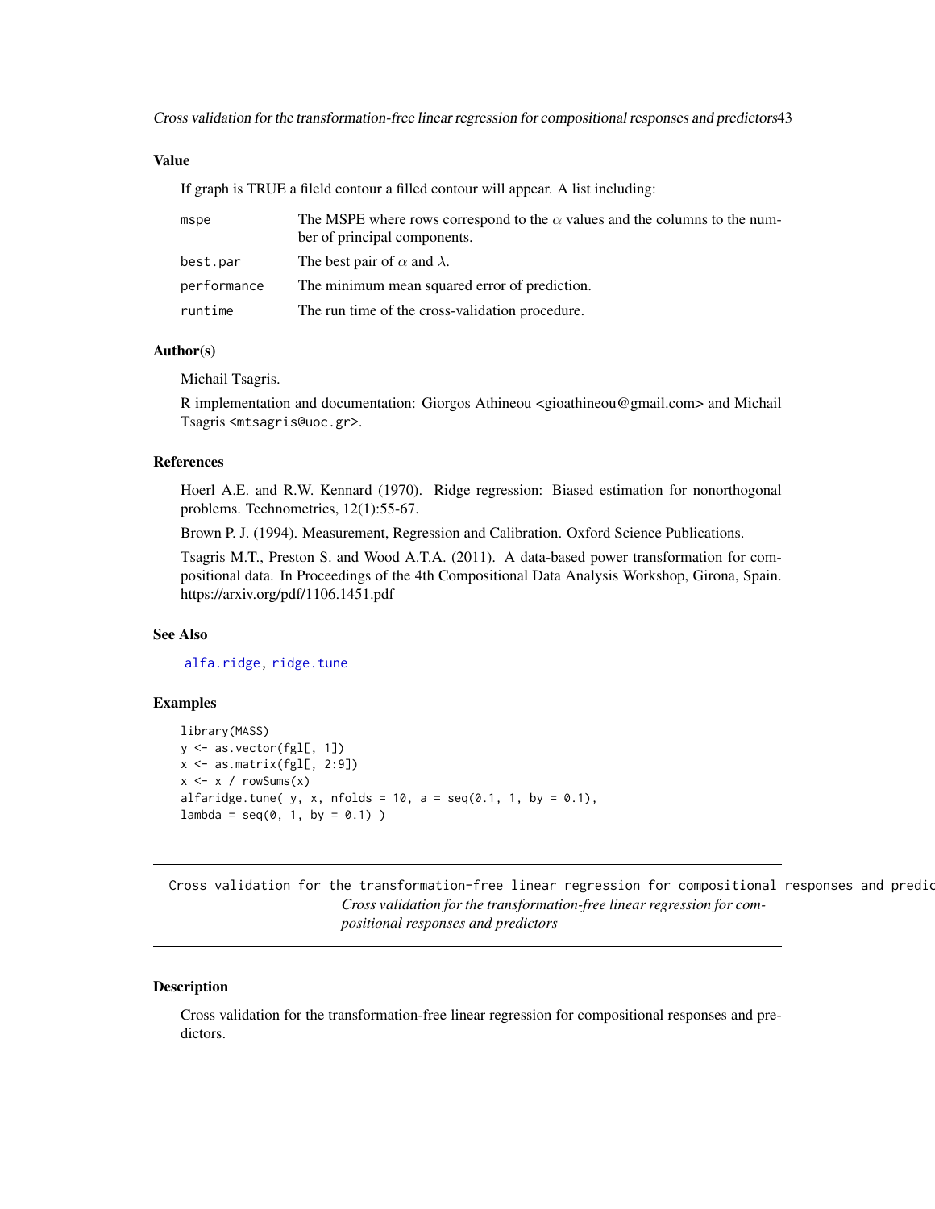### Value

If graph is TRUE a fileld contour a filled contour will appear. A list including:

- `mspe` — The MSPE where rows correspond to the $\alpha$ values and the columns to the number of principal components.
- `best.par` — The best pair of $\alpha$ and $\lambda$.
- `performance` — The minimum mean squared error of prediction.
- `runtime` — The run time of the cross-validation procedure.

### Author(s)

Michail Tsagris.

R implementation and documentation: Giorgos Athineou <gioathineou@gmail.com> and Michail Tsagris <mtsagris@uoc.gr>.

### References

Hoerl A.E. and R.W. Kennard (1970). Ridge regression: Biased estimation for nonorthogonal problems. Technometrics, 12(1):55-67.

Brown P. J. (1994). Measurement, Regression and Calibration. Oxford Science Publications.

Tsagris M.T., Preston S. and Wood A.T.A. (2011). A data-based power transformation for compositional data. In Proceedings of the 4th Compositional Data Analysis Workshop, Girona, Spain. https://arxiv.org/pdf/1106.1451.pdf

### See Also

alfa.ridge, ridge.tune

### Examples

```
library(MASS)
y <- as.vector(fgl[, 1])
x <- as.matrix(fgl[, 2:9])
x <- x / rowSums(x)
alfaridge.tune( y, x, nfolds = 10, a = seq(0.1, 1, by = 0.1),
lambda = seq(0, 1, by = 0.1) )
```

---

## Cross validation for the transformation-free linear regression for compositional responses and predictors

*Cross validation for the transformation-free linear regression for compositional responses and predictors*

### Description

Cross validation for the transformation-free linear regression for compositional responses and predictors.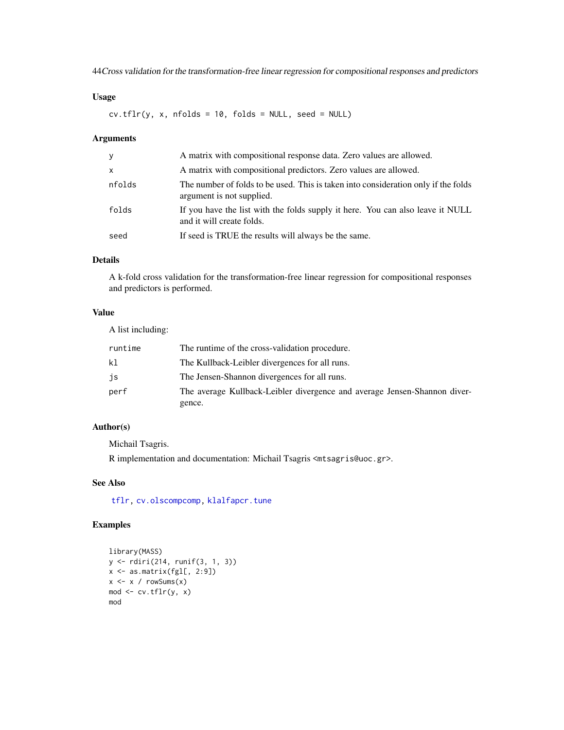## Usage

```
cv.tflr(y, x, nfolds = 10, folds = NULL, seed = NULL)
```

## Arguments

| | |
|---|---|
| y | A matrix with compositional response data. Zero values are allowed. |
| x | A matrix with compositional predictors. Zero values are allowed. |
| nfolds | The number of folds to be used. This is taken into consideration only if the folds argument is not supplied. |
| folds | If you have the list with the folds supply it here. You can also leave it NULL and it will create folds. |
| seed | If seed is TRUE the results will always be the same. |

## Details

A k-fold cross validation for the transformation-free linear regression for compositional responses and predictors is performed.

## Value

A list including:

| | |
|---|---|
| runtime | The runtime of the cross-validation procedure. |
| kl | The Kullback-Leibler divergences for all runs. |
| js | The Jensen-Shannon divergences for all runs. |
| perf | The average Kullback-Leibler divergence and average Jensen-Shannon divergence. |

## Author(s)

Michail Tsagris.

R implementation and documentation: Michail Tsagris <mtsagris@uoc.gr>.

## See Also

tflr, cv.olscompcomp, klalfapcr.tune

## Examples

```
library(MASS)
y <- rdiri(214, runif(3, 1, 3))
x <- as.matrix(fgl[, 2:9])
x <- x / rowSums(x)
mod <- cv.tflr(y, x)
mod
```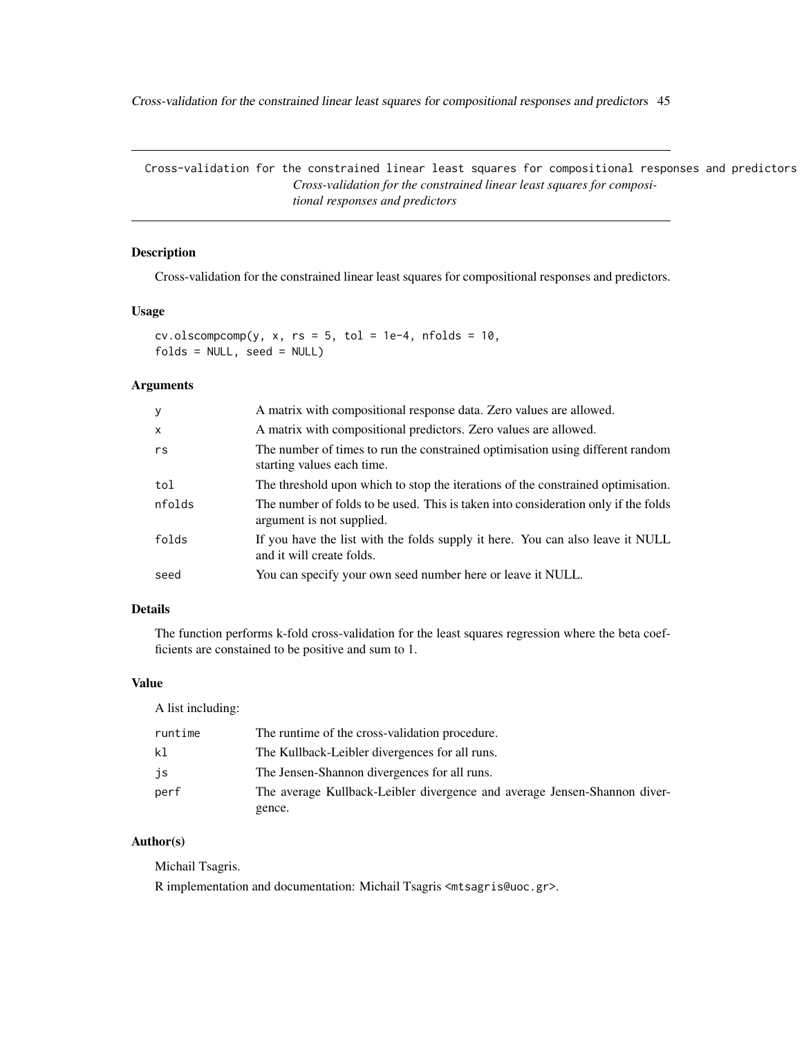# Cross-validation for the constrained linear least squares for compositional responses and predictors

*Cross-validation for the constrained linear least squares for compositional responses and predictors*

## Description

Cross-validation for the constrained linear least squares for compositional responses and predictors.

## Usage

```
cv.olscompcomp(y, x, rs = 5, tol = 1e-4, nfolds = 10,
folds = NULL, seed = NULL)
```

## Arguments

| | |
|---|---|
| y | A matrix with compositional response data. Zero values are allowed. |
| x | A matrix with compositional predictors. Zero values are allowed. |
| rs | The number of times to run the constrained optimisation using different random starting values each time. |
| tol | The threshold upon which to stop the iterations of the constrained optimisation. |
| nfolds | The number of folds to be used. This is taken into consideration only if the folds argument is not supplied. |
| folds | If you have the list with the folds supply it here. You can also leave it NULL and it will create folds. |
| seed | You can specify your own seed number here or leave it NULL. |

## Details

The function performs k-fold cross-validation for the least squares regression where the beta coefficients are constained to be positive and sum to 1.

## Value

A list including:

| | |
|---|---|
| runtime | The runtime of the cross-validation procedure. |
| kl | The Kullback-Leibler divergences for all runs. |
| js | The Jensen-Shannon divergences for all runs. |
| perf | The average Kullback-Leibler divergence and average Jensen-Shannon divergence. |

## Author(s)

Michail Tsagris.

R implementation and documentation: Michail Tsagris <mtsagris@uoc.gr>.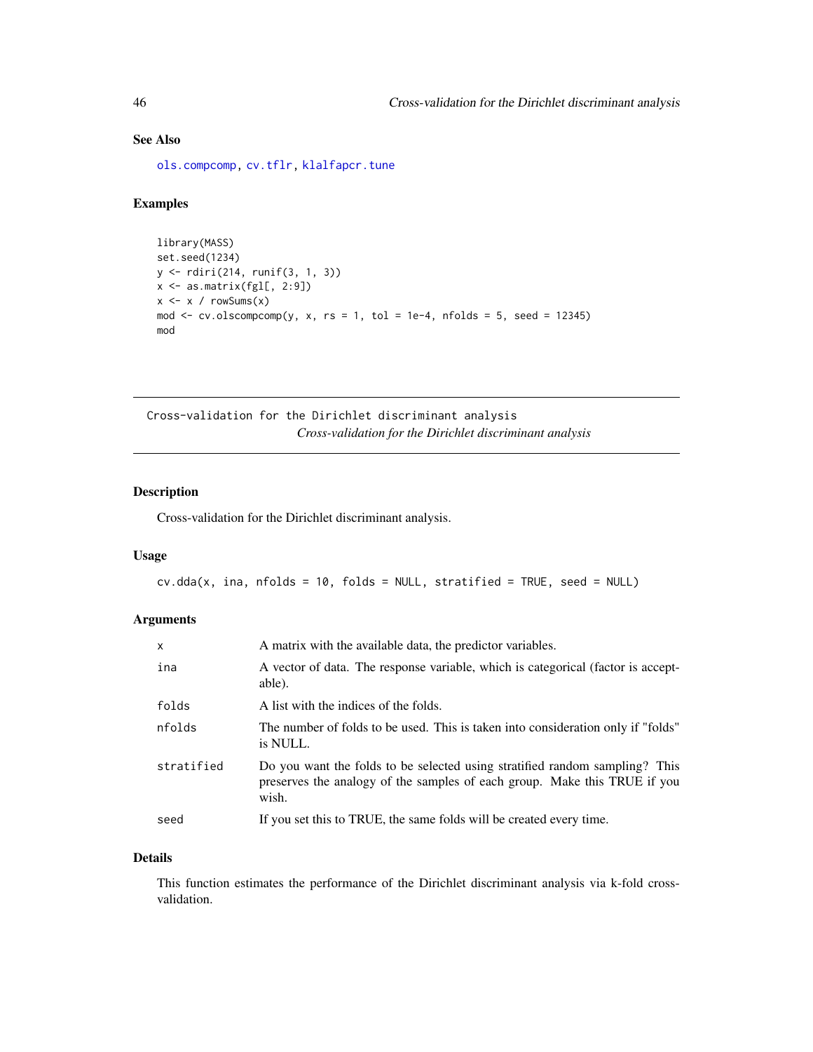## See Also

ols.compcomp, cv.tflr, klalfapcr.tune

## Examples

```
library(MASS)
set.seed(1234)
y <- rdiri(214, runif(3, 1, 3))
x <- as.matrix(fgl[, 2:9])
x <- x / rowSums(x)
mod <- cv.olscompcomp(y, x, rs = 1, tol = 1e-4, nfolds = 5, seed = 12345)
mod
```

---

# Cross-validation for the Dirichlet discriminant analysis

*Cross-validation for the Dirichlet discriminant analysis*

## Description

Cross-validation for the Dirichlet discriminant analysis.

## Usage

```
cv.dda(x, ina, nfolds = 10, folds = NULL, stratified = TRUE, seed = NULL)
```

## Arguments

| | |
|---|---|
| x | A matrix with the available data, the predictor variables. |
| ina | A vector of data. The response variable, which is categorical (factor is acceptable). |
| folds | A list with the indices of the folds. |
| nfolds | The number of folds to be used. This is taken into consideration only if "folds" is NULL. |
| stratified | Do you want the folds to be selected using stratified random sampling? This preserves the analogy of the samples of each group. Make this TRUE if you wish. |
| seed | If you set this to TRUE, the same folds will be created every time. |

## Details

This function estimates the performance of the Dirichlet discriminant analysis via k-fold cross-validation.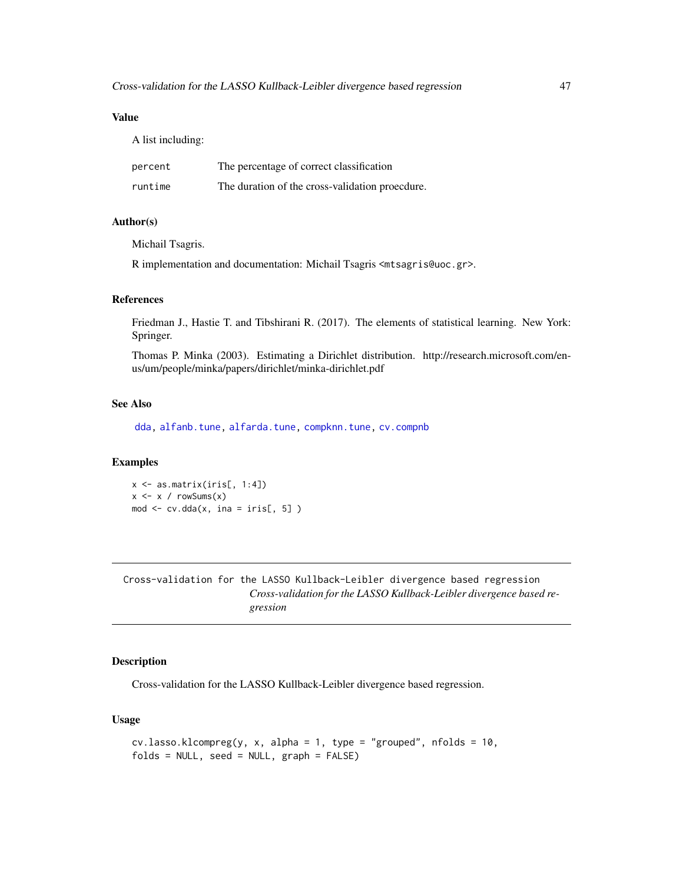### Value

A list including:

| | |
|---|---|
| `percent` | The percentage of correct classification |
| `runtime` | The duration of the cross-validation proecdure. |

### Author(s)

Michail Tsagris.

R implementation and documentation: Michail Tsagris <mtsagris@uoc.gr>.

### References

Friedman J., Hastie T. and Tibshirani R. (2017). The elements of statistical learning. New York: Springer.

Thomas P. Minka (2003). Estimating a Dirichlet distribution. http://research.microsoft.com/en-us/um/people/minka/papers/dirichlet/minka-dirichlet.pdf

### See Also

dda, alfanb.tune, alfarda.tune, compknn.tune, cv.compnb

### Examples

```
x <- as.matrix(iris[, 1:4])
x <- x / rowSums(x)
mod <- cv.dda(x, ina = iris[, 5] )
```

---

## Cross-validation for the LASSO Kullback-Leibler divergence based regression

*Cross-validation for the LASSO Kullback-Leibler divergence based regression*

---

### Description

Cross-validation for the LASSO Kullback-Leibler divergence based regression.

### Usage

```
cv.lasso.klcompreg(y, x, alpha = 1, type = "grouped", nfolds = 10,
folds = NULL, seed = NULL, graph = FALSE)
```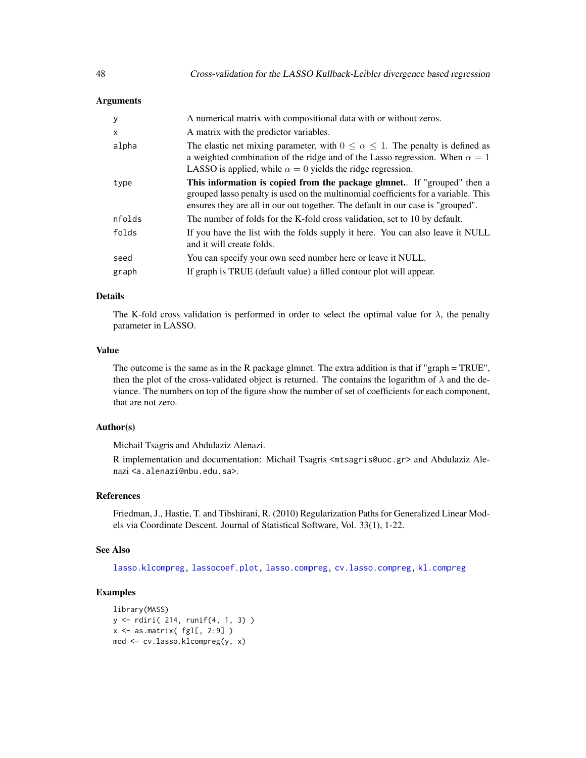## Arguments

| | |
|---|---|
| y | A numerical matrix with compositional data with or without zeros. |
| x | A matrix with the predictor variables. |
| alpha | The elastic net mixing parameter, with $0 \leq \alpha \leq 1$. The penalty is defined as a weighted combination of the ridge and of the Lasso regression. When $\alpha = 1$ LASSO is applied, while $\alpha = 0$ yields the ridge regression. |
| type | **This information is copied from the package glmnet.**. If "grouped" then a grouped lasso penalty is used on the multinomial coefficients for a variable. This ensures they are all in our out together. The default in our case is "grouped". |
| nfolds | The number of folds for the K-fold cross validation, set to 10 by default. |
| folds | If you have the list with the folds supply it here. You can also leave it NULL and it will create folds. |
| seed | You can specify your own seed number here or leave it NULL. |
| graph | If graph is TRUE (default value) a filled contour plot will appear. |

## Details

The K-fold cross validation is performed in order to select the optimal value for $\lambda$, the penalty parameter in LASSO.

## Value

The outcome is the same as in the R package glmnet. The extra addition is that if "graph = TRUE", then the plot of the cross-validated object is returned. The contains the logarithm of $\lambda$ and the deviance. The numbers on top of the figure show the number of set of coefficients for each component, that are not zero.

## Author(s)

Michail Tsagris and Abdulaziz Alenazi.

R implementation and documentation: Michail Tsagris <mtsagris@uoc.gr> and Abdulaziz Alenazi <a.alenazi@nbu.edu.sa>.

## References

Friedman, J., Hastie, T. and Tibshirani, R. (2010) Regularization Paths for Generalized Linear Models via Coordinate Descent. Journal of Statistical Software, Vol. 33(1), 1-22.

## See Also

lasso.klcompreg, lassocoef.plot, lasso.compreg, cv.lasso.compreg, kl.compreg

## Examples

```
library(MASS)
y <- rdiri( 214, runif(4, 1, 3) )
x <- as.matrix( fgl[, 2:9] )
mod <- cv.lasso.klcompreg(y, x)
```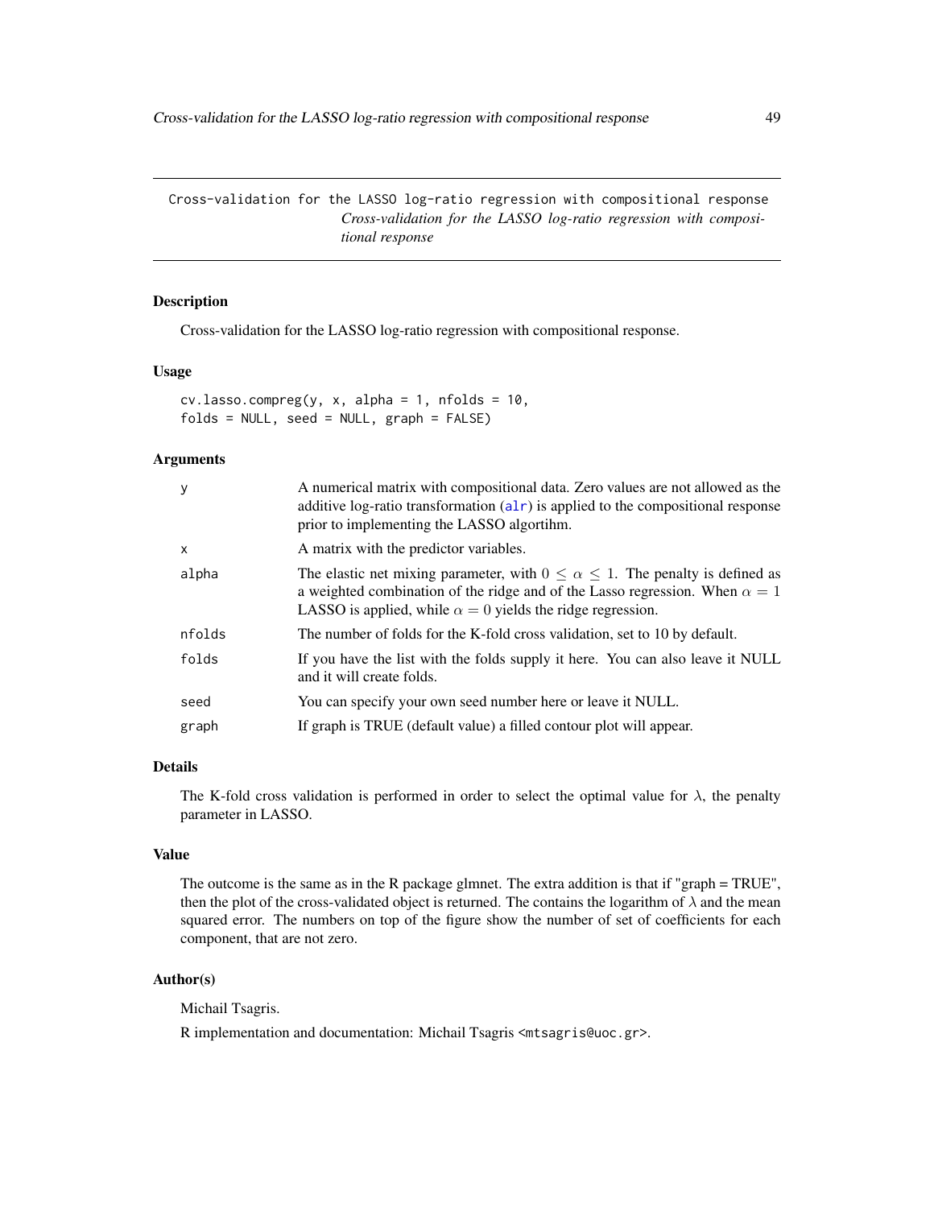## Cross-validation for the LASSO log-ratio regression with compositional response

*Cross-validation for the LASSO log-ratio regression with compositional response*

### Description

Cross-validation for the LASSO log-ratio regression with compositional response.

### Usage

```
cv.lasso.compreg(y, x, alpha = 1, nfolds = 10,
folds = NULL, seed = NULL, graph = FALSE)
```

### Arguments

| | |
|---|---|
| y | A numerical matrix with compositional data. Zero values are not allowed as the additive log-ratio transformation (alr) is applied to the compositional response prior to implementing the LASSO algortihm. |
| x | A matrix with the predictor variables. |
| alpha | The elastic net mixing parameter, with $0 \leq \alpha \leq 1$. The penalty is defined as a weighted combination of the ridge and of the Lasso regression. When $\alpha = 1$ LASSO is applied, while $\alpha = 0$ yields the ridge regression. |
| nfolds | The number of folds for the K-fold cross validation, set to 10 by default. |
| folds | If you have the list with the folds supply it here. You can also leave it NULL and it will create folds. |
| seed | You can specify your own seed number here or leave it NULL. |
| graph | If graph is TRUE (default value) a filled contour plot will appear. |

### Details

The K-fold cross validation is performed in order to select the optimal value for $\lambda$, the penalty parameter in LASSO.

### Value

The outcome is the same as in the R package glmnet. The extra addition is that if "graph = TRUE", then the plot of the cross-validated object is returned. The contains the logarithm of $\lambda$ and the mean squared error. The numbers on top of the figure show the number of set of coefficients for each component, that are not zero.

### Author(s)

Michail Tsagris.

R implementation and documentation: Michail Tsagris <mtsagris@uoc.gr>.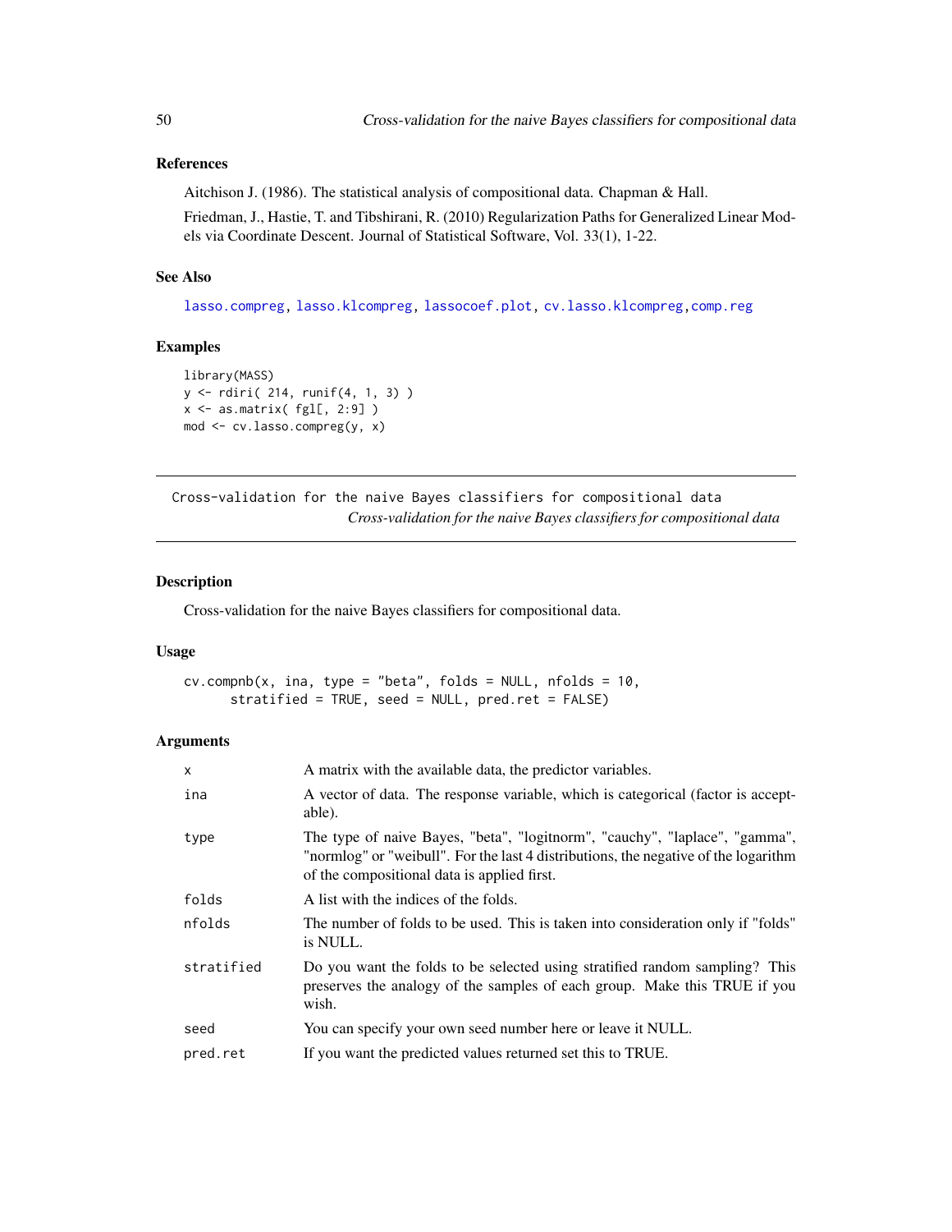### References

Aitchison J. (1986). The statistical analysis of compositional data. Chapman & Hall.

Friedman, J., Hastie, T. and Tibshirani, R. (2010) Regularization Paths for Generalized Linear Models via Coordinate Descent. Journal of Statistical Software, Vol. 33(1), 1-22.

### See Also

lasso.compreg, lasso.klcompreg, lassocoef.plot, cv.lasso.klcompreg, comp.reg

### Examples

```
library(MASS)
y <- rdiri( 214, runif(4, 1, 3) )
x <- as.matrix( fgl[, 2:9] )
mod <- cv.lasso.compreg(y, x)
```

---

## Cross-validation for the naive Bayes classifiers for compositional data

*Cross-validation for the naive Bayes classifiers for compositional data*

### Description

Cross-validation for the naive Bayes classifiers for compositional data.

### Usage

```
cv.compnb(x, ina, type = "beta", folds = NULL, nfolds = 10,
      stratified = TRUE, seed = NULL, pred.ret = FALSE)
```

### Arguments

| | |
|---|---|
| x | A matrix with the available data, the predictor variables. |
| ina | A vector of data. The response variable, which is categorical (factor is acceptable). |
| type | The type of naive Bayes, "beta", "logitnorm", "cauchy", "laplace", "gamma", "normlog" or "weibull". For the last 4 distributions, the negative of the logarithm of the compositional data is applied first. |
| folds | A list with the indices of the folds. |
| nfolds | The number of folds to be used. This is taken into consideration only if "folds" is NULL. |
| stratified | Do you want the folds to be selected using stratified random sampling? This preserves the analogy of the samples of each group. Make this TRUE if you wish. |
| seed | You can specify your own seed number here or leave it NULL. |
| pred.ret | If you want the predicted values returned set this to TRUE. |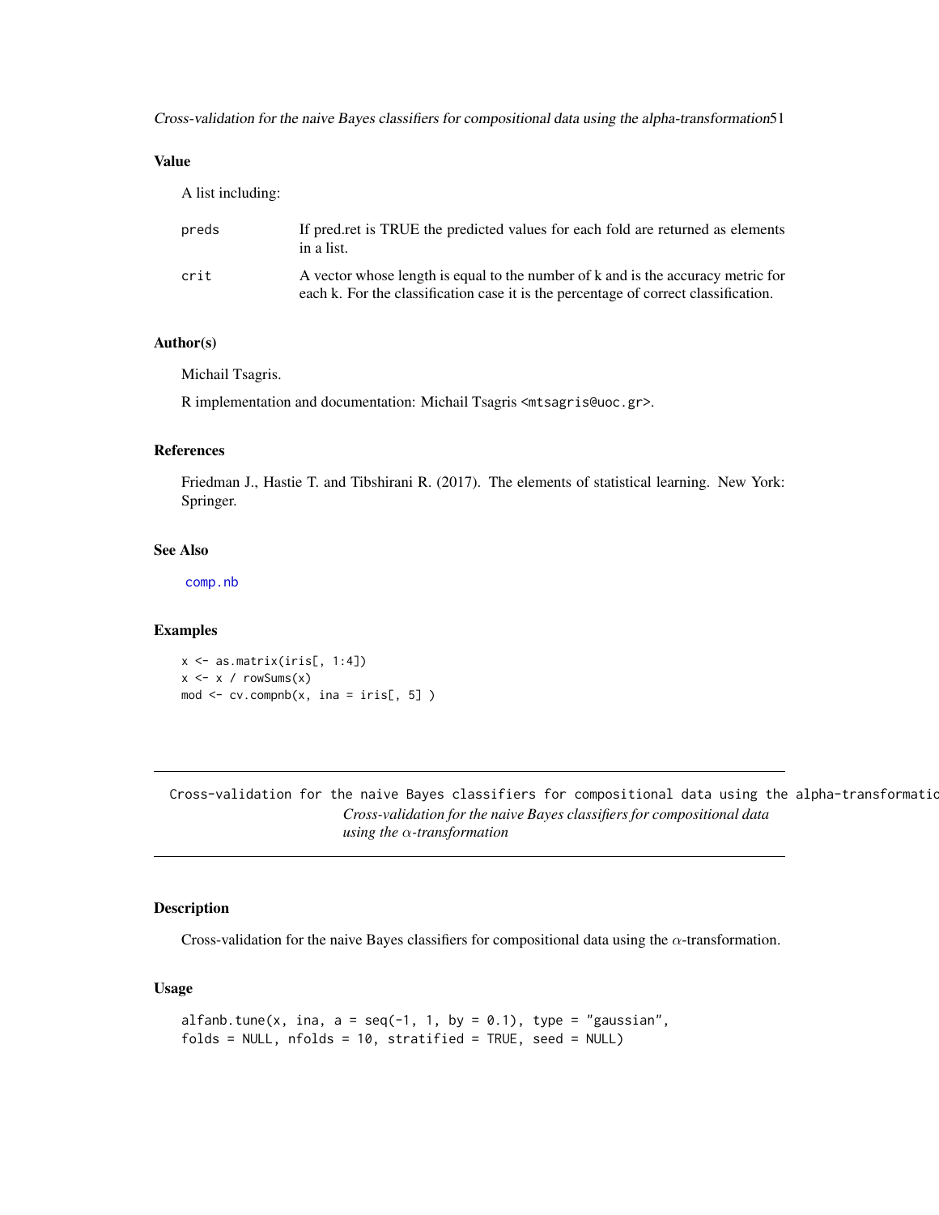## Value

A list including:

- **preds**: If pred.ret is TRUE the predicted values for each fold are returned as elements in a list.
- **crit**: A vector whose length is equal to the number of k and is the accuracy metric for each k. For the classification case it is the percentage of correct classification.

## Author(s)

Michail Tsagris.

R implementation and documentation: Michail Tsagris <mtsagris@uoc.gr>.

## References

Friedman J., Hastie T. and Tibshirani R. (2017). The elements of statistical learning. New York: Springer.

## See Also

comp.nb

## Examples

```
x <- as.matrix(iris[, 1:4])
x <- x / rowSums(x)
mod <- cv.compnb(x, ina = iris[, 5] )
```

---

# Cross-validation for the naive Bayes classifiers for compositional data using the alpha-transformation

*Cross-validation for the naive Bayes classifiers for compositional data using the $\alpha$-transformation*

## Description

Cross-validation for the naive Bayes classifiers for compositional data using the $\alpha$-transformation.

## Usage

```
alfanb.tune(x, ina, a = seq(-1, 1, by = 0.1), type = "gaussian",
folds = NULL, nfolds = 10, stratified = TRUE, seed = NULL)
```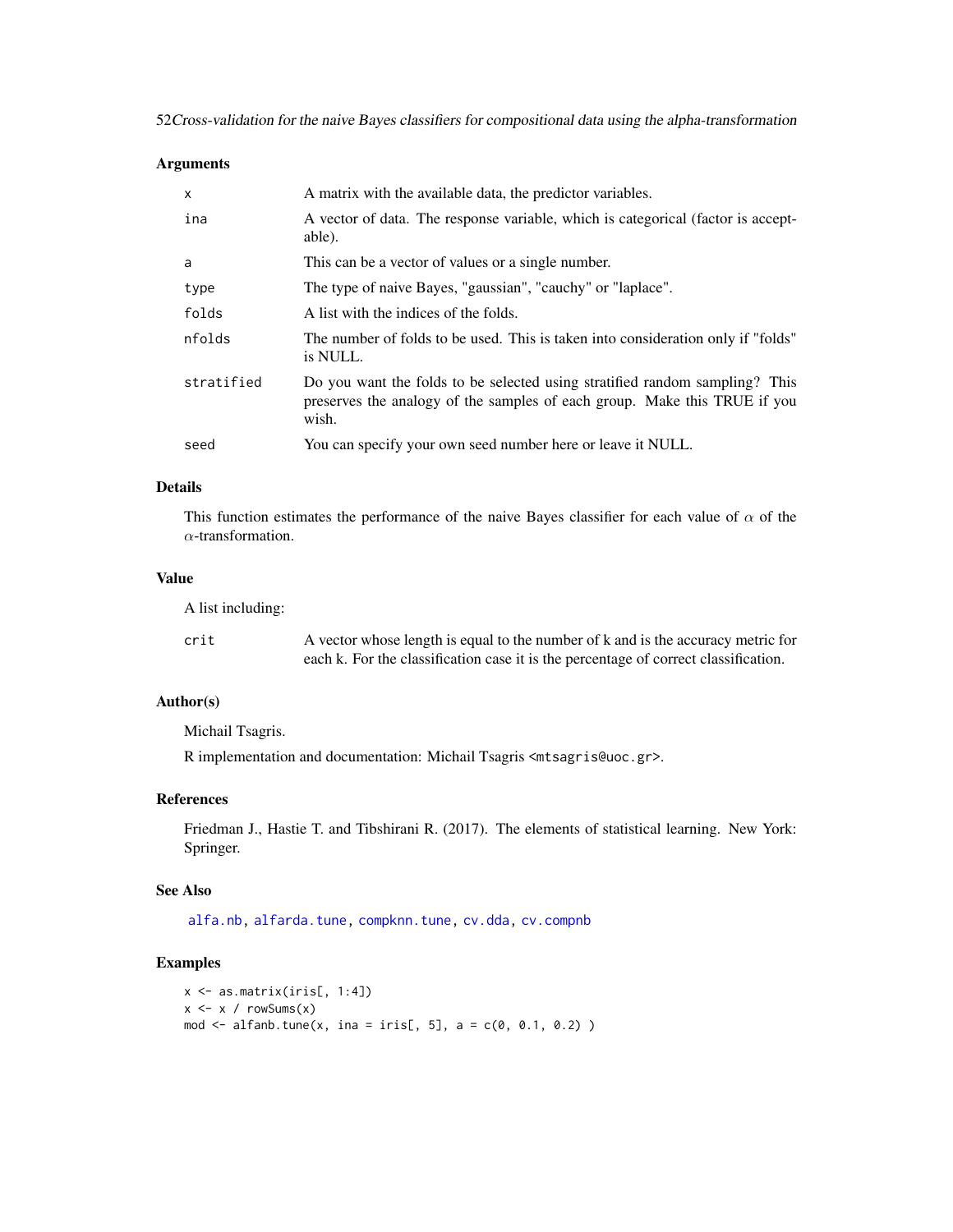### Arguments

| | |
|---|---|
| x | A matrix with the available data, the predictor variables. |
| ina | A vector of data. The response variable, which is categorical (factor is acceptable). |
| a | This can be a vector of values or a single number. |
| type | The type of naive Bayes, "gaussian", "cauchy" or "laplace". |
| folds | A list with the indices of the folds. |
| nfolds | The number of folds to be used. This is taken into consideration only if "folds" is NULL. |
| stratified | Do you want the folds to be selected using stratified random sampling? This preserves the analogy of the samples of each group. Make this TRUE if you wish. |
| seed | You can specify your own seed number here or leave it NULL. |

### Details

This function estimates the performance of the naive Bayes classifier for each value of $\alpha$ of the $\alpha$-transformation.

### Value

A list including:

| | |
|---|---|
| crit | A vector whose length is equal to the number of k and is the accuracy metric for each k. For the classification case it is the percentage of correct classification. |

### Author(s)

Michail Tsagris.

R implementation and documentation: Michail Tsagris <mtsagris@uoc.gr>.

### References

Friedman J., Hastie T. and Tibshirani R. (2017). The elements of statistical learning. New York: Springer.

### See Also

alfa.nb, alfarda.tune, compknn.tune, cv.dda, cv.compnb

### Examples

```
x <- as.matrix(iris[, 1:4])
x <- x / rowSums(x)
mod <- alfanb.tune(x, ina = iris[, 5], a = c(0, 0.1, 0.2) )
```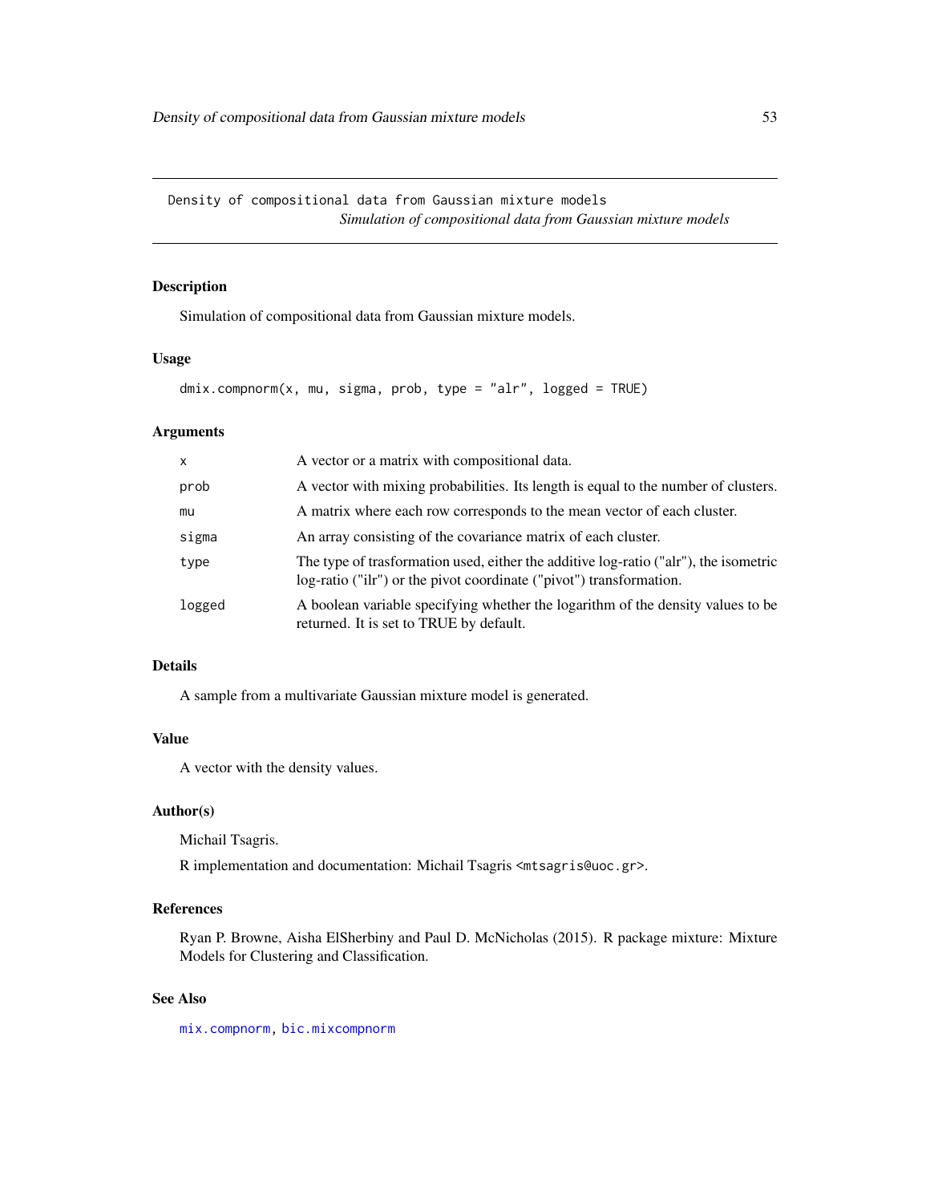Density of compositional data from Gaussian mixture models

*Simulation of compositional data from Gaussian mixture models*

## Description

Simulation of compositional data from Gaussian mixture models.

## Usage

```
dmix.compnorm(x, mu, sigma, prob, type = "alr", logged = TRUE)
```

## Arguments

| | |
|---|---|
| x | A vector or a matrix with compositional data. |
| prob | A vector with mixing probabilities. Its length is equal to the number of clusters. |
| mu | A matrix where each row corresponds to the mean vector of each cluster. |
| sigma | An array consisting of the covariance matrix of each cluster. |
| type | The type of trasformation used, either the additive log-ratio ("alr"), the isometric log-ratio ("ilr") or the pivot coordinate ("pivot") transformation. |
| logged | A boolean variable specifying whether the logarithm of the density values to be returned. It is set to TRUE by default. |

## Details

A sample from a multivariate Gaussian mixture model is generated.

## Value

A vector with the density values.

## Author(s)

Michail Tsagris.

R implementation and documentation: Michail Tsagris <mtsagris@uoc.gr>.

## References

Ryan P. Browne, Aisha ElSherbiny and Paul D. McNicholas (2015). R package mixture: Mixture Models for Clustering and Classification.

## See Also

mix.compnorm, bic.mixcompnorm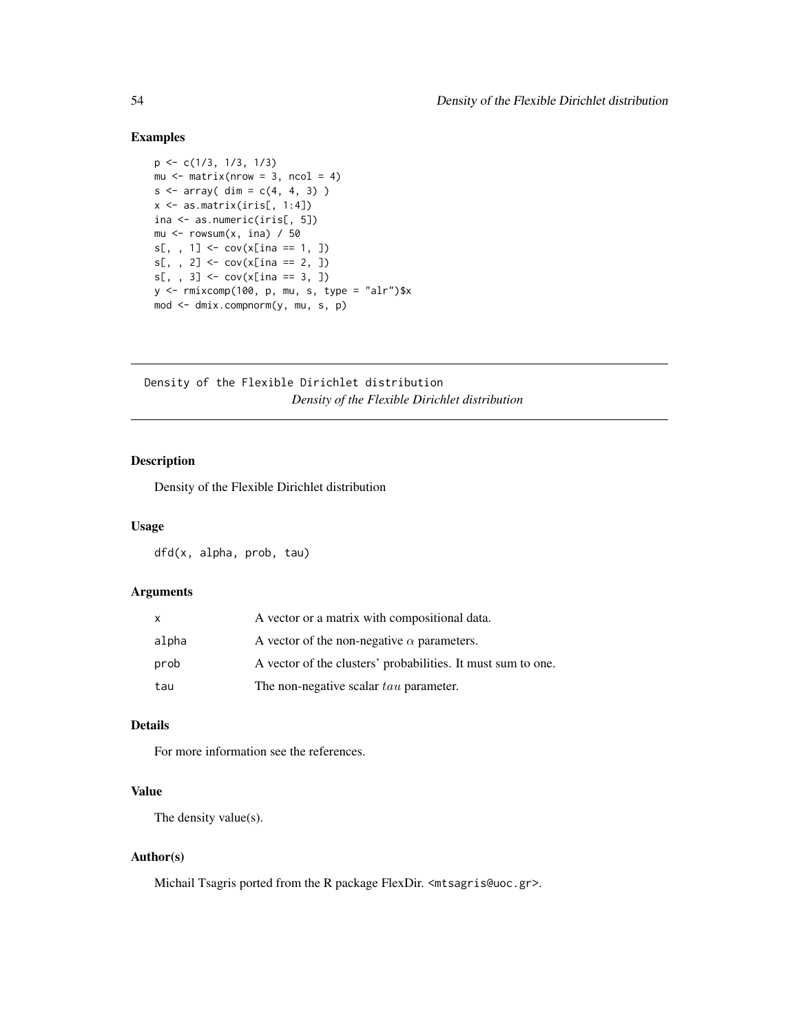## Examples

```
p <- c(1/3, 1/3, 1/3)
mu <- matrix(nrow = 3, ncol = 4)
s <- array( dim = c(4, 4, 3) )
x <- as.matrix(iris[, 1:4])
ina <- as.numeric(iris[, 5])
mu <- rowsum(x, ina) / 50
s[, , 1] <- cov(x[ina == 1, ])
s[, , 2] <- cov(x[ina == 2, ])
s[, , 3] <- cov(x[ina == 3, ])
y <- rmixcomp(100, p, mu, s, type = "alr")$x
mod <- dmix.compnorm(y, mu, s, p)
```

---

# Density of the Flexible Dirichlet distribution

*Density of the Flexible Dirichlet distribution*

---

## Description

Density of the Flexible Dirichlet distribution

## Usage

```
dfd(x, alpha, prob, tau)
```

## Arguments

| | |
|---|---|
| x | A vector or a matrix with compositional data. |
| alpha | A vector of the non-negative $\alpha$ parameters. |
| prob | A vector of the clusters' probabilities. It must sum to one. |
| tau | The non-negative scalar $tau$ parameter. |

## Details

For more information see the references.

## Value

The density value(s).

## Author(s)

Michail Tsagris ported from the R package FlexDir. <mtsagris@uoc.gr>.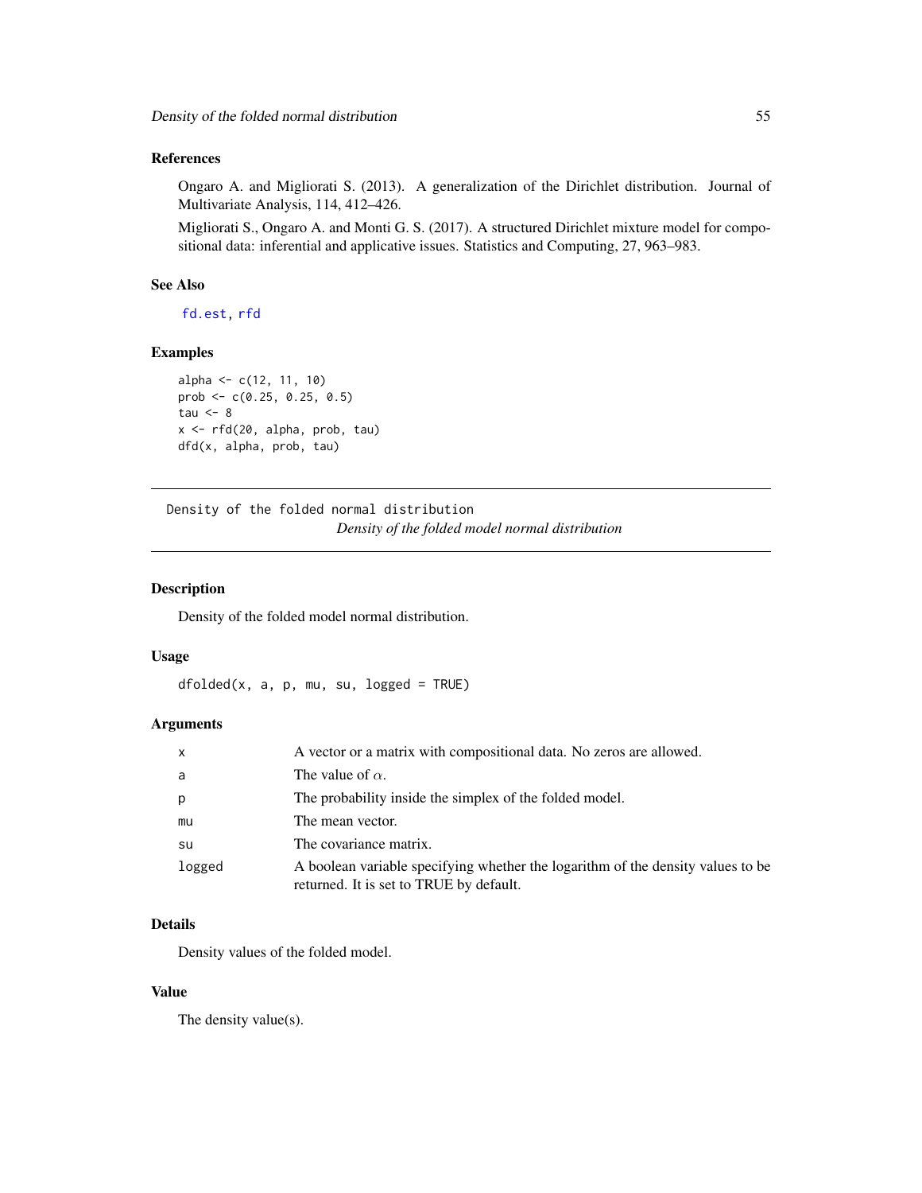### References

Ongaro A. and Migliorati S. (2013). A generalization of the Dirichlet distribution. Journal of Multivariate Analysis, 114, 412–426.

Migliorati S., Ongaro A. and Monti G. S. (2017). A structured Dirichlet mixture model for compositional data: inferential and applicative issues. Statistics and Computing, 27, 963–983.

### See Also

fd.est, rfd

### Examples

```
alpha <- c(12, 11, 10)
prob <- c(0.25, 0.25, 0.5)
tau <- 8
x <- rfd(20, alpha, prob, tau)
dfd(x, alpha, prob, tau)
```

---

## Density of the folded normal distribution

*Density of the folded model normal distribution*

---

### Description

Density of the folded model normal distribution.

### Usage

```
dfolded(x, a, p, mu, su, logged = TRUE)
```

### Arguments

| | |
|---|---|
| x | A vector or a matrix with compositional data. No zeros are allowed. |
| a | The value of $\alpha$. |
| p | The probability inside the simplex of the folded model. |
| mu | The mean vector. |
| su | The covariance matrix. |
| logged | A boolean variable specifying whether the logarithm of the density values to be returned. It is set to TRUE by default. |

### Details

Density values of the folded model.

### Value

The density value(s).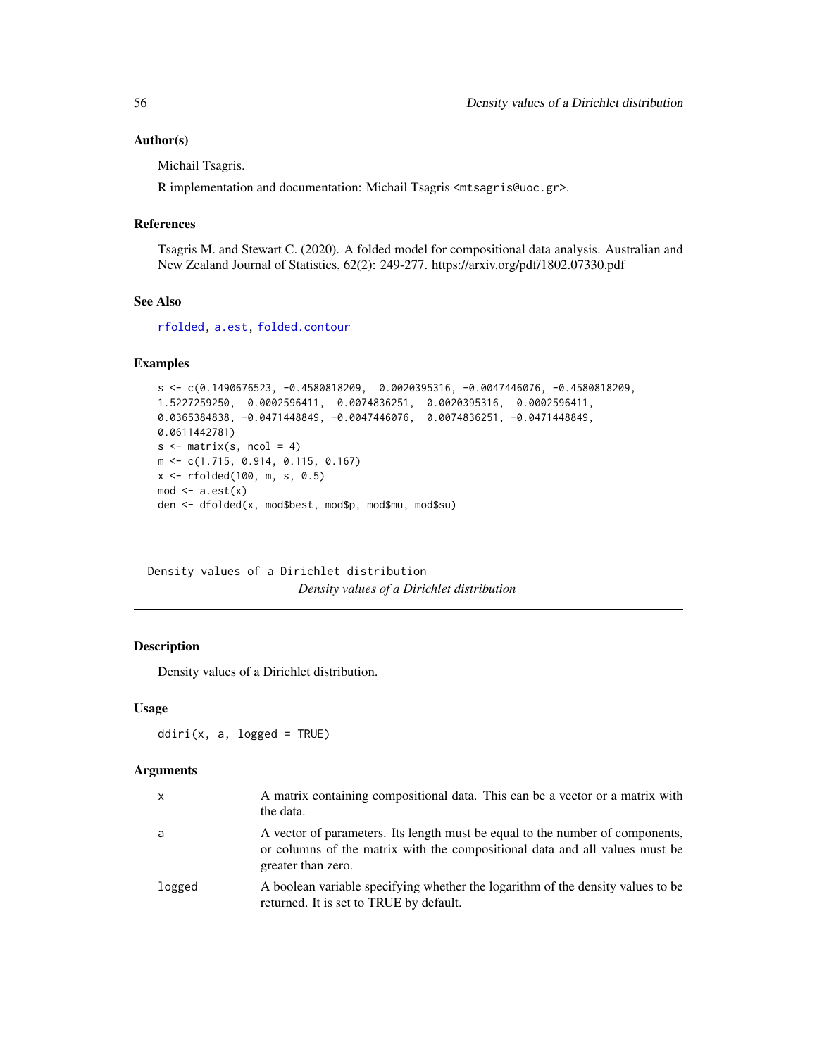### Author(s)

Michail Tsagris.

R implementation and documentation: Michail Tsagris <mtsagris@uoc.gr>.

### References

Tsagris M. and Stewart C. (2020). A folded model for compositional data analysis. Australian and New Zealand Journal of Statistics, 62(2): 249-277. https://arxiv.org/pdf/1802.07330.pdf

### See Also

rfolded, a.est, folded.contour

### Examples

```
s <- c(0.1490676523, -0.4580818209,  0.0020395316, -0.0047446076, -0.4580818209,
1.5227259250,  0.0002596411,  0.0074836251,  0.0020395316,  0.0002596411,
0.0365384838, -0.0471448849, -0.0047446076,  0.0074836251, -0.0471448849,
0.0611442781)
s <- matrix(s, ncol = 4)
m <- c(1.715, 0.914, 0.115, 0.167)
x <- rfolded(100, m, s, 0.5)
mod <- a.est(x)
den <- dfolded(x, mod$best, mod$p, mod$mu, mod$su)
```

---

## Density values of a Dirichlet distribution

*Density values of a Dirichlet distribution*

### Description

Density values of a Dirichlet distribution.

### Usage

```
ddiri(x, a, logged = TRUE)
```

### Arguments

| | |
|---|---|
| x | A matrix containing compositional data. This can be a vector or a matrix with the data. |
| a | A vector of parameters. Its length must be equal to the number of components, or columns of the matrix with the compositional data and all values must be greater than zero. |
| logged | A boolean variable specifying whether the logarithm of the density values to be returned. It is set to TRUE by default. |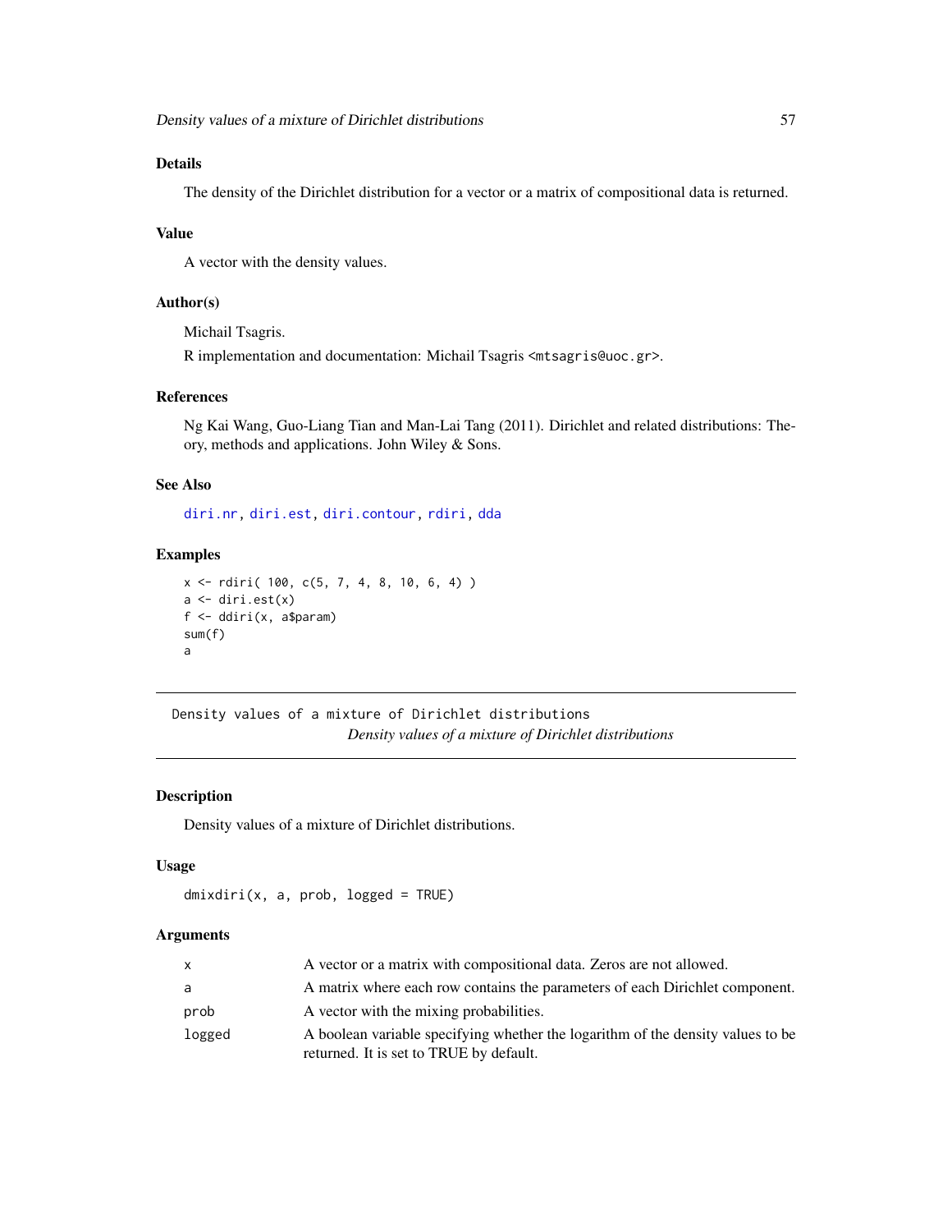### Details

The density of the Dirichlet distribution for a vector or a matrix of compositional data is returned.

### Value

A vector with the density values.

### Author(s)

Michail Tsagris.

R implementation and documentation: Michail Tsagris <mtsagris@uoc.gr>.

### References

Ng Kai Wang, Guo-Liang Tian and Man-Lai Tang (2011). Dirichlet and related distributions: Theory, methods and applications. John Wiley & Sons.

### See Also

diri.nr, diri.est, diri.contour, rdiri, dda

### Examples

```
x <- rdiri( 100, c(5, 7, 4, 8, 10, 6, 4) )
a <- diri.est(x)
f <- ddiri(x, a$param)
sum(f)
a
```

---

## Density values of a mixture of Dirichlet distributions

*Density values of a mixture of Dirichlet distributions*

---

### Description

Density values of a mixture of Dirichlet distributions.

### Usage

```
dmixdiri(x, a, prob, logged = TRUE)
```

### Arguments

| | |
|---|---|
| x | A vector or a matrix with compositional data. Zeros are not allowed. |
| a | A matrix where each row contains the parameters of each Dirichlet component. |
| prob | A vector with the mixing probabilities. |
| logged | A boolean variable specifying whether the logarithm of the density values to be returned. It is set to TRUE by default. |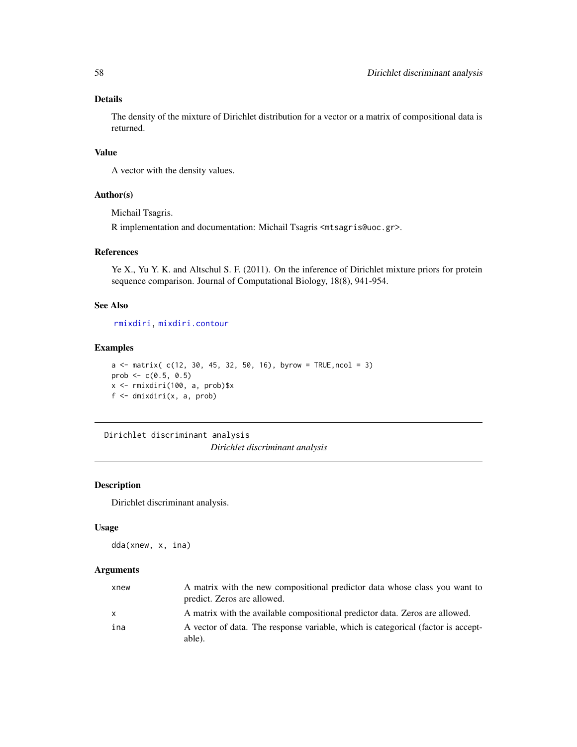### Details

The density of the mixture of Dirichlet distribution for a vector or a matrix of compositional data is returned.

### Value

A vector with the density values.

### Author(s)

Michail Tsagris.

R implementation and documentation: Michail Tsagris <mtsagris@uoc.gr>.

### References

Ye X., Yu Y. K. and Altschul S. F. (2011). On the inference of Dirichlet mixture priors for protein sequence comparison. Journal of Computational Biology, 18(8), 941-954.

### See Also

rmixdiri, mixdiri.contour

### Examples

```
a <- matrix( c(12, 30, 45, 32, 50, 16), byrow = TRUE,ncol = 3)
prob <- c(0.5, 0.5)
x <- rmixdiri(100, a, prob)$x
f <- dmixdiri(x, a, prob)
```

---

## Dirichlet discriminant analysis

*Dirichlet discriminant analysis*

---

### Description

Dirichlet discriminant analysis.

### Usage

```
dda(xnew, x, ina)
```

### Arguments

| | |
|---|---|
| xnew | A matrix with the new compositional predictor data whose class you want to predict. Zeros are allowed. |
| x | A matrix with the available compositional predictor data. Zeros are allowed. |
| ina | A vector of data. The response variable, which is categorical (factor is acceptable). |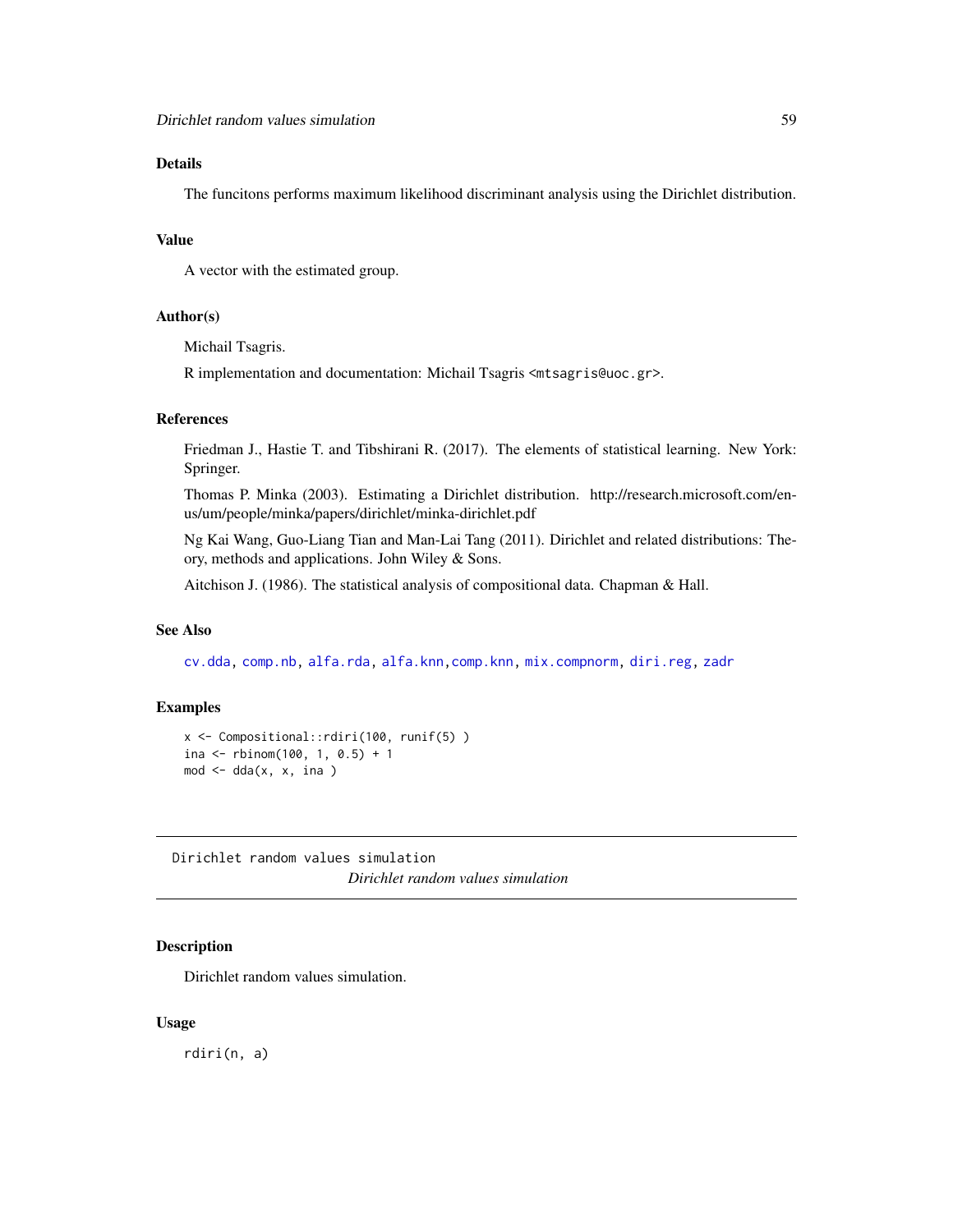### Details

The funcitons performs maximum likelihood discriminant analysis using the Dirichlet distribution.

### Value

A vector with the estimated group.

### Author(s)

Michail Tsagris.

R implementation and documentation: Michail Tsagris <mtsagris@uoc.gr>.

### References

Friedman J., Hastie T. and Tibshirani R. (2017). The elements of statistical learning. New York: Springer.

Thomas P. Minka (2003). Estimating a Dirichlet distribution. http://research.microsoft.com/en-us/um/people/minka/papers/dirichlet/minka-dirichlet.pdf

Ng Kai Wang, Guo-Liang Tian and Man-Lai Tang (2011). Dirichlet and related distributions: Theory, methods and applications. John Wiley & Sons.

Aitchison J. (1986). The statistical analysis of compositional data. Chapman & Hall.

### See Also

cv.dda, comp.nb, alfa.rda, alfa.knn, comp.knn, mix.compnorm, diri.reg, zadr

### Examples

```
x <- Compositional::rdiri(100, runif(5) )
ina <- rbinom(100, 1, 0.5) + 1
mod <- dda(x, x, ina )
```

---

## Dirichlet random values simulation

*Dirichlet random values simulation*

### Description

Dirichlet random values simulation.

### Usage

```
rdiri(n, a)
```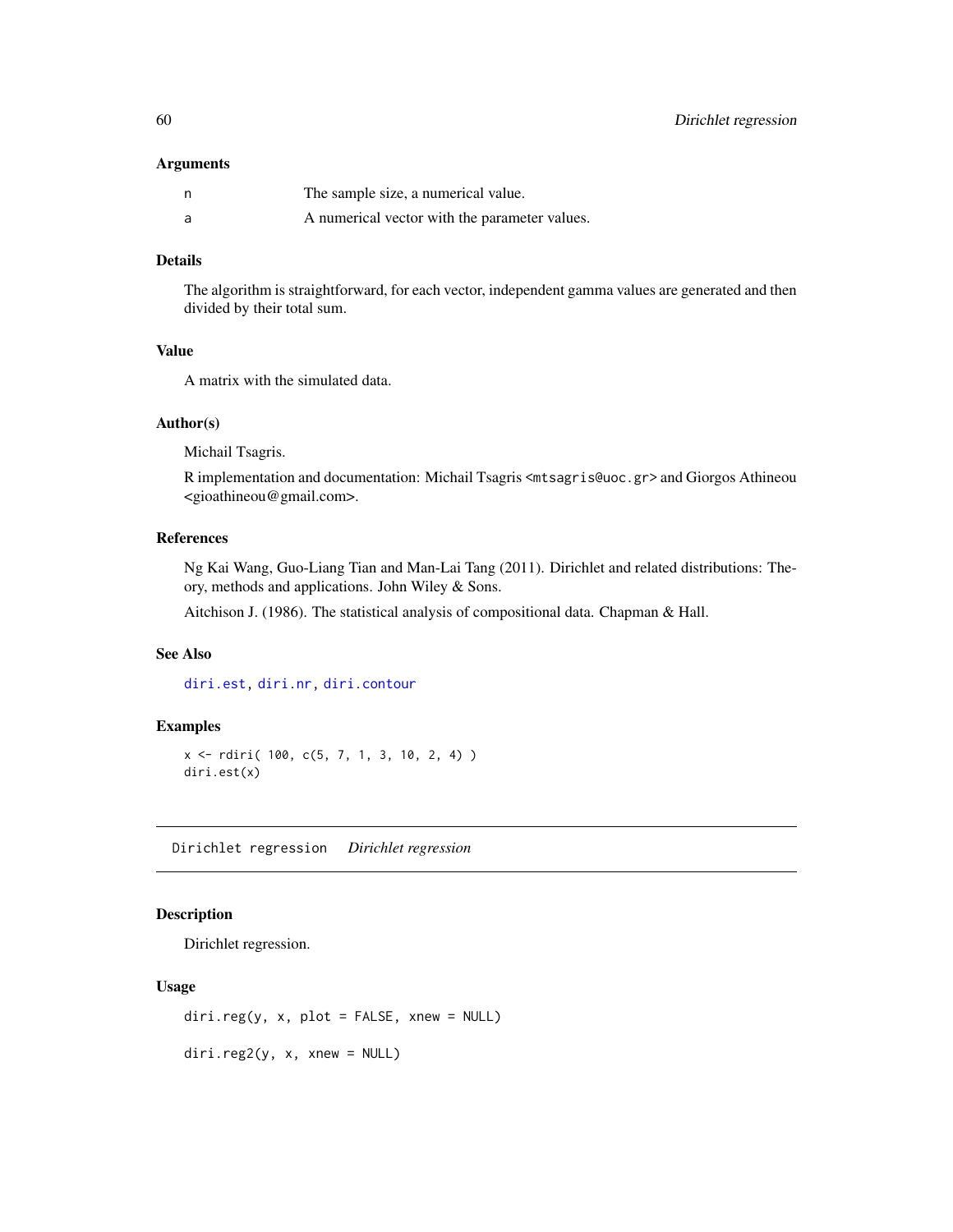### Arguments

| | |
|---|---|
| n | The sample size, a numerical value. |
| a | A numerical vector with the parameter values. |

### Details

The algorithm is straightforward, for each vector, independent gamma values are generated and then divided by their total sum.

### Value

A matrix with the simulated data.

### Author(s)

Michail Tsagris.

R implementation and documentation: Michail Tsagris <mtsagris@uoc.gr> and Giorgos Athineou <gioathineou@gmail.com>.

### References

Ng Kai Wang, Guo-Liang Tian and Man-Lai Tang (2011). Dirichlet and related distributions: Theory, methods and applications. John Wiley & Sons.

Aitchison J. (1986). The statistical analysis of compositional data. Chapman & Hall.

### See Also

diri.est, diri.nr, diri.contour

### Examples

```
x <- rdiri( 100, c(5, 7, 1, 3, 10, 2, 4) )
diri.est(x)
```

---

## Dirichlet regression    *Dirichlet regression*

---

### Description

Dirichlet regression.

### Usage

```
diri.reg(y, x, plot = FALSE, xnew = NULL)

diri.reg2(y, x, xnew = NULL)
```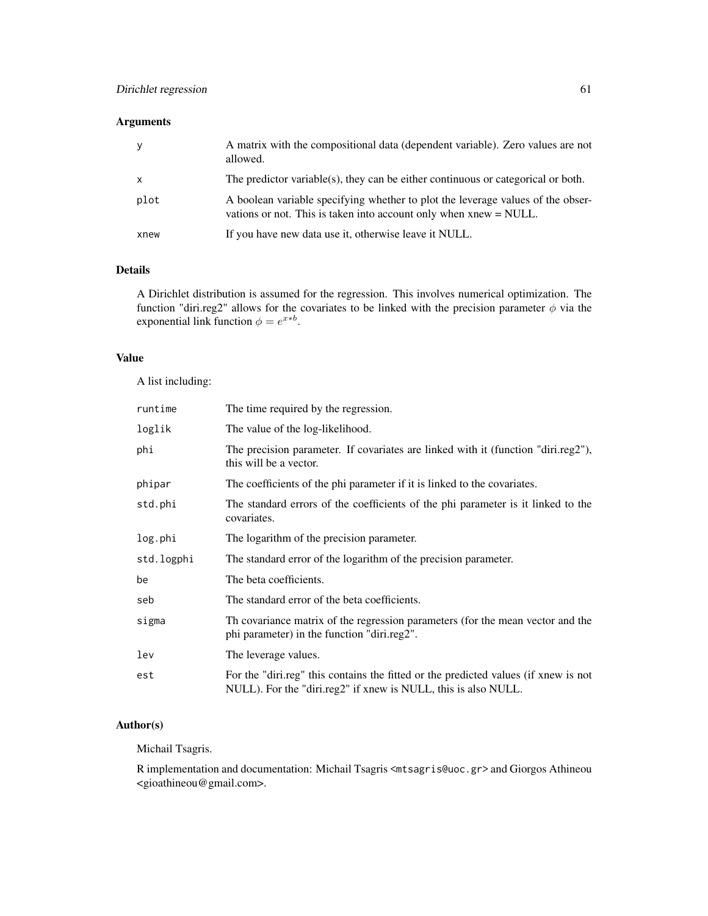## Arguments

| | |
|---|---|
| y | A matrix with the compositional data (dependent variable). Zero values are not allowed. |
| x | The predictor variable(s), they can be either continuous or categorical or both. |
| plot | A boolean variable specifying whether to plot the leverage values of the observations or not. This is taken into account only when xnew = NULL. |
| xnew | If you have new data use it, otherwise leave it NULL. |

## Details

A Dirichlet distribution is assumed for the regression. This involves numerical optimization. The function "diri.reg2" allows for the covariates to be linked with the precision parameter $\phi$ via the exponential link function $\phi = e^{x*b}$.

## Value

A list including:

| | |
|---|---|
| runtime | The time required by the regression. |
| loglik | The value of the log-likelihood. |
| phi | The precision parameter. If covariates are linked with it (function "diri.reg2"), this will be a vector. |
| phipar | The coefficients of the phi parameter if it is linked to the covariates. |
| std.phi | The standard errors of the coefficients of the phi parameter is it linked to the covariates. |
| log.phi | The logarithm of the precision parameter. |
| std.logphi | The standard error of the logarithm of the precision parameter. |
| be | The beta coefficients. |
| seb | The standard error of the beta coefficients. |
| sigma | Th covariance matrix of the regression parameters (for the mean vector and the phi parameter) in the function "diri.reg2". |
| lev | The leverage values. |
| est | For the "diri.reg" this contains the fitted or the predicted values (if xnew is not NULL). For the "diri.reg2" if xnew is NULL, this is also NULL. |

## Author(s)

Michail Tsagris.

R implementation and documentation: Michail Tsagris <mtsagris@uoc.gr> and Giorgos Athineou <gioathineou@gmail.com>.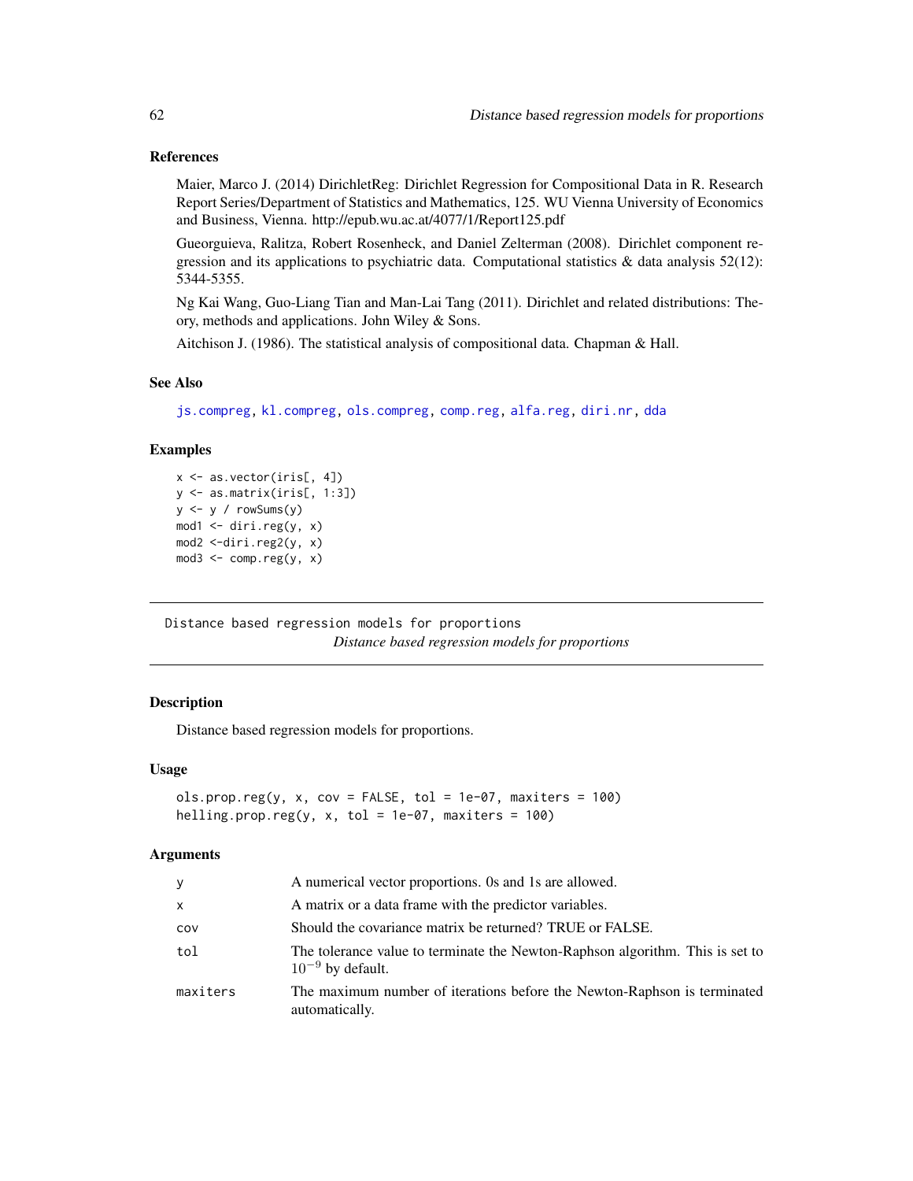### References

Maier, Marco J. (2014) DirichletReg: Dirichlet Regression for Compositional Data in R. Research Report Series/Department of Statistics and Mathematics, 125. WU Vienna University of Economics and Business, Vienna. http://epub.wu.ac.at/4077/1/Report125.pdf

Gueorguieva, Ralitza, Robert Rosenheck, and Daniel Zelterman (2008). Dirichlet component regression and its applications to psychiatric data. Computational statistics & data analysis 52(12): 5344-5355.

Ng Kai Wang, Guo-Liang Tian and Man-Lai Tang (2011). Dirichlet and related distributions: Theory, methods and applications. John Wiley & Sons.

Aitchison J. (1986). The statistical analysis of compositional data. Chapman & Hall.

### See Also

js.compreg, kl.compreg, ols.compreg, comp.reg, alfa.reg, diri.nr, dda

### Examples

```
x <- as.vector(iris[, 4])
y <- as.matrix(iris[, 1:3])
y <- y / rowSums(y)
mod1 <- diri.reg(y, x)
mod2 <-diri.reg2(y, x)
mod3 <- comp.reg(y, x)
```

---

## Distance based regression models for proportions

*Distance based regression models for proportions*

### Description

Distance based regression models for proportions.

### Usage

```
ols.prop.reg(y, x, cov = FALSE, tol = 1e-07, maxiters = 100)
helling.prop.reg(y, x, tol = 1e-07, maxiters = 100)
```

### Arguments

| | |
|---|---|
| y | A numerical vector proportions. 0s and 1s are allowed. |
| x | A matrix or a data frame with the predictor variables. |
| cov | Should the covariance matrix be returned? TRUE or FALSE. |
| tol | The tolerance value to terminate the Newton-Raphson algorithm. This is set to $10^{-9}$ by default. |
| maxiters | The maximum number of iterations before the Newton-Raphson is terminated automatically. |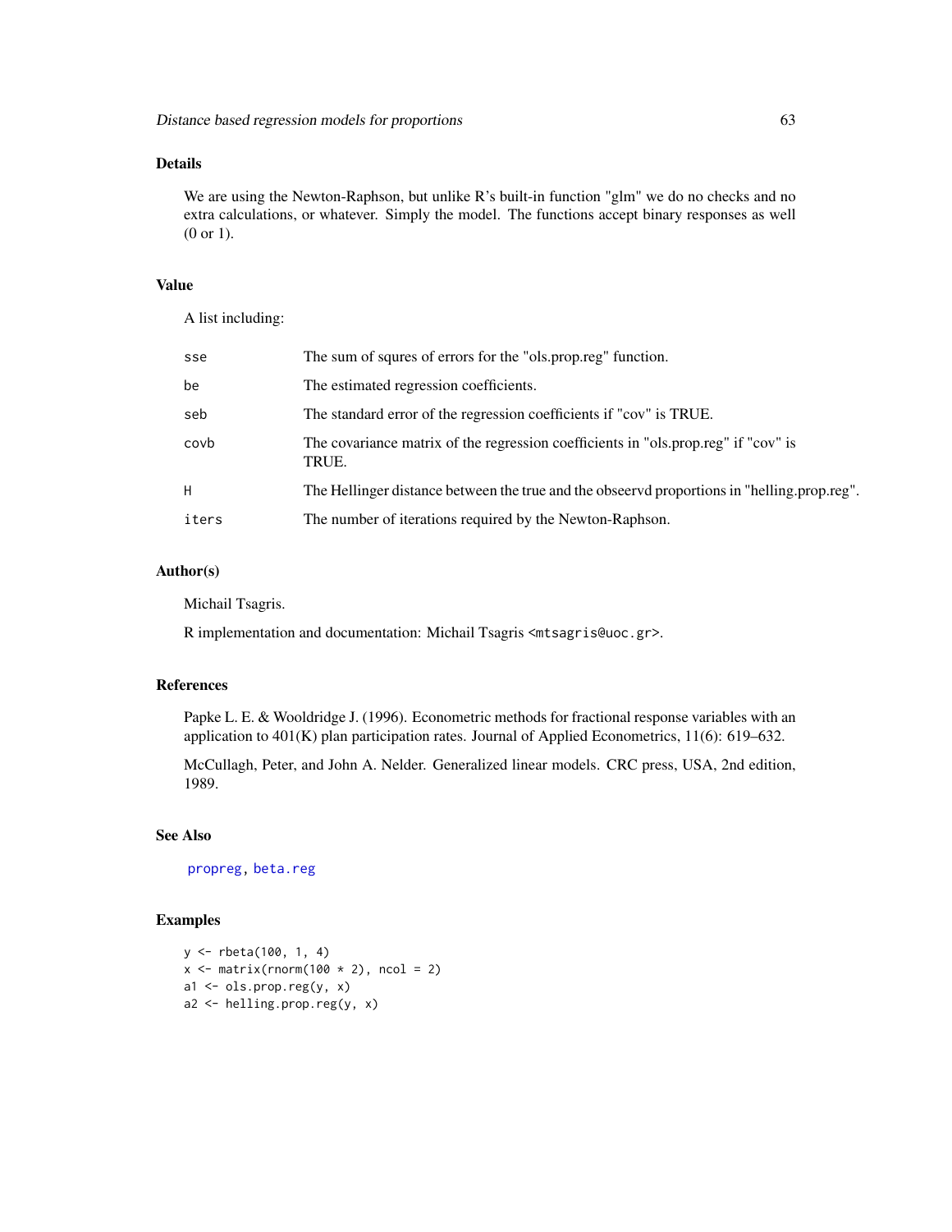## Details

We are using the Newton-Raphson, but unlike R's built-in function "glm" we do no checks and no extra calculations, or whatever. Simply the model. The functions accept binary responses as well (0 or 1).

## Value

A list including:

| | |
|---|---|
| sse | The sum of squres of errors for the "ols.prop.reg" function. |
| be | The estimated regression coefficients. |
| seb | The standard error of the regression coefficients if "cov" is TRUE. |
| covb | The covariance matrix of the regression coefficients in "ols.prop.reg" if "cov" is TRUE. |
| H | The Hellinger distance between the true and the obseervd proportions in "helling.prop.reg". |
| iters | The number of iterations required by the Newton-Raphson. |

## Author(s)

Michail Tsagris.

R implementation and documentation: Michail Tsagris <mtsagris@uoc.gr>.

## References

Papke L. E. & Wooldridge J. (1996). Econometric methods for fractional response variables with an application to 401(K) plan participation rates. Journal of Applied Econometrics, 11(6): 619–632.

McCullagh, Peter, and John A. Nelder. Generalized linear models. CRC press, USA, 2nd edition, 1989.

## See Also

propreg, beta.reg

## Examples

```
y <- rbeta(100, 1, 4)
x <- matrix(rnorm(100 * 2), ncol = 2)
a1 <- ols.prop.reg(y, x)
a2 <- helling.prop.reg(y, x)
```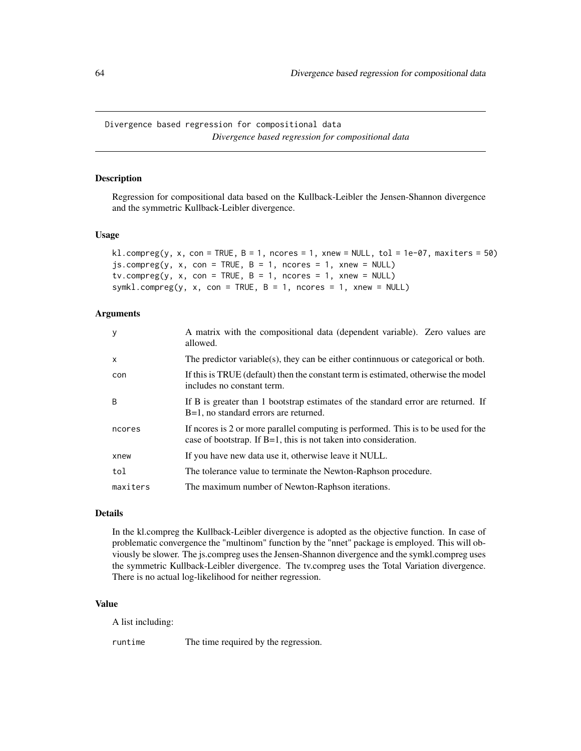Divergence based regression for compositional data

*Divergence based regression for compositional data*

### Description

Regression for compositional data based on the Kullback-Leibler the Jensen-Shannon divergence and the symmetric Kullback-Leibler divergence.

### Usage

```
kl.compreg(y, x, con = TRUE, B = 1, ncores = 1, xnew = NULL, tol = 1e-07, maxiters = 50)
js.compreg(y, x, con = TRUE, B = 1, ncores = 1, xnew = NULL)
tv.compreg(y, x, con = TRUE, B = 1, ncores = 1, xnew = NULL)
symkl.compreg(y, x, con = TRUE, B = 1, ncores = 1, xnew = NULL)
```

### Arguments

| | |
|---|---|
| y | A matrix with the compositional data (dependent variable). Zero values are allowed. |
| x | The predictor variable(s), they can be either continnuous or categorical or both. |
| con | If this is TRUE (default) then the constant term is estimated, otherwise the model includes no constant term. |
| B | If B is greater than 1 bootstrap estimates of the standard error are returned. If B=1, no standard errors are returned. |
| ncores | If ncores is 2 or more parallel computing is performed. This is to be used for the case of bootstrap. If B=1, this is not taken into consideration. |
| xnew | If you have new data use it, otherwise leave it NULL. |
| tol | The tolerance value to terminate the Newton-Raphson procedure. |
| maxiters | The maximum number of Newton-Raphson iterations. |

### Details

In the kl.compreg the Kullback-Leibler divergence is adopted as the objective function. In case of problematic convergence the "multinom" function by the "nnet" package is employed. This will obviously be slower. The js.compreg uses the Jensen-Shannon divergence and the symkl.compreg uses the symmetric Kullback-Leibler divergence. The tv.compreg uses the Total Variation divergence. There is no actual log-likelihood for neither regression.

### Value

A list including:

| | |
|---|---|
| runtime | The time required by the regression. |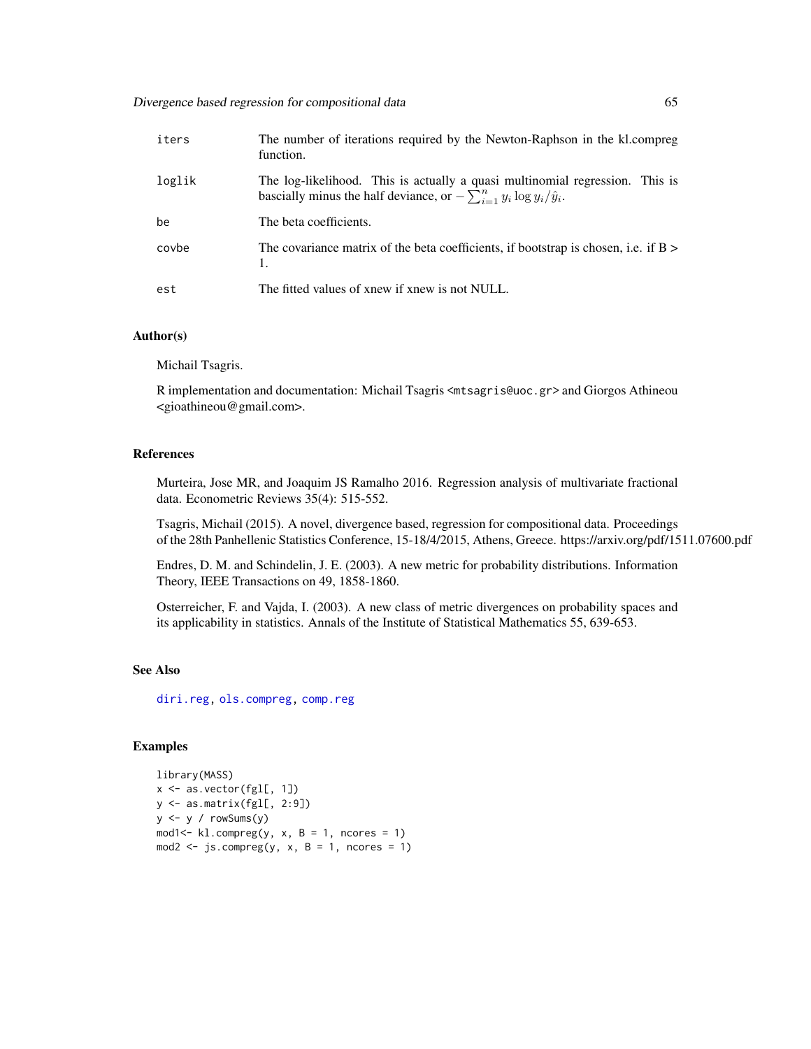| | |
|---|---|
| iters | The number of iterations required by the Newton-Raphson in the kl.compreg function. |
| loglik | The log-likelihood. This is actually a quasi multinomial regression. This is bascially minus the half deviance, or $-\sum_{i=1}^{n} y_i \log y_i/\hat{y}_i$. |
| be | The beta coefficients. |
| covbe | The covariance matrix of the beta coefficients, if bootstrap is chosen, i.e. if B > 1. |
| est | The fitted values of xnew if xnew is not NULL. |

## Author(s)

Michail Tsagris.

R implementation and documentation: Michail Tsagris <mtsagris@uoc.gr> and Giorgos Athineou <gioathineou@gmail.com>.

## References

Murteira, Jose MR, and Joaquim JS Ramalho 2016. Regression analysis of multivariate fractional data. Econometric Reviews 35(4): 515-552.

Tsagris, Michail (2015). A novel, divergence based, regression for compositional data. Proceedings of the 28th Panhellenic Statistics Conference, 15-18/4/2015, Athens, Greece. https://arxiv.org/pdf/1511.07600.pdf

Endres, D. M. and Schindelin, J. E. (2003). A new metric for probability distributions. Information Theory, IEEE Transactions on 49, 1858-1860.

Osterreicher, F. and Vajda, I. (2003). A new class of metric divergences on probability spaces and its applicability in statistics. Annals of the Institute of Statistical Mathematics 55, 639-653.

## See Also

diri.reg, ols.compreg, comp.reg

## Examples

```
library(MASS)
x <- as.vector(fgl[, 1])
y <- as.matrix(fgl[, 2:9])
y <- y / rowSums(y)
mod1<- kl.compreg(y, x, B = 1, ncores = 1)
mod2 <- js.compreg(y, x, B = 1, ncores = 1)
```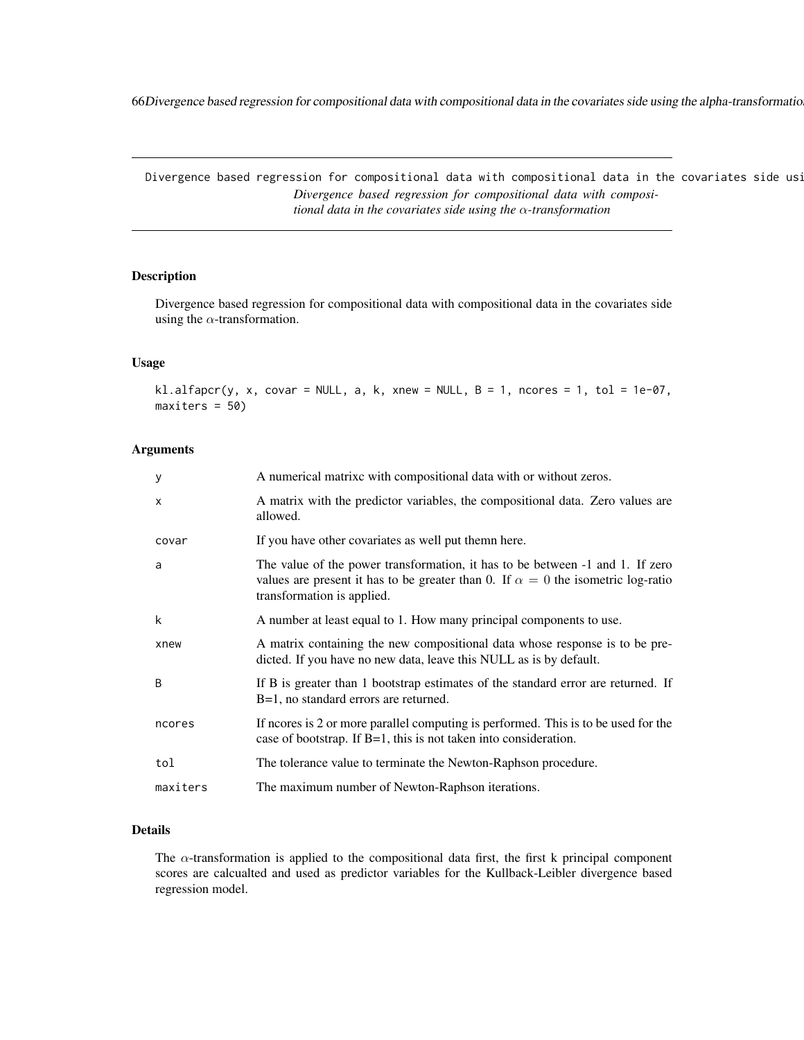Divergence based regression for compositional data with compositional data in the covariates side usi

*Divergence based regression for compositional data with compositional data in the covariates side using the $\alpha$-transformation*

## Description

Divergence based regression for compositional data with compositional data in the covariates side using the $\alpha$-transformation.

## Usage

```
kl.alfapcr(y, x, covar = NULL, a, k, xnew = NULL, B = 1, ncores = 1, tol = 1e-07,
maxiters = 50)
```

## Arguments

| | |
|---|---|
| y | A numerical matrixc with compositional data with or without zeros. |
| x | A matrix with the predictor variables, the compositional data. Zero values are allowed. |
| covar | If you have other covariates as well put themn here. |
| a | The value of the power transformation, it has to be between -1 and 1. If zero values are present it has to be greater than 0. If $\alpha = 0$ the isometric log-ratio transformation is applied. |
| k | A number at least equal to 1. How many principal components to use. |
| xnew | A matrix containing the new compositional data whose response is to be predicted. If you have no new data, leave this NULL as is by default. |
| B | If B is greater than 1 bootstrap estimates of the standard error are returned. If B=1, no standard errors are returned. |
| ncores | If ncores is 2 or more parallel computing is performed. This is to be used for the case of bootstrap. If B=1, this is not taken into consideration. |
| tol | The tolerance value to terminate the Newton-Raphson procedure. |
| maxiters | The maximum number of Newton-Raphson iterations. |

## Details

The $\alpha$-transformation is applied to the compositional data first, the first k principal component scores are calcualted and used as predictor variables for the Kullback-Leibler divergence based regression model.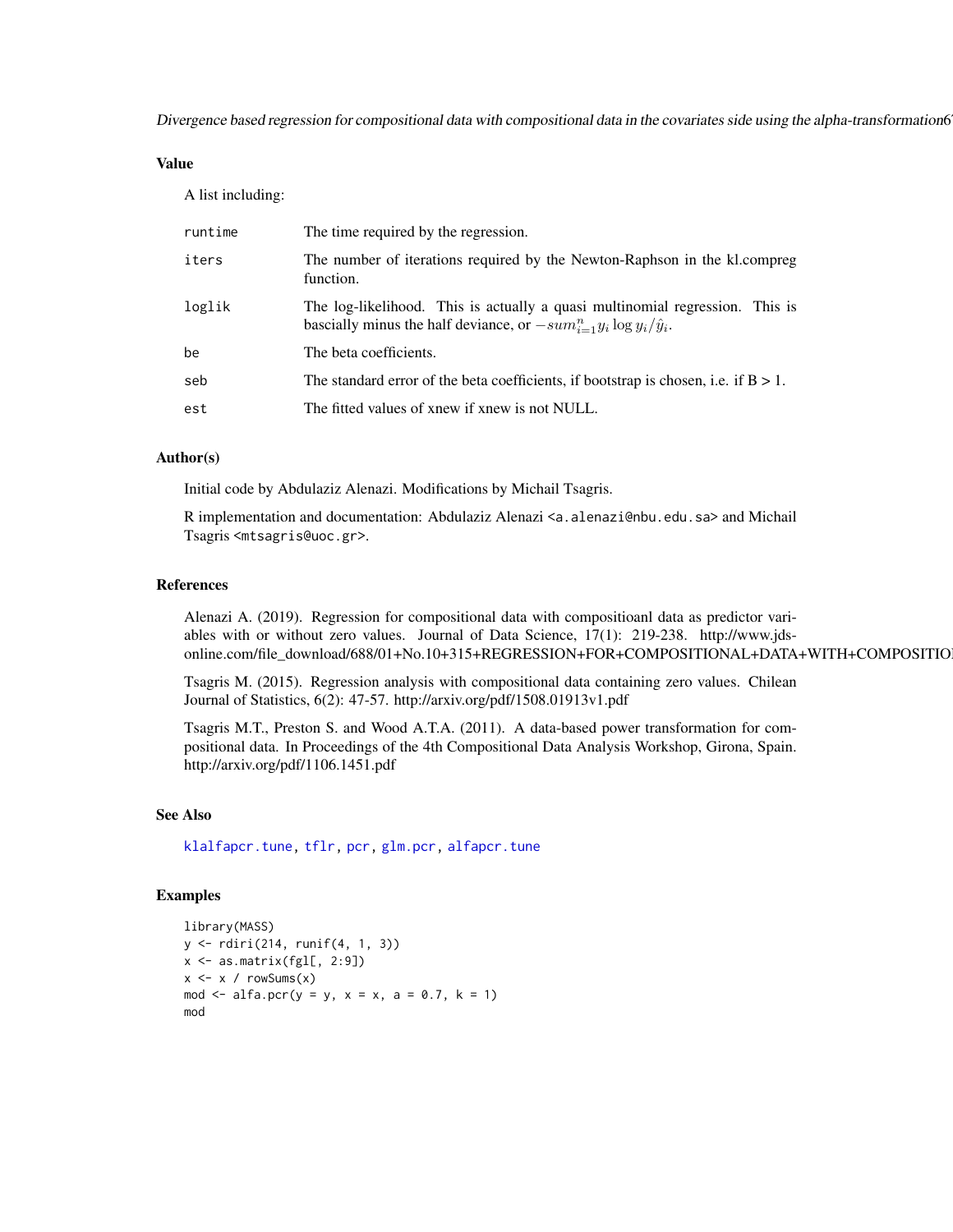## Value

A list including:

| | |
|---|---|
| runtime | The time required by the regression. |
| iters | The number of iterations required by the Newton-Raphson in the kl.compreg function. |
| loglik | The log-likelihood. This is actually a quasi multinomial regression. This is bascially minus the half deviance, or $-sum_{i=1}^n y_i \log y_i/\hat{y}_i$. |
| be | The beta coefficients. |
| seb | The standard error of the beta coefficients, if bootstrap is chosen, i.e. if B > 1. |
| est | The fitted values of xnew if xnew is not NULL. |

## Author(s)

Initial code by Abdulaziz Alenazi. Modifications by Michail Tsagris.

R implementation and documentation: Abdulaziz Alenazi <a.alenazi@nbu.edu.sa> and Michail Tsagris <mtsagris@uoc.gr>.

## References

Alenazi A. (2019). Regression for compositional data with compositioanl data as predictor variables with or without zero values. Journal of Data Science, 17(1): 219-238. http://www.jds-online.com/file_download/688/01+No.10+315+REGRESSION+FOR+COMPOSITIONAL+DATA+WITH+COMPOSITIO

Tsagris M. (2015). Regression analysis with compositional data containing zero values. Chilean Journal of Statistics, 6(2): 47-57. http://arxiv.org/pdf/1508.01913v1.pdf

Tsagris M.T., Preston S. and Wood A.T.A. (2011). A data-based power transformation for compositional data. In Proceedings of the 4th Compositional Data Analysis Workshop, Girona, Spain. http://arxiv.org/pdf/1106.1451.pdf

## See Also

klalfapcr.tune, tflr, pcr, glm.pcr, alfapcr.tune

## Examples

```
library(MASS)
y <- rdiri(214, runif(4, 1, 3))
x <- as.matrix(fgl[, 2:9])
x <- x / rowSums(x)
mod <- alfa.pcr(y = y, x = x, a = 0.7, k = 1)
mod
```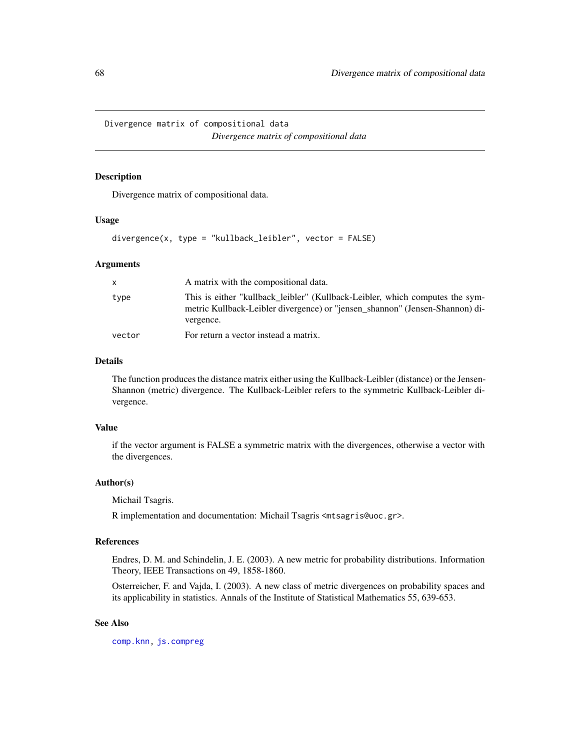# Divergence matrix of compositional data

*Divergence matrix of compositional data*

## Description

Divergence matrix of compositional data.

## Usage

```
divergence(x, type = "kullback_leibler", vector = FALSE)
```

## Arguments

| | |
|---|---|
| x | A matrix with the compositional data. |
| type | This is either "kullback_leibler" (Kullback-Leibler, which computes the symmetric Kullback-Leibler divergence) or "jensen_shannon" (Jensen-Shannon) divergence. |
| vector | For return a vector instead a matrix. |

## Details

The function produces the distance matrix either using the Kullback-Leibler (distance) or the Jensen-Shannon (metric) divergence. The Kullback-Leibler refers to the symmetric Kullback-Leibler divergence.

## Value

if the vector argument is FALSE a symmetric matrix with the divergences, otherwise a vector with the divergences.

## Author(s)

Michail Tsagris.

R implementation and documentation: Michail Tsagris <mtsagris@uoc.gr>.

## References

Endres, D. M. and Schindelin, J. E. (2003). A new metric for probability distributions. Information Theory, IEEE Transactions on 49, 1858-1860.

Osterreicher, F. and Vajda, I. (2003). A new class of metric divergences on probability spaces and its applicability in statistics. Annals of the Institute of Statistical Mathematics 55, 639-653.

## See Also

comp.knn, js.compreg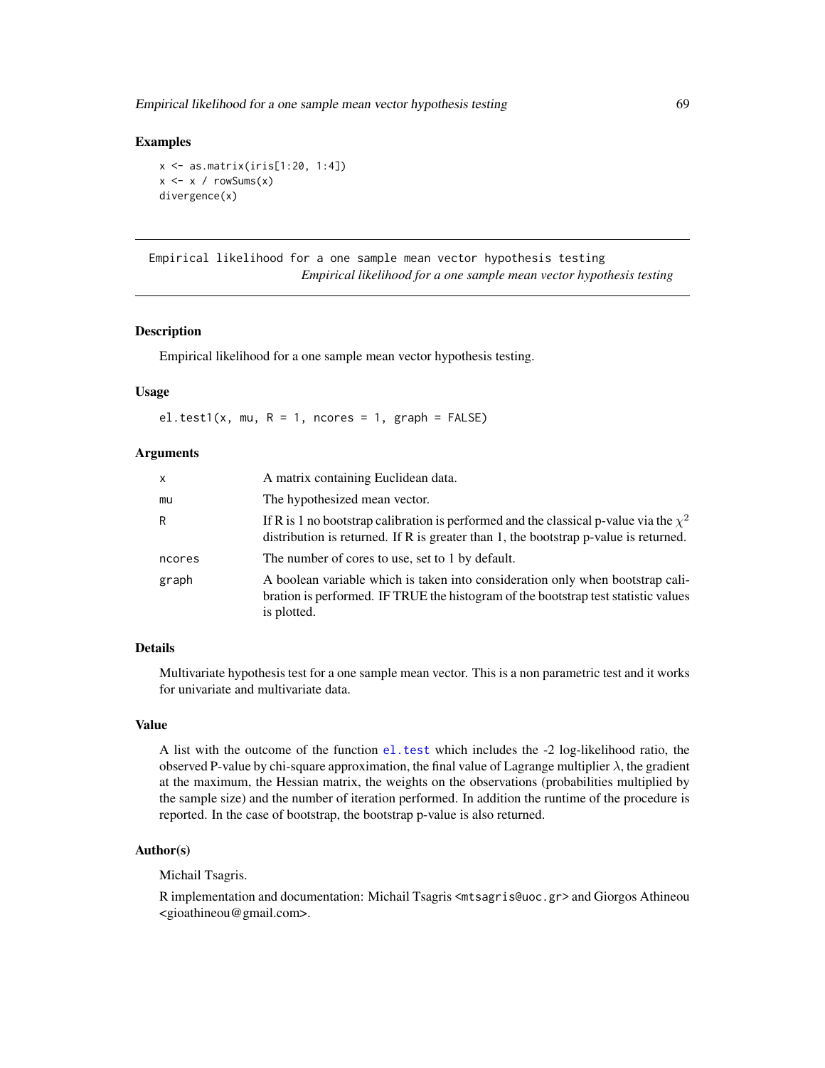## Examples

```
x <- as.matrix(iris[1:20, 1:4])
x <- x / rowSums(x)
divergence(x)
```

---

Empirical likelihood for a one sample mean vector hypothesis testing
*Empirical likelihood for a one sample mean vector hypothesis testing*

---

### Description

Empirical likelihood for a one sample mean vector hypothesis testing.

### Usage

```
el.test1(x, mu, R = 1, ncores = 1, graph = FALSE)
```

### Arguments

| | |
|---|---|
| x | A matrix containing Euclidean data. |
| mu | The hypothesized mean vector. |
| R | If R is 1 no bootstrap calibration is performed and the classical p-value via the $\chi^2$ distribution is returned. If R is greater than 1, the bootstrap p-value is returned. |
| ncores | The number of cores to use, set to 1 by default. |
| graph | A boolean variable which is taken into consideration only when bootstrap calibration is performed. IF TRUE the histogram of the bootstrap test statistic values is plotted. |

### Details

Multivariate hypothesis test for a one sample mean vector. This is a non parametric test and it works for univariate and multivariate data.

### Value

A list with the outcome of the function el.test which includes the -2 log-likelihood ratio, the observed P-value by chi-square approximation, the final value of Lagrange multiplier $\lambda$, the gradient at the maximum, the Hessian matrix, the weights on the observations (probabilities multiplied by the sample size) and the number of iteration performed. In addition the runtime of the procedure is reported. In the case of bootstrap, the bootstrap p-value is also returned.

### Author(s)

Michail Tsagris.

R implementation and documentation: Michail Tsagris <mtsagris@uoc.gr> and Giorgos Athineou <gioathineou@gmail.com>.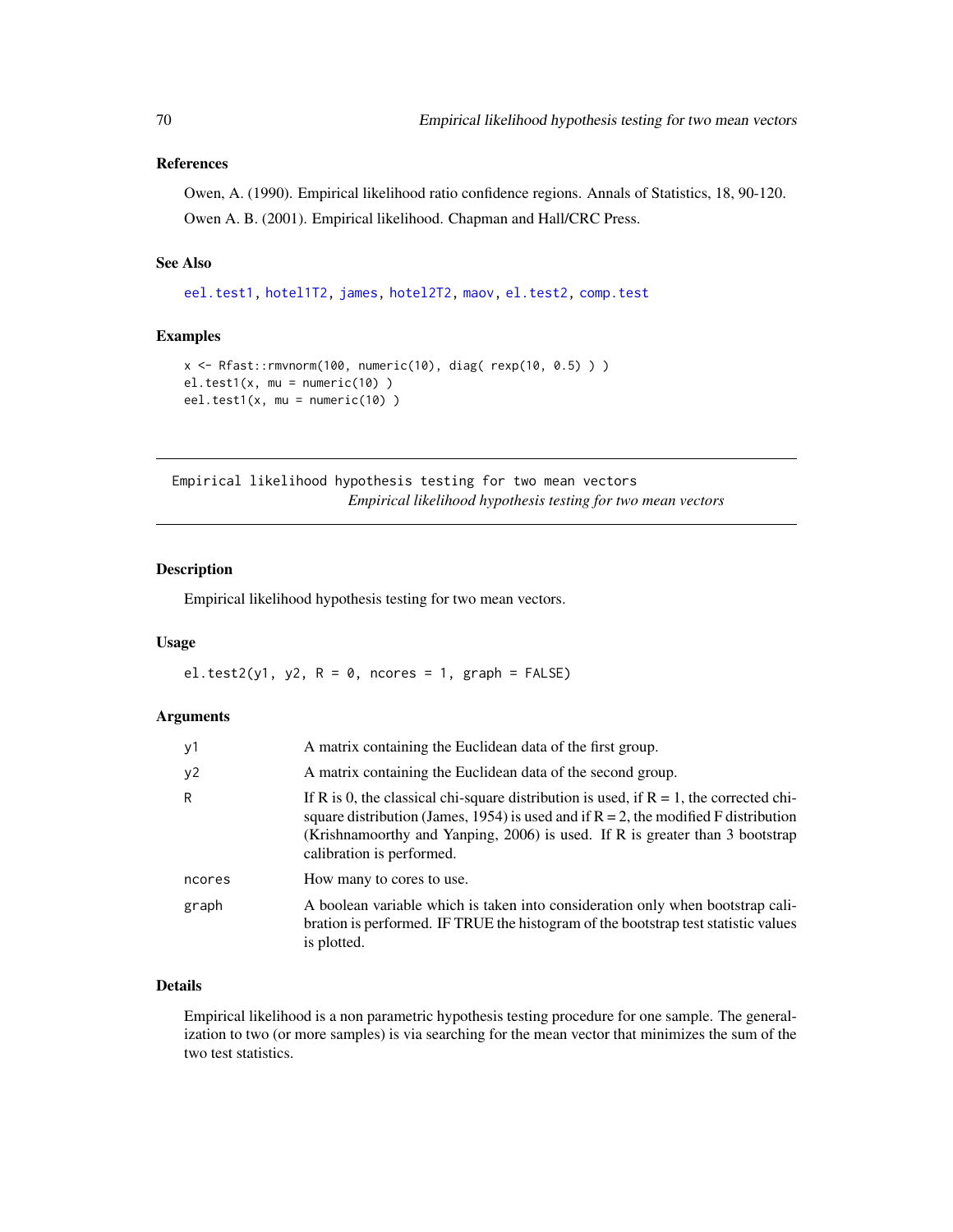### References

Owen, A. (1990). Empirical likelihood ratio confidence regions. Annals of Statistics, 18, 90-120.

Owen A. B. (2001). Empirical likelihood. Chapman and Hall/CRC Press.

### See Also

eel.test1, hotel1T2, james, hotel2T2, maov, el.test2, comp.test

### Examples

```
x <- Rfast::rmvnorm(100, numeric(10), diag( rexp(10, 0.5) ) )
el.test1(x, mu = numeric(10) )
eel.test1(x, mu = numeric(10) )
```

---

## Empirical likelihood hypothesis testing for two mean vectors

*Empirical likelihood hypothesis testing for two mean vectors*

---

### Description

Empirical likelihood hypothesis testing for two mean vectors.

### Usage

```
el.test2(y1, y2, R = 0, ncores = 1, graph = FALSE)
```

### Arguments

| | |
|---|---|
| y1 | A matrix containing the Euclidean data of the first group. |
| y2 | A matrix containing the Euclidean data of the second group. |
| R | If R is 0, the classical chi-square distribution is used, if R = 1, the corrected chi-square distribution (James, 1954) is used and if R = 2, the modified F distribution (Krishnamoorthy and Yanping, 2006) is used. If R is greater than 3 bootstrap calibration is performed. |
| ncores | How many to cores to use. |
| graph | A boolean variable which is taken into consideration only when bootstrap calibration is performed. IF TRUE the histogram of the bootstrap test statistic values is plotted. |

### Details

Empirical likelihood is a non parametric hypothesis testing procedure for one sample. The generalization to two (or more samples) is via searching for the mean vector that minimizes the sum of the two test statistics.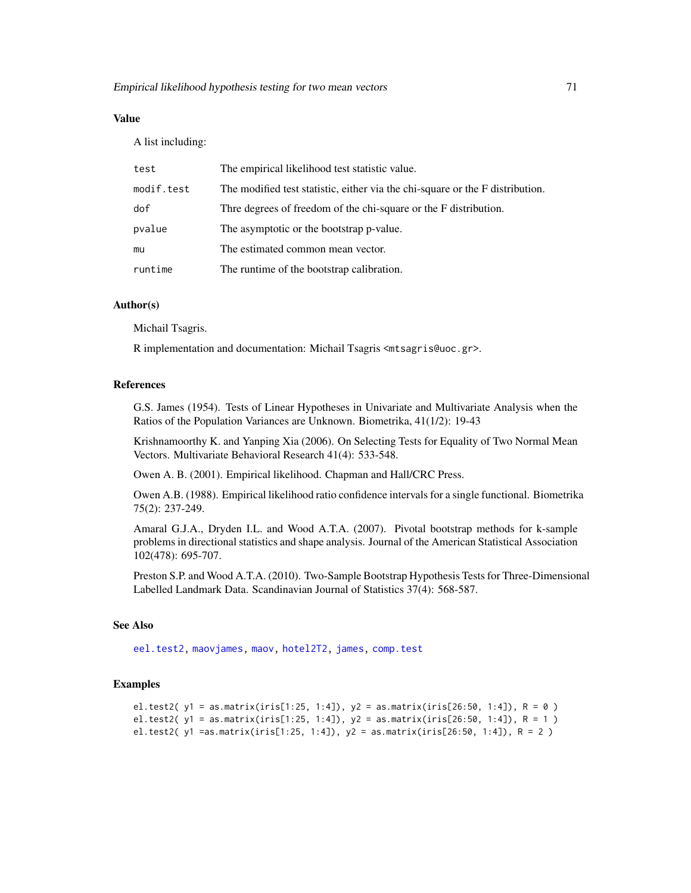### Value

A list including:

| | |
|---|---|
| test | The empirical likelihood test statistic value. |
| modif.test | The modified test statistic, either via the chi-square or the F distribution. |
| dof | Thre degrees of freedom of the chi-square or the F distribution. |
| pvalue | The asymptotic or the bootstrap p-value. |
| mu | The estimated common mean vector. |
| runtime | The runtime of the bootstrap calibration. |

### Author(s)

Michail Tsagris.

R implementation and documentation: Michail Tsagris <mtsagris@uoc.gr>.

### References

G.S. James (1954). Tests of Linear Hypotheses in Univariate and Multivariate Analysis when the Ratios of the Population Variances are Unknown. Biometrika, 41(1/2): 19-43

Krishnamoorthy K. and Yanping Xia (2006). On Selecting Tests for Equality of Two Normal Mean Vectors. Multivariate Behavioral Research 41(4): 533-548.

Owen A. B. (2001). Empirical likelihood. Chapman and Hall/CRC Press.

Owen A.B. (1988). Empirical likelihood ratio confidence intervals for a single functional. Biometrika 75(2): 237-249.

Amaral G.J.A., Dryden I.L. and Wood A.T.A. (2007). Pivotal bootstrap methods for k-sample problems in directional statistics and shape analysis. Journal of the American Statistical Association 102(478): 695-707.

Preston S.P. and Wood A.T.A. (2010). Two-Sample Bootstrap Hypothesis Tests for Three-Dimensional Labelled Landmark Data. Scandinavian Journal of Statistics 37(4): 568-587.

### See Also

eel.test2, maovjames, maov, hotel2T2, james, comp.test

### Examples

```
el.test2( y1 = as.matrix(iris[1:25, 1:4]), y2 = as.matrix(iris[26:50, 1:4]), R = 0 )
el.test2( y1 = as.matrix(iris[1:25, 1:4]), y2 = as.matrix(iris[26:50, 1:4]), R = 1 )
el.test2( y1 =as.matrix(iris[1:25, 1:4]), y2 = as.matrix(iris[26:50, 1:4]), R = 2 )
```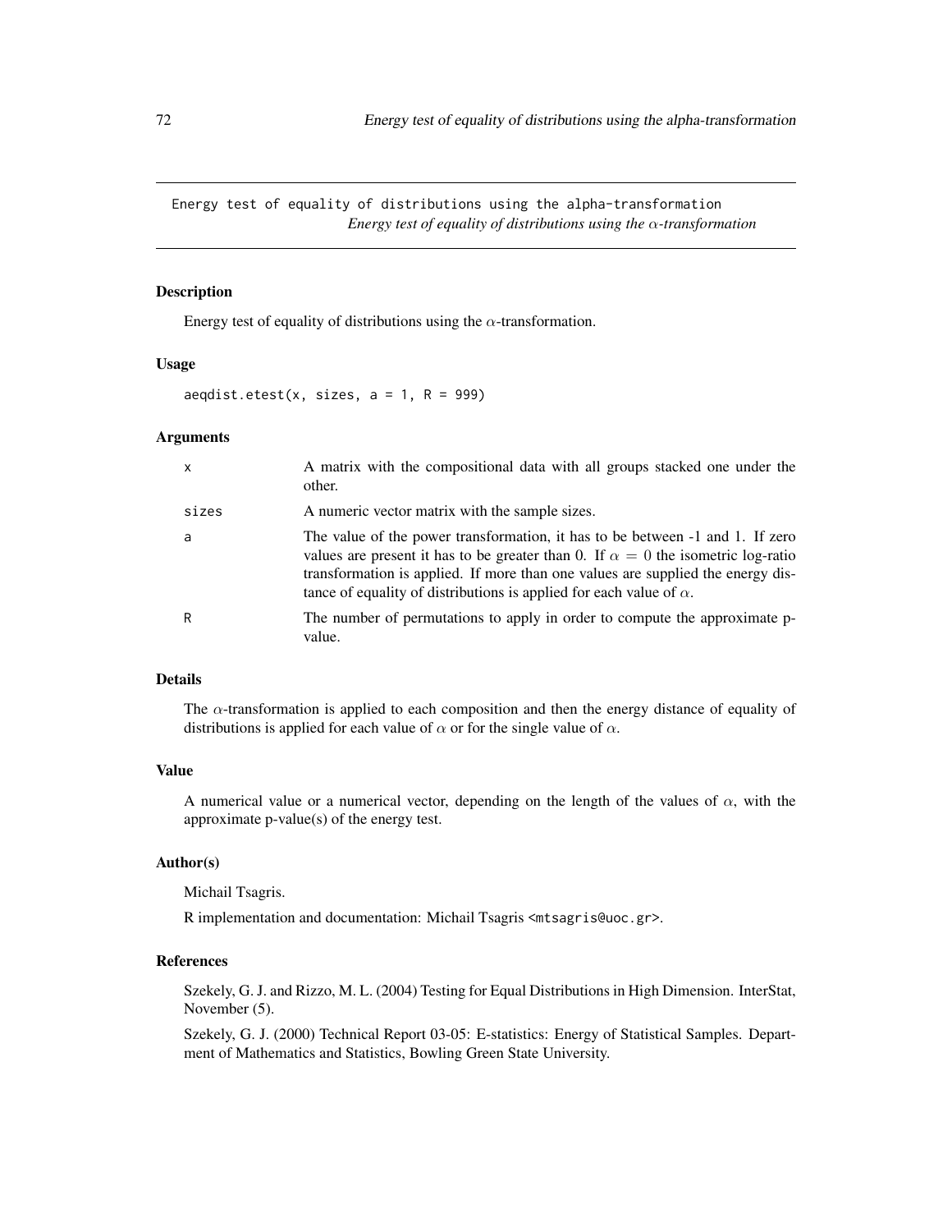Energy test of equality of distributions using the alpha-transformation
*Energy test of equality of distributions using the $\alpha$-transformation*

## Description

Energy test of equality of distributions using the $\alpha$-transformation.

## Usage

```
aeqdist.etest(x, sizes, a = 1, R = 999)
```

## Arguments

| | |
|---|---|
| x | A matrix with the compositional data with all groups stacked one under the other. |
| sizes | A numeric vector matrix with the sample sizes. |
| a | The value of the power transformation, it has to be between -1 and 1. If zero values are present it has to be greater than 0. If $\alpha = 0$ the isometric log-ratio transformation is applied. If more than one values are supplied the energy distance of equality of distributions is applied for each value of $\alpha$. |
| R | The number of permutations to apply in order to compute the approximate p-value. |

## Details

The $\alpha$-transformation is applied to each composition and then the energy distance of equality of distributions is applied for each value of $\alpha$ or for the single value of $\alpha$.

## Value

A numerical value or a numerical vector, depending on the length of the values of $\alpha$, with the approximate p-value(s) of the energy test.

## Author(s)

Michail Tsagris.

R implementation and documentation: Michail Tsagris <mtsagris@uoc.gr>.

## References

Szekely, G. J. and Rizzo, M. L. (2004) Testing for Equal Distributions in High Dimension. InterStat, November (5).

Szekely, G. J. (2000) Technical Report 03-05: E-statistics: Energy of Statistical Samples. Department of Mathematics and Statistics, Bowling Green State University.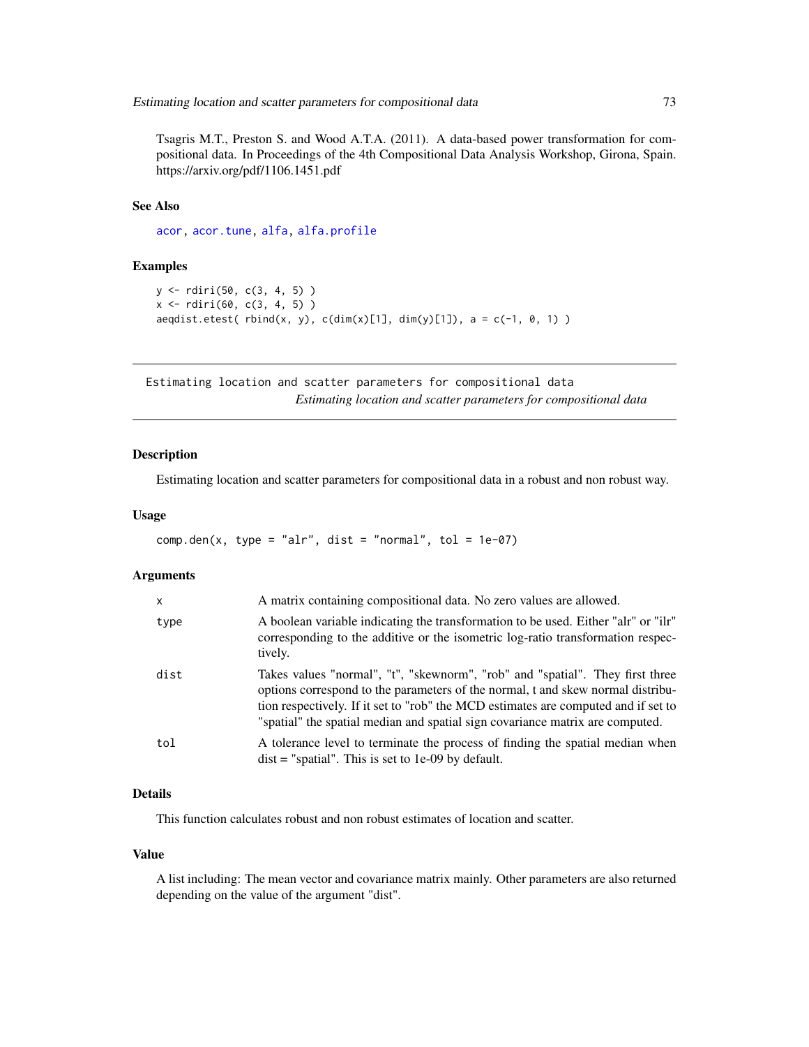Tsagris M.T., Preston S. and Wood A.T.A. (2011). A data-based power transformation for compositional data. In Proceedings of the 4th Compositional Data Analysis Workshop, Girona, Spain. https://arxiv.org/pdf/1106.1451.pdf

### See Also

acor, acor.tune, alfa, alfa.profile

### Examples

```
y <- rdiri(50, c(3, 4, 5) )
x <- rdiri(60, c(3, 4, 5) )
aeqdist.etest( rbind(x, y), c(dim(x)[1], dim(y)[1]), a = c(-1, 0, 1) )
```

---

## Estimating location and scatter parameters for compositional data

*Estimating location and scatter parameters for compositional data*

### Description

Estimating location and scatter parameters for compositional data in a robust and non robust way.

### Usage

```
comp.den(x, type = "alr", dist = "normal", tol = 1e-07)
```

### Arguments

| | |
|---|---|
| x | A matrix containing compositional data. No zero values are allowed. |
| type | A boolean variable indicating the transformation to be used. Either "alr" or "ilr" corresponding to the additive or the isometric log-ratio transformation respectively. |
| dist | Takes values "normal", "t", "skewnorm", "rob" and "spatial". They first three options correspond to the parameters of the normal, t and skew normal distribution respectively. If it set to "rob" the MCD estimates are computed and if set to "spatial" the spatial median and spatial sign covariance matrix are computed. |
| tol | A tolerance level to terminate the process of finding the spatial median when dist = "spatial". This is set to 1e-09 by default. |

### Details

This function calculates robust and non robust estimates of location and scatter.

### Value

A list including: The mean vector and covariance matrix mainly. Other parameters are also returned depending on the value of the argument "dist".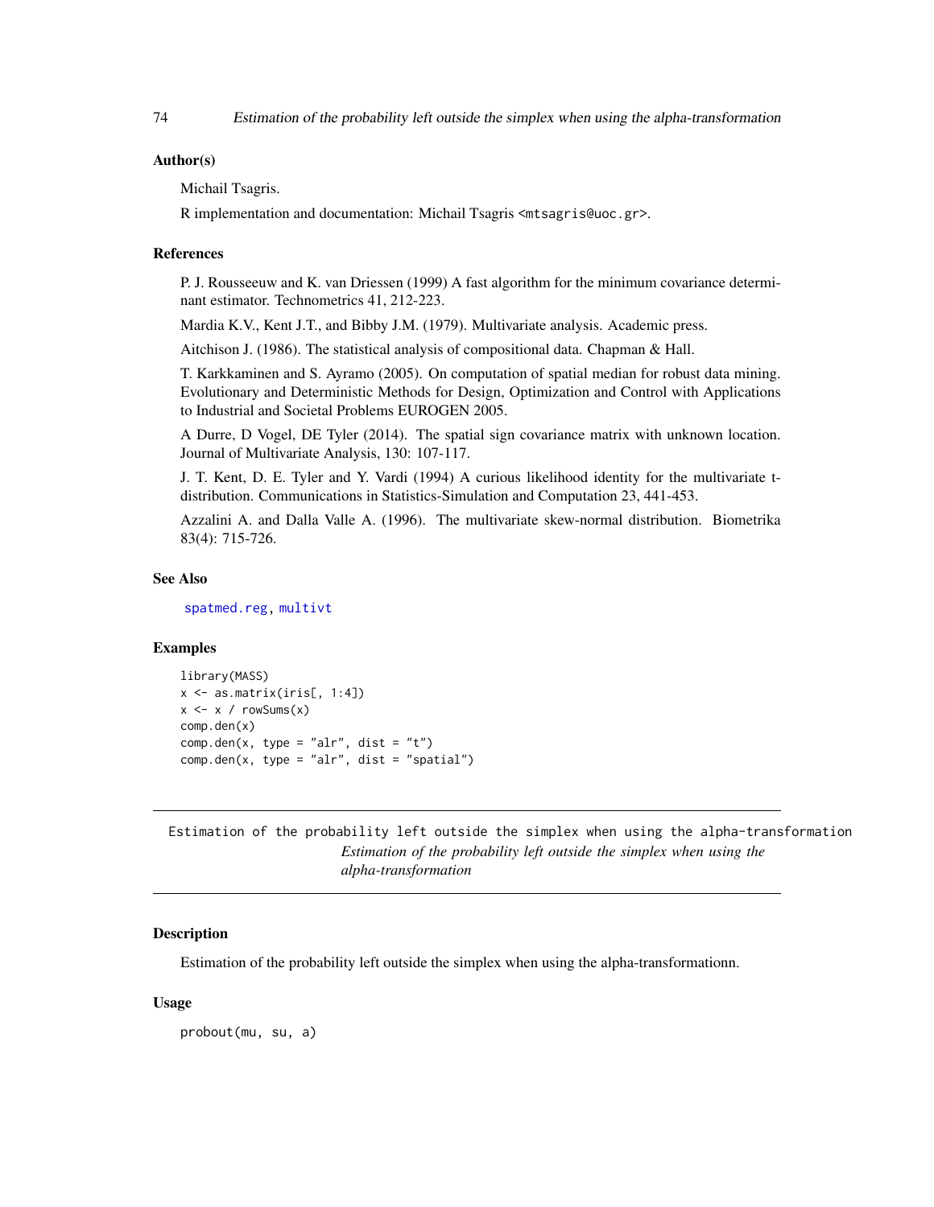### Author(s)

Michail Tsagris.

R implementation and documentation: Michail Tsagris <mtsagris@uoc.gr>.

### References

P. J. Rousseeuw and K. van Driessen (1999) A fast algorithm for the minimum covariance determinant estimator. Technometrics 41, 212-223.

Mardia K.V., Kent J.T., and Bibby J.M. (1979). Multivariate analysis. Academic press.

Aitchison J. (1986). The statistical analysis of compositional data. Chapman & Hall.

T. Karkkaminen and S. Ayramo (2005). On computation of spatial median for robust data mining. Evolutionary and Deterministic Methods for Design, Optimization and Control with Applications to Industrial and Societal Problems EUROGEN 2005.

A Durre, D Vogel, DE Tyler (2014). The spatial sign covariance matrix with unknown location. Journal of Multivariate Analysis, 130: 107-117.

J. T. Kent, D. E. Tyler and Y. Vardi (1994) A curious likelihood identity for the multivariate t-distribution. Communications in Statistics-Simulation and Computation 23, 441-453.

Azzalini A. and Dalla Valle A. (1996). The multivariate skew-normal distribution. Biometrika 83(4): 715-726.

### See Also

spatmed.reg, multivt

### Examples

```
library(MASS)
x <- as.matrix(iris[, 1:4])
x <- x / rowSums(x)
comp.den(x)
comp.den(x, type = "alr", dist = "t")
comp.den(x, type = "alr", dist = "spatial")
```

---

## Estimation of the probability left outside the simplex when using the alpha-transformation

*Estimation of the probability left outside the simplex when using the alpha-transformation*

### Description

Estimation of the probability left outside the simplex when using the alpha-transformationn.

### Usage

```
probout(mu, su, a)
```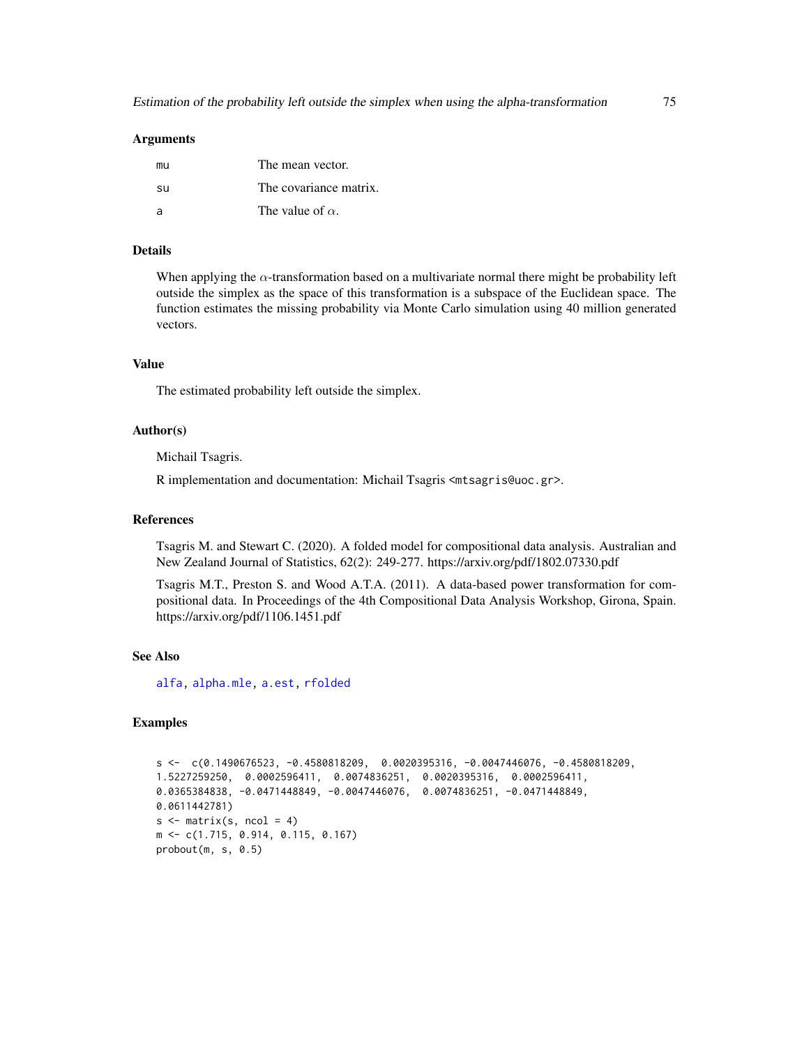### Arguments

| | |
|---|---|
| mu | The mean vector. |
| su | The covariance matrix. |
| a | The value of $\alpha$. |

### Details

When applying the $\alpha$-transformation based on a multivariate normal there might be probability left outside the simplex as the space of this transformation is a subspace of the Euclidean space. The function estimates the missing probability via Monte Carlo simulation using 40 million generated vectors.

### Value

The estimated probability left outside the simplex.

### Author(s)

Michail Tsagris.

R implementation and documentation: Michail Tsagris <mtsagris@uoc.gr>.

### References

Tsagris M. and Stewart C. (2020). A folded model for compositional data analysis. Australian and New Zealand Journal of Statistics, 62(2): 249-277. https://arxiv.org/pdf/1802.07330.pdf

Tsagris M.T., Preston S. and Wood A.T.A. (2011). A data-based power transformation for compositional data. In Proceedings of the 4th Compositional Data Analysis Workshop, Girona, Spain. https://arxiv.org/pdf/1106.1451.pdf

### See Also

alfa, alpha.mle, a.est, rfolded

### Examples

```
s <-  c(0.1490676523, -0.4580818209,  0.0020395316, -0.0047446076, -0.4580818209,
1.5227259250,  0.0002596411,  0.0074836251,  0.0020395316,  0.0002596411,
0.0365384838, -0.0471448849, -0.0047446076,  0.0074836251, -0.0471448849,
0.0611442781)
s <- matrix(s, ncol = 4)
m <- c(1.715, 0.914, 0.115, 0.167)
probout(m, s, 0.5)
```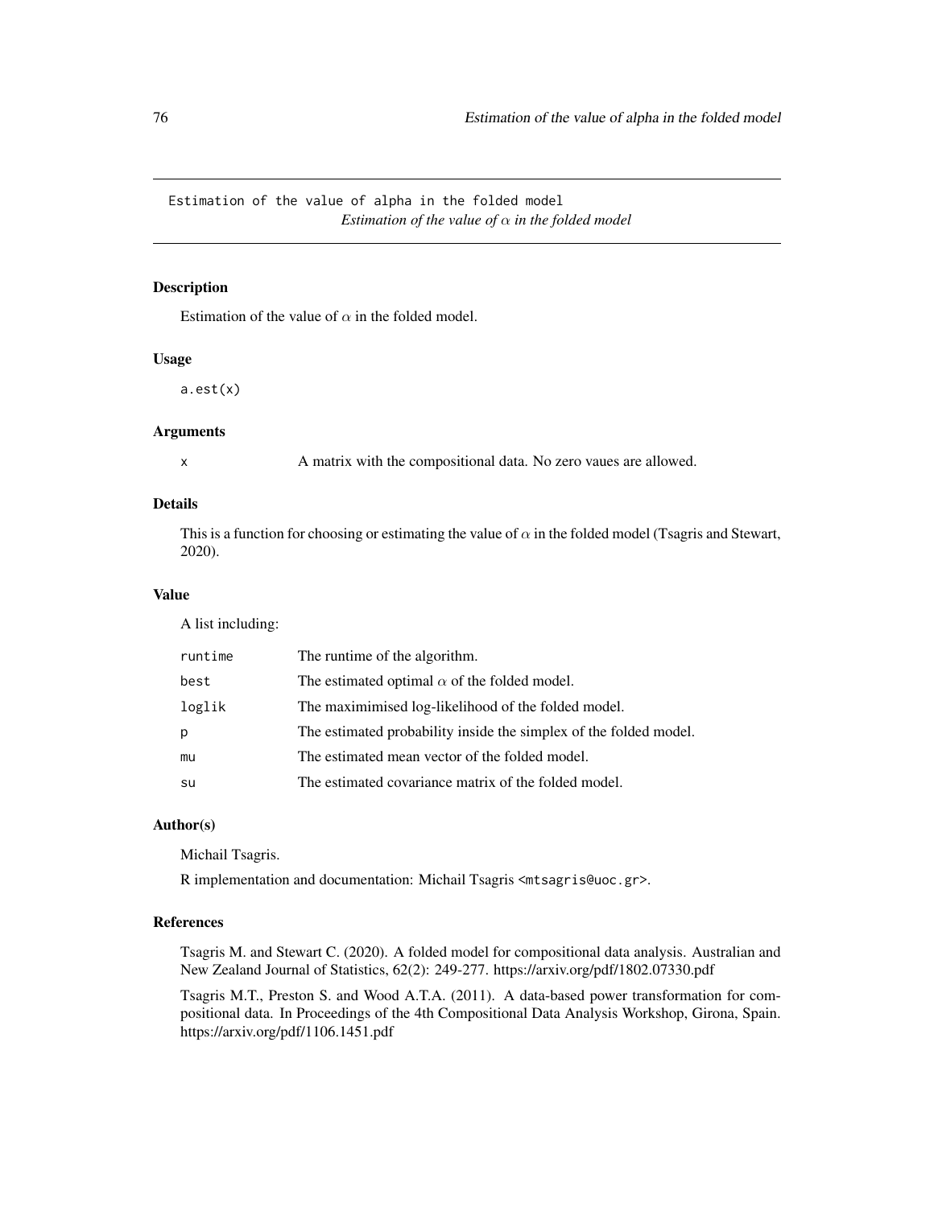Estimation of the value of alpha in the folded model

## *Estimation of the value of $\alpha$ in the folded model*

### Description

Estimation of the value of $\alpha$ in the folded model.

### Usage

```
a.est(x)
```

### Arguments

| | |
|---|---|
| x | A matrix with the compositional data. No zero vaues are allowed. |

### Details

This is a function for choosing or estimating the value of $\alpha$ in the folded model (Tsagris and Stewart, 2020).

### Value

A list including:

| | |
|---|---|
| runtime | The runtime of the algorithm. |
| best | The estimated optimal $\alpha$ of the folded model. |
| loglik | The maximimised log-likelihood of the folded model. |
| p | The estimated probability inside the simplex of the folded model. |
| mu | The estimated mean vector of the folded model. |
| su | The estimated covariance matrix of the folded model. |

### Author(s)

Michail Tsagris.

R implementation and documentation: Michail Tsagris <mtsagris@uoc.gr>.

### References

Tsagris M. and Stewart C. (2020). A folded model for compositional data analysis. Australian and New Zealand Journal of Statistics, 62(2): 249-277. https://arxiv.org/pdf/1802.07330.pdf

Tsagris M.T., Preston S. and Wood A.T.A. (2011). A data-based power transformation for compositional data. In Proceedings of the 4th Compositional Data Analysis Workshop, Girona, Spain. https://arxiv.org/pdf/1106.1451.pdf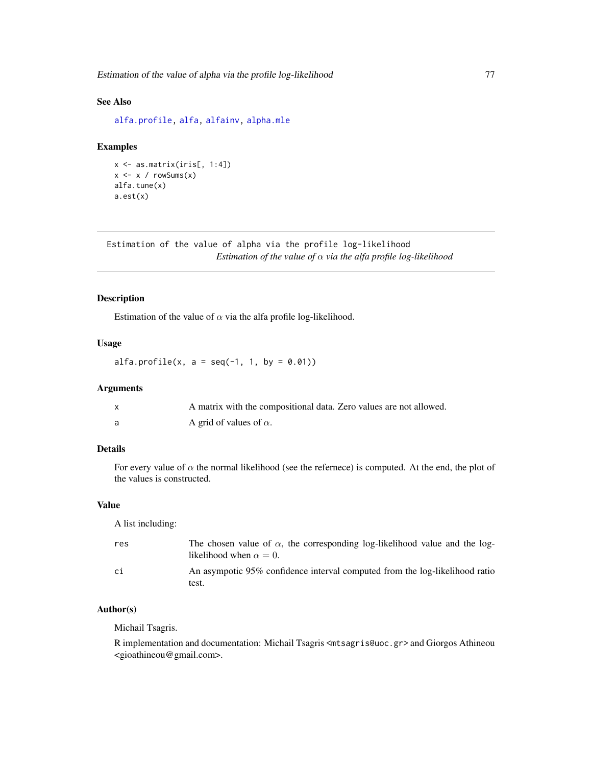## See Also

alfa.profile, alfa, alfainv, alpha.mle

## Examples

```
x <- as.matrix(iris[, 1:4])
x <- x / rowSums(x)
alfa.tune(x)
a.est(x)
```

---

# Estimation of the value of alpha via the profile log-likelihood

*Estimation of the value of $\alpha$ via the alfa profile log-likelihood*

---

## Description

Estimation of the value of $\alpha$ via the alfa profile log-likelihood.

## Usage

```
alfa.profile(x, a = seq(-1, 1, by = 0.01))
```

## Arguments

| | |
|---|---|
| x | A matrix with the compositional data. Zero values are not allowed. |
| a | A grid of values of $\alpha$. |

## Details

For every value of $\alpha$ the normal likelihood (see the refernece) is computed. At the end, the plot of the values is constructed.

## Value

A list including:

| | |
|---|---|
| res | The chosen value of $\alpha$, the corresponding log-likelihood value and the log-likelihood when $\alpha = 0$. |
| ci | An asympotic 95% confidence interval computed from the log-likelihood ratio test. |

## Author(s)

Michail Tsagris.

R implementation and documentation: Michail Tsagris <mtsagris@uoc.gr> and Giorgos Athineou <gioathineou@gmail.com>.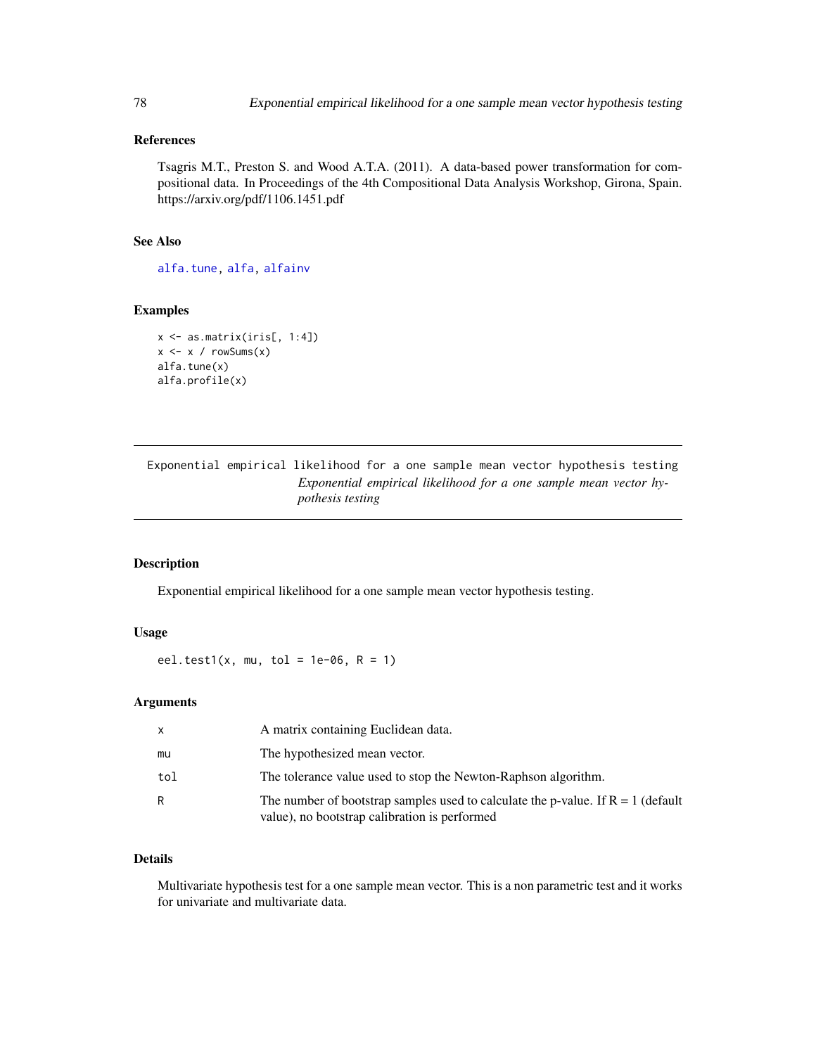### References

Tsagris M.T., Preston S. and Wood A.T.A. (2011). A data-based power transformation for compositional data. In Proceedings of the 4th Compositional Data Analysis Workshop, Girona, Spain. https://arxiv.org/pdf/1106.1451.pdf

### See Also

alfa.tune, alfa, alfainv

### Examples

```
x <- as.matrix(iris[, 1:4])
x <- x / rowSums(x)
alfa.tune(x)
alfa.profile(x)
```

---

## Exponential empirical likelihood for a one sample mean vector hypothesis testing

*Exponential empirical likelihood for a one sample mean vector hypothesis testing*

---

### Description

Exponential empirical likelihood for a one sample mean vector hypothesis testing.

### Usage

```
eel.test1(x, mu, tol = 1e-06, R = 1)
```

### Arguments

| | |
|---|---|
| x | A matrix containing Euclidean data. |
| mu | The hypothesized mean vector. |
| tol | The tolerance value used to stop the Newton-Raphson algorithm. |
| R | The number of bootstrap samples used to calculate the p-value. If R = 1 (default value), no bootstrap calibration is performed |

### Details

Multivariate hypothesis test for a one sample mean vector. This is a non parametric test and it works for univariate and multivariate data.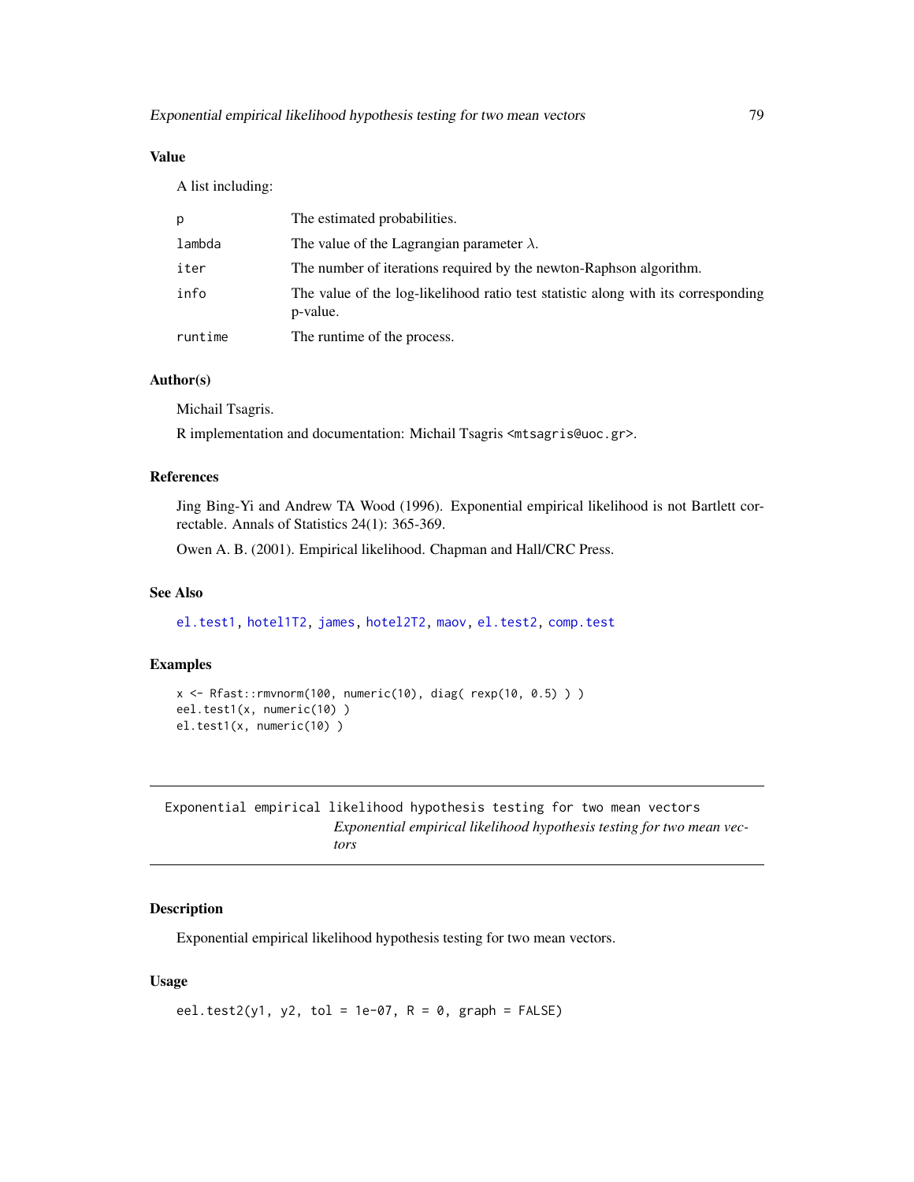### Value

A list including:

| | |
|---|---|
| p | The estimated probabilities. |
| lambda | The value of the Lagrangian parameter $\lambda$. |
| iter | The number of iterations required by the newton-Raphson algorithm. |
| info | The value of the log-likelihood ratio test statistic along with its corresponding p-value. |
| runtime | The runtime of the process. |

### Author(s)

Michail Tsagris.

R implementation and documentation: Michail Tsagris <mtsagris@uoc.gr>.

### References

Jing Bing-Yi and Andrew TA Wood (1996). Exponential empirical likelihood is not Bartlett correctable. Annals of Statistics 24(1): 365-369.

Owen A. B. (2001). Empirical likelihood. Chapman and Hall/CRC Press.

### See Also

el.test1, hotel1T2, james, hotel2T2, maov, el.test2, comp.test

### Examples

```
x <- Rfast::rmvnorm(100, numeric(10), diag( rexp(10, 0.5) ) )
eel.test1(x, numeric(10) )
el.test1(x, numeric(10) )
```

---

## Exponential empirical likelihood hypothesis testing for two mean vectors

*Exponential empirical likelihood hypothesis testing for two mean vectors*

---

### Description

Exponential empirical likelihood hypothesis testing for two mean vectors.

### Usage

```
eel.test2(y1, y2, tol = 1e-07, R = 0, graph = FALSE)
```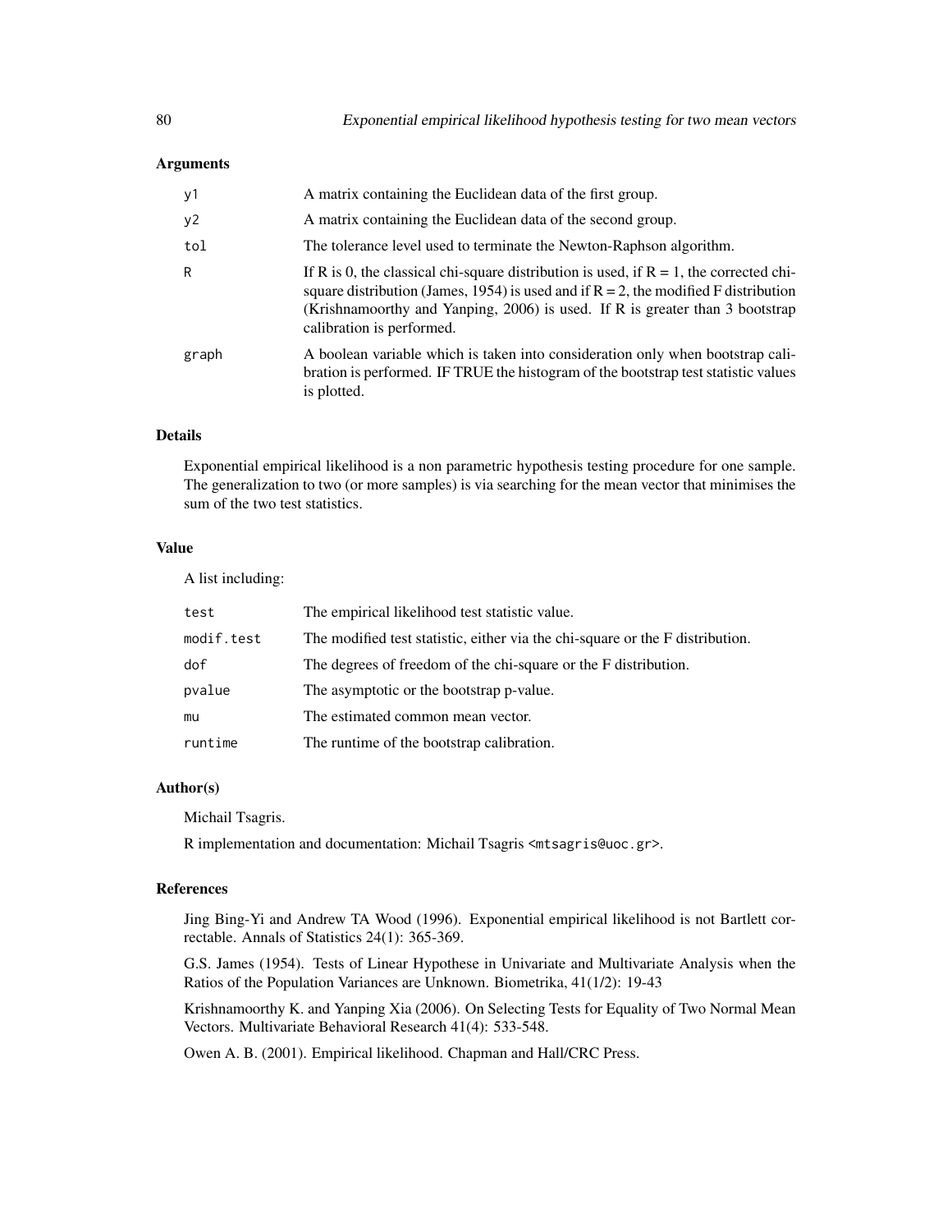### Arguments

| | |
|---|---|
| y1 | A matrix containing the Euclidean data of the first group. |
| y2 | A matrix containing the Euclidean data of the second group. |
| tol | The tolerance level used to terminate the Newton-Raphson algorithm. |
| R | If R is 0, the classical chi-square distribution is used, if R = 1, the corrected chi-square distribution (James, 1954) is used and if R = 2, the modified F distribution (Krishnamoorthy and Yanping, 2006) is used. If R is greater than 3 bootstrap calibration is performed. |
| graph | A boolean variable which is taken into consideration only when bootstrap calibration is performed. IF TRUE the histogram of the bootstrap test statistic values is plotted. |

### Details

Exponential empirical likelihood is a non parametric hypothesis testing procedure for one sample. The generalization to two (or more samples) is via searching for the mean vector that minimises the sum of the two test statistics.

### Value

A list including:

| | |
|---|---|
| test | The empirical likelihood test statistic value. |
| modif.test | The modified test statistic, either via the chi-square or the F distribution. |
| dof | The degrees of freedom of the chi-square or the F distribution. |
| pvalue | The asymptotic or the bootstrap p-value. |
| mu | The estimated common mean vector. |
| runtime | The runtime of the bootstrap calibration. |

### Author(s)

Michail Tsagris.

R implementation and documentation: Michail Tsagris <mtsagris@uoc.gr>.

### References

Jing Bing-Yi and Andrew TA Wood (1996). Exponential empirical likelihood is not Bartlett correctable. Annals of Statistics 24(1): 365-369.

G.S. James (1954). Tests of Linear Hypothese in Univariate and Multivariate Analysis when the Ratios of the Population Variances are Unknown. Biometrika, 41(1/2): 19-43

Krishnamoorthy K. and Yanping Xia (2006). On Selecting Tests for Equality of Two Normal Mean Vectors. Multivariate Behavioral Research 41(4): 533-548.

Owen A. B. (2001). Empirical likelihood. Chapman and Hall/CRC Press.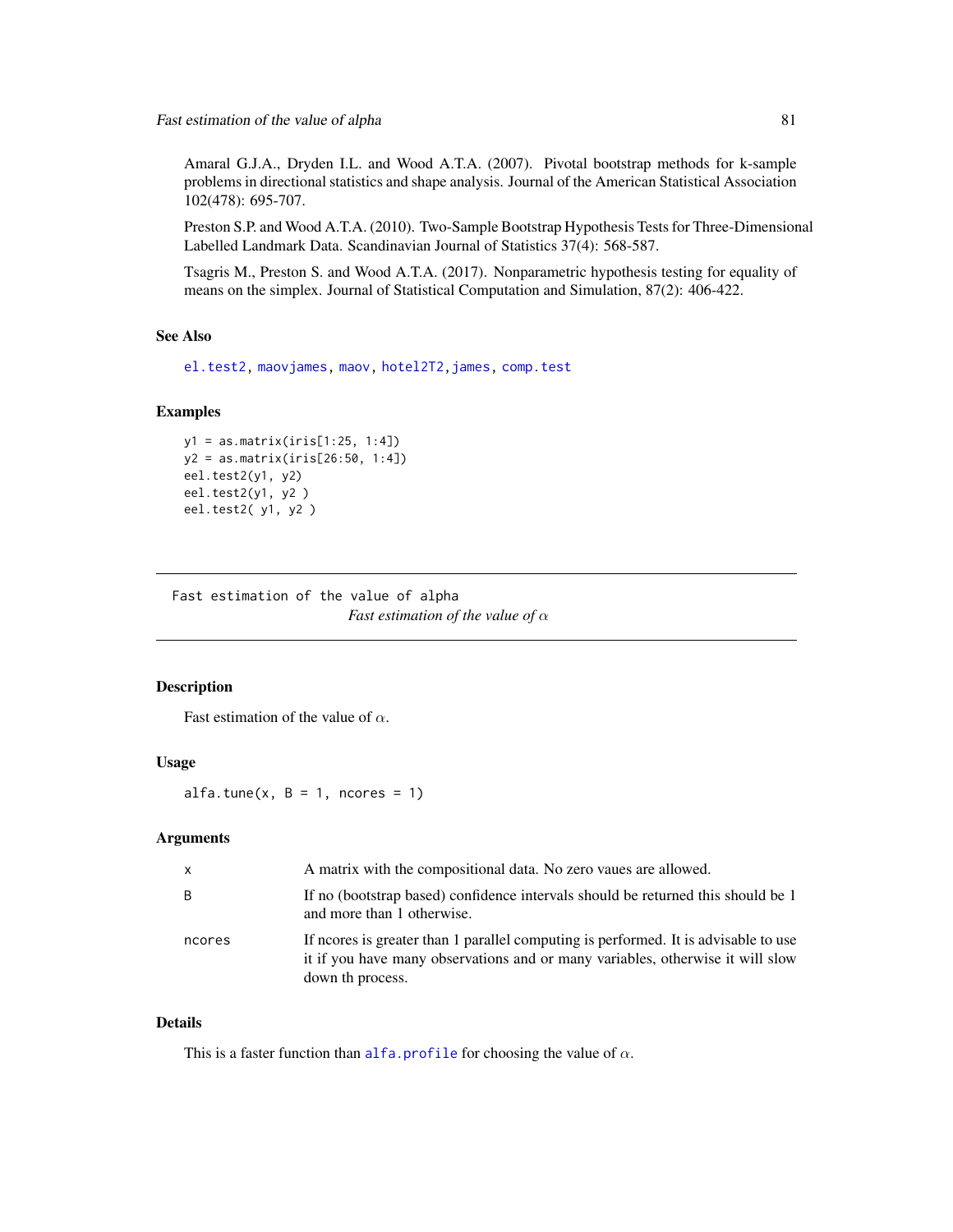Amaral G.J.A., Dryden I.L. and Wood A.T.A. (2007). Pivotal bootstrap methods for k-sample problems in directional statistics and shape analysis. Journal of the American Statistical Association 102(478): 695-707.

Preston S.P. and Wood A.T.A. (2010). Two-Sample Bootstrap Hypothesis Tests for Three-Dimensional Labelled Landmark Data. Scandinavian Journal of Statistics 37(4): 568-587.

Tsagris M., Preston S. and Wood A.T.A. (2017). Nonparametric hypothesis testing for equality of means on the simplex. Journal of Statistical Computation and Simulation, 87(2): 406-422.

### See Also

el.test2, maovjames, maov, hotel2T2, james, comp.test

### Examples

```
y1 = as.matrix(iris[1:25, 1:4])
y2 = as.matrix(iris[26:50, 1:4])
eel.test2(y1, y2)
eel.test2(y1, y2 )
eel.test2( y1, y2 )
```

---

## Fast estimation of the value of alpha

*Fast estimation of the value of $\alpha$*

---

### Description

Fast estimation of the value of $\alpha$.

### Usage

```
alfa.tune(x, B = 1, ncores = 1)
```

### Arguments

| | |
|---|---|
| x | A matrix with the compositional data. No zero vaues are allowed. |
| B | If no (bootstrap based) confidence intervals should be returned this should be 1 and more than 1 otherwise. |
| ncores | If ncores is greater than 1 parallel computing is performed. It is advisable to use it if you have many observations and or many variables, otherwise it will slow down th process. |

### Details

This is a faster function than alfa.profile for choosing the value of $\alpha$.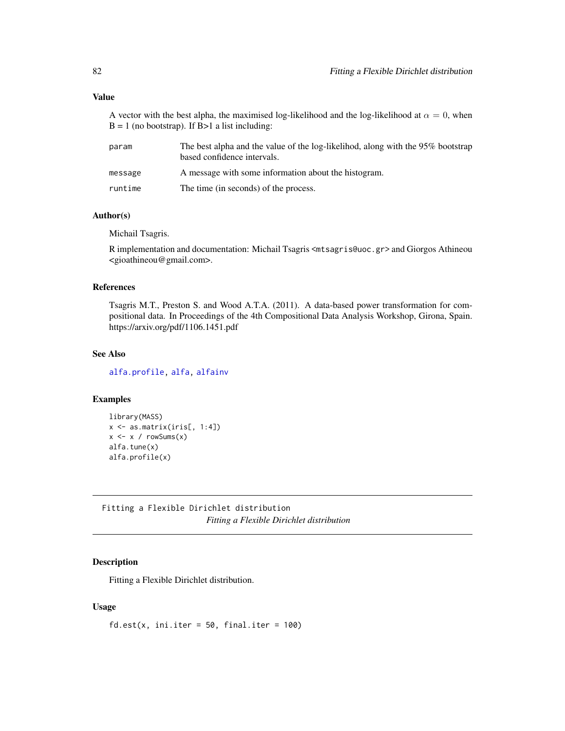### Value

A vector with the best alpha, the maximised log-likelihood and the log-likelihod at $\alpha = 0$, when B = 1 (no bootstrap). If B>1 a list including:

| | |
|---|---|
| `param` | The best alpha and the value of the log-likelihod, along with the 95% bootstrap based confidence intervals. |
| `message` | A message with some information about the histogram. |
| `runtime` | The time (in seconds) of the process. |

### Author(s)

Michail Tsagris.

R implementation and documentation: Michail Tsagris <mtsagris@uoc.gr> and Giorgos Athineou <gioathineou@gmail.com>.

### References

Tsagris M.T., Preston S. and Wood A.T.A. (2011). A data-based power transformation for compositional data. In Proceedings of the 4th Compositional Data Analysis Workshop, Girona, Spain. https://arxiv.org/pdf/1106.1451.pdf

### See Also

alfa.profile, alfa, alfainv

### Examples

```
library(MASS)
x <- as.matrix(iris[, 1:4])
x <- x / rowSums(x)
alfa.tune(x)
alfa.profile(x)
```

---

## Fitting a Flexible Dirichlet distribution

*Fitting a Flexible Dirichlet distribution*

### Description

Fitting a Flexible Dirichlet distribution.

### Usage

```
fd.est(x, ini.iter = 50, final.iter = 100)
```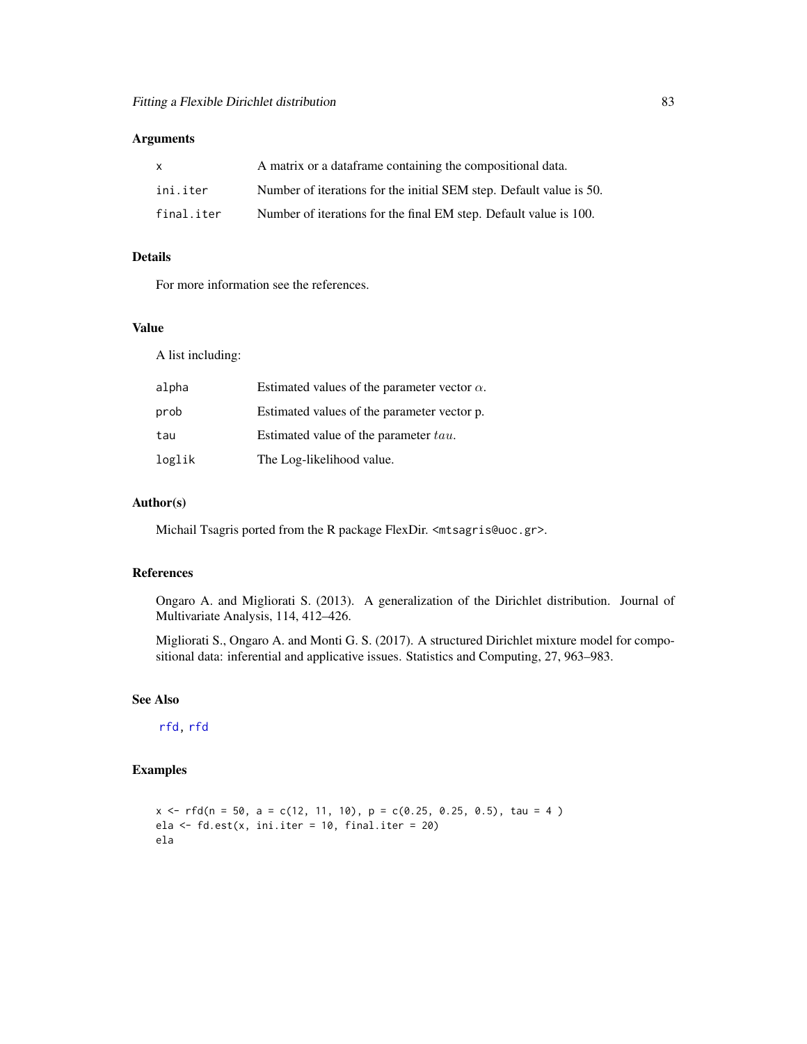### Arguments

| | |
|---|---|
| x | A matrix or a dataframe containing the compositional data. |
| ini.iter | Number of iterations for the initial SEM step. Default value is 50. |
| final.iter | Number of iterations for the final EM step. Default value is 100. |

### Details

For more information see the references.

### Value

A list including:

| | |
|---|---|
| alpha | Estimated values of the parameter vector $\alpha$. |
| prob | Estimated values of the parameter vector p. |
| tau | Estimated value of the parameter $tau$. |
| loglik | The Log-likelihood value. |

### Author(s)

Michail Tsagris ported from the R package FlexDir. <mtsagris@uoc.gr>.

### References

Ongaro A. and Migliorati S. (2013). A generalization of the Dirichlet distribution. Journal of Multivariate Analysis, 114, 412–426.

Migliorati S., Ongaro A. and Monti G. S. (2017). A structured Dirichlet mixture model for compositional data: inferential and applicative issues. Statistics and Computing, 27, 963–983.

### See Also

rfd, rfd

### Examples

```
x <- rfd(n = 50, a = c(12, 11, 10), p = c(0.25, 0.25, 0.5), tau = 4 )
ela <- fd.est(x, ini.iter = 10, final.iter = 20)
ela
```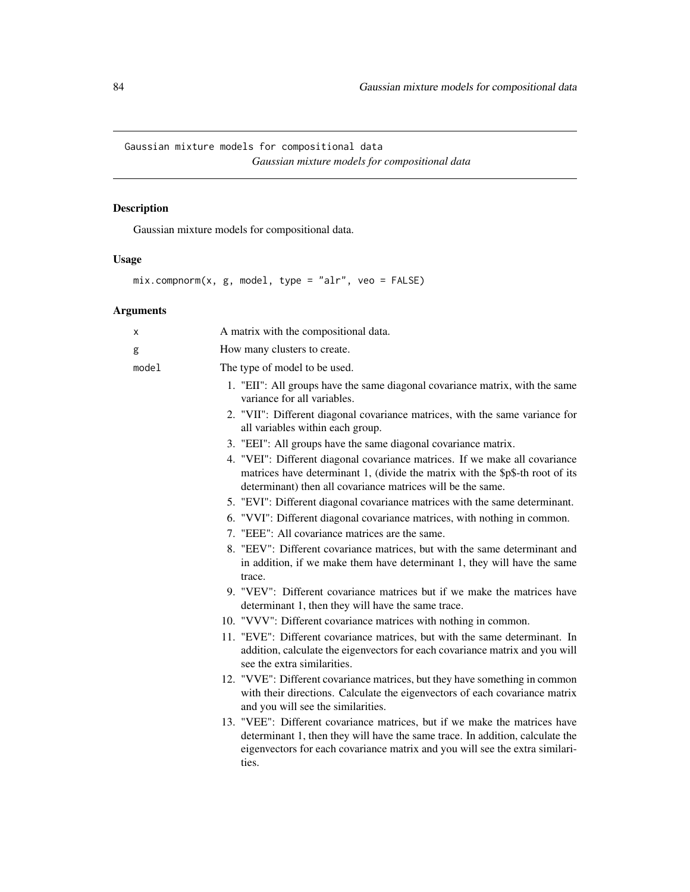# Gaussian mixture models for compositional data

*Gaussian mixture models for compositional data*

## Description

Gaussian mixture models for compositional data.

## Usage

```
mix.compnorm(x, g, model, type = "alr", veo = FALSE)
```

## Arguments

x — A matrix with the compositional data.

g — How many clusters to create.

model — The type of model to be used.

1. "EII": All groups have the same diagonal covariance matrix, with the same variance for all variables.
2. "VII": Different diagonal covariance matrices, with the same variance for all variables within each group.
3. "EEI": All groups have the same diagonal covariance matrix.
4. "VEI": Different diagonal covariance matrices. If we make all covariance matrices have determinant 1, (divide the matrix with the $p$-th root of its determinant) then all covariance matrices will be the same.
5. "EVI": Different diagonal covariance matrices with the same determinant.
6. "VVI": Different diagonal covariance matrices, with nothing in common.
7. "EEE": All covariance matrices are the same.
8. "EEV": Different covariance matrices, but with the same determinant and in addition, if we make them have determinant 1, they will have the same trace.
9. "VEV": Different covariance matrices but if we make the matrices have determinant 1, then they will have the same trace.
10. "VVV": Different covariance matrices with nothing in common.
11. "EVE": Different covariance matrices, but with the same determinant. In addition, calculate the eigenvectors for each covariance matrix and you will see the extra similarities.
12. "VVE": Different covariance matrices, but they have something in common with their directions. Calculate the eigenvectors of each covariance matrix and you will see the similarities.
13. "VEE": Different covariance matrices, but if we make the matrices have determinant 1, then they will have the same trace. In addition, calculate the eigenvectors for each covariance matrix and you will see the extra similarities.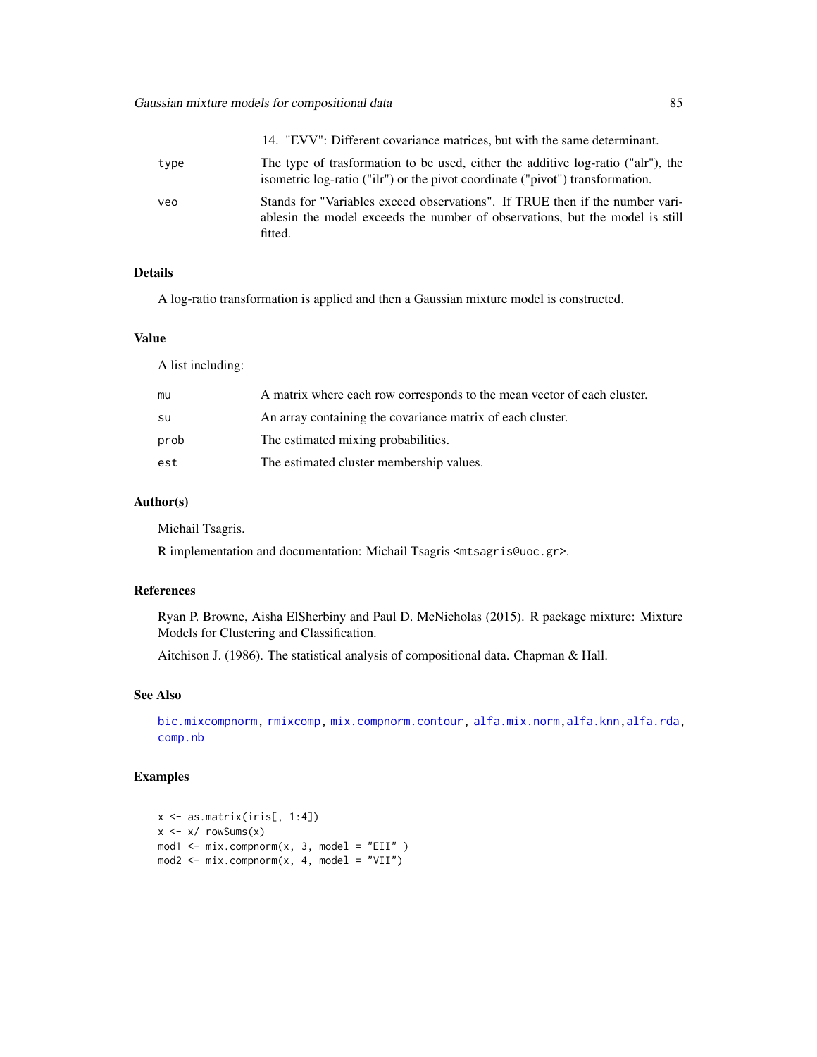14. "EVV": Different covariance matrices, but with the same determinant.

| | |
|---|---|
| type | The type of trasformation to be used, either the additive log-ratio ("alr"), the isometric log-ratio ("ilr") or the pivot coordinate ("pivot") transformation. |
| veo | Stands for "Variables exceed observations". If TRUE then if the number variablesin the model exceeds the number of observations, but the model is still fitted. |

### Details

A log-ratio transformation is applied and then a Gaussian mixture model is constructed.

### Value

A list including:

| | |
|---|---|
| mu | A matrix where each row corresponds to the mean vector of each cluster. |
| su | An array containing the covariance matrix of each cluster. |
| prob | The estimated mixing probabilities. |
| est | The estimated cluster membership values. |

### Author(s)

Michail Tsagris.

R implementation and documentation: Michail Tsagris <mtsagris@uoc.gr>.

### References

Ryan P. Browne, Aisha ElSherbiny and Paul D. McNicholas (2015). R package mixture: Mixture Models for Clustering and Classification.

Aitchison J. (1986). The statistical analysis of compositional data. Chapman & Hall.

### See Also

bic.mixcompnorm, rmixcomp, mix.compnorm.contour, alfa.mix.norm, alfa.knn, alfa.rda, comp.nb

### Examples

```
x <- as.matrix(iris[, 1:4])
x <- x/ rowSums(x)
mod1 <- mix.compnorm(x, 3, model = "EII" )
mod2 <- mix.compnorm(x, 4, model = "VII")
```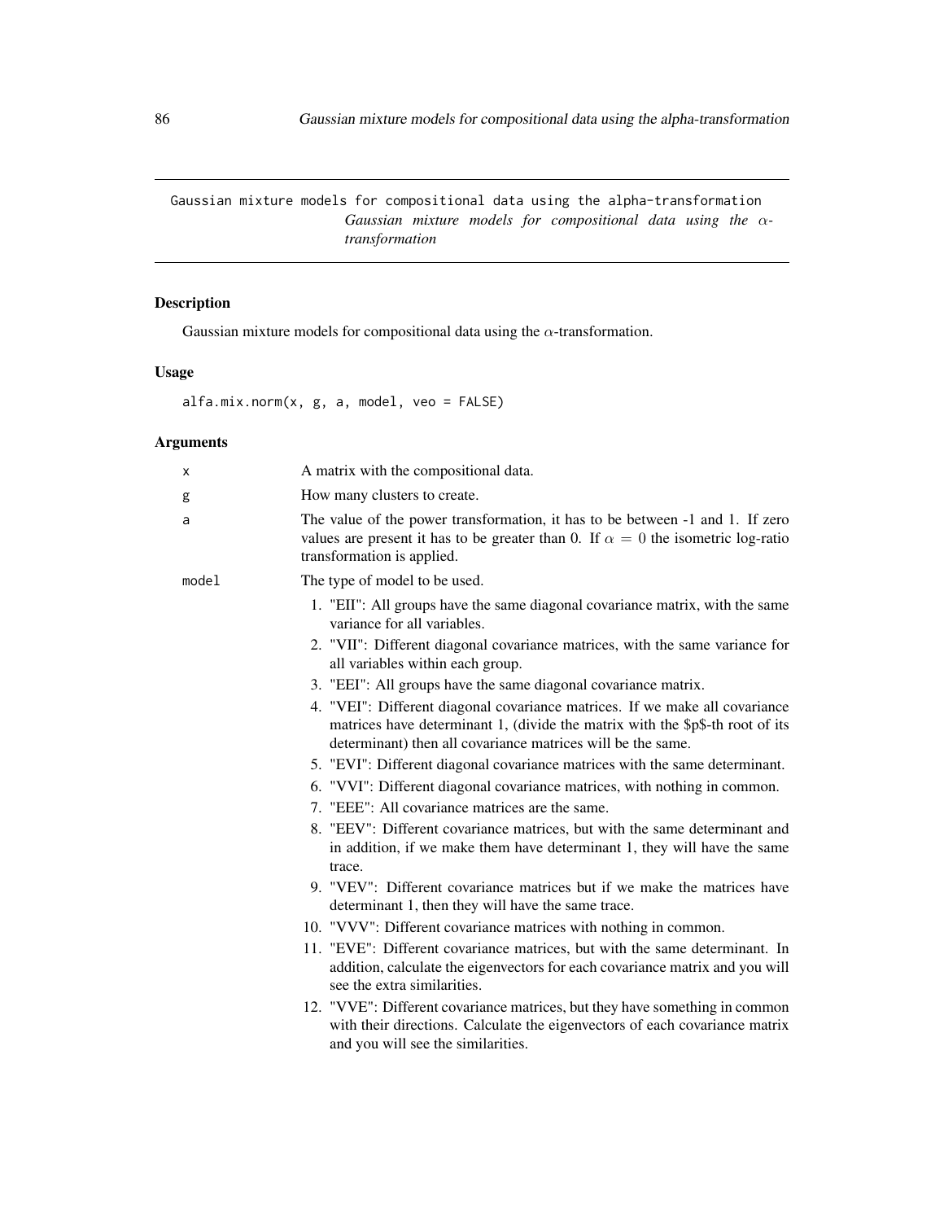Gaussian mixture models for compositional data using the alpha-transformation

## *Gaussian mixture models for compositional data using the $\alpha$-transformation*

### Description

Gaussian mixture models for compositional data using the $\alpha$-transformation.

### Usage

```
alfa.mix.norm(x, g, a, model, veo = FALSE)
```

### Arguments

- `x` — A matrix with the compositional data.
- `g` — How many clusters to create.
- `a` — The value of the power transformation, it has to be between -1 and 1. If zero values are present it has to be greater than 0. If $\alpha = 0$ the isometric log-ratio transformation is applied.
- `model` — The type of model to be used.
  1. "EII": All groups have the same diagonal covariance matrix, with the same variance for all variables.
  2. "VII": Different diagonal covariance matrices, with the same variance for all variables within each group.
  3. "EEI": All groups have the same diagonal covariance matrix.
  4. "VEI": Different diagonal covariance matrices. If we make all covariance matrices have determinant 1, (divide the matrix with the $p$-th root of its determinant) then all covariance matrices will be the same.
  5. "EVI": Different diagonal covariance matrices with the same determinant.
  6. "VVI": Different diagonal covariance matrices, with nothing in common.
  7. "EEE": All covariance matrices are the same.
  8. "EEV": Different covariance matrices, but with the same determinant and in addition, if we make them have determinant 1, they will have the same trace.
  9. "VEV": Different covariance matrices but if we make the matrices have determinant 1, then they will have the same trace.
  10. "VVV": Different covariance matrices with nothing in common.
  11. "EVE": Different covariance matrices, but with the same determinant. In addition, calculate the eigenvectors for each covariance matrix and you will see the extra similarities.
  12. "VVE": Different covariance matrices, but they have something in common with their directions. Calculate the eigenvectors of each covariance matrix and you will see the similarities.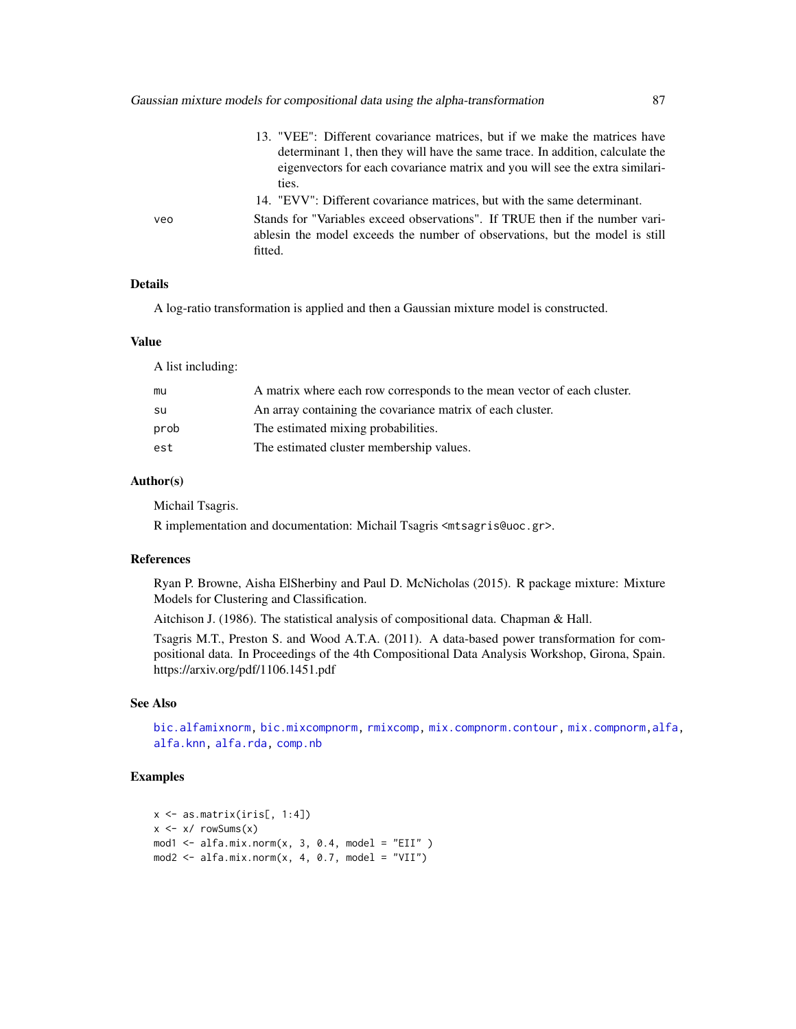13. "VEE": Different covariance matrices, but if we make the matrices have determinant 1, then they will have the same trace. In addition, calculate the eigenvectors for each covariance matrix and you will see the extra similarities.
14. "EVV": Different covariance matrices, but with the same determinant.

| | |
|---|---|
| veo | Stands for "Variables exceed observations". If TRUE then if the number variablesin the model exceeds the number of observations, but the model is still fitted. |

### Details

A log-ratio transformation is applied and then a Gaussian mixture model is constructed.

### Value

A list including:

| | |
|---|---|
| mu | A matrix where each row corresponds to the mean vector of each cluster. |
| su | An array containing the covariance matrix of each cluster. |
| prob | The estimated mixing probabilities. |
| est | The estimated cluster membership values. |

### Author(s)

Michail Tsagris.

R implementation and documentation: Michail Tsagris <mtsagris@uoc.gr>.

### References

Ryan P. Browne, Aisha ElSherbiny and Paul D. McNicholas (2015). R package mixture: Mixture Models for Clustering and Classification.

Aitchison J. (1986). The statistical analysis of compositional data. Chapman & Hall.

Tsagris M.T., Preston S. and Wood A.T.A. (2011). A data-based power transformation for compositional data. In Proceedings of the 4th Compositional Data Analysis Workshop, Girona, Spain. https://arxiv.org/pdf/1106.1451.pdf

### See Also

bic.alfamixnorm, bic.mixcompnorm, rmixcomp, mix.compnorm.contour, mix.compnorm, alfa, alfa.knn, alfa.rda, comp.nb

### Examples

```
x <- as.matrix(iris[, 1:4])
x <- x/ rowSums(x)
mod1 <- alfa.mix.norm(x, 3, 0.4, model = "EII" )
mod2 <- alfa.mix.norm(x, 4, 0.7, model = "VII")
```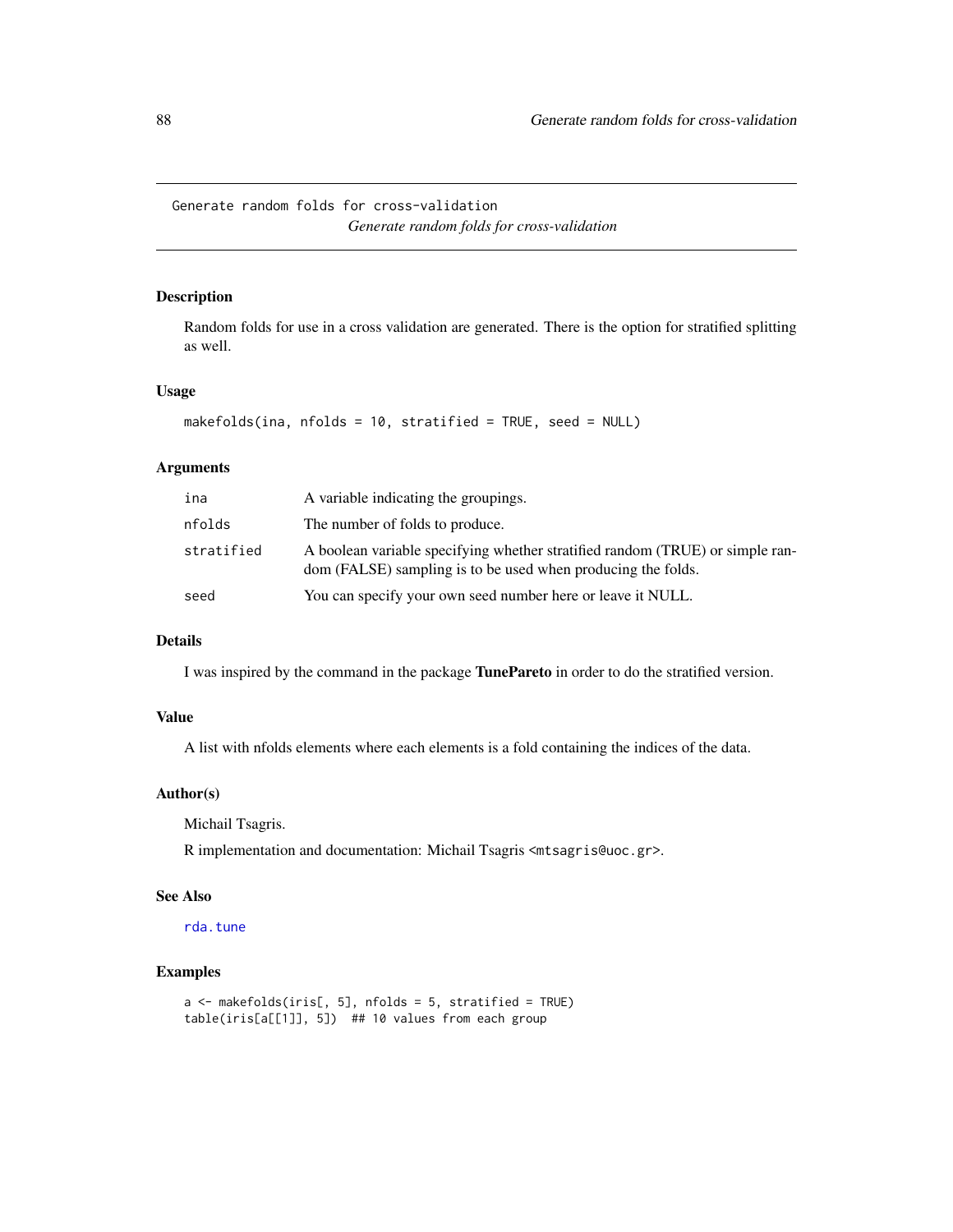Generate random folds for cross-validation

*Generate random folds for cross-validation*

## Description

Random folds for use in a cross validation are generated. There is the option for stratified splitting as well.

## Usage

```
makefolds(ina, nfolds = 10, stratified = TRUE, seed = NULL)
```

## Arguments

| | |
|---|---|
| ina | A variable indicating the groupings. |
| nfolds | The number of folds to produce. |
| stratified | A boolean variable specifying whether stratified random (TRUE) or simple random (FALSE) sampling is to be used when producing the folds. |
| seed | You can specify your own seed number here or leave it NULL. |

## Details

I was inspired by the command in the package **TunePareto** in order to do the stratified version.

## Value

A list with nfolds elements where each elements is a fold containing the indices of the data.

## Author(s)

Michail Tsagris.

R implementation and documentation: Michail Tsagris <mtsagris@uoc.gr>.

## See Also

rda.tune

## Examples

```
a <- makefolds(iris[, 5], nfolds = 5, stratified = TRUE)
table(iris[a[[1]], 5])  ## 10 values from each group
```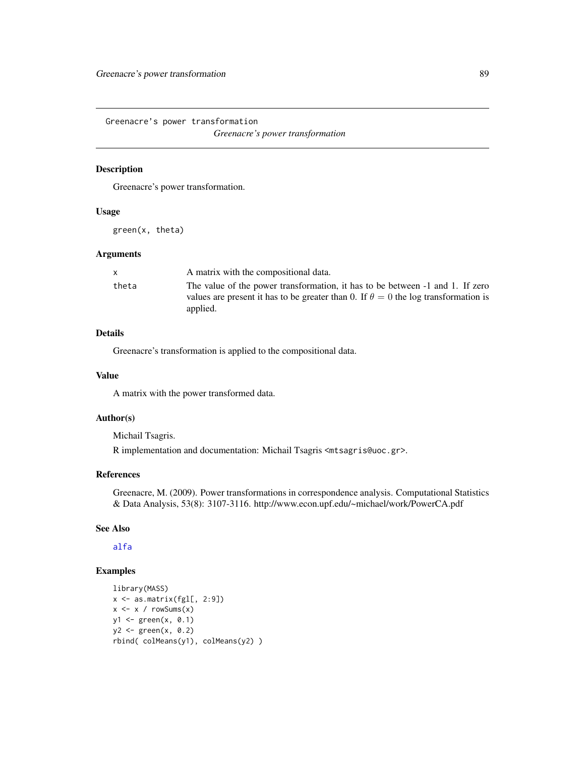```
Greenacre's power transformation
```

# *Greenacre's power transformation*

## Description

Greenacre's power transformation.

## Usage

```
green(x, theta)
```

## Arguments

| | |
|---|---|
| x | A matrix with the compositional data. |
| theta | The value of the power transformation, it has to be between -1 and 1. If zero values are present it has to be greater than 0. If $\theta = 0$ the log transformation is applied. |

## Details

Greenacre's transformation is applied to the compositional data.

## Value

A matrix with the power transformed data.

## Author(s)

Michail Tsagris.

R implementation and documentation: Michail Tsagris <mtsagris@uoc.gr>.

## References

Greenacre, M. (2009). Power transformations in correspondence analysis. Computational Statistics & Data Analysis, 53(8): 3107-3116. http://www.econ.upf.edu/~michael/work/PowerCA.pdf

## See Also

alfa

## Examples

```
library(MASS)
x <- as.matrix(fgl[, 2:9])
x <- x / rowSums(x)
y1 <- green(x, 0.1)
y2 <- green(x, 0.2)
rbind( colMeans(y1), colMeans(y2) )
```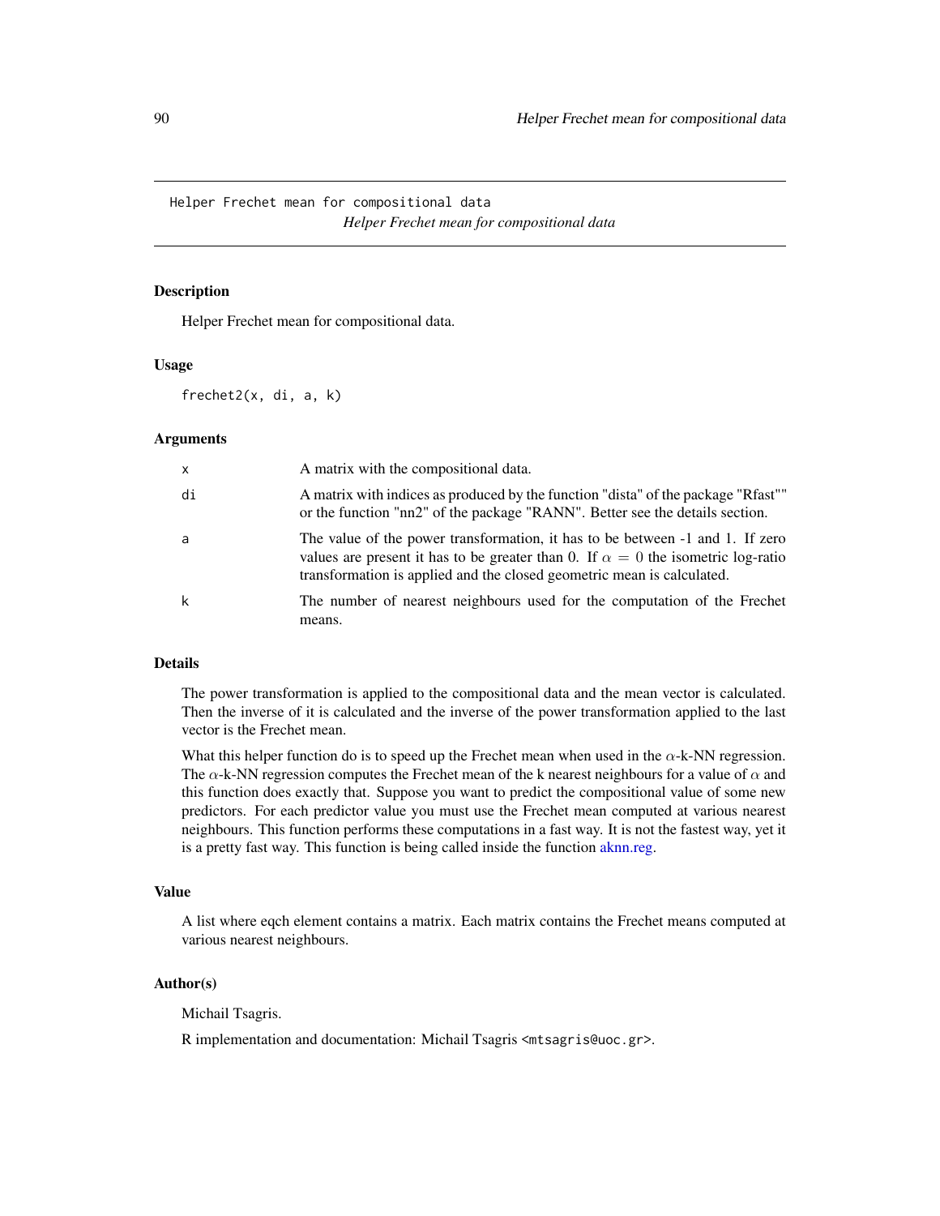# Helper Frechet mean for compositional data

*Helper Frechet mean for compositional data*

## Description

Helper Frechet mean for compositional data.

## Usage

```
frechet2(x, di, a, k)
```

## Arguments

| | |
|---|---|
| x | A matrix with the compositional data. |
| di | A matrix with indices as produced by the function "dista" of the package "Rfast"" or the function "nn2" of the package "RANN". Better see the details section. |
| a | The value of the power transformation, it has to be between -1 and 1. If zero values are present it has to be greater than 0. If $\alpha = 0$ the isometric log-ratio transformation is applied and the closed geometric mean is calculated. |
| k | The number of nearest neighbours used for the computation of the Frechet means. |

## Details

The power transformation is applied to the compositional data and the mean vector is calculated. Then the inverse of it is calculated and the inverse of the power transformation applied to the last vector is the Frechet mean.

What this helper function do is to speed up the Frechet mean when used in the $\alpha$-k-NN regression. The $\alpha$-k-NN regression computes the Frechet mean of the k nearest neighbours for a value of $\alpha$ and this function does exactly that. Suppose you want to predict the compositional value of some new predictors. For each predictor value you must use the Frechet mean computed at various nearest neighbours. This function performs these computations in a fast way. It is not the fastest way, yet it is a pretty fast way. This function is being called inside the function aknn.reg.

## Value

A list where eqch element contains a matrix. Each matrix contains the Frechet means computed at various nearest neighbours.

## Author(s)

Michail Tsagris.

R implementation and documentation: Michail Tsagris <mtsagris@uoc.gr>.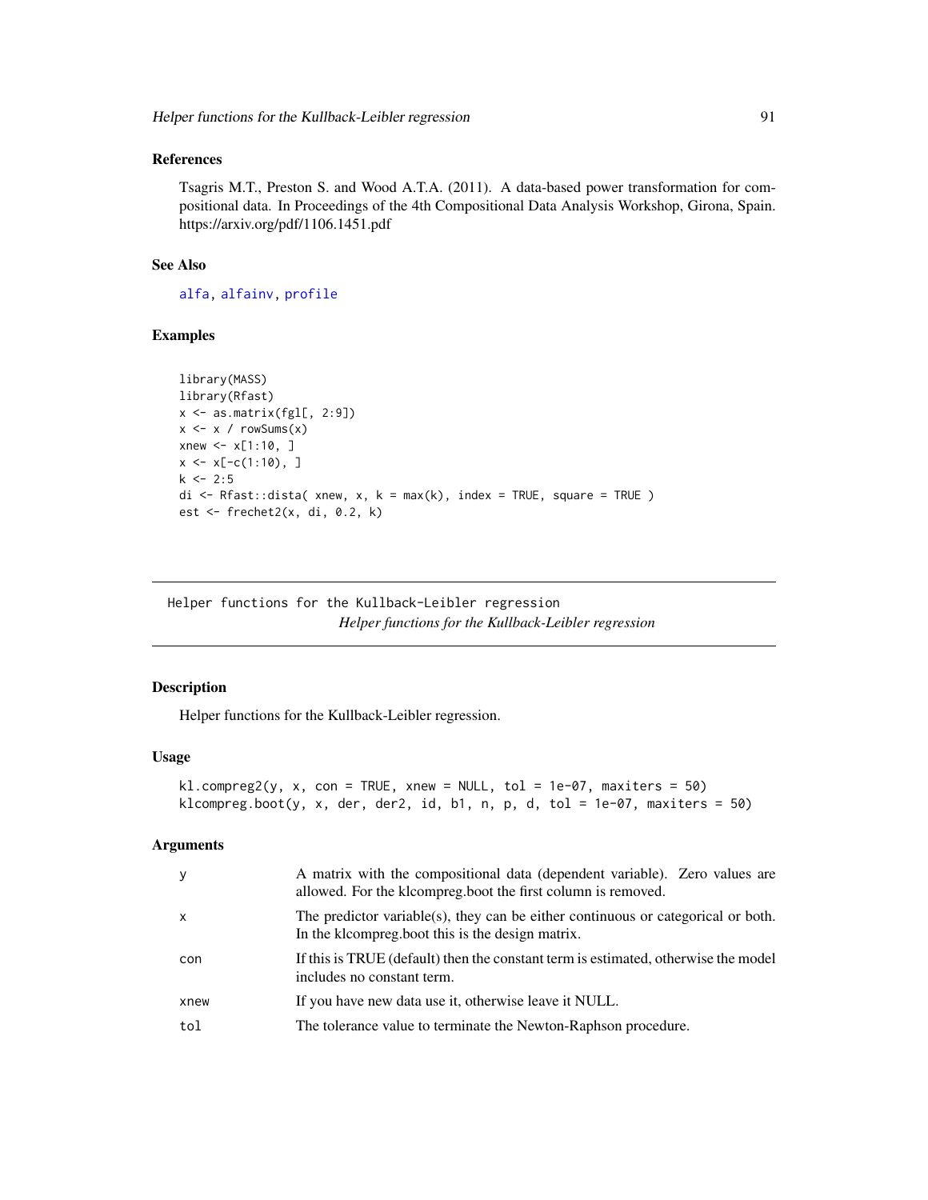## References

Tsagris M.T., Preston S. and Wood A.T.A. (2011). A data-based power transformation for compositional data. In Proceedings of the 4th Compositional Data Analysis Workshop, Girona, Spain. https://arxiv.org/pdf/1106.1451.pdf

## See Also

alfa, alfainv, profile

## Examples

```
library(MASS)
library(Rfast)
x <- as.matrix(fgl[, 2:9])
x <- x / rowSums(x)
xnew <- x[1:10, ]
x <- x[-c(1:10), ]
k <- 2:5
di <- Rfast::dista( xnew, x, k = max(k), index = TRUE, square = TRUE )
est <- frechet2(x, di, 0.2, k)
```

---

Helper functions for the Kullback-Leibler regression

# *Helper functions for the Kullback-Leibler regression*

## Description

Helper functions for the Kullback-Leibler regression.

## Usage

```
kl.compreg2(y, x, con = TRUE, xnew = NULL, tol = 1e-07, maxiters = 50)
klcompreg.boot(y, x, der, der2, id, b1, n, p, d, tol = 1e-07, maxiters = 50)
```

## Arguments

| | |
|---|---|
| y | A matrix with the compositional data (dependent variable). Zero values are allowed. For the klcompreg.boot the first column is removed. |
| x | The predictor variable(s), they can be either continuous or categorical or both. In the klcompreg.boot this is the design matrix. |
| con | If this is TRUE (default) then the constant term is estimated, otherwise the model includes no constant term. |
| xnew | If you have new data use it, otherwise leave it NULL. |
| tol | The tolerance value to terminate the Newton-Raphson procedure. |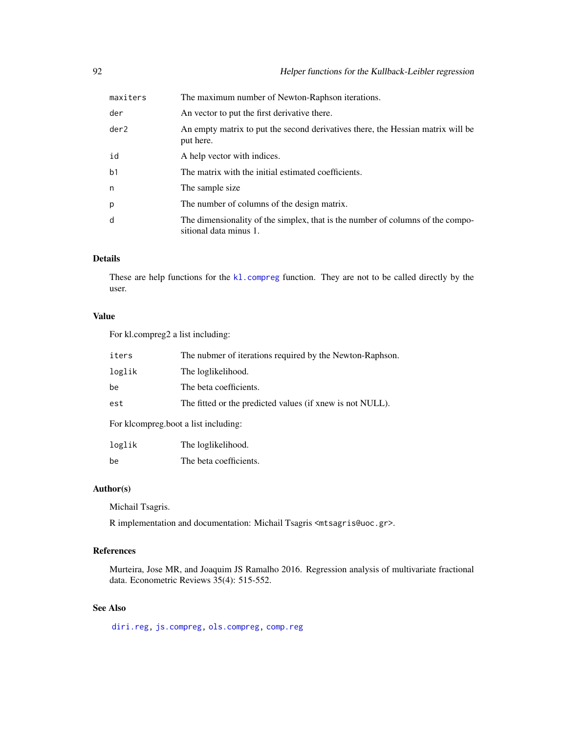| | |
|---|---|
| maxiters | The maximum number of Newton-Raphson iterations. |
| der | An vector to put the first derivative there. |
| der2 | An empty matrix to put the second derivatives there, the Hessian matrix will be put here. |
| id | A help vector with indices. |
| b1 | The matrix with the initial estimated coefficients. |
| n | The sample size |
| p | The number of columns of the design matrix. |
| d | The dimensionality of the simplex, that is the number of columns of the compositional data minus 1. |

### Details

These are help functions for the kl.compreg function. They are not to be called directly by the user.

### Value

For kl.compreg2 a list including:

| | |
|---|---|
| iters | The nubmer of iterations required by the Newton-Raphson. |
| loglik | The loglikelihood. |
| be | The beta coefficients. |
| est | The fitted or the predicted values (if xnew is not NULL). |

For klcompreg.boot a list including:

| | |
|---|---|
| loglik | The loglikelihood. |
| be | The beta coefficients. |

### Author(s)

Michail Tsagris.

R implementation and documentation: Michail Tsagris <mtsagris@uoc.gr>.

### References

Murteira, Jose MR, and Joaquim JS Ramalho 2016. Regression analysis of multivariate fractional data. Econometric Reviews 35(4): 515-552.

### See Also

diri.reg, js.compreg, ols.compreg, comp.reg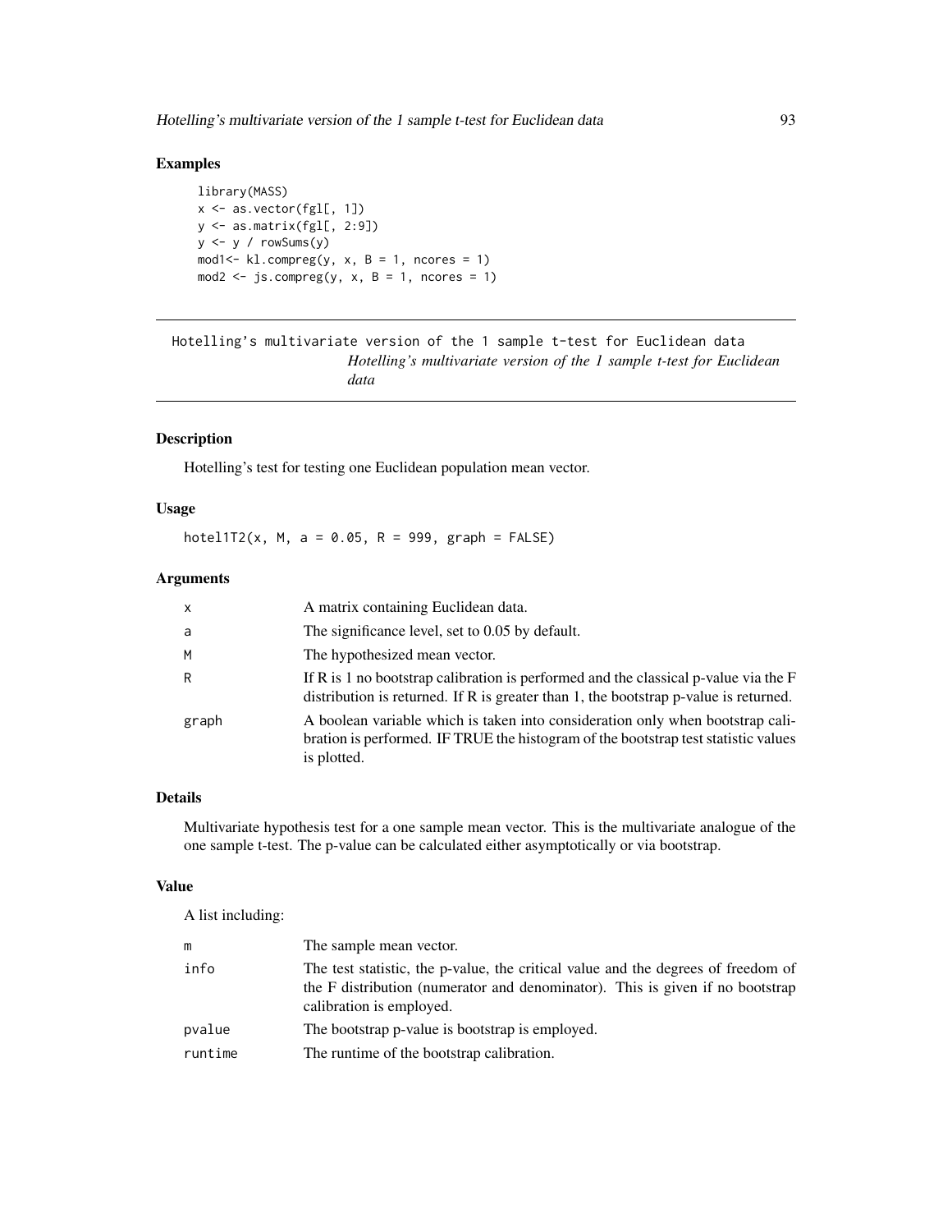## Examples

```
library(MASS)
x <- as.vector(fgl[, 1])
y <- as.matrix(fgl[, 2:9])
y <- y / rowSums(y)
mod1<- kl.compreg(y, x, B = 1, ncores = 1)
mod2 <- js.compreg(y, x, B = 1, ncores = 1)
```

---

# Hotelling's multivariate version of the 1 sample t-test for Euclidean data

*Hotelling's multivariate version of the 1 sample t-test for Euclidean data*

---

### Description

Hotelling's test for testing one Euclidean population mean vector.

### Usage

```
hotel1T2(x, M, a = 0.05, R = 999, graph = FALSE)
```

### Arguments

| | |
|---|---|
| x | A matrix containing Euclidean data. |
| a | The significance level, set to 0.05 by default. |
| M | The hypothesized mean vector. |
| R | If R is 1 no bootstrap calibration is performed and the classical p-value via the F distribution is returned. If R is greater than 1, the bootstrap p-value is returned. |
| graph | A boolean variable which is taken into consideration only when bootstrap calibration is performed. IF TRUE the histogram of the bootstrap test statistic values is plotted. |

### Details

Multivariate hypothesis test for a one sample mean vector. This is the multivariate analogue of the one sample t-test. The p-value can be calculated either asymptotically or via bootstrap.

### Value

A list including:

| | |
|---|---|
| m | The sample mean vector. |
| info | The test statistic, the p-value, the critical value and the degrees of freedom of the F distribution (numerator and denominator). This is given if no bootstrap calibration is employed. |
| pvalue | The bootstrap p-value is bootstrap is employed. |
| runtime | The runtime of the bootstrap calibration. |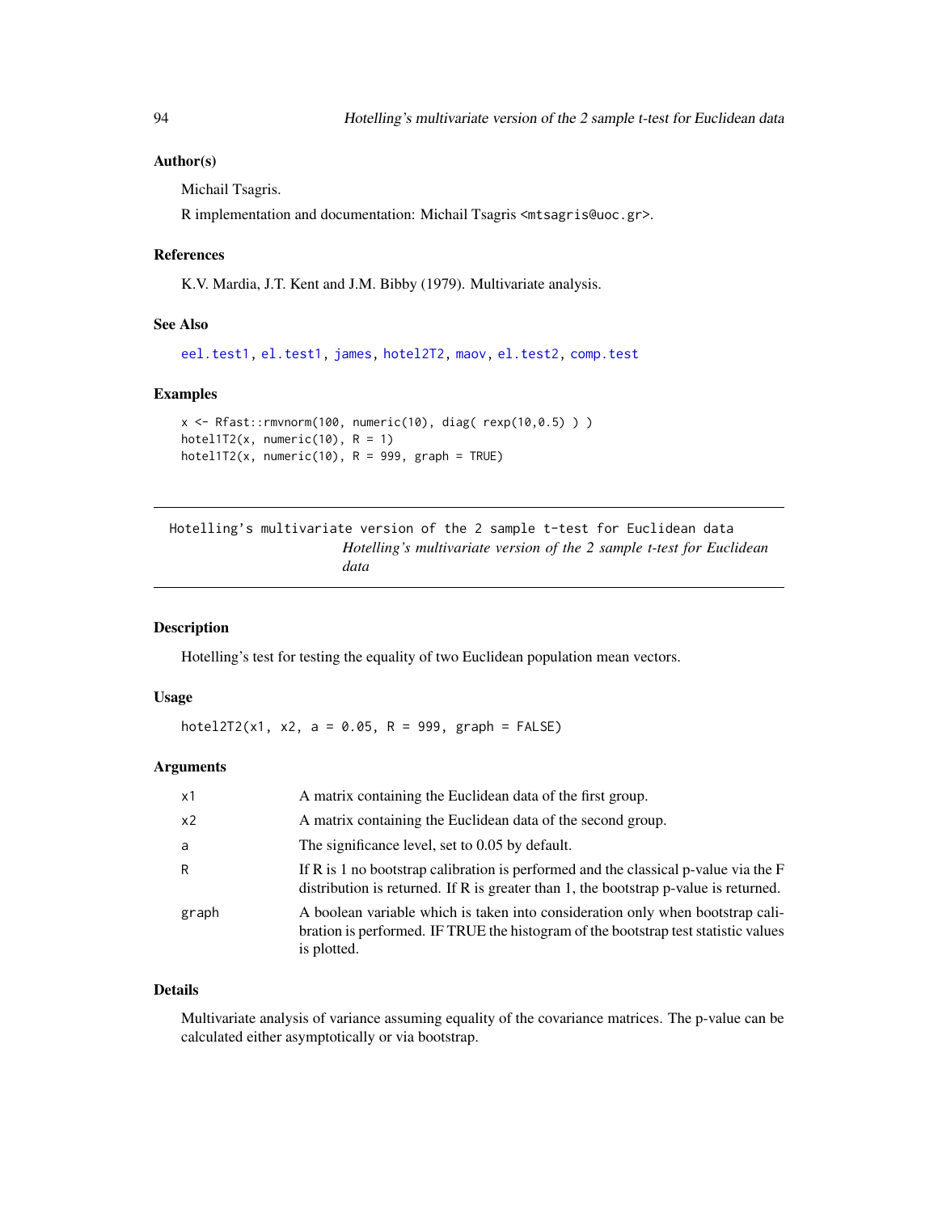### Author(s)

Michail Tsagris.

R implementation and documentation: Michail Tsagris <mtsagris@uoc.gr>.

### References

K.V. Mardia, J.T. Kent and J.M. Bibby (1979). Multivariate analysis.

### See Also

eel.test1, el.test1, james, hotel2T2, maov, el.test2, comp.test

### Examples

```
x <- Rfast::rmvnorm(100, numeric(10), diag( rexp(10,0.5) ) )
hotel1T2(x, numeric(10), R = 1)
hotel1T2(x, numeric(10), R = 999, graph = TRUE)
```

---

## Hotelling's multivariate version of the 2 sample t-test for Euclidean data

*Hotelling's multivariate version of the 2 sample t-test for Euclidean data*

### Description

Hotelling's test for testing the equality of two Euclidean population mean vectors.

### Usage

```
hotel2T2(x1, x2, a = 0.05, R = 999, graph = FALSE)
```

### Arguments

| | |
|---|---|
| x1 | A matrix containing the Euclidean data of the first group. |
| x2 | A matrix containing the Euclidean data of the second group. |
| a | The significance level, set to 0.05 by default. |
| R | If R is 1 no bootstrap calibration is performed and the classical p-value via the F distribution is returned. If R is greater than 1, the bootstrap p-value is returned. |
| graph | A boolean variable which is taken into consideration only when bootstrap calibration is performed. IF TRUE the histogram of the bootstrap test statistic values is plotted. |

### Details

Multivariate analysis of variance assuming equality of the covariance matrices. The p-value can be calculated either asymptotically or via bootstrap.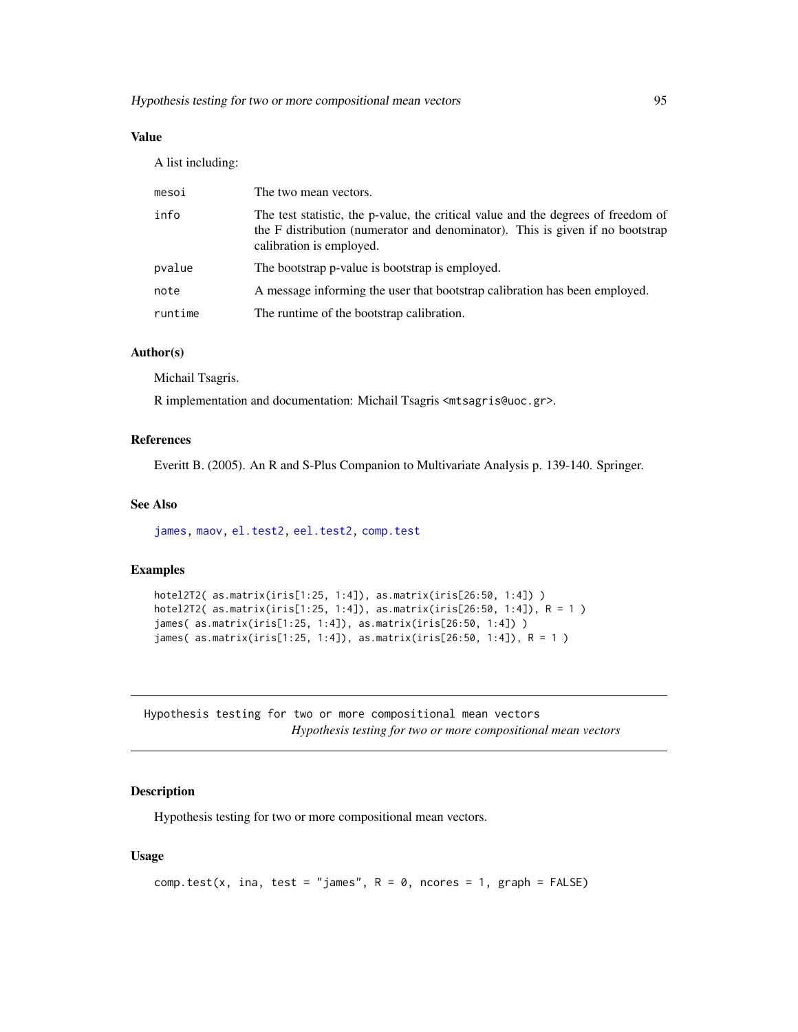## Value

A list including:

| | |
|---|---|
| mesoi | The two mean vectors. |
| info | The test statistic, the p-value, the critical value and the degrees of freedom of the F distribution (numerator and denominator). This is given if no bootstrap calibration is employed. |
| pvalue | The bootstrap p-value is bootstrap is employed. |
| note | A message informing the user that bootstrap calibration has been employed. |
| runtime | The runtime of the bootstrap calibration. |

## Author(s)

Michail Tsagris.

R implementation and documentation: Michail Tsagris <mtsagris@uoc.gr>.

## References

Everitt B. (2005). An R and S-Plus Companion to Multivariate Analysis p. 139-140. Springer.

## See Also

james, maov, el.test2, eel.test2, comp.test

## Examples

```
hotel2T2( as.matrix(iris[1:25, 1:4]), as.matrix(iris[26:50, 1:4]) )
hotel2T2( as.matrix(iris[1:25, 1:4]), as.matrix(iris[26:50, 1:4]), R = 1 )
james( as.matrix(iris[1:25, 1:4]), as.matrix(iris[26:50, 1:4]) )
james( as.matrix(iris[1:25, 1:4]), as.matrix(iris[26:50, 1:4]), R = 1 )
```

---

# Hypothesis testing for two or more compositional mean vectors

*Hypothesis testing for two or more compositional mean vectors*

## Description

Hypothesis testing for two or more compositional mean vectors.

## Usage

```
comp.test(x, ina, test = "james", R = 0, ncores = 1, graph = FALSE)
```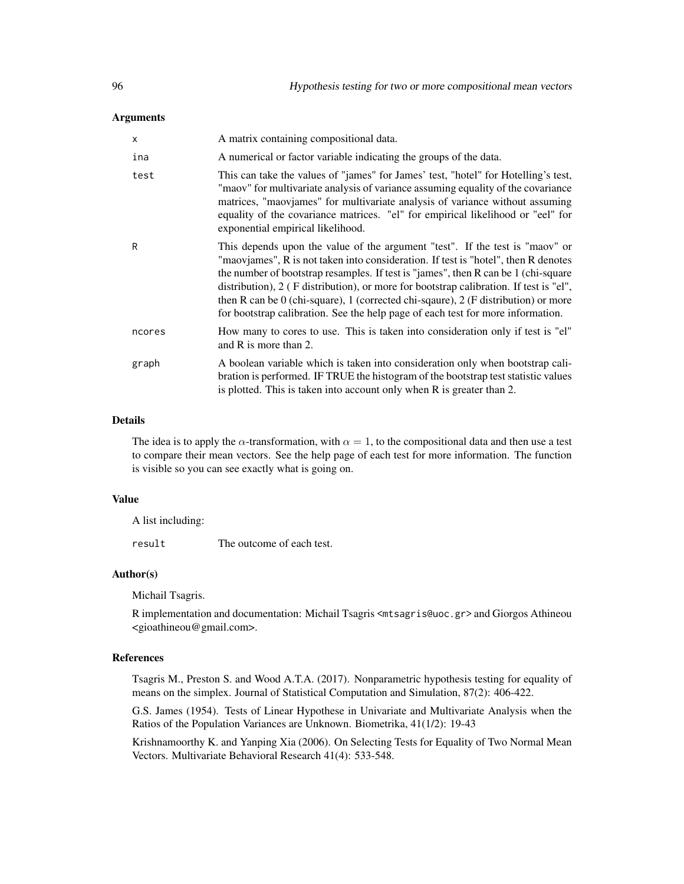### Arguments

| | |
|---|---|
| x | A matrix containing compositional data. |
| ina | A numerical or factor variable indicating the groups of the data. |
| test | This can take the values of "james" for James' test, "hotel" for Hotelling's test, "maov" for multivariate analysis of variance assuming equality of the covariance matrices, "maovjames" for multivariate analysis of variance without assuming equality of the covariance matrices. "el" for empirical likelihood or "eel" for exponential empirical likelihood. |
| R | This depends upon the value of the argument "test". If the test is "maov" or "maovjames", R is not taken into consideration. If test is "hotel", then R denotes the number of bootstrap resamples. If test is "james", then R can be 1 (chi-square distribution), 2 ( F distribution), or more for bootstrap calibration. If test is "el", then R can be 0 (chi-square), 1 (corrected chi-sqaure), 2 (F distribution) or more for bootstrap calibration. See the help page of each test for more information. |
| ncores | How many to cores to use. This is taken into consideration only if test is "el" and R is more than 2. |
| graph | A boolean variable which is taken into consideration only when bootstrap calibration is performed. IF TRUE the histogram of the bootstrap test statistic values is plotted. This is taken into account only when R is greater than 2. |

### Details

The idea is to apply the $\alpha$-transformation, with $\alpha = 1$, to the compositional data and then use a test to compare their mean vectors. See the help page of each test for more information. The function is visible so you can see exactly what is going on.

### Value

A list including:

| | |
|---|---|
| result | The outcome of each test. |

### Author(s)

Michail Tsagris.

R implementation and documentation: Michail Tsagris <mtsagris@uoc.gr> and Giorgos Athineou <gioathineou@gmail.com>.

### References

Tsagris M., Preston S. and Wood A.T.A. (2017). Nonparametric hypothesis testing for equality of means on the simplex. Journal of Statistical Computation and Simulation, 87(2): 406-422.

G.S. James (1954). Tests of Linear Hypothese in Univariate and Multivariate Analysis when the Ratios of the Population Variances are Unknown. Biometrika, 41(1/2): 19-43

Krishnamoorthy K. and Yanping Xia (2006). On Selecting Tests for Equality of Two Normal Mean Vectors. Multivariate Behavioral Research 41(4): 533-548.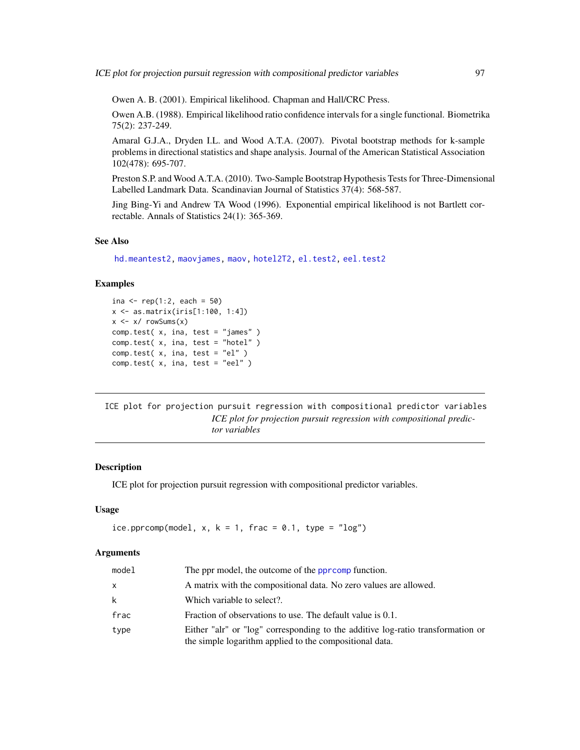Owen A. B. (2001). Empirical likelihood. Chapman and Hall/CRC Press.

Owen A.B. (1988). Empirical likelihood ratio confidence intervals for a single functional. Biometrika 75(2): 237-249.

Amaral G.J.A., Dryden I.L. and Wood A.T.A. (2007). Pivotal bootstrap methods for k-sample problems in directional statistics and shape analysis. Journal of the American Statistical Association 102(478): 695-707.

Preston S.P. and Wood A.T.A. (2010). Two-Sample Bootstrap Hypothesis Tests for Three-Dimensional Labelled Landmark Data. Scandinavian Journal of Statistics 37(4): 568-587.

Jing Bing-Yi and Andrew TA Wood (1996). Exponential empirical likelihood is not Bartlett correctable. Annals of Statistics 24(1): 365-369.

### See Also

hd.meantest2, maovjames, maov, hotel2T2, el.test2, eel.test2

### Examples

```
ina <- rep(1:2, each = 50)
x <- as.matrix(iris[1:100, 1:4])
x <- x/ rowSums(x)
comp.test( x, ina, test = "james" )
comp.test( x, ina, test = "hotel" )
comp.test( x, ina, test = "el" )
comp.test( x, ina, test = "eel" )
```

---

## ICE plot for projection pursuit regression with compositional predictor variables

*ICE plot for projection pursuit regression with compositional predictor variables*

### Description

ICE plot for projection pursuit regression with compositional predictor variables.

### Usage

```
ice.pprcomp(model, x, k = 1, frac = 0.1, type = "log")
```

### Arguments

| | |
|---|---|
| model | The ppr model, the outcome of the pprcomp function. |
| x | A matrix with the compositional data. No zero values are allowed. |
| k | Which variable to select?. |
| frac | Fraction of observations to use. The default value is 0.1. |
| type | Either "alr" or "log" corresponding to the additive log-ratio transformation or the simple logarithm applied to the compositional data. |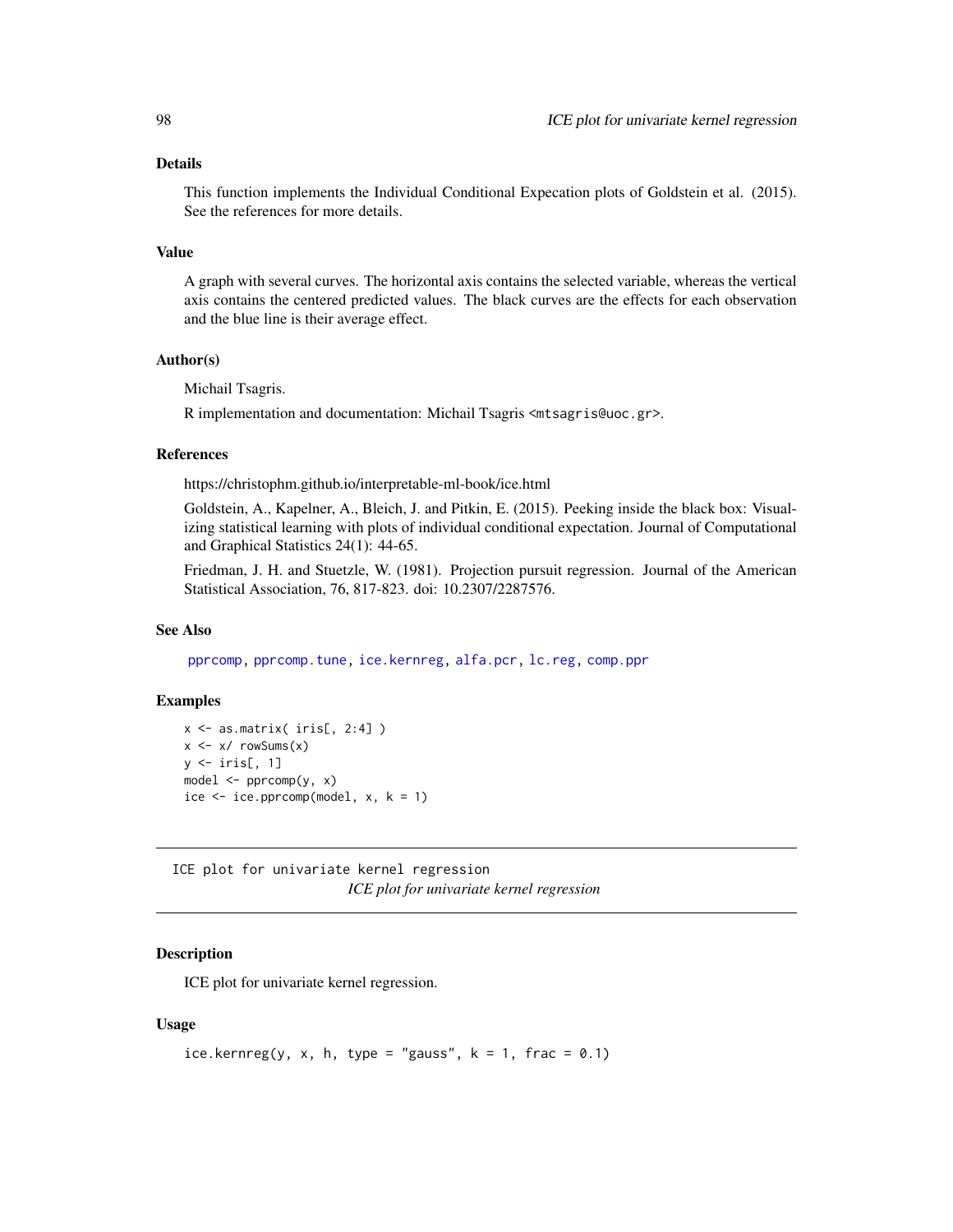### Details

This function implements the Individual Conditional Expecation plots of Goldstein et al. (2015). See the references for more details.

### Value

A graph with several curves. The horizontal axis contains the selected variable, whereas the vertical axis contains the centered predicted values. The black curves are the effects for each observation and the blue line is their average effect.

### Author(s)

Michail Tsagris.

R implementation and documentation: Michail Tsagris <mtsagris@uoc.gr>.

### References

https://christophm.github.io/interpretable-ml-book/ice.html

Goldstein, A., Kapelner, A., Bleich, J. and Pitkin, E. (2015). Peeking inside the black box: Visualizing statistical learning with plots of individual conditional expectation. Journal of Computational and Graphical Statistics 24(1): 44-65.

Friedman, J. H. and Stuetzle, W. (1981). Projection pursuit regression. Journal of the American Statistical Association, 76, 817-823. doi: 10.2307/2287576.

### See Also

pprcomp, pprcomp.tune, ice.kernreg, alfa.pcr, lc.reg, comp.ppr

### Examples

```
x <- as.matrix( iris[, 2:4] )
x <- x/ rowSums(x)
y <- iris[, 1]
model <- pprcomp(y, x)
ice <- ice.pprcomp(model, x, k = 1)
```

---

## ICE plot for univariate kernel regression

*ICE plot for univariate kernel regression*

### Description

ICE plot for univariate kernel regression.

### Usage

```
ice.kernreg(y, x, h, type = "gauss", k = 1, frac = 0.1)
```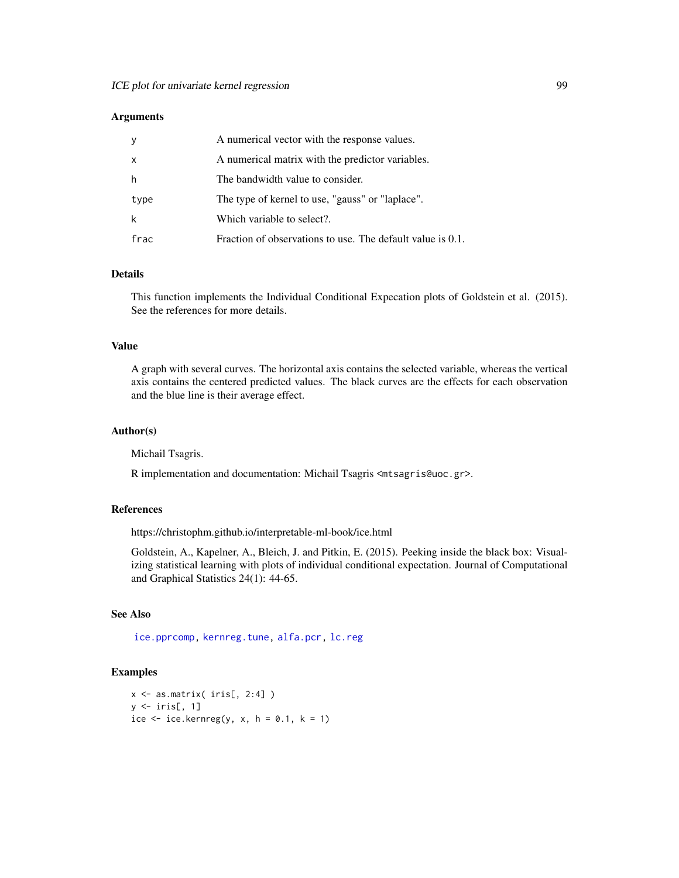### Arguments

| | |
|---|---|
| y | A numerical vector with the response values. |
| x | A numerical matrix with the predictor variables. |
| h | The bandwidth value to consider. |
| type | The type of kernel to use, "gauss" or "laplace". |
| k | Which variable to select?. |
| frac | Fraction of observations to use. The default value is 0.1. |

### Details

This function implements the Individual Conditional Expecation plots of Goldstein et al. (2015). See the references for more details.

### Value

A graph with several curves. The horizontal axis contains the selected variable, whereas the vertical axis contains the centered predicted values. The black curves are the effects for each observation and the blue line is their average effect.

### Author(s)

Michail Tsagris.

R implementation and documentation: Michail Tsagris <mtsagris@uoc.gr>.

### References

https://christophm.github.io/interpretable-ml-book/ice.html

Goldstein, A., Kapelner, A., Bleich, J. and Pitkin, E. (2015). Peeking inside the black box: Visualizing statistical learning with plots of individual conditional expectation. Journal of Computational and Graphical Statistics 24(1): 44-65.

### See Also

ice.pprcomp, kernreg.tune, alfa.pcr, lc.reg

### Examples

```
x <- as.matrix( iris[, 2:4] )
y <- iris[, 1]
ice <- ice.kernreg(y, x, h = 0.1, k = 1)
```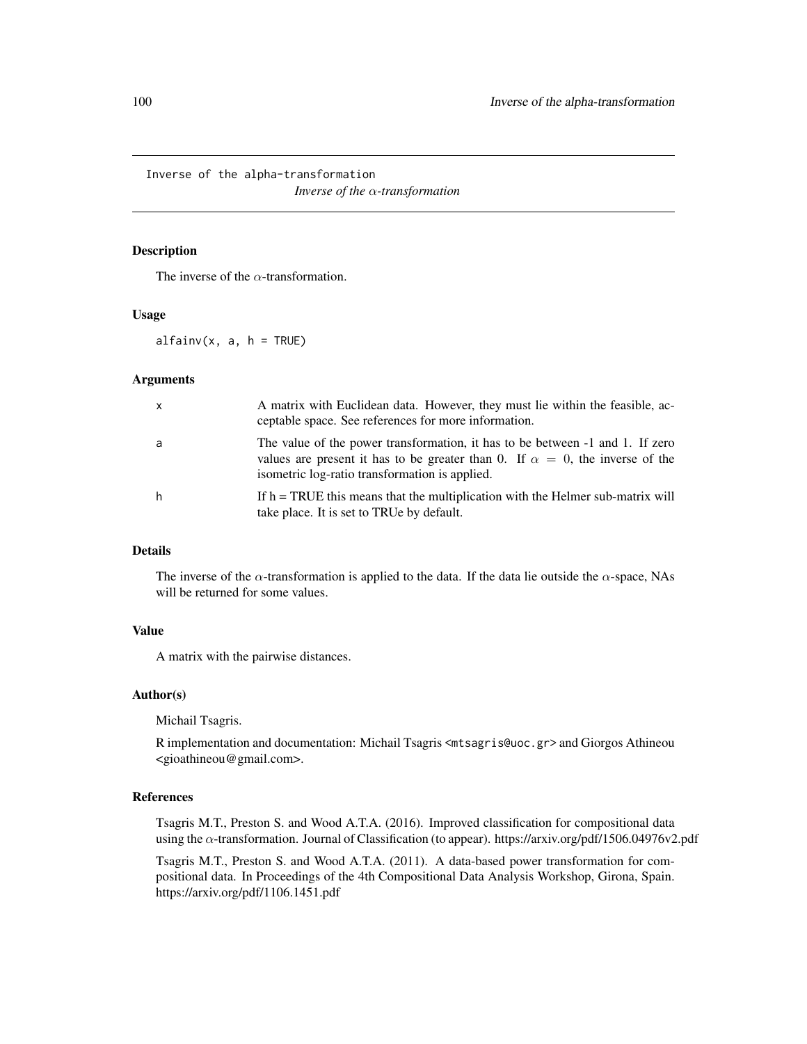Inverse of the alpha-transformation

# *Inverse of the $\alpha$-transformation*

## Description

The inverse of the $\alpha$-transformation.

## Usage

```
alfainv(x, a, h = TRUE)
```

## Arguments

| | |
|---|---|
| x | A matrix with Euclidean data. However, they must lie within the feasible, acceptable space. See references for more information. |
| a | The value of the power transformation, it has to be between -1 and 1. If zero values are present it has to be greater than 0. If $\alpha = 0$, the inverse of the isometric log-ratio transformation is applied. |
| h | If h = TRUE this means that the multiplication with the Helmer sub-matrix will take place. It is set to TRUe by default. |

## Details

The inverse of the $\alpha$-transformation is applied to the data. If the data lie outside the $\alpha$-space, NAs will be returned for some values.

## Value

A matrix with the pairwise distances.

## Author(s)

Michail Tsagris.

R implementation and documentation: Michail Tsagris <mtsagris@uoc.gr> and Giorgos Athineou <gioathineou@gmail.com>.

## References

Tsagris M.T., Preston S. and Wood A.T.A. (2016). Improved classification for compositional data using the $\alpha$-transformation. Journal of Classification (to appear). https://arxiv.org/pdf/1506.04976v2.pdf

Tsagris M.T., Preston S. and Wood A.T.A. (2011). A data-based power transformation for compositional data. In Proceedings of the 4th Compositional Data Analysis Workshop, Girona, Spain. https://arxiv.org/pdf/1106.1451.pdf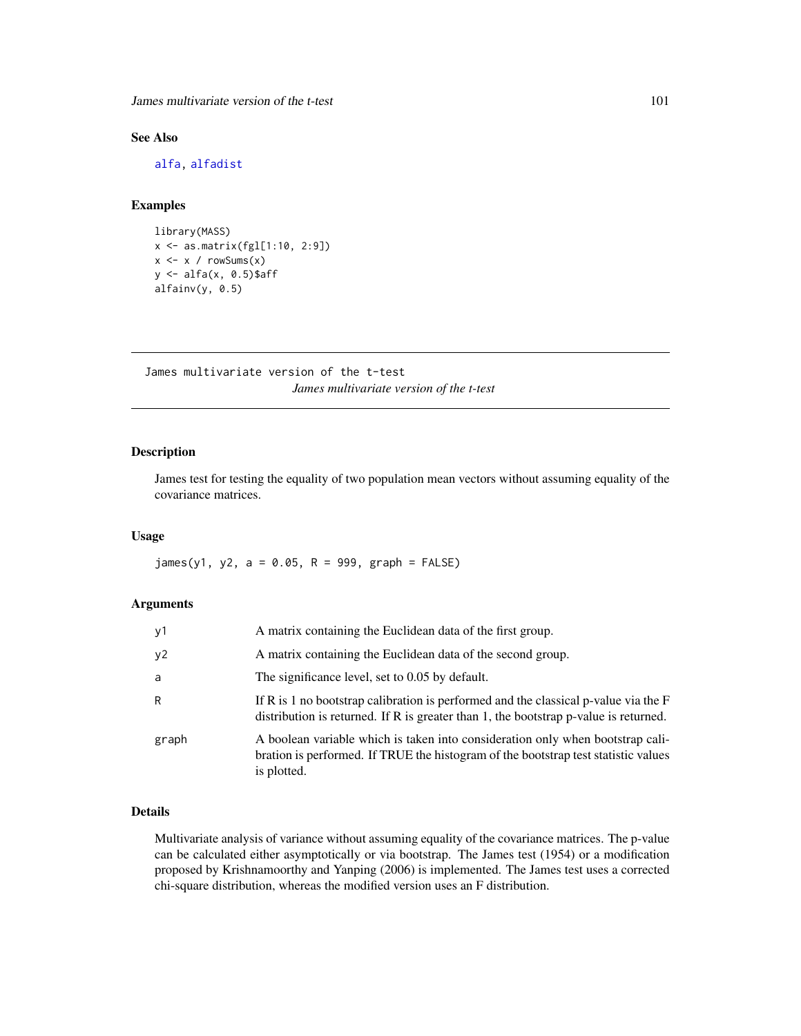## See Also

alfa, alfadist

## Examples

```
library(MASS)
x <- as.matrix(fgl[1:10, 2:9])
x <- x / rowSums(x)
y <- alfa(x, 0.5)$aff
alfainv(y, 0.5)
```

---

# James multivariate version of the t-test

*James multivariate version of the t-test*

---

## Description

James test for testing the equality of two population mean vectors without assuming equality of the covariance matrices.

## Usage

```
james(y1, y2, a = 0.05, R = 999, graph = FALSE)
```

## Arguments

| | |
|---|---|
| y1 | A matrix containing the Euclidean data of the first group. |
| y2 | A matrix containing the Euclidean data of the second group. |
| a | The significance level, set to 0.05 by default. |
| R | If R is 1 no bootstrap calibration is performed and the classical p-value via the F distribution is returned. If R is greater than 1, the bootstrap p-value is returned. |
| graph | A boolean variable which is taken into consideration only when bootstrap calibration is performed. If TRUE the histogram of the bootstrap test statistic values is plotted. |

## Details

Multivariate analysis of variance without assuming equality of the covariance matrices. The p-value can be calculated either asymptotically or via bootstrap. The James test (1954) or a modification proposed by Krishnamoorthy and Yanping (2006) is implemented. The James test uses a corrected chi-square distribution, whereas the modified version uses an F distribution.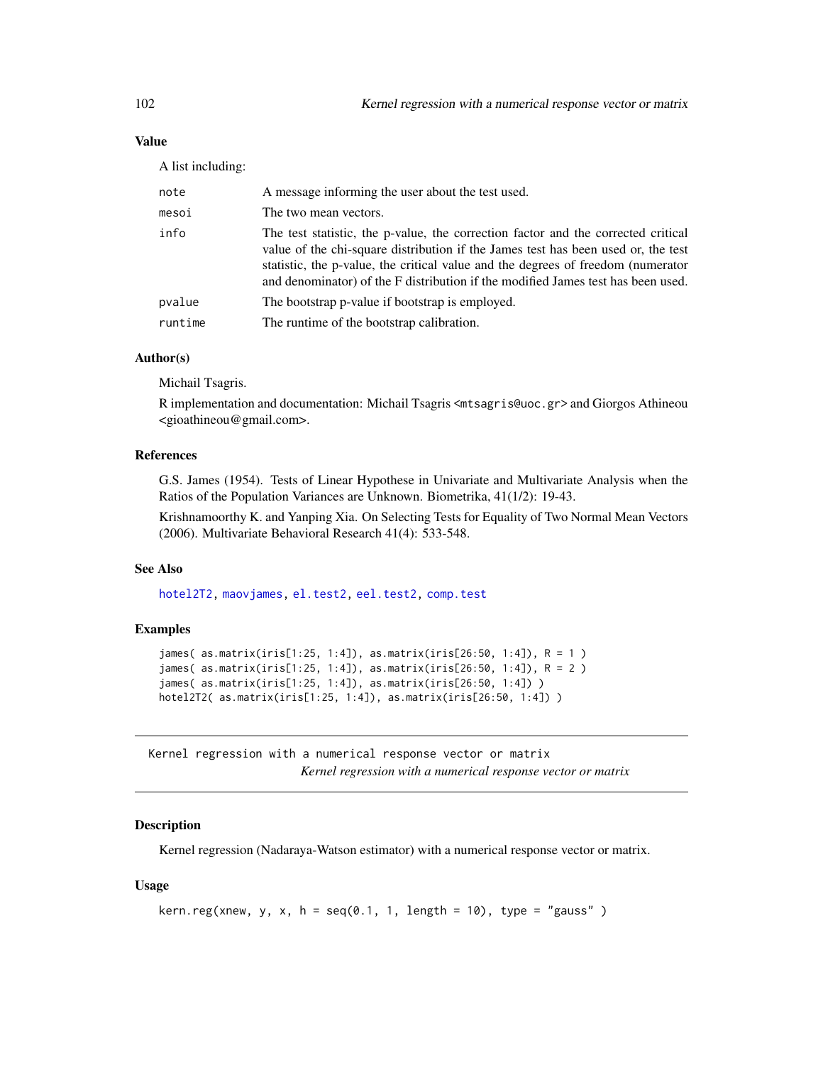### Value

A list including:

| | |
|---|---|
| note | A message informing the user about the test used. |
| mesoi | The two mean vectors. |
| info | The test statistic, the p-value, the correction factor and the corrected critical value of the chi-square distribution if the James test has been used or, the test statistic, the p-value, the critical value and the degrees of freedom (numerator and denominator) of the F distribution if the modified James test has been used. |
| pvalue | The bootstrap p-value if bootstrap is employed. |
| runtime | The runtime of the bootstrap calibration. |

### Author(s)

Michail Tsagris.

R implementation and documentation: Michail Tsagris <mtsagris@uoc.gr> and Giorgos Athineou <gioathineou@gmail.com>.

### References

G.S. James (1954). Tests of Linear Hypothese in Univariate and Multivariate Analysis when the Ratios of the Population Variances are Unknown. Biometrika, 41(1/2): 19-43.

Krishnamoorthy K. and Yanping Xia. On Selecting Tests for Equality of Two Normal Mean Vectors (2006). Multivariate Behavioral Research 41(4): 533-548.

### See Also

hotel2T2, maovjames, el.test2, eel.test2, comp.test

### Examples

```
james( as.matrix(iris[1:25, 1:4]), as.matrix(iris[26:50, 1:4]), R = 1 )
james( as.matrix(iris[1:25, 1:4]), as.matrix(iris[26:50, 1:4]), R = 2 )
james( as.matrix(iris[1:25, 1:4]), as.matrix(iris[26:50, 1:4]) )
hotel2T2( as.matrix(iris[1:25, 1:4]), as.matrix(iris[26:50, 1:4]) )
```

---

## Kernel regression with a numerical response vector or matrix

*Kernel regression with a numerical response vector or matrix*

---

### Description

Kernel regression (Nadaraya-Watson estimator) with a numerical response vector or matrix.

### Usage

```
kern.reg(xnew, y, x, h = seq(0.1, 1, length = 10), type = "gauss" )
```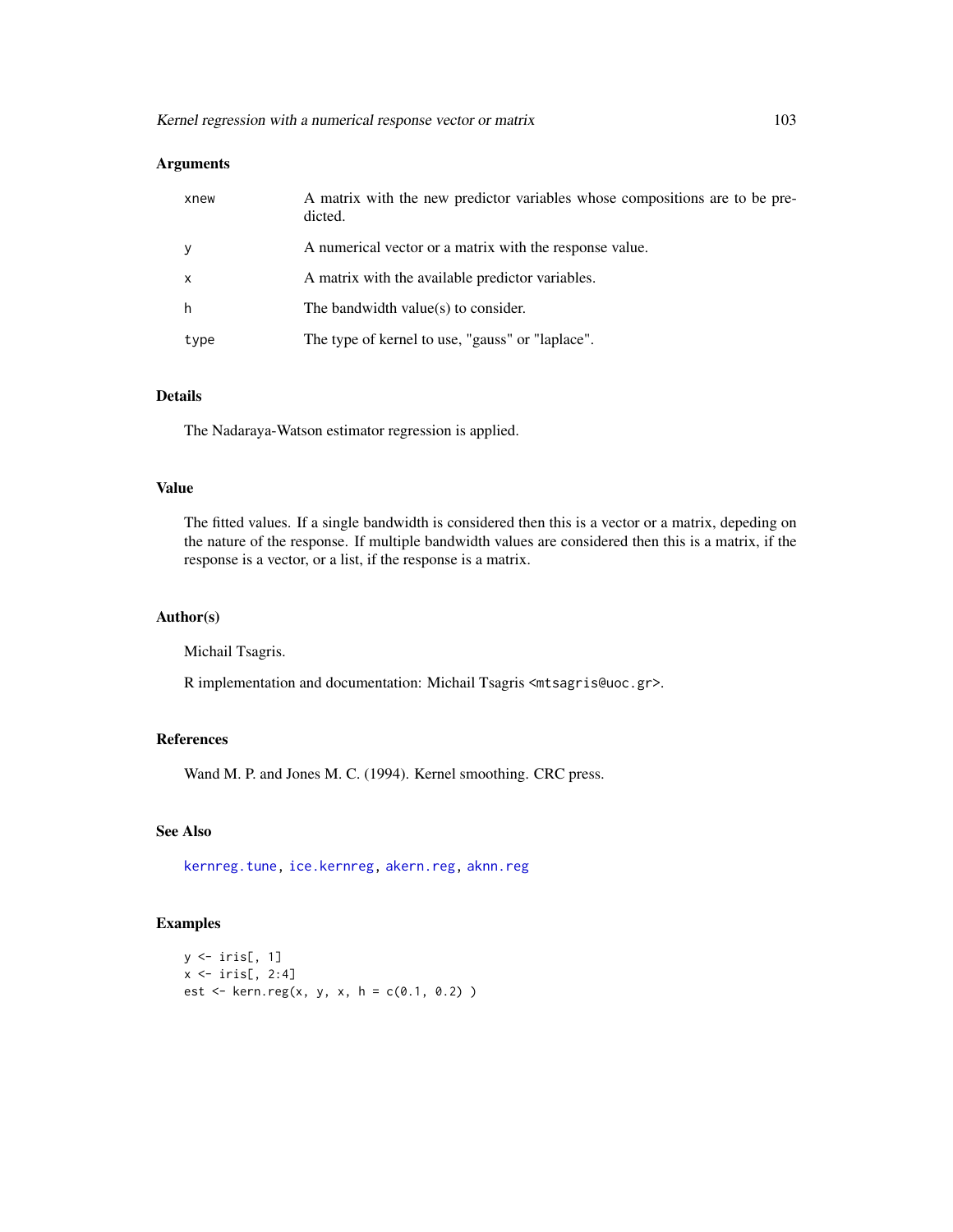## Arguments

| | |
|---|---|
| xnew | A matrix with the new predictor variables whose compositions are to be predicted. |
| y | A numerical vector or a matrix with the response value. |
| x | A matrix with the available predictor variables. |
| h | The bandwidth value(s) to consider. |
| type | The type of kernel to use, "gauss" or "laplace". |

## Details

The Nadaraya-Watson estimator regression is applied.

## Value

The fitted values. If a single bandwidth is considered then this is a vector or a matrix, depeding on the nature of the response. If multiple bandwidth values are considered then this is a matrix, if the response is a vector, or a list, if the response is a matrix.

## Author(s)

Michail Tsagris.

R implementation and documentation: Michail Tsagris <mtsagris@uoc.gr>.

## References

Wand M. P. and Jones M. C. (1994). Kernel smoothing. CRC press.

## See Also

kernreg.tune, ice.kernreg, akern.reg, aknn.reg

## Examples

```
y <- iris[, 1]
x <- iris[, 2:4]
est <- kern.reg(x, y, x, h = c(0.1, 0.2) )
```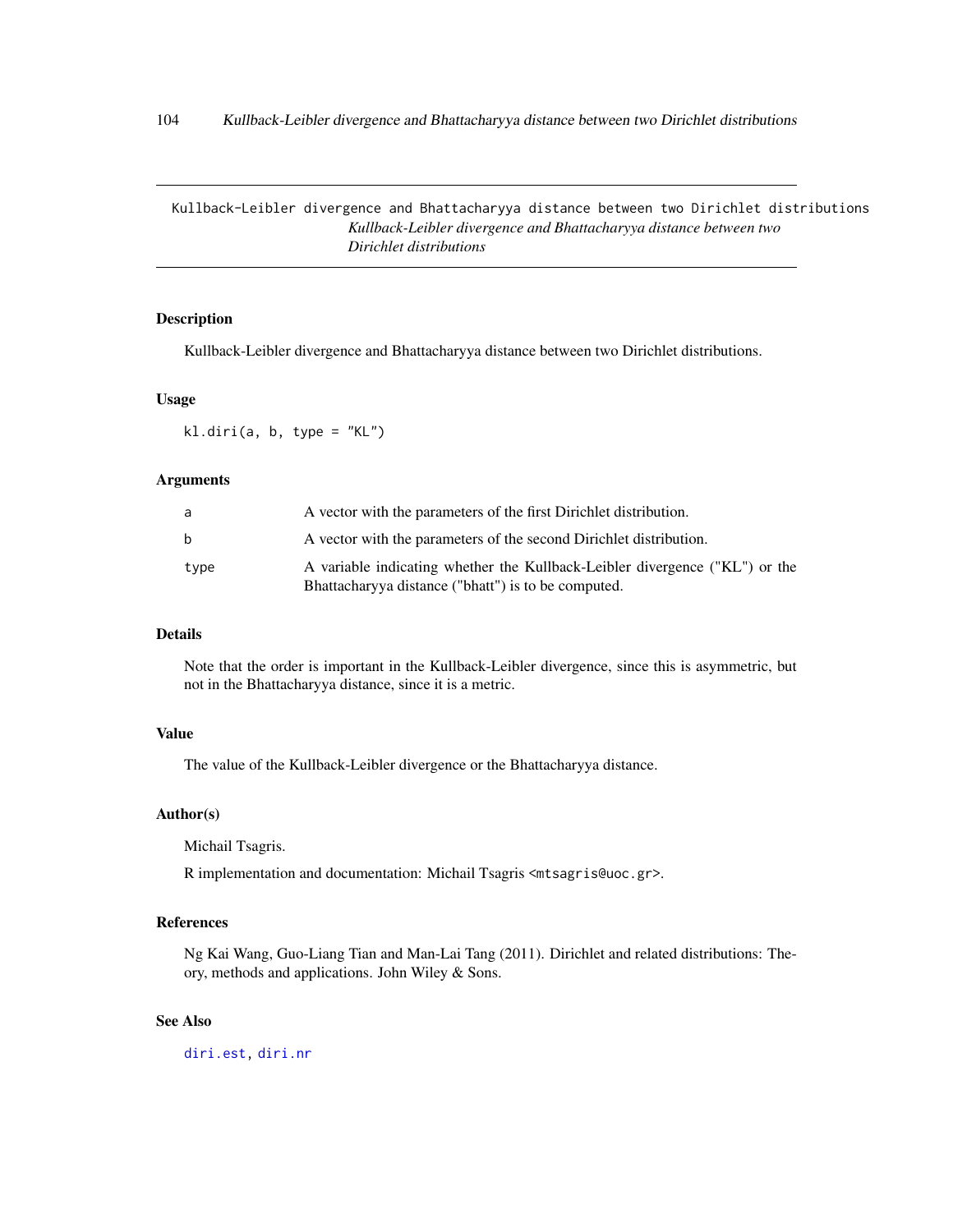Kullback-Leibler divergence and Bhattacharyya distance between two Dirichlet distributions

*Kullback-Leibler divergence and Bhattacharyya distance between two Dirichlet distributions*

## Description

Kullback-Leibler divergence and Bhattacharyya distance between two Dirichlet distributions.

## Usage

```
kl.diri(a, b, type = "KL")
```

## Arguments

| | |
|---|---|
| a | A vector with the parameters of the first Dirichlet distribution. |
| b | A vector with the parameters of the second Dirichlet distribution. |
| type | A variable indicating whether the Kullback-Leibler divergence ("KL") or the Bhattacharyya distance ("bhatt") is to be computed. |

## Details

Note that the order is important in the Kullback-Leibler divergence, since this is asymmetric, but not in the Bhattacharyya distance, since it is a metric.

## Value

The value of the Kullback-Leibler divergence or the Bhattacharyya distance.

## Author(s)

Michail Tsagris.

R implementation and documentation: Michail Tsagris <mtsagris@uoc.gr>.

## References

Ng Kai Wang, Guo-Liang Tian and Man-Lai Tang (2011). Dirichlet and related distributions: Theory, methods and applications. John Wiley & Sons.

## See Also

diri.est, diri.nr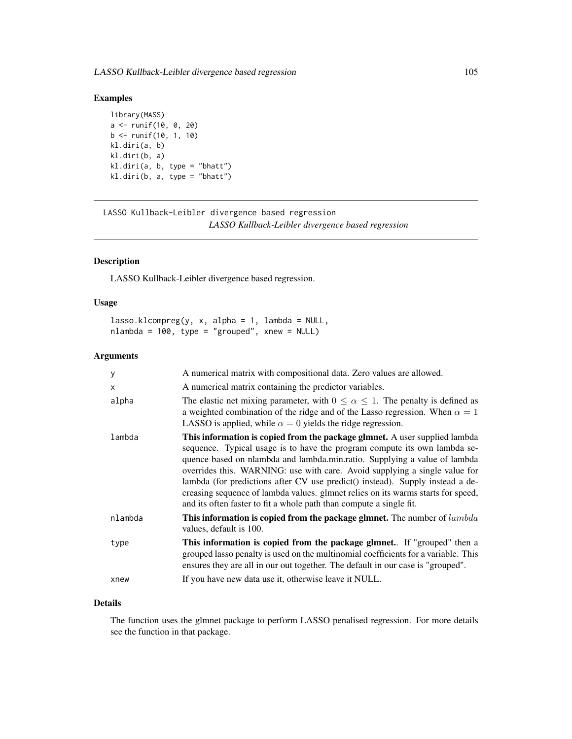## Examples

```
library(MASS)
a <- runif(10, 0, 20)
b <- runif(10, 1, 10)
kl.diri(a, b)
kl.diri(b, a)
kl.diri(a, b, type = "bhatt")
kl.diri(b, a, type = "bhatt")
```

---

LASSO Kullback-Leibler divergence based regression
*LASSO Kullback-Leibler divergence based regression*

---

### Description

LASSO Kullback-Leibler divergence based regression.

### Usage

```
lasso.klcompreg(y, x, alpha = 1, lambda = NULL,
nlambda = 100, type = "grouped", xnew = NULL)
```

### Arguments

| | |
|---|---|
| y | A numerical matrix with compositional data. Zero values are allowed. |
| x | A numerical matrix containing the predictor variables. |
| alpha | The elastic net mixing parameter, with $0 \leq \alpha \leq 1$. The penalty is defined as a weighted combination of the ridge and of the Lasso regression. When $\alpha = 1$ LASSO is applied, while $\alpha = 0$ yields the ridge regression. |
| lambda | **This information is copied from the package glmnet.** A user supplied lambda sequence. Typical usage is to have the program compute its own lambda sequence based on nlambda and lambda.min.ratio. Supplying a value of lambda overrides this. WARNING: use with care. Avoid supplying a single value for lambda (for predictions after CV use predict() instead). Supply instead a decreasing sequence of lambda values. glmnet relies on its warms starts for speed, and its often faster to fit a whole path than compute a single fit. |
| nlambda | **This information is copied from the package glmnet.** The number of $lambda$ values, default is 100. |
| type | **This information is copied from the package glmnet.**. If "grouped" then a grouped lasso penalty is used on the multinomial coefficients for a variable. This ensures they are all in our out together. The default in our case is "grouped". |
| xnew | If you have new data use it, otherwise leave it NULL. |

### Details

The function uses the glmnet package to perform LASSO penalised regression. For more details see the function in that package.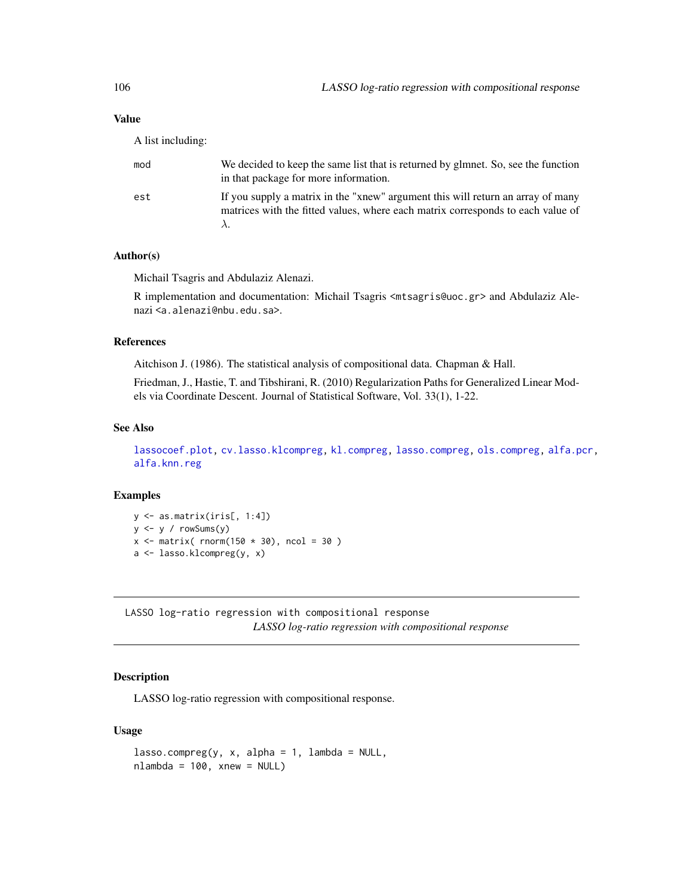## Value

A list including:

| | |
|---|---|
| mod | We decided to keep the same list that is returned by glmnet. So, see the function in that package for more information. |
| est | If you supply a matrix in the "xnew" argument this will return an array of many matrices with the fitted values, where each matrix corresponds to each value of $\lambda$. |

## Author(s)

Michail Tsagris and Abdulaziz Alenazi.

R implementation and documentation: Michail Tsagris <mtsagris@uoc.gr> and Abdulaziz Alenazi <a.alenazi@nbu.edu.sa>.

## References

Aitchison J. (1986). The statistical analysis of compositional data. Chapman & Hall.

Friedman, J., Hastie, T. and Tibshirani, R. (2010) Regularization Paths for Generalized Linear Models via Coordinate Descent. Journal of Statistical Software, Vol. 33(1), 1-22.

## See Also

lassocoef.plot, cv.lasso.klcompreg, kl.compreg, lasso.compreg, ols.compreg, alfa.pcr, alfa.knn.reg

## Examples

```
y <- as.matrix(iris[, 1:4])
y <- y / rowSums(y)
x <- matrix( rnorm(150 * 30), ncol = 30 )
a <- lasso.klcompreg(y, x)
```

---

LASSO log-ratio regression with compositional response
*LASSO log-ratio regression with compositional response*

---

## Description

LASSO log-ratio regression with compositional response.

## Usage

```
lasso.compreg(y, x, alpha = 1, lambda = NULL,
nlambda = 100, xnew = NULL)
```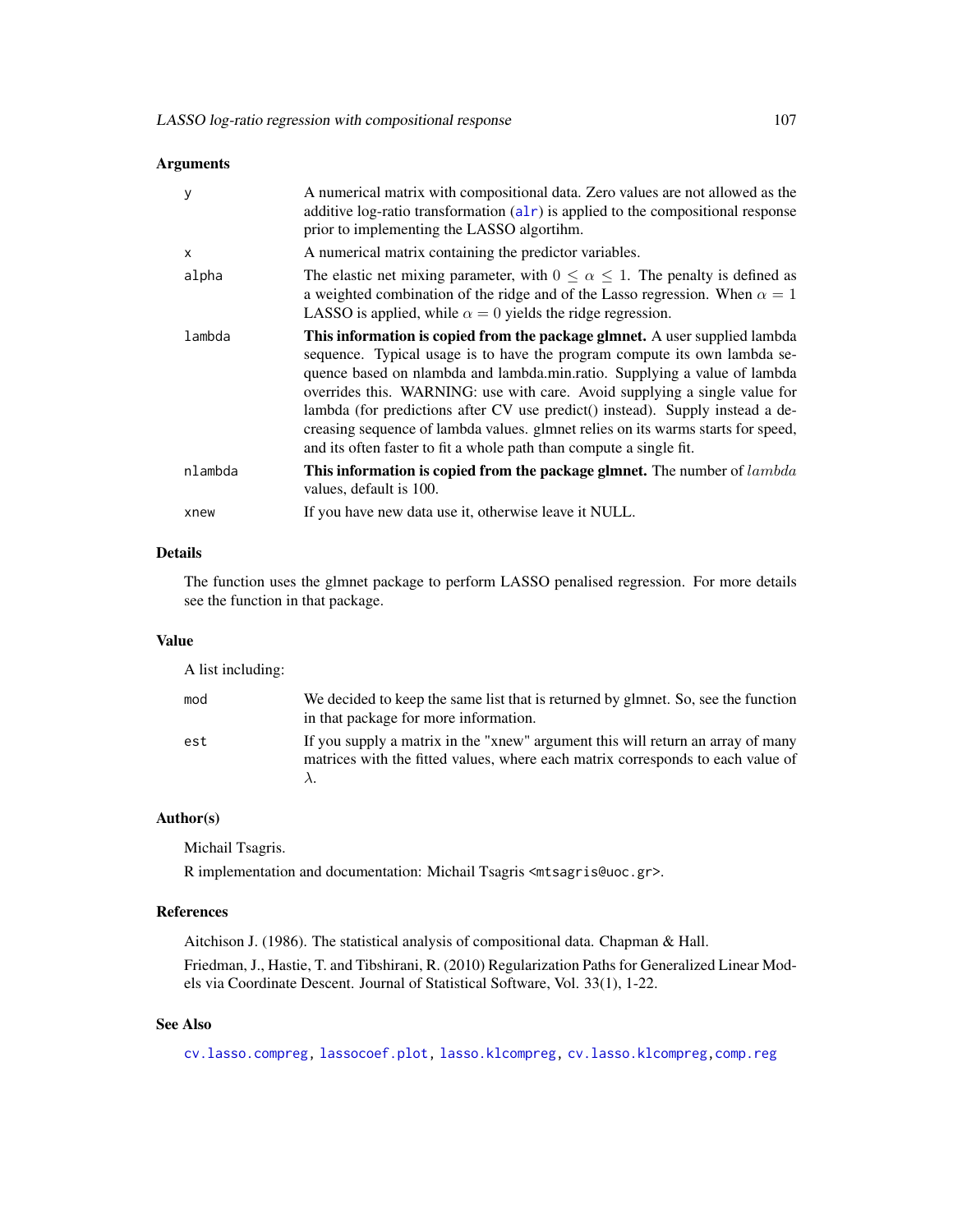### Arguments

| | |
|---|---|
| y | A numerical matrix with compositional data. Zero values are not allowed as the additive log-ratio transformation (alr) is applied to the compositional response prior to implementing the LASSO algortihm. |
| x | A numerical matrix containing the predictor variables. |
| alpha | The elastic net mixing parameter, with $0 \leq \alpha \leq 1$. The penalty is defined as a weighted combination of the ridge and of the Lasso regression. When $\alpha = 1$ LASSO is applied, while $\alpha = 0$ yields the ridge regression. |
| lambda | **This information is copied from the package glmnet.** A user supplied lambda sequence. Typical usage is to have the program compute its own lambda sequence based on nlambda and lambda.min.ratio. Supplying a value of lambda overrides this. WARNING: use with care. Avoid supplying a single value for lambda (for predictions after CV use predict() instead). Supply instead a decreasing sequence of lambda values. glmnet relies on its warms starts for speed, and its often faster to fit a whole path than compute a single fit. |
| nlambda | **This information is copied from the package glmnet.** The number of $lambda$ values, default is 100. |
| xnew | If you have new data use it, otherwise leave it NULL. |

### Details

The function uses the glmnet package to perform LASSO penalised regression. For more details see the function in that package.

### Value

A list including:

| | |
|---|---|
| mod | We decided to keep the same list that is returned by glmnet. So, see the function in that package for more information. |
| est | If you supply a matrix in the "xnew" argument this will return an array of many matrices with the fitted values, where each matrix corresponds to each value of $\lambda$. |

### Author(s)

Michail Tsagris.

R implementation and documentation: Michail Tsagris <mtsagris@uoc.gr>.

### References

Aitchison J. (1986). The statistical analysis of compositional data. Chapman & Hall.

Friedman, J., Hastie, T. and Tibshirani, R. (2010) Regularization Paths for Generalized Linear Models via Coordinate Descent. Journal of Statistical Software, Vol. 33(1), 1-22.

### See Also

cv.lasso.compreg, lassocoef.plot, lasso.klcompreg, cv.lasso.klcompreg, comp.reg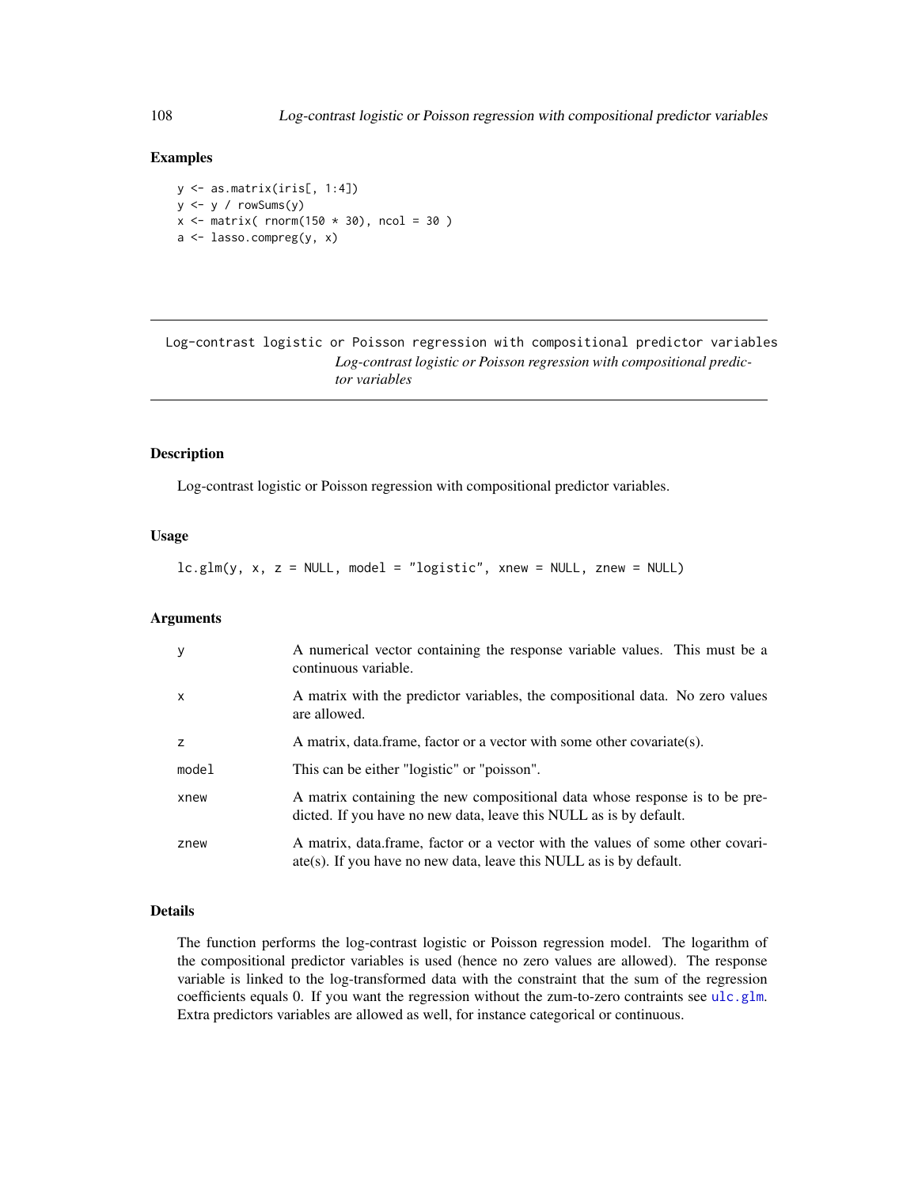## Examples

```
y <- as.matrix(iris[, 1:4])
y <- y / rowSums(y)
x <- matrix( rnorm(150 * 30), ncol = 30 )
a <- lasso.compreg(y, x)
```

---

Log-contrast logistic or Poisson regression with compositional predictor variables
*Log-contrast logistic or Poisson regression with compositional predictor variables*

---

## Description

Log-contrast logistic or Poisson regression with compositional predictor variables.

## Usage

```
lc.glm(y, x, z = NULL, model = "logistic", xnew = NULL, znew = NULL)
```

## Arguments

| | |
|---|---|
| y | A numerical vector containing the response variable values. This must be a continuous variable. |
| x | A matrix with the predictor variables, the compositional data. No zero values are allowed. |
| z | A matrix, data.frame, factor or a vector with some other covariate(s). |
| model | This can be either "logistic" or "poisson". |
| xnew | A matrix containing the new compositional data whose response is to be predicted. If you have no new data, leave this NULL as is by default. |
| znew | A matrix, data.frame, factor or a vector with the values of some other covariate(s). If you have no new data, leave this NULL as is by default. |

## Details

The function performs the log-contrast logistic or Poisson regression model. The logarithm of the compositional predictor variables is used (hence no zero values are allowed). The response variable is linked to the log-transformed data with the constraint that the sum of the regression coefficients equals 0. If you want the regression without the zum-to-zero contraints see `ulc.glm`. Extra predictors variables are allowed as well, for instance categorical or continuous.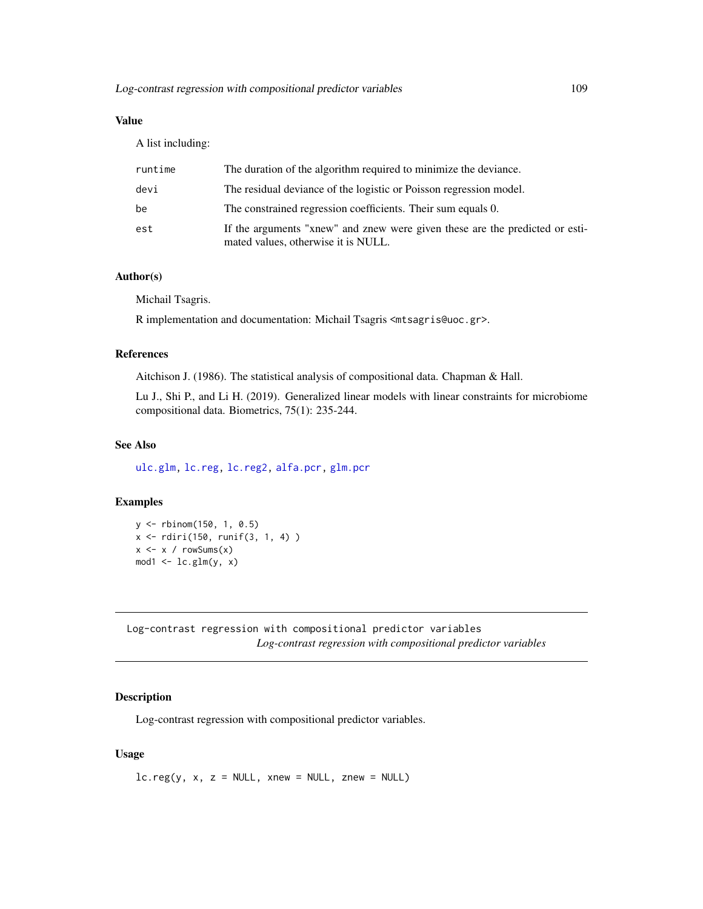### Value

A list including:

| | |
|---|---|
| runtime | The duration of the algorithm required to minimize the deviance. |
| devi | The residual deviance of the logistic or Poisson regression model. |
| be | The constrained regression coefficients. Their sum equals 0. |
| est | If the arguments "xnew" and znew were given these are the predicted or estimated values, otherwise it is NULL. |

### Author(s)

Michail Tsagris.

R implementation and documentation: Michail Tsagris <mtsagris@uoc.gr>.

### References

Aitchison J. (1986). The statistical analysis of compositional data. Chapman & Hall.

Lu J., Shi P., and Li H. (2019). Generalized linear models with linear constraints for microbiome compositional data. Biometrics, 75(1): 235-244.

### See Also

ulc.glm, lc.reg, lc.reg2, alfa.pcr, glm.pcr

### Examples

```
y <- rbinom(150, 1, 0.5)
x <- rdiri(150, runif(3, 1, 4) )
x <- x / rowSums(x)
mod1 <- lc.glm(y, x)
```

---

## Log-contrast regression with compositional predictor variables
*Log-contrast regression with compositional predictor variables*

---

### Description

Log-contrast regression with compositional predictor variables.

### Usage

```
lc.reg(y, x, z = NULL, xnew = NULL, znew = NULL)
```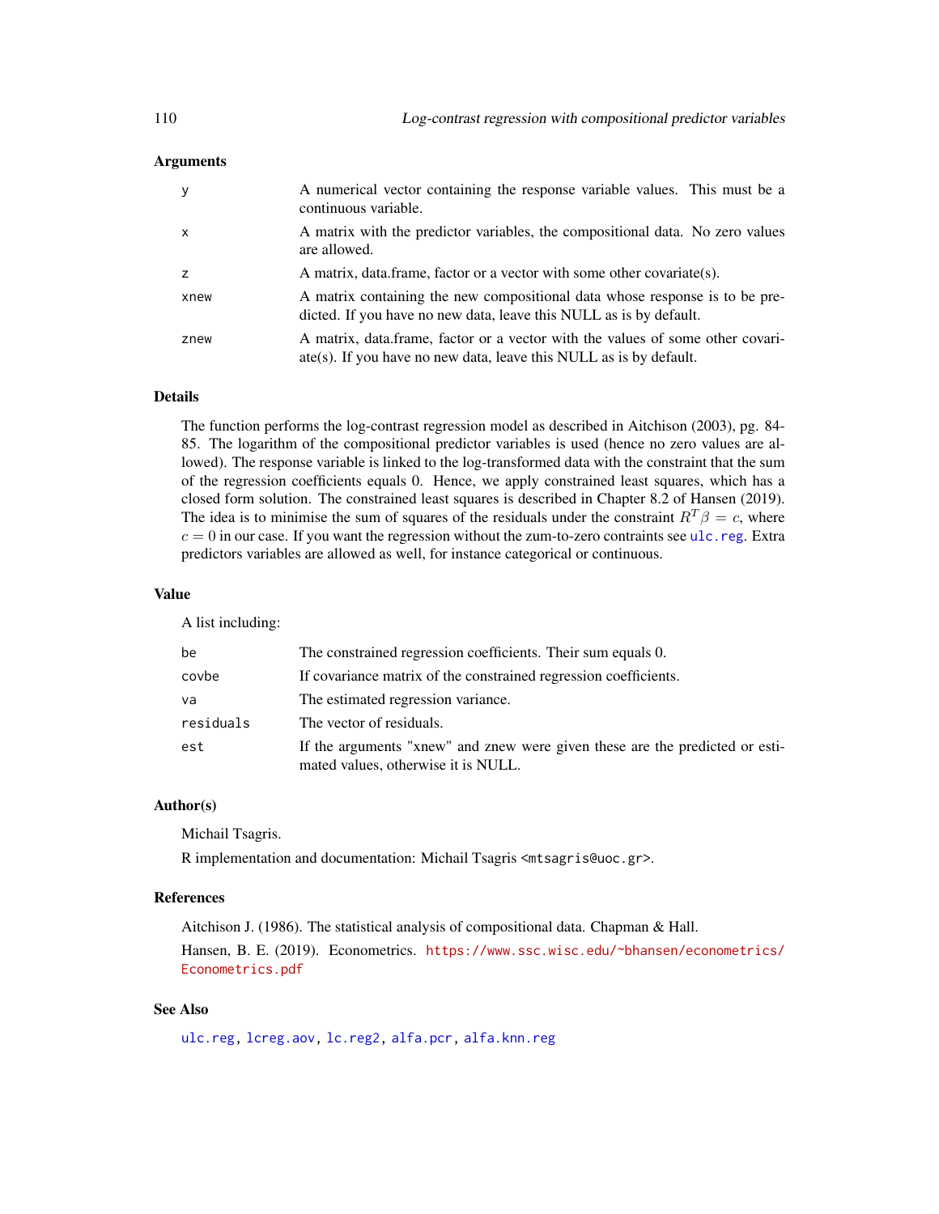## Arguments

| | |
|---|---|
| y | A numerical vector containing the response variable values. This must be a continuous variable. |
| x | A matrix with the predictor variables, the compositional data. No zero values are allowed. |
| z | A matrix, data.frame, factor or a vector with some other covariate(s). |
| xnew | A matrix containing the new compositional data whose response is to be predicted. If you have no new data, leave this NULL as is by default. |
| znew | A matrix, data.frame, factor or a vector with the values of some other covariate(s). If you have no new data, leave this NULL as is by default. |

## Details

The function performs the log-contrast regression model as described in Aitchison (2003), pg. 84-85. The logarithm of the compositional predictor variables is used (hence no zero values are allowed). The response variable is linked to the log-transformed data with the constraint that the sum of the regression coefficients equals 0. Hence, we apply constrained least squares, which has a closed form solution. The constrained least squares is described in Chapter 8.2 of Hansen (2019). The idea is to minimise the sum of squares of the residuals under the constraint $R^T\beta = c$, where $c = 0$ in our case. If you want the regression without the zum-to-zero contraints see ulc.reg. Extra predictors variables are allowed as well, for instance categorical or continuous.

## Value

A list including:

| | |
|---|---|
| be | The constrained regression coefficients. Their sum equals 0. |
| covbe | If covariance matrix of the constrained regression coefficients. |
| va | The estimated regression variance. |
| residuals | The vector of residuals. |
| est | If the arguments "xnew" and znew were given these are the predicted or estimated values, otherwise it is NULL. |

## Author(s)

Michail Tsagris.

R implementation and documentation: Michail Tsagris <mtsagris@uoc.gr>.

## References

Aitchison J. (1986). The statistical analysis of compositional data. Chapman & Hall.

Hansen, B. E. (2019). Econometrics. https://www.ssc.wisc.edu/~bhansen/econometrics/Econometrics.pdf

## See Also

ulc.reg, lcreg.aov, lc.reg2, alfa.pcr, alfa.knn.reg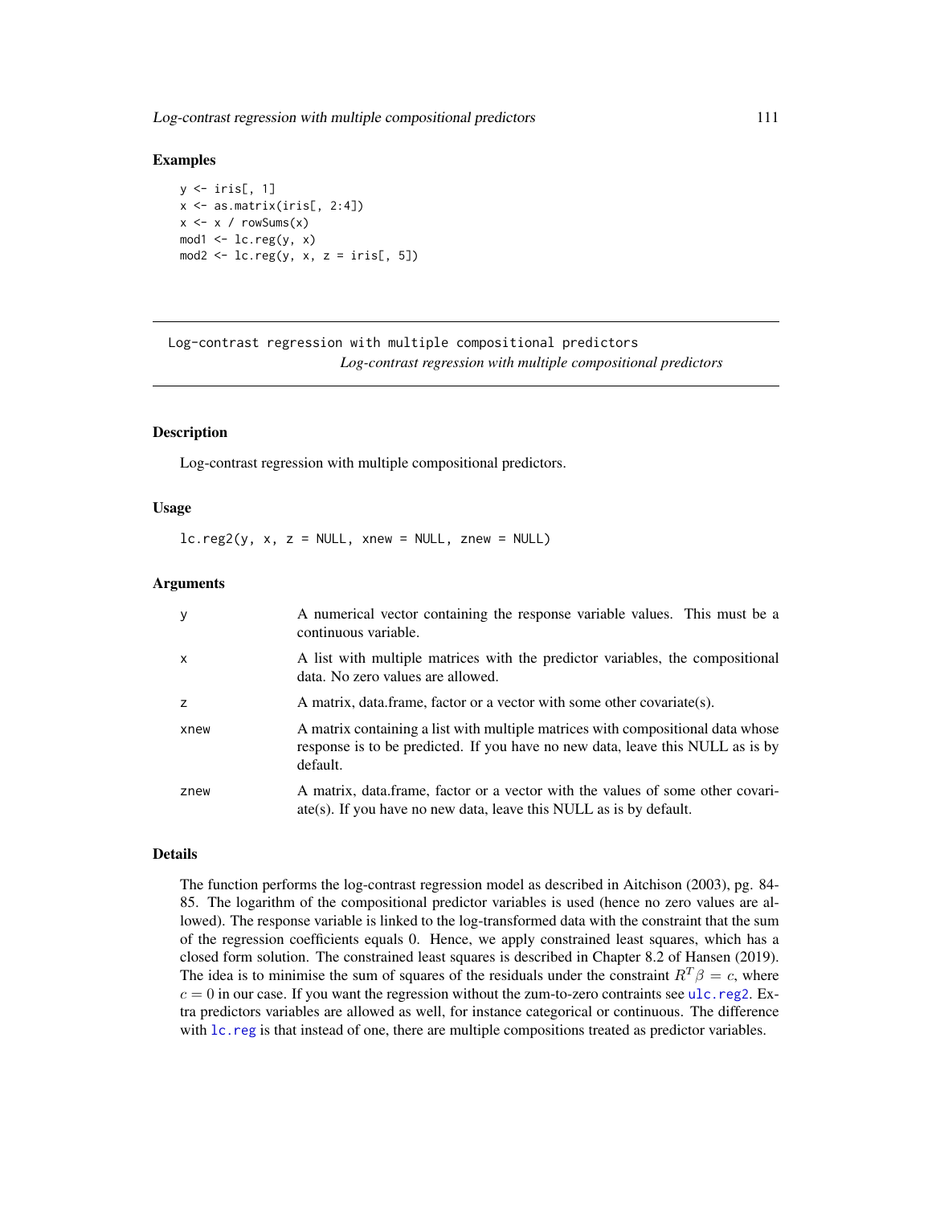### Examples

```
y <- iris[, 1]
x <- as.matrix(iris[, 2:4])
x <- x / rowSums(x)
mod1 <- lc.reg(y, x)
mod2 <- lc.reg(y, x, z = iris[, 5])
```

---

## Log-contrast regression with multiple compositional predictors

*Log-contrast regression with multiple compositional predictors*

### Description

Log-contrast regression with multiple compositional predictors.

### Usage

```
lc.reg2(y, x, z = NULL, xnew = NULL, znew = NULL)
```

### Arguments

| | |
|---|---|
| y | A numerical vector containing the response variable values. This must be a continuous variable. |
| x | A list with multiple matrices with the predictor variables, the compositional data. No zero values are allowed. |
| z | A matrix, data.frame, factor or a vector with some other covariate(s). |
| xnew | A matrix containing a list with multiple matrices with compositional data whose response is to be predicted. If you have no new data, leave this NULL as is by default. |
| znew | A matrix, data.frame, factor or a vector with the values of some other covariate(s). If you have no new data, leave this NULL as is by default. |

### Details

The function performs the log-contrast regression model as described in Aitchison (2003), pg. 84-85. The logarithm of the compositional predictor variables is used (hence no zero values are allowed). The response variable is linked to the log-transformed data with the constraint that the sum of the regression coefficients equals 0. Hence, we apply constrained least squares, which has a closed form solution. The constrained least squares is described in Chapter 8.2 of Hansen (2019). The idea is to minimise the sum of squares of the residuals under the constraint $R^T\beta = c$, where $c = 0$ in our case. If you want the regression without the zum-to-zero contraints see ulc.reg2. Extra predictors variables are allowed as well, for instance categorical or continuous. The difference with lc.reg is that instead of one, there are multiple compositions treated as predictor variables.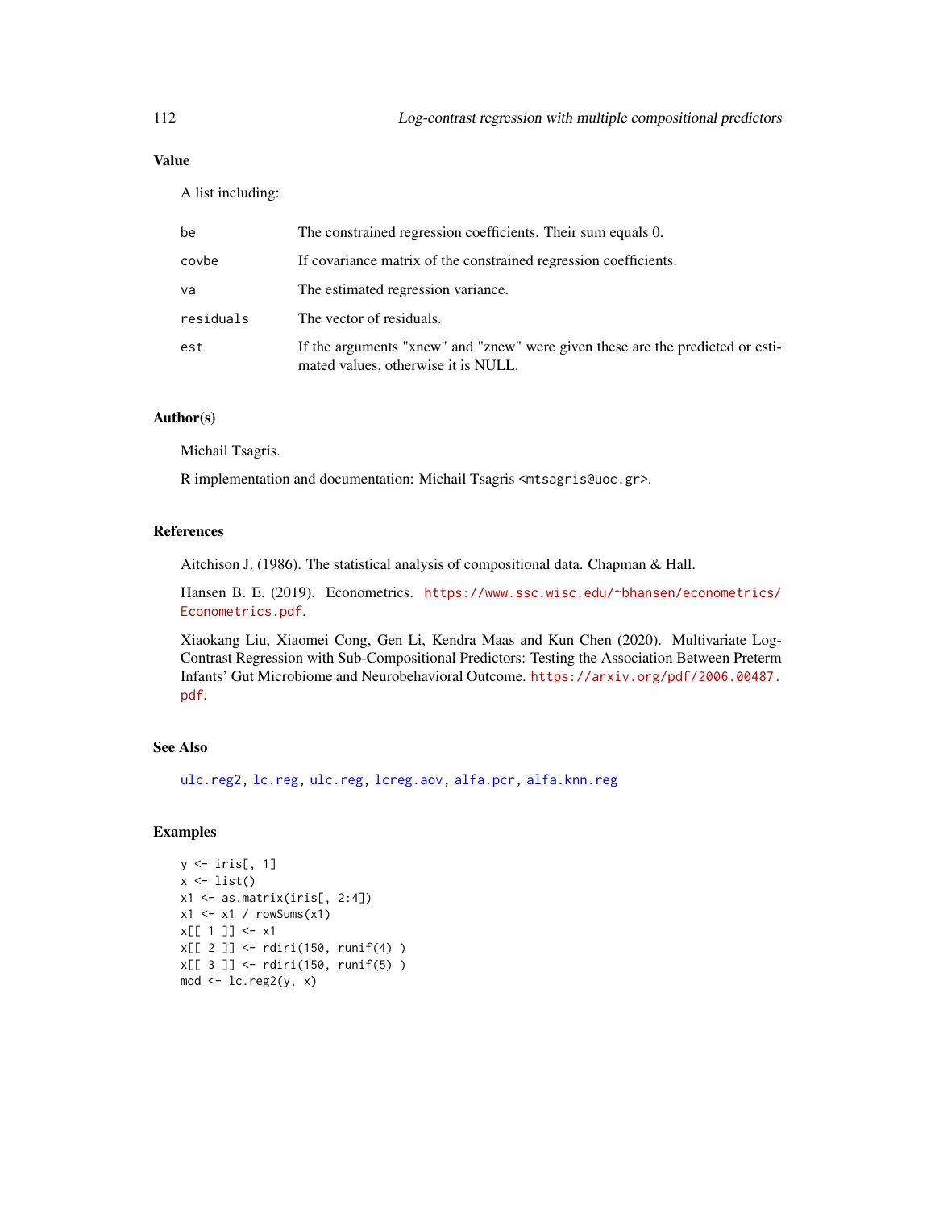## Value

A list including:

| | |
|---|---|
| be | The constrained regression coefficients. Their sum equals 0. |
| covbe | If covariance matrix of the constrained regression coefficients. |
| va | The estimated regression variance. |
| residuals | The vector of residuals. |
| est | If the arguments "xnew" and "znew" were given these are the predicted or estimated values, otherwise it is NULL. |

## Author(s)

Michail Tsagris.

R implementation and documentation: Michail Tsagris <mtsagris@uoc.gr>.

## References

Aitchison J. (1986). The statistical analysis of compositional data. Chapman & Hall.

Hansen B. E. (2019). Econometrics. https://www.ssc.wisc.edu/~bhansen/econometrics/Econometrics.pdf.

Xiaokang Liu, Xiaomei Cong, Gen Li, Kendra Maas and Kun Chen (2020). Multivariate Log-Contrast Regression with Sub-Compositional Predictors: Testing the Association Between Preterm Infants' Gut Microbiome and Neurobehavioral Outcome. https://arxiv.org/pdf/2006.00487.pdf.

## See Also

ulc.reg2, lc.reg, ulc.reg, lcreg.aov, alfa.pcr, alfa.knn.reg

## Examples

```
y <- iris[, 1]
x <- list()
x1 <- as.matrix(iris[, 2:4])
x1 <- x1 / rowSums(x1)
x[[ 1 ]] <- x1
x[[ 2 ]] <- rdiri(150, runif(4) )
x[[ 3 ]] <- rdiri(150, runif(5) )
mod <- lc.reg2(y, x)
```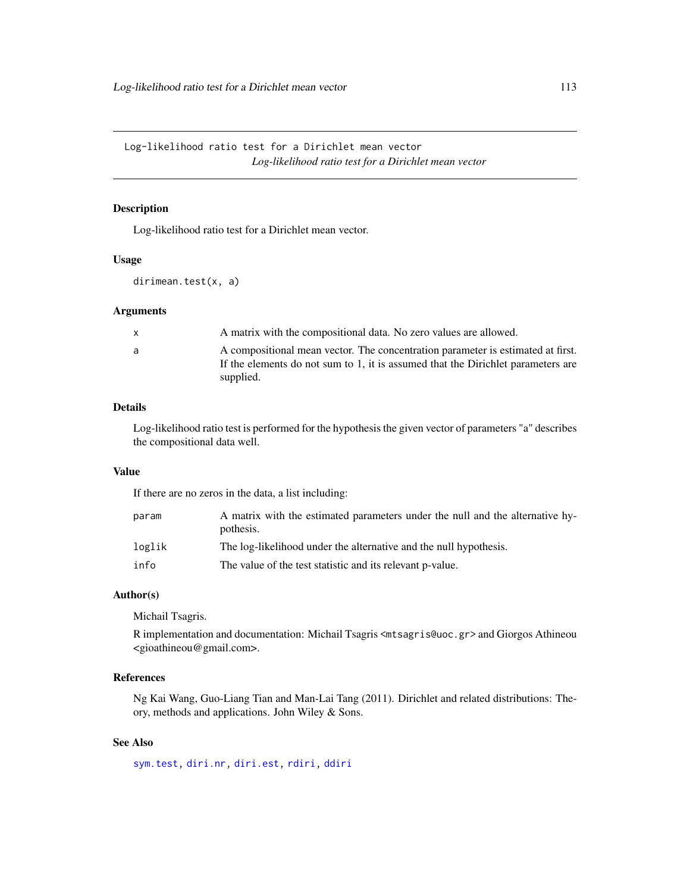## Log-likelihood ratio test for a Dirichlet mean vector

*Log-likelihood ratio test for a Dirichlet mean vector*

### Description

Log-likelihood ratio test for a Dirichlet mean vector.

### Usage

```
dirimean.test(x, a)
```

### Arguments

| | |
|---|---|
| x | A matrix with the compositional data. No zero values are allowed. |
| a | A compositional mean vector. The concentration parameter is estimated at first. If the elements do not sum to 1, it is assumed that the Dirichlet parameters are supplied. |

### Details

Log-likelihood ratio test is performed for the hypothesis the given vector of parameters "a" describes the compositional data well.

### Value

If there are no zeros in the data, a list including:

| | |
|---|---|
| param | A matrix with the estimated parameters under the null and the alternative hypothesis. |
| loglik | The log-likelihood under the alternative and the null hypothesis. |
| info | The value of the test statistic and its relevant p-value. |

### Author(s)

Michail Tsagris.

R implementation and documentation: Michail Tsagris <mtsagris@uoc.gr> and Giorgos Athineou <gioathineou@gmail.com>.

### References

Ng Kai Wang, Guo-Liang Tian and Man-Lai Tang (2011). Dirichlet and related distributions: Theory, methods and applications. John Wiley & Sons.

### See Also

sym.test, diri.nr, diri.est, rdiri, ddiri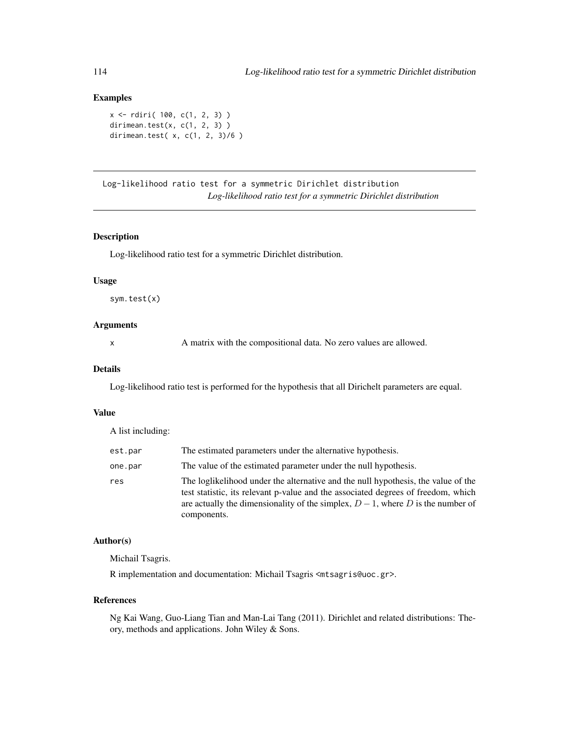### Examples

```
x <- rdiri( 100, c(1, 2, 3) )
dirimean.test(x, c(1, 2, 3) )
dirimean.test( x, c(1, 2, 3)/6 )
```

---

## Log-likelihood ratio test for a symmetric Dirichlet distribution

*Log-likelihood ratio test for a symmetric Dirichlet distribution*

---

### Description

Log-likelihood ratio test for a symmetric Dirichlet distribution.

### Usage

```
sym.test(x)
```

### Arguments

| | |
|---|---|
| x | A matrix with the compositional data. No zero values are allowed. |

### Details

Log-likelihood ratio test is performed for the hypothesis that all Dirichelt parameters are equal.

### Value

A list including:

| | |
|---|---|
| est.par | The estimated parameters under the alternative hypothesis. |
| one.par | The value of the estimated parameter under the null hypothesis. |
| res | The loglikelihood under the alternative and the null hypothesis, the value of the test statistic, its relevant p-value and the associated degrees of freedom, which are actually the dimensionality of the simplex, $D-1$, where $D$ is the number of components. |

### Author(s)

Michail Tsagris.

R implementation and documentation: Michail Tsagris <mtsagris@uoc.gr>.

### References

Ng Kai Wang, Guo-Liang Tian and Man-Lai Tang (2011). Dirichlet and related distributions: Theory, methods and applications. John Wiley & Sons.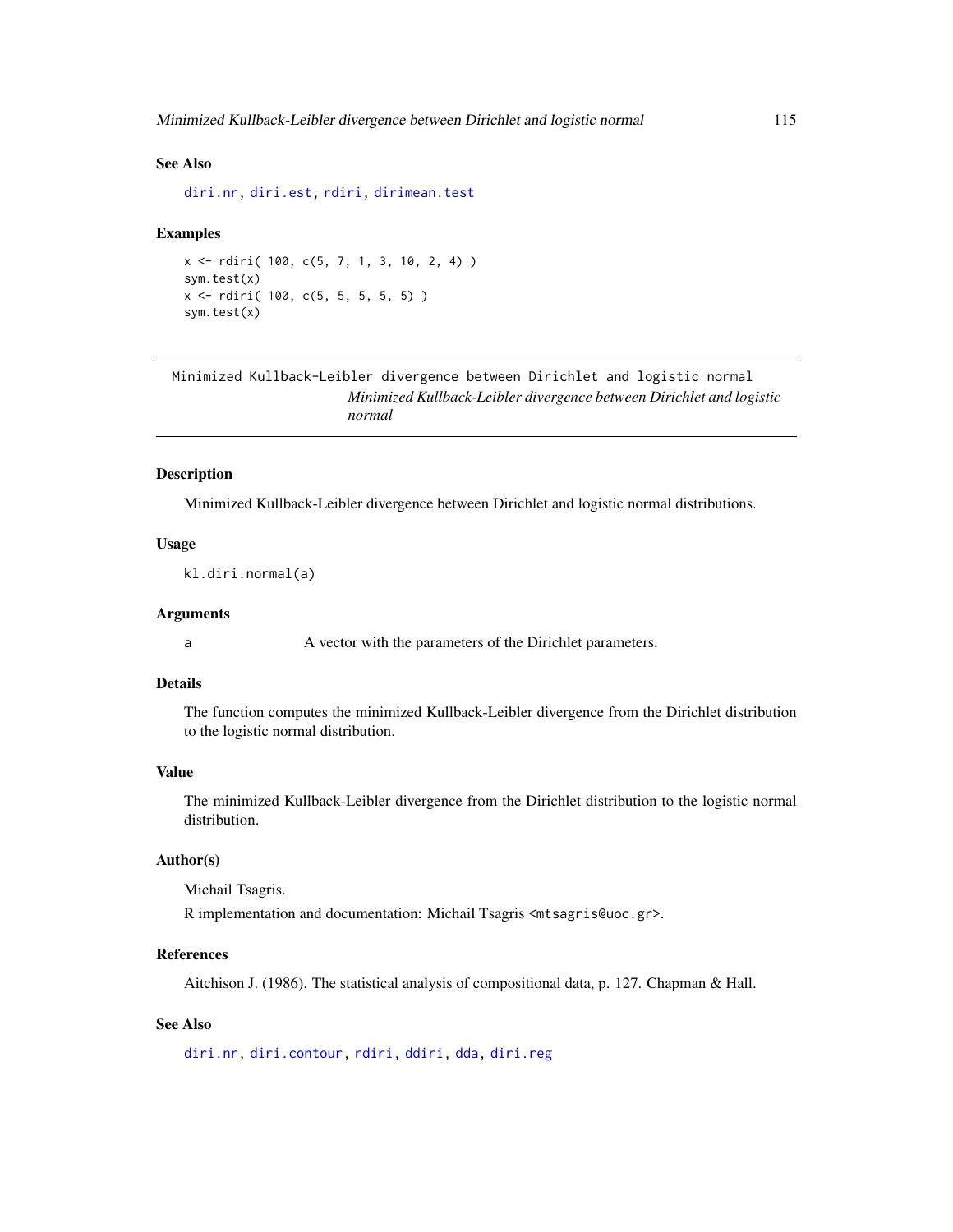### See Also

diri.nr, diri.est, rdiri, dirimean.test

### Examples

```
x <- rdiri( 100, c(5, 7, 1, 3, 10, 2, 4) )
sym.test(x)
x <- rdiri( 100, c(5, 5, 5, 5, 5) )
sym.test(x)
```

---

## Minimized Kullback-Leibler divergence between Dirichlet and logistic normal

*Minimized Kullback-Leibler divergence between Dirichlet and logistic normal*

---

### Description

Minimized Kullback-Leibler divergence between Dirichlet and logistic normal distributions.

### Usage

```
kl.diri.normal(a)
```

### Arguments

| | |
|---|---|
| a | A vector with the parameters of the Dirichlet parameters. |

### Details

The function computes the minimized Kullback-Leibler divergence from the Dirichlet distribution to the logistic normal distribution.

### Value

The minimized Kullback-Leibler divergence from the Dirichlet distribution to the logistic normal distribution.

### Author(s)

Michail Tsagris.

R implementation and documentation: Michail Tsagris <mtsagris@uoc.gr>.

### References

Aitchison J. (1986). The statistical analysis of compositional data, p. 127. Chapman & Hall.

### See Also

diri.nr, diri.contour, rdiri, ddiri, dda, diri.reg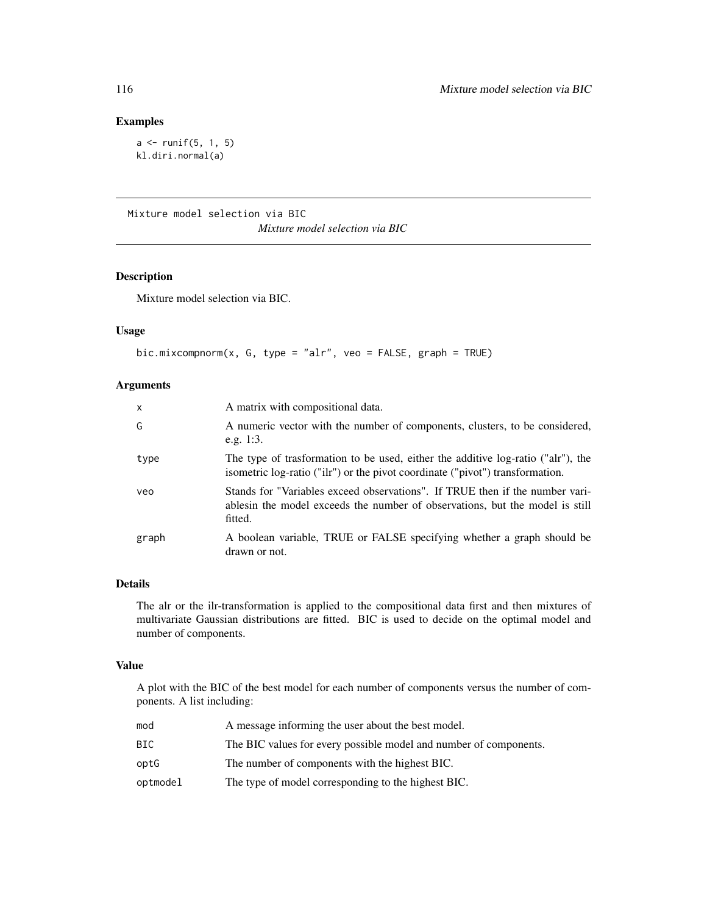## Examples

```
a <- runif(5, 1, 5)
kl.diri.normal(a)
```

---

Mixture model selection via BIC

*Mixture model selection via BIC*

---

### Description

Mixture model selection via BIC.

### Usage

```
bic.mixcompnorm(x, G, type = "alr", veo = FALSE, graph = TRUE)
```

### Arguments

| | |
|---|---|
| x | A matrix with compositional data. |
| G | A numeric vector with the number of components, clusters, to be considered, e.g. 1:3. |
| type | The type of trasformation to be used, either the additive log-ratio ("alr"), the isometric log-ratio ("ilr") or the pivot coordinate ("pivot") transformation. |
| veo | Stands for "Variables exceed observations". If TRUE then if the number variablesin the model exceeds the number of observations, but the model is still fitted. |
| graph | A boolean variable, TRUE or FALSE specifying whether a graph should be drawn or not. |

### Details

The alr or the ilr-transformation is applied to the compositional data first and then mixtures of multivariate Gaussian distributions are fitted. BIC is used to decide on the optimal model and number of components.

### Value

A plot with the BIC of the best model for each number of components versus the number of components. A list including:

| | |
|---|---|
| mod | A message informing the user about the best model. |
| BIC | The BIC values for every possible model and number of components. |
| optG | The number of components with the highest BIC. |
| optmodel | The type of model corresponding to the highest BIC. |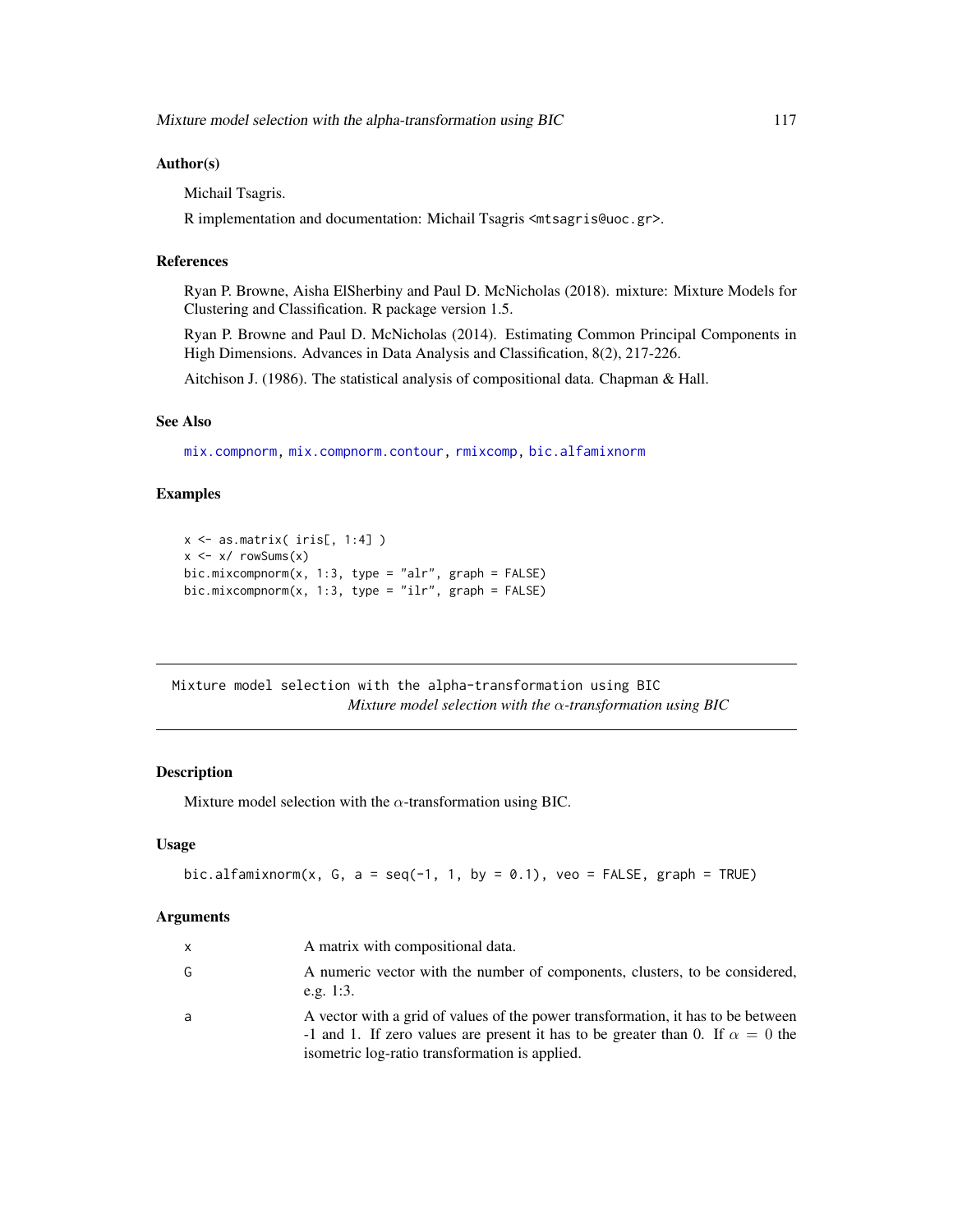### Author(s)

Michail Tsagris.

R implementation and documentation: Michail Tsagris <mtsagris@uoc.gr>.

### References

Ryan P. Browne, Aisha ElSherbiny and Paul D. McNicholas (2018). mixture: Mixture Models for Clustering and Classification. R package version 1.5.

Ryan P. Browne and Paul D. McNicholas (2014). Estimating Common Principal Components in High Dimensions. Advances in Data Analysis and Classification, 8(2), 217-226.

Aitchison J. (1986). The statistical analysis of compositional data. Chapman & Hall.

### See Also

mix.compnorm, mix.compnorm.contour, rmixcomp, bic.alfamixnorm

### Examples

```
x <- as.matrix( iris[, 1:4] )
x <- x/ rowSums(x)
bic.mixcompnorm(x, 1:3, type = "alr", graph = FALSE)
bic.mixcompnorm(x, 1:3, type = "ilr", graph = FALSE)
```

---

## Mixture model selection with the alpha-transformation using BIC

*Mixture model selection with the $\alpha$-transformation using BIC*

### Description

Mixture model selection with the $\alpha$-transformation using BIC.

### Usage

```
bic.alfamixnorm(x, G, a = seq(-1, 1, by = 0.1), veo = FALSE, graph = TRUE)
```

### Arguments

| | |
|---|---|
| x | A matrix with compositional data. |
| G | A numeric vector with the number of components, clusters, to be considered, e.g. 1:3. |
| a | A vector with a grid of values of the power transformation, it has to be between -1 and 1. If zero values are present it has to be greater than 0. If $\alpha = 0$ the isometric log-ratio transformation is applied. |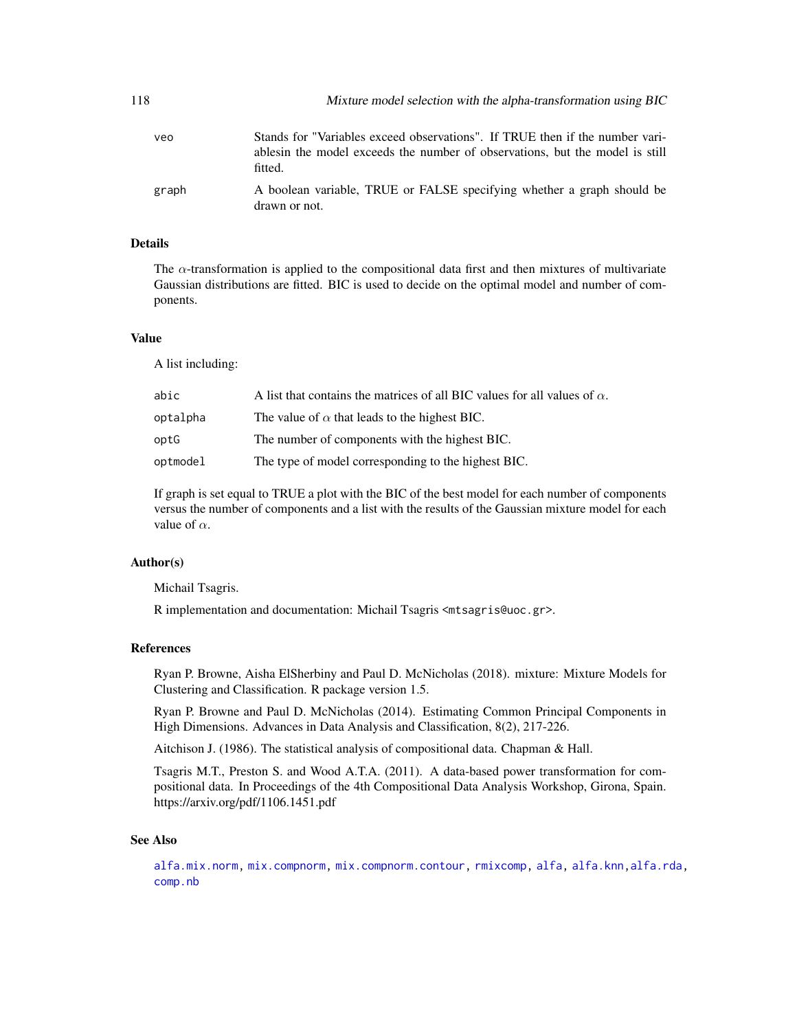| | |
|---|---|
| veo | Stands for "Variables exceed observations". If TRUE then if the number variablesin the model exceeds the number of observations, but the model is still fitted. |
| graph | A boolean variable, TRUE or FALSE specifying whether a graph should be drawn or not. |

### Details

The $\alpha$-transformation is applied to the compositional data first and then mixtures of multivariate Gaussian distributions are fitted. BIC is used to decide on the optimal model and number of components.

### Value

A list including:

| | |
|---|---|
| abic | A list that contains the matrices of all BIC values for all values of $\alpha$. |
| optalpha | The value of $\alpha$ that leads to the highest BIC. |
| optG | The number of components with the highest BIC. |
| optmodel | The type of model corresponding to the highest BIC. |

If graph is set equal to TRUE a plot with the BIC of the best model for each number of components versus the number of components and a list with the results of the Gaussian mixture model for each value of $\alpha$.

### Author(s)

Michail Tsagris.

R implementation and documentation: Michail Tsagris <mtsagris@uoc.gr>.

### References

Ryan P. Browne, Aisha ElSherbiny and Paul D. McNicholas (2018). mixture: Mixture Models for Clustering and Classification. R package version 1.5.

Ryan P. Browne and Paul D. McNicholas (2014). Estimating Common Principal Components in High Dimensions. Advances in Data Analysis and Classification, 8(2), 217-226.

Aitchison J. (1986). The statistical analysis of compositional data. Chapman & Hall.

Tsagris M.T., Preston S. and Wood A.T.A. (2011). A data-based power transformation for compositional data. In Proceedings of the 4th Compositional Data Analysis Workshop, Girona, Spain. https://arxiv.org/pdf/1106.1451.pdf

### See Also

alfa.mix.norm, mix.compnorm, mix.compnorm.contour, rmixcomp, alfa, alfa.knn, alfa.rda, comp.nb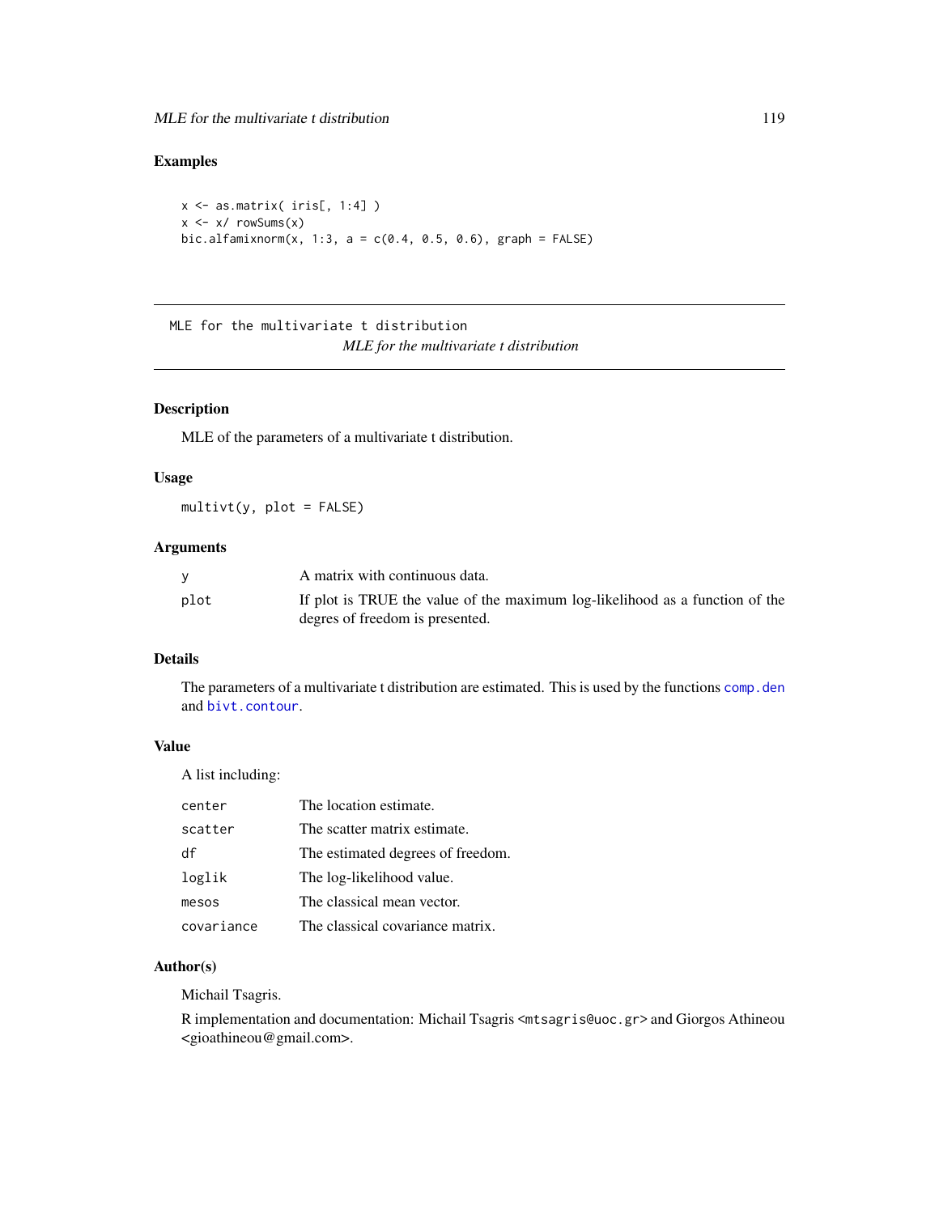## Examples

```
x <- as.matrix( iris[, 1:4] )
x <- x/ rowSums(x)
bic.alfamixnorm(x, 1:3, a = c(0.4, 0.5, 0.6), graph = FALSE)
```

---

# MLE for the multivariate t distribution

*MLE for the multivariate t distribution*

---

## Description

MLE of the parameters of a multivariate t distribution.

## Usage

```
multivt(y, plot = FALSE)
```

## Arguments

| | |
|---|---|
| y | A matrix with continuous data. |
| plot | If plot is TRUE the value of the maximum log-likelihood as a function of the degres of freedom is presented. |

## Details

The parameters of a multivariate t distribution are estimated. This is used by the functions comp.den and bivt.contour.

## Value

A list including:

| | |
|---|---|
| center | The location estimate. |
| scatter | The scatter matrix estimate. |
| df | The estimated degrees of freedom. |
| loglik | The log-likelihood value. |
| mesos | The classical mean vector. |
| covariance | The classical covariance matrix. |

## Author(s)

Michail Tsagris.

R implementation and documentation: Michail Tsagris <mtsagris@uoc.gr> and Giorgos Athineou <gioathineou@gmail.com>.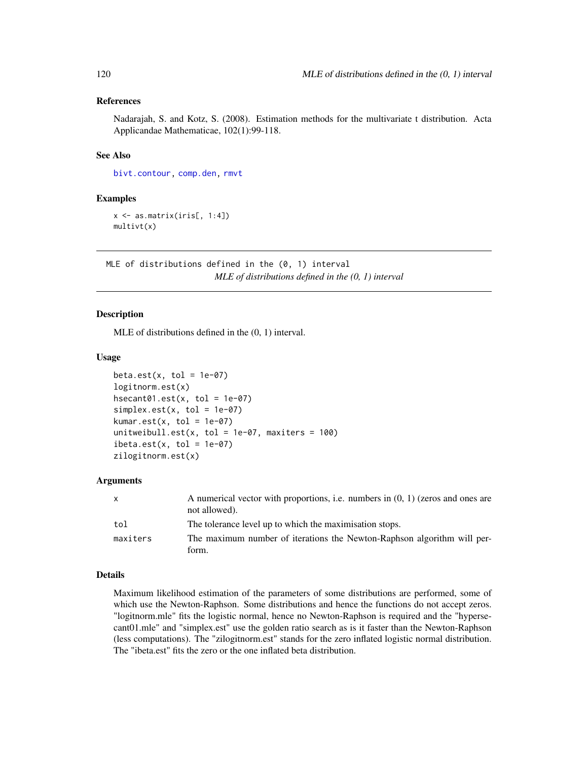### References

Nadarajah, S. and Kotz, S. (2008). Estimation methods for the multivariate t distribution. Acta Applicandae Mathematicae, 102(1):99-118.

### See Also

bivt.contour, comp.den, rmvt

### Examples

```
x <- as.matrix(iris[, 1:4])
multivt(x)
```

---

## MLE of distributions defined in the (0, 1) interval

*MLE of distributions defined in the (0, 1) interval*

---

### Description

MLE of distributions defined in the (0, 1) interval.

### Usage

```
beta.est(x, tol = 1e-07)
logitnorm.est(x)
hsecant01.est(x, tol = 1e-07)
simplex.est(x, tol = 1e-07)
kumar.est(x, tol = 1e-07)
unitweibull.est(x, tol = 1e-07, maxiters = 100)
ibeta.est(x, tol = 1e-07)
zilogitnorm.est(x)
```

### Arguments

| | |
|---|---|
| x | A numerical vector with proportions, i.e. numbers in (0, 1) (zeros and ones are not allowed). |
| tol | The tolerance level up to which the maximisation stops. |
| maxiters | The maximum number of iterations the Newton-Raphson algorithm will perform. |

### Details

Maximum likelihood estimation of the parameters of some distributions are performed, some of which use the Newton-Raphson. Some distributions and hence the functions do not accept zeros. "logitnorm.mle" fits the logistic normal, hence no Newton-Raphson is required and the "hypersecant01.mle" and "simplex.est" use the golden ratio search as is it faster than the Newton-Raphson (less computations). The "zilogitnorm.est" stands for the zero inflated logistic normal distribution. The "ibeta.est" fits the zero or the one inflated beta distribution.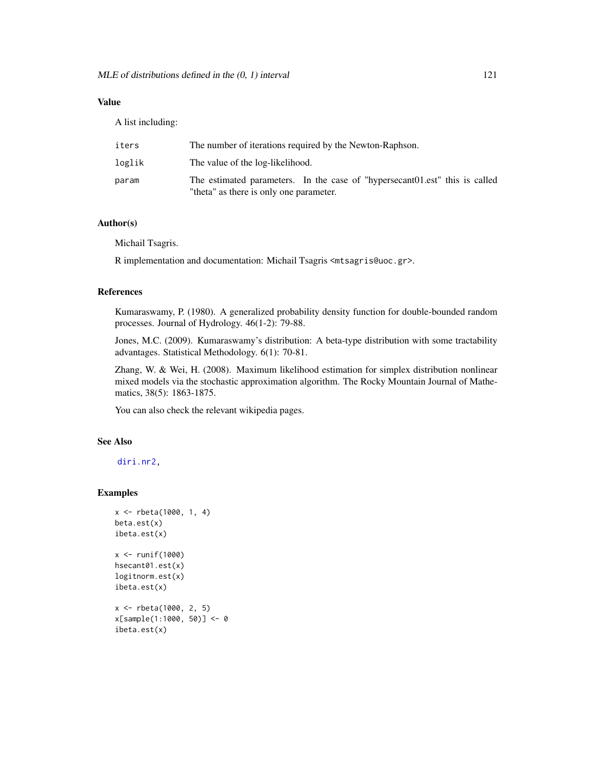## Value

A list including:

| | |
|---|---|
| iters | The number of iterations required by the Newton-Raphson. |
| loglik | The value of the log-likelihood. |
| param | The estimated parameters. In the case of "hypersecant01.est" this is called "theta" as there is only one parameter. |

## Author(s)

Michail Tsagris.

R implementation and documentation: Michail Tsagris <mtsagris@uoc.gr>.

## References

Kumaraswamy, P. (1980). A generalized probability density function for double-bounded random processes. Journal of Hydrology. 46(1-2): 79-88.

Jones, M.C. (2009). Kumaraswamy's distribution: A beta-type distribution with some tractability advantages. Statistical Methodology. 6(1): 70-81.

Zhang, W. & Wei, H. (2008). Maximum likelihood estimation for simplex distribution nonlinear mixed models via the stochastic approximation algorithm. The Rocky Mountain Journal of Mathematics, 38(5): 1863-1875.

You can also check the relevant wikipedia pages.

## See Also

diri.nr2,

## Examples

```
x <- rbeta(1000, 1, 4)
beta.est(x)
ibeta.est(x)

x <- runif(1000)
hsecant01.est(x)
logitnorm.est(x)
ibeta.est(x)

x <- rbeta(1000, 2, 5)
x[sample(1:1000, 50)] <- 0
ibeta.est(x)
```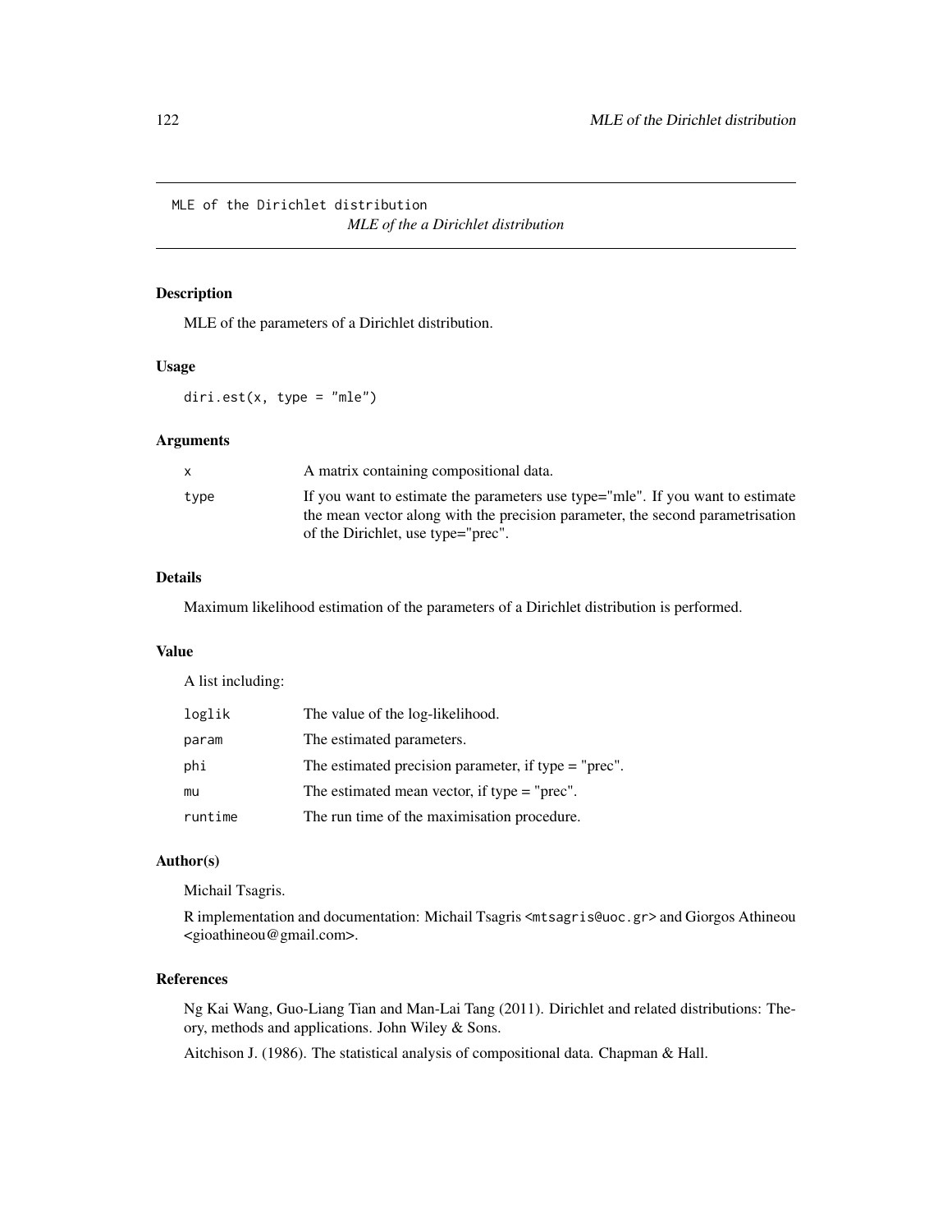MLE of the Dirichlet distribution

*MLE of the a Dirichlet distribution*

## Description

MLE of the parameters of a Dirichlet distribution.

## Usage

```
diri.est(x, type = "mle")
```

## Arguments

| | |
|---|---|
| x | A matrix containing compositional data. |
| type | If you want to estimate the parameters use type="mle". If you want to estimate the mean vector along with the precision parameter, the second parametrisation of the Dirichlet, use type="prec". |

## Details

Maximum likelihood estimation of the parameters of a Dirichlet distribution is performed.

## Value

A list including:

| | |
|---|---|
| loglik | The value of the log-likelihood. |
| param | The estimated parameters. |
| phi | The estimated precision parameter, if type = "prec". |
| mu | The estimated mean vector, if type = "prec". |
| runtime | The run time of the maximisation procedure. |

## Author(s)

Michail Tsagris.

R implementation and documentation: Michail Tsagris <mtsagris@uoc.gr> and Giorgos Athineou <gioathineou@gmail.com>.

## References

Ng Kai Wang, Guo-Liang Tian and Man-Lai Tang (2011). Dirichlet and related distributions: Theory, methods and applications. John Wiley & Sons.

Aitchison J. (1986). The statistical analysis of compositional data. Chapman & Hall.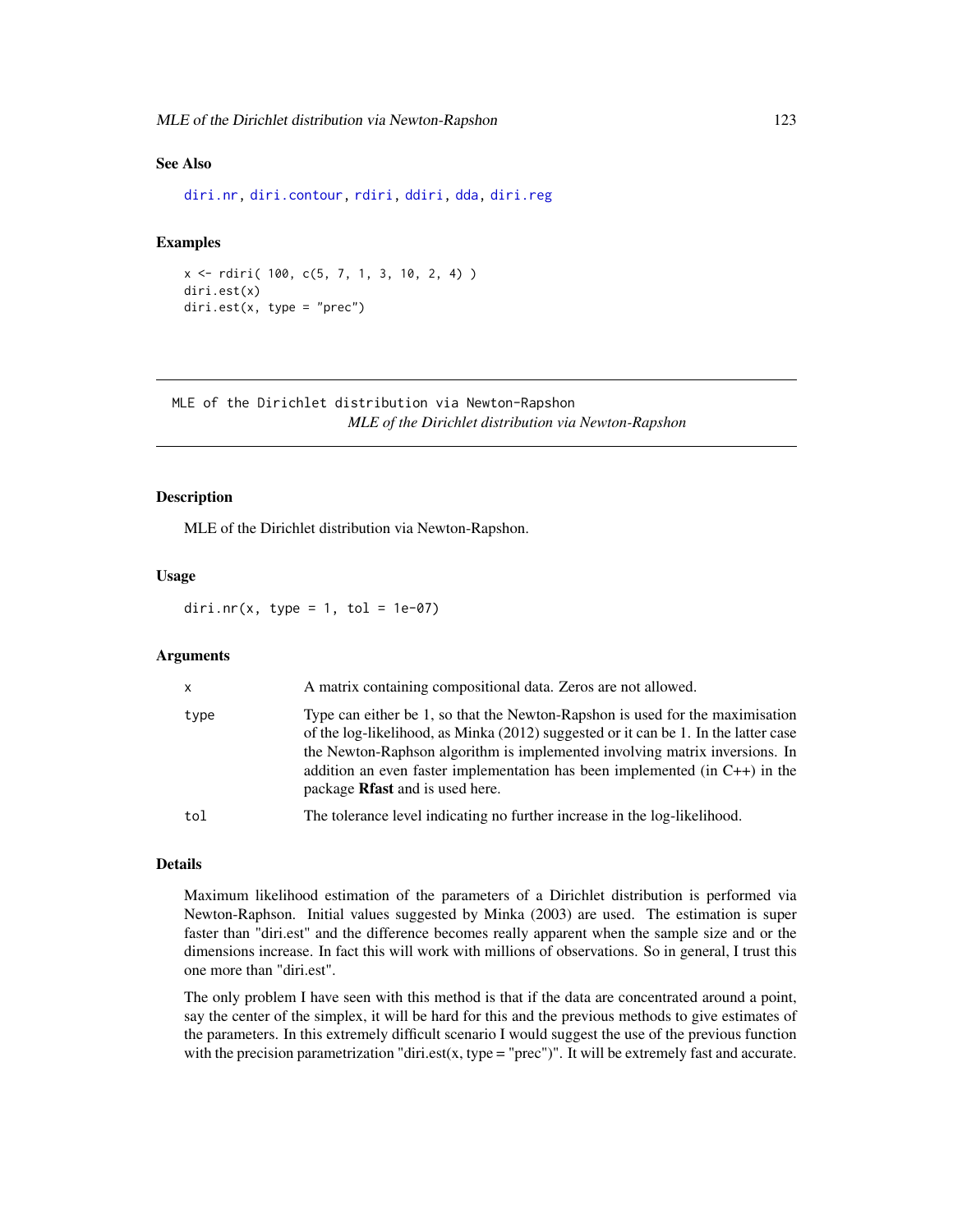### See Also

diri.nr, diri.contour, rdiri, ddiri, dda, diri.reg

### Examples

```
x <- rdiri( 100, c(5, 7, 1, 3, 10, 2, 4) )
diri.est(x)
diri.est(x, type = "prec")
```

---

## MLE of the Dirichlet distribution via Newton-Rapshon

*MLE of the Dirichlet distribution via Newton-Rapshon*

---

### Description

MLE of the Dirichlet distribution via Newton-Rapshon.

### Usage

```
diri.nr(x, type = 1, tol = 1e-07)
```

### Arguments

| | |
|---|---|
| x | A matrix containing compositional data. Zeros are not allowed. |
| type | Type can either be 1, so that the Newton-Rapshon is used for the maximisation of the log-likelihood, as Minka (2012) suggested or it can be 1. In the latter case the Newton-Rapshon algorithm is implemented involving matrix inversions. In addition an even faster implementation has been implemented (in C++) in the package **Rfast** and is used here. |
| tol | The tolerance level indicating no further increase in the log-likelihood. |

### Details

Maximum likelihood estimation of the parameters of a Dirichlet distribution is performed via Newton-Rapshon. Initial values suggested by Minka (2003) are used. The estimation is super faster than "diri.est" and the difference becomes really apparent when the sample size and or the dimensions increase. In fact this will work with millions of observations. So in general, I trust this one more than "diri.est".

The only problem I have seen with this method is that if the data are concentrated around a point, say the center of the simplex, it will be hard for this and the previous methods to give estimates of the parameters. In this extremely difficult scenario I would suggest the use of the previous function with the precision parametrization "diri.est(x, type = "prec")". It will be extremely fast and accurate.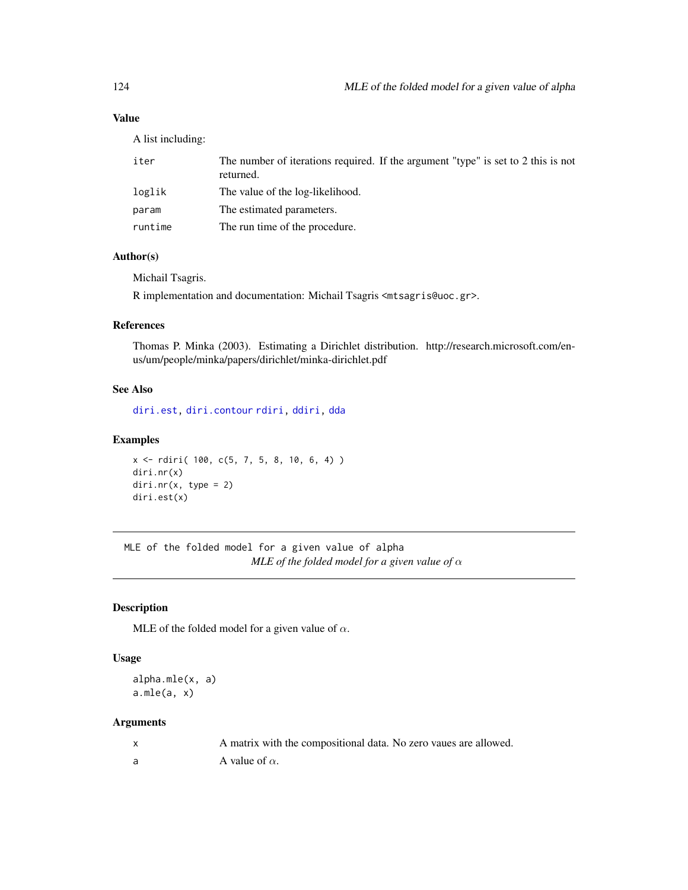### Value

A list including:

| | |
|---|---|
| iter | The number of iterations required. If the argument "type" is set to 2 this is not returned. |
| loglik | The value of the log-likelihood. |
| param | The estimated parameters. |
| runtime | The run time of the procedure. |

### Author(s)

Michail Tsagris.

R implementation and documentation: Michail Tsagris <mtsagris@uoc.gr>.

### References

Thomas P. Minka (2003). Estimating a Dirichlet distribution. http://research.microsoft.com/en-us/um/people/minka/papers/dirichlet/minka-dirichlet.pdf

### See Also

diri.est, diri.contour rdiri, ddiri, dda

### Examples

```
x <- rdiri( 100, c(5, 7, 5, 8, 10, 6, 4) )
diri.nr(x)
diri.nr(x, type = 2)
diri.est(x)
```

---

## MLE of the folded model for a given value of alpha

*MLE of the folded model for a given value of $\alpha$*

---

### Description

MLE of the folded model for a given value of $\alpha$.

### Usage

```
alpha.mle(x, a)
a.mle(a, x)
```

### Arguments

| | |
|---|---|
| x | A matrix with the compositional data. No zero vaues are allowed. |
| a | A value of $\alpha$. |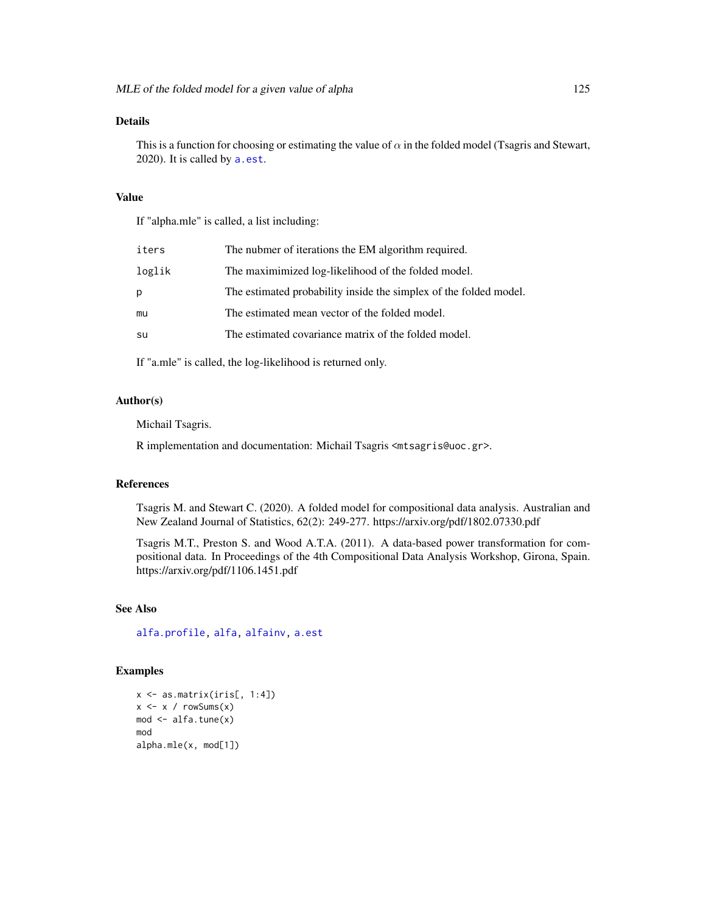## Details

This is a function for choosing or estimating the value of $\alpha$ in the folded model (Tsagris and Stewart, 2020). It is called by `a.est`.

## Value

If "alpha.mle" is called, a list including:

| | |
|---|---|
| `iters` | The nubmer of iterations the EM algorithm required. |
| `loglik` | The maximimized log-likelihood of the folded model. |
| `p` | The estimated probability inside the simplex of the folded model. |
| `mu` | The estimated mean vector of the folded model. |
| `su` | The estimated covariance matrix of the folded model. |

If "a.mle" is called, the log-likelihood is returned only.

## Author(s)

Michail Tsagris.

R implementation and documentation: Michail Tsagris <mtsagris@uoc.gr>.

## References

Tsagris M. and Stewart C. (2020). A folded model for compositional data analysis. Australian and New Zealand Journal of Statistics, 62(2): 249-277. https://arxiv.org/pdf/1802.07330.pdf

Tsagris M.T., Preston S. and Wood A.T.A. (2011). A data-based power transformation for compositional data. In Proceedings of the 4th Compositional Data Analysis Workshop, Girona, Spain. https://arxiv.org/pdf/1106.1451.pdf

## See Also

`alfa.profile`, `alfa`, `alfainv`, `a.est`

## Examples

```
x <- as.matrix(iris[, 1:4])
x <- x / rowSums(x)
mod <- alfa.tune(x)
mod
alpha.mle(x, mod[1])
```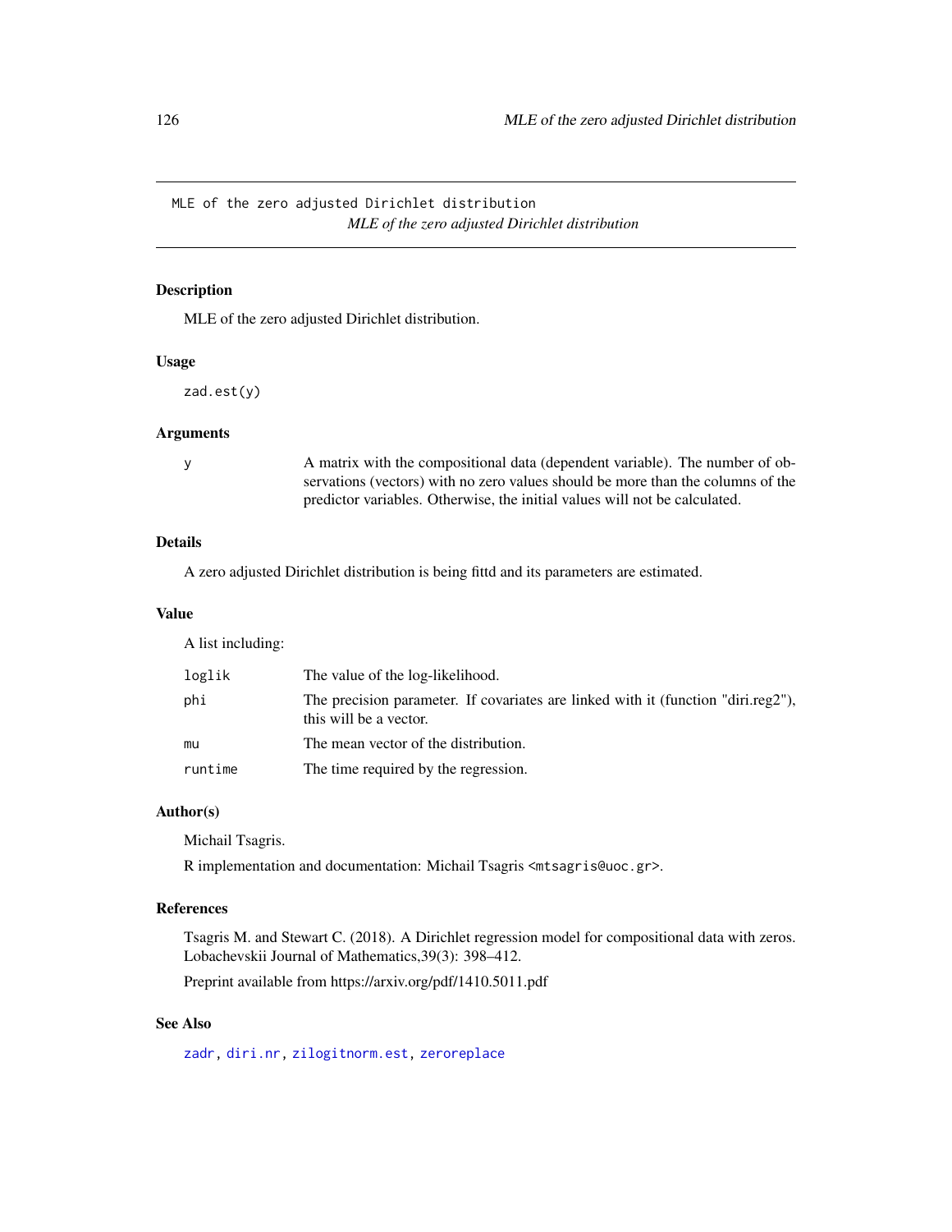MLE of the zero adjusted Dirichlet distribution

*MLE of the zero adjusted Dirichlet distribution*

## Description

MLE of the zero adjusted Dirichlet distribution.

## Usage

```
zad.est(y)
```

## Arguments

| | |
|---|---|
| y | A matrix with the compositional data (dependent variable). The number of observations (vectors) with no zero values should be more than the columns of the predictor variables. Otherwise, the initial values will not be calculated. |

## Details

A zero adjusted Dirichlet distribution is being fittd and its parameters are estimated.

## Value

A list including:

| | |
|---|---|
| loglik | The value of the log-likelihood. |
| phi | The precision parameter. If covariates are linked with it (function "diri.reg2"), this will be a vector. |
| mu | The mean vector of the distribution. |
| runtime | The time required by the regression. |

## Author(s)

Michail Tsagris.

R implementation and documentation: Michail Tsagris <mtsagris@uoc.gr>.

## References

Tsagris M. and Stewart C. (2018). A Dirichlet regression model for compositional data with zeros. Lobachevskii Journal of Mathematics,39(3): 398–412.

Preprint available from https://arxiv.org/pdf/1410.5011.pdf

## See Also

zadr, diri.nr, zilogitnorm.est, zeroreplace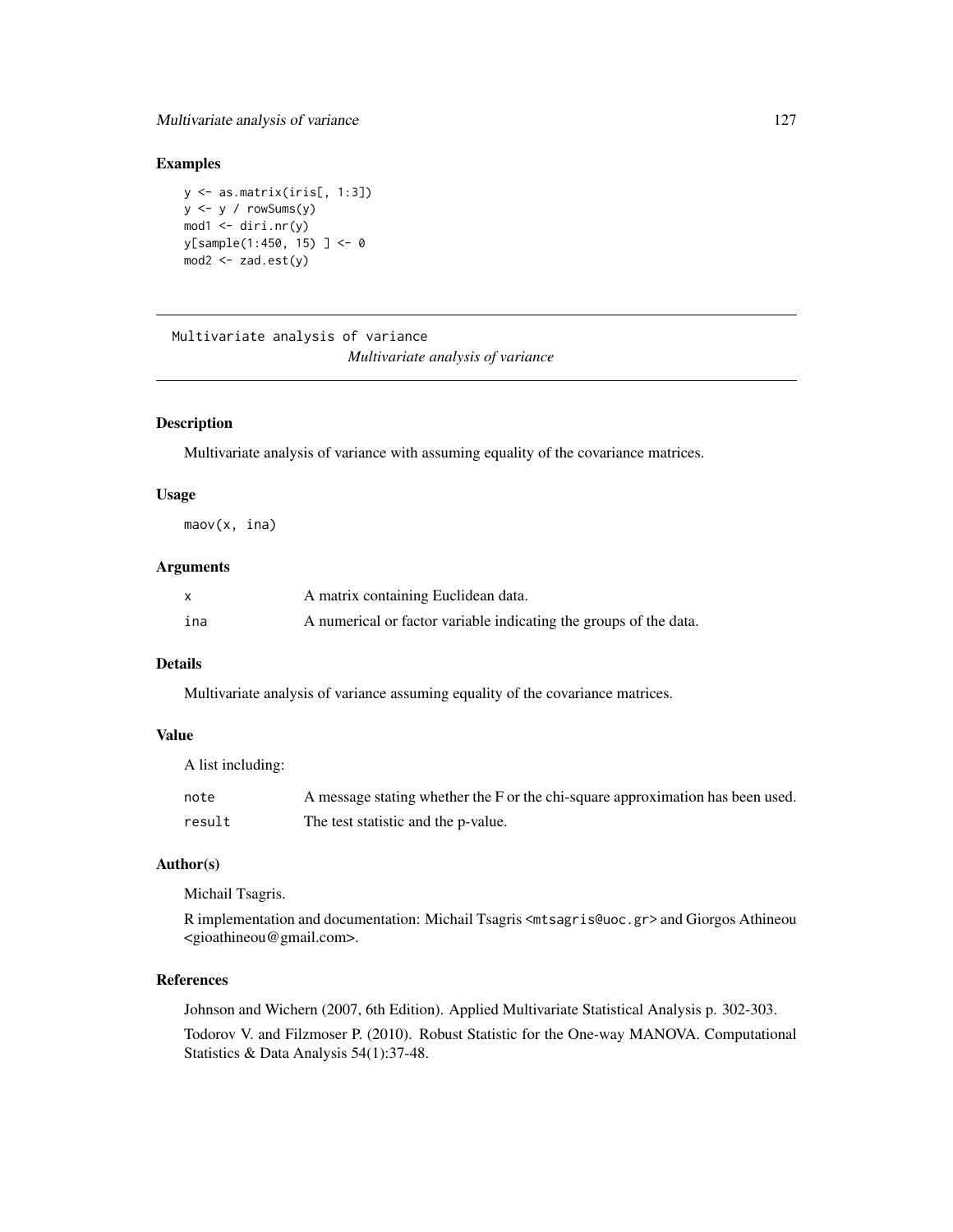## Examples

```
y <- as.matrix(iris[, 1:3])
y <- y / rowSums(y)
mod1 <- diri.nr(y)
y[sample(1:450, 15) ] <- 0
mod2 <- zad.est(y)
```

---

# Multivariate analysis of variance

*Multivariate analysis of variance*

---

## Description

Multivariate analysis of variance with assuming equality of the covariance matrices.

## Usage

```
maov(x, ina)
```

## Arguments

| | |
|---|---|
| x | A matrix containing Euclidean data. |
| ina | A numerical or factor variable indicating the groups of the data. |

## Details

Multivariate analysis of variance assuming equality of the covariance matrices.

## Value

A list including:

| | |
|---|---|
| note | A message stating whether the F or the chi-square approximation has been used. |
| result | The test statistic and the p-value. |

## Author(s)

Michail Tsagris.

R implementation and documentation: Michail Tsagris <mtsagris@uoc.gr> and Giorgos Athineou <gioathineou@gmail.com>.

## References

Johnson and Wichern (2007, 6th Edition). Applied Multivariate Statistical Analysis p. 302-303.

Todorov V. and Filzmoser P. (2010). Robust Statistic for the One-way MANOVA. Computational Statistics & Data Analysis 54(1):37-48.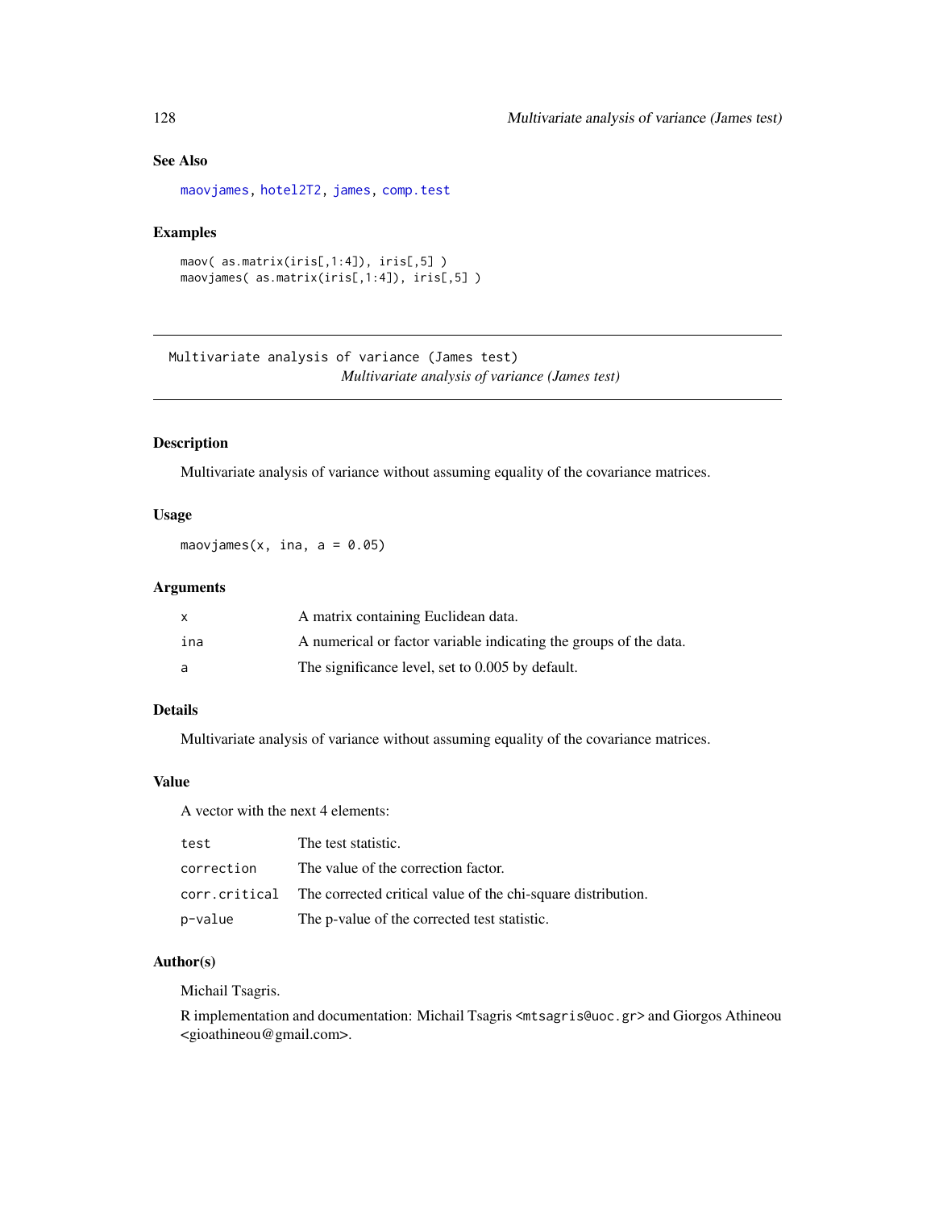## See Also

maovjames, hotel2T2, james, comp.test

## Examples

```
maov( as.matrix(iris[,1:4]), iris[,5] )
maovjames( as.matrix(iris[,1:4]), iris[,5] )
```

---

# Multivariate analysis of variance (James test)

*Multivariate analysis of variance (James test)*

---

## Description

Multivariate analysis of variance without assuming equality of the covariance matrices.

## Usage

```
maovjames(x, ina, a = 0.05)
```

## Arguments

| | |
|---|---|
| x | A matrix containing Euclidean data. |
| ina | A numerical or factor variable indicating the groups of the data. |
| a | The significance level, set to 0.005 by default. |

## Details

Multivariate analysis of variance without assuming equality of the covariance matrices.

## Value

A vector with the next 4 elements:

| | |
|---|---|
| test | The test statistic. |
| correction | The value of the correction factor. |
| corr.critical | The corrected critical value of the chi-square distribution. |
| p-value | The p-value of the corrected test statistic. |

## Author(s)

Michail Tsagris.

R implementation and documentation: Michail Tsagris <mtsagris@uoc.gr> and Giorgos Athineou <gioathineou@gmail.com>.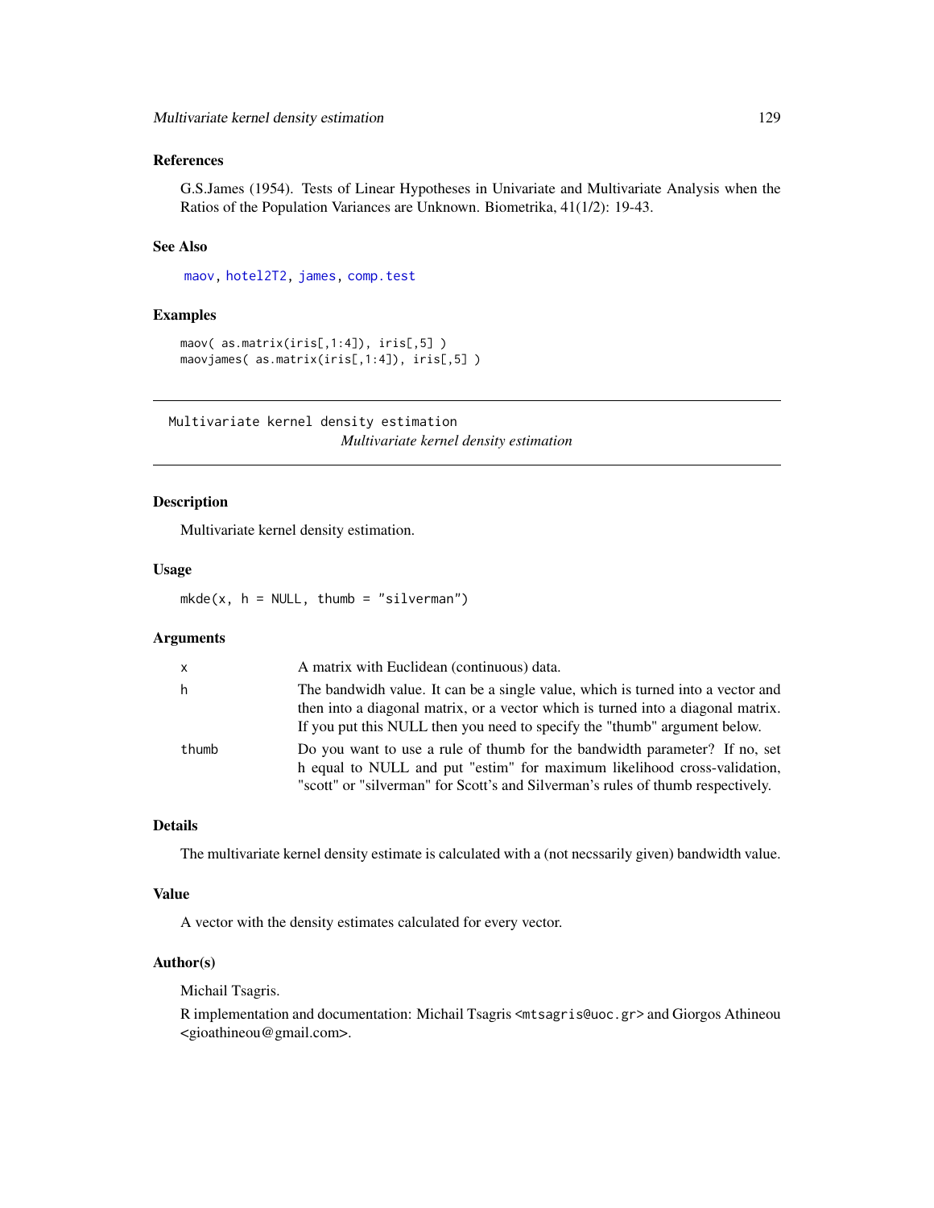### References

G.S.James (1954). Tests of Linear Hypotheses in Univariate and Multivariate Analysis when the Ratios of the Population Variances are Unknown. Biometrika, 41(1/2): 19-43.

### See Also

maov, hotel2T2, james, comp.test

### Examples

```
maov( as.matrix(iris[,1:4]), iris[,5] )
maovjames( as.matrix(iris[,1:4]), iris[,5] )
```

---

## Multivariate kernel density estimation

*Multivariate kernel density estimation*

---

### Description

Multivariate kernel density estimation.

### Usage

```
mkde(x, h = NULL, thumb = "silverman")
```

### Arguments

| | |
|---|---|
| x | A matrix with Euclidean (continuous) data. |
| h | The bandwidh value. It can be a single value, which is turned into a vector and then into a diagonal matrix, or a vector which is turned into a diagonal matrix. If you put this NULL then you need to specify the "thumb" argument below. |
| thumb | Do you want to use a rule of thumb for the bandwidth parameter? If no, set h equal to NULL and put "estim" for maximum likelihood cross-validation, "scott" or "silverman" for Scott's and Silverman's rules of thumb respectively. |

### Details

The multivariate kernel density estimate is calculated with a (not necssarily given) bandwidth value.

### Value

A vector with the density estimates calculated for every vector.

### Author(s)

Michail Tsagris.

R implementation and documentation: Michail Tsagris <mtsagris@uoc.gr> and Giorgos Athineou <gioathineou@gmail.com>.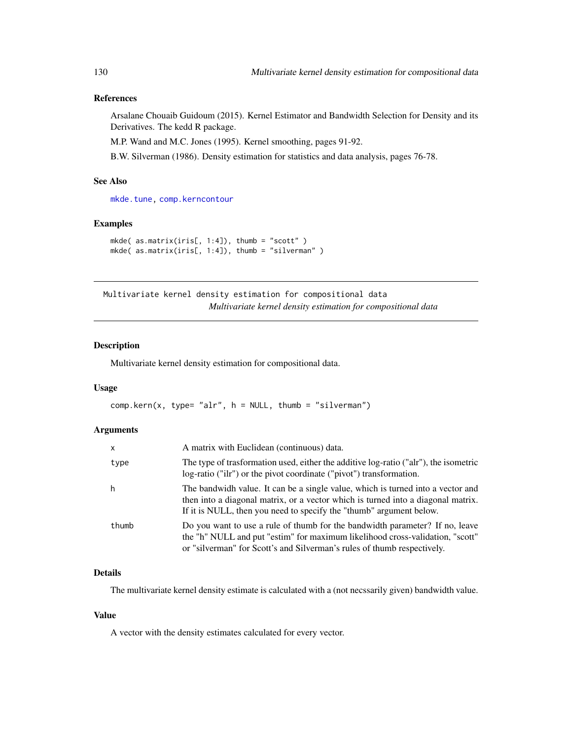### References

Arsalane Chouaib Guidoum (2015). Kernel Estimator and Bandwidth Selection for Density and its Derivatives. The kedd R package.

M.P. Wand and M.C. Jones (1995). Kernel smoothing, pages 91-92.

B.W. Silverman (1986). Density estimation for statistics and data analysis, pages 76-78.

### See Also

mkde.tune, comp.kerncontour

### Examples

```
mkde( as.matrix(iris[, 1:4]), thumb = "scott" )
mkde( as.matrix(iris[, 1:4]), thumb = "silverman" )
```

---

## Multivariate kernel density estimation for compositional data

*Multivariate kernel density estimation for compositional data*

### Description

Multivariate kernel density estimation for compositional data.

### Usage

```
comp.kern(x, type= "alr", h = NULL, thumb = "silverman")
```

### Arguments

| | |
|---|---|
| x | A matrix with Euclidean (continuous) data. |
| type | The type of trasformation used, either the additive log-ratio ("alr"), the isometric log-ratio ("ilr") or the pivot coordinate ("pivot") transformation. |
| h | The bandwidh value. It can be a single value, which is turned into a vector and then into a diagonal matrix, or a vector which is turned into a diagonal matrix. If it is NULL, then you need to specify the "thumb" argument below. |
| thumb | Do you want to use a rule of thumb for the bandwidth parameter? If no, leave the "h" NULL and put "estim" for maximum likelihood cross-validation, "scott" or "silverman" for Scott's and Silverman's rules of thumb respectively. |

### Details

The multivariate kernel density estimate is calculated with a (not necssarily given) bandwidth value.

### Value

A vector with the density estimates calculated for every vector.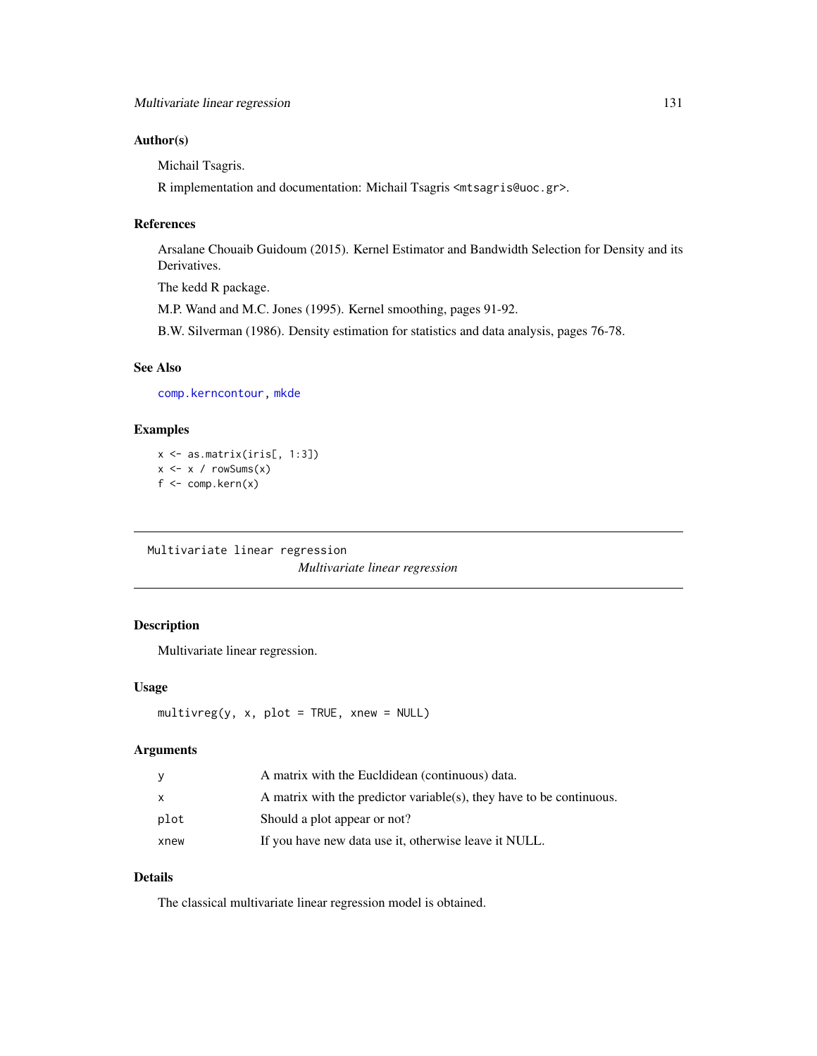### Author(s)

Michail Tsagris.

R implementation and documentation: Michail Tsagris <mtsagris@uoc.gr>.

### References

Arsalane Chouaib Guidoum (2015). Kernel Estimator and Bandwidth Selection for Density and its Derivatives.

The kedd R package.

M.P. Wand and M.C. Jones (1995). Kernel smoothing, pages 91-92.

B.W. Silverman (1986). Density estimation for statistics and data analysis, pages 76-78.

### See Also

comp.kerncontour, mkde

### Examples

```
x <- as.matrix(iris[, 1:3])
x <- x / rowSums(x)
f <- comp.kern(x)
```

---

## Multivariate linear regression

*Multivariate linear regression*

---

### Description

Multivariate linear regression.

### Usage

```
multivreg(y, x, plot = TRUE, xnew = NULL)
```

### Arguments

| | |
|---|---|
| y | A matrix with the Eucldidean (continuous) data. |
| x | A matrix with the predictor variable(s), they have to be continuous. |
| plot | Should a plot appear or not? |
| xnew | If you have new data use it, otherwise leave it NULL. |

### Details

The classical multivariate linear regression model is obtained.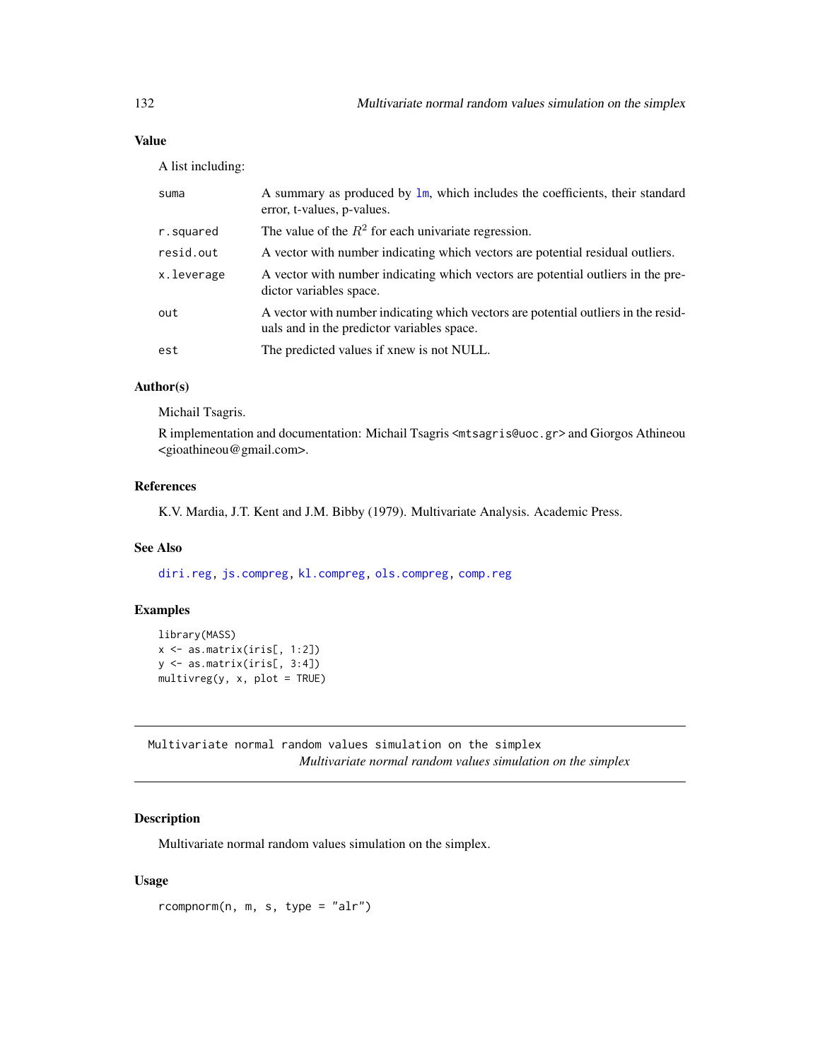### Value

A list including:

| | |
|---|---|
| suma | A summary as produced by lm, which includes the coefficients, their standard error, t-values, p-values. |
| r.squared | The value of the $R^2$ for each univariate regression. |
| resid.out | A vector with number indicating which vectors are potential residual outliers. |
| x.leverage | A vector with number indicating which vectors are potential outliers in the predictor variables space. |
| out | A vector with number indicating which vectors are potential outliers in the residuals and in the predictor variables space. |
| est | The predicted values if xnew is not NULL. |

### Author(s)

Michail Tsagris.

R implementation and documentation: Michail Tsagris <mtsagris@uoc.gr> and Giorgos Athineou <gioathineou@gmail.com>.

### References

K.V. Mardia, J.T. Kent and J.M. Bibby (1979). Multivariate Analysis. Academic Press.

### See Also

diri.reg, js.compreg, kl.compreg, ols.compreg, comp.reg

### Examples

```
library(MASS)
x <- as.matrix(iris[, 1:2])
y <- as.matrix(iris[, 3:4])
multivreg(y, x, plot = TRUE)
```

---

## Multivariate normal random values simulation on the simplex

*Multivariate normal random values simulation on the simplex*

### Description

Multivariate normal random values simulation on the simplex.

### Usage

```
rcompnorm(n, m, s, type = "alr")
```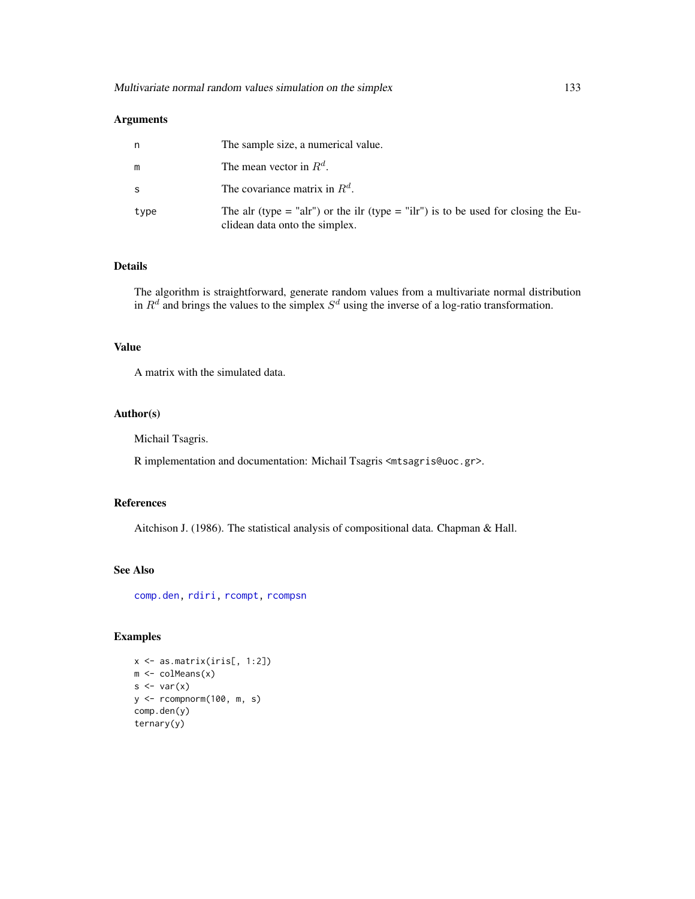## Arguments

| | |
|---|---|
| n | The sample size, a numerical value. |
| m | The mean vector in $R^d$. |
| s | The covariance matrix in $R^d$. |
| type | The alr (type = "alr") or the ilr (type = "ilr") is to be used for closing the Euclidean data onto the simplex. |

## Details

The algorithm is straightforward, generate random values from a multivariate normal distribution in $R^d$ and brings the values to the simplex $S^d$ using the inverse of a log-ratio transformation.

## Value

A matrix with the simulated data.

## Author(s)

Michail Tsagris.

R implementation and documentation: Michail Tsagris <mtsagris@uoc.gr>.

## References

Aitchison J. (1986). The statistical analysis of compositional data. Chapman & Hall.

## See Also

comp.den, rdiri, rcompt, rcompsn

## Examples

```
x <- as.matrix(iris[, 1:2])
m <- colMeans(x)
s <- var(x)
y <- rcompnorm(100, m, s)
comp.den(y)
ternary(y)
```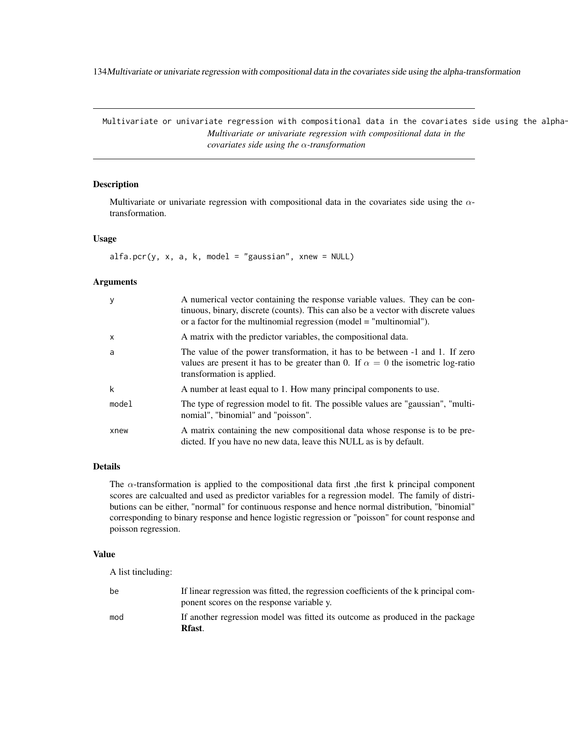Multivariate or univariate regression with compositional data in the covariates side using the alpha-transformation

*Multivariate or univariate regression with compositional data in the covariates side using the $\alpha$-transformation*

### Description

Multivariate or univariate regression with compositional data in the covariates side using the $\alpha$-transformation.

### Usage

```
alfa.pcr(y, x, a, k, model = "gaussian", xnew = NULL)
```

### Arguments

| | |
|---|---|
| y | A numerical vector containing the response variable values. They can be continuous, binary, discrete (counts). This can also be a vector with discrete values or a factor for the multinomial regression (model = "multinomial"). |
| x | A matrix with the predictor variables, the compositional data. |
| a | The value of the power transformation, it has to be between -1 and 1. If zero values are present it has to be greater than 0. If $\alpha = 0$ the isometric log-ratio transformation is applied. |
| k | A number at least equal to 1. How many principal components to use. |
| model | The type of regression model to fit. The possible values are "gaussian", "multinomial", "binomial" and "poisson". |
| xnew | A matrix containing the new compositional data whose response is to be predicted. If you have no new data, leave this NULL as is by default. |

### Details

The $\alpha$-transformation is applied to the compositional data first ,the first k principal component scores are calcualted and used as predictor variables for a regression model. The family of distributions can be either, "normal" for continuous response and hence normal distribution, "binomial" corresponding to binary response and hence logistic regression or "poisson" for count response and poisson regression.

### Value

A list tincluding:

| | |
|---|---|
| be | If linear regression was fitted, the regression coefficients of the k principal component scores on the response variable y. |
| mod | If another regression model was fitted its outcome as produced in the package **Rfast**. |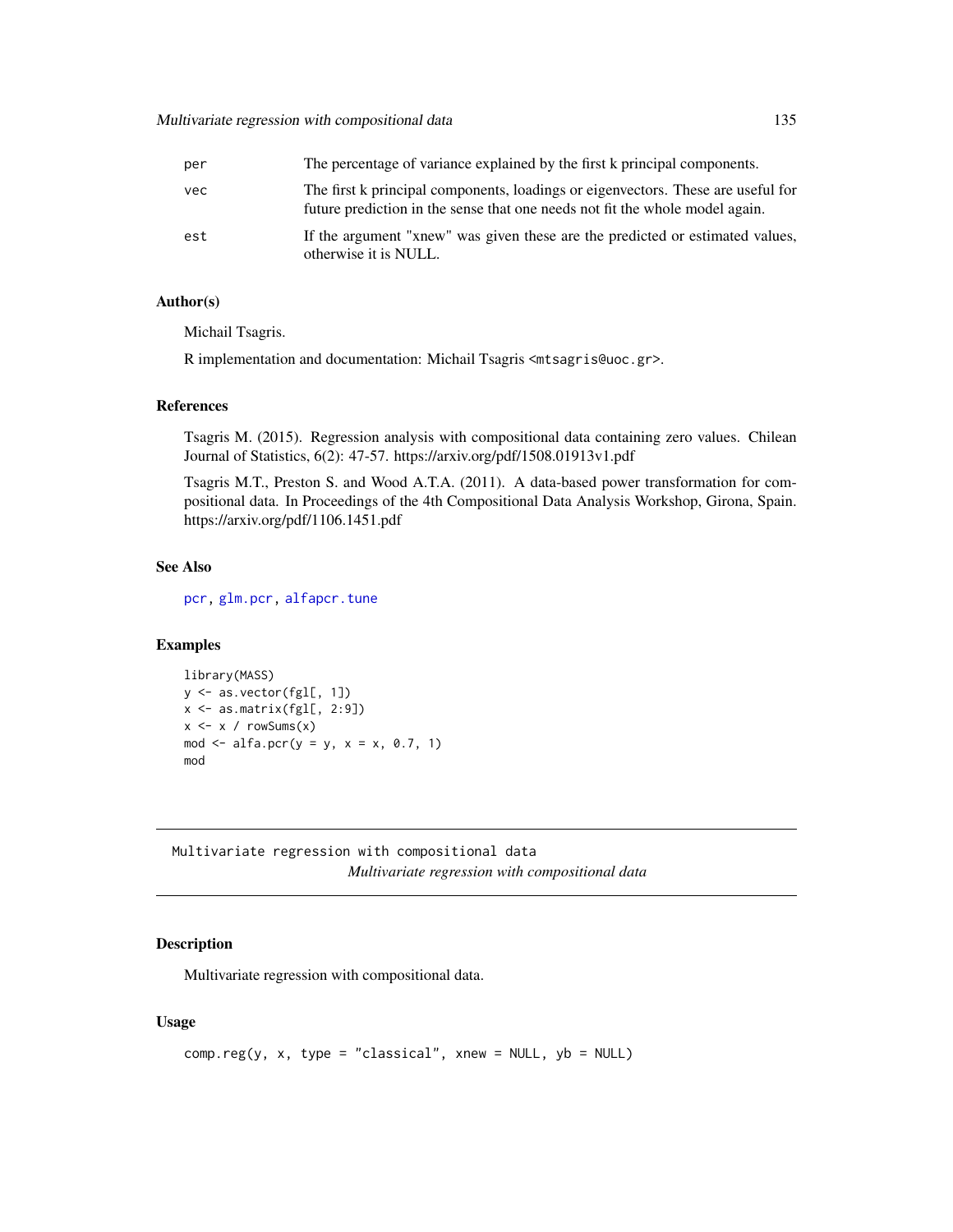| | |
|---|---|
| per | The percentage of variance explained by the first k principal components. |
| vec | The first k principal components, loadings or eigenvectors. These are useful for future prediction in the sense that one needs not fit the whole model again. |
| est | If the argument "xnew" was given these are the predicted or estimated values, otherwise it is NULL. |

### Author(s)

Michail Tsagris.

R implementation and documentation: Michail Tsagris <mtsagris@uoc.gr>.

### References

Tsagris M. (2015). Regression analysis with compositional data containing zero values. Chilean Journal of Statistics, 6(2): 47-57. https://arxiv.org/pdf/1508.01913v1.pdf

Tsagris M.T., Preston S. and Wood A.T.A. (2011). A data-based power transformation for compositional data. In Proceedings of the 4th Compositional Data Analysis Workshop, Girona, Spain. https://arxiv.org/pdf/1106.1451.pdf

### See Also

pcr, glm.pcr, alfapcr.tune

### Examples

```
library(MASS)
y <- as.vector(fgl[, 1])
x <- as.matrix(fgl[, 2:9])
x <- x / rowSums(x)
mod <- alfa.pcr(y = y, x = x, 0.7, 1)
mod
```

---

Multivariate regression with compositional data

## *Multivariate regression with compositional data*

---

### Description

Multivariate regression with compositional data.

### Usage

```
comp.reg(y, x, type = "classical", xnew = NULL, yb = NULL)
```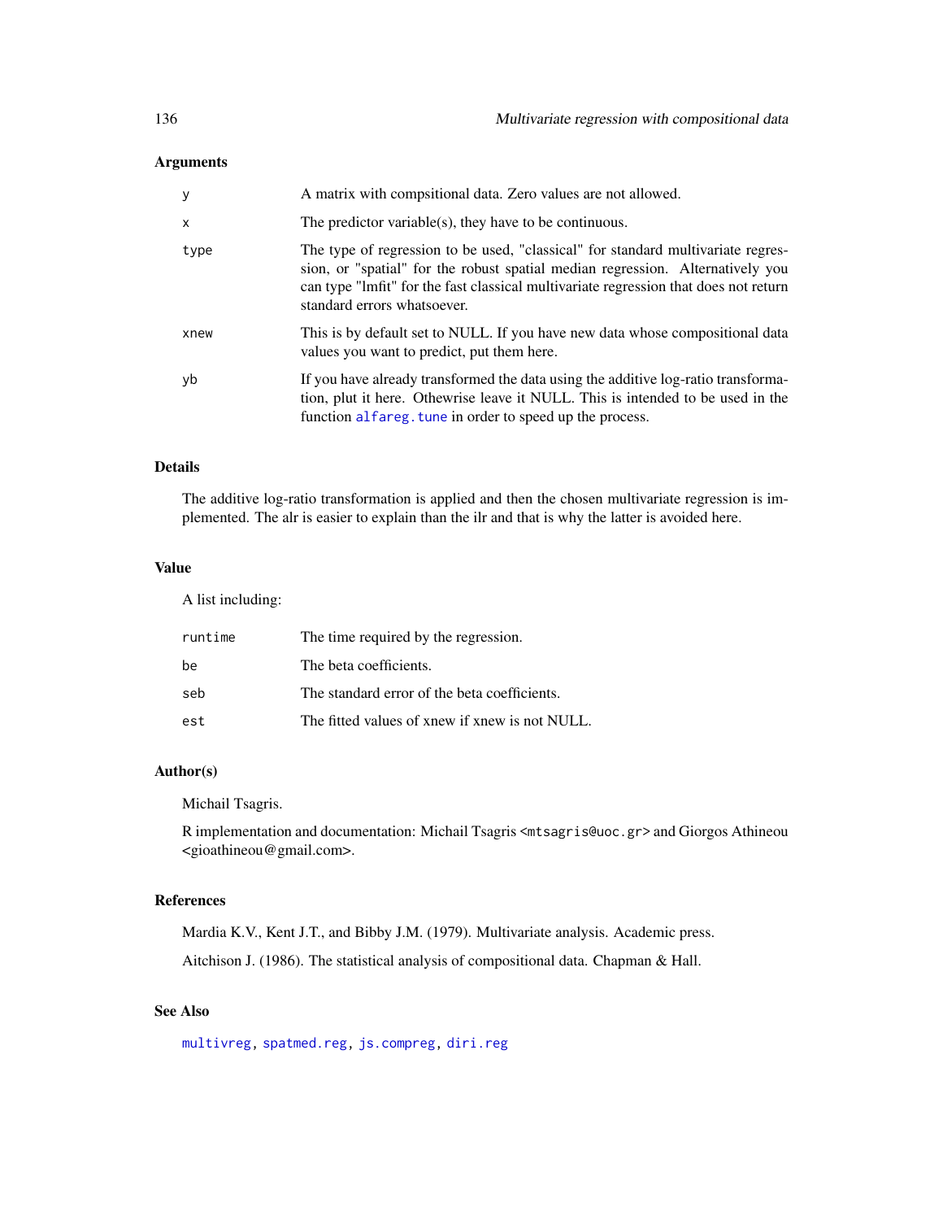## Arguments

| | |
|---|---|
| y | A matrix with compsitional data. Zero values are not allowed. |
| x | The predictor variable(s), they have to be continuous. |
| type | The type of regression to be used, "classical" for standard multivariate regression, or "spatial" for the robust spatial median regression. Alternatively you can type "lmfit" for the fast classical multivariate regression that does not return standard errors whatsoever. |
| xnew | This is by default set to NULL. If you have new data whose compositional data values you want to predict, put them here. |
| yb | If you have already transformed the data using the additive log-ratio transformation, plut it here. Othewrise leave it NULL. This is intended to be used in the function alfareg.tune in order to speed up the process. |

## Details

The additive log-ratio transformation is applied and then the chosen multivariate regression is implemented. The alr is easier to explain than the ilr and that is why the latter is avoided here.

## Value

A list including:

| | |
|---|---|
| runtime | The time required by the regression. |
| be | The beta coefficients. |
| seb | The standard error of the beta coefficients. |
| est | The fitted values of xnew if xnew is not NULL. |

## Author(s)

Michail Tsagris.

R implementation and documentation: Michail Tsagris <mtsagris@uoc.gr> and Giorgos Athineou <gioathineou@gmail.com>.

## References

Mardia K.V., Kent J.T., and Bibby J.M. (1979). Multivariate analysis. Academic press.

Aitchison J. (1986). The statistical analysis of compositional data. Chapman & Hall.

## See Also

multivreg, spatmed.reg, js.compreg, diri.reg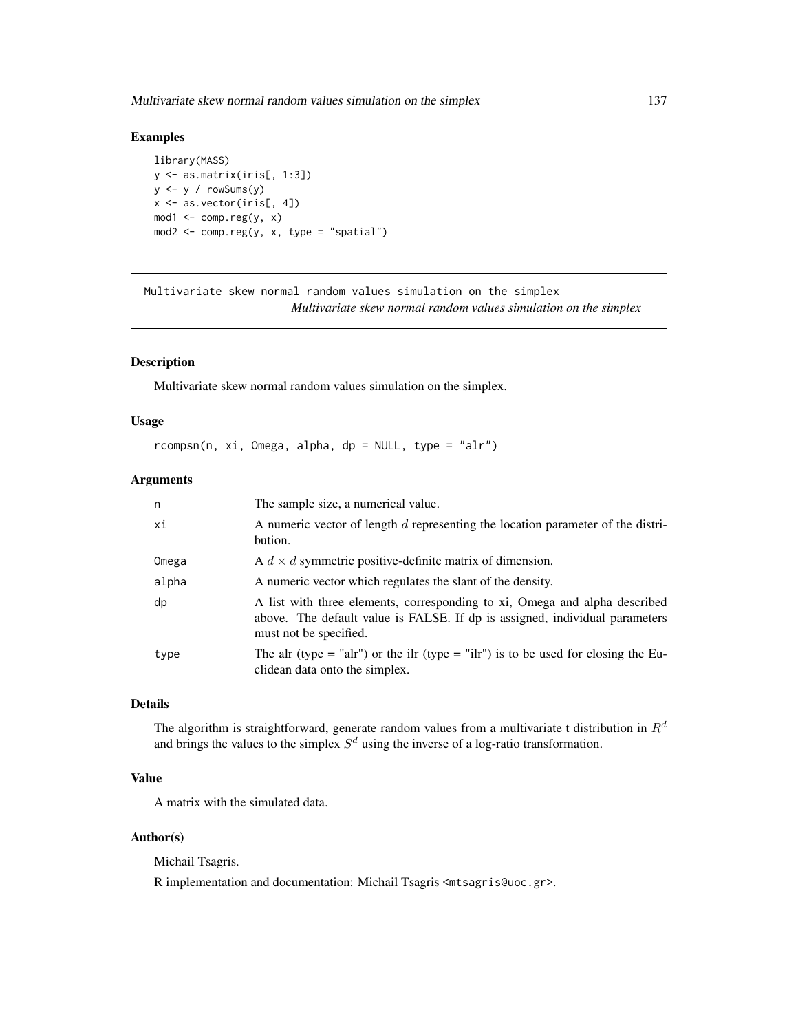### Examples

```
library(MASS)
y <- as.matrix(iris[, 1:3])
y <- y / rowSums(y)
x <- as.vector(iris[, 4])
mod1 <- comp.reg(y, x)
mod2 <- comp.reg(y, x, type = "spatial")
```

---

## Multivariate skew normal random values simulation on the simplex

*Multivariate skew normal random values simulation on the simplex*

---

### Description

Multivariate skew normal random values simulation on the simplex.

### Usage

```
rcompsn(n, xi, Omega, alpha, dp = NULL, type = "alr")
```

### Arguments

| | |
|---|---|
| n | The sample size, a numerical value. |
| xi | A numeric vector of length $d$ representing the location parameter of the distribution. |
| Omega | A $d \times d$ symmetric positive-definite matrix of dimension. |
| alpha | A numeric vector which regulates the slant of the density. |
| dp | A list with three elements, corresponding to xi, Omega and alpha described above. The default value is FALSE. If dp is assigned, individual parameters must not be specified. |
| type | The alr (type = "alr") or the ilr (type = "ilr") is to be used for closing the Euclidean data onto the simplex. |

### Details

The algorithm is straightforward, generate random values from a multivariate t distribution in $R^d$ and brings the values to the simplex $S^d$ using the inverse of a log-ratio transformation.

### Value

A matrix with the simulated data.

### Author(s)

Michail Tsagris.

R implementation and documentation: Michail Tsagris <mtsagris@uoc.gr>.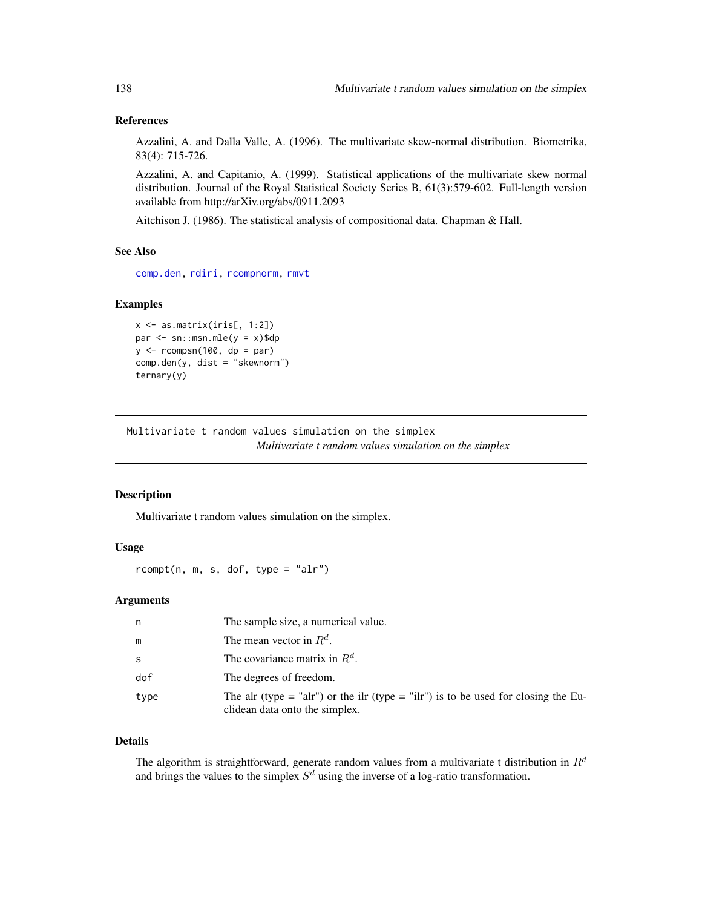### References

Azzalini, A. and Dalla Valle, A. (1996). The multivariate skew-normal distribution. Biometrika, 83(4): 715-726.

Azzalini, A. and Capitanio, A. (1999). Statistical applications of the multivariate skew normal distribution. Journal of the Royal Statistical Society Series B, 61(3):579-602. Full-length version available from http://arXiv.org/abs/0911.2093

Aitchison J. (1986). The statistical analysis of compositional data. Chapman & Hall.

### See Also

comp.den, rdiri, rcompnorm, rmvt

### Examples

```
x <- as.matrix(iris[, 1:2])
par <- sn::msn.mle(y = x)$dp
y <- rcompsn(100, dp = par)
comp.den(y, dist = "skewnorm")
ternary(y)
```

---

## Multivariate t random values simulation on the simplex

*Multivariate t random values simulation on the simplex*

### Description

Multivariate t random values simulation on the simplex.

### Usage

```
rcompt(n, m, s, dof, type = "alr")
```

### Arguments

| | |
|---|---|
| n | The sample size, a numerical value. |
| m | The mean vector in $R^d$. |
| s | The covariance matrix in $R^d$. |
| dof | The degrees of freedom. |
| type | The alr (type = "alr") or the ilr (type = "ilr") is to be used for closing the Euclidean data onto the simplex. |

### Details

The algorithm is straightforward, generate random values from a multivariate t distribution in $R^d$ and brings the values to the simplex $S^d$ using the inverse of a log-ratio transformation.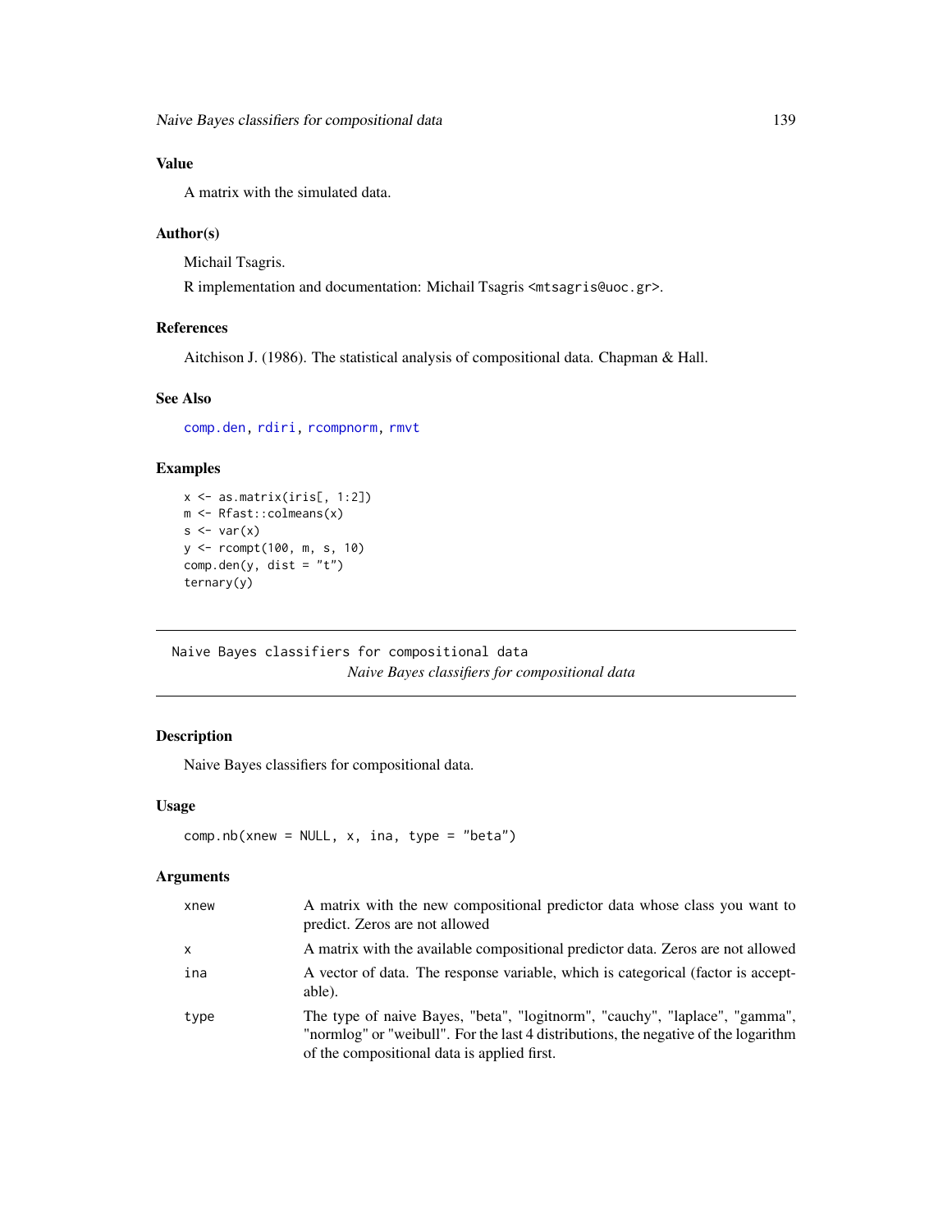## Value

A matrix with the simulated data.

## Author(s)

Michail Tsagris.

R implementation and documentation: Michail Tsagris <mtsagris@uoc.gr>.

## References

Aitchison J. (1986). The statistical analysis of compositional data. Chapman & Hall.

## See Also

comp.den, rdiri, rcompnorm, rmvt

## Examples

```
x <- as.matrix(iris[, 1:2])
m <- Rfast::colmeans(x)
s <- var(x)
y <- rcompt(100, m, s, 10)
comp.den(y, dist = "t")
ternary(y)
```

---

Naive Bayes classifiers for compositional data

*Naive Bayes classifiers for compositional data*

---

## Description

Naive Bayes classifiers for compositional data.

## Usage

```
comp.nb(xnew = NULL, x, ina, type = "beta")
```

## Arguments

| | |
|---|---|
| xnew | A matrix with the new compositional predictor data whose class you want to predict. Zeros are not allowed |
| x | A matrix with the available compositional predictor data. Zeros are not allowed |
| ina | A vector of data. The response variable, which is categorical (factor is acceptable). |
| type | The type of naive Bayes, "beta", "logitnorm", "cauchy", "laplace", "gamma", "normlog" or "weibull". For the last 4 distributions, the negative of the logarithm of the compositional data is applied first. |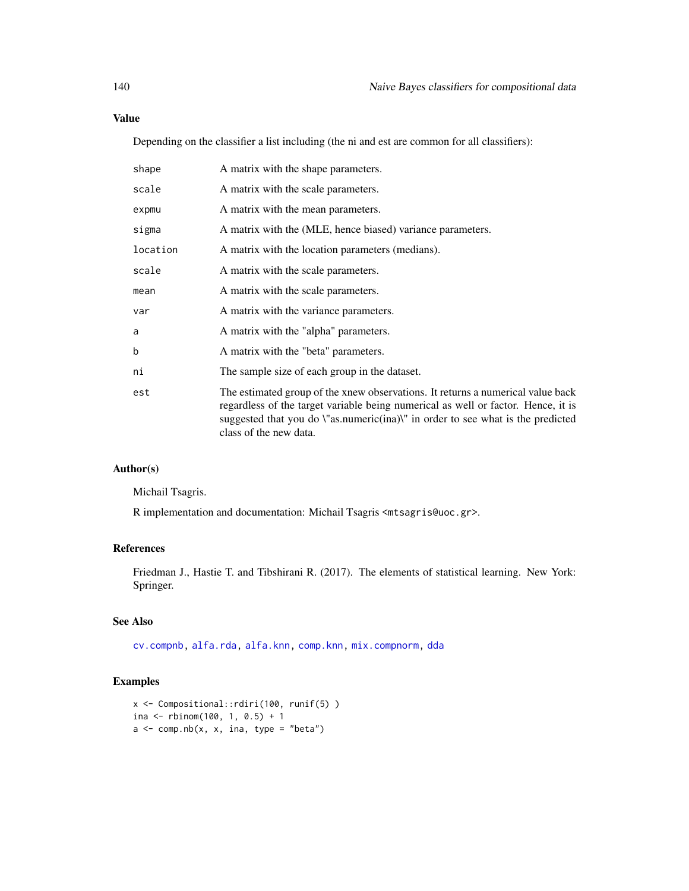### Value

Depending on the classifier a list including (the ni and est are common for all classifiers):

| | |
|---|---|
| shape | A matrix with the shape parameters. |
| scale | A matrix with the scale parameters. |
| expmu | A matrix with the mean parameters. |
| sigma | A matrix with the (MLE, hence biased) variance parameters. |
| location | A matrix with the location parameters (medians). |
| scale | A matrix with the scale parameters. |
| mean | A matrix with the scale parameters. |
| var | A matrix with the variance parameters. |
| a | A matrix with the "alpha" parameters. |
| b | A matrix with the "beta" parameters. |
| ni | The sample size of each group in the dataset. |
| est | The estimated group of the xnew observations. It returns a numerical value back regardless of the target variable being numerical as well or factor. Hence, it is suggested that you do \"as.numeric(ina)\" in order to see what is the predicted class of the new data. |

### Author(s)

Michail Tsagris.

R implementation and documentation: Michail Tsagris <mtsagris@uoc.gr>.

### References

Friedman J., Hastie T. and Tibshirani R. (2017). The elements of statistical learning. New York: Springer.

### See Also

cv.compnb, alfa.rda, alfa.knn, comp.knn, mix.compnorm, dda

### Examples

```
x <- Compositional::rdiri(100, runif(5) )
ina <- rbinom(100, 1, 0.5) + 1
a <- comp.nb(x, x, ina, type = "beta")
```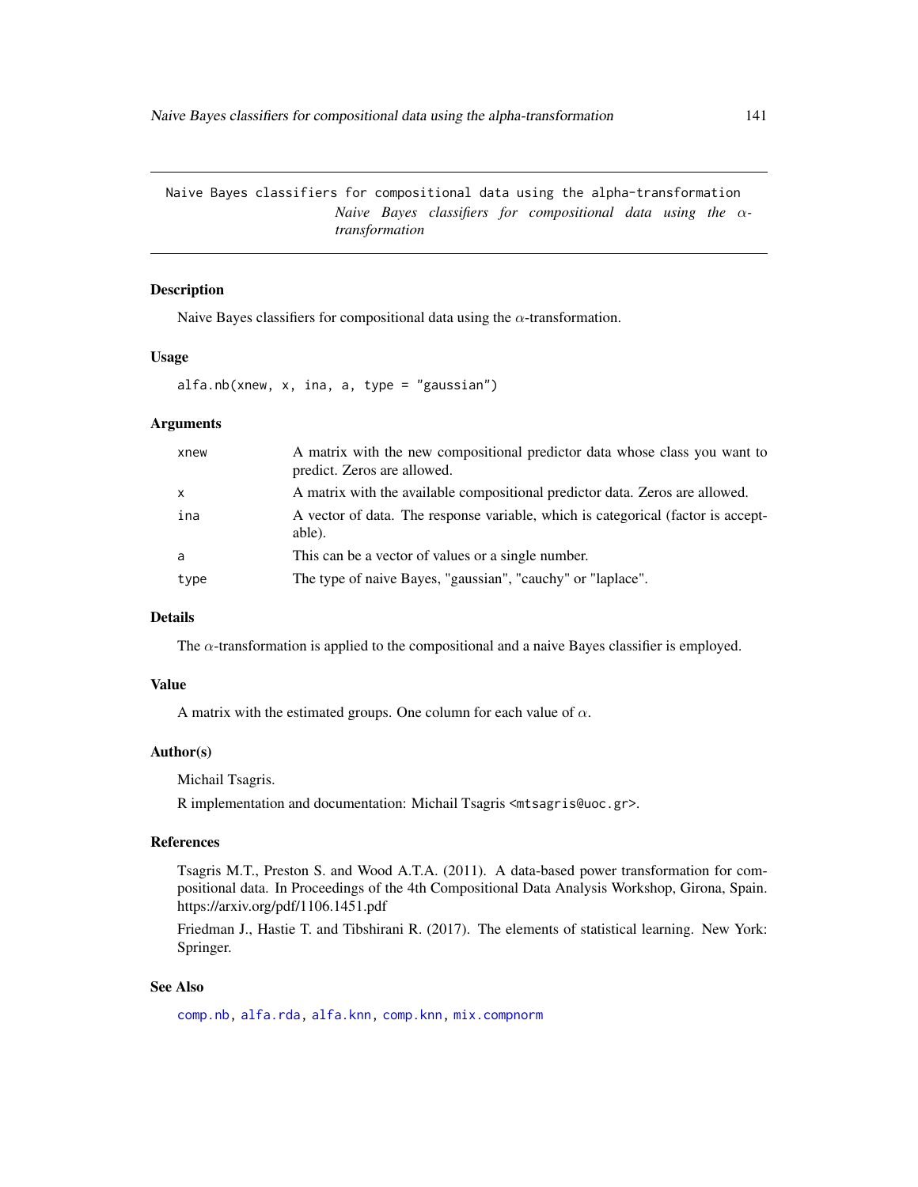Naive Bayes classifiers for compositional data using the alpha-transformation
*Naive Bayes classifiers for compositional data using the $\alpha$-transformation*

### Description

Naive Bayes classifiers for compositional data using the $\alpha$-transformation.

### Usage

```
alfa.nb(xnew, x, ina, a, type = "gaussian")
```

### Arguments

| | |
|---|---|
| xnew | A matrix with the new compositional predictor data whose class you want to predict. Zeros are allowed. |
| x | A matrix with the available compositional predictor data. Zeros are allowed. |
| ina | A vector of data. The response variable, which is categorical (factor is acceptable). |
| a | This can be a vector of values or a single number. |
| type | The type of naive Bayes, "gaussian", "cauchy" or "laplace". |

### Details

The $\alpha$-transformation is applied to the compositional and a naive Bayes classifier is employed.

### Value

A matrix with the estimated groups. One column for each value of $\alpha$.

### Author(s)

Michail Tsagris.

R implementation and documentation: Michail Tsagris <mtsagris@uoc.gr>.

### References

Tsagris M.T., Preston S. and Wood A.T.A. (2011). A data-based power transformation for compositional data. In Proceedings of the 4th Compositional Data Analysis Workshop, Girona, Spain. https://arxiv.org/pdf/1106.1451.pdf

Friedman J., Hastie T. and Tibshirani R. (2017). The elements of statistical learning. New York: Springer.

### See Also

comp.nb, alfa.rda, alfa.knn, comp.knn, mix.compnorm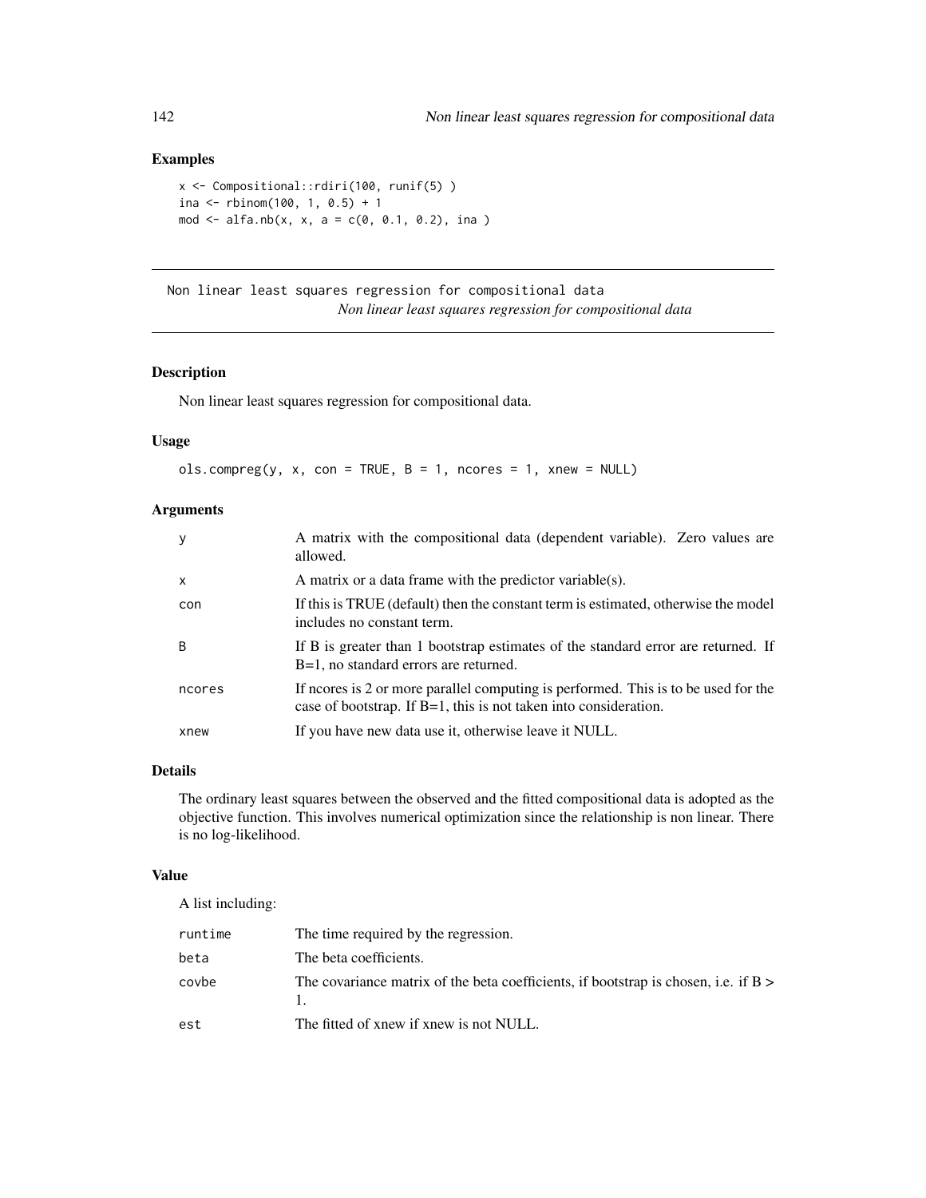### Examples

```
x <- Compositional::rdiri(100, runif(5) )
ina <- rbinom(100, 1, 0.5) + 1
mod <- alfa.nb(x, x, a = c(0, 0.1, 0.2), ina )
```

---

## Non linear least squares regression for compositional data

*Non linear least squares regression for compositional data*

---

### Description

Non linear least squares regression for compositional data.

### Usage

```
ols.compreg(y, x, con = TRUE, B = 1, ncores = 1, xnew = NULL)
```

### Arguments

| | |
|---|---|
| y | A matrix with the compositional data (dependent variable). Zero values are allowed. |
| x | A matrix or a data frame with the predictor variable(s). |
| con | If this is TRUE (default) then the constant term is estimated, otherwise the model includes no constant term. |
| B | If B is greater than 1 bootstrap estimates of the standard error are returned. If B=1, no standard errors are returned. |
| ncores | If ncores is 2 or more parallel computing is performed. This is to be used for the case of bootstrap. If B=1, this is not taken into consideration. |
| xnew | If you have new data use it, otherwise leave it NULL. |

### Details

The ordinary least squares between the observed and the fitted compositional data is adopted as the objective function. This involves numerical optimization since the relationship is non linear. There is no log-likelihood.

### Value

A list including:

| | |
|---|---|
| runtime | The time required by the regression. |
| beta | The beta coefficients. |
| covbe | The covariance matrix of the beta coefficients, if bootstrap is chosen, i.e. if B > 1. |
| est | The fitted of xnew if xnew is not NULL. |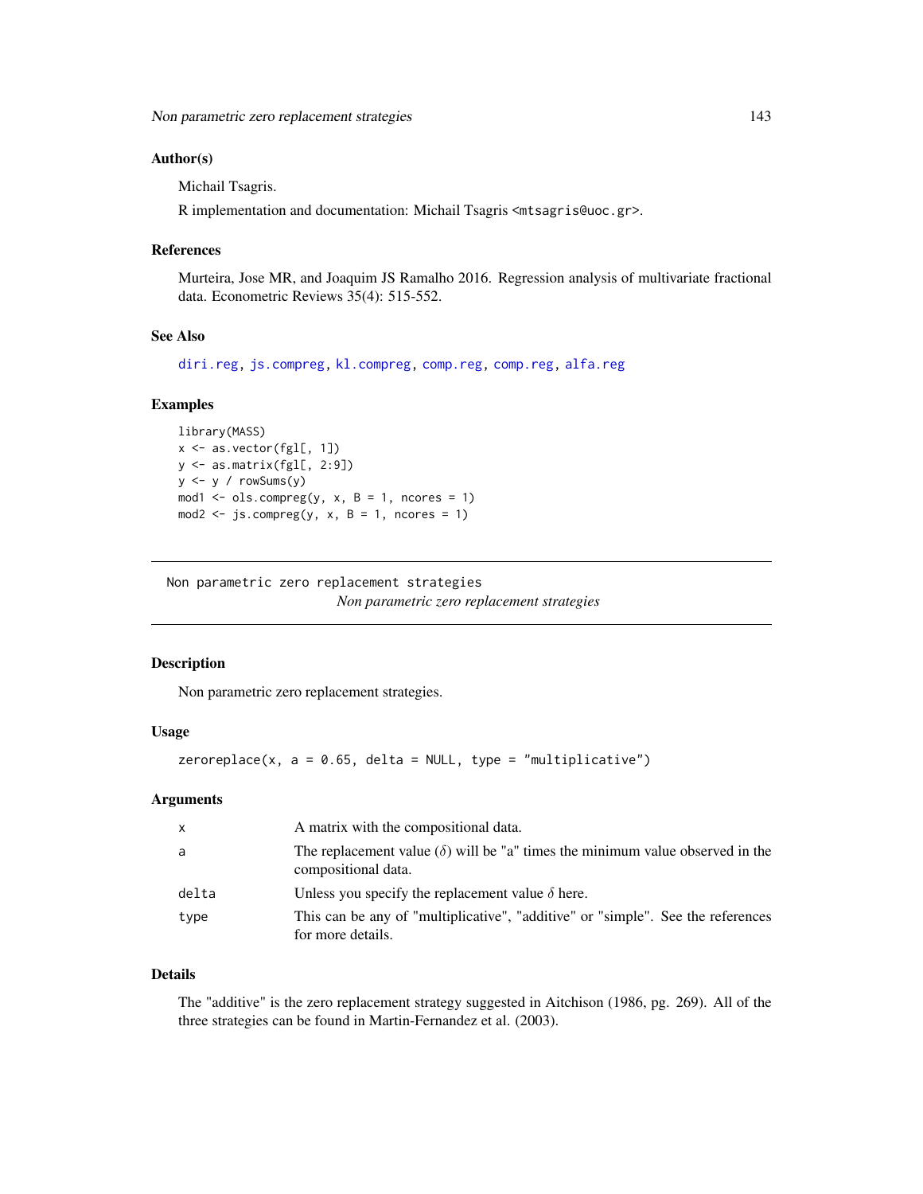### Author(s)

Michail Tsagris.

R implementation and documentation: Michail Tsagris <mtsagris@uoc.gr>.

### References

Murteira, Jose MR, and Joaquim JS Ramalho 2016. Regression analysis of multivariate fractional data. Econometric Reviews 35(4): 515-552.

### See Also

diri.reg, js.compreg, kl.compreg, comp.reg, comp.reg, alfa.reg

### Examples

```
library(MASS)
x <- as.vector(fgl[, 1])
y <- as.matrix(fgl[, 2:9])
y <- y / rowSums(y)
mod1 <- ols.compreg(y, x, B = 1, ncores = 1)
mod2 <- js.compreg(y, x, B = 1, ncores = 1)
```

---

## Non parametric zero replacement strategies

*Non parametric zero replacement strategies*

---

### Description

Non parametric zero replacement strategies.

### Usage

```
zeroreplace(x, a = 0.65, delta = NULL, type = "multiplicative")
```

### Arguments

| | |
|---|---|
| x | A matrix with the compositional data. |
| a | The replacement value ($\delta$) will be "a" times the minimum value observed in the compositional data. |
| delta | Unless you specify the replacement value $\delta$ here. |
| type | This can be any of "multiplicative", "additive" or "simple". See the references for more details. |

### Details

The "additive" is the zero replacement strategy suggested in Aitchison (1986, pg. 269). All of the three strategies can be found in Martin-Fernandez et al. (2003).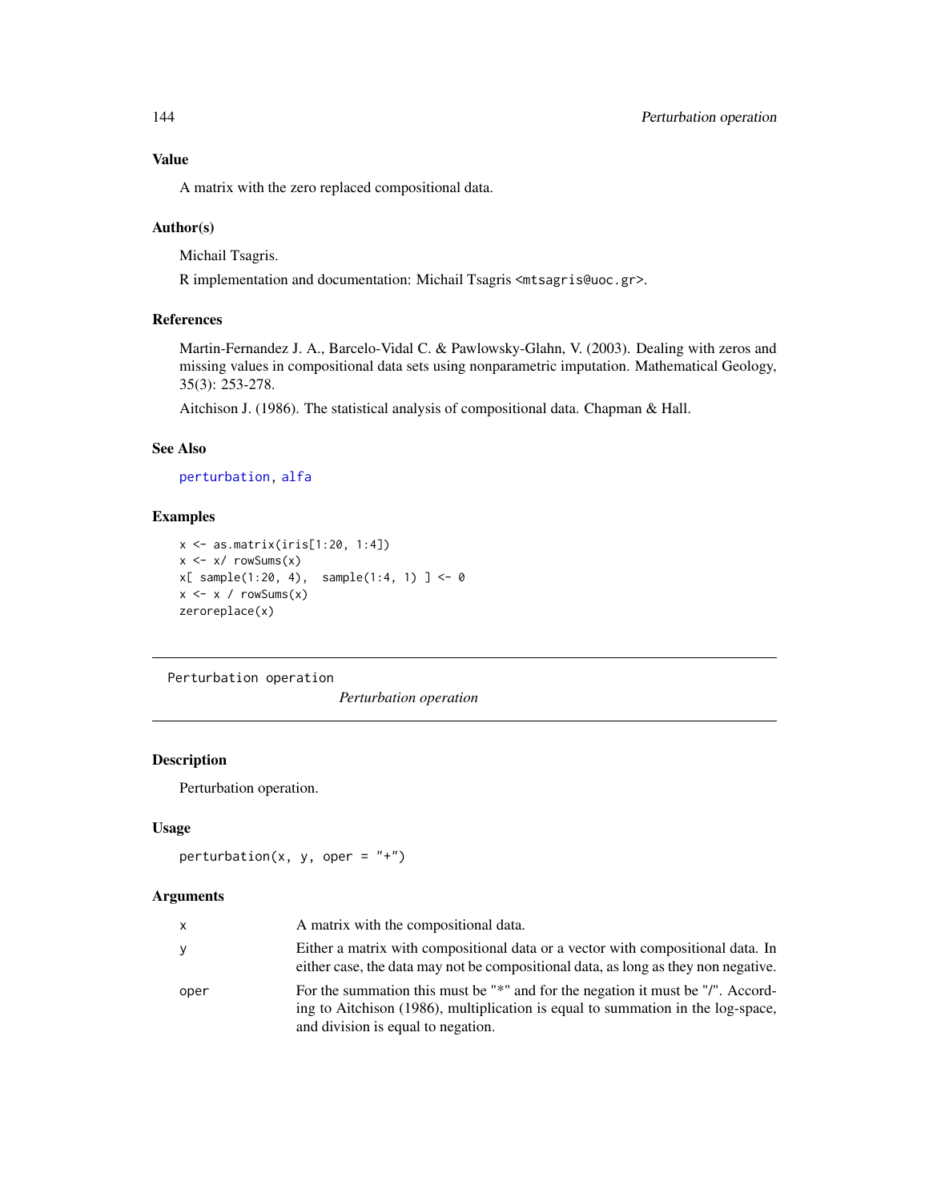## Value

A matrix with the zero replaced compositional data.

## Author(s)

Michail Tsagris.

R implementation and documentation: Michail Tsagris <mtsagris@uoc.gr>.

## References

Martin-Fernandez J. A., Barcelo-Vidal C. & Pawlowsky-Glahn, V. (2003). Dealing with zeros and missing values in compositional data sets using nonparametric imputation. Mathematical Geology, 35(3): 253-278.

Aitchison J. (1986). The statistical analysis of compositional data. Chapman & Hall.

## See Also

perturbation, alfa

## Examples

```
x <- as.matrix(iris[1:20, 1:4])
x <- x/ rowSums(x)
x[ sample(1:20, 4),  sample(1:4, 1) ] <- 0
x <- x / rowSums(x)
zeroreplace(x)
```

---

Perturbation operation

# *Perturbation operation*

---

## Description

Perturbation operation.

## Usage

```
perturbation(x, y, oper = "+")
```

## Arguments

| | |
|---|---|
| x | A matrix with the compositional data. |
| y | Either a matrix with compositional data or a vector with compositional data. In either case, the data may not be compositional data, as long as they non negative. |
| oper | For the summation this must be "*" and for the negation it must be "/". According to Aitchison (1986), multiplication is equal to summation in the log-space, and division is equal to negation. |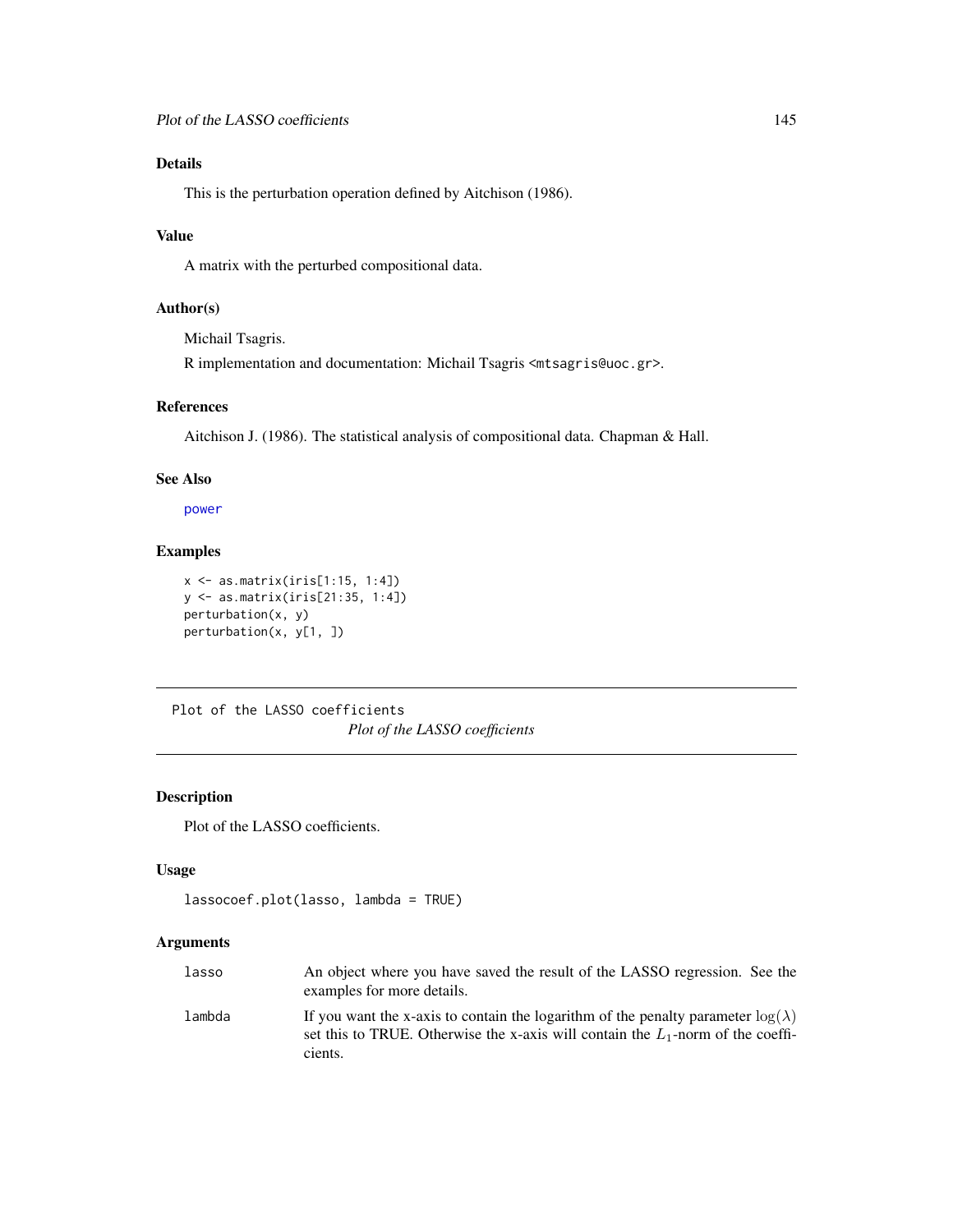### Details

This is the perturbation operation defined by Aitchison (1986).

### Value

A matrix with the perturbed compositional data.

### Author(s)

Michail Tsagris.

R implementation and documentation: Michail Tsagris <mtsagris@uoc.gr>.

### References

Aitchison J. (1986). The statistical analysis of compositional data. Chapman & Hall.

### See Also

power

### Examples

```
x <- as.matrix(iris[1:15, 1:4])
y <- as.matrix(iris[21:35, 1:4])
perturbation(x, y)
perturbation(x, y[1, ])
```

---

## Plot of the LASSO coefficients

*Plot of the LASSO coefficients*

---

### Description

Plot of the LASSO coefficients.

### Usage

```
lassocoef.plot(lasso, lambda = TRUE)
```

### Arguments

| | |
|---|---|
| lasso | An object where you have saved the result of the LASSO regression. See the examples for more details. |
| lambda | If you want the x-axis to contain the logarithm of the penalty parameter $\log(\lambda)$ set this to TRUE. Otherwise the x-axis will contain the $L_1$-norm of the coefficients. |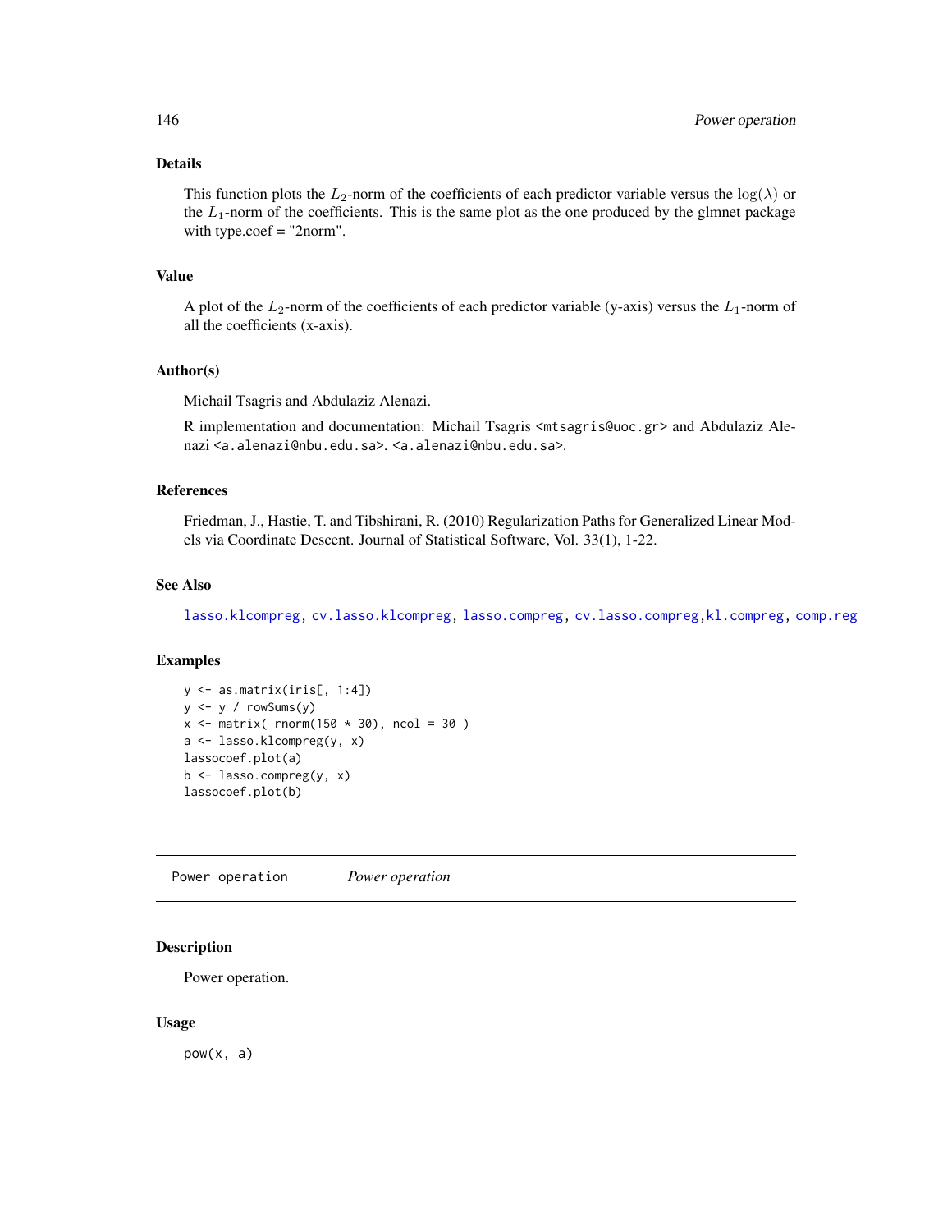## Details

This function plots the $L_2$-norm of the coefficients of each predictor variable versus the $\log(\lambda)$ or the $L_1$-norm of the coefficients. This is the same plot as the one produced by the glmnet package with type.coef = "2norm".

## Value

A plot of the $L_2$-norm of the coefficients of each predictor variable (y-axis) versus the $L_1$-norm of all the coefficients (x-axis).

## Author(s)

Michail Tsagris and Abdulaziz Alenazi.

R implementation and documentation: Michail Tsagris <mtsagris@uoc.gr> and Abdulaziz Alenazi <a.alenazi@nbu.edu.sa>. <a.alenazi@nbu.edu.sa>.

## References

Friedman, J., Hastie, T. and Tibshirani, R. (2010) Regularization Paths for Generalized Linear Models via Coordinate Descent. Journal of Statistical Software, Vol. 33(1), 1-22.

## See Also

lasso.klcompreg, cv.lasso.klcompreg, lasso.compreg, cv.lasso.compreg, kl.compreg, comp.reg

## Examples

```
y <- as.matrix(iris[, 1:4])
y <- y / rowSums(y)
x <- matrix( rnorm(150 * 30), ncol = 30 )
a <- lasso.klcompreg(y, x)
lassocoef.plot(a)
b <- lasso.compreg(y, x)
lassocoef.plot(b)
```

---

# Power operation *Power operation*

## Description

Power operation.

## Usage

```
pow(x, a)
```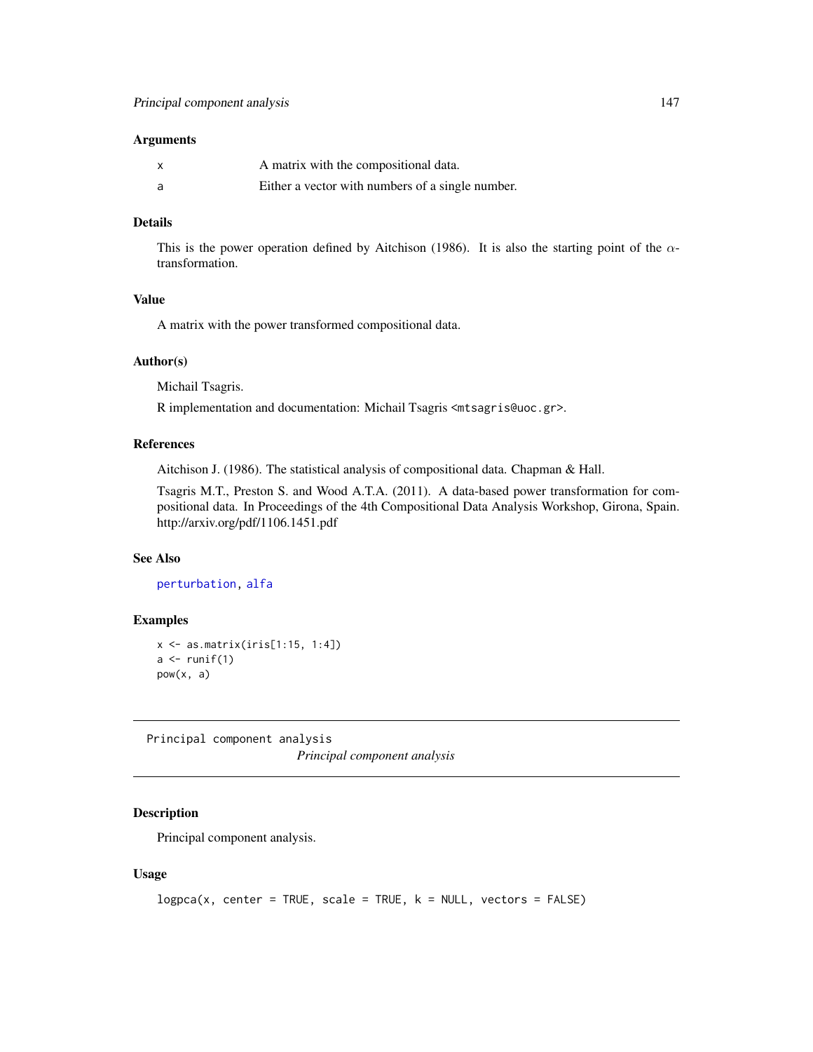### Arguments

| | |
|---|---|
| x | A matrix with the compositional data. |
| a | Either a vector with numbers of a single number. |

### Details

This is the power operation defined by Aitchison (1986). It is also the starting point of the $\alpha$-transformation.

### Value

A matrix with the power transformed compositional data.

### Author(s)

Michail Tsagris.

R implementation and documentation: Michail Tsagris <mtsagris@uoc.gr>.

### References

Aitchison J. (1986). The statistical analysis of compositional data. Chapman & Hall.

Tsagris M.T., Preston S. and Wood A.T.A. (2011). A data-based power transformation for compositional data. In Proceedings of the 4th Compositional Data Analysis Workshop, Girona, Spain. http://arxiv.org/pdf/1106.1451.pdf

### See Also

perturbation, alfa

### Examples

```
x <- as.matrix(iris[1:15, 1:4])
a <- runif(1)
pow(x, a)
```

---

## Principal component analysis

*Principal component analysis*

---

### Description

Principal component analysis.

### Usage

```
logpca(x, center = TRUE, scale = TRUE, k = NULL, vectors = FALSE)
```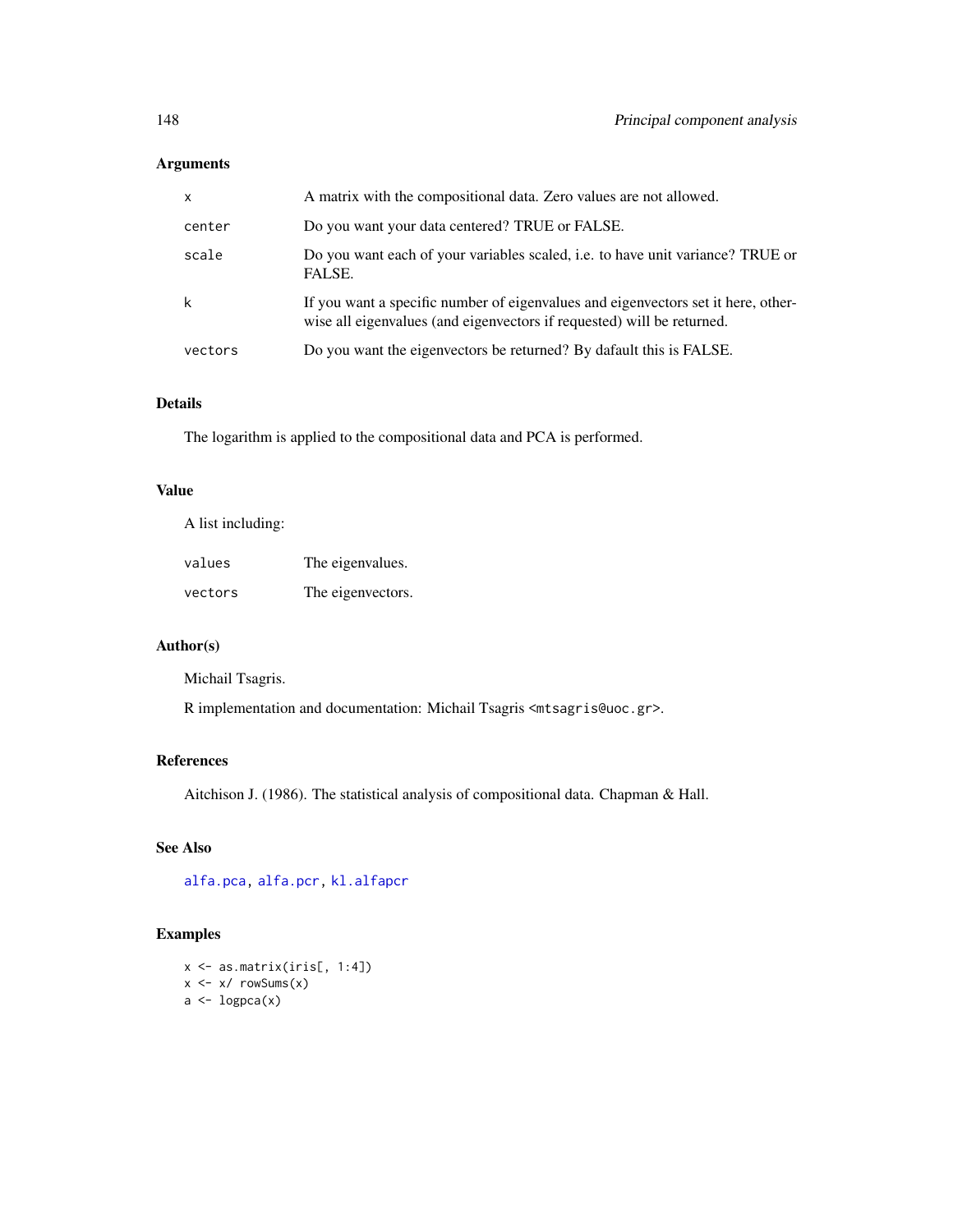## Arguments

| | |
|---|---|
| x | A matrix with the compositional data. Zero values are not allowed. |
| center | Do you want your data centered? TRUE or FALSE. |
| scale | Do you want each of your variables scaled, i.e. to have unit variance? TRUE or FALSE. |
| k | If you want a specific number of eigenvalues and eigenvectors set it here, otherwise all eigenvalues (and eigenvectors if requested) will be returned. |
| vectors | Do you want the eigenvectors be returned? By dafault this is FALSE. |

## Details

The logarithm is applied to the compositional data and PCA is performed.

## Value

A list including:

| | |
|---|---|
| values | The eigenvalues. |
| vectors | The eigenvectors. |

## Author(s)

Michail Tsagris.

R implementation and documentation: Michail Tsagris <mtsagris@uoc.gr>.

## References

Aitchison J. (1986). The statistical analysis of compositional data. Chapman & Hall.

## See Also

alfa.pca, alfa.pcr, kl.alfapcr

## Examples

```
x <- as.matrix(iris[, 1:4])
x <- x/ rowSums(x)
a <- logpca(x)
```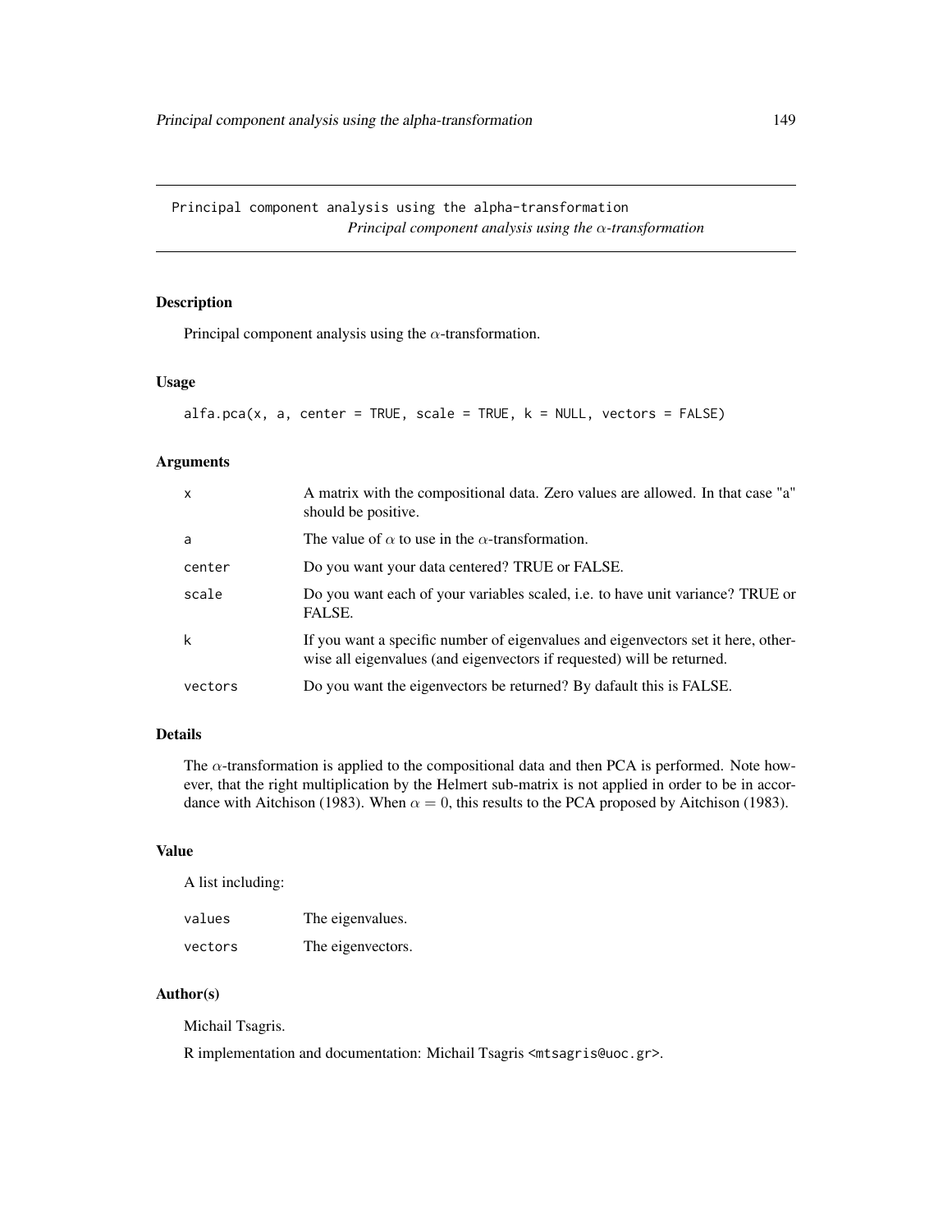Principal component analysis using the alpha-transformation

*Principal component analysis using the $\alpha$-transformation*

## Description

Principal component analysis using the $\alpha$-transformation.

## Usage

```
alfa.pca(x, a, center = TRUE, scale = TRUE, k = NULL, vectors = FALSE)
```

## Arguments

| | |
|---|---|
| x | A matrix with the compositional data. Zero values are allowed. In that case "a" should be positive. |
| a | The value of $\alpha$ to use in the $\alpha$-transformation. |
| center | Do you want your data centered? TRUE or FALSE. |
| scale | Do you want each of your variables scaled, i.e. to have unit variance? TRUE or FALSE. |
| k | If you want a specific number of eigenvalues and eigenvectors set it here, otherwise all eigenvalues (and eigenvectors if requested) will be returned. |
| vectors | Do you want the eigenvectors be returned? By dafault this is FALSE. |

## Details

The $\alpha$-transformation is applied to the compositional data and then PCA is performed. Note however, that the right multiplication by the Helmert sub-matrix is not applied in order to be in accordance with Aitchison (1983). When $\alpha = 0$, this results to the PCA proposed by Aitchison (1983).

## Value

A list including:

| | |
|---|---|
| values | The eigenvalues. |
| vectors | The eigenvectors. |

## Author(s)

Michail Tsagris.

R implementation and documentation: Michail Tsagris <mtsagris@uoc.gr>.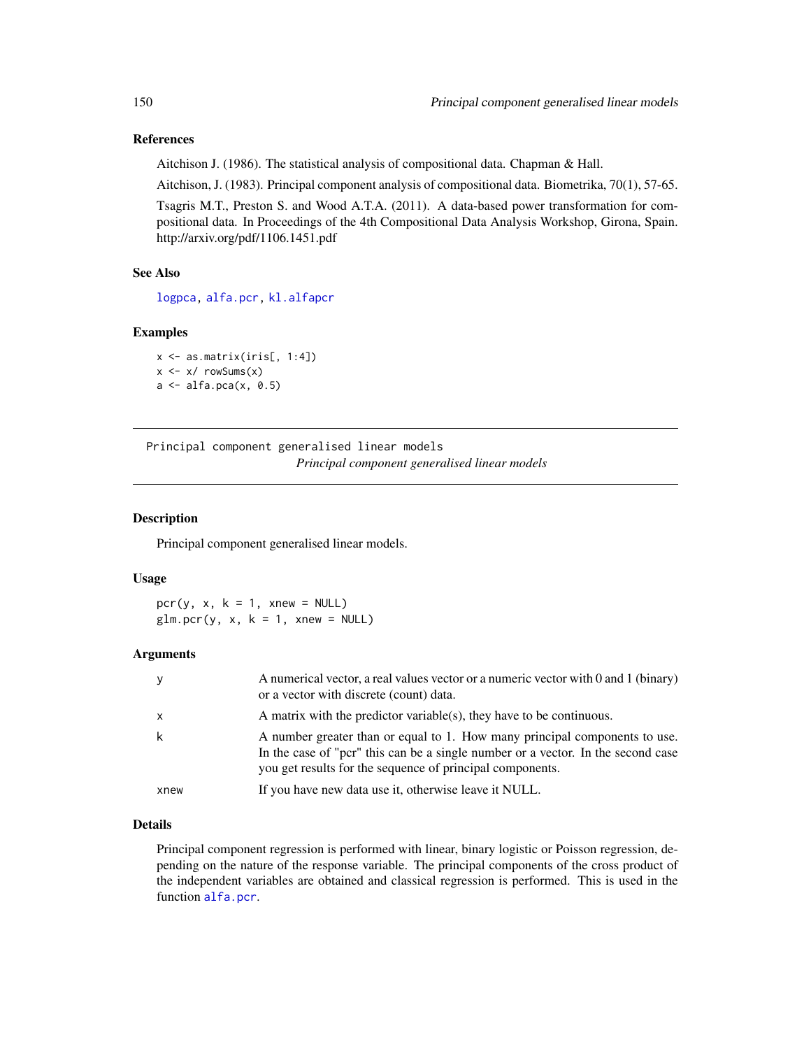### References

Aitchison J. (1986). The statistical analysis of compositional data. Chapman & Hall.

Aitchison, J. (1983). Principal component analysis of compositional data. Biometrika, 70(1), 57-65.

Tsagris M.T., Preston S. and Wood A.T.A. (2011). A data-based power transformation for compositional data. In Proceedings of the 4th Compositional Data Analysis Workshop, Girona, Spain. http://arxiv.org/pdf/1106.1451.pdf

### See Also

logpca, alfa.pcr, kl.alfapcr

### Examples

```
x <- as.matrix(iris[, 1:4])
x <- x/ rowSums(x)
a <- alfa.pca(x, 0.5)
```

---

## Principal component generalised linear models

*Principal component generalised linear models*

### Description

Principal component generalised linear models.

### Usage

```
pcr(y, x, k = 1, xnew = NULL)
glm.pcr(y, x, k = 1, xnew = NULL)
```

### Arguments

| | |
|---|---|
| y | A numerical vector, a real values vector or a numeric vector with 0 and 1 (binary) or a vector with discrete (count) data. |
| x | A matrix with the predictor variable(s), they have to be continuous. |
| k | A number greater than or equal to 1. How many principal components to use. In the case of "pcr" this can be a single number or a vector. In the second case you get results for the sequence of principal components. |
| xnew | If you have new data use it, otherwise leave it NULL. |

### Details

Principal component regression is performed with linear, binary logistic or Poisson regression, depending on the nature of the response variable. The principal components of the cross product of the independent variables are obtained and classical regression is performed. This is used in the function alfa.pcr.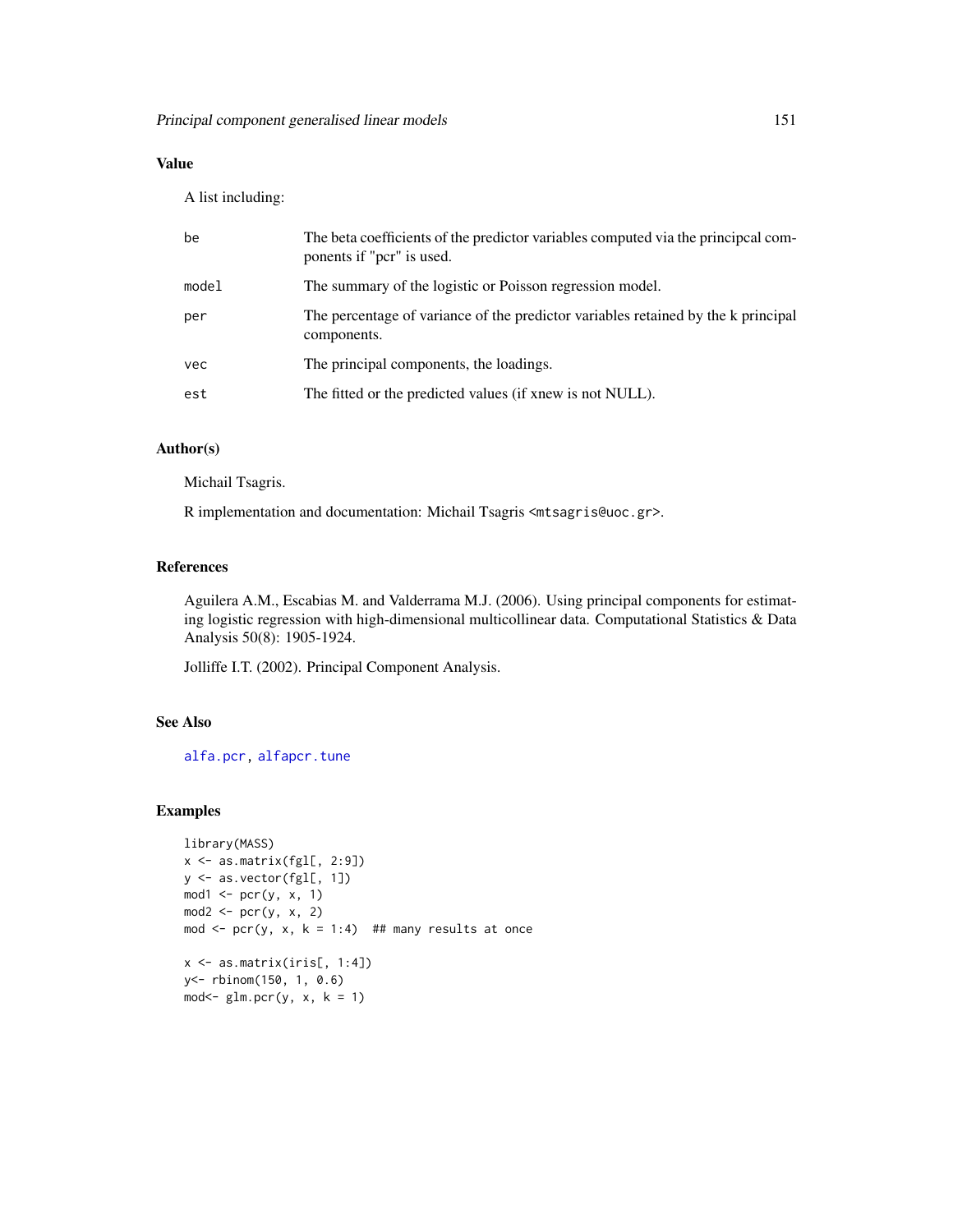## Value

A list including:

| | |
|---|---|
| be | The beta coefficients of the predictor variables computed via the principcal components if "pcr" is used. |
| model | The summary of the logistic or Poisson regression model. |
| per | The percentage of variance of the predictor variables retained by the k principal components. |
| vec | The principal components, the loadings. |
| est | The fitted or the predicted values (if xnew is not NULL). |

## Author(s)

Michail Tsagris.

R implementation and documentation: Michail Tsagris <mtsagris@uoc.gr>.

## References

Aguilera A.M., Escabias M. and Valderrama M.J. (2006). Using principal components for estimating logistic regression with high-dimensional multicollinear data. Computational Statistics & Data Analysis 50(8): 1905-1924.

Jolliffe I.T. (2002). Principal Component Analysis.

## See Also

alfa.pcr, alfapcr.tune

## Examples

```
library(MASS)
x <- as.matrix(fgl[, 2:9])
y <- as.vector(fgl[, 1])
mod1 <- pcr(y, x, 1)
mod2 <- pcr(y, x, 2)
mod <- pcr(y, x, k = 1:4)  ## many results at once

x <- as.matrix(iris[, 1:4])
y<- rbinom(150, 1, 0.6)
mod<- glm.pcr(y, x, k = 1)
```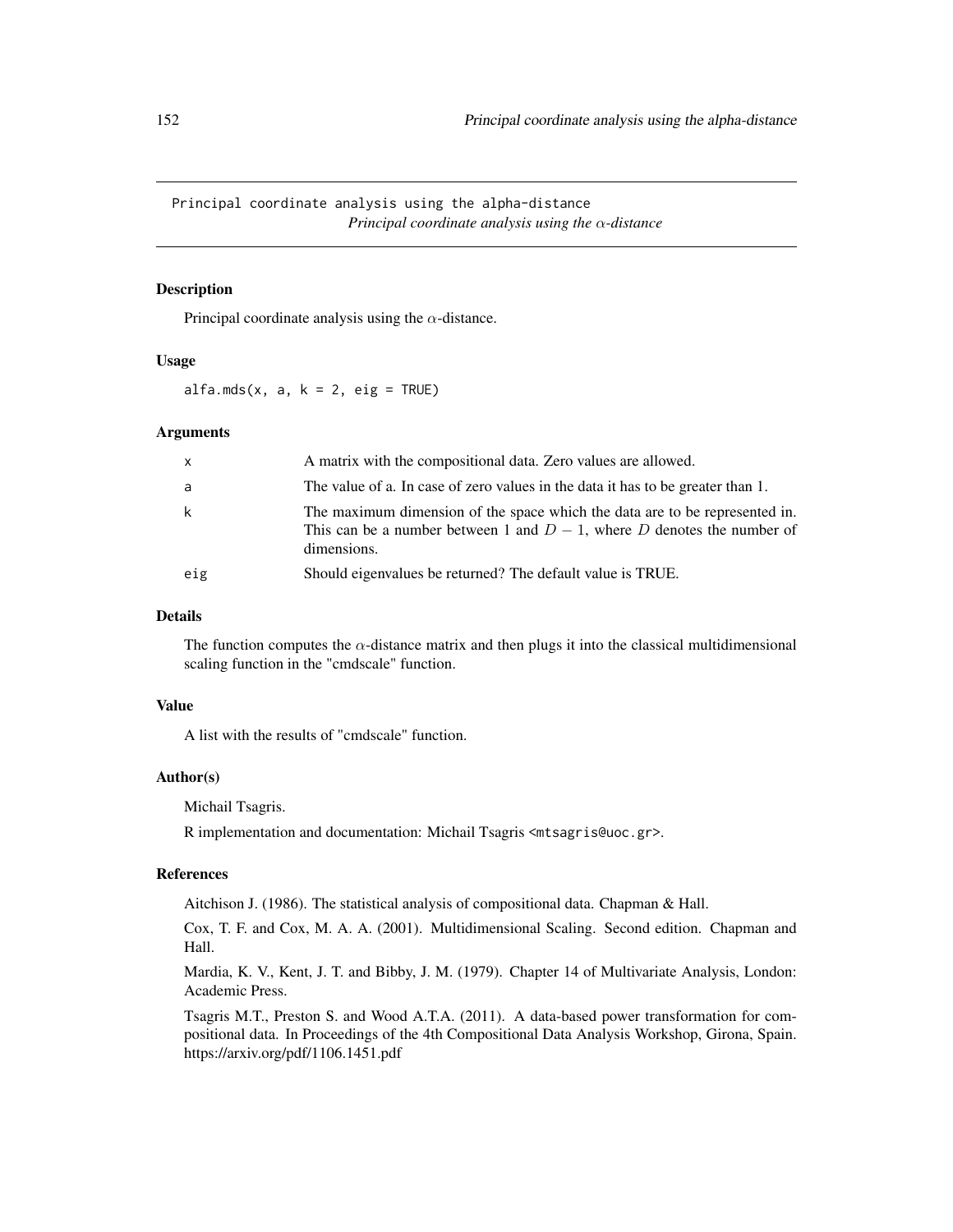Principal coordinate analysis using the alpha-distance
*Principal coordinate analysis using the $\alpha$-distance*

## Description

Principal coordinate analysis using the $\alpha$-distance.

## Usage

```
alfa.mds(x, a, k = 2, eig = TRUE)
```

## Arguments

| | |
|---|---|
| x | A matrix with the compositional data. Zero values are allowed. |
| a | The value of a. In case of zero values in the data it has to be greater than 1. |
| k | The maximum dimension of the space which the data are to be represented in. This can be a number between 1 and $D-1$, where $D$ denotes the number of dimensions. |
| eig | Should eigenvalues be returned? The default value is TRUE. |

## Details

The function computes the $\alpha$-distance matrix and then plugs it into the classical multidimensional scaling function in the "cmdscale" function.

## Value

A list with the results of "cmdscale" function.

## Author(s)

Michail Tsagris.

R implementation and documentation: Michail Tsagris <mtsagris@uoc.gr>.

## References

Aitchison J. (1986). The statistical analysis of compositional data. Chapman & Hall.

Cox, T. F. and Cox, M. A. A. (2001). Multidimensional Scaling. Second edition. Chapman and Hall.

Mardia, K. V., Kent, J. T. and Bibby, J. M. (1979). Chapter 14 of Multivariate Analysis, London: Academic Press.

Tsagris M.T., Preston S. and Wood A.T.A. (2011). A data-based power transformation for compositional data. In Proceedings of the 4th Compositional Data Analysis Workshop, Girona, Spain. https://arxiv.org/pdf/1106.1451.pdf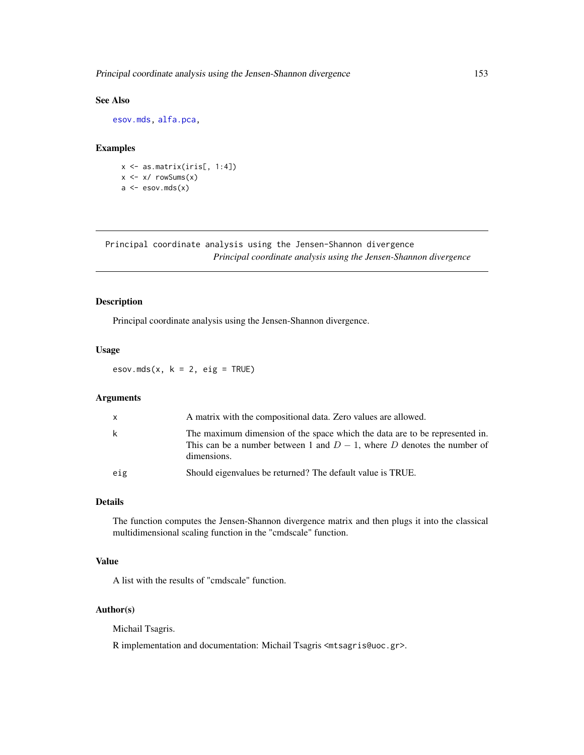## See Also

esov.mds, alfa.pca,

## Examples

```
x <- as.matrix(iris[, 1:4])
x <- x/ rowSums(x)
a <- esov.mds(x)
```

---

# Principal coordinate analysis using the Jensen-Shannon divergence

*Principal coordinate analysis using the Jensen-Shannon divergence*

---

## Description

Principal coordinate analysis using the Jensen-Shannon divergence.

## Usage

```
esov.mds(x, k = 2, eig = TRUE)
```

## Arguments

| | |
|---|---|
| x | A matrix with the compositional data. Zero values are allowed. |
| k | The maximum dimension of the space which the data are to be represented in. This can be a number between 1 and $D-1$, where $D$ denotes the number of dimensions. |
| eig | Should eigenvalues be returned? The default value is TRUE. |

## Details

The function computes the Jensen-Shannon divergence matrix and then plugs it into the classical multidimensional scaling function in the "cmdscale" function.

## Value

A list with the results of "cmdscale" function.

## Author(s)

Michail Tsagris.

R implementation and documentation: Michail Tsagris <mtsagris@uoc.gr>.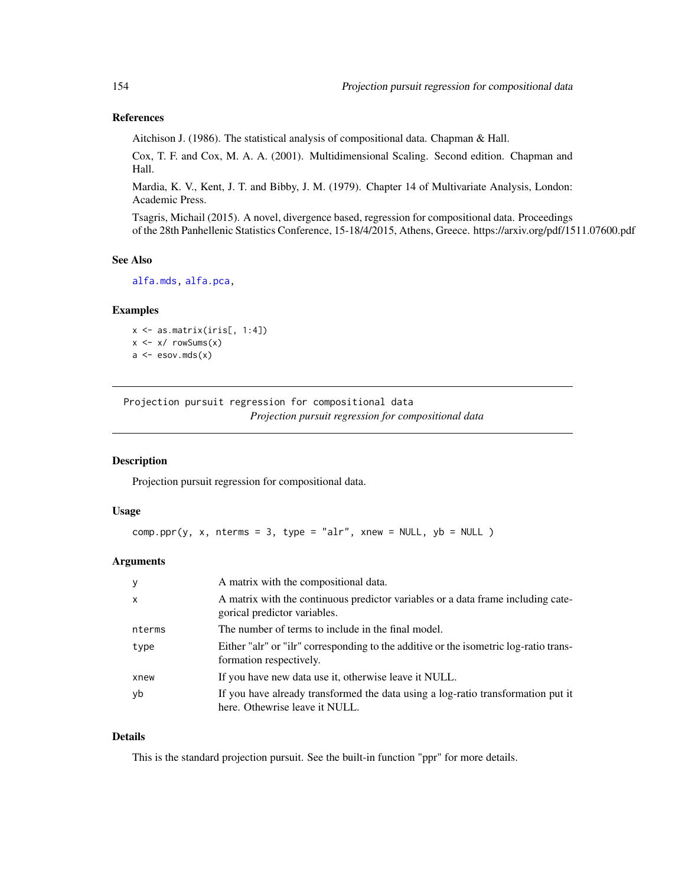### References

Aitchison J. (1986). The statistical analysis of compositional data. Chapman & Hall.

Cox, T. F. and Cox, M. A. A. (2001). Multidimensional Scaling. Second edition. Chapman and Hall.

Mardia, K. V., Kent, J. T. and Bibby, J. M. (1979). Chapter 14 of Multivariate Analysis, London: Academic Press.

Tsagris, Michail (2015). A novel, divergence based, regression for compositional data. Proceedings of the 28th Panhellenic Statistics Conference, 15-18/4/2015, Athens, Greece. https://arxiv.org/pdf/1511.07600.pdf

### See Also

alfa.mds, alfa.pca,

### Examples

```
x <- as.matrix(iris[, 1:4])
x <- x/ rowSums(x)
a <- esov.mds(x)
```

---

## Projection pursuit regression for compositional data

*Projection pursuit regression for compositional data*

---

### Description

Projection pursuit regression for compositional data.

### Usage

```
comp.ppr(y, x, nterms = 3, type = "alr", xnew = NULL, yb = NULL )
```

### Arguments

| | |
|---|---|
| y | A matrix with the compositional data. |
| x | A matrix with the continuous predictor variables or a data frame including categorical predictor variables. |
| nterms | The number of terms to include in the final model. |
| type | Either "alr" or "ilr" corresponding to the additive or the isometric log-ratio transformation respectively. |
| xnew | If you have new data use it, otherwise leave it NULL. |
| yb | If you have already transformed the data using a log-ratio transformation put it here. Othewrise leave it NULL. |

### Details

This is the standard projection pursuit. See the built-in function "ppr" for more details.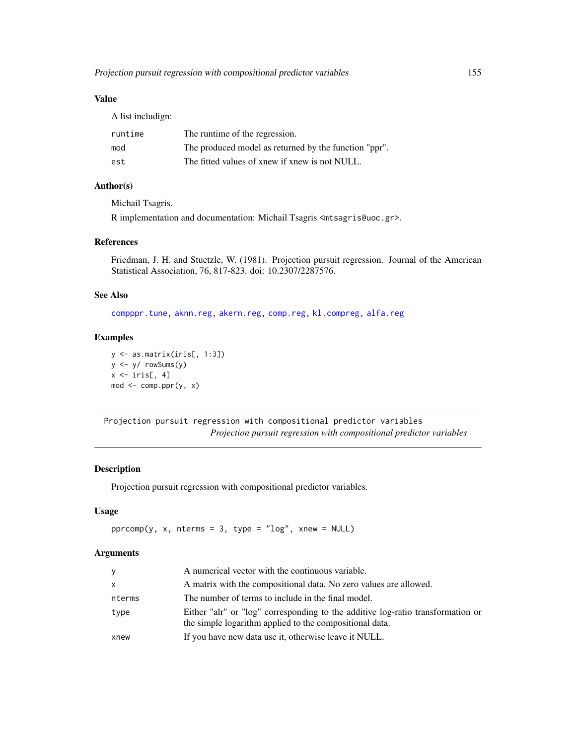## Value

A list includign:

| | |
|---|---|
| runtime | The runtime of the regression. |
| mod | The produced model as returned by the function "ppr". |
| est | The fitted values of xnew if xnew is not NULL. |

## Author(s)

Michail Tsagris.

R implementation and documentation: Michail Tsagris <mtsagris@uoc.gr>.

## References

Friedman, J. H. and Stuetzle, W. (1981). Projection pursuit regression. Journal of the American Statistical Association, 76, 817-823. doi: 10.2307/2287576.

## See Also

compppr.tune, aknn.reg, akern.reg, comp.reg, kl.compreg, alfa.reg

## Examples

```
y <- as.matrix(iris[, 1:3])
y <- y/ rowSums(y)
x <- iris[, 4]
mod <- comp.ppr(y, x)
```

---

# Projection pursuit regression with compositional predictor variables

*Projection pursuit regression with compositional predictor variables*

## Description

Projection pursuit regression with compositional predictor variables.

## Usage

```
pprcomp(y, x, nterms = 3, type = "log", xnew = NULL)
```

## Arguments

| | |
|---|---|
| y | A numerical vector with the continuous variable. |
| x | A matrix with the compositional data. No zero values are allowed. |
| nterms | The number of terms to include in the final model. |
| type | Either "alr" or "log" corresponding to the additive log-ratio transformation or the simple logarithm applied to the compositional data. |
| xnew | If you have new data use it, otherwise leave it NULL. |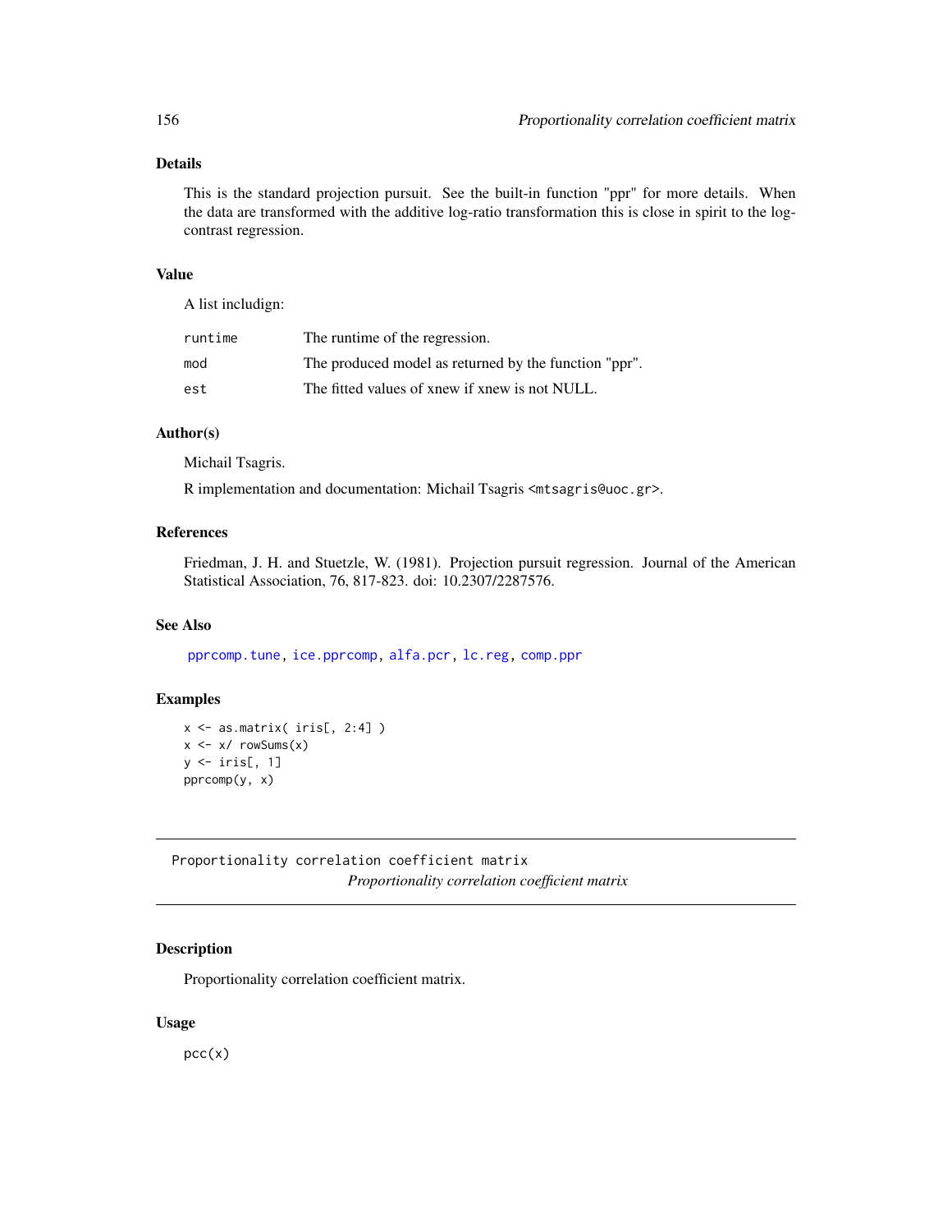### Details

This is the standard projection pursuit. See the built-in function "ppr" for more details. When the data are transformed with the additive log-ratio transformation this is close in spirit to the log-contrast regression.

### Value

A list includign:

| | |
|---|---|
| runtime | The runtime of the regression. |
| mod | The produced model as returned by the function "ppr". |
| est | The fitted values of xnew if xnew is not NULL. |

### Author(s)

Michail Tsagris.

R implementation and documentation: Michail Tsagris <mtsagris@uoc.gr>.

### References

Friedman, J. H. and Stuetzle, W. (1981). Projection pursuit regression. Journal of the American Statistical Association, 76, 817-823. doi: 10.2307/2287576.

### See Also

pprcomp.tune, ice.pprcomp, alfa.pcr, lc.reg, comp.ppr

### Examples

```
x <- as.matrix( iris[, 2:4] )
x <- x/ rowSums(x)
y <- iris[, 1]
pprcomp(y, x)
```

---

## Proportionality correlation coefficient matrix

*Proportionality correlation coefficient matrix*

### Description

Proportionality correlation coefficient matrix.

### Usage

```
pcc(x)
```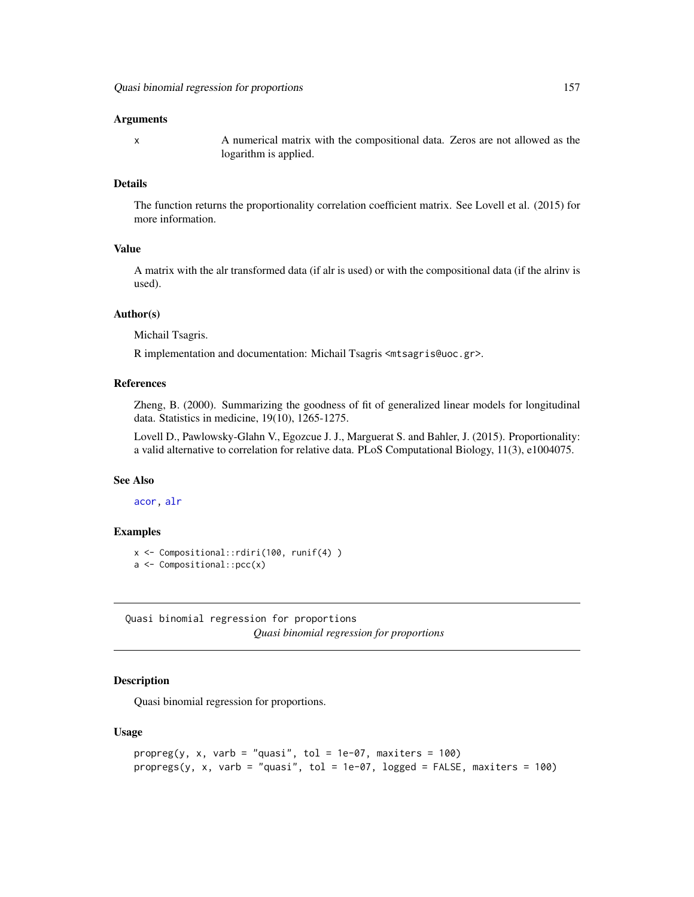### Arguments

x A numerical matrix with the compositional data. Zeros are not allowed as the logarithm is applied.

### Details

The function returns the proportionality correlation coefficient matrix. See Lovell et al. (2015) for more information.

### Value

A matrix with the alr transformed data (if alr is used) or with the compositional data (if the alrinv is used).

### Author(s)

Michail Tsagris.

R implementation and documentation: Michail Tsagris <mtsagris@uoc.gr>.

### References

Zheng, B. (2000). Summarizing the goodness of fit of generalized linear models for longitudinal data. Statistics in medicine, 19(10), 1265-1275.

Lovell D., Pawlowsky-Glahn V., Egozcue J. J., Marguerat S. and Bahler, J. (2015). Proportionality: a valid alternative to correlation for relative data. PLoS Computational Biology, 11(3), e1004075.

### See Also

acor, alr

### Examples

```
x <- Compositional::rdiri(100, runif(4) )
a <- Compositional::pcc(x)
```

---

## Quasi binomial regression for proportions

*Quasi binomial regression for proportions*

---

### Description

Quasi binomial regression for proportions.

### Usage

```
propreg(y, x, varb = "quasi", tol = 1e-07, maxiters = 100)
propregs(y, x, varb = "quasi", tol = 1e-07, logged = FALSE, maxiters = 100)
```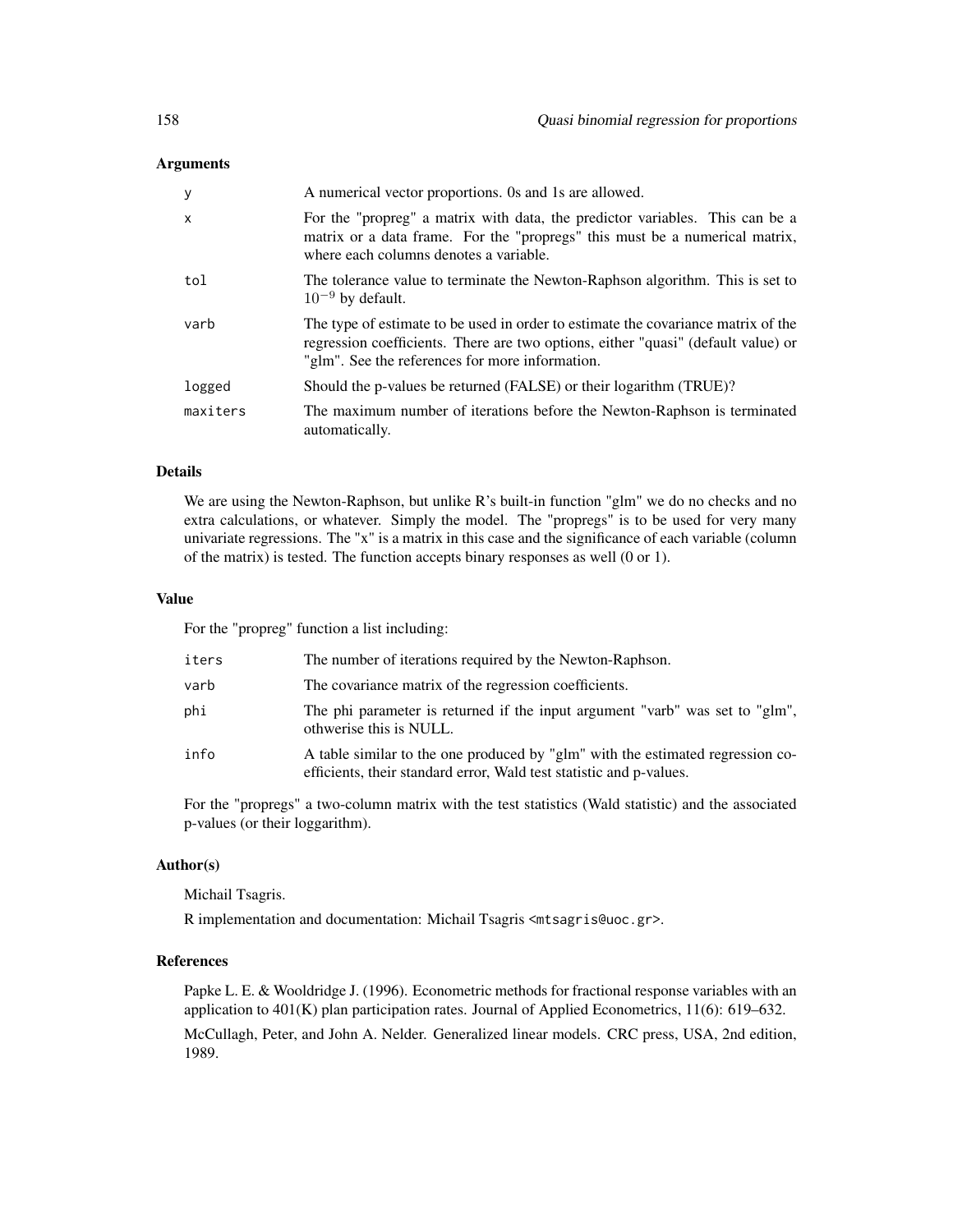## Arguments

| | |
|---|---|
| y | A numerical vector proportions. 0s and 1s are allowed. |
| x | For the "propreg" a matrix with data, the predictor variables. This can be a matrix or a data frame. For the "propregs" this must be a numerical matrix, where each columns denotes a variable. |
| tol | The tolerance value to terminate the Newton-Raphson algorithm. This is set to $10^{-9}$ by default. |
| varb | The type of estimate to be used in order to estimate the covariance matrix of the regression coefficients. There are two options, either "quasi" (default value) or "glm". See the references for more information. |
| logged | Should the p-values be returned (FALSE) or their logarithm (TRUE)? |
| maxiters | The maximum number of iterations before the Newton-Raphson is terminated automatically. |

## Details

We are using the Newton-Raphson, but unlike R's built-in function "glm" we do no checks and no extra calculations, or whatever. Simply the model. The "propregs" is to be used for very many univariate regressions. The "x" is a matrix in this case and the significance of each variable (column of the matrix) is tested. The function accepts binary responses as well (0 or 1).

## Value

For the "propreg" function a list including:

| | |
|---|---|
| iters | The number of iterations required by the Newton-Raphson. |
| varb | The covariance matrix of the regression coefficients. |
| phi | The phi parameter is returned if the input argument "varb" was set to "glm", othwerise this is NULL. |
| info | A table similar to the one produced by "glm" with the estimated regression coefficients, their standard error, Wald test statistic and p-values. |

For the "propregs" a two-column matrix with the test statistics (Wald statistic) and the associated p-values (or their loggarithm).

## Author(s)

Michail Tsagris.

R implementation and documentation: Michail Tsagris <mtsagris@uoc.gr>.

## References

Papke L. E. & Wooldridge J. (1996). Econometric methods for fractional response variables with an application to 401(K) plan participation rates. Journal of Applied Econometrics, 11(6): 619–632.

McCullagh, Peter, and John A. Nelder. Generalized linear models. CRC press, USA, 2nd edition, 1989.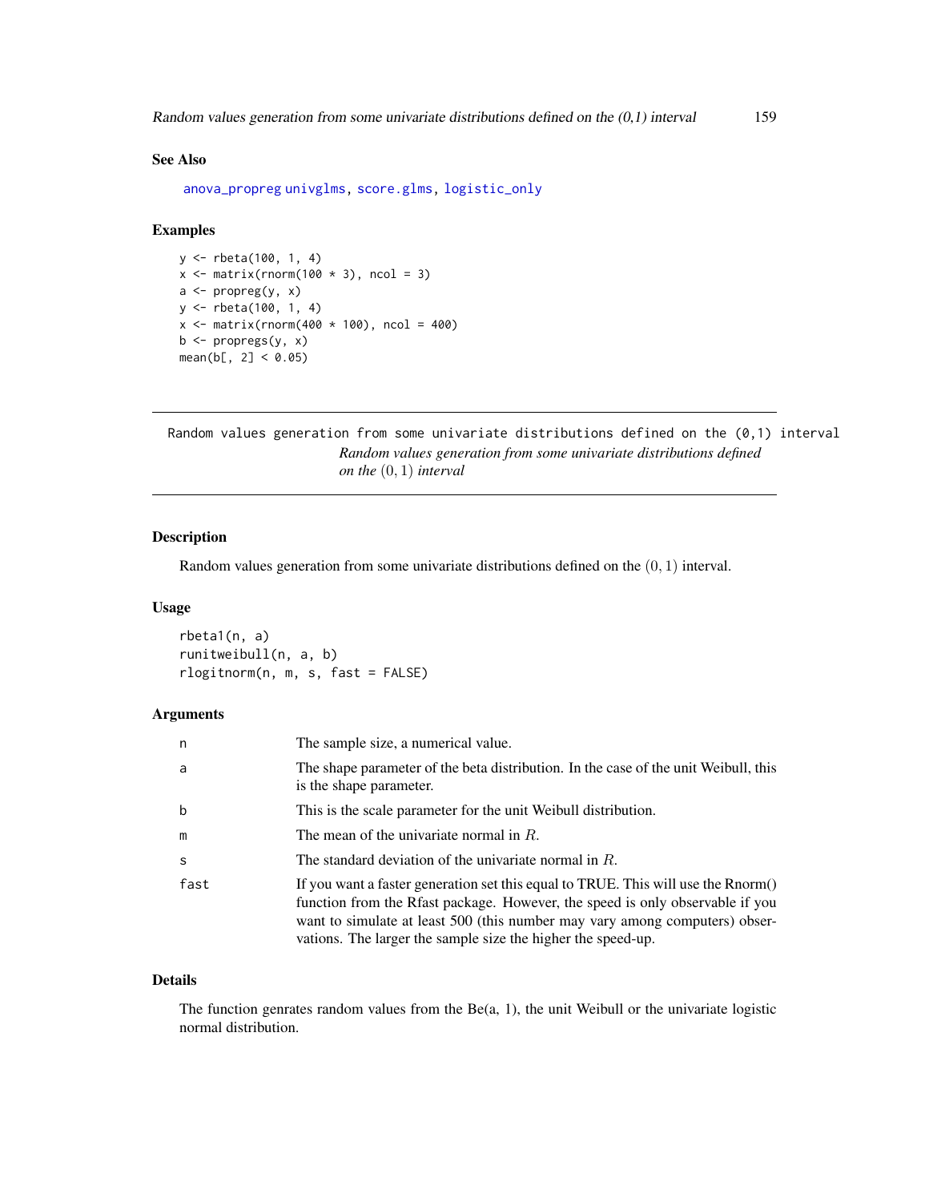## See Also

anova_propreg univglms, score.glms, logistic_only

## Examples

```
y <- rbeta(100, 1, 4)
x <- matrix(rnorm(100 * 3), ncol = 3)
a <- propreg(y, x)
y <- rbeta(100, 1, 4)
x <- matrix(rnorm(400 * 100), ncol = 400)
b <- propregs(y, x)
mean(b[, 2] < 0.05)
```

---

Random values generation from some univariate distributions defined on the (0,1) interval

*Random values generation from some univariate distributions defined on the $(0, 1)$ interval*

---

## Description

Random values generation from some univariate distributions defined on the $(0, 1)$ interval.

## Usage

```
rbeta1(n, a)
runitweibull(n, a, b)
rlogitnorm(n, m, s, fast = FALSE)
```

## Arguments

| | |
|---|---|
| n | The sample size, a numerical value. |
| a | The shape parameter of the beta distribution. In the case of the unit Weibull, this is the shape parameter. |
| b | This is the scale parameter for the unit Weibull distribution. |
| m | The mean of the univariate normal in $R$. |
| s | The standard deviation of the univariate normal in $R$. |
| fast | If you want a faster generation set this equal to TRUE. This will use the Rnorm() function from the Rfast package. However, the speed is only observable if you want to simulate at least 500 (this number may vary among computers) observations. The larger the sample size the higher the speed-up. |

## Details

The function genrates random values from the Be(a, 1), the unit Weibull or the univariate logistic normal distribution.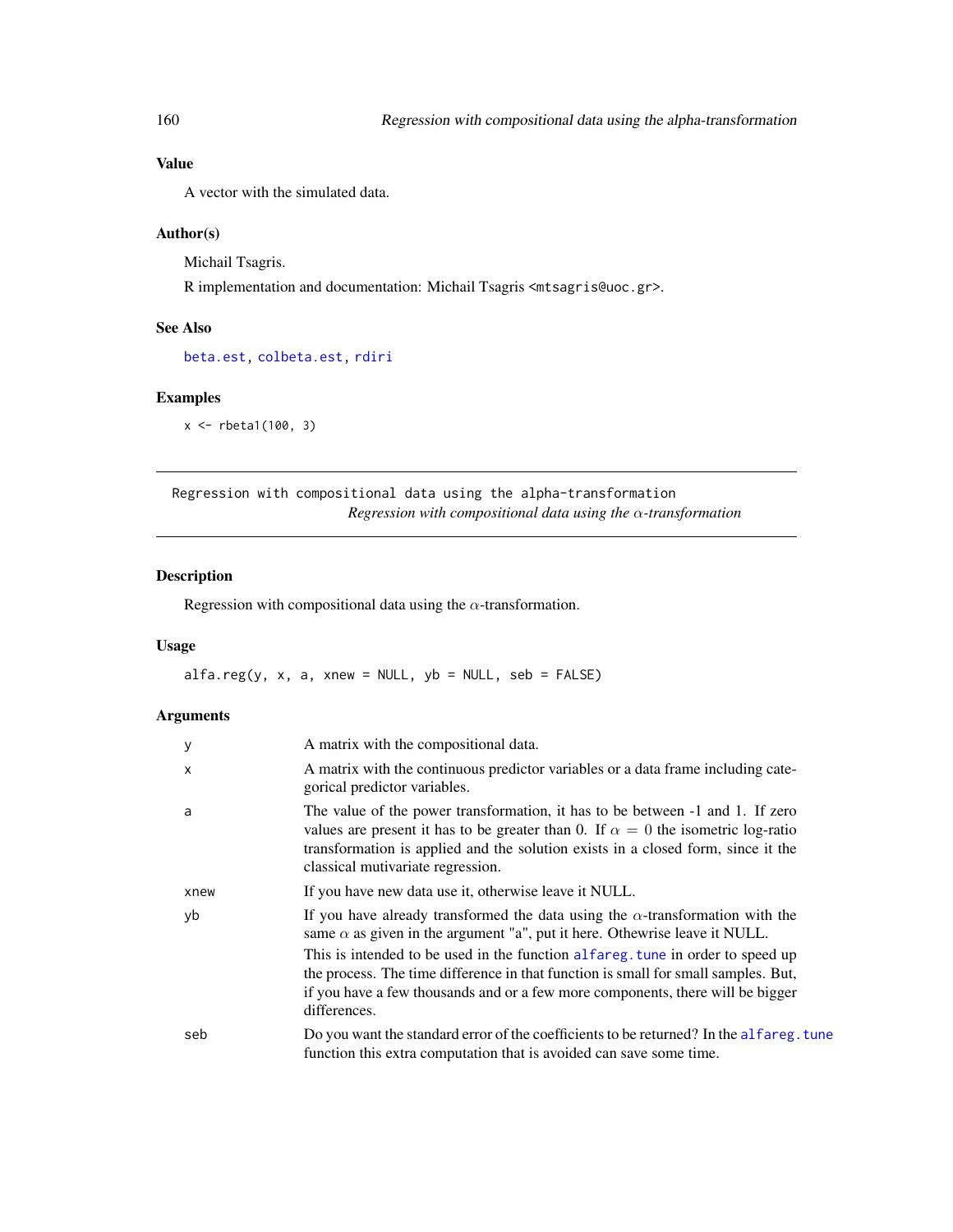## Value

A vector with the simulated data.

## Author(s)

Michail Tsagris.

R implementation and documentation: Michail Tsagris <mtsagris@uoc.gr>.

## See Also

beta.est, colbeta.est, rdiri

## Examples

```
x <- rbeta1(100, 3)
```

---

# Regression with compositional data using the alpha-transformation

*Regression with compositional data using the $\alpha$-transformation*

## Description

Regression with compositional data using the $\alpha$-transformation.

## Usage

```
alfa.reg(y, x, a, xnew = NULL, yb = NULL, seb = FALSE)
```

## Arguments

| | |
|---|---|
| y | A matrix with the compositional data. |
| x | A matrix with the continuous predictor variables or a data frame including categorical predictor variables. |
| a | The value of the power transformation, it has to be between -1 and 1. If zero values are present it has to be greater than 0. If $\alpha = 0$ the isometric log-ratio transformation is applied and the solution exists in a closed form, since it the classical mutivariate regression. |
| xnew | If you have new data use it, otherwise leave it NULL. |
| yb | If you have already transformed the data using the $\alpha$-transformation with the same $\alpha$ as given in the argument "a", put it here. Othewrise leave it NULL. This is intended to be used in the function alfareg.tune in order to speed up the process. The time difference in that function is small for small samples. But, if you have a few thousands and or a few more components, there will be bigger differences. |
| seb | Do you want the standard error of the coefficients to be returned? In the alfareg.tune function this extra computation that is avoided can save some time. |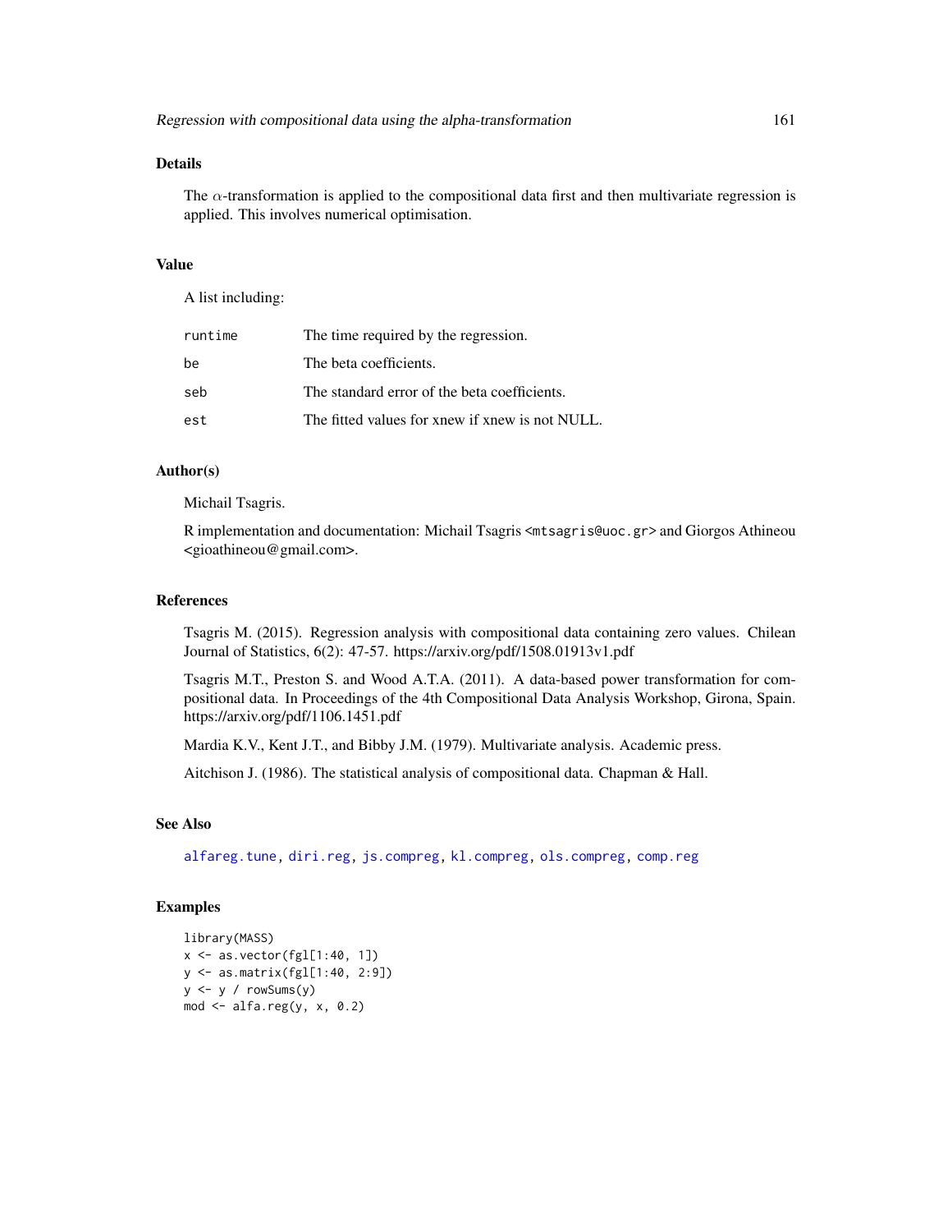## Details

The $\alpha$-transformation is applied to the compositional data first and then multivariate regression is applied. This involves numerical optimisation.

## Value

A list including:

| | |
|---|---|
| runtime | The time required by the regression. |
| be | The beta coefficients. |
| seb | The standard error of the beta coefficients. |
| est | The fitted values for xnew if xnew is not NULL. |

## Author(s)

Michail Tsagris.

R implementation and documentation: Michail Tsagris <mtsagris@uoc.gr> and Giorgos Athineou <gioathineou@gmail.com>.

## References

Tsagris M. (2015). Regression analysis with compositional data containing zero values. Chilean Journal of Statistics, 6(2): 47-57. https://arxiv.org/pdf/1508.01913v1.pdf

Tsagris M.T., Preston S. and Wood A.T.A. (2011). A data-based power transformation for compositional data. In Proceedings of the 4th Compositional Data Analysis Workshop, Girona, Spain. https://arxiv.org/pdf/1106.1451.pdf

Mardia K.V., Kent J.T., and Bibby J.M. (1979). Multivariate analysis. Academic press.

Aitchison J. (1986). The statistical analysis of compositional data. Chapman & Hall.

## See Also

alfareg.tune, diri.reg, js.compreg, kl.compreg, ols.compreg, comp.reg

## Examples

```
library(MASS)
x <- as.vector(fgl[1:40, 1])
y <- as.matrix(fgl[1:40, 2:9])
y <- y / rowSums(y)
mod <- alfa.reg(y, x, 0.2)
```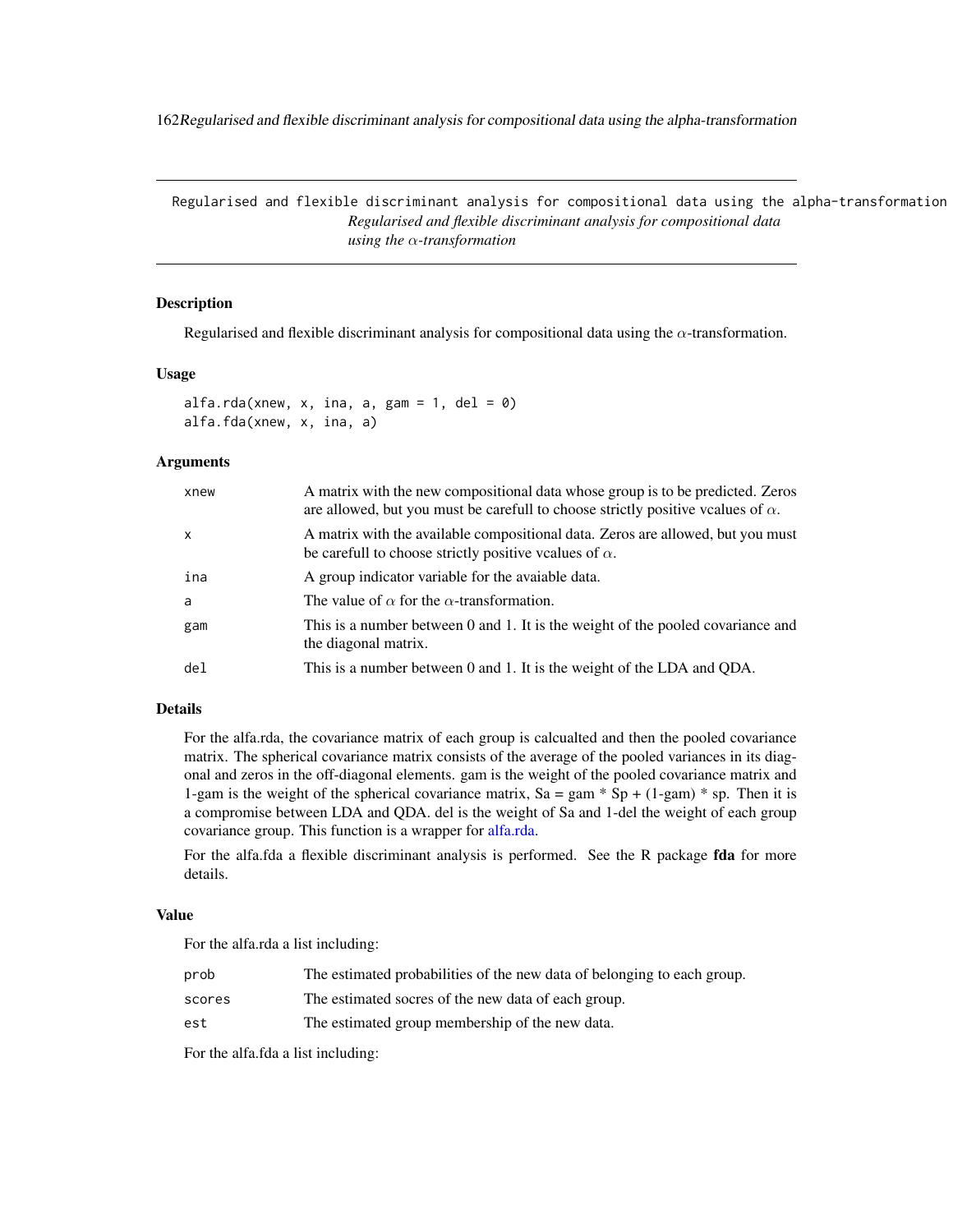Regularised and flexible discriminant analysis for compositional data using the alpha-transformation

*Regularised and flexible discriminant analysis for compositional data using the $\alpha$-transformation*

## Description

Regularised and flexible discriminant analysis for compositional data using the $\alpha$-transformation.

## Usage

```
alfa.rda(xnew, x, ina, a, gam = 1, del = 0)
alfa.fda(xnew, x, ina, a)
```

## Arguments

| | |
|---|---|
| xnew | A matrix with the new compositional data whose group is to be predicted. Zeros are allowed, but you must be carefull to choose strictly positive vcalues of $\alpha$. |
| x | A matrix with the available compositional data. Zeros are allowed, but you must be carefull to choose strictly positive vcalues of $\alpha$. |
| ina | A group indicator variable for the avaiable data. |
| a | The value of $\alpha$ for the $\alpha$-transformation. |
| gam | This is a number between 0 and 1. It is the weight of the pooled covariance and the diagonal matrix. |
| del | This is a number between 0 and 1. It is the weight of the LDA and QDA. |

## Details

For the alfa.rda, the covariance matrix of each group is calcualted and then the pooled covariance matrix. The spherical covariance matrix consists of the average of the pooled variances in its diagonal and zeros in the off-diagonal elements. gam is the weight of the pooled covariance matrix and 1-gam is the weight of the spherical covariance matrix, Sa = gam * Sp + (1-gam) * sp. Then it is a compromise between LDA and QDA. del is the weight of Sa and 1-del the weight of each group covariance group. This function is a wrapper for alfa.rda.

For the alfa.fda a flexible discriminant analysis is performed. See the R package **fda** for more details.

## Value

For the alfa.rda a list including:

| | |
|---|---|
| prob | The estimated probabilities of the new data of belonging to each group. |
| scores | The estimated socres of the new data of each group. |
| est | The estimated group membership of the new data. |

For the alfa.fda a list including: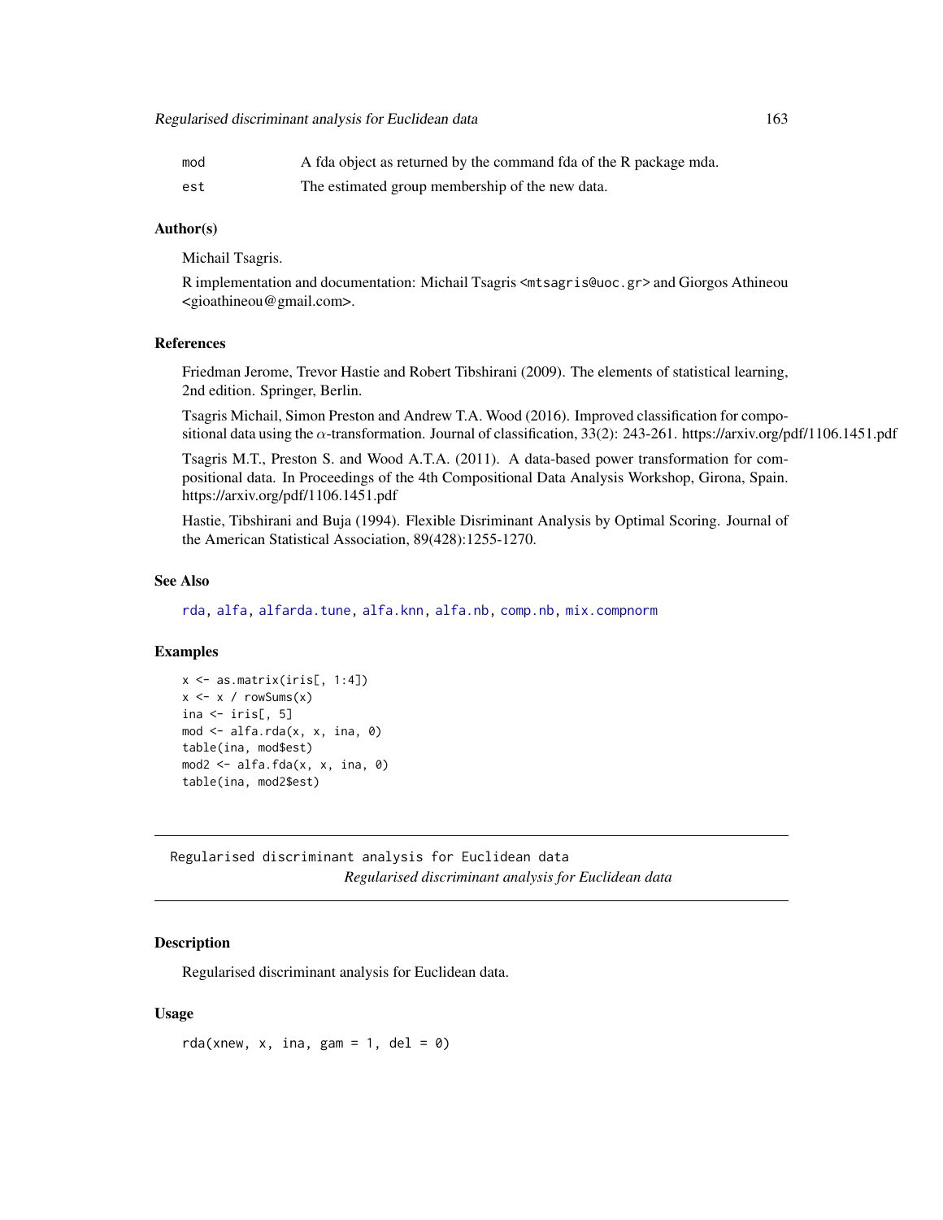| | |
|---|---|
| mod | A fda object as returned by the command fda of the R package mda. |
| est | The estimated group membership of the new data. |

### Author(s)

Michail Tsagris.

R implementation and documentation: Michail Tsagris <mtsagris@uoc.gr> and Giorgos Athineou <gioathineou@gmail.com>.

### References

Friedman Jerome, Trevor Hastie and Robert Tibshirani (2009). The elements of statistical learning, 2nd edition. Springer, Berlin.

Tsagris Michail, Simon Preston and Andrew T.A. Wood (2016). Improved classification for compositional data using the $\alpha$-transformation. Journal of classification, 33(2): 243-261. https://arxiv.org/pdf/1106.1451.pdf

Tsagris M.T., Preston S. and Wood A.T.A. (2011). A data-based power transformation for compositional data. In Proceedings of the 4th Compositional Data Analysis Workshop, Girona, Spain. https://arxiv.org/pdf/1106.1451.pdf

Hastie, Tibshirani and Buja (1994). Flexible Disriminant Analysis by Optimal Scoring. Journal of the American Statistical Association, 89(428):1255-1270.

### See Also

rda, alfa, alfarda.tune, alfa.knn, alfa.nb, comp.nb, mix.compnorm

### Examples

```
x <- as.matrix(iris[, 1:4])
x <- x / rowSums(x)
ina <- iris[, 5]
mod <- alfa.rda(x, x, ina, 0)
table(ina, mod$est)
mod2 <- alfa.fda(x, x, ina, 0)
table(ina, mod2$est)
```

---

## Regularised discriminant analysis for Euclidean data

*Regularised discriminant analysis for Euclidean data*

### Description

Regularised discriminant analysis for Euclidean data.

### Usage

```
rda(xnew, x, ina, gam = 1, del = 0)
```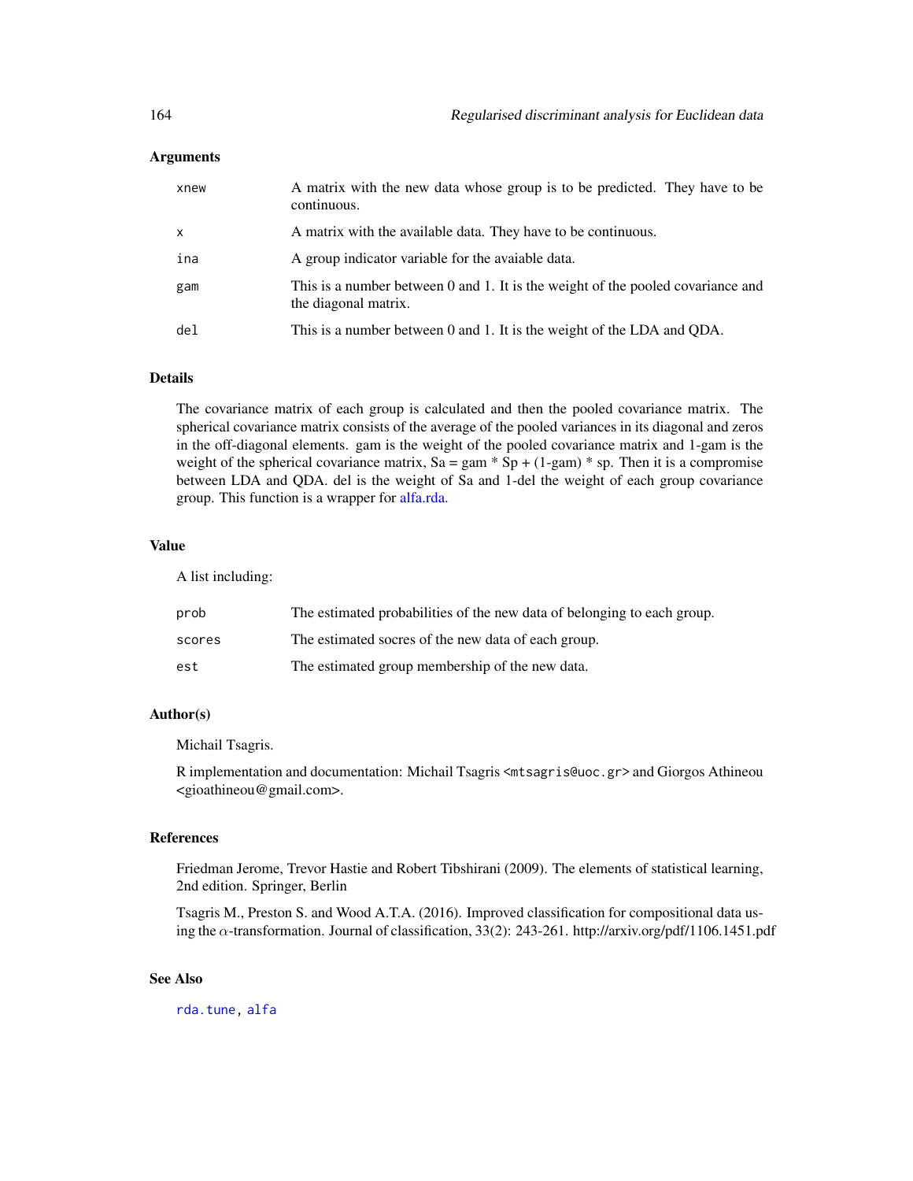## Arguments

| | |
|---|---|
| xnew | A matrix with the new data whose group is to be predicted. They have to be continuous. |
| x | A matrix with the available data. They have to be continuous. |
| ina | A group indicator variable for the avaiable data. |
| gam | This is a number between 0 and 1. It is the weight of the pooled covariance and the diagonal matrix. |
| del | This is a number between 0 and 1. It is the weight of the LDA and QDA. |

## Details

The covariance matrix of each group is calculated and then the pooled covariance matrix. The spherical covariance matrix consists of the average of the pooled variances in its diagonal and zeros in the off-diagonal elements. gam is the weight of the pooled covariance matrix and 1-gam is the weight of the spherical covariance matrix, Sa = gam * Sp + (1-gam) * sp. Then it is a compromise between LDA and QDA. del is the weight of Sa and 1-del the weight of each group covariance group. This function is a wrapper for alfa.rda.

## Value

A list including:

| | |
|---|---|
| prob | The estimated probabilities of the new data of belonging to each group. |
| scores | The estimated socres of the new data of each group. |
| est | The estimated group membership of the new data. |

## Author(s)

Michail Tsagris.

R implementation and documentation: Michail Tsagris <mtsagris@uoc.gr> and Giorgos Athineou <gioathineou@gmail.com>.

## References

Friedman Jerome, Trevor Hastie and Robert Tibshirani (2009). The elements of statistical learning, 2nd edition. Springer, Berlin

Tsagris M., Preston S. and Wood A.T.A. (2016). Improved classification for compositional data using the $\alpha$-transformation. Journal of classification, 33(2): 243-261. http://arxiv.org/pdf/1106.1451.pdf

## See Also

rda.tune, alfa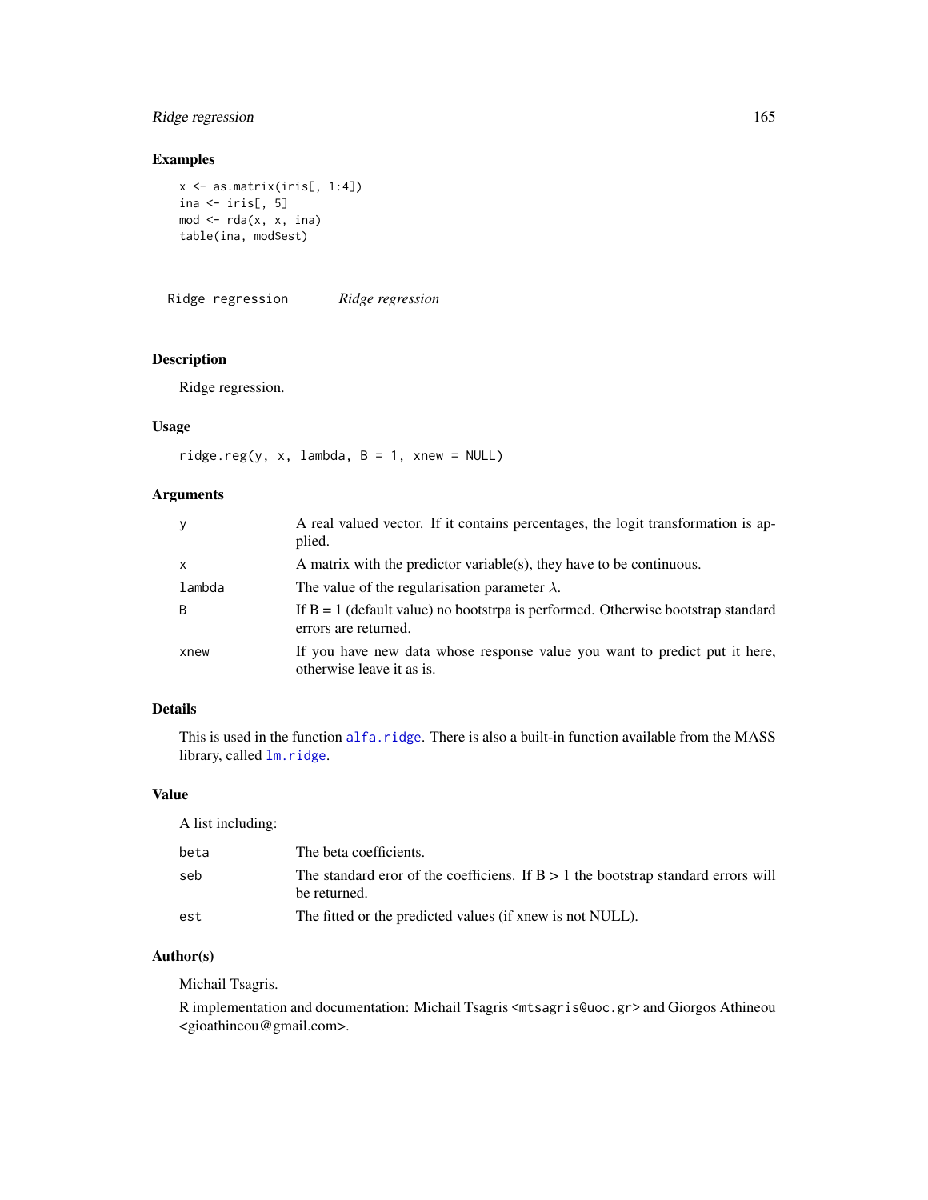## Examples

```
x <- as.matrix(iris[, 1:4])
ina <- iris[, 5]
mod <- rda(x, x, ina)
table(ina, mod$est)
```

---

Ridge regression &nbsp;&nbsp;&nbsp;&nbsp; *Ridge regression*

---

### Description

Ridge regression.

### Usage

```
ridge.reg(y, x, lambda, B = 1, xnew = NULL)
```

### Arguments

| | |
|---|---|
| `y` | A real valued vector. If it contains percentages, the logit transformation is applied. |
| `x` | A matrix with the predictor variable(s), they have to be continuous. |
| `lambda` | The value of the regularisation parameter $\lambda$. |
| `B` | If B = 1 (default value) no bootstrpa is performed. Otherwise bootstrap standard errors are returned. |
| `xnew` | If you have new data whose response value you want to predict put it here, otherwise leave it as is. |

### Details

This is used in the function `alfa.ridge`. There is also a built-in function available from the MASS library, called `lm.ridge`.

### Value

A list including:

| | |
|---|---|
| `beta` | The beta coefficients. |
| `seb` | The standard eror of the coefficiens. If B > 1 the bootstrap standard errors will be returned. |
| `est` | The fitted or the predicted values (if xnew is not NULL). |

### Author(s)

Michail Tsagris.

R implementation and documentation: Michail Tsagris <mtsagris@uoc.gr> and Giorgos Athineou <gioathineou@gmail.com>.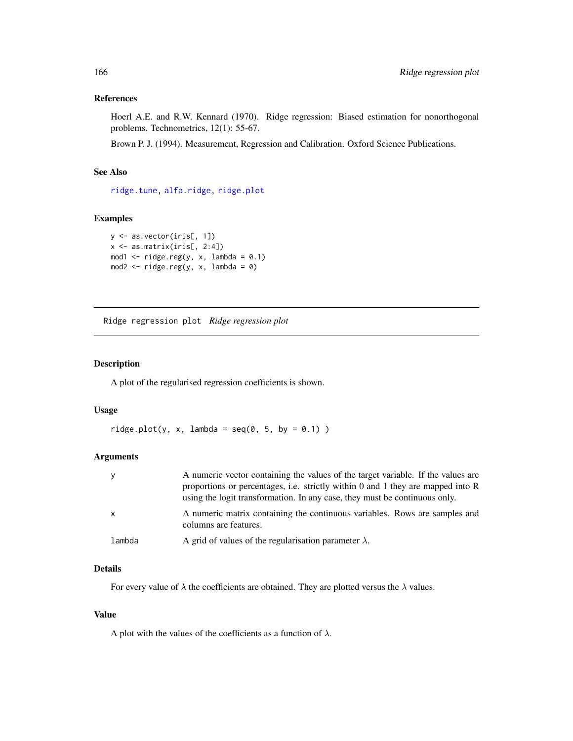### References

Hoerl A.E. and R.W. Kennard (1970). Ridge regression: Biased estimation for nonorthogonal problems. Technometrics, 12(1): 55-67.

Brown P. J. (1994). Measurement, Regression and Calibration. Oxford Science Publications.

### See Also

ridge.tune, alfa.ridge, ridge.plot

### Examples

```
y <- as.vector(iris[, 1])
x <- as.matrix(iris[, 2:4])
mod1 <- ridge.reg(y, x, lambda = 0.1)
mod2 <- ridge.reg(y, x, lambda = 0)
```

---

## Ridge regression plot *Ridge regression plot*

### Description

A plot of the regularised regression coefficients is shown.

### Usage

```
ridge.plot(y, x, lambda = seq(0, 5, by = 0.1) )
```

### Arguments

| | |
|---|---|
| y | A numeric vector containing the values of the target variable. If the values are proportions or percentages, i.e. strictly within 0 and 1 they are mapped into R using the logit transformation. In any case, they must be continuous only. |
| x | A numeric matrix containing the continuous variables. Rows are samples and columns are features. |
| lambda | A grid of values of the regularisation parameter $\lambda$. |

### Details

For every value of $\lambda$ the coefficients are obtained. They are plotted versus the $\lambda$ values.

### Value

A plot with the values of the coefficients as a function of $\lambda$.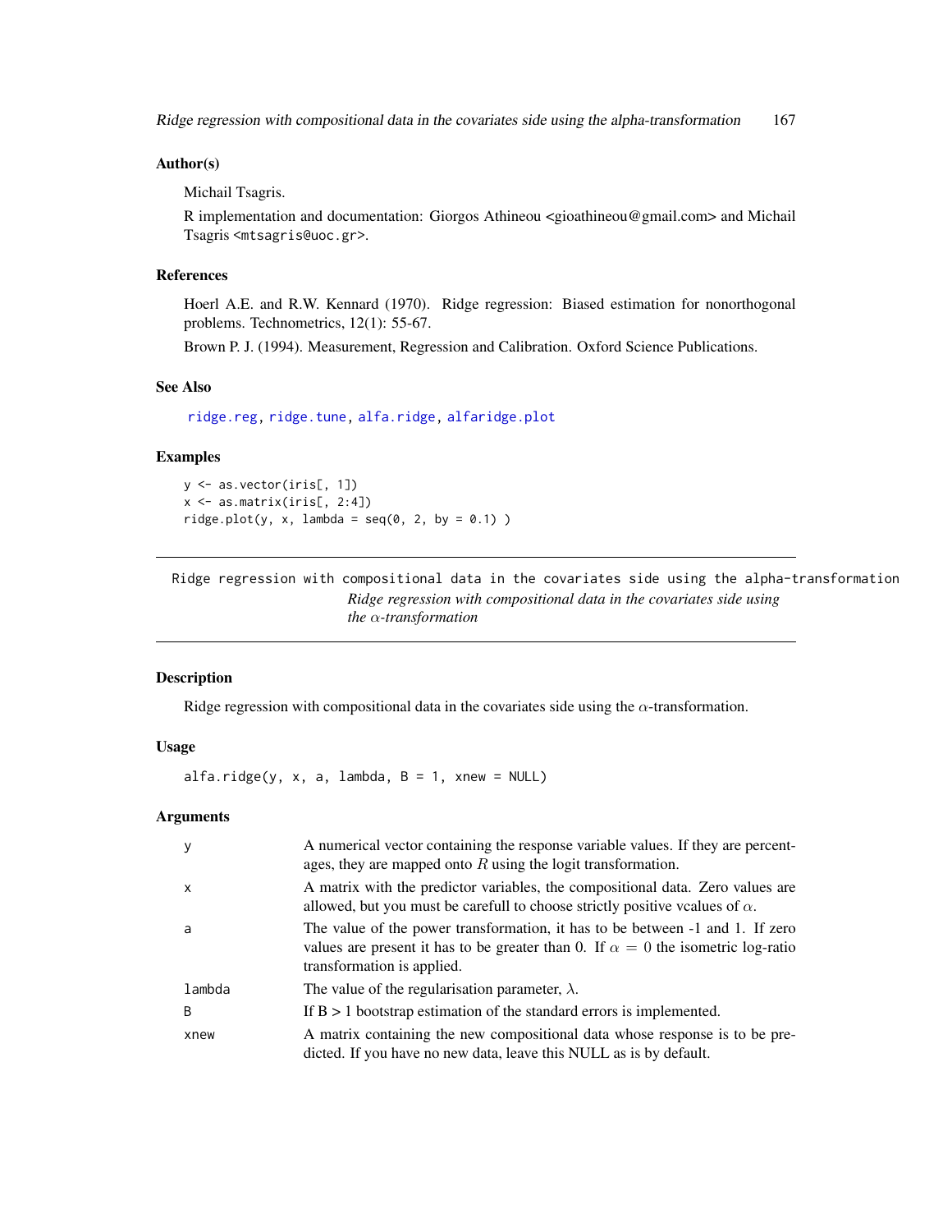### Author(s)

Michail Tsagris.

R implementation and documentation: Giorgos Athineou <gioathineou@gmail.com> and Michail Tsagris <mtsagris@uoc.gr>.

### References

Hoerl A.E. and R.W. Kennard (1970). Ridge regression: Biased estimation for nonorthogonal problems. Technometrics, 12(1): 55-67.

Brown P. J. (1994). Measurement, Regression and Calibration. Oxford Science Publications.

### See Also

ridge.reg, ridge.tune, alfa.ridge, alfaridge.plot

### Examples

```
y <- as.vector(iris[, 1])
x <- as.matrix(iris[, 2:4])
ridge.plot(y, x, lambda = seq(0, 2, by = 0.1) )
```

---

## Ridge regression with compositional data in the covariates side using the alpha-transformation

*Ridge regression with compositional data in the covariates side using the $\alpha$-transformation*

---

### Description

Ridge regression with compositional data in the covariates side using the $\alpha$-transformation.

### Usage

```
alfa.ridge(y, x, a, lambda, B = 1, xnew = NULL)
```

### Arguments

| | |
|---|---|
| y | A numerical vector containing the response variable values. If they are percentages, they are mapped onto $R$ using the logit transformation. |
| x | A matrix with the predictor variables, the compositional data. Zero values are allowed, but you must be carefull to choose strictly positive vcalues of $\alpha$. |
| a | The value of the power transformation, it has to be between -1 and 1. If zero values are present it has to be greater than 0. If $\alpha = 0$ the isometric log-ratio transformation is applied. |
| lambda | The value of the regularisation parameter, $\lambda$. |
| B | If B > 1 bootstrap estimation of the standard errors is implemented. |
| xnew | A matrix containing the new compositional data whose response is to be predicted. If you have no new data, leave this NULL as is by default. |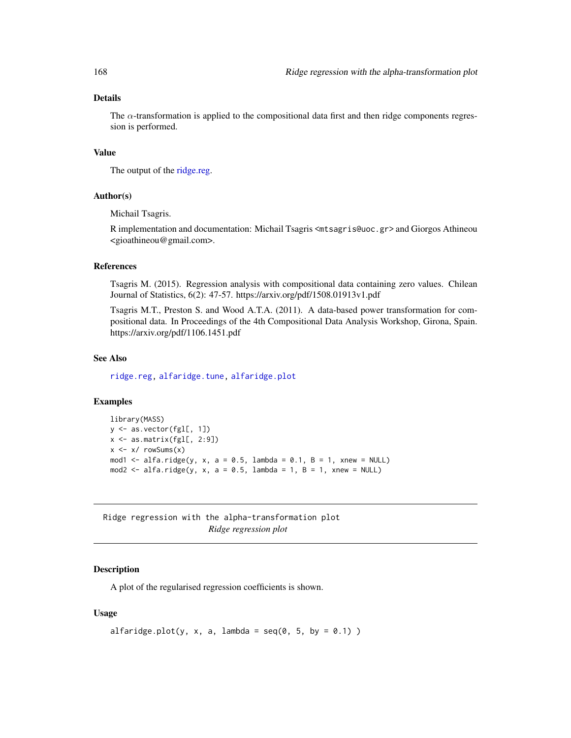## Details

The $\alpha$-transformation is applied to the compositional data first and then ridge components regression is performed.

## Value

The output of the ridge.reg.

## Author(s)

Michail Tsagris.

R implementation and documentation: Michail Tsagris <mtsagris@uoc.gr> and Giorgos Athineou <gioathineou@gmail.com>.

## References

Tsagris M. (2015). Regression analysis with compositional data containing zero values. Chilean Journal of Statistics, 6(2): 47-57. https://arxiv.org/pdf/1508.01913v1.pdf

Tsagris M.T., Preston S. and Wood A.T.A. (2011). A data-based power transformation for compositional data. In Proceedings of the 4th Compositional Data Analysis Workshop, Girona, Spain. https://arxiv.org/pdf/1106.1451.pdf

## See Also

ridge.reg, alfaridge.tune, alfaridge.plot

## Examples

```
library(MASS)
y <- as.vector(fgl[, 1])
x <- as.matrix(fgl[, 2:9])
x <- x/ rowSums(x)
mod1 <- alfa.ridge(y, x, a = 0.5, lambda = 0.1, B = 1, xnew = NULL)
mod2 <- alfa.ridge(y, x, a = 0.5, lambda = 1, B = 1, xnew = NULL)
```

---

# Ridge regression with the alpha-transformation plot

*Ridge regression plot*

---

## Description

A plot of the regularised regression coefficients is shown.

## Usage

```
alfaridge.plot(y, x, a, lambda = seq(0, 5, by = 0.1) )
```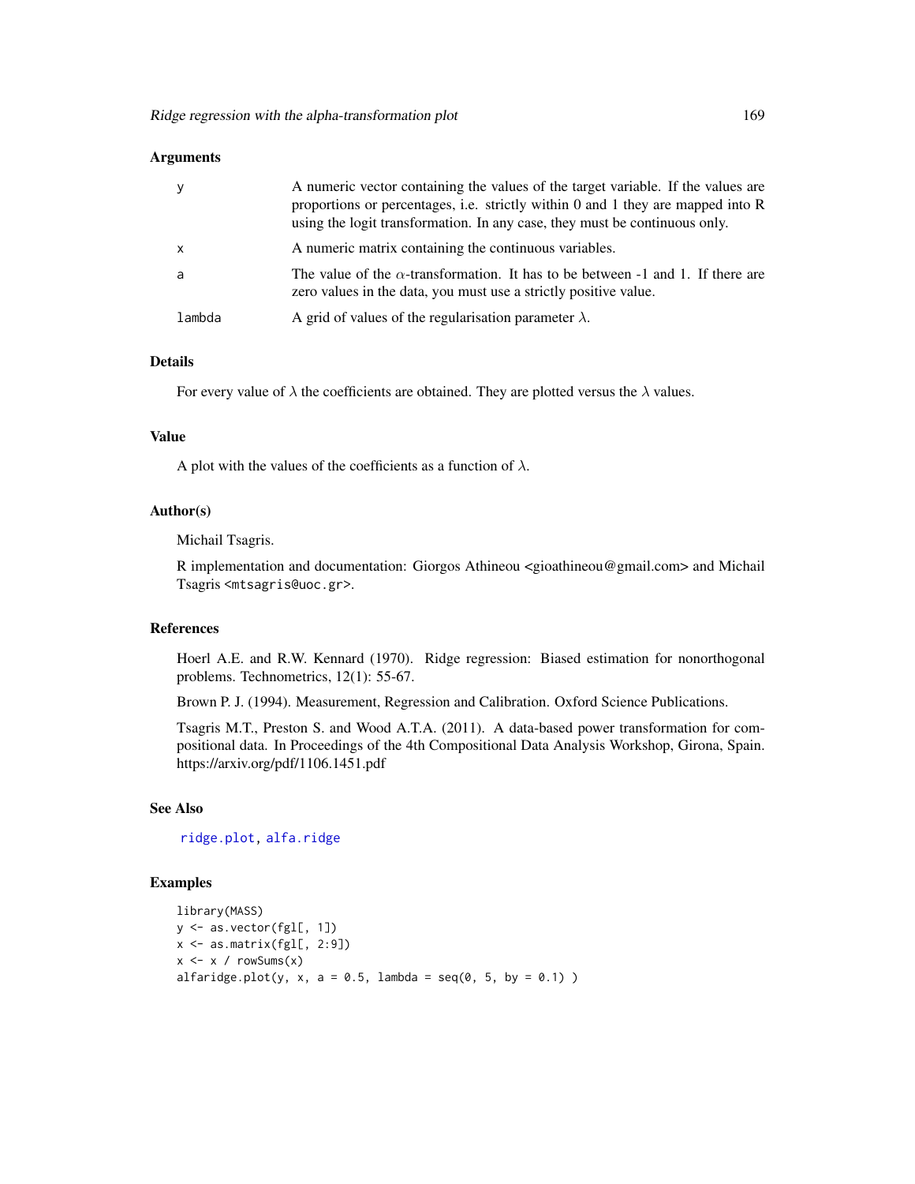### Arguments

| | |
|---|---|
| y | A numeric vector containing the values of the target variable. If the values are proportions or percentages, i.e. strictly within 0 and 1 they are mapped into R using the logit transformation. In any case, they must be continuous only. |
| x | A numeric matrix containing the continuous variables. |
| a | The value of the $\alpha$-transformation. It has to be between -1 and 1. If there are zero values in the data, you must use a strictly positive value. |
| lambda | A grid of values of the regularisation parameter $\lambda$. |

### Details

For every value of $\lambda$ the coefficients are obtained. They are plotted versus the $\lambda$ values.

### Value

A plot with the values of the coefficients as a function of $\lambda$.

### Author(s)

Michail Tsagris.

R implementation and documentation: Giorgos Athineou <gioathineou@gmail.com> and Michail Tsagris <mtsagris@uoc.gr>.

### References

Hoerl A.E. and R.W. Kennard (1970). Ridge regression: Biased estimation for nonorthogonal problems. Technometrics, 12(1): 55-67.

Brown P. J. (1994). Measurement, Regression and Calibration. Oxford Science Publications.

Tsagris M.T., Preston S. and Wood A.T.A. (2011). A data-based power transformation for compositional data. In Proceedings of the 4th Compositional Data Analysis Workshop, Girona, Spain. https://arxiv.org/pdf/1106.1451.pdf

### See Also

ridge.plot, alfa.ridge

### Examples

```
library(MASS)
y <- as.vector(fgl[, 1])
x <- as.matrix(fgl[, 2:9])
x <- x / rowSums(x)
alfaridge.plot(y, x, a = 0.5, lambda = seq(0, 5, by = 0.1) )
```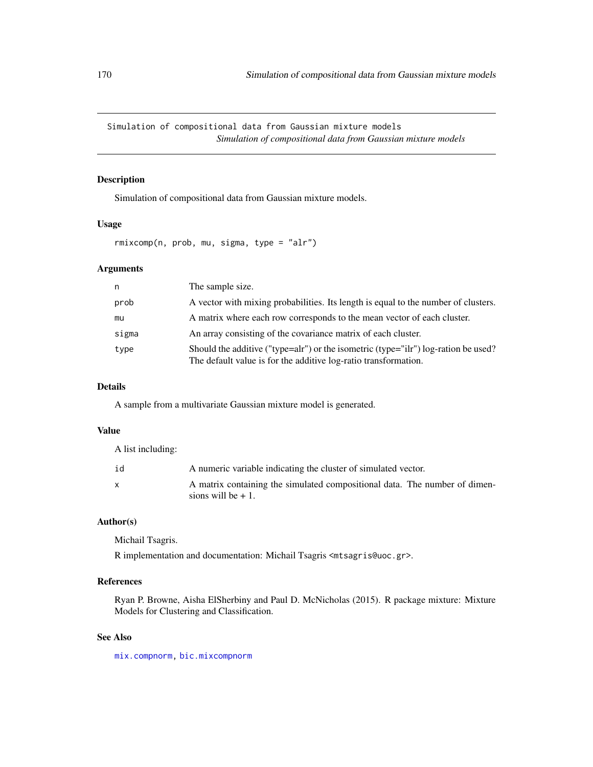# Simulation of compositional data from Gaussian mixture models

*Simulation of compositional data from Gaussian mixture models*

## Description

Simulation of compositional data from Gaussian mixture models.

## Usage

```
rmixcomp(n, prob, mu, sigma, type = "alr")
```

## Arguments

| | |
|---|---|
| n | The sample size. |
| prob | A vector with mixing probabilities. Its length is equal to the number of clusters. |
| mu | A matrix where each row corresponds to the mean vector of each cluster. |
| sigma | An array consisting of the covariance matrix of each cluster. |
| type | Should the additive ("type=alr") or the isometric (type="ilr") log-ration be used? The default value is for the additive log-ratio transformation. |

## Details

A sample from a multivariate Gaussian mixture model is generated.

## Value

A list including:

| | |
|---|---|
| id | A numeric variable indicating the cluster of simulated vector. |
| x | A matrix containing the simulated compositional data. The number of dimensions will be + 1. |

## Author(s)

Michail Tsagris.

R implementation and documentation: Michail Tsagris <mtsagris@uoc.gr>.

## References

Ryan P. Browne, Aisha ElSherbiny and Paul D. McNicholas (2015). R package mixture: Mixture Models for Clustering and Classification.

## See Also

mix.compnorm, bic.mixcompnorm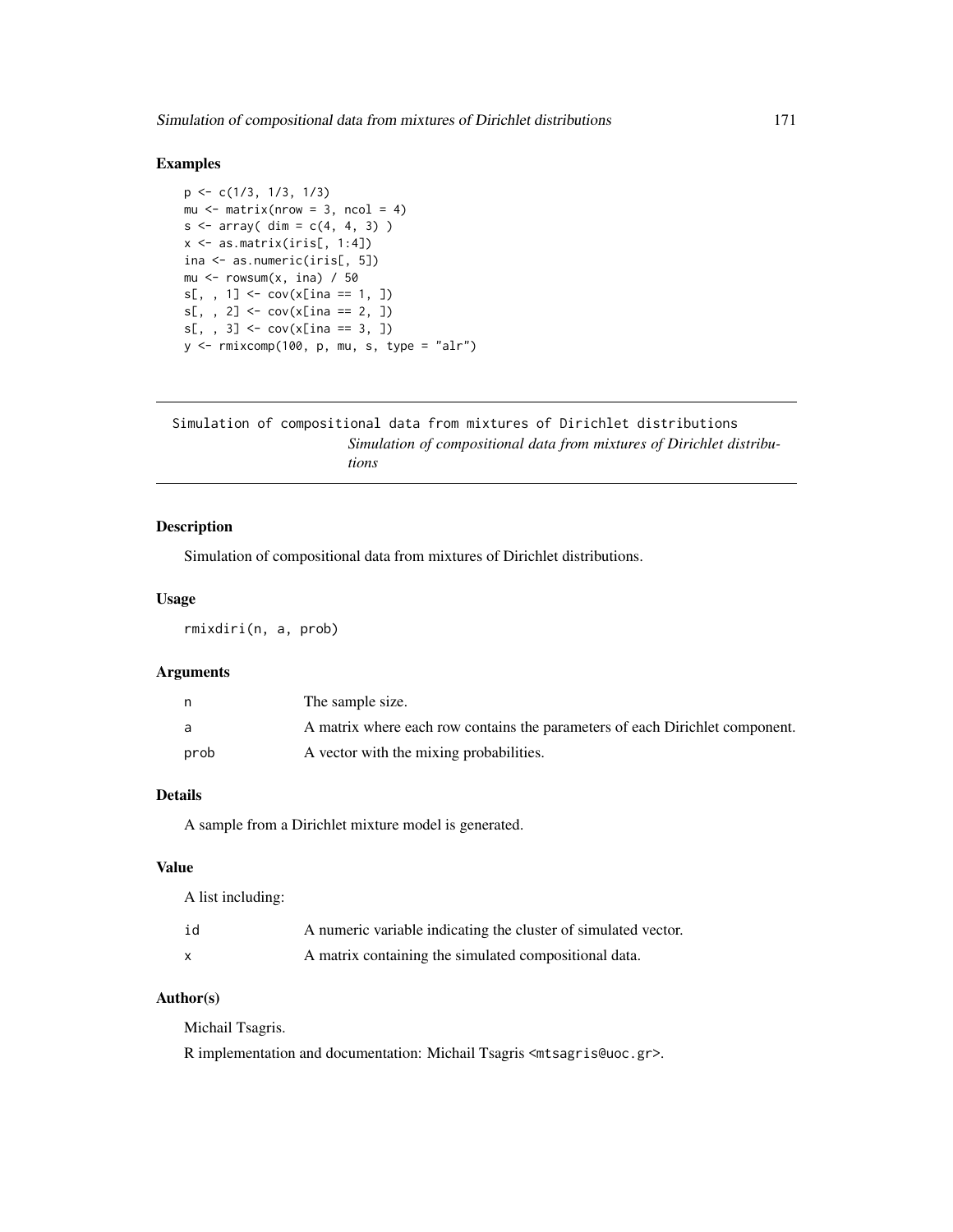## Examples

```
p <- c(1/3, 1/3, 1/3)
mu <- matrix(nrow = 3, ncol = 4)
s <- array( dim = c(4, 4, 3) )
x <- as.matrix(iris[, 1:4])
ina <- as.numeric(iris[, 5])
mu <- rowsum(x, ina) / 50
s[, , 1] <- cov(x[ina == 1, ])
s[, , 2] <- cov(x[ina == 2, ])
s[, , 3] <- cov(x[ina == 3, ])
y <- rmixcomp(100, p, mu, s, type = "alr")
```

---

# Simulation of compositional data from mixtures of Dirichlet distributions

*Simulation of compositional data from mixtures of Dirichlet distributions*

## Description

Simulation of compositional data from mixtures of Dirichlet distributions.

## Usage

```
rmixdiri(n, a, prob)
```

## Arguments

| | |
|---|---|
| n | The sample size. |
| a | A matrix where each row contains the parameters of each Dirichlet component. |
| prob | A vector with the mixing probabilities. |

## Details

A sample from a Dirichlet mixture model is generated.

## Value

A list including:

| | |
|---|---|
| id | A numeric variable indicating the cluster of simulated vector. |
| x | A matrix containing the simulated compositional data. |

## Author(s)

Michail Tsagris.

R implementation and documentation: Michail Tsagris <mtsagris@uoc.gr>.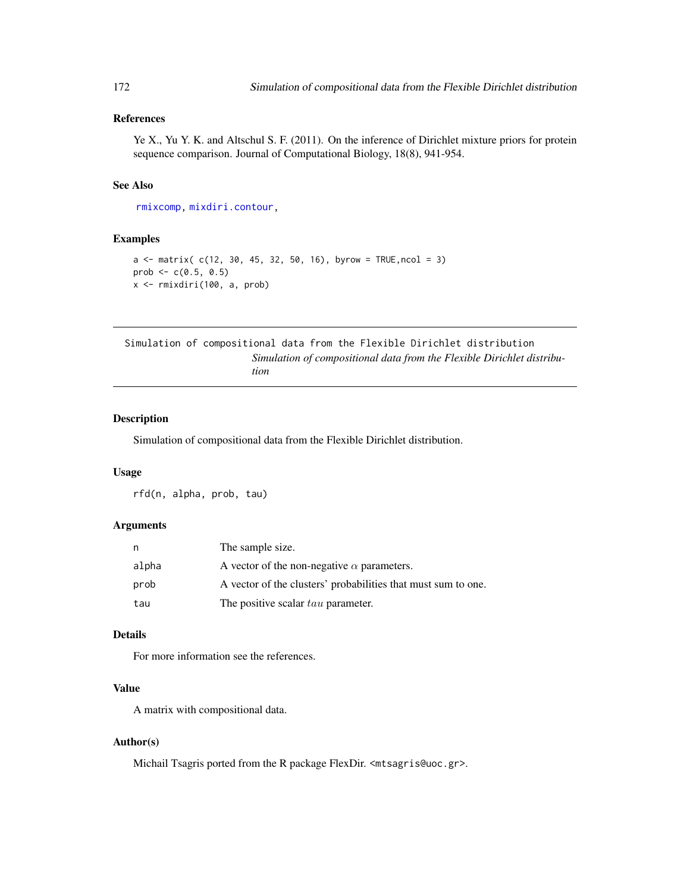## References

Ye X., Yu Y. K. and Altschul S. F. (2011). On the inference of Dirichlet mixture priors for protein sequence comparison. Journal of Computational Biology, 18(8), 941-954.

## See Also

rmixcomp, mixdiri.contour,

## Examples

```
a <- matrix( c(12, 30, 45, 32, 50, 16), byrow = TRUE,ncol = 3)
prob <- c(0.5, 0.5)
x <- rmixdiri(100, a, prob)
```

---

# Simulation of compositional data from the Flexible Dirichlet distribution

*Simulation of compositional data from the Flexible Dirichlet distribution*

## Description

Simulation of compositional data from the Flexible Dirichlet distribution.

## Usage

```
rfd(n, alpha, prob, tau)
```

## Arguments

| | |
|---|---|
| n | The sample size. |
| alpha | A vector of the non-negative $\alpha$ parameters. |
| prob | A vector of the clusters' probabilities that must sum to one. |
| tau | The positive scalar $tau$ parameter. |

## Details

For more information see the references.

## Value

A matrix with compositional data.

## Author(s)

Michail Tsagris ported from the R package FlexDir. <mtsagris@uoc.gr>.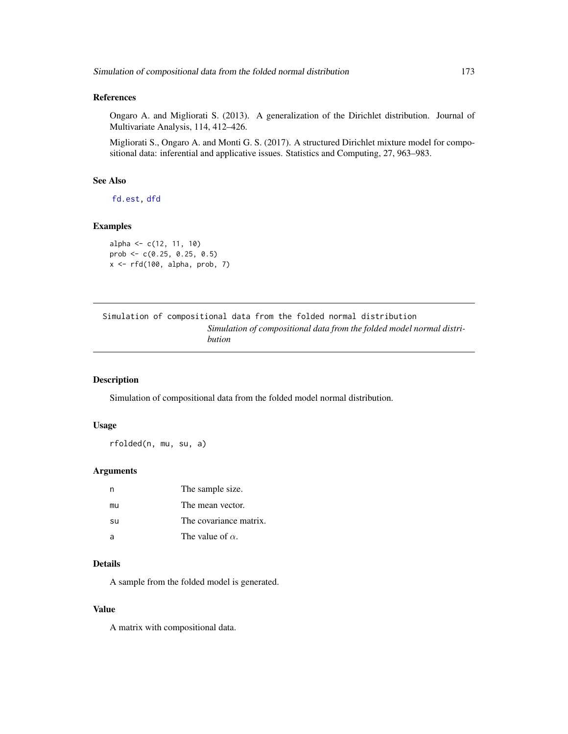### References

Ongaro A. and Migliorati S. (2013). A generalization of the Dirichlet distribution. Journal of Multivariate Analysis, 114, 412–426.

Migliorati S., Ongaro A. and Monti G. S. (2017). A structured Dirichlet mixture model for compositional data: inferential and applicative issues. Statistics and Computing, 27, 963–983.

### See Also

fd.est, dfd

### Examples

```
alpha <- c(12, 11, 10)
prob <- c(0.25, 0.25, 0.5)
x <- rfd(100, alpha, prob, 7)
```

---

## Simulation of compositional data from the folded normal distribution

*Simulation of compositional data from the folded model normal distribution*

---

### Description

Simulation of compositional data from the folded model normal distribution.

### Usage

```
rfolded(n, mu, su, a)
```

### Arguments

| | |
|---|---|
| n | The sample size. |
| mu | The mean vector. |
| su | The covariance matrix. |
| a | The value of $\alpha$. |

### Details

A sample from the folded model is generated.

### Value

A matrix with compositional data.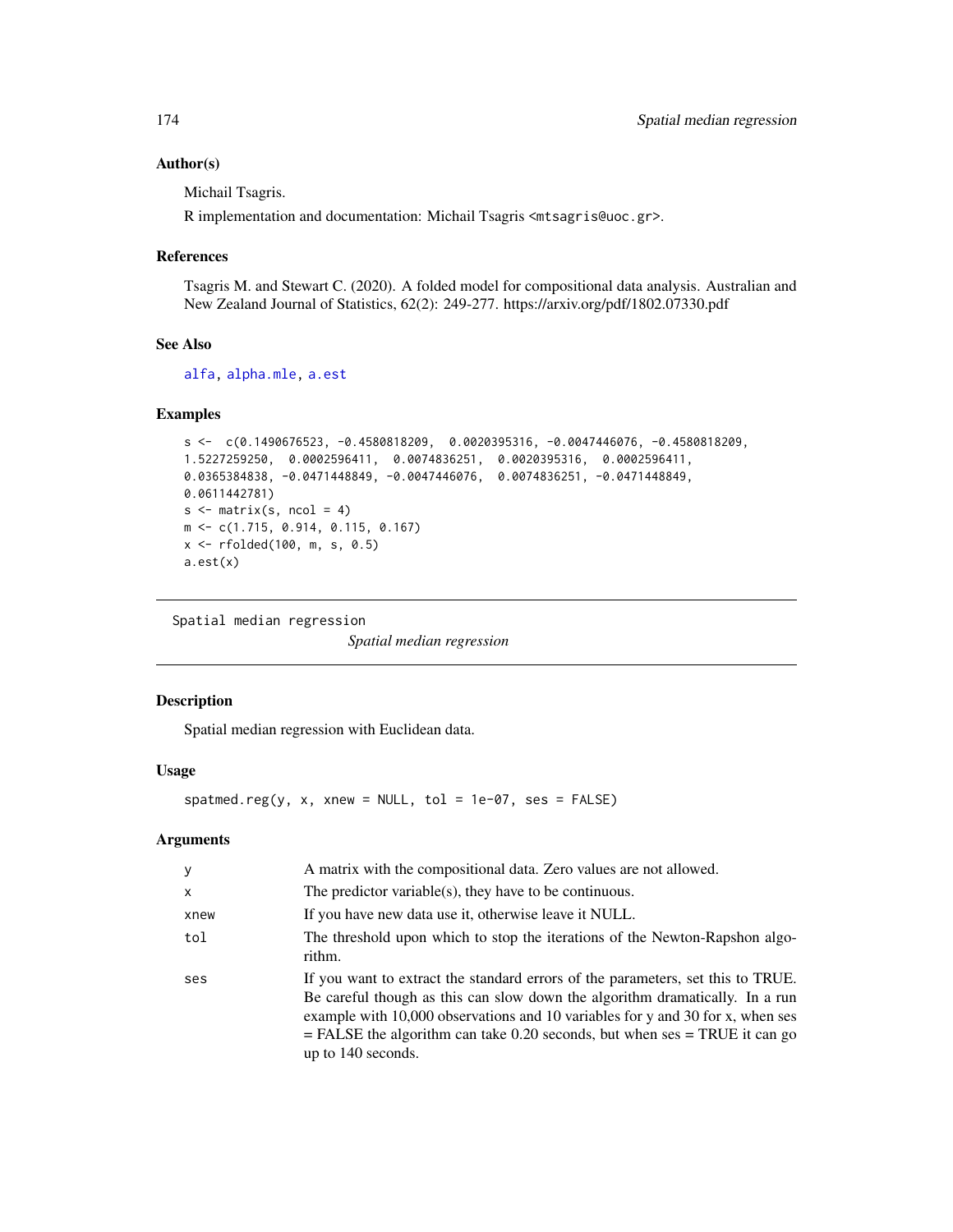### Author(s)

Michail Tsagris.

R implementation and documentation: Michail Tsagris <mtsagris@uoc.gr>.

### References

Tsagris M. and Stewart C. (2020). A folded model for compositional data analysis. Australian and New Zealand Journal of Statistics, 62(2): 249-277. https://arxiv.org/pdf/1802.07330.pdf

### See Also

alfa, alpha.mle, a.est

### Examples

```
s <-  c(0.1490676523, -0.4580818209,  0.0020395316, -0.0047446076, -0.4580818209,
1.5227259250,  0.0002596411,  0.0074836251,  0.0020395316,  0.0002596411,
0.0365384838, -0.0471448849, -0.0047446076,  0.0074836251, -0.0471448849,
0.0611442781)
s <- matrix(s, ncol = 4)
m <- c(1.715, 0.914, 0.115, 0.167)
x <- rfolded(100, m, s, 0.5)
a.est(x)
```

---

## Spatial median regression

*Spatial median regression*

---

### Description

Spatial median regression with Euclidean data.

### Usage

```
spatmed.reg(y, x, xnew = NULL, tol = 1e-07, ses = FALSE)
```

### Arguments

| | |
|---|---|
| y | A matrix with the compositional data. Zero values are not allowed. |
| x | The predictor variable(s), they have to be continuous. |
| xnew | If you have new data use it, otherwise leave it NULL. |
| tol | The threshold upon which to stop the iterations of the Newton-Rapshon algorithm. |
| ses | If you want to extract the standard errors of the parameters, set this to TRUE. Be careful though as this can slow down the algorithm dramatically. In a run example with 10,000 observations and 10 variables for y and 30 for x, when ses = FALSE the algorithm can take 0.20 seconds, but when ses = TRUE it can go up to 140 seconds. |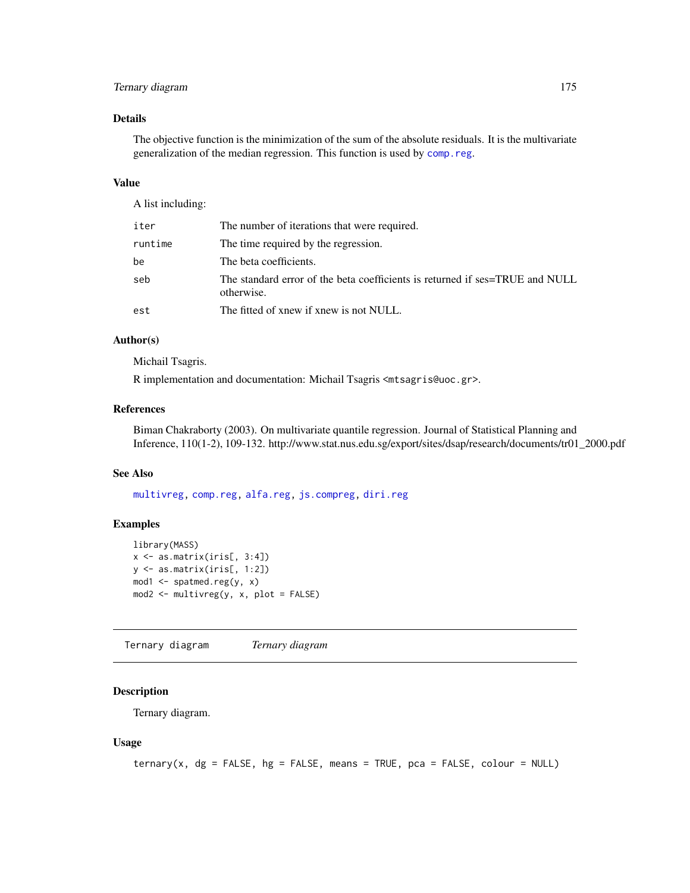### Details

The objective function is the minimization of the sum of the absolute residuals. It is the multivariate generalization of the median regression. This function is used by `comp.reg`.

### Value

A list including:

| | |
|---|---|
| `iter` | The number of iterations that were required. |
| `runtime` | The time required by the regression. |
| `be` | The beta coefficients. |
| `seb` | The standard error of the beta coefficients is returned if ses=TRUE and NULL otherwise. |
| `est` | The fitted of xnew if xnew is not NULL. |

### Author(s)

Michail Tsagris.

R implementation and documentation: Michail Tsagris <mtsagris@uoc.gr>.

### References

Biman Chakraborty (2003). On multivariate quantile regression. Journal of Statistical Planning and Inference, 110(1-2), 109-132. http://www.stat.nus.edu.sg/export/sites/dsap/research/documents/tr01_2000.pdf

### See Also

`multivreg`, `comp.reg`, `alfa.reg`, `js.compreg`, `diri.reg`

### Examples

```
library(MASS)
x <- as.matrix(iris[, 3:4])
y <- as.matrix(iris[, 1:2])
mod1 <- spatmed.reg(y, x)
mod2 <- multivreg(y, x, plot = FALSE)
```

---

## Ternary diagram &nbsp;&nbsp;&nbsp; *Ternary diagram*

### Description

Ternary diagram.

### Usage

```
ternary(x, dg = FALSE, hg = FALSE, means = TRUE, pca = FALSE, colour = NULL)
```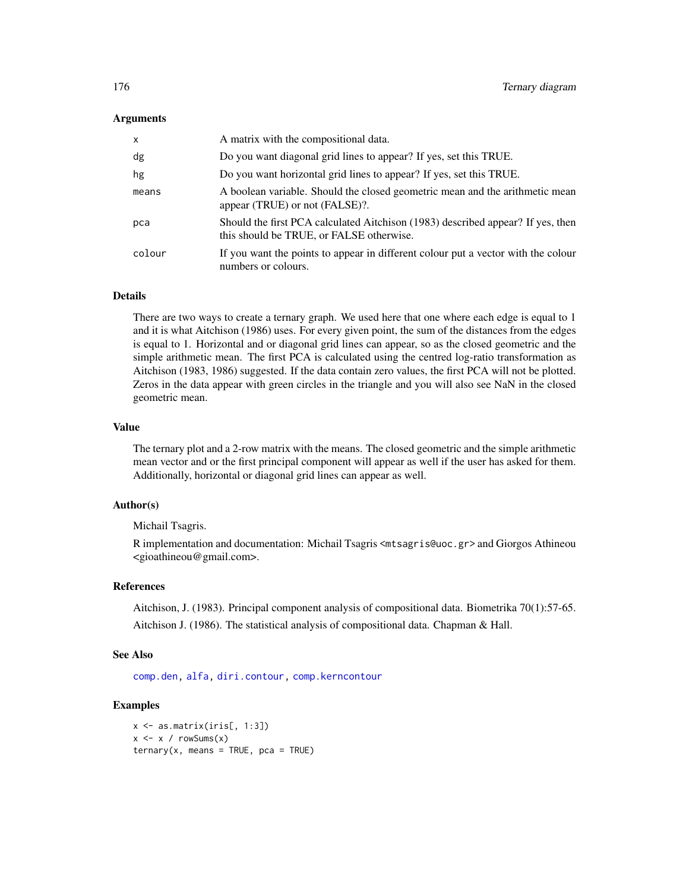### Arguments

| | |
|---|---|
| x | A matrix with the compositional data. |
| dg | Do you want diagonal grid lines to appear? If yes, set this TRUE. |
| hg | Do you want horizontal grid lines to appear? If yes, set this TRUE. |
| means | A boolean variable. Should the closed geometric mean and the arithmetic mean appear (TRUE) or not (FALSE)?. |
| pca | Should the first PCA calculated Aitchison (1983) described appear? If yes, then this should be TRUE, or FALSE otherwise. |
| colour | If you want the points to appear in different colour put a vector with the colour numbers or colours. |

### Details

There are two ways to create a ternary graph. We used here that one where each edge is equal to 1 and it is what Aitchison (1986) uses. For every given point, the sum of the distances from the edges is equal to 1. Horizontal and or diagonal grid lines can appear, so as the closed geometric and the simple arithmetic mean. The first PCA is calculated using the centred log-ratio transformation as Aitchison (1983, 1986) suggested. If the data contain zero values, the first PCA will not be plotted. Zeros in the data appear with green circles in the triangle and you will also see NaN in the closed geometric mean.

### Value

The ternary plot and a 2-row matrix with the means. The closed geometric and the simple arithmetic mean vector and or the first principal component will appear as well if the user has asked for them. Additionally, horizontal or diagonal grid lines can appear as well.

### Author(s)

Michail Tsagris.

R implementation and documentation: Michail Tsagris <mtsagris@uoc.gr> and Giorgos Athineou <gioathineou@gmail.com>.

### References

Aitchison, J. (1983). Principal component analysis of compositional data. Biometrika 70(1):57-65.

Aitchison J. (1986). The statistical analysis of compositional data. Chapman & Hall.

### See Also

comp.den, alfa, diri.contour, comp.kerncontour

### Examples

```
x <- as.matrix(iris[, 1:3])
x <- x / rowSums(x)
ternary(x, means = TRUE, pca = TRUE)
```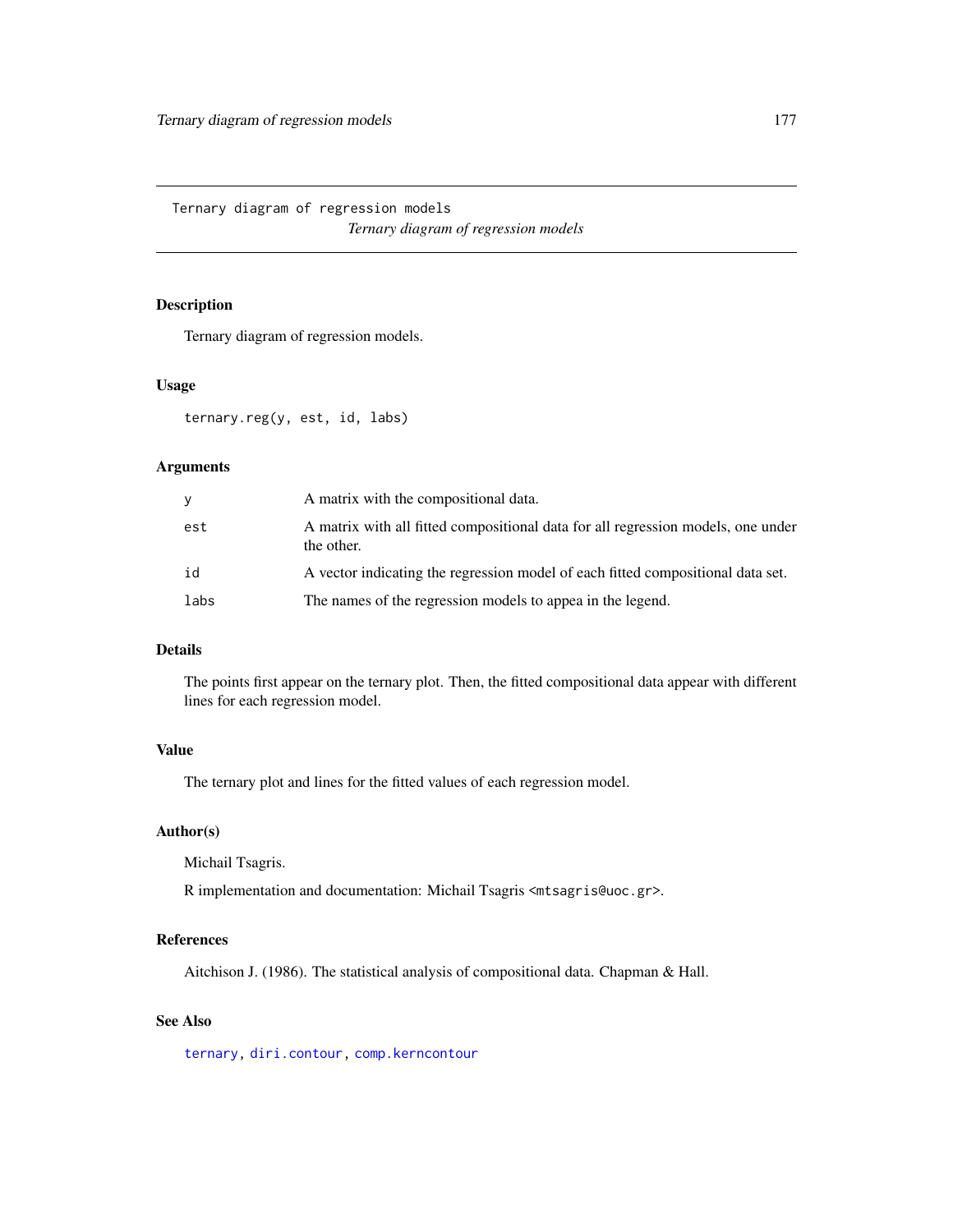# Ternary diagram of regression models

*Ternary diagram of regression models*

## Description

Ternary diagram of regression models.

## Usage

```
ternary.reg(y, est, id, labs)
```

## Arguments

| | |
|---|---|
| `y` | A matrix with the compositional data. |
| `est` | A matrix with all fitted compositional data for all regression models, one under the other. |
| `id` | A vector indicating the regression model of each fitted compositional data set. |
| `labs` | The names of the regression models to appea in the legend. |

## Details

The points first appear on the ternary plot. Then, the fitted compositional data appear with different lines for each regression model.

## Value

The ternary plot and lines for the fitted values of each regression model.

## Author(s)

Michail Tsagris.

R implementation and documentation: Michail Tsagris <mtsagris@uoc.gr>.

## References

Aitchison J. (1986). The statistical analysis of compositional data. Chapman & Hall.

## See Also

`ternary`, `diri.contour`, `comp.kerncontour`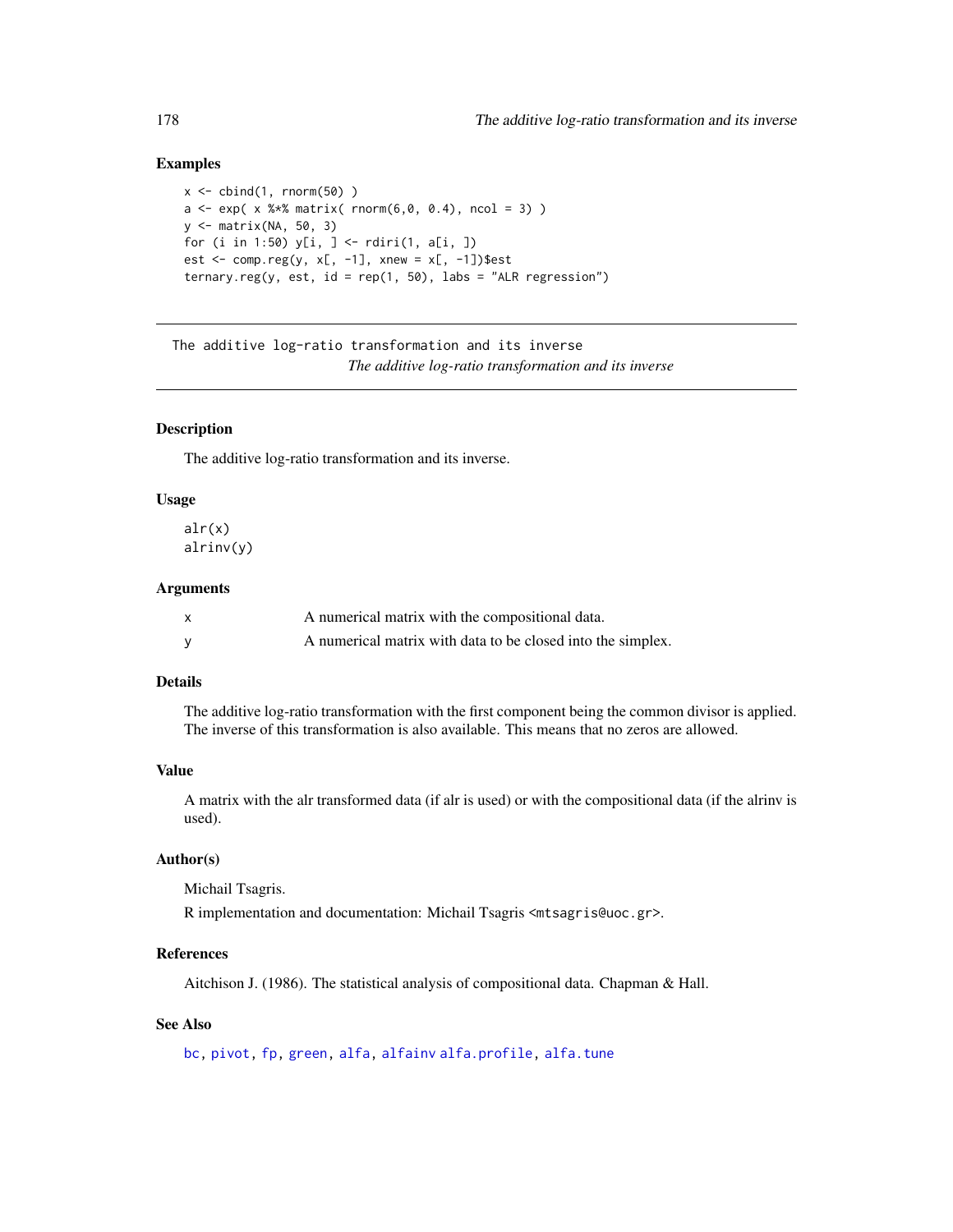### Examples

```
x <- cbind(1, rnorm(50) )
a <- exp( x %*% matrix( rnorm(6,0, 0.4), ncol = 3) )
y <- matrix(NA, 50, 3)
for (i in 1:50) y[i, ] <- rdiri(1, a[i, ])
est <- comp.reg(y, x[, -1], xnew = x[, -1])$est
ternary.reg(y, est, id = rep(1, 50), labs = "ALR regression")
```

---

## The additive log-ratio transformation and its inverse

*The additive log-ratio transformation and its inverse*

---

### Description

The additive log-ratio transformation and its inverse.

### Usage

```
alr(x)
alrinv(y)
```

### Arguments

| | |
|---|---|
| x | A numerical matrix with the compositional data. |
| y | A numerical matrix with data to be closed into the simplex. |

### Details

The additive log-ratio transformation with the first component being the common divisor is applied. The inverse of this transformation is also available. This means that no zeros are allowed.

### Value

A matrix with the alr transformed data (if alr is used) or with the compositional data (if the alrinv is used).

### Author(s)

Michail Tsagris.

R implementation and documentation: Michail Tsagris <mtsagris@uoc.gr>.

### References

Aitchison J. (1986). The statistical analysis of compositional data. Chapman & Hall.

### See Also

bc, pivot, fp, green, alfa, alfainv alfa.profile, alfa.tune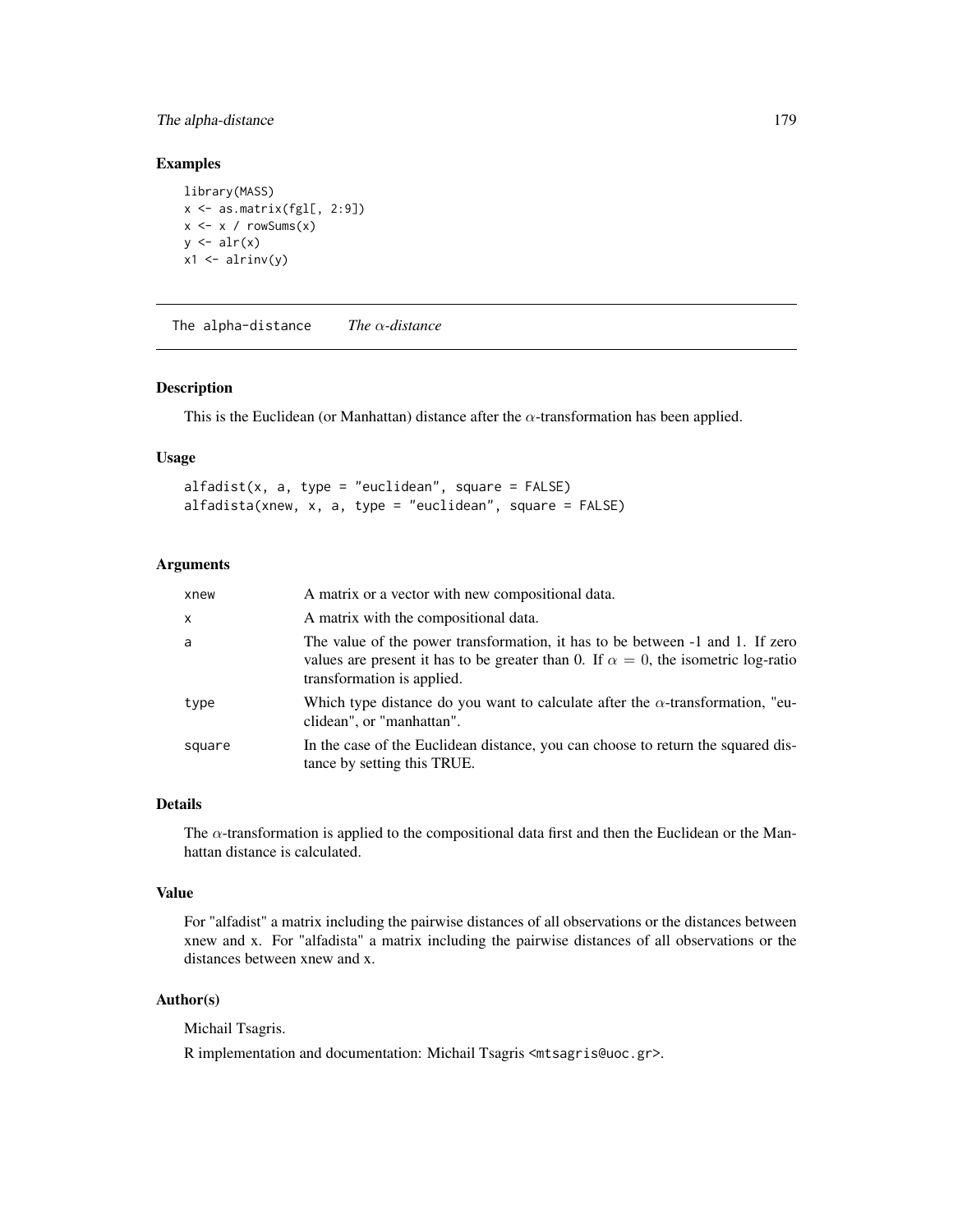### Examples

```
library(MASS)
x <- as.matrix(fgl[, 2:9])
x <- x / rowSums(x)
y <- alr(x)
x1 <- alrinv(y)
```

## The alpha-distance    *The $\alpha$-distance*

### Description

This is the Euclidean (or Manhattan) distance after the $\alpha$-transformation has been applied.

### Usage

```
alfadist(x, a, type = "euclidean", square = FALSE)
alfadista(xnew, x, a, type = "euclidean", square = FALSE)
```

### Arguments

| | |
|---|---|
| xnew | A matrix or a vector with new compositional data. |
| x | A matrix with the compositional data. |
| a | The value of the power transformation, it has to be between -1 and 1. If zero values are present it has to be greater than 0. If $\alpha = 0$, the isometric log-ratio transformation is applied. |
| type | Which type distance do you want to calculate after the $\alpha$-transformation, "euclidean", or "manhattan". |
| square | In the case of the Euclidean distance, you can choose to return the squared distance by setting this TRUE. |

### Details

The $\alpha$-transformation is applied to the compositional data first and then the Euclidean or the Manhattan distance is calculated.

### Value

For "alfadist" a matrix including the pairwise distances of all observations or the distances between xnew and x. For "alfadista" a matrix including the pairwise distances of all observations or the distances between xnew and x.

### Author(s)

Michail Tsagris.

R implementation and documentation: Michail Tsagris <mtsagris@uoc.gr>.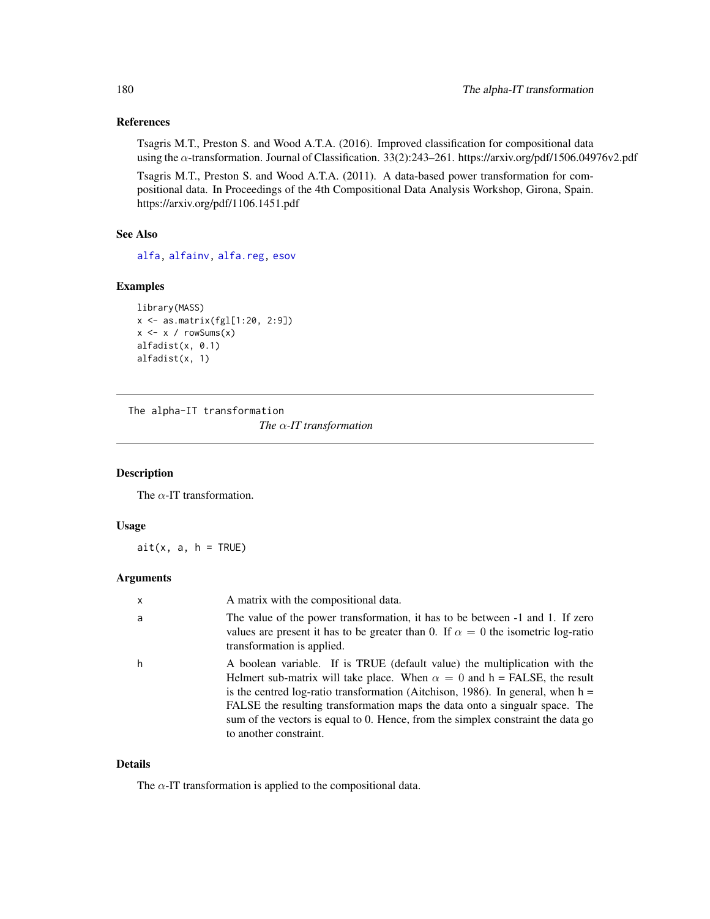### References

Tsagris M.T., Preston S. and Wood A.T.A. (2016). Improved classification for compositional data using the $\alpha$-transformation. Journal of Classification. 33(2):243–261. https://arxiv.org/pdf/1506.04976v2.pdf

Tsagris M.T., Preston S. and Wood A.T.A. (2011). A data-based power transformation for compositional data. In Proceedings of the 4th Compositional Data Analysis Workshop, Girona, Spain. https://arxiv.org/pdf/1106.1451.pdf

### See Also

alfa, alfainv, alfa.reg, esov

### Examples

```
library(MASS)
x <- as.matrix(fgl[1:20, 2:9])
x <- x / rowSums(x)
alfadist(x, 0.1)
alfadist(x, 1)
```

---

## The alpha-IT transformation

*The $\alpha$-IT transformation*

---

### Description

The $\alpha$-IT transformation.

### Usage

```
ait(x, a, h = TRUE)
```

### Arguments

| | |
|---|---|
| x | A matrix with the compositional data. |
| a | The value of the power transformation, it has to be between -1 and 1. If zero values are present it has to be greater than 0. If $\alpha = 0$ the isometric log-ratio transformation is applied. |
| h | A boolean variable. If is TRUE (default value) the multiplication with the Helmert sub-matrix will take place. When $\alpha = 0$ and h = FALSE, the result is the centred log-ratio transformation (Aitchison, 1986). In general, when h = FALSE the resulting transformation maps the data onto a singualr space. The sum of the vectors is equal to 0. Hence, from the simplex constraint the data go to another constraint. |

### Details

The $\alpha$-IT transformation is applied to the compositional data.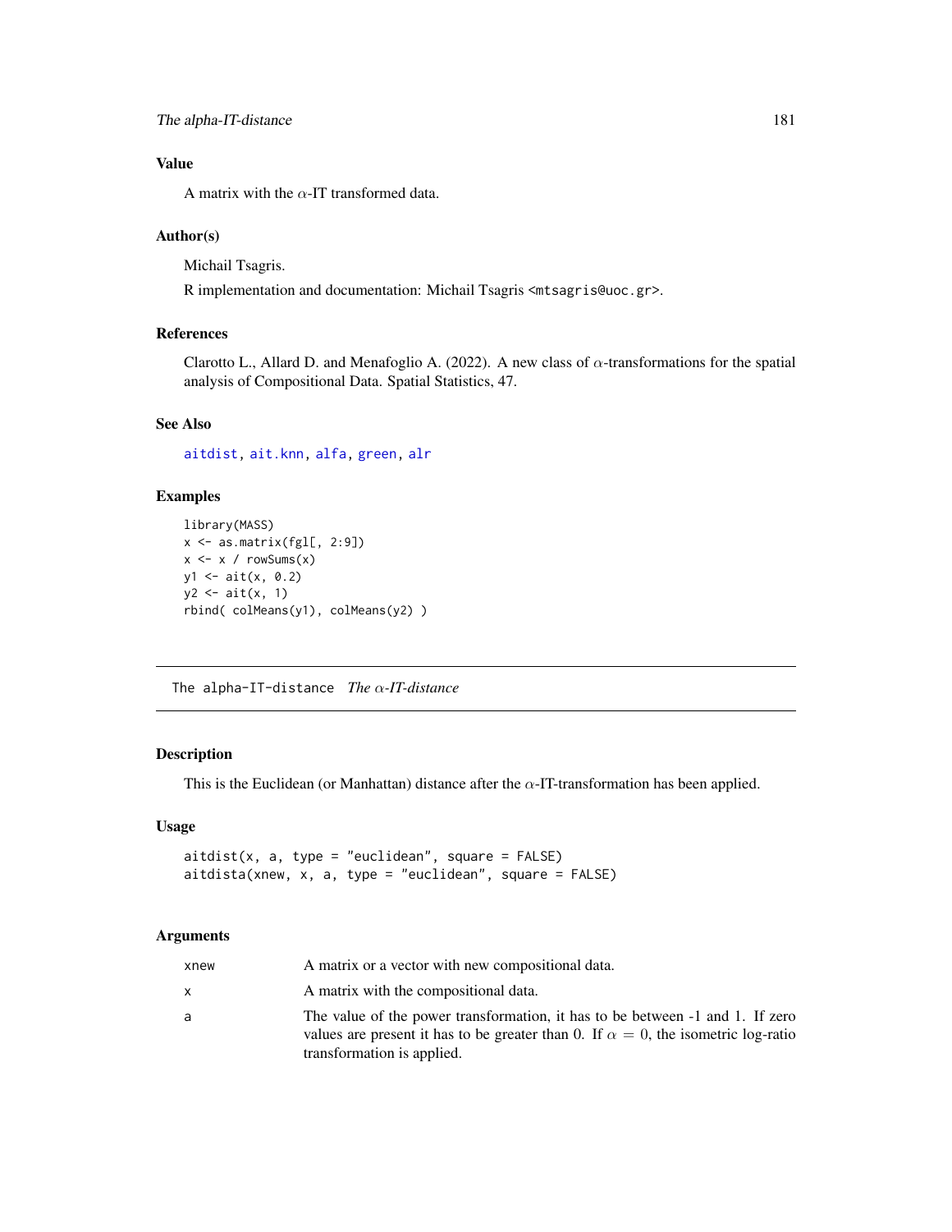### Value

A matrix with the $\alpha$-IT transformed data.

### Author(s)

Michail Tsagris.

R implementation and documentation: Michail Tsagris <mtsagris@uoc.gr>.

### References

Clarotto L., Allard D. and Menafoglio A. (2022). A new class of $\alpha$-transformations for the spatial analysis of Compositional Data. Spatial Statistics, 47.

### See Also

aitdist, ait.knn, alfa, green, alr

### Examples

```
library(MASS)
x <- as.matrix(fgl[, 2:9])
x <- x / rowSums(x)
y1 <- ait(x, 0.2)
y2 <- ait(x, 1)
rbind( colMeans(y1), colMeans(y2) )
```

---

## The alpha-IT-distance *The $\alpha$-IT-distance*

### Description

This is the Euclidean (or Manhattan) distance after the $\alpha$-IT-transformation has been applied.

### Usage

```
aitdist(x, a, type = "euclidean", square = FALSE)
aitdista(xnew, x, a, type = "euclidean", square = FALSE)
```

### Arguments

| | |
|---|---|
| xnew | A matrix or a vector with new compositional data. |
| x | A matrix with the compositional data. |
| a | The value of the power transformation, it has to be between -1 and 1. If zero values are present it has to be greater than 0. If $\alpha = 0$, the isometric log-ratio transformation is applied. |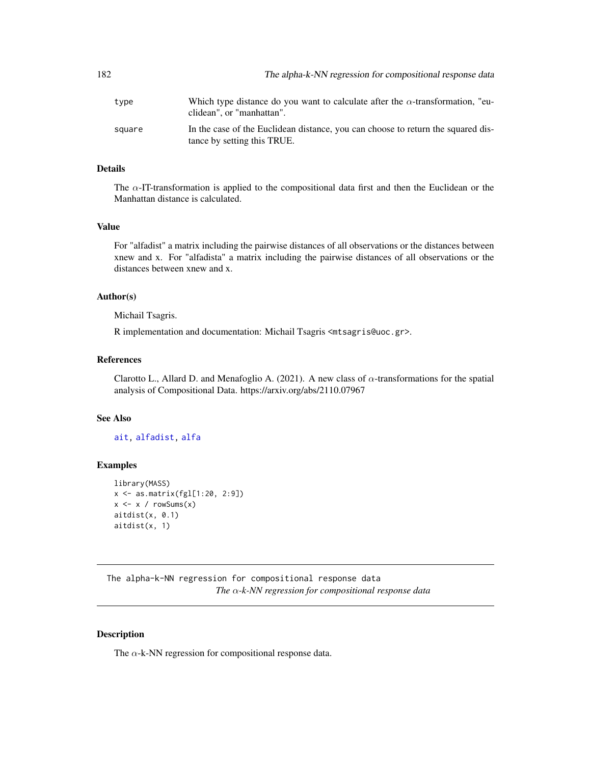| | |
|---|---|
| type | Which type distance do you want to calculate after the $\alpha$-transformation, "euclidean", or "manhattan". |
| square | In the case of the Euclidean distance, you can choose to return the squared distance by setting this TRUE. |

### Details

The $\alpha$-IT-transformation is applied to the compositional data first and then the Euclidean or the Manhattan distance is calculated.

### Value

For "alfadist" a matrix including the pairwise distances of all observations or the distances between xnew and x. For "alfadista" a matrix including the pairwise distances of all observations or the distances between xnew and x.

### Author(s)

Michail Tsagris.

R implementation and documentation: Michail Tsagris <mtsagris@uoc.gr>.

### References

Clarotto L., Allard D. and Menafoglio A. (2021). A new class of $\alpha$-transformations for the spatial analysis of Compositional Data. https://arxiv.org/abs/2110.07967

### See Also

ait, alfadist, alfa

### Examples

```
library(MASS)
x <- as.matrix(fgl[1:20, 2:9])
x <- x / rowSums(x)
aitdist(x, 0.1)
aitdist(x, 1)
```

---

## The alpha-k-NN regression for compositional response data

*The $\alpha$-k-NN regression for compositional response data*

---

### Description

The $\alpha$-k-NN regression for compositional response data.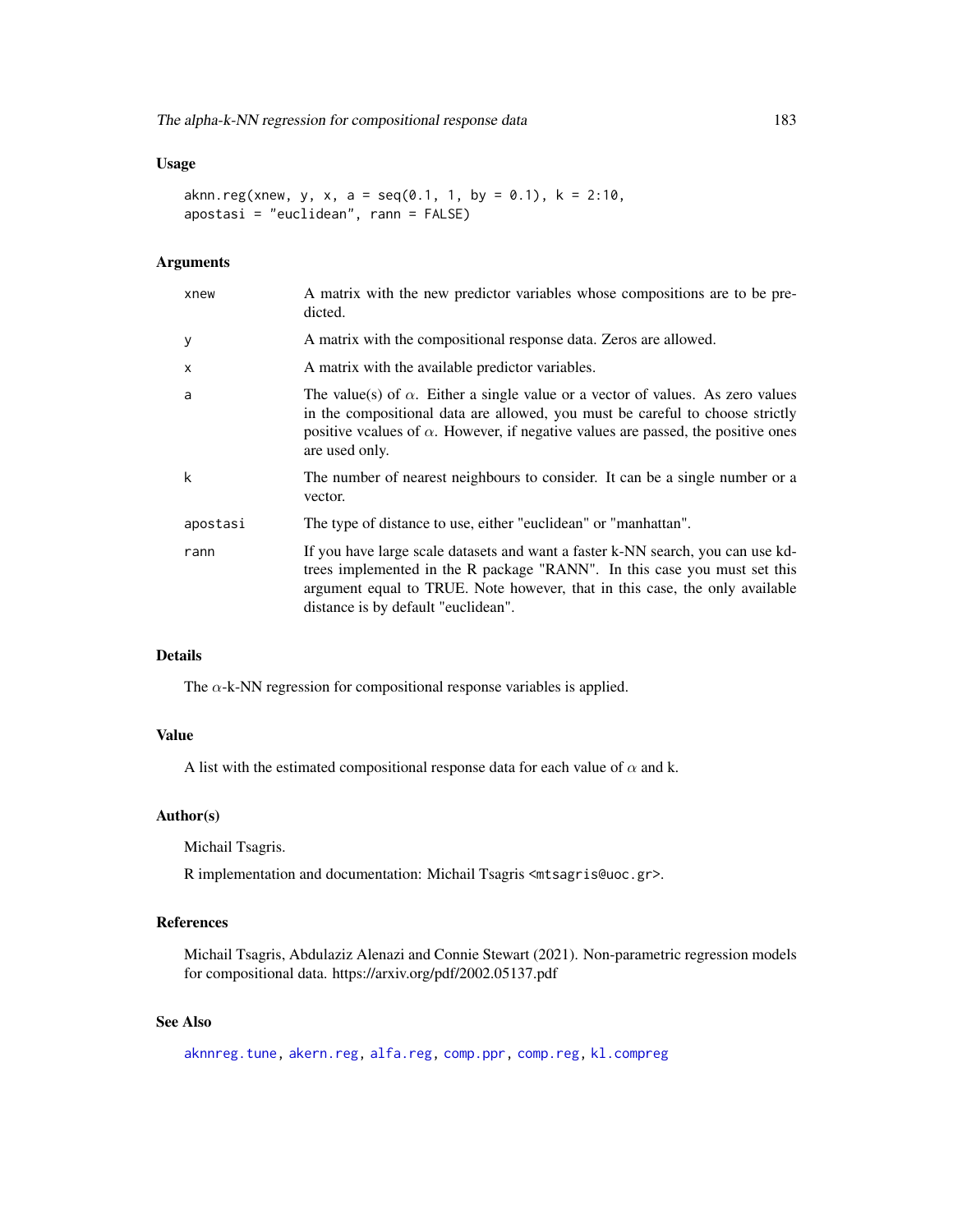### Usage

```
aknn.reg(xnew, y, x, a = seq(0.1, 1, by = 0.1), k = 2:10,
apostasi = "euclidean", rann = FALSE)
```

### Arguments

| | |
|---|---|
| xnew | A matrix with the new predictor variables whose compositions are to be predicted. |
| y | A matrix with the compositional response data. Zeros are allowed. |
| x | A matrix with the available predictor variables. |
| a | The value(s) of $\alpha$. Either a single value or a vector of values. As zero values in the compositional data are allowed, you must be careful to choose strictly positive vcalues of $\alpha$. However, if negative values are passed, the positive ones are used only. |
| k | The number of nearest neighbours to consider. It can be a single number or a vector. |
| apostasi | The type of distance to use, either "euclidean" or "manhattan". |
| rann | If you have large scale datasets and want a faster k-NN search, you can use kd-trees implemented in the R package "RANN". In this case you must set this argument equal to TRUE. Note however, that in this case, the only available distance is by default "euclidean". |

### Details

The $\alpha$-k-NN regression for compositional response variables is applied.

### Value

A list with the estimated compositional response data for each value of $\alpha$ and k.

### Author(s)

Michail Tsagris.

R implementation and documentation: Michail Tsagris <mtsagris@uoc.gr>.

### References

Michail Tsagris, Abdulaziz Alenazi and Connie Stewart (2021). Non-parametric regression models for compositional data. https://arxiv.org/pdf/2002.05137.pdf

### See Also

aknnreg.tune, akern.reg, alfa.reg, comp.ppr, comp.reg, kl.compreg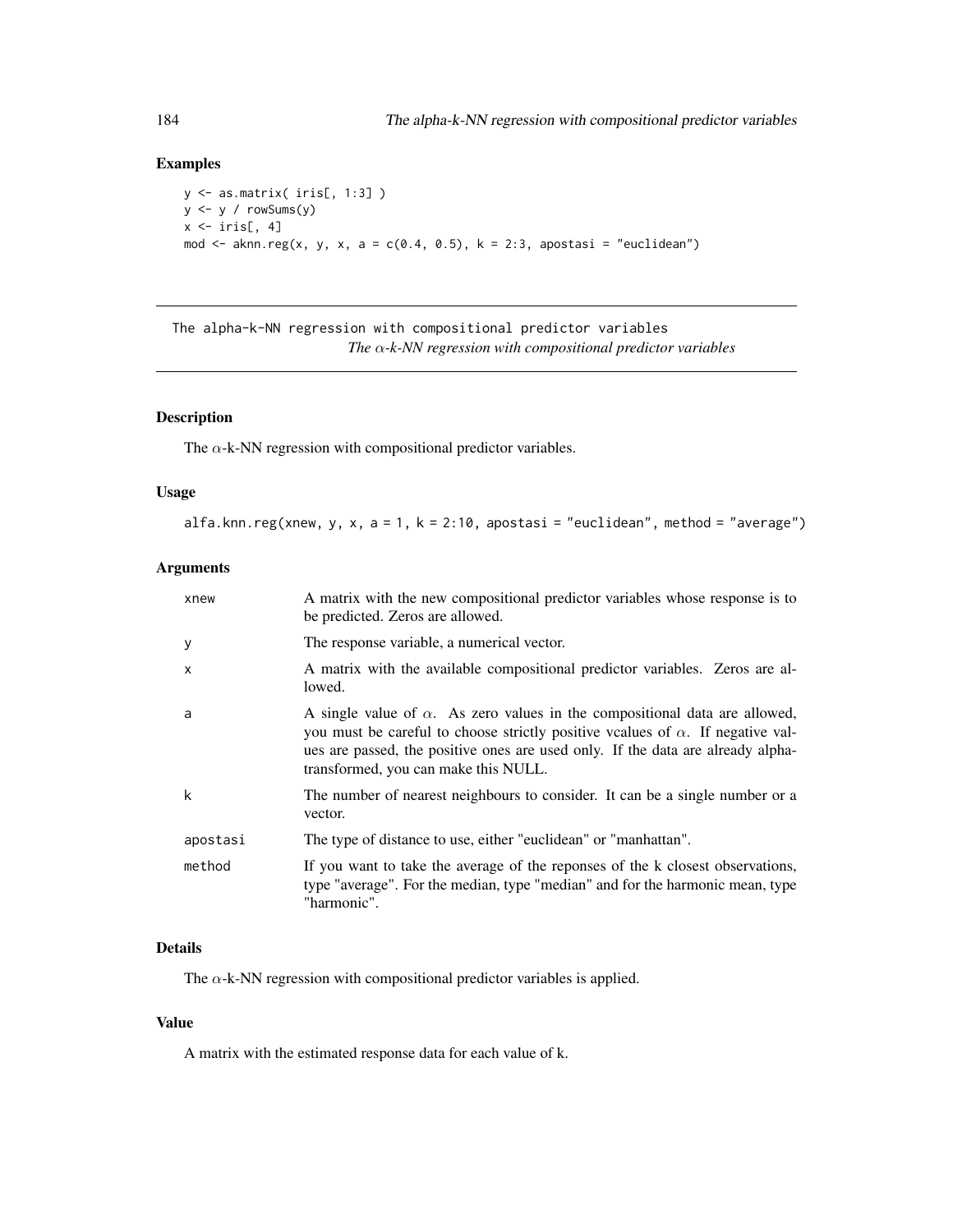## Examples

```
y <- as.matrix( iris[, 1:3] )
y <- y / rowSums(y)
x <- iris[, 4]
mod <- aknn.reg(x, y, x, a = c(0.4, 0.5), k = 2:3, apostasi = "euclidean")
```

---

# The alpha-k-NN regression with compositional predictor variables

*The $\alpha$-k-NN regression with compositional predictor variables*

---

## Description

The $\alpha$-k-NN regression with compositional predictor variables.

## Usage

```
alfa.knn.reg(xnew, y, x, a = 1, k = 2:10, apostasi = "euclidean", method = "average")
```

## Arguments

| | |
|---|---|
| xnew | A matrix with the new compositional predictor variables whose response is to be predicted. Zeros are allowed. |
| y | The response variable, a numerical vector. |
| x | A matrix with the available compositional predictor variables. Zeros are allowed. |
| a | A single value of $\alpha$. As zero values in the compositional data are allowed, you must be careful to choose strictly positive vcalues of $\alpha$. If negative values are passed, the positive ones are used only. If the data are already alpha-transformed, you can make this NULL. |
| k | The number of nearest neighbours to consider. It can be a single number or a vector. |
| apostasi | The type of distance to use, either "euclidean" or "manhattan". |
| method | If you want to take the average of the reponses of the k closest observations, type "average". For the median, type "median" and for the harmonic mean, type "harmonic". |

## Details

The $\alpha$-k-NN regression with compositional predictor variables is applied.

## Value

A matrix with the estimated response data for each value of k.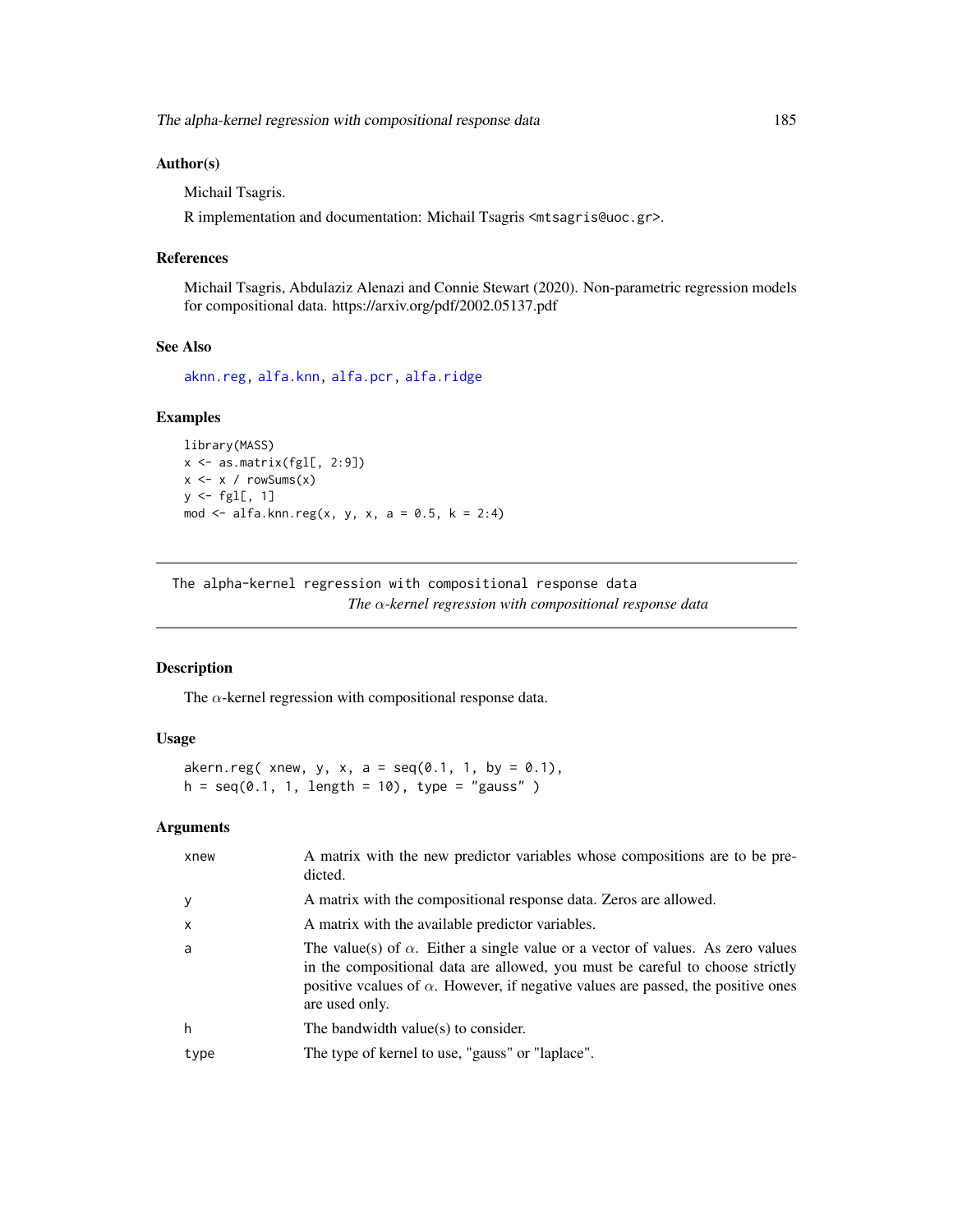## Author(s)

Michail Tsagris.

R implementation and documentation: Michail Tsagris <mtsagris@uoc.gr>.

## References

Michail Tsagris, Abdulaziz Alenazi and Connie Stewart (2020). Non-parametric regression models for compositional data. https://arxiv.org/pdf/2002.05137.pdf

## See Also

aknn.reg, alfa.knn, alfa.pcr, alfa.ridge

## Examples

```
library(MASS)
x <- as.matrix(fgl[, 2:9])
x <- x / rowSums(x)
y <- fgl[, 1]
mod <- alfa.knn.reg(x, y, x, a = 0.5, k = 2:4)
```

---

The alpha-kernel regression with compositional response data

*The $\alpha$-kernel regression with compositional response data*

---

## Description

The $\alpha$-kernel regression with compositional response data.

## Usage

```
akern.reg( xnew, y, x, a = seq(0.1, 1, by = 0.1),
h = seq(0.1, 1, length = 10), type = "gauss" )
```

## Arguments

| | |
|---|---|
| xnew | A matrix with the new predictor variables whose compositions are to be predicted. |
| y | A matrix with the compositional response data. Zeros are allowed. |
| x | A matrix with the available predictor variables. |
| a | The value(s) of $\alpha$. Either a single value or a vector of values. As zero values in the compositional data are allowed, you must be careful to choose strictly positive vcalues of $\alpha$. However, if negative values are passed, the positive ones are used only. |
| h | The bandwidth value(s) to consider. |
| type | The type of kernel to use, "gauss" or "laplace". |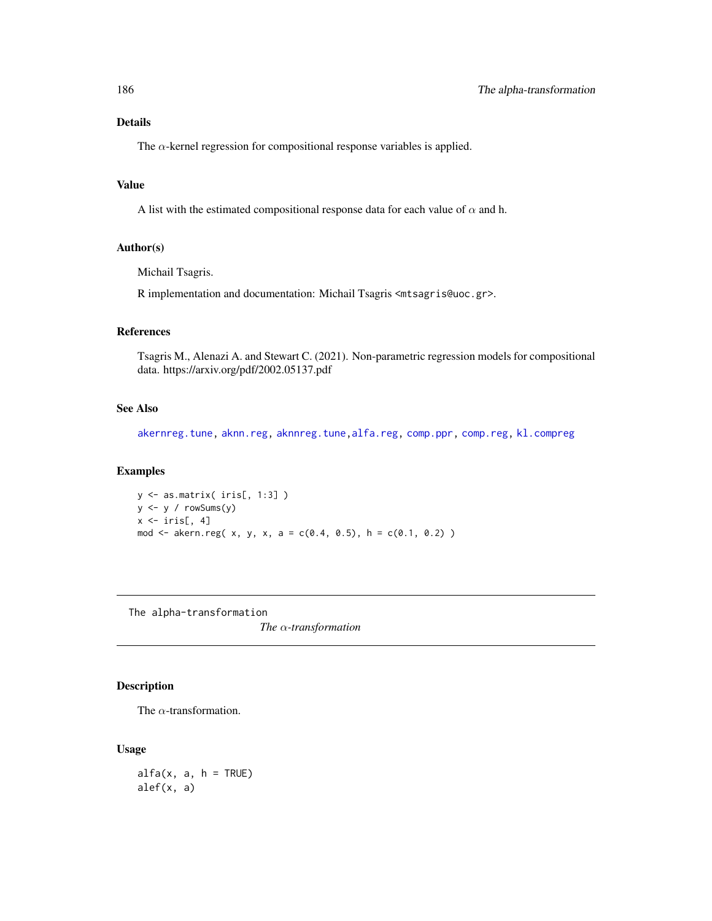## Details

The $\alpha$-kernel regression for compositional response variables is applied.

## Value

A list with the estimated compositional response data for each value of $\alpha$ and h.

## Author(s)

Michail Tsagris.

R implementation and documentation: Michail Tsagris <mtsagris@uoc.gr>.

## References

Tsagris M., Alenazi A. and Stewart C. (2021). Non-parametric regression models for compositional data. https://arxiv.org/pdf/2002.05137.pdf

## See Also

akernreg.tune, aknn.reg, aknnreg.tune, alfa.reg, comp.ppr, comp.reg, kl.compreg

## Examples

```
y <- as.matrix( iris[, 1:3] )
y <- y / rowSums(y)
x <- iris[, 4]
mod <- akern.reg( x, y, x, a = c(0.4, 0.5), h = c(0.1, 0.2) )
```

---

The alpha-transformation

# *The $\alpha$-transformation*

---

## Description

The $\alpha$-transformation.

## Usage

```
alfa(x, a, h = TRUE)
alef(x, a)
```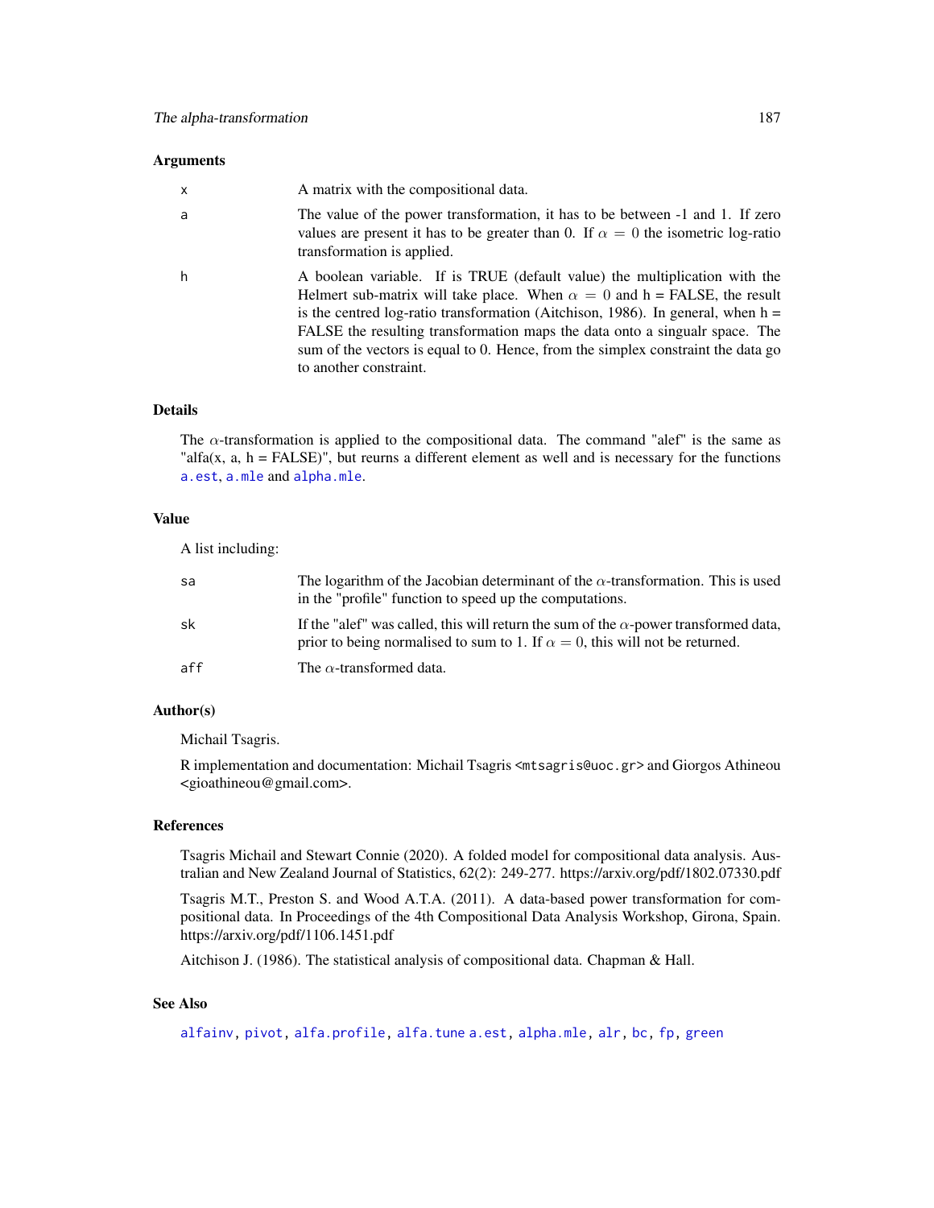### Arguments

| | |
|---|---|
| x | A matrix with the compositional data. |
| a | The value of the power transformation, it has to be between -1 and 1. If zero values are present it has to be greater than 0. If $\alpha = 0$ the isometric log-ratio transformation is applied. |
| h | A boolean variable. If is TRUE (default value) the multiplication with the Helmert sub-matrix will take place. When $\alpha = 0$ and h = FALSE, the result is the centred log-ratio transformation (Aitchison, 1986). In general, when h = FALSE the resulting transformation maps the data onto a singualr space. The sum of the vectors is equal to 0. Hence, from the simplex constraint the data go to another constraint. |

### Details

The $\alpha$-transformation is applied to the compositional data. The command "alef" is the same as "alfa(x, a, h = FALSE)", but reurns a different element as well and is necessary for the functions `a.est`, `a.mle` and `alpha.mle`.

### Value

A list including:

| | |
|---|---|
| sa | The logarithm of the Jacobian determinant of the $\alpha$-transformation. This is used in the "profile" function to speed up the computations. |
| sk | If the "alef" was called, this will return the sum of the $\alpha$-power transformed data, prior to being normalised to sum to 1. If $\alpha = 0$, this will not be returned. |
| aff | The $\alpha$-transformed data. |

### Author(s)

Michail Tsagris.

R implementation and documentation: Michail Tsagris <mtsagris@uoc.gr> and Giorgos Athineou <gioathineou@gmail.com>.

### References

Tsagris Michail and Stewart Connie (2020). A folded model for compositional data analysis. Australian and New Zealand Journal of Statistics, 62(2): 249-277. https://arxiv.org/pdf/1802.07330.pdf

Tsagris M.T., Preston S. and Wood A.T.A. (2011). A data-based power transformation for compositional data. In Proceedings of the 4th Compositional Data Analysis Workshop, Girona, Spain. https://arxiv.org/pdf/1106.1451.pdf

Aitchison J. (1986). The statistical analysis of compositional data. Chapman & Hall.

### See Also

`alfainv`, `pivot`, `alfa.profile`, `alfa.tune` `a.est`, `alpha.mle`, `alr`, `bc`, `fp`, `green`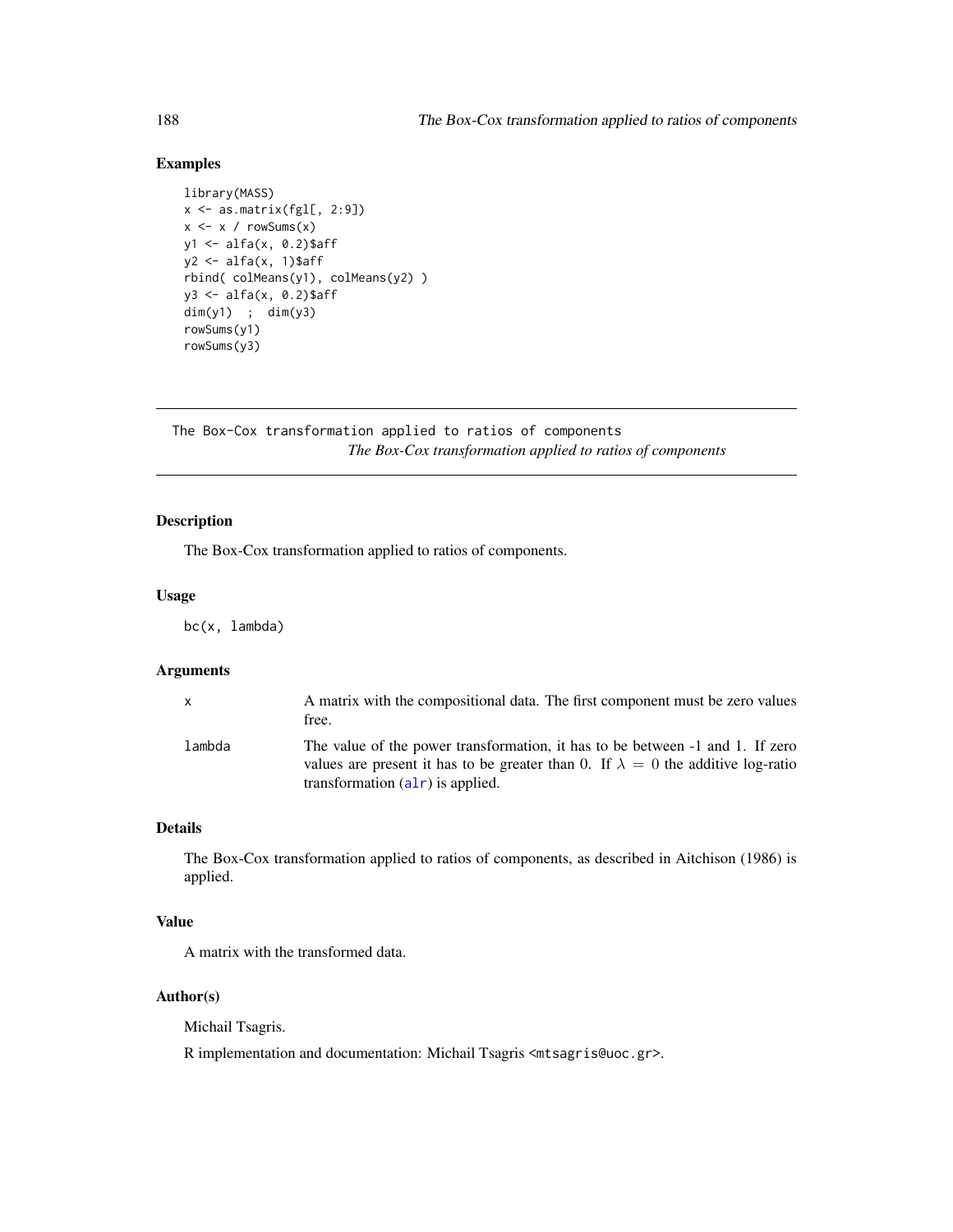### Examples

```
library(MASS)
x <- as.matrix(fgl[, 2:9])
x <- x / rowSums(x)
y1 <- alfa(x, 0.2)$aff
y2 <- alfa(x, 1)$aff
rbind( colMeans(y1), colMeans(y2) )
y3 <- alfa(x, 0.2)$aff
dim(y1)  ;  dim(y3)
rowSums(y1)
rowSums(y3)
```

---

## The Box-Cox transformation applied to ratios of components

*The Box-Cox transformation applied to ratios of components*

---

### Description

The Box-Cox transformation applied to ratios of components.

### Usage

```
bc(x, lambda)
```

### Arguments

| | |
|---|---|
| x | A matrix with the compositional data. The first component must be zero values free. |
| lambda | The value of the power transformation, it has to be between -1 and 1. If zero values are present it has to be greater than 0. If $\lambda = 0$ the additive log-ratio transformation (alr) is applied. |

### Details

The Box-Cox transformation applied to ratios of components, as described in Aitchison (1986) is applied.

### Value

A matrix with the transformed data.

### Author(s)

Michail Tsagris.

R implementation and documentation: Michail Tsagris <mtsagris@uoc.gr>.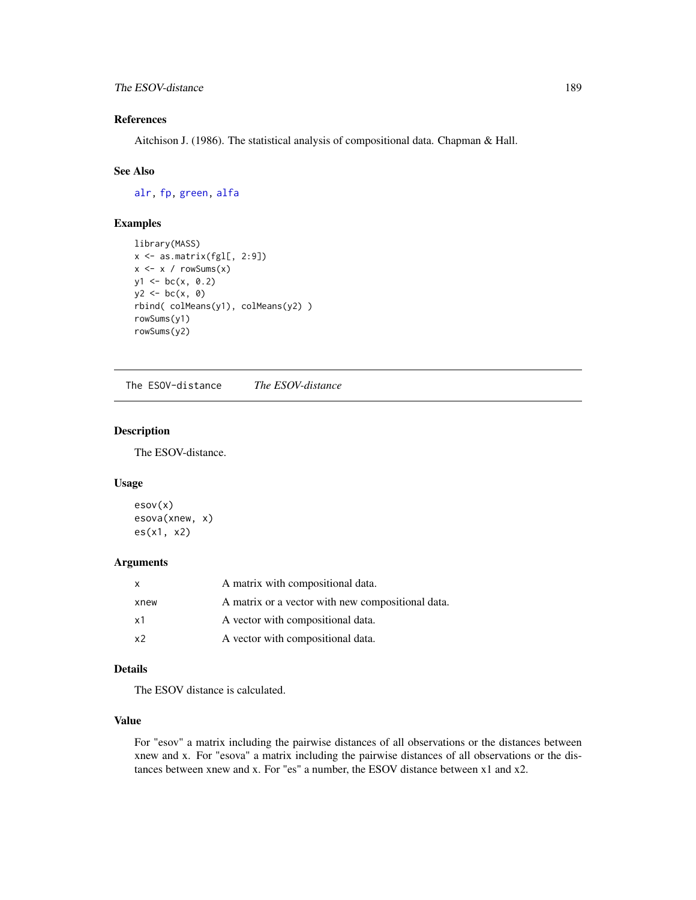### References

Aitchison J. (1986). The statistical analysis of compositional data. Chapman & Hall.

### See Also

alr, fp, green, alfa

### Examples

```
library(MASS)
x <- as.matrix(fgl[, 2:9])
x <- x / rowSums(x)
y1 <- bc(x, 0.2)
y2 <- bc(x, 0)
rbind( colMeans(y1), colMeans(y2) )
rowSums(y1)
rowSums(y2)
```

---

## The ESOV-distance &nbsp;&nbsp;&nbsp; *The ESOV-distance*

---

### Description

The ESOV-distance.

### Usage

```
esov(x)
esova(xnew, x)
es(x1, x2)
```

### Arguments

| | |
|---|---|
| x | A matrix with compositional data. |
| xnew | A matrix or a vector with new compositional data. |
| x1 | A vector with compositional data. |
| x2 | A vector with compositional data. |

### Details

The ESOV distance is calculated.

### Value

For "esov" a matrix including the pairwise distances of all observations or the distances between xnew and x. For "esova" a matrix including the pairwise distances of all observations or the distances between xnew and x. For "es" a number, the ESOV distance between x1 and x2.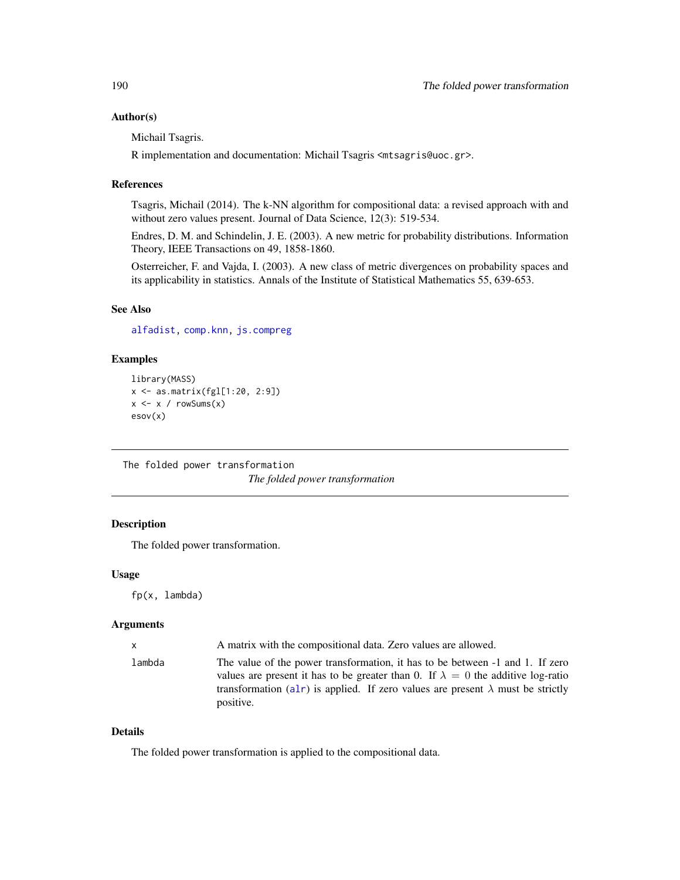### Author(s)

Michail Tsagris.

R implementation and documentation: Michail Tsagris <mtsagris@uoc.gr>.

### References

Tsagris, Michail (2014). The k-NN algorithm for compositional data: a revised approach with and without zero values present. Journal of Data Science, 12(3): 519-534.

Endres, D. M. and Schindelin, J. E. (2003). A new metric for probability distributions. Information Theory, IEEE Transactions on 49, 1858-1860.

Osterreicher, F. and Vajda, I. (2003). A new class of metric divergences on probability spaces and its applicability in statistics. Annals of the Institute of Statistical Mathematics 55, 639-653.

### See Also

alfadist, comp.knn, js.compreg

### Examples

```
library(MASS)
x <- as.matrix(fgl[1:20, 2:9])
x <- x / rowSums(x)
esov(x)
```

---

## The folded power transformation

*The folded power transformation*

### Description

The folded power transformation.

### Usage

```
fp(x, lambda)
```

### Arguments

| | |
|---|---|
| x | A matrix with the compositional data. Zero values are allowed. |
| lambda | The value of the power transformation, it has to be between -1 and 1. If zero values are present it has to be greater than 0. If $\lambda = 0$ the additive log-ratio transformation (alr) is applied. If zero values are present $\lambda$ must be strictly positive. |

### Details

The folded power transformation is applied to the compositional data.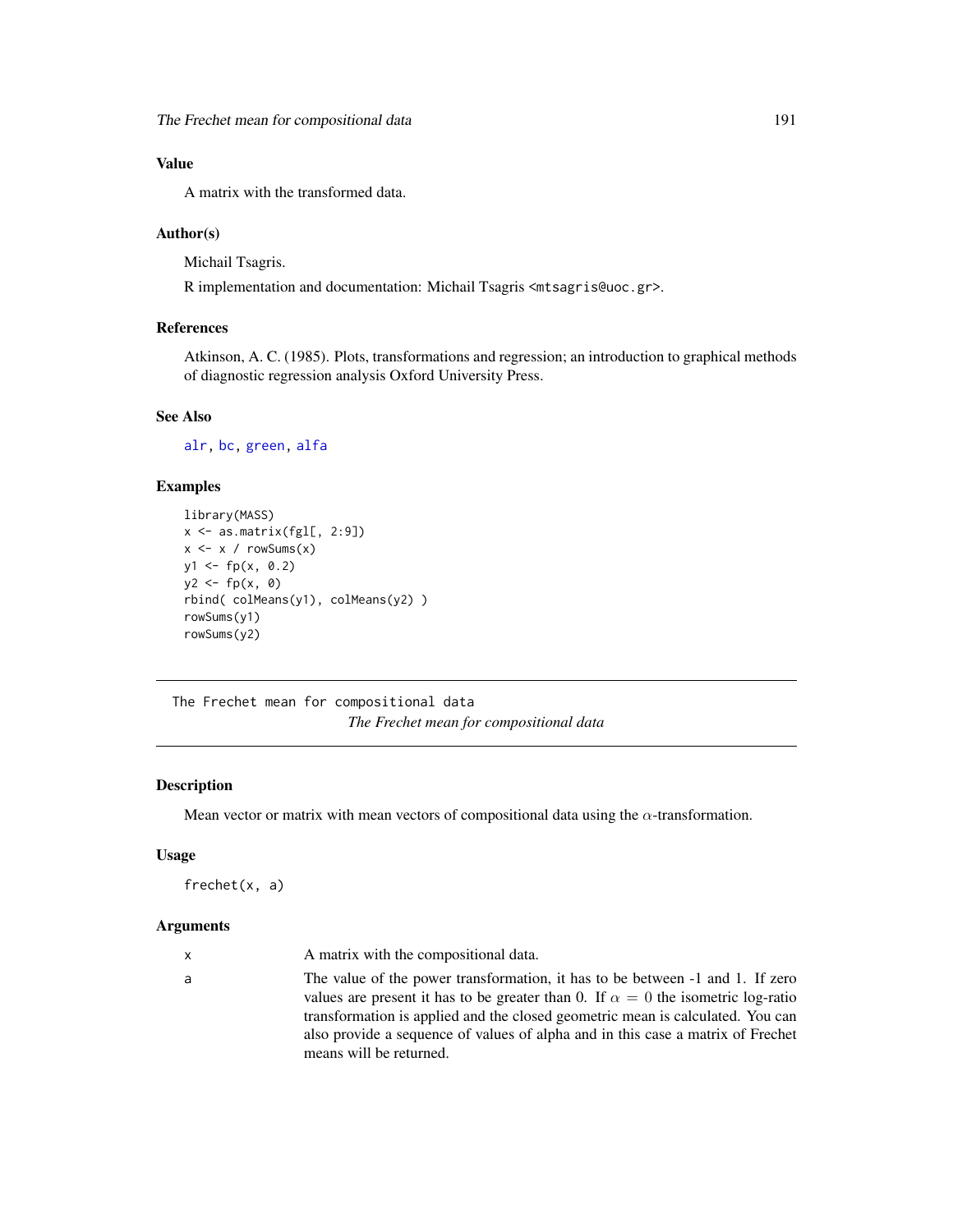## Value

A matrix with the transformed data.

## Author(s)

Michail Tsagris.

R implementation and documentation: Michail Tsagris <mtsagris@uoc.gr>.

## References

Atkinson, A. C. (1985). Plots, transformations and regression; an introduction to graphical methods of diagnostic regression analysis Oxford University Press.

## See Also

alr, bc, green, alfa

## Examples

```
library(MASS)
x <- as.matrix(fgl[, 2:9])
x <- x / rowSums(x)
y1 <- fp(x, 0.2)
y2 <- fp(x, 0)
rbind( colMeans(y1), colMeans(y2) )
rowSums(y1)
rowSums(y2)
```

---

# The Frechet mean for compositional data

*The Frechet mean for compositional data*

## Description

Mean vector or matrix with mean vectors of compositional data using the $\alpha$-transformation.

## Usage

```
frechet(x, a)
```

## Arguments

| | |
|---|---|
| x | A matrix with the compositional data. |
| a | The value of the power transformation, it has to be between -1 and 1. If zero values are present it has to be greater than 0. If $\alpha = 0$ the isometric log-ratio transformation is applied and the closed geometric mean is calculated. You can also provide a sequence of values of alpha and in this case a matrix of Frechet means will be returned. |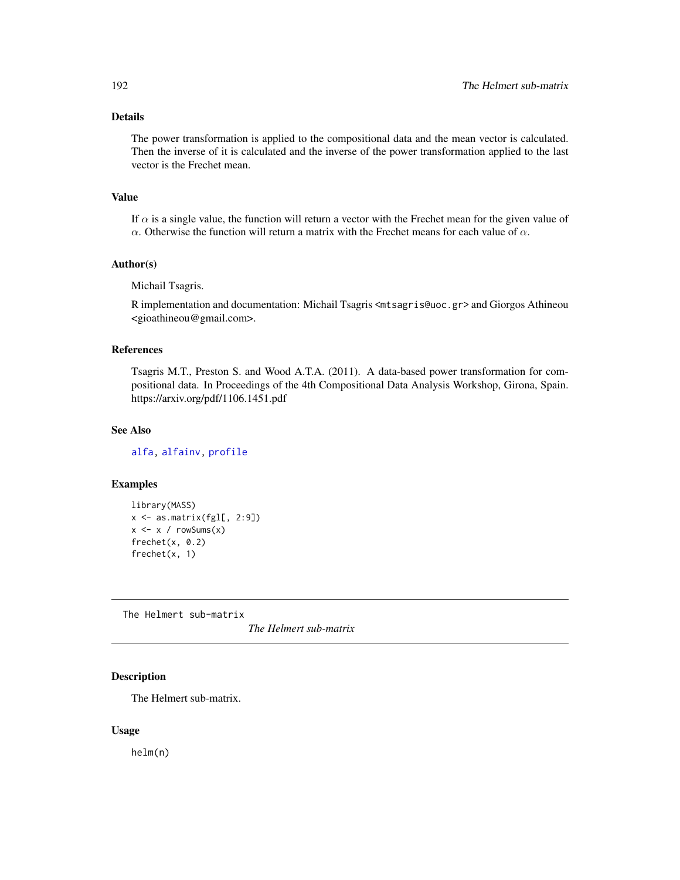## Details

The power transformation is applied to the compositional data and the mean vector is calculated. Then the inverse of it is calculated and the inverse of the power transformation applied to the last vector is the Frechet mean.

## Value

If $\alpha$ is a single value, the function will return a vector with the Frechet mean for the given value of $\alpha$. Otherwise the function will return a matrix with the Frechet means for each value of $\alpha$.

## Author(s)

Michail Tsagris.

R implementation and documentation: Michail Tsagris <mtsagris@uoc.gr> and Giorgos Athineou <gioathineou@gmail.com>.

## References

Tsagris M.T., Preston S. and Wood A.T.A. (2011). A data-based power transformation for compositional data. In Proceedings of the 4th Compositional Data Analysis Workshop, Girona, Spain. https://arxiv.org/pdf/1106.1451.pdf

## See Also

alfa, alfainv, profile

## Examples

```
library(MASS)
x <- as.matrix(fgl[, 2:9])
x <- x / rowSums(x)
frechet(x, 0.2)
frechet(x, 1)
```

---

# The Helmert sub-matrix

*The Helmert sub-matrix*

## Description

The Helmert sub-matrix.

## Usage

```
helm(n)
```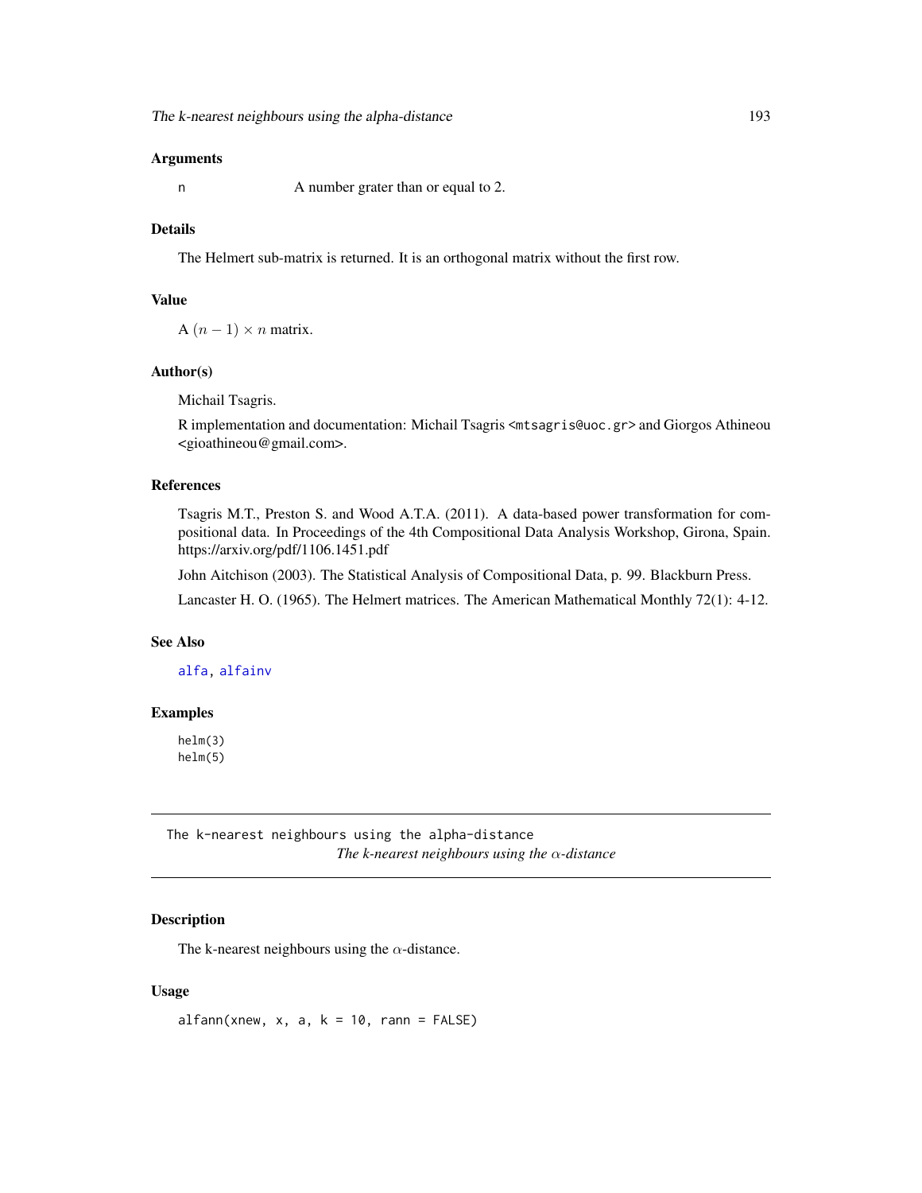### Arguments

n A number grater than or equal to 2.

### Details

The Helmert sub-matrix is returned. It is an orthogonal matrix without the first row.

### Value

A $(n-1) \times n$ matrix.

### Author(s)

Michail Tsagris.

R implementation and documentation: Michail Tsagris <mtsagris@uoc.gr> and Giorgos Athineou <gioathineou@gmail.com>.

### References

Tsagris M.T., Preston S. and Wood A.T.A. (2011). A data-based power transformation for compositional data. In Proceedings of the 4th Compositional Data Analysis Workshop, Girona, Spain. https://arxiv.org/pdf/1106.1451.pdf

John Aitchison (2003). The Statistical Analysis of Compositional Data, p. 99. Blackburn Press.

Lancaster H. O. (1965). The Helmert matrices. The American Mathematical Monthly 72(1): 4-12.

### See Also

alfa, alfainv

### Examples

```
helm(3)
helm(5)
```

---

## The k-nearest neighbours using the alpha-distance

*The k-nearest neighbours using the $\alpha$-distance*

### Description

The k-nearest neighbours using the $\alpha$-distance.

### Usage

```
alfann(xnew, x, a, k = 10, rann = FALSE)
```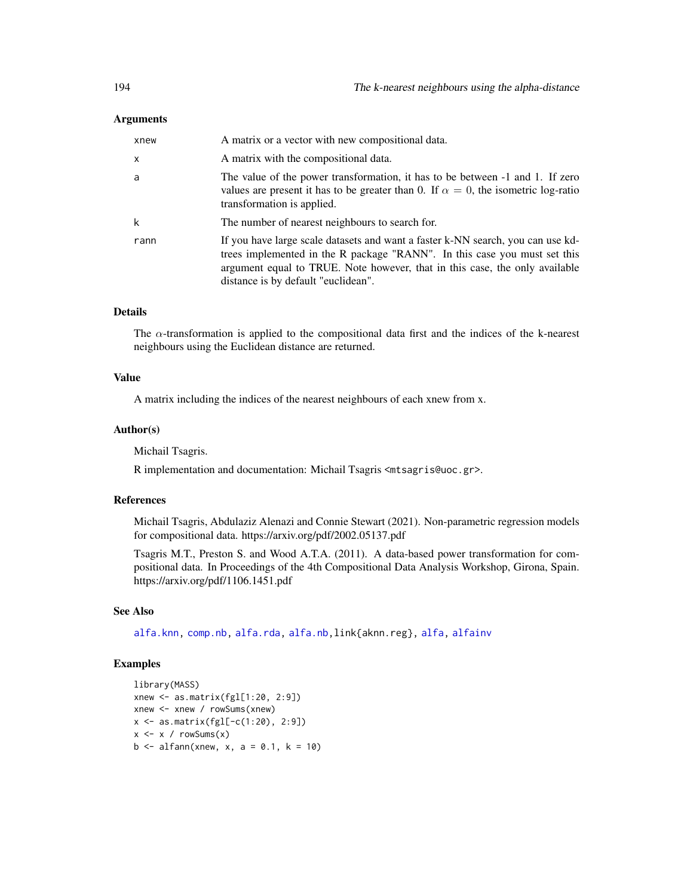### Arguments

| | |
|---|---|
| xnew | A matrix or a vector with new compositional data. |
| x | A matrix with the compositional data. |
| a | The value of the power transformation, it has to be between -1 and 1. If zero values are present it has to be greater than 0. If $\alpha = 0$, the isometric log-ratio transformation is applied. |
| k | The number of nearest neighbours to search for. |
| rann | If you have large scale datasets and want a faster k-NN search, you can use kd-trees implemented in the R package "RANN". In this case you must set this argument equal to TRUE. Note however, that in this case, the only available distance is by default "euclidean". |

### Details

The $\alpha$-transformation is applied to the compositional data first and the indices of the k-nearest neighbours using the Euclidean distance are returned.

### Value

A matrix including the indices of the nearest neighbours of each xnew from x.

### Author(s)

Michail Tsagris.

R implementation and documentation: Michail Tsagris <mtsagris@uoc.gr>.

### References

Michail Tsagris, Abdulaziz Alenazi and Connie Stewart (2021). Non-parametric regression models for compositional data. https://arxiv.org/pdf/2002.05137.pdf

Tsagris M.T., Preston S. and Wood A.T.A. (2011). A data-based power transformation for compositional data. In Proceedings of the 4th Compositional Data Analysis Workshop, Girona, Spain. https://arxiv.org/pdf/1106.1451.pdf

### See Also

alfa.knn, comp.nb, alfa.rda, alfa.nb,link{aknn.reg}, alfa, alfainv

### Examples

```
library(MASS)
xnew <- as.matrix(fgl[1:20, 2:9])
xnew <- xnew / rowSums(xnew)
x <- as.matrix(fgl[-c(1:20), 2:9])
x <- x / rowSums(x)
b <- alfann(xnew, x, a = 0.1, k = 10)
```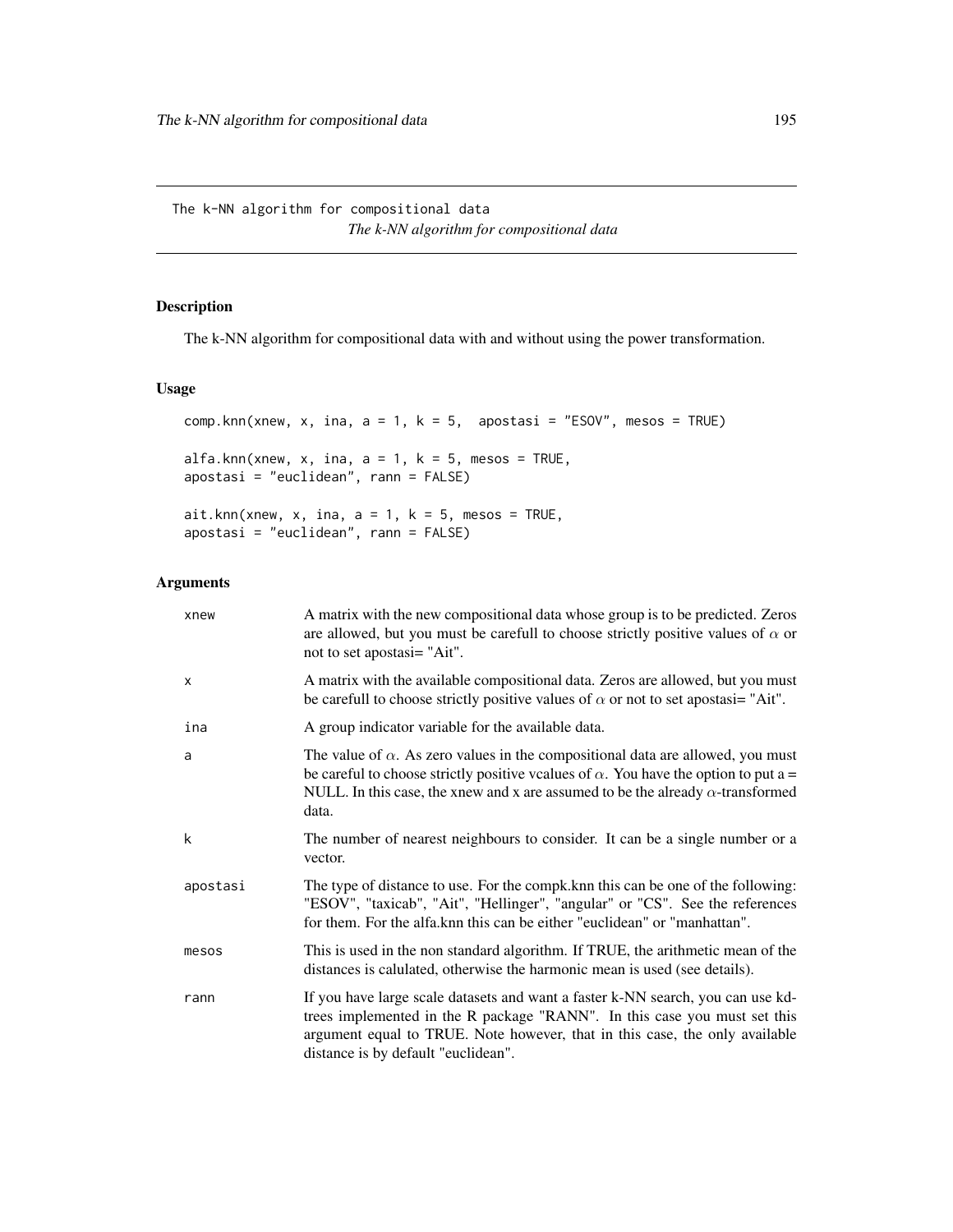The k-NN algorithm for compositional data

*The k-NN algorithm for compositional data*

## Description

The k-NN algorithm for compositional data with and without using the power transformation.

## Usage

```
comp.knn(xnew, x, ina, a = 1, k = 5,  apostasi = "ESOV", mesos = TRUE)

alfa.knn(xnew, x, ina, a = 1, k = 5, mesos = TRUE,
apostasi = "euclidean", rann = FALSE)

ait.knn(xnew, x, ina, a = 1, k = 5, mesos = TRUE,
apostasi = "euclidean", rann = FALSE)
```

## Arguments

| | |
|---|---|
| xnew | A matrix with the new compositional data whose group is to be predicted. Zeros are allowed, but you must be carefull to choose strictly positive values of $\alpha$ or not to set apostasi= "Ait". |
| x | A matrix with the available compositional data. Zeros are allowed, but you must be carefull to choose strictly positive values of $\alpha$ or not to set apostasi= "Ait". |
| ina | A group indicator variable for the available data. |
| a | The value of $\alpha$. As zero values in the compositional data are allowed, you must be careful to choose strictly positive vcalues of $\alpha$. You have the option to put a = NULL. In this case, the xnew and x are assumed to be the already $\alpha$-transformed data. |
| k | The number of nearest neighbours to consider. It can be a single number or a vector. |
| apostasi | The type of distance to use. For the compk.knn this can be one of the following: "ESOV", "taxicab", "Ait", "Hellinger", "angular" or "CS". See the references for them. For the alfa.knn this can be either "euclidean" or "manhattan". |
| mesos | This is used in the non standard algorithm. If TRUE, the arithmetic mean of the distances is calulated, otherwise the harmonic mean is used (see details). |
| rann | If you have large scale datasets and want a faster k-NN search, you can use kd-trees implemented in the R package "RANN". In this case you must set this argument equal to TRUE. Note however, that in this case, the only available distance is by default "euclidean". |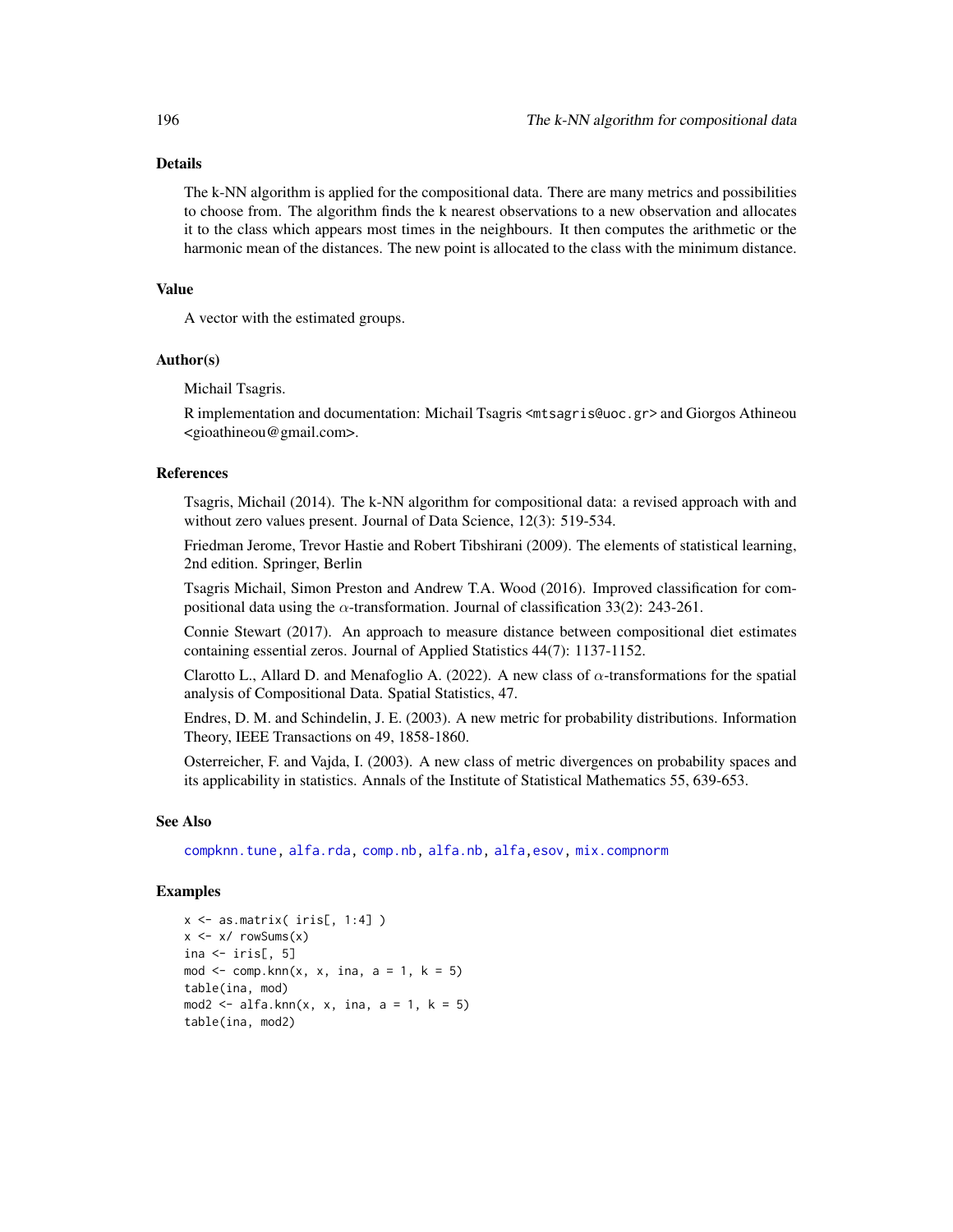## Details

The k-NN algorithm is applied for the compositional data. There are many metrics and possibilities to choose from. The algorithm finds the k nearest observations to a new observation and allocates it to the class which appears most times in the neighbours. It then computes the arithmetic or the harmonic mean of the distances. The new point is allocated to the class with the minimum distance.

## Value

A vector with the estimated groups.

## Author(s)

Michail Tsagris.

R implementation and documentation: Michail Tsagris <mtsagris@uoc.gr> and Giorgos Athineou <gioathineou@gmail.com>.

## References

Tsagris, Michail (2014). The k-NN algorithm for compositional data: a revised approach with and without zero values present. Journal of Data Science, 12(3): 519-534.

Friedman Jerome, Trevor Hastie and Robert Tibshirani (2009). The elements of statistical learning, 2nd edition. Springer, Berlin

Tsagris Michail, Simon Preston and Andrew T.A. Wood (2016). Improved classification for compositional data using the $\alpha$-transformation. Journal of classification 33(2): 243-261.

Connie Stewart (2017). An approach to measure distance between compositional diet estimates containing essential zeros. Journal of Applied Statistics 44(7): 1137-1152.

Clarotto L., Allard D. and Menafoglio A. (2022). A new class of $\alpha$-transformations for the spatial analysis of Compositional Data. Spatial Statistics, 47.

Endres, D. M. and Schindelin, J. E. (2003). A new metric for probability distributions. Information Theory, IEEE Transactions on 49, 1858-1860.

Osterreicher, F. and Vajda, I. (2003). A new class of metric divergences on probability spaces and its applicability in statistics. Annals of the Institute of Statistical Mathematics 55, 639-653.

## See Also

compknn.tune, alfa.rda, comp.nb, alfa.nb, alfa,esov, mix.compnorm

## Examples

```
x <- as.matrix( iris[, 1:4] )
x <- x/ rowSums(x)
ina <- iris[, 5]
mod <- comp.knn(x, x, ina, a = 1, k = 5)
table(ina, mod)
mod2 <- alfa.knn(x, x, ina, a = 1, k = 5)
table(ina, mod2)
```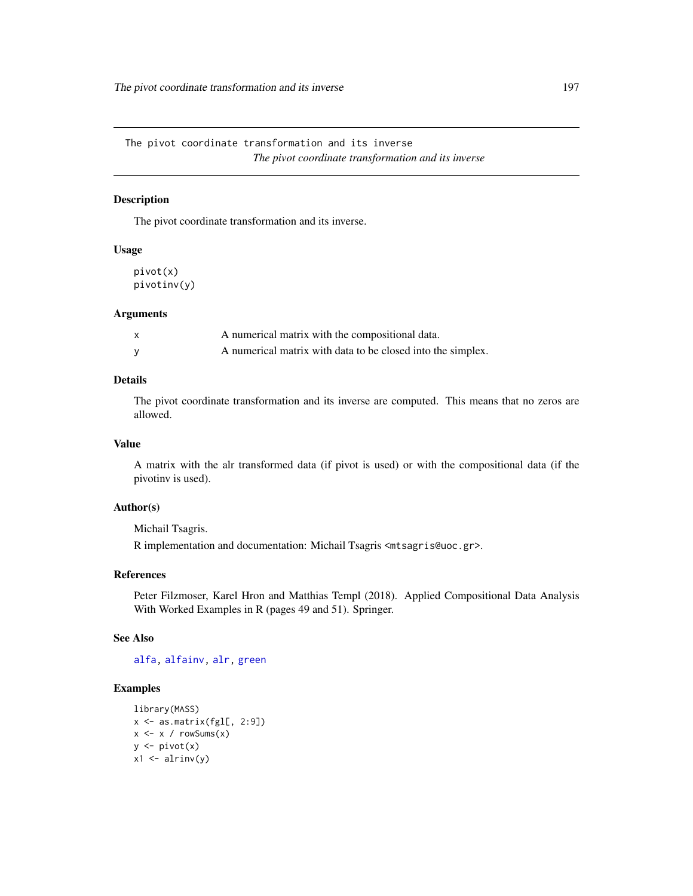The pivot coordinate transformation and its inverse

*The pivot coordinate transformation and its inverse*

## Description

The pivot coordinate transformation and its inverse.

## Usage

```
pivot(x)
pivotinv(y)
```

## Arguments

| | |
|---|---|
| x | A numerical matrix with the compositional data. |
| y | A numerical matrix with data to be closed into the simplex. |

## Details

The pivot coordinate transformation and its inverse are computed. This means that no zeros are allowed.

## Value

A matrix with the alr transformed data (if pivot is used) or with the compositional data (if the pivotinv is used).

## Author(s)

Michail Tsagris.

R implementation and documentation: Michail Tsagris <mtsagris@uoc.gr>.

## References

Peter Filzmoser, Karel Hron and Matthias Templ (2018). Applied Compositional Data Analysis With Worked Examples in R (pages 49 and 51). Springer.

## See Also

alfa, alfainv, alr, green

## Examples

```
library(MASS)
x <- as.matrix(fgl[, 2:9])
x <- x / rowSums(x)
y <- pivot(x)
x1 <- alrinv(y)
```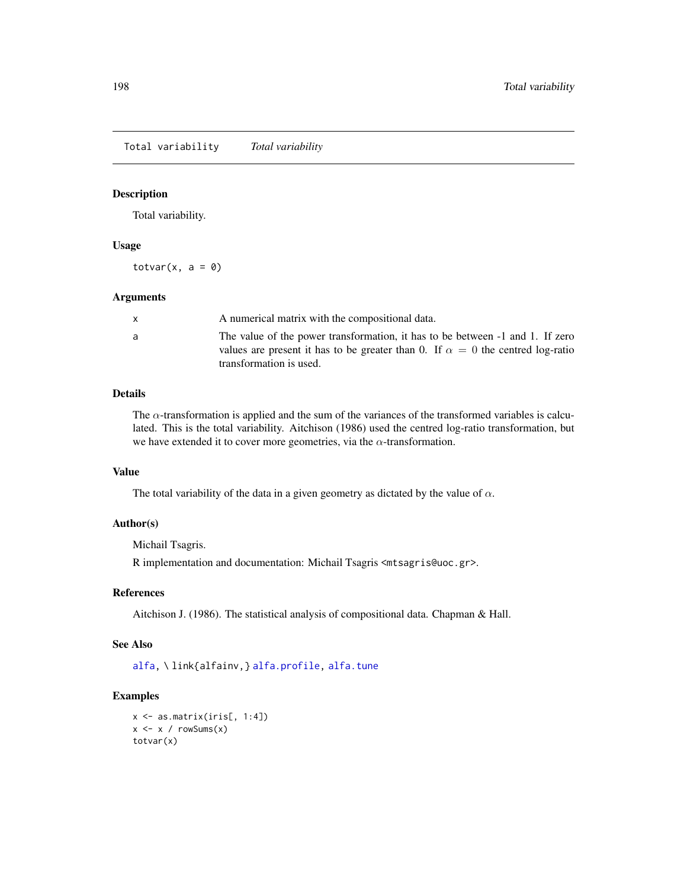Total variability &emsp; *Total variability*

### Description

Total variability.

### Usage

```
totvar(x, a = 0)
```

### Arguments

| | |
|---|---|
| x | A numerical matrix with the compositional data. |
| a | The value of the power transformation, it has to be between -1 and 1. If zero values are present it has to be greater than 0. If $\alpha = 0$ the centred log-ratio transformation is used. |

### Details

The $\alpha$-transformation is applied and the sum of the variances of the transformed variables is calculated. This is the total variability. Aitchison (1986) used the centred log-ratio transformation, but we have extended it to cover more geometries, via the $\alpha$-transformation.

### Value

The total variability of the data in a given geometry as dictated by the value of $\alpha$.

### Author(s)

Michail Tsagris.

R implementation and documentation: Michail Tsagris <mtsagris@uoc.gr>.

### References

Aitchison J. (1986). The statistical analysis of compositional data. Chapman & Hall.

### See Also

alfa, \link{alfainv,} alfa.profile, alfa.tune

### Examples

```
x <- as.matrix(iris[, 1:4])
x <- x / rowSums(x)
totvar(x)
```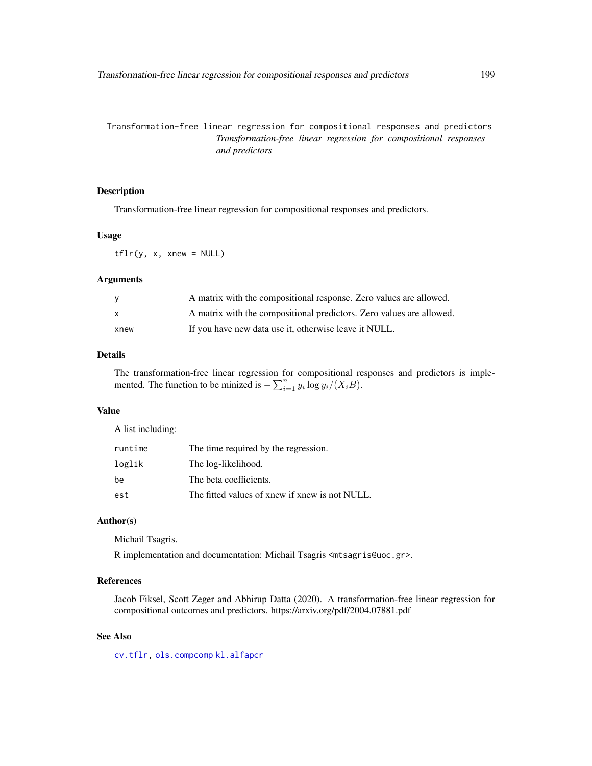# Transformation-free linear regression for compositional responses and predictors

*Transformation-free linear regression for compositional responses and predictors*

## Description

Transformation-free linear regression for compositional responses and predictors.

## Usage

```
tflr(y, x, xnew = NULL)
```

## Arguments

| | |
|---|---|
| y | A matrix with the compositional response. Zero values are allowed. |
| x | A matrix with the compositional predictors. Zero values are allowed. |
| xnew | If you have new data use it, otherwise leave it NULL. |

## Details

The transformation-free linear regression for compositional responses and predictors is implemented. The function to be minized is $-\sum_{i=1}^n y_i \log y_i / (X_i B)$.

## Value

A list including:

| | |
|---|---|
| runtime | The time required by the regression. |
| loglik | The log-likelihood. |
| be | The beta coefficients. |
| est | The fitted values of xnew if xnew is not NULL. |

## Author(s)

Michail Tsagris.

R implementation and documentation: Michail Tsagris <mtsagris@uoc.gr>.

## References

Jacob Fiksel, Scott Zeger and Abhirup Datta (2020). A transformation-free linear regression for compositional outcomes and predictors. https://arxiv.org/pdf/2004.07881.pdf

## See Also

cv.tflr, ols.compcomp kl.alfapcr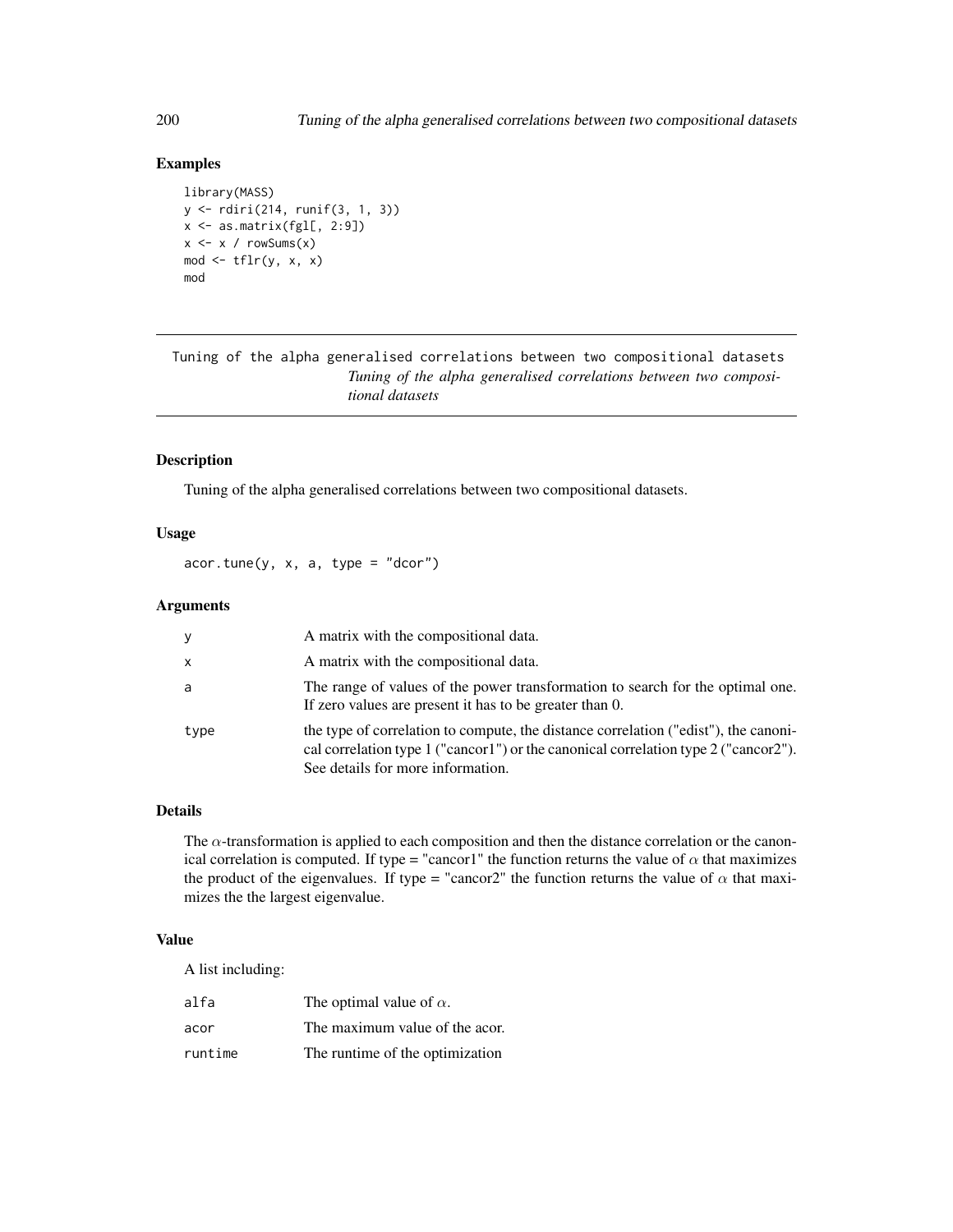## Examples

```
library(MASS)
y <- rdiri(214, runif(3, 1, 3))
x <- as.matrix(fgl[, 2:9])
x <- x / rowSums(x)
mod <- tflr(y, x, x)
mod
```

---

# Tuning of the alpha generalised correlations between two compositional datasets

*Tuning of the alpha generalised correlations between two compositional datasets*

---

## Description

Tuning of the alpha generalised correlations between two compositional datasets.

## Usage

```
acor.tune(y, x, a, type = "dcor")
```

## Arguments

| | |
|---|---|
| y | A matrix with the compositional data. |
| x | A matrix with the compositional data. |
| a | The range of values of the power transformation to search for the optimal one. If zero values are present it has to be greater than 0. |
| type | the type of correlation to compute, the distance correlation ("edist"), the canonical correlation type 1 ("cancor1") or the canonical correlation type 2 ("cancor2"). See details for more information. |

## Details

The $\alpha$-transformation is applied to each composition and then the distance correlation or the canonical correlation is computed. If type = "cancor1" the function returns the value of $\alpha$ that maximizes the product of the eigenvalues. If type = "cancor2" the function returns the value of $\alpha$ that maximizes the the largest eigenvalue.

## Value

A list including:

| | |
|---|---|
| alfa | The optimal value of $\alpha$. |
| acor | The maximum value of the acor. |
| runtime | The runtime of the optimization |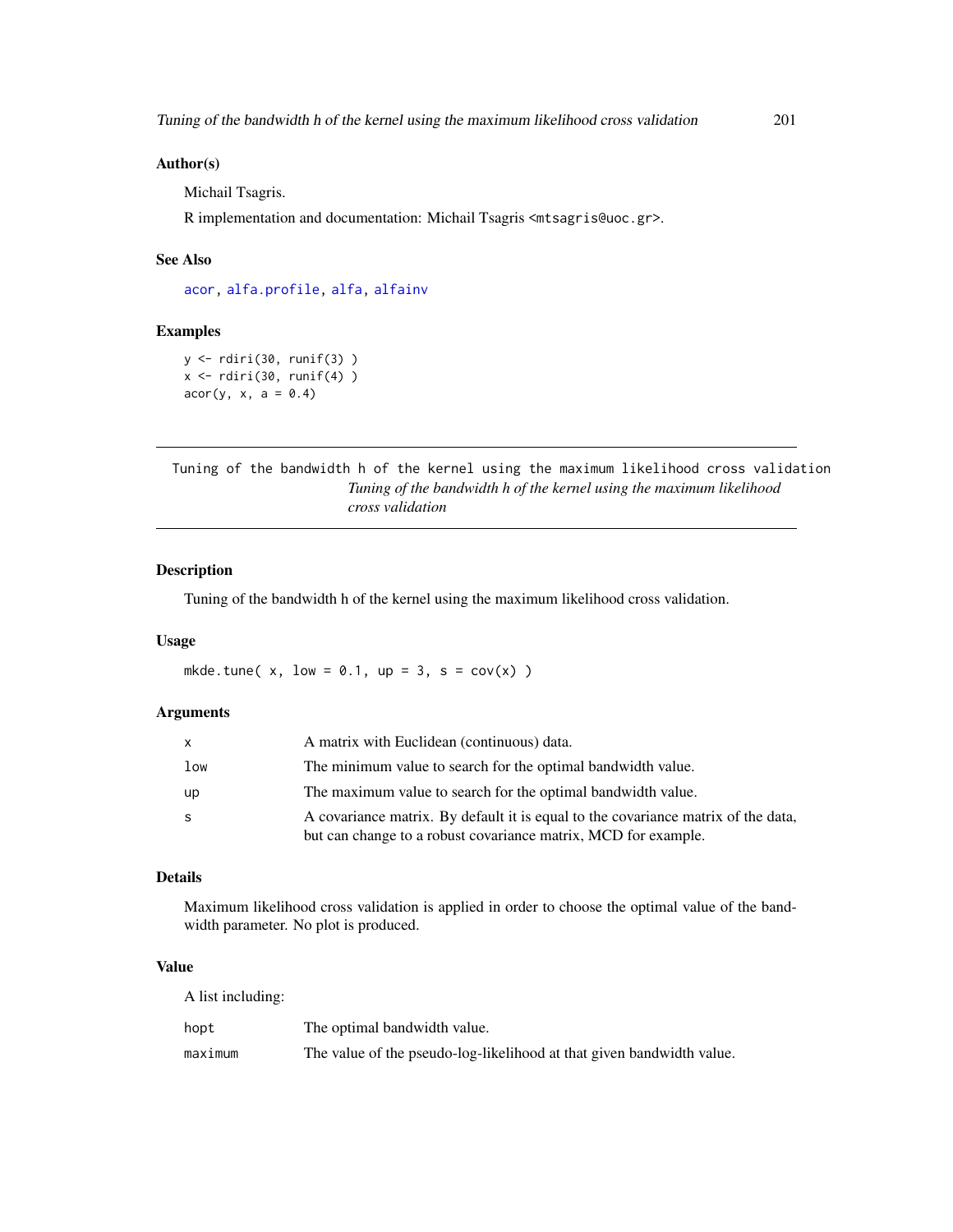### Author(s)

Michail Tsagris.

R implementation and documentation: Michail Tsagris <mtsagris@uoc.gr>.

### See Also

acor, alfa.profile, alfa, alfainv

### Examples

```
y <- rdiri(30, runif(3) )
x <- rdiri(30, runif(4) )
acor(y, x, a = 0.4)
```

---

## Tuning of the bandwidth h of the kernel using the maximum likelihood cross validation

*Tuning of the bandwidth h of the kernel using the maximum likelihood cross validation*

---

### Description

Tuning of the bandwidth h of the kernel using the maximum likelihood cross validation.

### Usage

```
mkde.tune( x, low = 0.1, up = 3, s = cov(x) )
```

### Arguments

| | |
|---|---|
| x | A matrix with Euclidean (continuous) data. |
| low | The minimum value to search for the optimal bandwidth value. |
| up | The maximum value to search for the optimal bandwidth value. |
| s | A covariance matrix. By default it is equal to the covariance matrix of the data, but can change to a robust covariance matrix, MCD for example. |

### Details

Maximum likelihood cross validation is applied in order to choose the optimal value of the bandwidth parameter. No plot is produced.

### Value

A list including:

| | |
|---|---|
| hopt | The optimal bandwidth value. |
| maximum | The value of the pseudo-log-likelihood at that given bandwidth value. |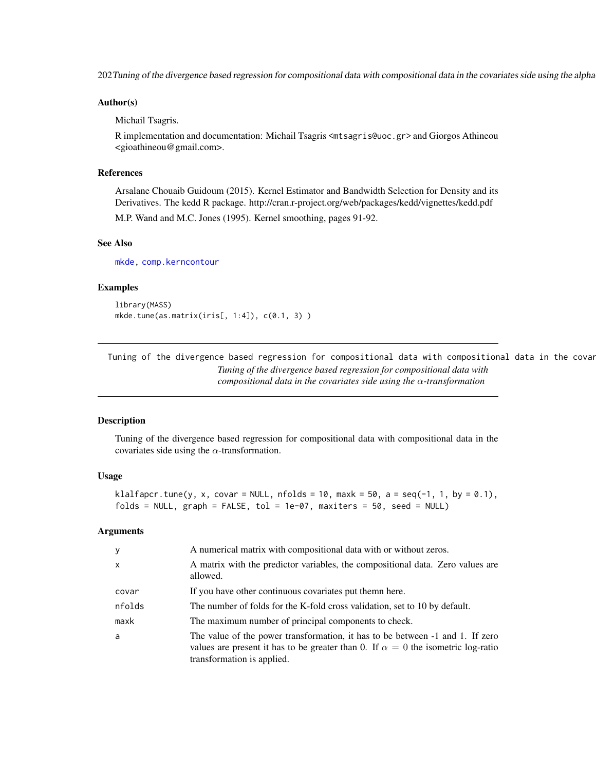## Author(s)

Michail Tsagris.

R implementation and documentation: Michail Tsagris <mtsagris@uoc.gr> and Giorgos Athineou <gioathineou@gmail.com>.

## References

Arsalane Chouaib Guidoum (2015). Kernel Estimator and Bandwidth Selection for Density and its Derivatives. The kedd R package. http://cran.r-project.org/web/packages/kedd/vignettes/kedd.pdf

M.P. Wand and M.C. Jones (1995). Kernel smoothing, pages 91-92.

## See Also

mkde, comp.kerncontour

## Examples

```
library(MASS)
mkde.tune(as.matrix(iris[, 1:4]), c(0.1, 3) )
```

---

# *Tuning of the divergence based regression for compositional data with compositional data in the covariates side using the $\alpha$-transformation*

## Description

Tuning of the divergence based regression for compositional data with compositional data in the covariates side using the $\alpha$-transformation.

## Usage

```
klalfapcr.tune(y, x, covar = NULL, nfolds = 10, maxk = 50, a = seq(-1, 1, by = 0.1),
folds = NULL, graph = FALSE, tol = 1e-07, maxiters = 50, seed = NULL)
```

## Arguments

| | |
|---|---|
| y | A numerical matrix with compositional data with or without zeros. |
| x | A matrix with the predictor variables, the compositional data. Zero values are allowed. |
| covar | If you have other continuous covariates put themn here. |
| nfolds | The number of folds for the K-fold cross validation, set to 10 by default. |
| maxk | The maximum number of principal components to check. |
| a | The value of the power transformation, it has to be between -1 and 1. If zero values are present it has to be greater than 0. If $\alpha = 0$ the isometric log-ratio transformation is applied. |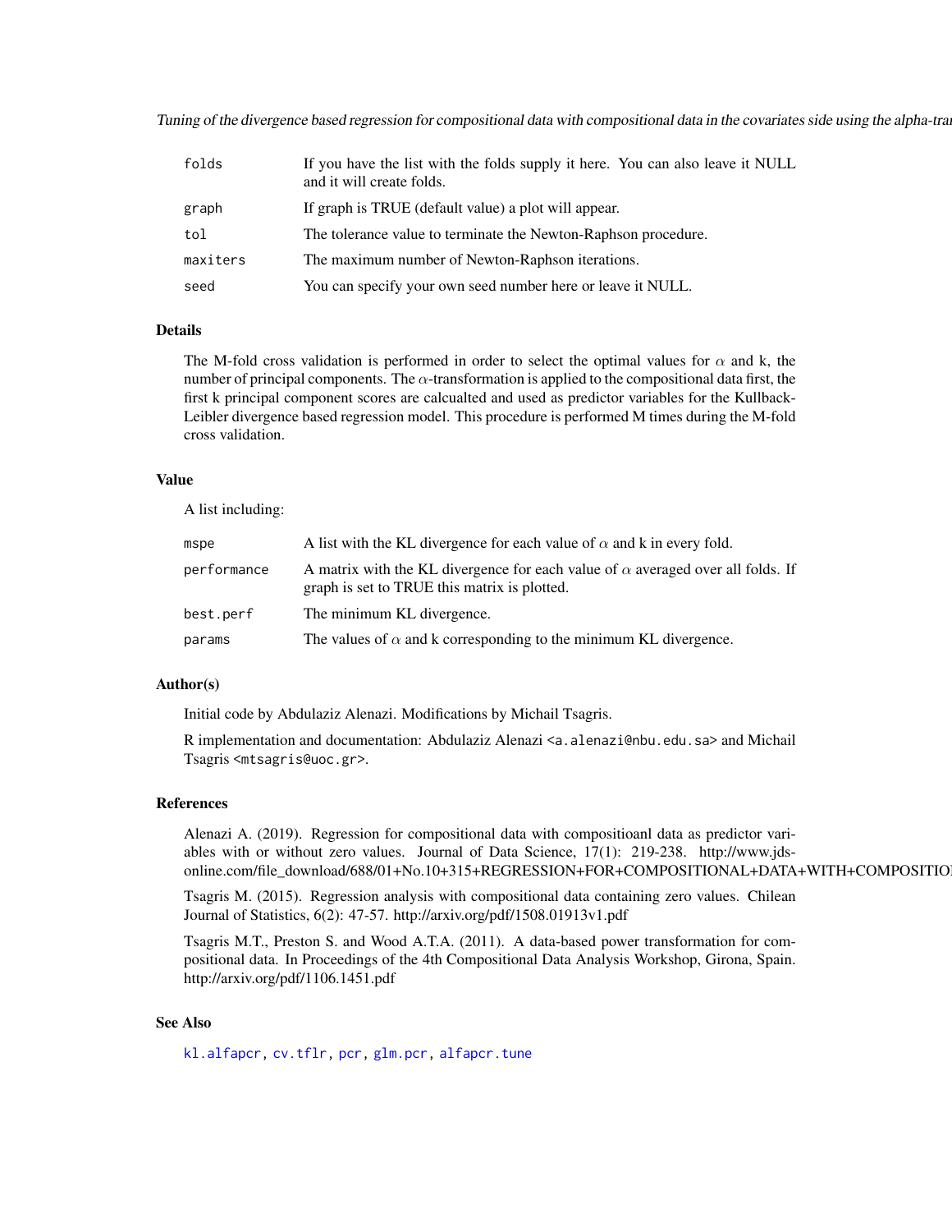| | |
|---|---|
| folds | If you have the list with the folds supply it here. You can also leave it NULL and it will create folds. |
| graph | If graph is TRUE (default value) a plot will appear. |
| tol | The tolerance value to terminate the Newton-Raphson procedure. |
| maxiters | The maximum number of Newton-Raphson iterations. |
| seed | You can specify your own seed number here or leave it NULL. |

### Details

The M-fold cross validation is performed in order to select the optimal values for $\alpha$ and k, the number of principal components. The $\alpha$-transformation is applied to the compositional data first, the first k principal component scores are calcualted and used as predictor variables for the Kullback-Leibler divergence based regression model. This procedure is performed M times during the M-fold cross validation.

### Value

A list including:

| | |
|---|---|
| mspe | A list with the KL divergence for each value of $\alpha$ and k in every fold. |
| performance | A matrix with the KL divergence for each value of $\alpha$ averaged over all folds. If graph is set to TRUE this matrix is plotted. |
| best.perf | The minimum KL divergence. |
| params | The values of $\alpha$ and k corresponding to the minimum KL divergence. |

### Author(s)

Initial code by Abdulaziz Alenazi. Modifications by Michail Tsagris.

R implementation and documentation: Abdulaziz Alenazi <a.alenazi@nbu.edu.sa> and Michail Tsagris <mtsagris@uoc.gr>.

### References

Alenazi A. (2019). Regression for compositional data with compositioanl data as predictor variables with or without zero values. Journal of Data Science, 17(1): 219-238. http://www.jds-online.com/file_download/688/01+No.10+315+REGRESSION+FOR+COMPOSITIONAL+DATA+WITH+COMPOSITIO

Tsagris M. (2015). Regression analysis with compositional data containing zero values. Chilean Journal of Statistics, 6(2): 47-57. http://arxiv.org/pdf/1508.01913v1.pdf

Tsagris M.T., Preston S. and Wood A.T.A. (2011). A data-based power transformation for compositional data. In Proceedings of the 4th Compositional Data Analysis Workshop, Girona, Spain. http://arxiv.org/pdf/1106.1451.pdf

### See Also

kl.alfapcr, cv.tflr, pcr, glm.pcr, alfapcr.tune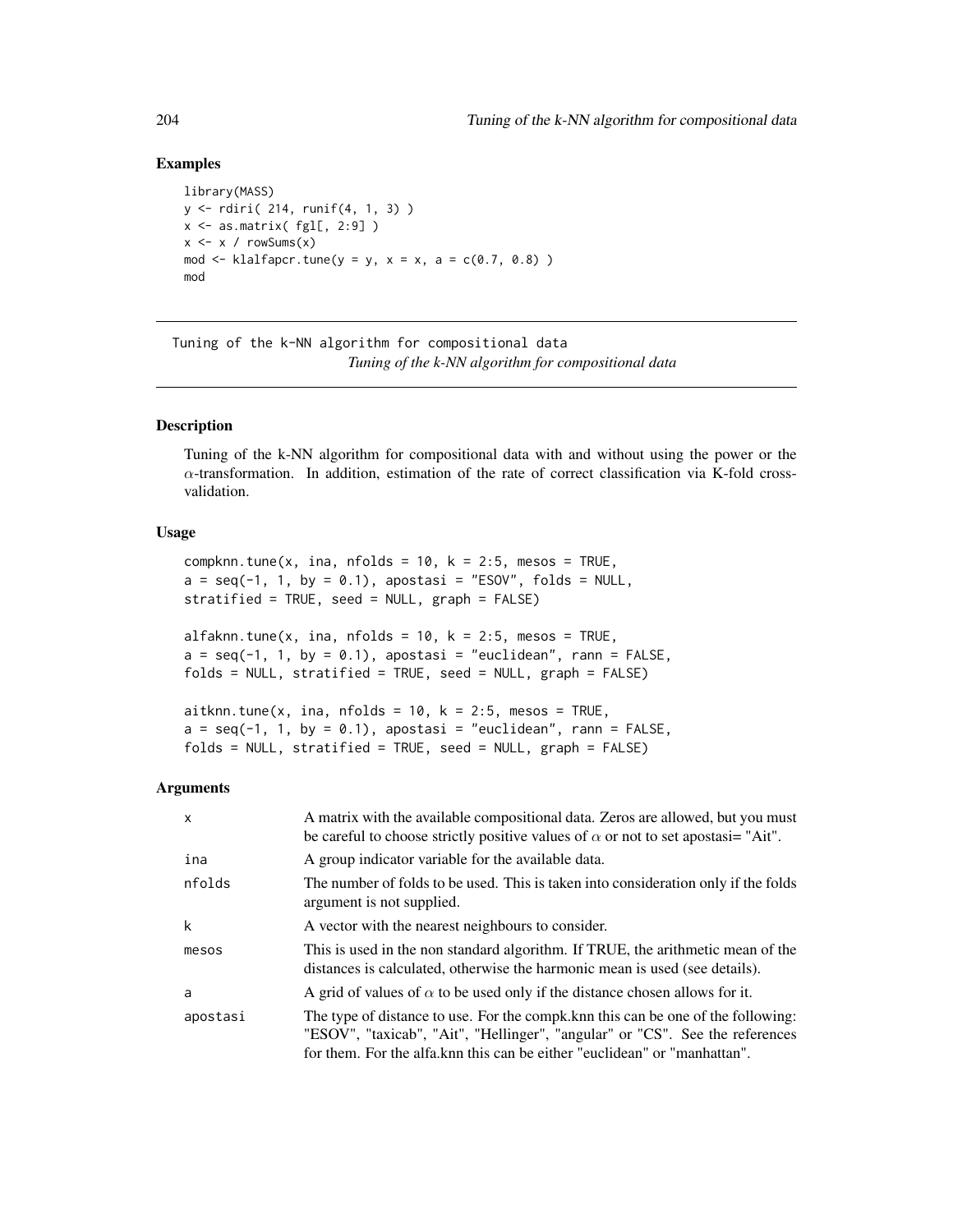## Examples

```
library(MASS)
y <- rdiri( 214, runif(4, 1, 3) )
x <- as.matrix( fgl[, 2:9] )
x <- x / rowSums(x)
mod <- klalfapcr.tune(y = y, x = x, a = c(0.7, 0.8) )
mod
```

---

# Tuning of the k-NN algorithm for compositional data

*Tuning of the k-NN algorithm for compositional data*

## Description

Tuning of the k-NN algorithm for compositional data with and without using the power or the $\alpha$-transformation. In addition, estimation of the rate of correct classification via K-fold cross-validation.

## Usage

```
compknn.tune(x, ina, nfolds = 10, k = 2:5, mesos = TRUE,
a = seq(-1, 1, by = 0.1), apostasi = "ESOV", folds = NULL,
stratified = TRUE, seed = NULL, graph = FALSE)

alfaknn.tune(x, ina, nfolds = 10, k = 2:5, mesos = TRUE,
a = seq(-1, 1, by = 0.1), apostasi = "euclidean", rann = FALSE,
folds = NULL, stratified = TRUE, seed = NULL, graph = FALSE)

aitknn.tune(x, ina, nfolds = 10, k = 2:5, mesos = TRUE,
a = seq(-1, 1, by = 0.1), apostasi = "euclidean", rann = FALSE,
folds = NULL, stratified = TRUE, seed = NULL, graph = FALSE)
```

## Arguments

| | |
|---|---|
| x | A matrix with the available compositional data. Zeros are allowed, but you must be careful to choose strictly positive values of $\alpha$ or not to set apostasi= "Ait". |
| ina | A group indicator variable for the available data. |
| nfolds | The number of folds to be used. This is taken into consideration only if the folds argument is not supplied. |
| k | A vector with the nearest neighbours to consider. |
| mesos | This is used in the non standard algorithm. If TRUE, the arithmetic mean of the distances is calculated, otherwise the harmonic mean is used (see details). |
| a | A grid of values of $\alpha$ to be used only if the distance chosen allows for it. |
| apostasi | The type of distance to use. For the compk.knn this can be one of the following: "ESOV", "taxicab", "Ait", "Hellinger", "angular" or "CS". See the references for them. For the alfa.knn this can be either "euclidean" or "manhattan". |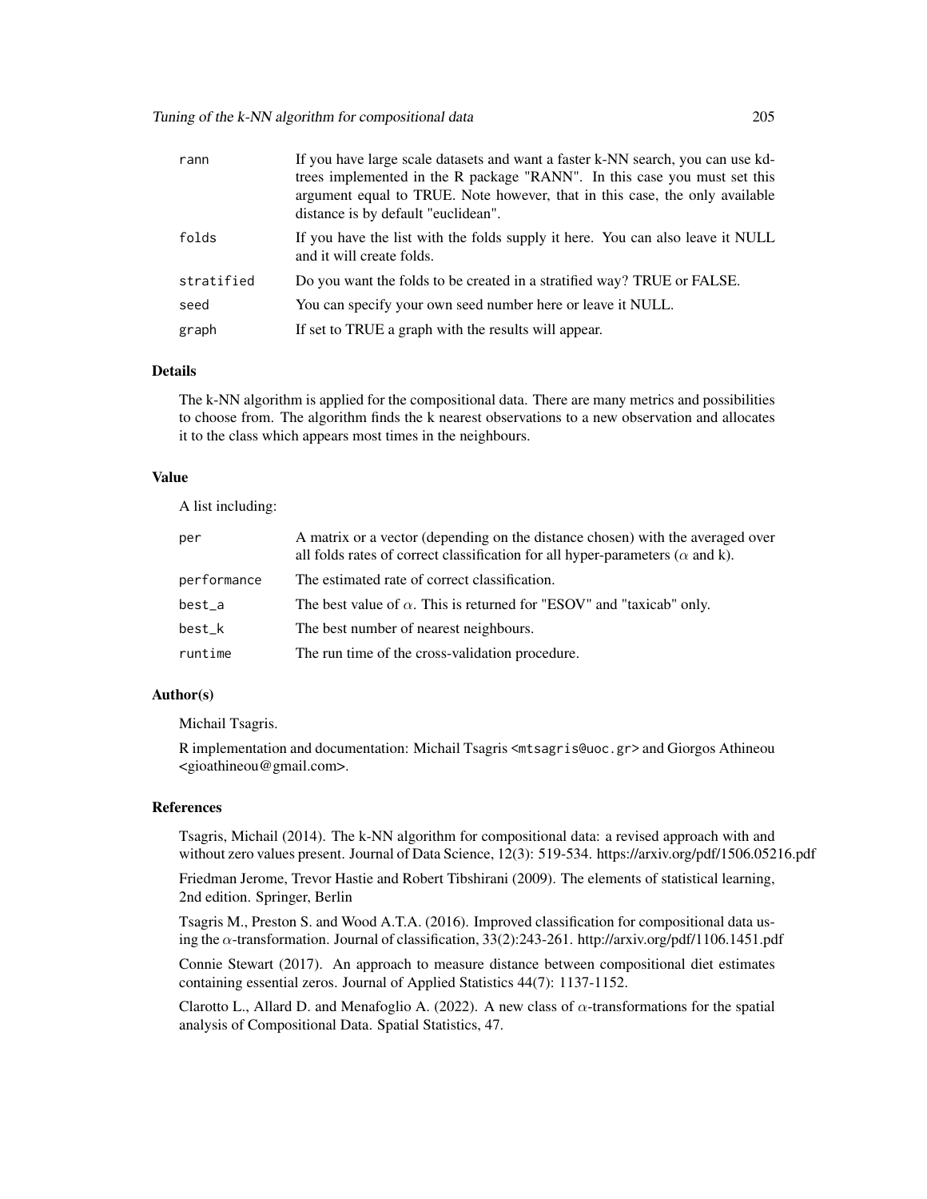| | |
|---|---|
| rann | If you have large scale datasets and want a faster k-NN search, you can use kd-trees implemented in the R package "RANN". In this case you must set this argument equal to TRUE. Note however, that in this case, the only available distance is by default "euclidean". |
| folds | If you have the list with the folds supply it here. You can also leave it NULL and it will create folds. |
| stratified | Do you want the folds to be created in a stratified way? TRUE or FALSE. |
| seed | You can specify your own seed number here or leave it NULL. |
| graph | If set to TRUE a graph with the results will appear. |

### Details

The k-NN algorithm is applied for the compositional data. There are many metrics and possibilities to choose from. The algorithm finds the k nearest observations to a new observation and allocates it to the class which appears most times in the neighbours.

### Value

A list including:

| | |
|---|---|
| per | A matrix or a vector (depending on the distance chosen) with the averaged over all folds rates of correct classification for all hyper-parameters ($\alpha$ and k). |
| performance | The estimated rate of correct classification. |
| best_a | The best value of $\alpha$. This is returned for "ESOV" and "taxicab" only. |
| best_k | The best number of nearest neighbours. |
| runtime | The run time of the cross-validation procedure. |

### Author(s)

Michail Tsagris.

R implementation and documentation: Michail Tsagris <mtsagris@uoc.gr> and Giorgos Athineou <gioathineou@gmail.com>.

### References

Tsagris, Michail (2014). The k-NN algorithm for compositional data: a revised approach with and without zero values present. Journal of Data Science, 12(3): 519-534. https://arxiv.org/pdf/1506.05216.pdf

Friedman Jerome, Trevor Hastie and Robert Tibshirani (2009). The elements of statistical learning, 2nd edition. Springer, Berlin

Tsagris M., Preston S. and Wood A.T.A. (2016). Improved classification for compositional data using the $\alpha$-transformation. Journal of classification, 33(2):243-261. http://arxiv.org/pdf/1106.1451.pdf

Connie Stewart (2017). An approach to measure distance between compositional diet estimates containing essential zeros. Journal of Applied Statistics 44(7): 1137-1152.

Clarotto L., Allard D. and Menafoglio A. (2022). A new class of $\alpha$-transformations for the spatial analysis of Compositional Data. Spatial Statistics, 47.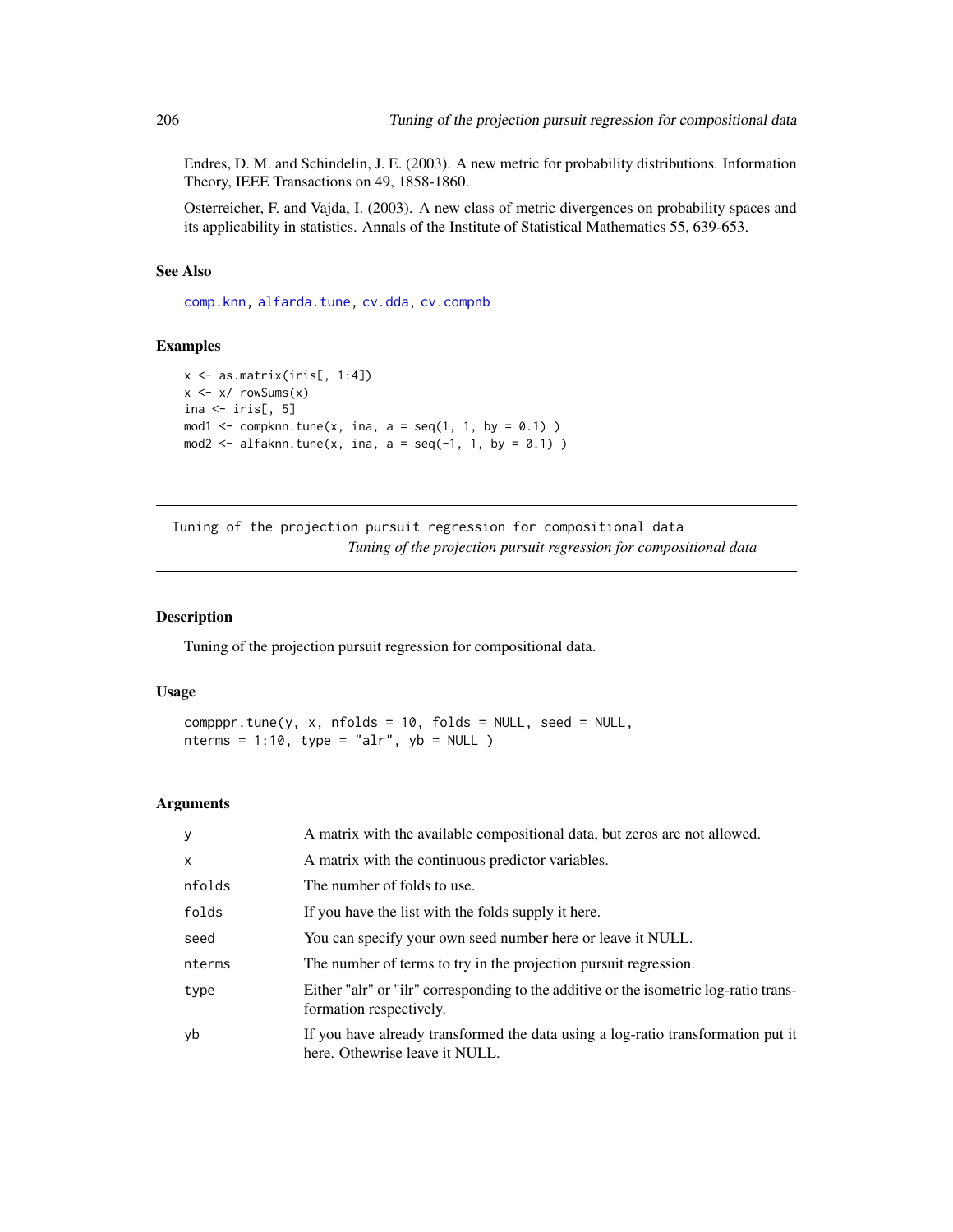Endres, D. M. and Schindelin, J. E. (2003). A new metric for probability distributions. Information Theory, IEEE Transactions on 49, 1858-1860.

Osterreicher, F. and Vajda, I. (2003). A new class of metric divergences on probability spaces and its applicability in statistics. Annals of the Institute of Statistical Mathematics 55, 639-653.

### See Also

comp.knn, alfarda.tune, cv.dda, cv.compnb

### Examples

```
x <- as.matrix(iris[, 1:4])
x <- x/ rowSums(x)
ina <- iris[, 5]
mod1 <- compknn.tune(x, ina, a = seq(1, 1, by = 0.1) )
mod2 <- alfaknn.tune(x, ina, a = seq(-1, 1, by = 0.1) )
```

---

## Tuning of the projection pursuit regression for compositional data

*Tuning of the projection pursuit regression for compositional data*

### Description

Tuning of the projection pursuit regression for compositional data.

### Usage

```
compppr.tune(y, x, nfolds = 10, folds = NULL, seed = NULL,
nterms = 1:10, type = "alr", yb = NULL )
```

### Arguments

| | |
|---|---|
| y | A matrix with the available compositional data, but zeros are not allowed. |
| x | A matrix with the continuous predictor variables. |
| nfolds | The number of folds to use. |
| folds | If you have the list with the folds supply it here. |
| seed | You can specify your own seed number here or leave it NULL. |
| nterms | The number of terms to try in the projection pursuit regression. |
| type | Either "alr" or "ilr" corresponding to the additive or the isometric log-ratio transformation respectively. |
| yb | If you have already transformed the data using a log-ratio transformation put it here. Othewrise leave it NULL. |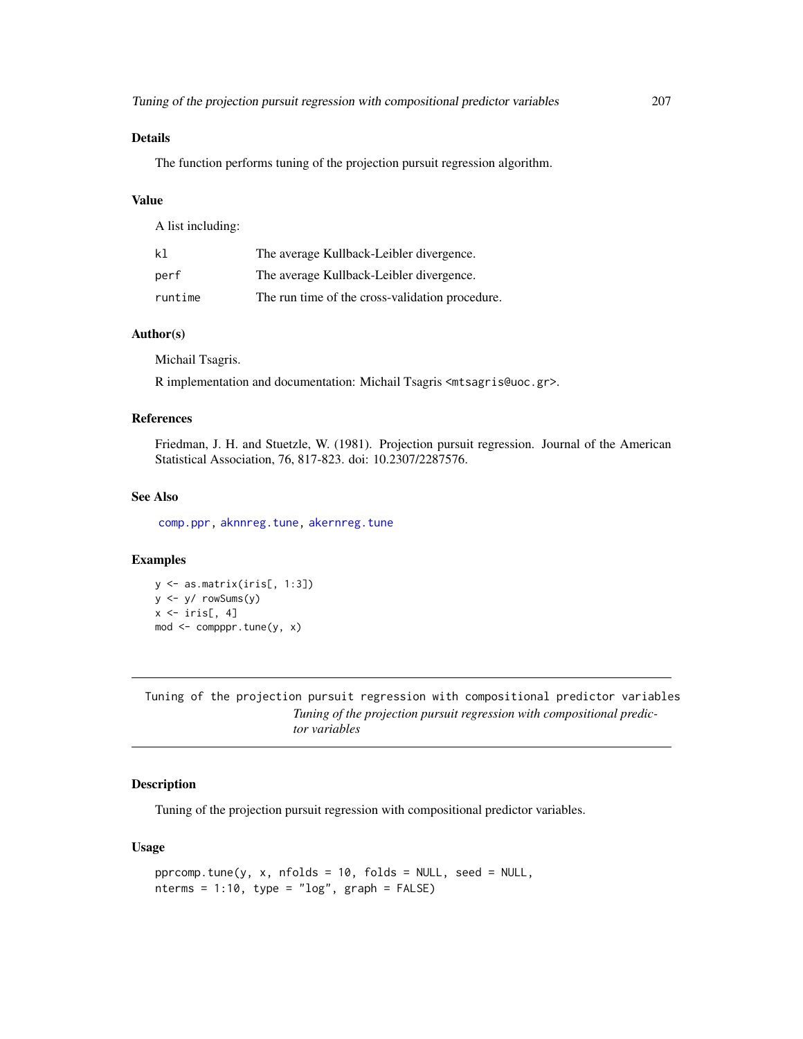### Details

The function performs tuning of the projection pursuit regression algorithm.

### Value

A list including:

| | |
|---|---|
| kl | The average Kullback-Leibler divergence. |
| perf | The average Kullback-Leibler divergence. |
| runtime | The run time of the cross-validation procedure. |

### Author(s)

Michail Tsagris.

R implementation and documentation: Michail Tsagris <mtsagris@uoc.gr>.

### References

Friedman, J. H. and Stuetzle, W. (1981). Projection pursuit regression. Journal of the American Statistical Association, 76, 817-823. doi: 10.2307/2287576.

### See Also

comp.ppr, aknnreg.tune, akernreg.tune

### Examples

```
y <- as.matrix(iris[, 1:3])
y <- y/ rowSums(y)
x <- iris[, 4]
mod <- compppr.tune(y, x)
```

---

## Tuning of the projection pursuit regression with compositional predictor variables

*Tuning of the projection pursuit regression with compositional predictor variables*

### Description

Tuning of the projection pursuit regression with compositional predictor variables.

### Usage

```
pprcomp.tune(y, x, nfolds = 10, folds = NULL, seed = NULL,
nterms = 1:10, type = "log", graph = FALSE)
```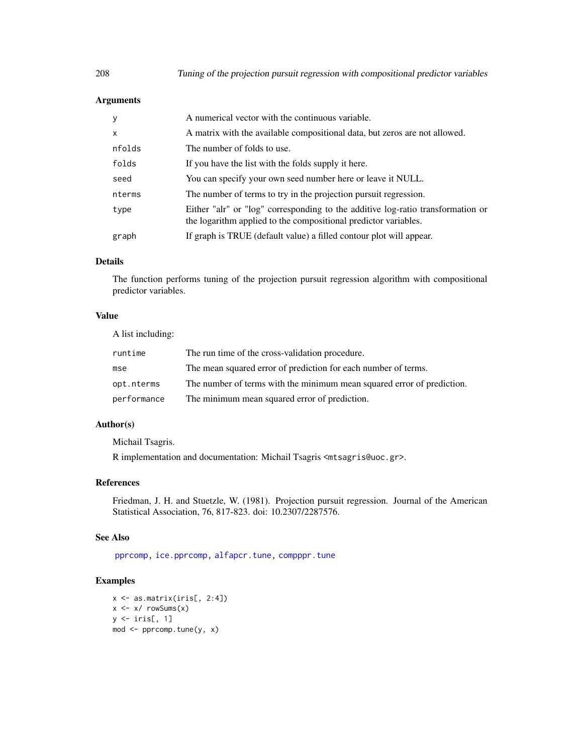### Arguments

| | |
|---|---|
| y | A numerical vector with the continuous variable. |
| x | A matrix with the available compositional data, but zeros are not allowed. |
| nfolds | The number of folds to use. |
| folds | If you have the list with the folds supply it here. |
| seed | You can specify your own seed number here or leave it NULL. |
| nterms | The number of terms to try in the projection pursuit regression. |
| type | Either "alr" or "log" corresponding to the additive log-ratio transformation or the logarithm applied to the compositional predictor variables. |
| graph | If graph is TRUE (default value) a filled contour plot will appear. |

### Details

The function performs tuning of the projection pursuit regression algorithm with compositional predictor variables.

### Value

A list including:

| | |
|---|---|
| runtime | The run time of the cross-validation procedure. |
| mse | The mean squared error of prediction for each number of terms. |
| opt.nterms | The number of terms with the minimum mean squared error of prediction. |
| performance | The minimum mean squared error of prediction. |

### Author(s)

Michail Tsagris.

R implementation and documentation: Michail Tsagris <mtsagris@uoc.gr>.

### References

Friedman, J. H. and Stuetzle, W. (1981). Projection pursuit regression. Journal of the American Statistical Association, 76, 817-823. doi: 10.2307/2287576.

### See Also

pprcomp, ice.pprcomp, alfapcr.tune, compppr.tune

### Examples

```
x <- as.matrix(iris[, 2:4])
x <- x/ rowSums(x)
y <- iris[, 1]
mod <- pprcomp.tune(y, x)
```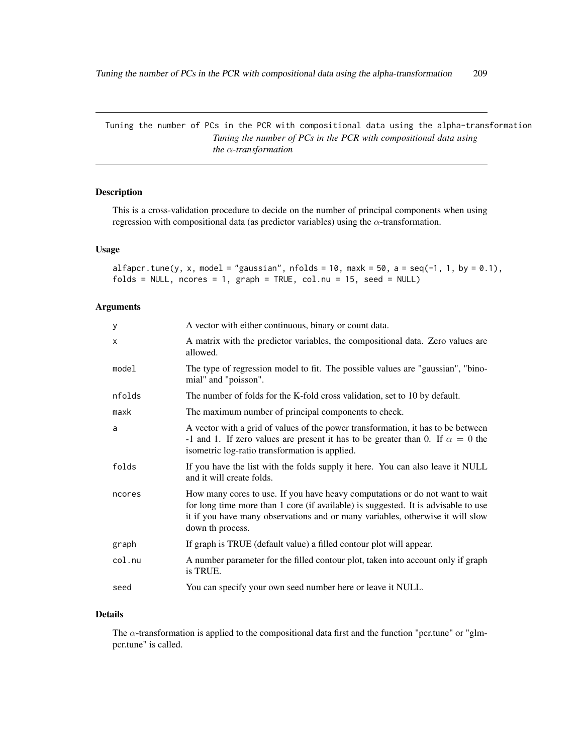## Tuning the number of PCs in the PCR with compositional data using the alpha-transformation

*Tuning the number of PCs in the PCR with compositional data using the $\alpha$-transformation*

### Description

This is a cross-validation procedure to decide on the number of principal components when using regression with compositional data (as predictor variables) using the $\alpha$-transformation.

### Usage

```
alfapcr.tune(y, x, model = "gaussian", nfolds = 10, maxk = 50, a = seq(-1, 1, by = 0.1),
folds = NULL, ncores = 1, graph = TRUE, col.nu = 15, seed = NULL)
```

### Arguments

| | |
|---|---|
| y | A vector with either continuous, binary or count data. |
| x | A matrix with the predictor variables, the compositional data. Zero values are allowed. |
| model | The type of regression model to fit. The possible values are "gaussian", "binomial" and "poisson". |
| nfolds | The number of folds for the K-fold cross validation, set to 10 by default. |
| maxk | The maximum number of principal components to check. |
| a | A vector with a grid of values of the power transformation, it has to be between -1 and 1. If zero values are present it has to be greater than 0. If $\alpha = 0$ the isometric log-ratio transformation is applied. |
| folds | If you have the list with the folds supply it here. You can also leave it NULL and it will create folds. |
| ncores | How many cores to use. If you have heavy computations or do not want to wait for long time more than 1 core (if available) is suggested. It is advisable to use it if you have many observations and or many variables, otherwise it will slow down th process. |
| graph | If graph is TRUE (default value) a filled contour plot will appear. |
| col.nu | A number parameter for the filled contour plot, taken into account only if graph is TRUE. |
| seed | You can specify your own seed number here or leave it NULL. |

### Details

The $\alpha$-transformation is applied to the compositional data first and the function "pcr.tune" or "glmpcr.tune" is called.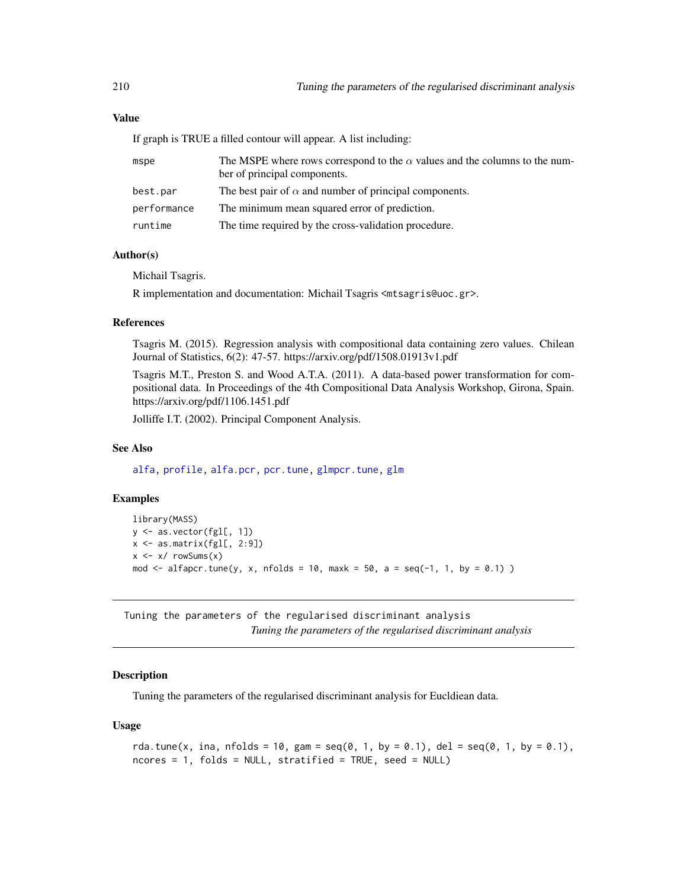### Value

If graph is TRUE a filled contour will appear. A list including:

- `mspe` — The MSPE where rows correspond to the $\alpha$ values and the columns to the number of principal components.
- `best.par` — The best pair of $\alpha$ and number of principal components.
- `performance` — The minimum mean squared error of prediction.
- `runtime` — The time required by the cross-validation procedure.

### Author(s)

Michail Tsagris.

R implementation and documentation: Michail Tsagris <mtsagris@uoc.gr>.

### References

Tsagris M. (2015). Regression analysis with compositional data containing zero values. Chilean Journal of Statistics, 6(2): 47-57. https://arxiv.org/pdf/1508.01913v1.pdf

Tsagris M.T., Preston S. and Wood A.T.A. (2011). A data-based power transformation for compositional data. In Proceedings of the 4th Compositional Data Analysis Workshop, Girona, Spain. https://arxiv.org/pdf/1106.1451.pdf

Jolliffe I.T. (2002). Principal Component Analysis.

### See Also

alfa, profile, alfa.pcr, pcr.tune, glmpcr.tune, glm

### Examples

```
library(MASS)
y <- as.vector(fgl[, 1])
x <- as.matrix(fgl[, 2:9])
x <- x/ rowSums(x)
mod <- alfapcr.tune(y, x, nfolds = 10, maxk = 50, a = seq(-1, 1, by = 0.1) )
```

---

## Tuning the parameters of the regularised discriminant analysis

*Tuning the parameters of the regularised discriminant analysis*

### Description

Tuning the parameters of the regularised discriminant analysis for Eucldiean data.

### Usage

```
rda.tune(x, ina, nfolds = 10, gam = seq(0, 1, by = 0.1), del = seq(0, 1, by = 0.1),
ncores = 1, folds = NULL, stratified = TRUE, seed = NULL)
```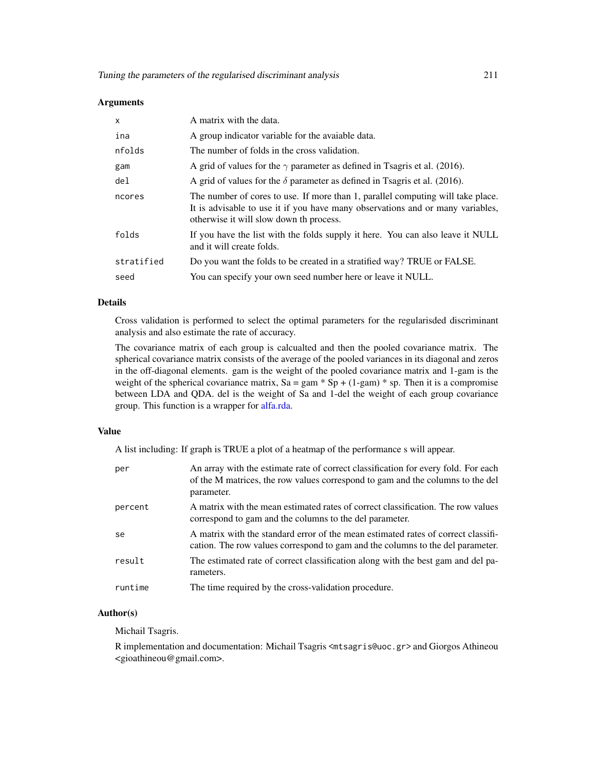## Arguments

| | |
|---|---|
| x | A matrix with the data. |
| ina | A group indicator variable for the avaiable data. |
| nfolds | The number of folds in the cross validation. |
| gam | A grid of values for the $\gamma$ parameter as defined in Tsagris et al. (2016). |
| del | A grid of values for the $\delta$ parameter as defined in Tsagris et al. (2016). |
| ncores | The number of cores to use. If more than 1, parallel computing will take place. It is advisable to use it if you have many observations and or many variables, otherwise it will slow down th process. |
| folds | If you have the list with the folds supply it here. You can also leave it NULL and it will create folds. |
| stratified | Do you want the folds to be created in a stratified way? TRUE or FALSE. |
| seed | You can specify your own seed number here or leave it NULL. |

## Details

Cross validation is performed to select the optimal parameters for the regularisded discriminant analysis and also estimate the rate of accuracy.

The covariance matrix of each group is calcualted and then the pooled covariance matrix. The spherical covariance matrix consists of the average of the pooled variances in its diagonal and zeros in the off-diagonal elements. gam is the weight of the pooled covariance matrix and 1-gam is the weight of the spherical covariance matrix, Sa = gam * Sp + (1-gam) * sp. Then it is a compromise between LDA and QDA. del is the weight of Sa and 1-del the weight of each group covariance group. This function is a wrapper for alfa.rda.

## Value

A list including: If graph is TRUE a plot of a heatmap of the performance s will appear.

| | |
|---|---|
| per | An array with the estimate rate of correct classification for every fold. For each of the M matrices, the row values correspond to gam and the columns to the del parameter. |
| percent | A matrix with the mean estimated rates of correct classification. The row values correspond to gam and the columns to the del parameter. |
| se | A matrix with the standard error of the mean estimated rates of correct classification. The row values correspond to gam and the columns to the del parameter. |
| result | The estimated rate of correct classification along with the best gam and del parameters. |
| runtime | The time required by the cross-validation procedure. |

## Author(s)

Michail Tsagris.

R implementation and documentation: Michail Tsagris <mtsagris@uoc.gr> and Giorgos Athineou <gioathineou@gmail.com>.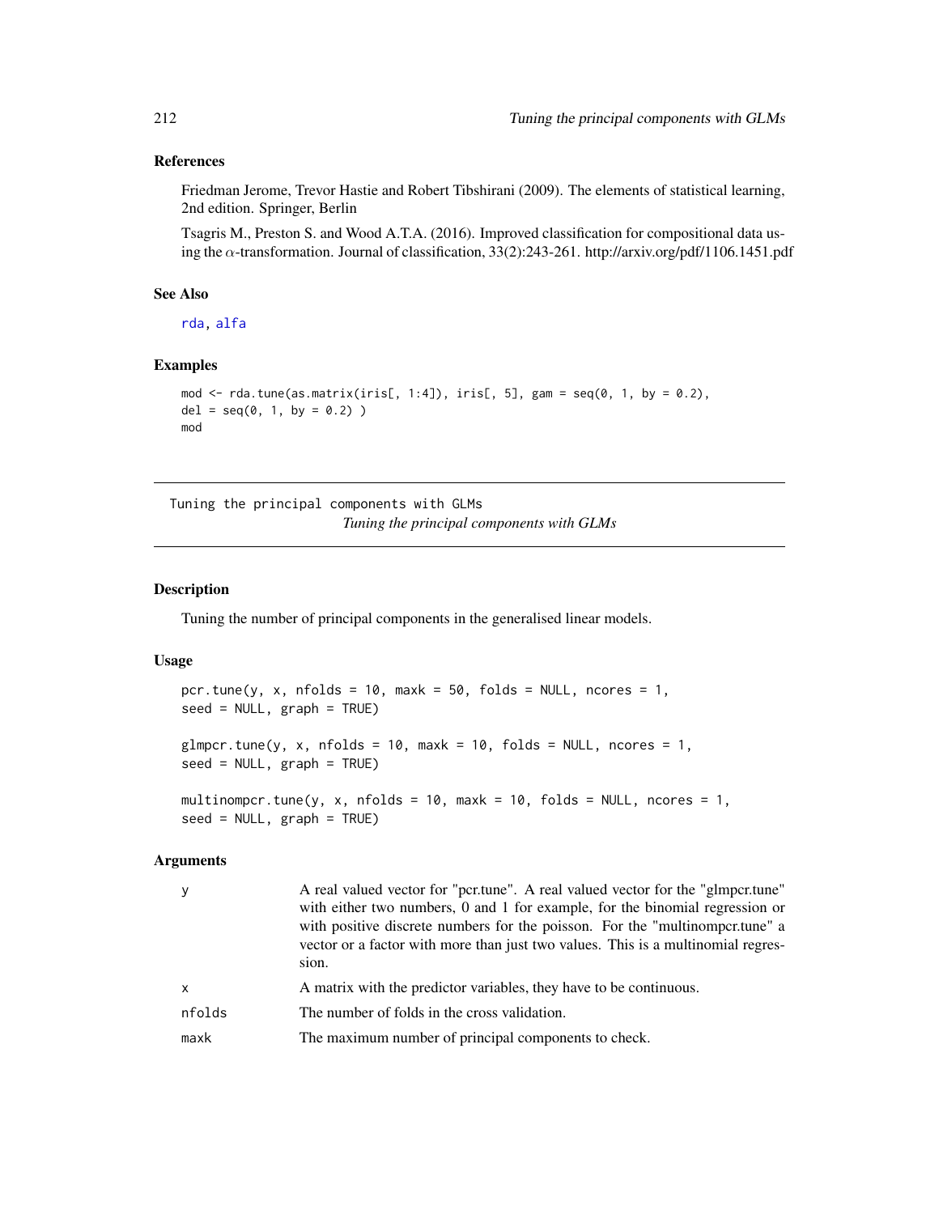### References

Friedman Jerome, Trevor Hastie and Robert Tibshirani (2009). The elements of statistical learning, 2nd edition. Springer, Berlin

Tsagris M., Preston S. and Wood A.T.A. (2016). Improved classification for compositional data using the $\alpha$-transformation. Journal of classification, 33(2):243-261. http://arxiv.org/pdf/1106.1451.pdf

### See Also

rda, alfa

### Examples

```
mod <- rda.tune(as.matrix(iris[, 1:4]), iris[, 5], gam = seq(0, 1, by = 0.2),
del = seq(0, 1, by = 0.2) )
mod
```

---

## Tuning the principal components with GLMs

*Tuning the principal components with GLMs*

---

### Description

Tuning the number of principal components in the generalised linear models.

### Usage

```
pcr.tune(y, x, nfolds = 10, maxk = 50, folds = NULL, ncores = 1,
seed = NULL, graph = TRUE)

glmpcr.tune(y, x, nfolds = 10, maxk = 10, folds = NULL, ncores = 1,
seed = NULL, graph = TRUE)

multinompcr.tune(y, x, nfolds = 10, maxk = 10, folds = NULL, ncores = 1,
seed = NULL, graph = TRUE)
```

### Arguments

| | |
|---|---|
| y | A real valued vector for "pcr.tune". A real valued vector for the "glmpcr.tune" with either two numbers, 0 and 1 for example, for the binomial regression or with positive discrete numbers for the poisson. For the "multinompcr.tune" a vector or a factor with more than just two values. This is a multinomial regression. |
| x | A matrix with the predictor variables, they have to be continuous. |
| nfolds | The number of folds in the cross validation. |
| maxk | The maximum number of principal components to check. |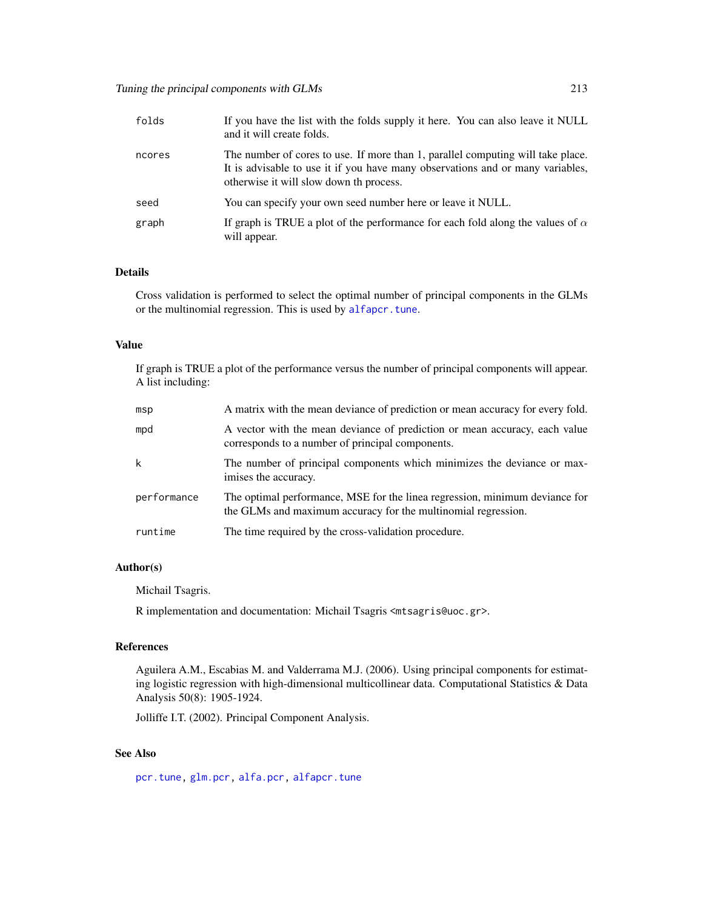| | |
|---|---|
| folds | If you have the list with the folds supply it here. You can also leave it NULL and it will create folds. |
| ncores | The number of cores to use. If more than 1, parallel computing will take place. It is advisable to use it if you have many observations and or many variables, otherwise it will slow down th process. |
| seed | You can specify your own seed number here or leave it NULL. |
| graph | If graph is TRUE a plot of the performance for each fold along the values of $\alpha$ will appear. |

## Details

Cross validation is performed to select the optimal number of principal components in the GLMs or the multinomial regression. This is used by alfapcr.tune.

## Value

If graph is TRUE a plot of the performance versus the number of principal components will appear. A list including:

| | |
|---|---|
| msp | A matrix with the mean deviance of prediction or mean accuracy for every fold. |
| mpd | A vector with the mean deviance of prediction or mean accuracy, each value corresponds to a number of principal components. |
| k | The number of principal components which minimizes the deviance or maximises the accuracy. |
| performance | The optimal performance, MSE for the linea regression, minimum deviance for the GLMs and maximum accuracy for the multinomial regression. |
| runtime | The time required by the cross-validation procedure. |

## Author(s)

Michail Tsagris.

R implementation and documentation: Michail Tsagris <mtsagris@uoc.gr>.

## References

Aguilera A.M., Escabias M. and Valderrama M.J. (2006). Using principal components for estimating logistic regression with high-dimensional multicollinear data. Computational Statistics & Data Analysis 50(8): 1905-1924.

Jolliffe I.T. (2002). Principal Component Analysis.

## See Also

pcr.tune, glm.pcr, alfa.pcr, alfapcr.tune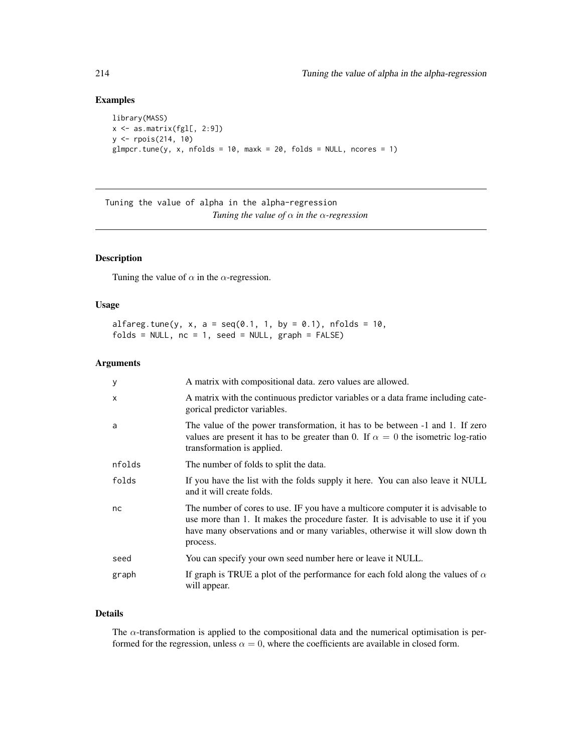## Examples

```
library(MASS)
x <- as.matrix(fgl[, 2:9])
y <- rpois(214, 10)
glmpcr.tune(y, x, nfolds = 10, maxk = 20, folds = NULL, ncores = 1)
```

---

# Tuning the value of alpha in the alpha-regression

*Tuning the value of $\alpha$ in the $\alpha$-regression*

---

## Description

Tuning the value of $\alpha$ in the $\alpha$-regression.

## Usage

```
alfareg.tune(y, x, a = seq(0.1, 1, by = 0.1), nfolds = 10,
folds = NULL, nc = 1, seed = NULL, graph = FALSE)
```

## Arguments

| | |
|---|---|
| `y` | A matrix with compositional data. zero values are allowed. |
| `x` | A matrix with the continuous predictor variables or a data frame including categorical predictor variables. |
| `a` | The value of the power transformation, it has to be between -1 and 1. If zero values are present it has to be greater than 0. If $\alpha = 0$ the isometric log-ratio transformation is applied. |
| `nfolds` | The number of folds to split the data. |
| `folds` | If you have the list with the folds supply it here. You can also leave it NULL and it will create folds. |
| `nc` | The number of cores to use. IF you have a multicore computer it is advisable to use more than 1. It makes the procedure faster. It is advisable to use it if you have many observations and or many variables, otherwise it will slow down th process. |
| `seed` | You can specify your own seed number here or leave it NULL. |
| `graph` | If graph is TRUE a plot of the performance for each fold along the values of $\alpha$ will appear. |

## Details

The $\alpha$-transformation is applied to the compositional data and the numerical optimisation is performed for the regression, unless $\alpha = 0$, where the coefficients are available in closed form.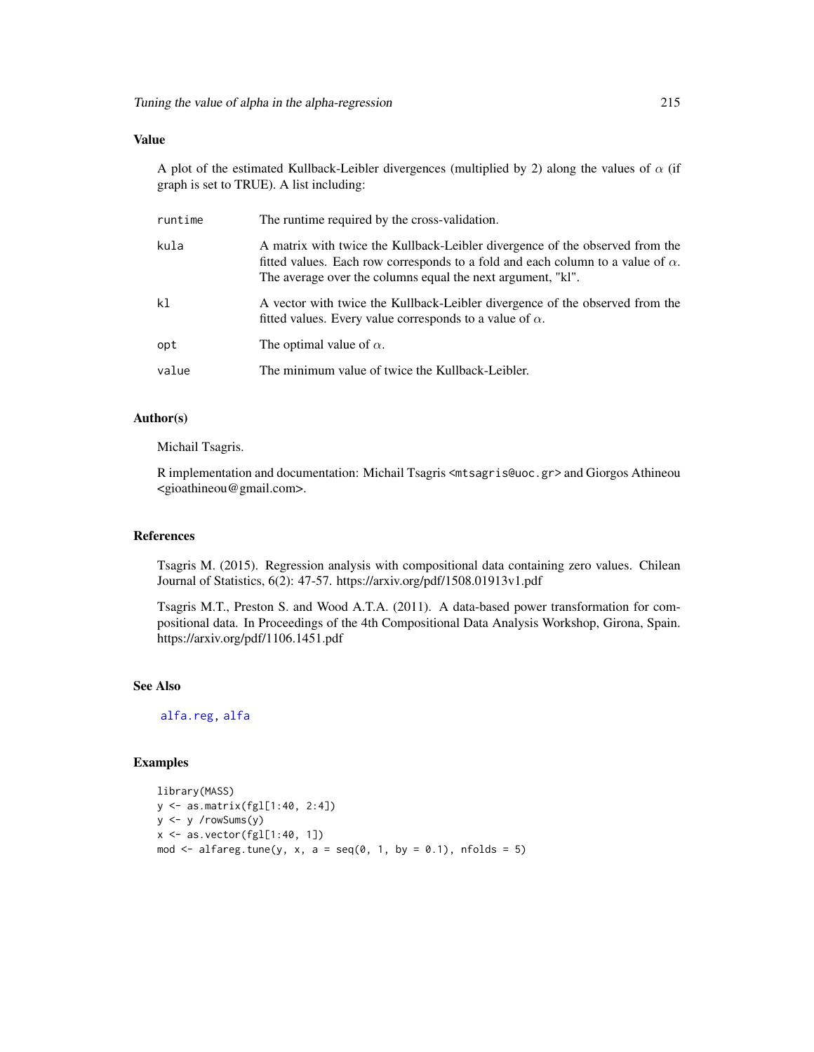## Value

A plot of the estimated Kullback-Leibler divergences (multiplied by 2) along the values of $\alpha$ (if graph is set to TRUE). A list including:

- **runtime** The runtime required by the cross-validation.
- **kula** A matrix with twice the Kullback-Leibler divergence of the observed from the fitted values. Each row corresponds to a fold and each column to a value of $\alpha$. The average over the columns equal the next argument, "kl".
- **kl** A vector with twice the Kullback-Leibler divergence of the observed from the fitted values. Every value corresponds to a value of $\alpha$.
- **opt** The optimal value of $\alpha$.
- **value** The minimum value of twice the Kullback-Leibler.

## Author(s)

Michail Tsagris.

R implementation and documentation: Michail Tsagris <mtsagris@uoc.gr> and Giorgos Athineou <gioathineou@gmail.com>.

## References

Tsagris M. (2015). Regression analysis with compositional data containing zero values. Chilean Journal of Statistics, 6(2): 47-57. https://arxiv.org/pdf/1508.01913v1.pdf

Tsagris M.T., Preston S. and Wood A.T.A. (2011). A data-based power transformation for compositional data. In Proceedings of the 4th Compositional Data Analysis Workshop, Girona, Spain. https://arxiv.org/pdf/1106.1451.pdf

## See Also

alfa.reg, alfa

## Examples

```
library(MASS)
y <- as.matrix(fgl[1:40, 2:4])
y <- y /rowSums(y)
x <- as.vector(fgl[1:40, 1])
mod <- alfareg.tune(y, x, a = seq(0, 1, by = 0.1), nfolds = 5)
```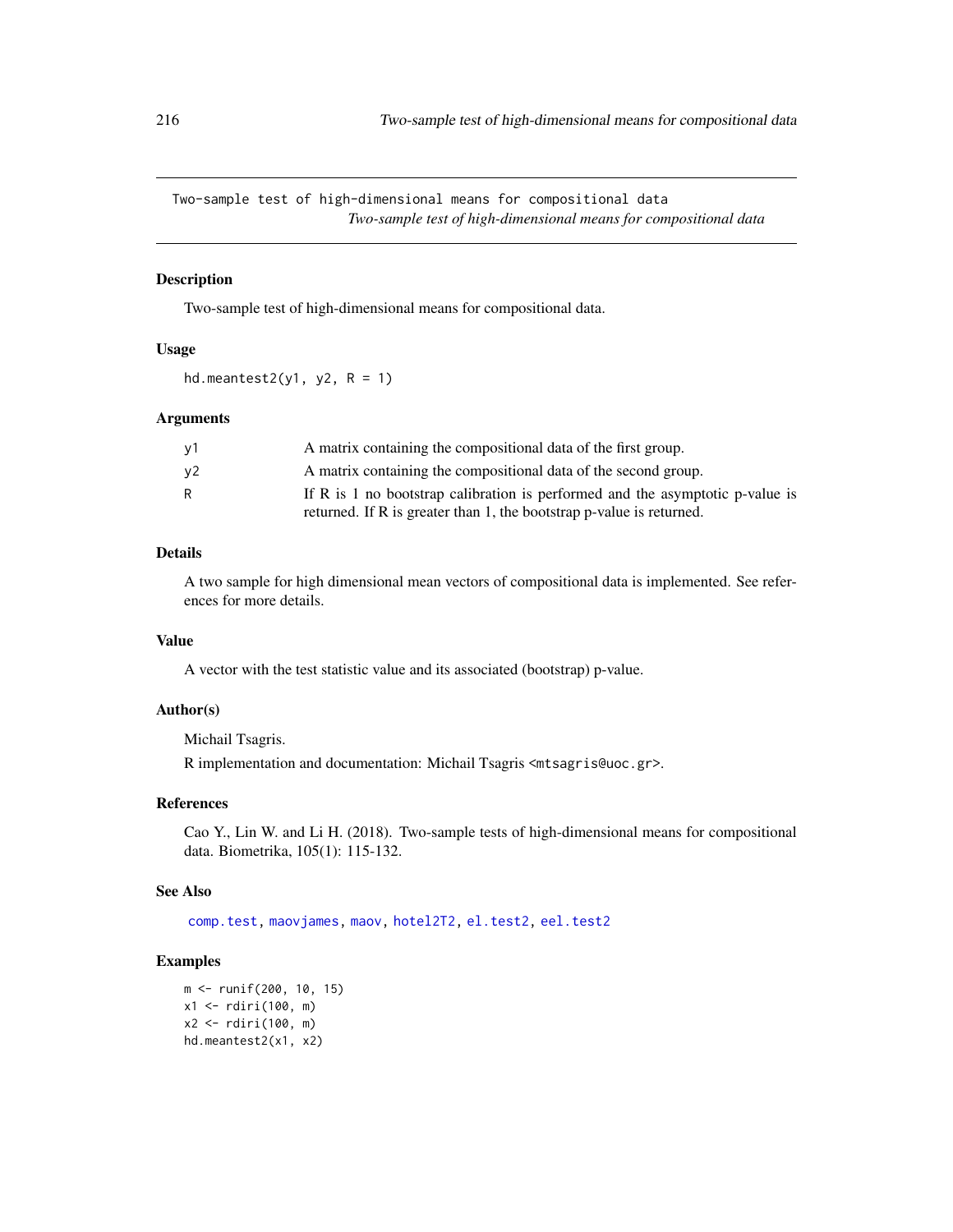# Two-sample test of high-dimensional means for compositional data

*Two-sample test of high-dimensional means for compositional data*

## Description

Two-sample test of high-dimensional means for compositional data.

## Usage

```
hd.meantest2(y1, y2, R = 1)
```

## Arguments

| | |
|---|---|
| y1 | A matrix containing the compositional data of the first group. |
| y2 | A matrix containing the compositional data of the second group. |
| R | If R is 1 no bootstrap calibration is performed and the asymptotic p-value is returned. If R is greater than 1, the bootstrap p-value is returned. |

## Details

A two sample for high dimensional mean vectors of compositional data is implemented. See references for more details.

## Value

A vector with the test statistic value and its associated (bootstrap) p-value.

## Author(s)

Michail Tsagris.

R implementation and documentation: Michail Tsagris <mtsagris@uoc.gr>.

## References

Cao Y., Lin W. and Li H. (2018). Two-sample tests of high-dimensional means for compositional data. Biometrika, 105(1): 115-132.

## See Also

comp.test, maovjames, maov, hotel2T2, el.test2, eel.test2

## Examples

```
m <- runif(200, 10, 15)
x1 <- rdiri(100, m)
x2 <- rdiri(100, m)
hd.meantest2(x1, x2)
```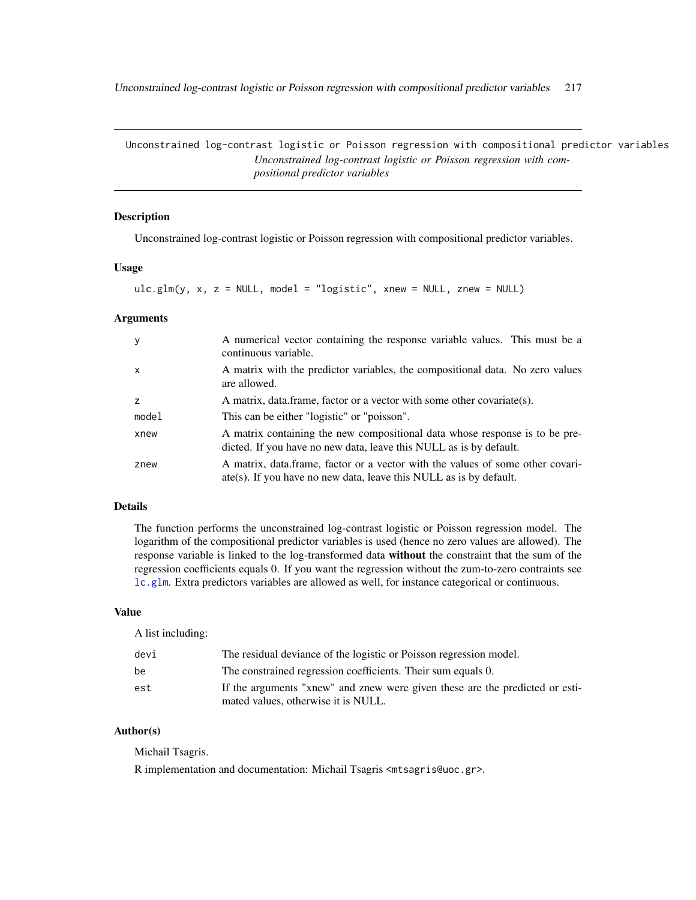## Unconstrained log-contrast logistic or Poisson regression with compositional predictor variables

*Unconstrained log-contrast logistic or Poisson regression with compositional predictor variables*

### Description

Unconstrained log-contrast logistic or Poisson regression with compositional predictor variables.

### Usage

```
ulc.glm(y, x, z = NULL, model = "logistic", xnew = NULL, znew = NULL)
```

### Arguments

| | |
|---|---|
| y | A numerical vector containing the response variable values. This must be a continuous variable. |
| x | A matrix with the predictor variables, the compositional data. No zero values are allowed. |
| z | A matrix, data.frame, factor or a vector with some other covariate(s). |
| model | This can be either "logistic" or "poisson". |
| xnew | A matrix containing the new compositional data whose response is to be predicted. If you have no new data, leave this NULL as is by default. |
| znew | A matrix, data.frame, factor or a vector with the values of some other covariate(s). If you have no new data, leave this NULL as is by default. |

### Details

The function performs the unconstrained log-contrast logistic or Poisson regression model. The logarithm of the compositional predictor variables is used (hence no zero values are allowed). The response variable is linked to the log-transformed data **without** the constraint that the sum of the regression coefficients equals 0. If you want the regression without the zum-to-zero contraints see lc.glm. Extra predictors variables are allowed as well, for instance categorical or continuous.

### Value

A list including:

| | |
|---|---|
| devi | The residual deviance of the logistic or Poisson regression model. |
| be | The constrained regression coefficients. Their sum equals 0. |
| est | If the arguments "xnew" and znew were given these are the predicted or estimated values, otherwise it is NULL. |

### Author(s)

Michail Tsagris.

R implementation and documentation: Michail Tsagris <mtsagris@uoc.gr>.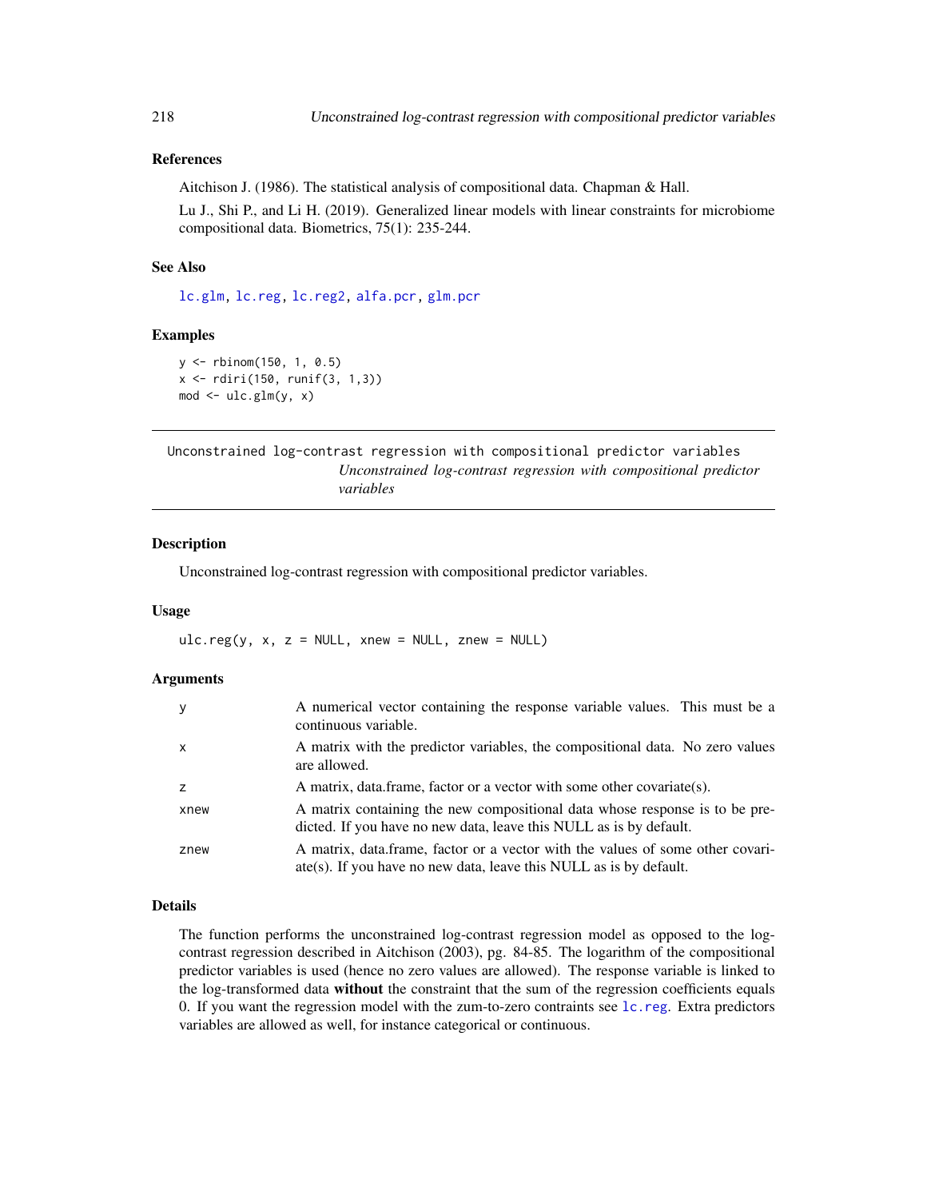### References

Aitchison J. (1986). The statistical analysis of compositional data. Chapman & Hall.

Lu J., Shi P., and Li H. (2019). Generalized linear models with linear constraints for microbiome compositional data. Biometrics, 75(1): 235-244.

### See Also

lc.glm, lc.reg, lc.reg2, alfa.pcr, glm.pcr

### Examples

```
y <- rbinom(150, 1, 0.5)
x <- rdiri(150, runif(3, 1,3))
mod <- ulc.glm(y, x)
```

---

## Unconstrained log-contrast regression with compositional predictor variables

*Unconstrained log-contrast regression with compositional predictor variables*

---

### Description

Unconstrained log-contrast regression with compositional predictor variables.

### Usage

```
ulc.reg(y, x, z = NULL, xnew = NULL, znew = NULL)
```

### Arguments

| | |
|---|---|
| y | A numerical vector containing the response variable values. This must be a continuous variable. |
| x | A matrix with the predictor variables, the compositional data. No zero values are allowed. |
| z | A matrix, data.frame, factor or a vector with some other covariate(s). |
| xnew | A matrix containing the new compositional data whose response is to be predicted. If you have no new data, leave this NULL as is by default. |
| znew | A matrix, data.frame, factor or a vector with the values of some other covariate(s). If you have no new data, leave this NULL as is by default. |

### Details

The function performs the unconstrained log-contrast regression model as opposed to the log-contrast regression described in Aitchison (2003), pg. 84-85. The logarithm of the compositional predictor variables is used (hence no zero values are allowed). The response variable is linked to the log-transformed data **without** the constraint that the sum of the regression coefficients equals 0. If you want the regression model with the zum-to-zero contraints see lc.reg. Extra predictors variables are allowed as well, for instance categorical or continuous.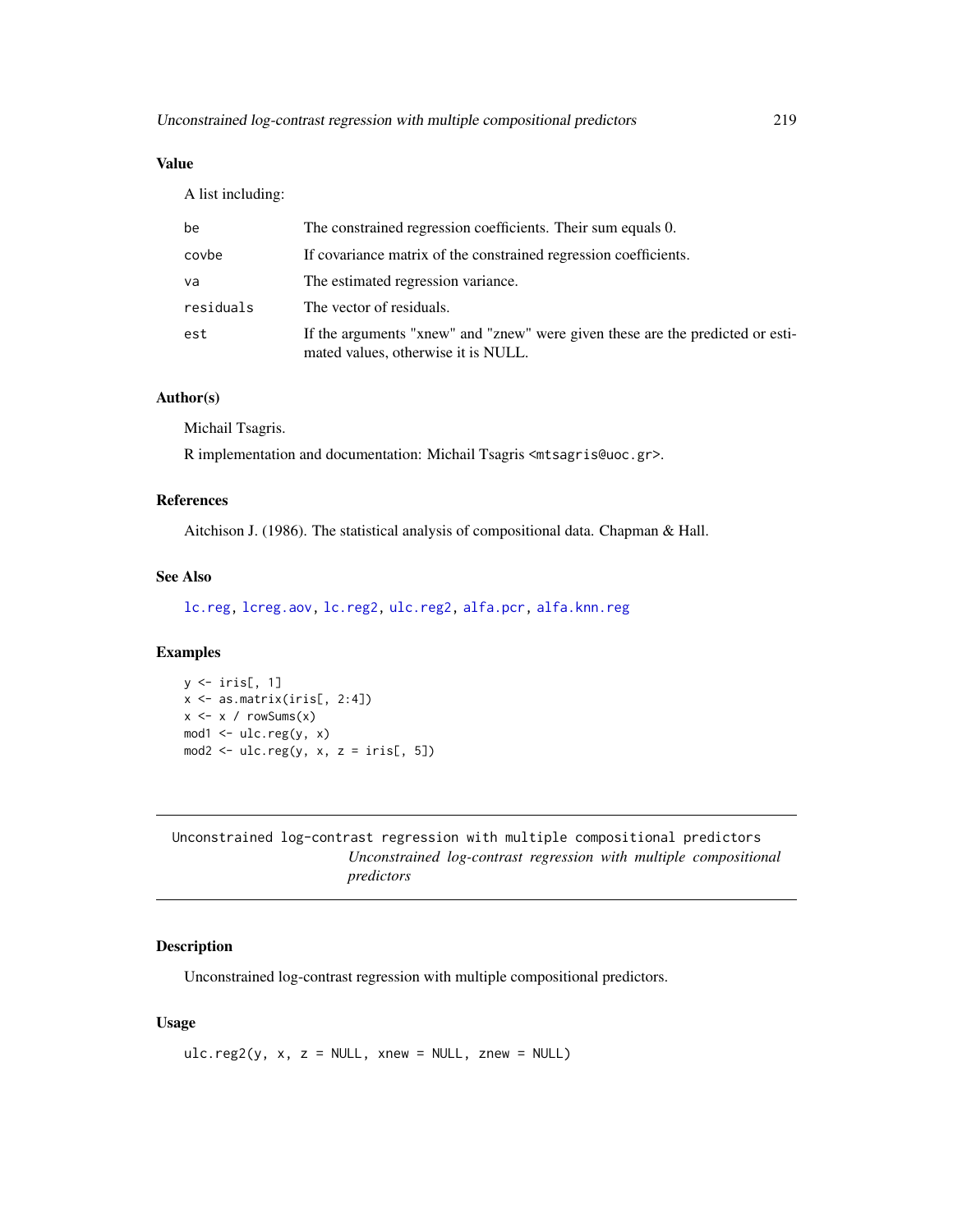## Value

A list including:

| | |
|---|---|
| be | The constrained regression coefficients. Their sum equals 0. |
| covbe | If covariance matrix of the constrained regression coefficients. |
| va | The estimated regression variance. |
| residuals | The vector of residuals. |
| est | If the arguments "xnew" and "znew" were given these are the predicted or estimated values, otherwise it is NULL. |

## Author(s)

Michail Tsagris.

R implementation and documentation: Michail Tsagris <mtsagris@uoc.gr>.

## References

Aitchison J. (1986). The statistical analysis of compositional data. Chapman & Hall.

## See Also

lc.reg, lcreg.aov, lc.reg2, ulc.reg2, alfa.pcr, alfa.knn.reg

## Examples

```
y <- iris[, 1]
x <- as.matrix(iris[, 2:4])
x <- x / rowSums(x)
mod1 <- ulc.reg(y, x)
mod2 <- ulc.reg(y, x, z = iris[, 5])
```

---

# Unconstrained log-contrast regression with multiple compositional predictors

*Unconstrained log-contrast regression with multiple compositional predictors*

## Description

Unconstrained log-contrast regression with multiple compositional predictors.

## Usage

```
ulc.reg2(y, x, z = NULL, xnew = NULL, znew = NULL)
```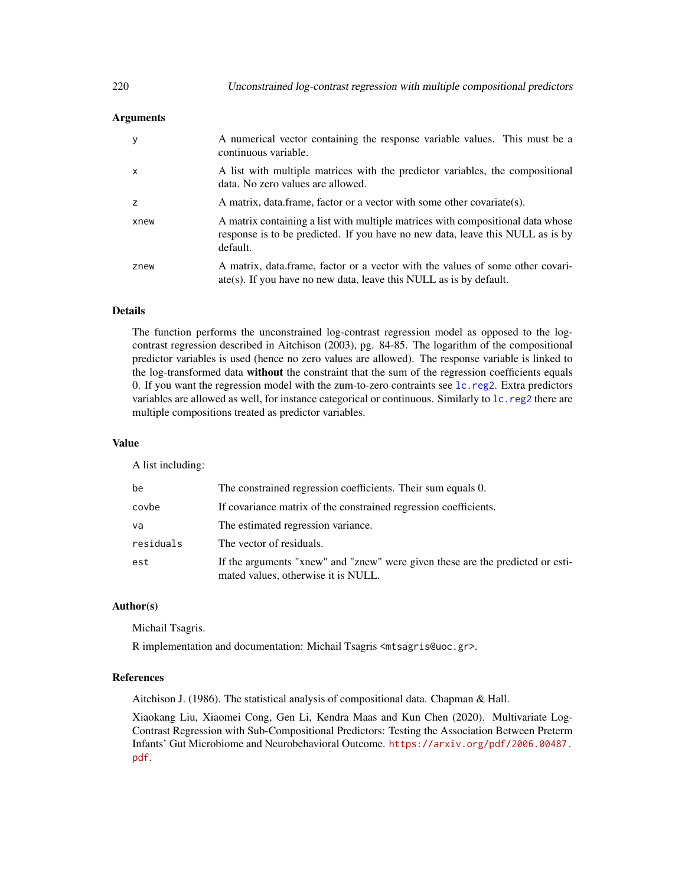### Arguments

| | |
|---|---|
| `y` | A numerical vector containing the response variable values. This must be a continuous variable. |
| `x` | A list with multiple matrices with the predictor variables, the compositional data. No zero values are allowed. |
| `z` | A matrix, data.frame, factor or a vector with some other covariate(s). |
| `xnew` | A matrix containing a list with multiple matrices with compositional data whose response is to be predicted. If you have no new data, leave this NULL as is by default. |
| `znew` | A matrix, data.frame, factor or a vector with the values of some other covariate(s). If you have no new data, leave this NULL as is by default. |

### Details

The function performs the unconstrained log-contrast regression model as opposed to the log-contrast regression described in Aitchison (2003), pg. 84-85. The logarithm of the compositional predictor variables is used (hence no zero values are allowed). The response variable is linked to the log-transformed data **without** the constraint that the sum of the regression coefficients equals 0. If you want the regression model with the zum-to-zero contraints see `lc.reg2`. Extra predictors variables are allowed as well, for instance categorical or continuous. Similarly to `lc.reg2` there are multiple compositions treated as predictor variables.

### Value

A list including:

| | |
|---|---|
| `be` | The constrained regression coefficients. Their sum equals 0. |
| `covbe` | If covariance matrix of the constrained regression coefficients. |
| `va` | The estimated regression variance. |
| `residuals` | The vector of residuals. |
| `est` | If the arguments "xnew" and "znew" were given these are the predicted or estimated values, otherwise it is NULL. |

### Author(s)

Michail Tsagris.

R implementation and documentation: Michail Tsagris <mtsagris@uoc.gr>.

### References

Aitchison J. (1986). The statistical analysis of compositional data. Chapman & Hall.

Xiaokang Liu, Xiaomei Cong, Gen Li, Kendra Maas and Kun Chen (2020). Multivariate Log-Contrast Regression with Sub-Compositional Predictors: Testing the Association Between Preterm Infants' Gut Microbiome and Neurobehavioral Outcome. https://arxiv.org/pdf/2006.00487.pdf.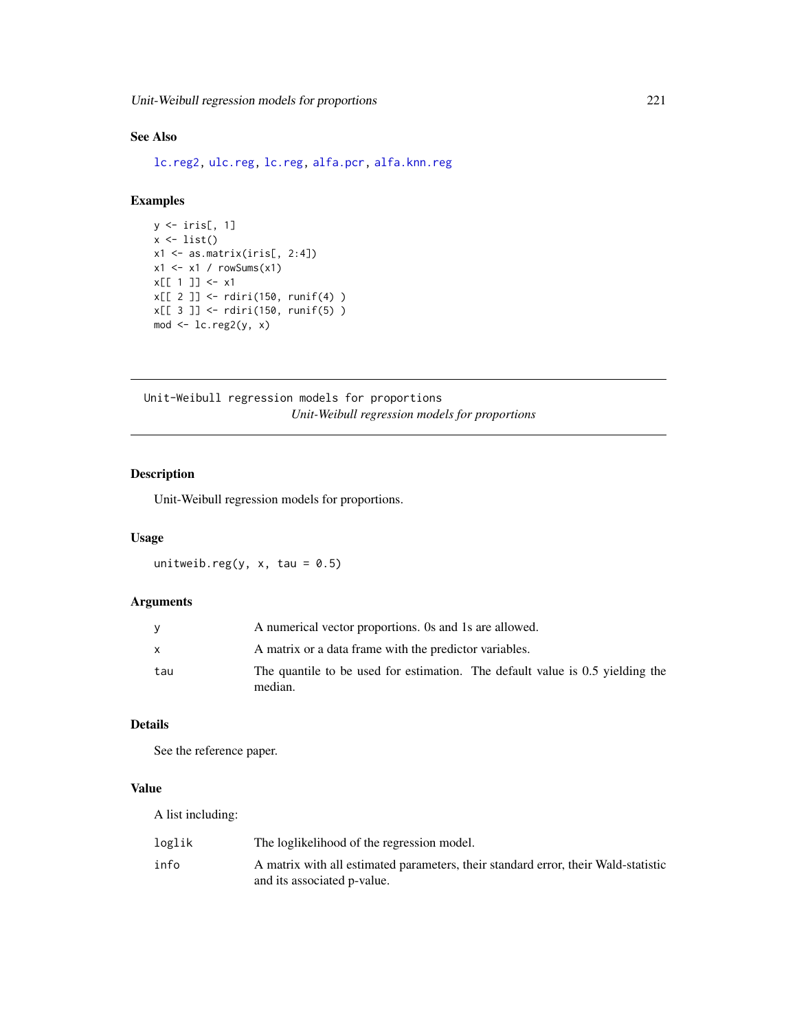### See Also

lc.reg2, ulc.reg, lc.reg, alfa.pcr, alfa.knn.reg

### Examples

```
y <- iris[, 1]
x <- list()
x1 <- as.matrix(iris[, 2:4])
x1 <- x1 / rowSums(x1)
x[[ 1 ]] <- x1
x[[ 2 ]] <- rdiri(150, runif(4) )
x[[ 3 ]] <- rdiri(150, runif(5) )
mod <- lc.reg2(y, x)
```

---

## Unit-Weibull regression models for proportions

*Unit-Weibull regression models for proportions*

---

### Description

Unit-Weibull regression models for proportions.

### Usage

```
unitweib.reg(y, x, tau = 0.5)
```

### Arguments

| | |
|---|---|
| y | A numerical vector proportions. 0s and 1s are allowed. |
| x | A matrix or a data frame with the predictor variables. |
| tau | The quantile to be used for estimation. The default value is 0.5 yielding the median. |

### Details

See the reference paper.

### Value

A list including:

| | |
|---|---|
| loglik | The loglikelihood of the regression model. |
| info | A matrix with all estimated parameters, their standard error, their Wald-statistic and its associated p-value. |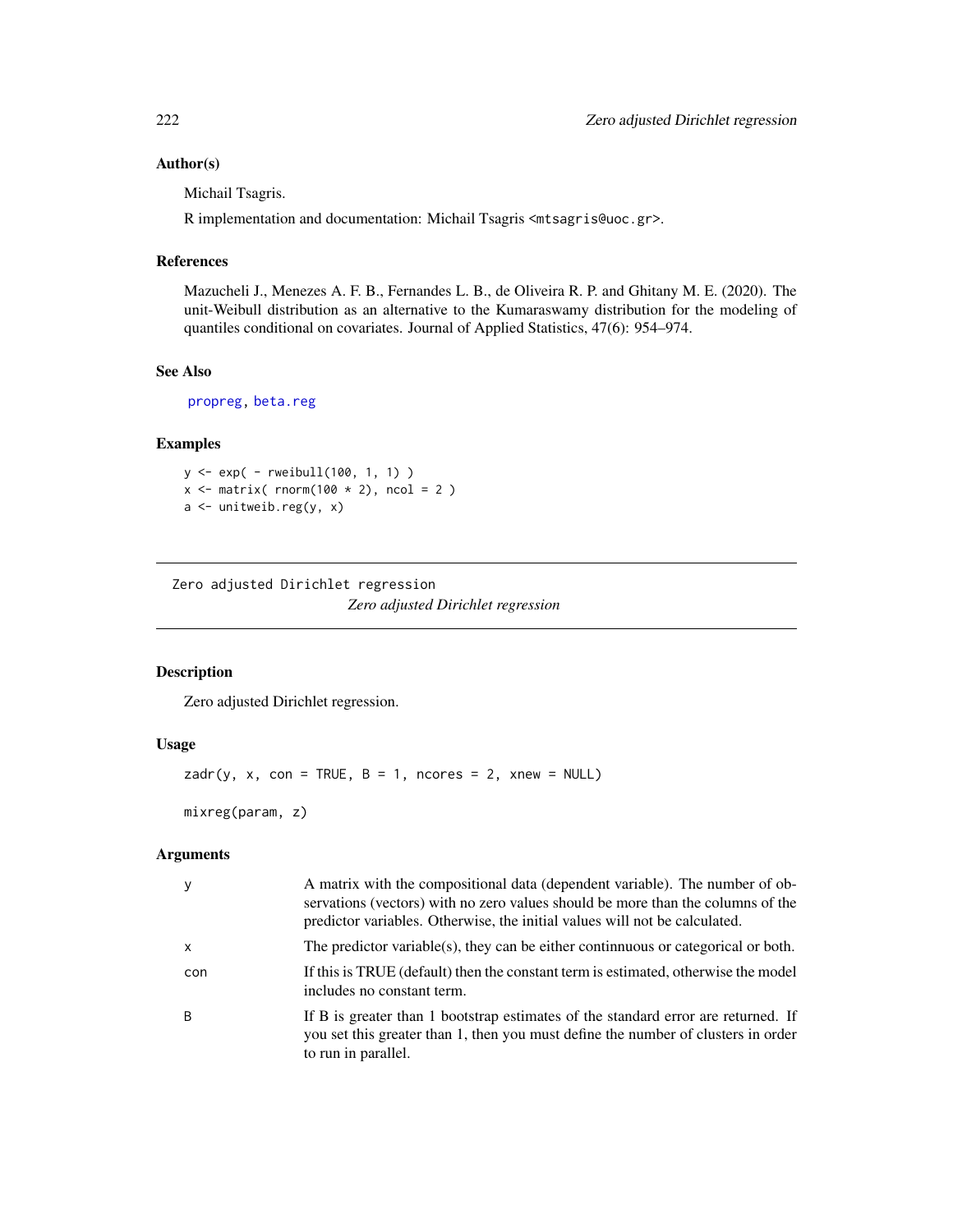## Author(s)

Michail Tsagris.

R implementation and documentation: Michail Tsagris <mtsagris@uoc.gr>.

## References

Mazucheli J., Menezes A. F. B., Fernandes L. B., de Oliveira R. P. and Ghitany M. E. (2020). The unit-Weibull distribution as an alternative to the Kumaraswamy distribution for the modeling of quantiles conditional on covariates. Journal of Applied Statistics, 47(6): 954–974.

## See Also

propreg, beta.reg

## Examples

```
y <- exp( - rweibull(100, 1, 1) )
x <- matrix( rnorm(100 * 2), ncol = 2 )
a <- unitweib.reg(y, x)
```

---

# Zero adjusted Dirichlet regression

*Zero adjusted Dirichlet regression*

---

## Description

Zero adjusted Dirichlet regression.

## Usage

```
zadr(y, x, con = TRUE, B = 1, ncores = 2, xnew = NULL)

mixreg(param, z)
```

## Arguments

| | |
|---|---|
| y | A matrix with the compositional data (dependent variable). The number of observations (vectors) with no zero values should be more than the columns of the predictor variables. Otherwise, the initial values will not be calculated. |
| x | The predictor variable(s), they can be either continnuous or categorical or both. |
| con | If this is TRUE (default) then the constant term is estimated, otherwise the model includes no constant term. |
| B | If B is greater than 1 bootstrap estimates of the standard error are returned. If you set this greater than 1, then you must define the number of clusters in order to run in parallel. |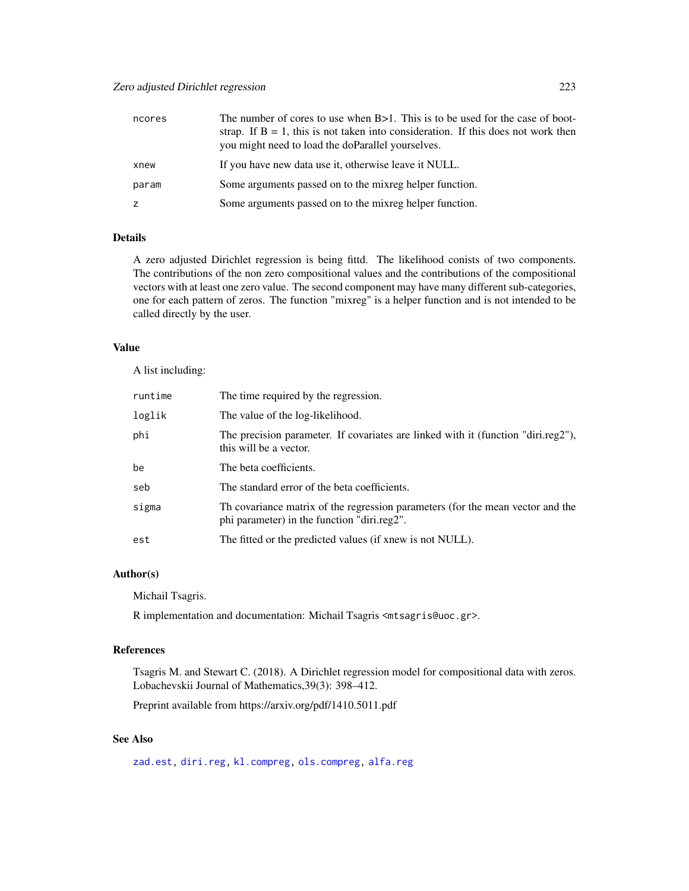| | |
|---|---|
| ncores | The number of cores to use when B>1. This is to be used for the case of bootstrap. If B = 1, this is not taken into consideration. If this does not work then you might need to load the doParallel yourselves. |
| xnew | If you have new data use it, otherwise leave it NULL. |
| param | Some arguments passed on to the mixreg helper function. |
| z | Some arguments passed on to the mixreg helper function. |

### Details

A zero adjusted Dirichlet regression is being fittd. The likelihood conists of two components. The contributions of the non zero compositional values and the contributions of the compositional vectors with at least one zero value. The second component may have many different sub-categories, one for each pattern of zeros. The function "mixreg" is a helper function and is not intended to be called directly by the user.

### Value

A list including:

| | |
|---|---|
| runtime | The time required by the regression. |
| loglik | The value of the log-likelihood. |
| phi | The precision parameter. If covariates are linked with it (function "diri.reg2"), this will be a vector. |
| be | The beta coefficients. |
| seb | The standard error of the beta coefficients. |
| sigma | Th covariance matrix of the regression parameters (for the mean vector and the phi parameter) in the function "diri.reg2". |
| est | The fitted or the predicted values (if xnew is not NULL). |

### Author(s)

Michail Tsagris.

R implementation and documentation: Michail Tsagris <mtsagris@uoc.gr>.

### References

Tsagris M. and Stewart C. (2018). A Dirichlet regression model for compositional data with zeros. Lobachevskii Journal of Mathematics,39(3): 398–412.

Preprint available from https://arxiv.org/pdf/1410.5011.pdf

### See Also

zad.est, diri.reg, kl.compreg, ols.compreg, alfa.reg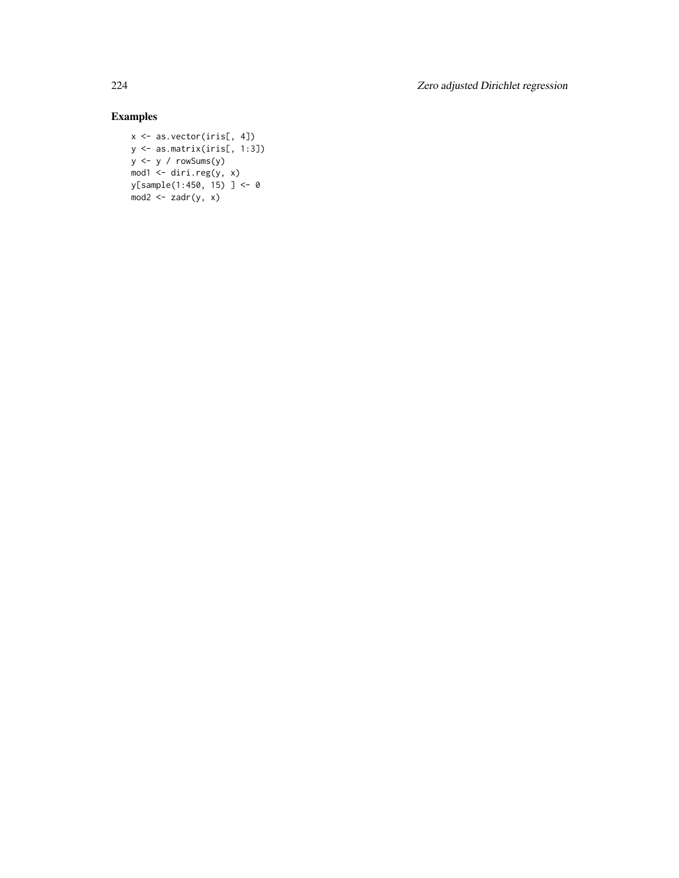## Examples

```
x <- as.vector(iris[, 4])
y <- as.matrix(iris[, 1:3])
y <- y / rowSums(y)
mod1 <- diri.reg(y, x)
y[sample(1:450, 15) ] <- 0
mod2 <- zadr(y, x)
```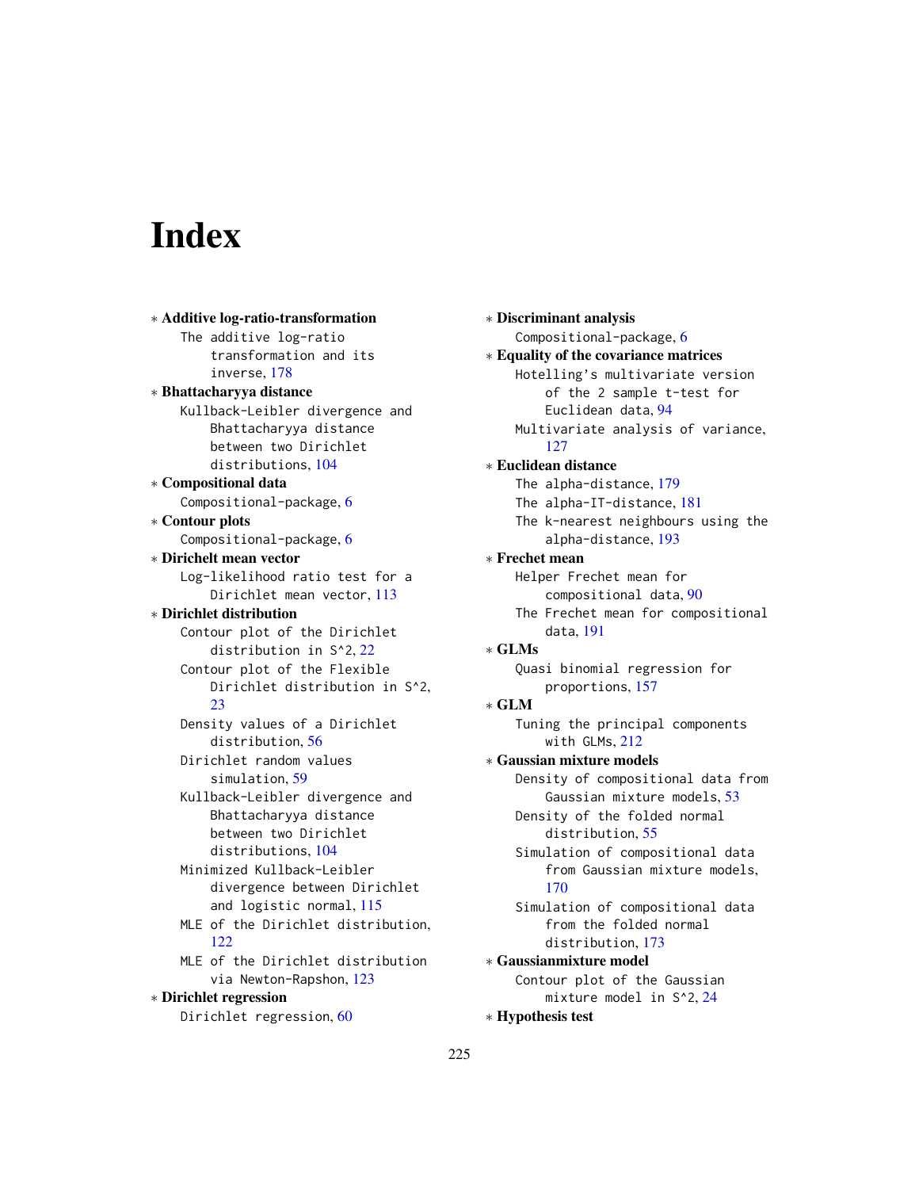# Index

∗ **Additive log-ratio-transformation**
  The additive log-ratio transformation and its inverse, 178

∗ **Bhattacharyya distance**
  Kullback-Leibler divergence and Bhattacharyya distance between two Dirichlet distributions, 104

∗ **Compositional data**
  Compositional-package, 6

∗ **Contour plots**
  Compositional-package, 6

∗ **Dirichelt mean vector**
  Log-likelihood ratio test for a Dirichlet mean vector, 113

∗ **Dirichlet distribution**
  Contour plot of the Dirichlet distribution in S^2, 22
  Contour plot of the Flexible Dirichlet distribution in S^2, 23
  Density values of a Dirichlet distribution, 56
  Dirichlet random values simulation, 59
  Kullback-Leibler divergence and Bhattacharyya distance between two Dirichlet distributions, 104
  Minimized Kullback-Leibler divergence between Dirichlet and logistic normal, 115
  MLE of the Dirichlet distribution, 122
  MLE of the Dirichlet distribution via Newton-Rapshon, 123

∗ **Dirichlet regression**
  Dirichlet regression, 60

∗ **Discriminant analysis**
  Compositional-package, 6

∗ **Equality of the covariance matrices**
  Hotelling's multivariate version of the 2 sample t-test for Euclidean data, 94
  Multivariate analysis of variance, 127

∗ **Euclidean distance**
  The alpha-distance, 179
  The alpha-IT-distance, 181
  The k-nearest neighbours using the alpha-distance, 193

∗ **Frechet mean**
  Helper Frechet mean for compositional data, 90
  The Frechet mean for compositional data, 191

∗ **GLMs**
  Quasi binomial regression for proportions, 157

∗ **GLM**
  Tuning the principal components with GLMs, 212

∗ **Gaussian mixture models**
  Density of compositional data from Gaussian mixture models, 53
  Density of the folded normal distribution, 55
  Simulation of compositional data from Gaussian mixture models, 170
  Simulation of compositional data from the folded normal distribution, 173

∗ **Gaussianmixture model**
  Contour plot of the Gaussian mixture model in S^2, 24

∗ **Hypothesis test**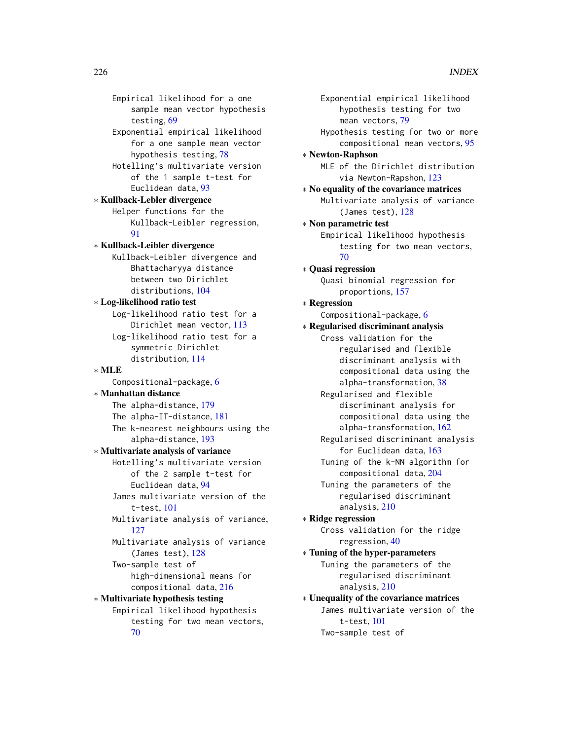Empirical likelihood for a one sample mean vector hypothesis testing, 69
Exponential empirical likelihood for a one sample mean vector hypothesis testing, 78
Hotelling's multivariate version of the 1 sample t-test for Euclidean data, 93

∗ **Kullback-Lebler divergence**
Helper functions for the Kullback-Leibler regression, 91

∗ **Kullback-Leibler divergence**
Kullback-Leibler divergence and Bhattacharyya distance between two Dirichlet distributions, 104

∗ **Log-likelihood ratio test**
Log-likelihood ratio test for a Dirichlet mean vector, 113
Log-likelihood ratio test for a symmetric Dirichlet distribution, 114

∗ **MLE**
Compositional-package, 6

∗ **Manhattan distance**
The alpha-distance, 179
The alpha-IT-distance, 181
The k-nearest neighbours using the alpha-distance, 193

∗ **Multivariate analysis of variance**
Hotelling's multivariate version of the 2 sample t-test for Euclidean data, 94
James multivariate version of the t-test, 101
Multivariate analysis of variance, 127
Multivariate analysis of variance (James test), 128
Two-sample test of high-dimensional means for compositional data, 216

∗ **Multivariate hypothesis testing**
Empirical likelihood hypothesis testing for two mean vectors, 70
Exponential empirical likelihood hypothesis testing for two mean vectors, 79
Hypothesis testing for two or more compositional mean vectors, 95

∗ **Newton-Raphson**
MLE of the Dirichlet distribution via Newton-Rapshon, 123

∗ **No equality of the covariance matrices**
Multivariate analysis of variance (James test), 128

∗ **Non parametric test**
Empirical likelihood hypothesis testing for two mean vectors, 70

∗ **Quasi regression**
Quasi binomial regression for proportions, 157

∗ **Regression**
Compositional-package, 6

∗ **Regularised discriminant analysis**
Cross validation for the regularised and flexible discriminant analysis with compositional data using the alpha-transformation, 38
Regularised and flexible discriminant analysis for compositional data using the alpha-transformation, 162
Regularised discriminant analysis for Euclidean data, 163
Tuning of the k-NN algorithm for compositional data, 204
Tuning the parameters of the regularised discriminant analysis, 210

∗ **Ridge regression**
Cross validation for the ridge regression, 40

∗ **Tuning of the hyper-parameters**
Tuning the parameters of the regularised discriminant analysis, 210

∗ **Unequality of the covariance matrices**
James multivariate version of the t-test, 101
Two-sample test of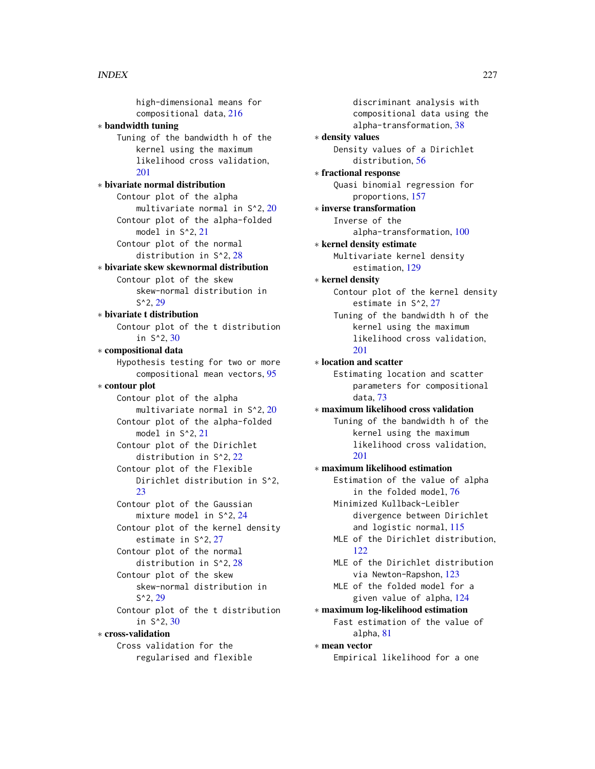high-dimensional means for compositional data, 216

* **bandwidth tuning**
  Tuning of the bandwidth h of the kernel using the maximum likelihood cross validation, 201
* **bivariate normal distribution**
  Contour plot of the alpha multivariate normal in S^2, 20
  Contour plot of the alpha-folded model in S^2, 21
  Contour plot of the normal distribution in S^2, 28
* **bivariate skew skewnormal distribution**
  Contour plot of the skew skew-normal distribution in S^2, 29
* **bivariate t distribution**
  Contour plot of the t distribution in S^2, 30
* **compositional data**
  Hypothesis testing for two or more compositional mean vectors, 95
* **contour plot**
  Contour plot of the alpha multivariate normal in S^2, 20
  Contour plot of the alpha-folded model in S^2, 21
  Contour plot of the Dirichlet distribution in S^2, 22
  Contour plot of the Flexible Dirichlet distribution in S^2, 23
  Contour plot of the Gaussian mixture model in S^2, 24
  Contour plot of the kernel density estimate in S^2, 27
  Contour plot of the normal distribution in S^2, 28
  Contour plot of the skew skew-normal distribution in S^2, 29
  Contour plot of the t distribution in S^2, 30
* **cross-validation**
  Cross validation for the regularised and flexible discriminant analysis with compositional data using the alpha-transformation, 38
* **density values**
  Density values of a Dirichlet distribution, 56
* **fractional response**
  Quasi binomial regression for proportions, 157
* **inverse transformation**
  Inverse of the alpha-transformation, 100
* **kernel density estimate**
  Multivariate kernel density estimation, 129
* **kernel density**
  Contour plot of the kernel density estimate in S^2, 27
  Tuning of the bandwidth h of the kernel using the maximum likelihood cross validation, 201
* **location and scatter**
  Estimating location and scatter parameters for compositional data, 73
* **maximum likelihood cross validation**
  Tuning of the bandwidth h of the kernel using the maximum likelihood cross validation, 201
* **maximum likelihood estimation**
  Estimation of the value of alpha in the folded model, 76
  Minimized Kullback-Leibler divergence between Dirichlet and logistic normal, 115
  MLE of the Dirichlet distribution, 122
  MLE of the Dirichlet distribution via Newton-Rapshon, 123
  MLE of the folded model for a given value of alpha, 124
* **maximum log-likelihood estimation**
  Fast estimation of the value of alpha, 81
* **mean vector**
  Empirical likelihood for a one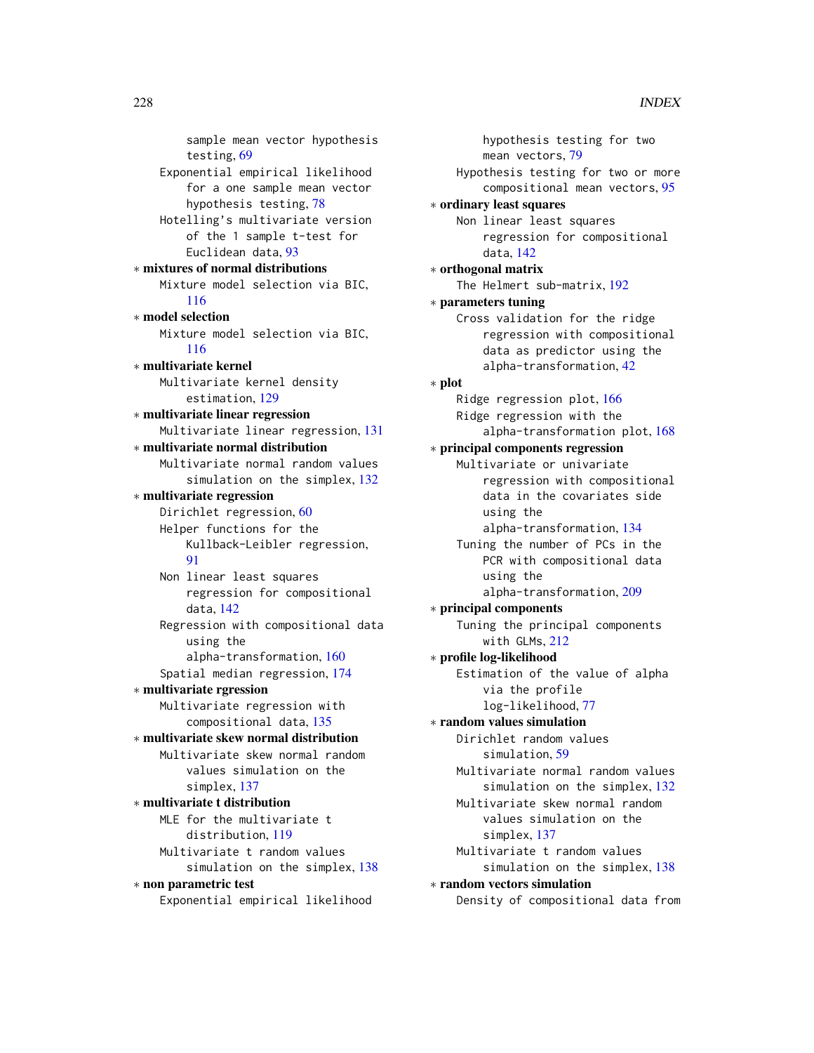sample mean vector hypothesis testing, 69
Exponential empirical likelihood for a one sample mean vector hypothesis testing, 78
Hotelling's multivariate version of the 1 sample t-test for Euclidean data, 93

∗ **mixtures of normal distributions**
Mixture model selection via BIC, 116

∗ **model selection**
Mixture model selection via BIC, 116

∗ **multivariate kernel**
Multivariate kernel density estimation, 129

∗ **multivariate linear regression**
Multivariate linear regression, 131

∗ **multivariate normal distribution**
Multivariate normal random values simulation on the simplex, 132

∗ **multivariate regression**
Dirichlet regression, 60
Helper functions for the Kullback-Leibler regression, 91
Non linear least squares regression for compositional data, 142
Regression with compositional data using the alpha-transformation, 160
Spatial median regression, 174

∗ **multivariate rgression**
Multivariate regression with compositional data, 135

∗ **multivariate skew normal distribution**
Multivariate skew normal random values simulation on the simplex, 137

∗ **multivariate t distribution**
MLE for the multivariate t distribution, 119
Multivariate t random values simulation on the simplex, 138

∗ **non parametric test**
Exponential empirical likelihood hypothesis testing for two mean vectors, 79
Hypothesis testing for two or more compositional mean vectors, 95

∗ **ordinary least squares**
Non linear least squares regression for compositional data, 142

∗ **orthogonal matrix**
The Helmert sub-matrix, 192

∗ **parameters tuning**
Cross validation for the ridge regression with compositional data as predictor using the alpha-transformation, 42

∗ **plot**
Ridge regression plot, 166
Ridge regression with the alpha-transformation plot, 168

∗ **principal components regression**
Multivariate or univariate regression with compositional data in the covariates side using the alpha-transformation, 134
Tuning the number of PCs in the PCR with compositional data using the alpha-transformation, 209

∗ **principal components**
Tuning the principal components with GLMs, 212

∗ **profile log-likelihood**
Estimation of the value of alpha via the profile log-likelihood, 77

∗ **random values simulation**
Dirichlet random values simulation, 59
Multivariate normal random values simulation on the simplex, 132
Multivariate skew normal random values simulation on the simplex, 137
Multivariate t random values simulation on the simplex, 138

∗ **random vectors simulation**
Density of compositional data from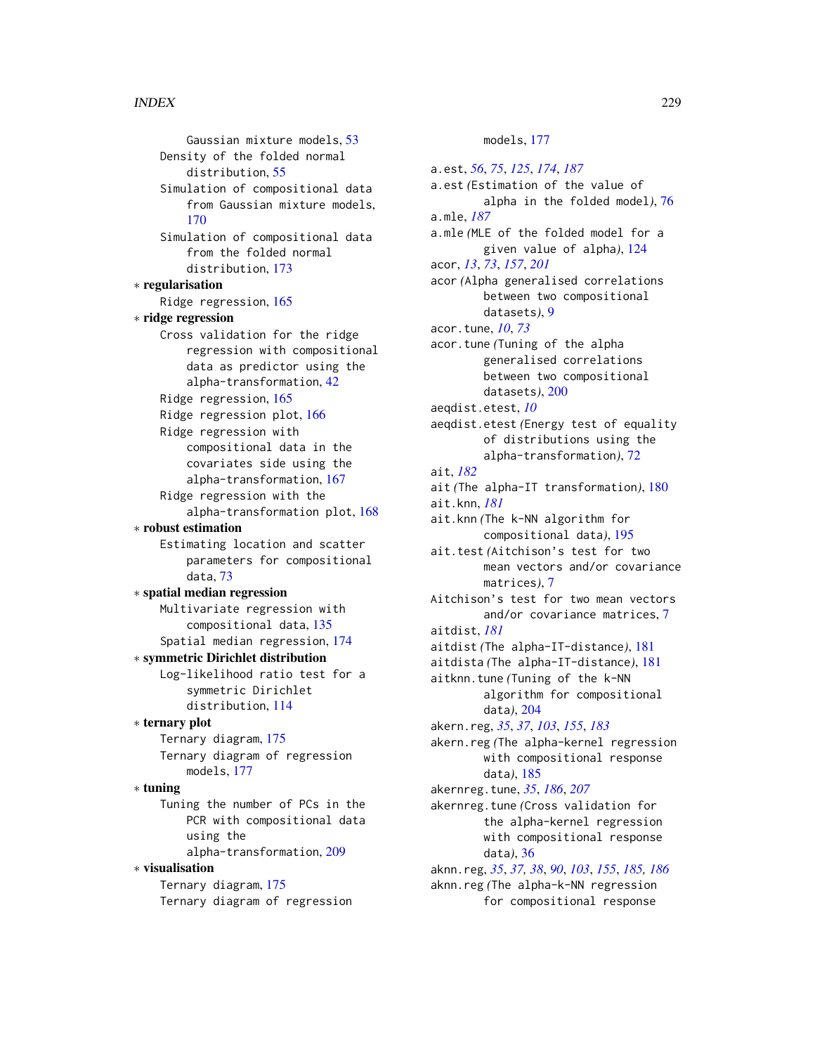Gaussian mixture models, 53
Density of the folded normal distribution, 55
Simulation of compositional data from Gaussian mixture models, 170
Simulation of compositional data from the folded normal distribution, 173

∗ **regularisation**
Ridge regression, 165

∗ **ridge regression**
Cross validation for the ridge regression with compositional data as predictor using the alpha-transformation, 42
Ridge regression, 165
Ridge regression plot, 166
Ridge regression with compositional data in the covariates side using the alpha-transformation, 167
Ridge regression with the alpha-transformation plot, 168

∗ **robust estimation**
Estimating location and scatter parameters for compositional data, 73

∗ **spatial median regression**
Multivariate regression with compositional data, 135
Spatial median regression, 174

∗ **symmetric Dirichlet distribution**
Log-likelihood ratio test for a symmetric Dirichlet distribution, 114

∗ **ternary plot**
Ternary diagram, 175
Ternary diagram of regression models, 177

∗ **tuning**
Tuning the number of PCs in the PCR with compositional data using the alpha-transformation, 209

∗ **visualisation**
Ternary diagram, 175
Ternary diagram of regression models, 177

a.est, *56*, *75*, *125*, *174*, *187*
a.est *(*Estimation of the value of alpha in the folded model*)*, 76
a.mle, *187*
a.mle *(*MLE of the folded model for a given value of alpha*)*, 124
acor, *13*, *73*, *157*, *201*
acor *(*Alpha generalised correlations between two compositional datasets*)*, 9
acor.tune, *10*, *73*
acor.tune *(*Tuning of the alpha generalised correlations between two compositional datasets*)*, 200
aeqdist.etest, *10*
aeqdist.etest *(*Energy test of equality of distributions using the alpha-transformation*)*, 72
ait, *182*
ait *(*The alpha-IT transformation*)*, 180
ait.knn, *181*
ait.knn *(*The k-NN algorithm for compositional data*)*, 195
ait.test *(*Aitchison's test for two mean vectors and/or covariance matrices*)*, 7
Aitchison's test for two mean vectors and/or covariance matrices, 7
aitdist, *181*
aitdist *(*The alpha-IT-distance*)*, 181
aitdista *(*The alpha-IT-distance*)*, 181
aitknn.tune *(*Tuning of the k-NN algorithm for compositional data*)*, 204
akern.reg, *35*, *37*, *103*, *155*, *183*
akern.reg *(*The alpha-kernel regression with compositional response data*)*, 185
akernreg.tune, *35*, *186*, *207*
akernreg.tune *(*Cross validation for the alpha-kernel regression with compositional response data*)*, 36
aknn.reg, *35*, *37, 38*, *90*, *103*, *155*, *185, 186*
aknn.reg *(*The alpha-k-NN regression for compositional response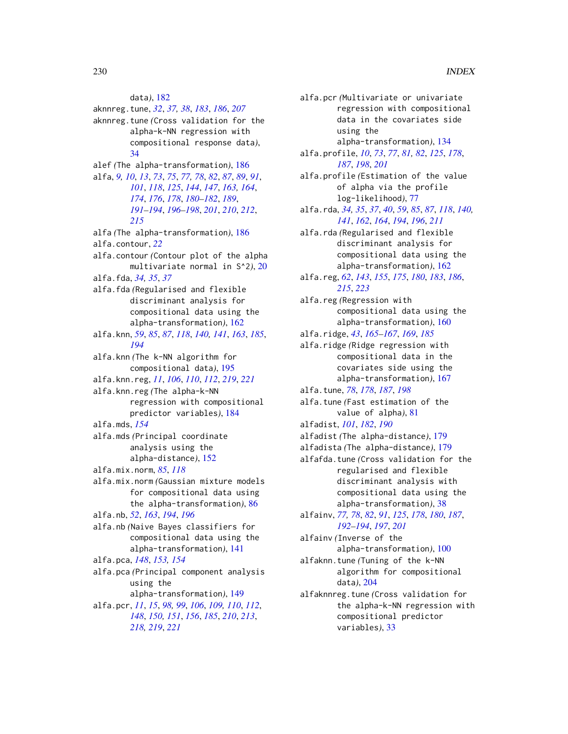data*)*, 182
aknnreg.tune, *32*, *37, 38*, *183*, *186*, *207*
aknnreg.tune *(*Cross validation for the alpha-k-NN regression with compositional response data*)*, 34
alef *(*The alpha-transformation*)*, 186
alfa, *9, 10*, *13*, *73*, *75*, *77, 78*, *82*, *87*, *89*, *91*, *101*, *118*, *125*, *144*, *147*, *163, 164*, *174*, *176*, *178*, *180–182*, *189*, *191–194*, *196–198*, *201*, *210*, *212*, *215*
alfa *(*The alpha-transformation*)*, 186
alfa.contour, *22*
alfa.contour *(*Contour plot of the alpha multivariate normal in S^2*)*, 20
alfa.fda, *34, 35*, *37*
alfa.fda *(*Regularised and flexible discriminant analysis for compositional data using the alpha-transformation*)*, 162
alfa.knn, *59*, *85*, *87*, *118*, *140, 141*, *163*, *185*, *194*
alfa.knn *(*The k-NN algorithm for compositional data*)*, 195
alfa.knn.reg, *11*, *106*, *110*, *112*, *219*, *221*
alfa.knn.reg *(*The alpha-k-NN regression with compositional predictor variables*)*, 184
alfa.mds, *154*
alfa.mds *(*Principal coordinate analysis using the alpha-distance*)*, 152
alfa.mix.norm, *85*, *118*
alfa.mix.norm *(*Gaussian mixture models for compositional data using the alpha-transformation*)*, 86
alfa.nb, *52*, *163*, *194*, *196*
alfa.nb *(*Naive Bayes classifiers for compositional data using the alpha-transformation*)*, 141
alfa.pca, *148*, *153, 154*
alfa.pca *(*Principal component analysis using the alpha-transformation*)*, 149
alfa.pcr, *11*, *15*, *98, 99*, *106*, *109, 110*, *112*, *148*, *150, 151*, *156*, *185*, *210*, *213*, *218, 219*, *221*
alfa.pcr *(*Multivariate or univariate regression with compositional data in the covariates side using the alpha-transformation*)*, 134
alfa.profile, *10*, *73*, *77*, *81, 82*, *125*, *178*, *187*, *198*, *201*
alfa.profile *(*Estimation of the value of alpha via the profile log-likelihood*)*, 77
alfa.rda, *34, 35*, *37*, *40*, *59*, *85*, *87*, *118*, *140, 141*, *162*, *164*, *194*, *196*, *211*
alfa.rda *(*Regularised and flexible discriminant analysis for compositional data using the alpha-transformation*)*, 162
alfa.reg, *62*, *143*, *155*, *175*, *180*, *183*, *186*, *215*, *223*
alfa.reg *(*Regression with compositional data using the alpha-transformation*)*, 160
alfa.ridge, *43*, *165–167*, *169*, *185*
alfa.ridge *(*Ridge regression with compositional data in the covariates side using the alpha-transformation*)*, 167
alfa.tune, *78*, *178*, *187*, *198*
alfa.tune *(*Fast estimation of the value of alpha*)*, 81
alfadist, *101*, *182*, *190*
alfadist *(*The alpha-distance*)*, 179
alfadista *(*The alpha-distance*)*, 179
alfafda.tune *(*Cross validation for the regularised and flexible discriminant analysis with compositional data using the alpha-transformation*)*, 38
alfainv, *77, 78*, *82*, *91*, *125*, *178*, *180*, *187*, *192–194*, *197*, *201*
alfainv *(*Inverse of the alpha-transformation*)*, 100
alfaknn.tune *(*Tuning of the k-NN algorithm for compositional data*)*, 204
alfaknnreg.tune *(*Cross validation for the alpha-k-NN regression with compositional predictor variables*)*, 33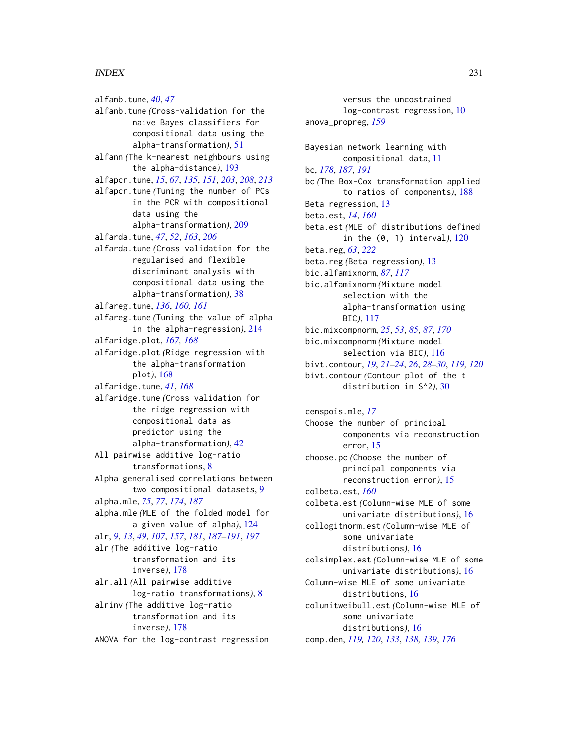alfanb.tune, *40*, *47*
alfanb.tune *(*Cross-validation for the naive Bayes classifiers for compositional data using the alpha-transformation*)*, 51
alfann *(*The k-nearest neighbours using the alpha-distance*)*, 193
alfapcr.tune, *15*, *67*, *135*, *151*, *203*, *208*, *213*
alfapcr.tune *(*Tuning the number of PCs in the PCR with compositional data using the alpha-transformation*)*, 209
alfarda.tune, *47*, *52*, *163*, *206*
alfarda.tune *(*Cross validation for the regularised and flexible discriminant analysis with compositional data using the alpha-transformation*)*, 38
alfareg.tune, *136*, *160, 161*
alfareg.tune *(*Tuning the value of alpha in the alpha-regression*)*, 214
alfaridge.plot, *167, 168*
alfaridge.plot *(*Ridge regression with the alpha-transformation plot*)*, 168
alfaridge.tune, *41*, *168*
alfaridge.tune *(*Cross validation for the ridge regression with compositional data as predictor using the alpha-transformation*)*, 42
All pairwise additive log-ratio transformations, 8
Alpha generalised correlations between two compositional datasets, 9
alpha.mle, *75*, *77*, *174*, *187*
alpha.mle *(*MLE of the folded model for a given value of alpha*)*, 124
alr, *9*, *13*, *49*, *107*, *157*, *181*, *187–191*, *197*
alr *(*The additive log-ratio transformation and its inverse*)*, 178
alr.all *(*All pairwise additive log-ratio transformations*)*, 8
alrinv *(*The additive log-ratio transformation and its inverse*)*, 178
ANOVA for the log-contrast regression versus the uncostrained log-contrast regression, 10
anova_propreg, *159*

Bayesian network learning with compositional data, 11
bc, *178*, *187*, *191*
bc *(*The Box-Cox transformation applied to ratios of components*)*, 188
Beta regression, 13
beta.est, *14*, *160*
beta.est *(*MLE of distributions defined in the (0, 1) interval*)*, 120
beta.reg, *63*, *222*
beta.reg *(*Beta regression*)*, 13
bic.alfamixnorm, *87*, *117*
bic.alfamixnorm *(*Mixture model selection with the alpha-transformation using BIC*)*, 117
bic.mixcompnorm, *25*, *53*, *85*, *87*, *170*
bic.mixcompnorm *(*Mixture model selection via BIC*)*, 116
bivt.contour, *19*, *21–24*, *26*, *28–30*, *119, 120*
bivt.contour *(*Contour plot of the t distribution in S^2*)*, 30

censpois.mle, *17*
Choose the number of principal components via reconstruction error, 15
choose.pc *(*Choose the number of principal components via reconstruction error*)*, 15
colbeta.est, *160*
colbeta.est *(*Column-wise MLE of some univariate distributions*)*, 16
collogitnorm.est *(*Column-wise MLE of some univariate distributions*)*, 16
colsimplex.est *(*Column-wise MLE of some univariate distributions*)*, 16
Column-wise MLE of some univariate distributions, 16
colunitweibull.est *(*Column-wise MLE of some univariate distributions*)*, 16
comp.den, *119, 120*, *133*, *138, 139*, *176*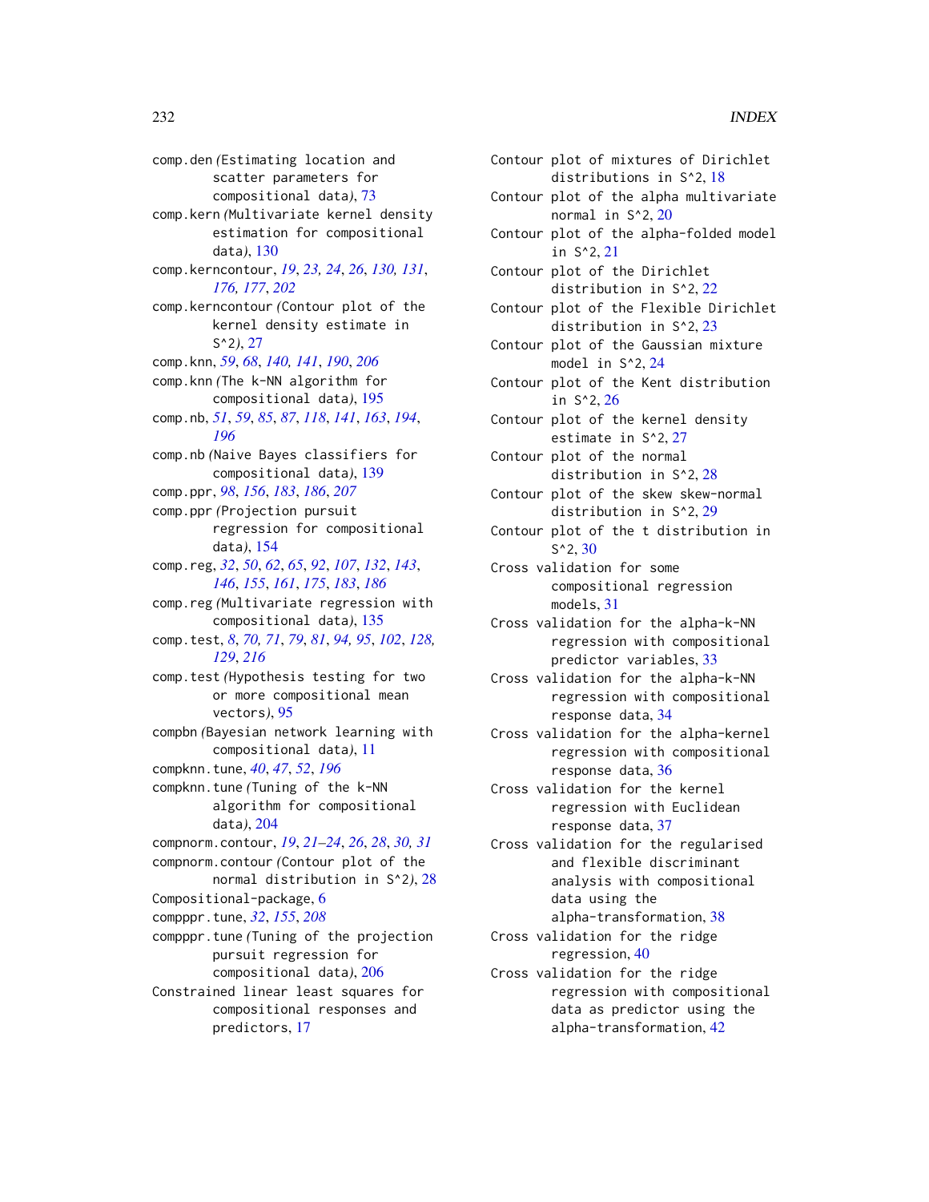comp.den (Estimating location and scatter parameters for compositional data), 73
comp.kern (Multivariate kernel density estimation for compositional data), 130
comp.kerncontour, *19*, *23, 24*, *26*, *130, 131*, *176, 177*, *202*
comp.kerncontour (Contour plot of the kernel density estimate in S^2), 27
comp.knn, *59*, *68*, *140, 141*, *190*, *206*
comp.knn (The k-NN algorithm for compositional data), 195
comp.nb, *51*, *59*, *85*, *87*, *118*, *141*, *163*, *194*, *196*
comp.nb (Naive Bayes classifiers for compositional data), 139
comp.ppr, *98*, *156*, *183*, *186*, *207*
comp.ppr (Projection pursuit regression for compositional data), 154
comp.reg, *32*, *50*, *62*, *65*, *92*, *107*, *132*, *143*, *146*, *155*, *161*, *175*, *183*, *186*
comp.reg (Multivariate regression with compositional data), 135
comp.test, *8*, *70, 71*, *79*, *81*, *94, 95*, *102*, *128, 129*, *216*
comp.test (Hypothesis testing for two or more compositional mean vectors), 95
compbn (Bayesian network learning with compositional data), 11
compknn.tune, *40*, *47*, *52*, *196*
compknn.tune (Tuning of the k-NN algorithm for compositional data), 204
compnorm.contour, *19*, *21–24*, *26*, *28*, *30, 31*
compnorm.contour (Contour plot of the normal distribution in S^2), 28
Compositional-package, 6
compppr.tune, *32*, *155*, *208*
compppr.tune (Tuning of the projection pursuit regression for compositional data), 206
Constrained linear least squares for compositional responses and predictors, 17
Contour plot of mixtures of Dirichlet distributions in S^2, 18
Contour plot of the alpha multivariate normal in S^2, 20
Contour plot of the alpha-folded model in S^2, 21
Contour plot of the Dirichlet distribution in S^2, 22
Contour plot of the Flexible Dirichlet distribution in S^2, 23
Contour plot of the Gaussian mixture model in S^2, 24
Contour plot of the Kent distribution in S^2, 26
Contour plot of the kernel density estimate in S^2, 27
Contour plot of the normal distribution in S^2, 28
Contour plot of the skew skew-normal distribution in S^2, 29
Contour plot of the t distribution in S^2, 30
Cross validation for some compositional regression models, 31
Cross validation for the alpha-k-NN regression with compositional predictor variables, 33
Cross validation for the alpha-k-NN regression with compositional response data, 34
Cross validation for the alpha-kernel regression with compositional response data, 36
Cross validation for the kernel regression with Euclidean response data, 37
Cross validation for the regularised and flexible discriminant analysis with compositional data using the alpha-transformation, 38
Cross validation for the ridge regression, 40
Cross validation for the ridge regression with compositional data as predictor using the alpha-transformation, 42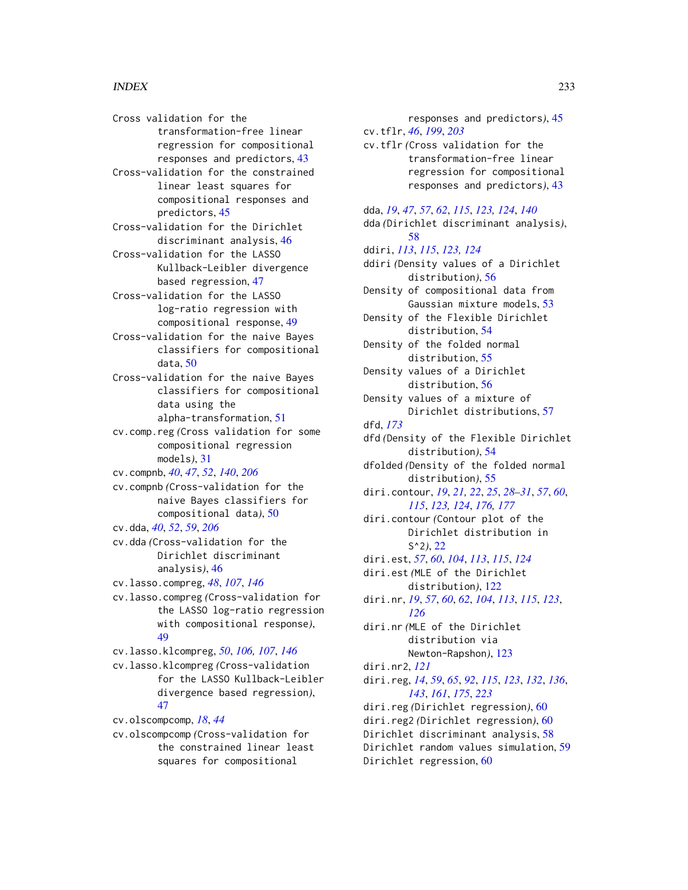Cross validation for the transformation-free linear regression for compositional responses and predictors, 43
Cross-validation for the constrained linear least squares for compositional responses and predictors, 45
Cross-validation for the Dirichlet discriminant analysis, 46
Cross-validation for the LASSO Kullback-Leibler divergence based regression, 47
Cross-validation for the LASSO log-ratio regression with compositional response, 49
Cross-validation for the naive Bayes classifiers for compositional data, 50
Cross-validation for the naive Bayes classifiers for compositional data using the alpha-transformation, 51
cv.comp.reg *(*Cross validation for some compositional regression models*)*, 31
cv.compnb, *40*, *47*, *52*, *140*, *206*
cv.compnb *(*Cross-validation for the naive Bayes classifiers for compositional data*)*, 50
cv.dda, *40*, *52*, *59*, *206*
cv.dda *(*Cross-validation for the Dirichlet discriminant analysis*)*, 46
cv.lasso.compreg, *48*, *107*, *146*
cv.lasso.compreg *(*Cross-validation for the LASSO log-ratio regression with compositional response*)*, 49
cv.lasso.klcompreg, *50*, *106, 107*, *146*
cv.lasso.klcompreg *(*Cross-validation for the LASSO Kullback-Leibler divergence based regression*)*, 47
cv.olscompcomp, *18*, *44*
cv.olscompcomp *(*Cross-validation for the constrained linear least squares for compositional responses and predictors*)*, 45
cv.tflr, *46*, *199*, *203*
cv.tflr *(*Cross validation for the transformation-free linear regression for compositional responses and predictors*)*, 43

dda, *19*, *47*, *57*, *62*, *115*, *123, 124*, *140*
dda *(*Dirichlet discriminant analysis*)*, 58
ddiri, *113*, *115*, *123, 124*
ddiri *(*Density values of a Dirichlet distribution*)*, 56
Density of compositional data from Gaussian mixture models, 53
Density of the Flexible Dirichlet distribution, 54
Density of the folded normal distribution, 55
Density values of a Dirichlet distribution, 56
Density values of a mixture of Dirichlet distributions, 57
dfd, *173*
dfd *(*Density of the Flexible Dirichlet distribution*)*, 54
dfolded *(*Density of the folded normal distribution*)*, 55
diri.contour, *19*, *21, 22*, *25*, *28–31*, *57*, *60*, *115*, *123, 124*, *176, 177*
diri.contour *(*Contour plot of the Dirichlet distribution in S^2*)*, 22
diri.est, *57*, *60*, *104*, *113*, *115*, *124*
diri.est *(*MLE of the Dirichlet distribution*)*, 122
diri.nr, *19*, *57*, *60*, *62*, *104*, *113*, *115*, *123*, *126*
diri.nr *(*MLE of the Dirichlet distribution via Newton-Rapshon*)*, 123
diri.nr2, *121*
diri.reg, *14*, *59*, *65*, *92*, *115*, *123*, *132*, *136*, *143*, *161*, *175*, *223*
diri.reg *(*Dirichlet regression*)*, 60
diri.reg2 *(*Dirichlet regression*)*, 60
Dirichlet discriminant analysis, 58
Dirichlet random values simulation, 59
Dirichlet regression, 60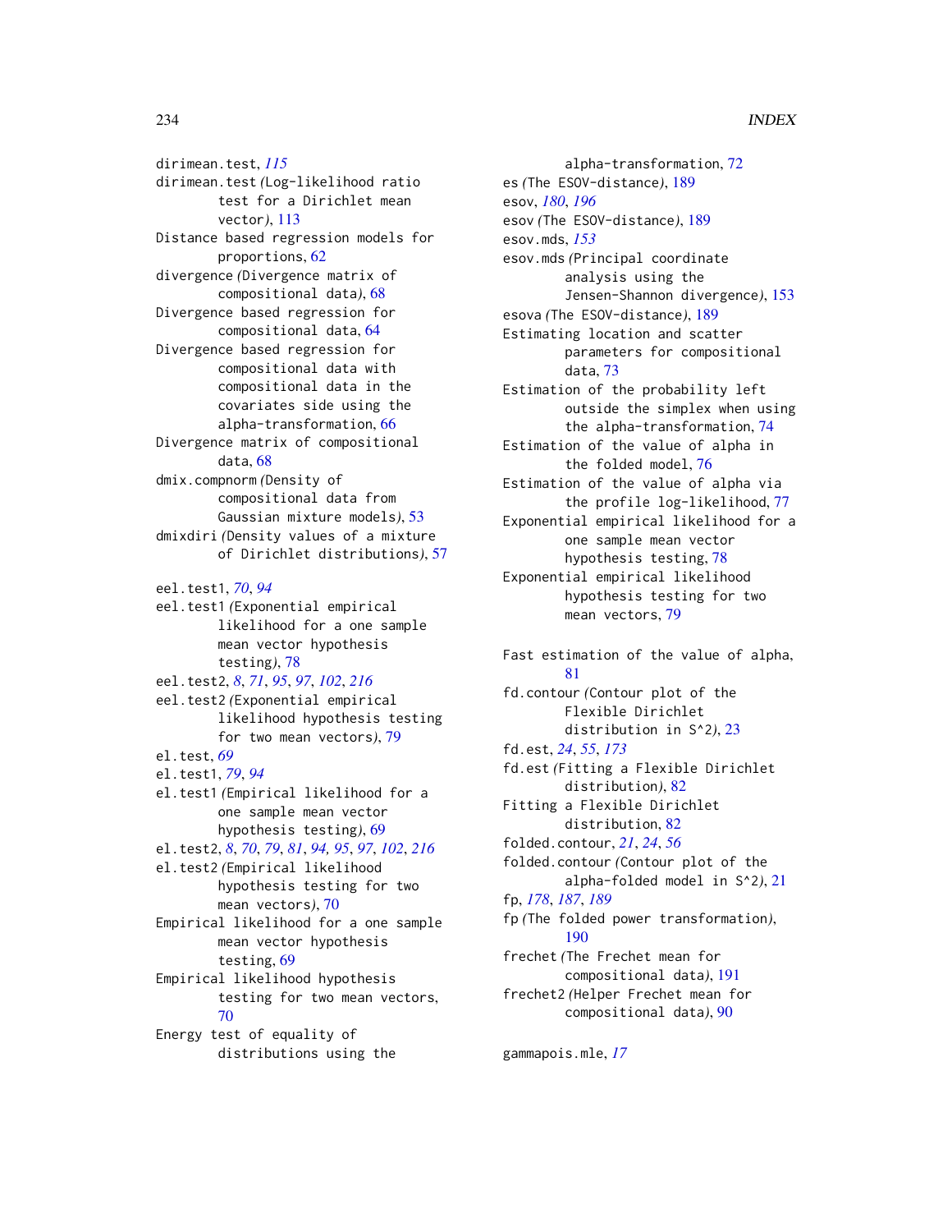dirimean.test, *115*
dirimean.test *(*Log-likelihood ratio test for a Dirichlet mean vector*)*, 113
Distance based regression models for proportions, 62
divergence *(*Divergence matrix of compositional data*)*, 68
Divergence based regression for compositional data, 64
Divergence based regression for compositional data with compositional data in the covariates side using the alpha-transformation, 66
Divergence matrix of compositional data, 68
dmix.compnorm *(*Density of compositional data from Gaussian mixture models*)*, 53
dmixdiri *(*Density values of a mixture of Dirichlet distributions*)*, 57

eel.test1, *70*, *94*
eel.test1 *(*Exponential empirical likelihood for a one sample mean vector hypothesis testing*)*, 78
eel.test2, *8*, *71*, *95*, *97*, *102*, *216*
eel.test2 *(*Exponential empirical likelihood hypothesis testing for two mean vectors*)*, 79
el.test, *69*
el.test1, *79*, *94*
el.test1 *(*Empirical likelihood for a one sample mean vector hypothesis testing*)*, 69
el.test2, *8*, *70*, *79*, *81*, *94*, *95*, *97*, *102*, *216*
el.test2 *(*Empirical likelihood hypothesis testing for two mean vectors*)*, 70
Empirical likelihood for a one sample mean vector hypothesis testing, 69
Empirical likelihood hypothesis testing for two mean vectors, 70
Energy test of equality of distributions using the alpha-transformation, 72
es *(*The ESOV-distance*)*, 189
esov, *180*, *196*
esov *(*The ESOV-distance*)*, 189
esov.mds, *153*
esov.mds *(*Principal coordinate analysis using the Jensen-Shannon divergence*)*, 153
esova *(*The ESOV-distance*)*, 189
Estimating location and scatter parameters for compositional data, 73
Estimation of the probability left outside the simplex when using the alpha-transformation, 74
Estimation of the value of alpha in the folded model, 76
Estimation of the value of alpha via the profile log-likelihood, 77
Exponential empirical likelihood for a one sample mean vector hypothesis testing, 78
Exponential empirical likelihood hypothesis testing for two mean vectors, 79

Fast estimation of the value of alpha, 81
fd.contour *(*Contour plot of the Flexible Dirichlet distribution in S^2*)*, 23
fd.est, *24*, *55*, *173*
fd.est *(*Fitting a Flexible Dirichlet distribution*)*, 82
Fitting a Flexible Dirichlet distribution, 82
folded.contour, *21*, *24*, *56*
folded.contour *(*Contour plot of the alpha-folded model in S^2*)*, 21
fp, *178*, *187*, *189*
fp *(*The folded power transformation*)*, 190
frechet *(*The Frechet mean for compositional data*)*, 191
frechet2 *(*Helper Frechet mean for compositional data*)*, 90

gammapois.mle, *17*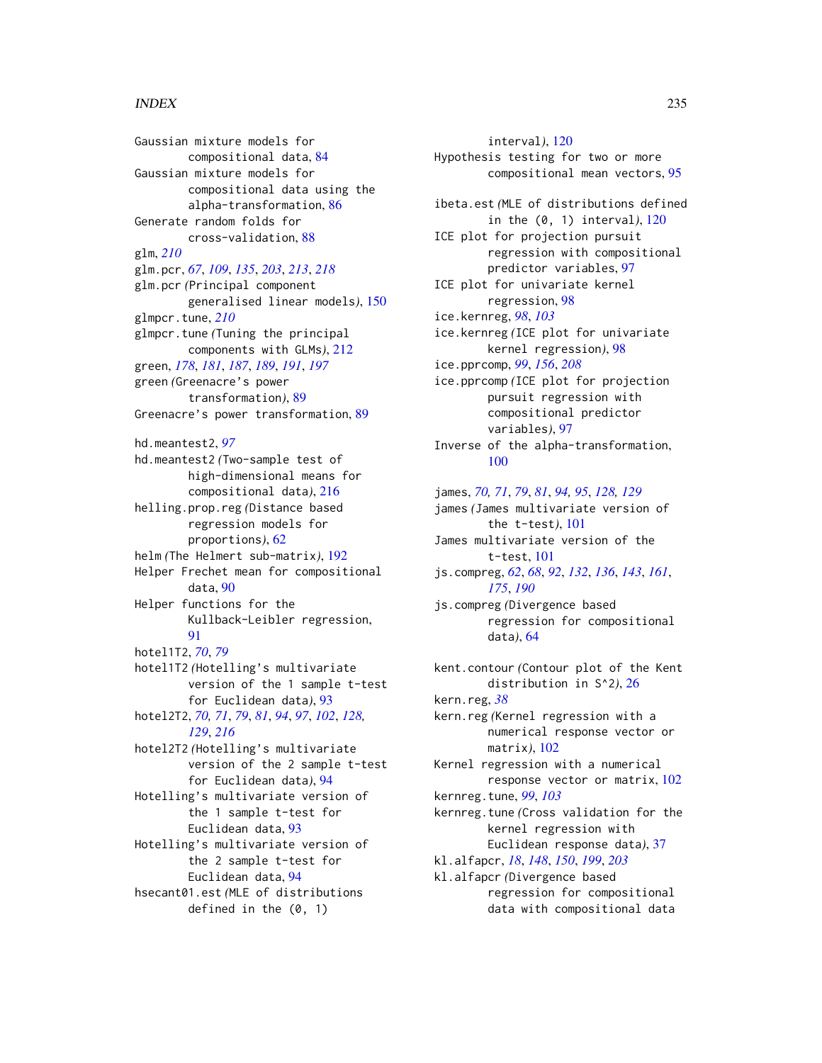Gaussian mixture models for compositional data, 84
Gaussian mixture models for compositional data using the alpha-transformation, 86
Generate random folds for cross-validation, 88
glm, *210*
glm.pcr, *67*, *109*, *135*, *203*, *213*, *218*
glm.pcr (Principal component generalised linear models), 150
glmpcr.tune, *210*
glmpcr.tune (Tuning the principal components with GLMs), 212
green, *178*, *181*, *187*, *189*, *191*, *197*
green (Greenacre's power transformation), 89
Greenacre's power transformation, 89

hd.meantest2, *97*
hd.meantest2 (Two-sample test of high-dimensional means for compositional data), 216
helling.prop.reg (Distance based regression models for proportions), 62
helm (The Helmert sub-matrix), 192
Helper Frechet mean for compositional data, 90
Helper functions for the Kullback-Leibler regression, 91
hotel1T2, *70*, *79*
hotel1T2 (Hotelling's multivariate version of the 1 sample t-test for Euclidean data), 93
hotel2T2, *70, 71*, *79*, *81*, *94*, *97*, *102*, *128, 129*, *216*
hotel2T2 (Hotelling's multivariate version of the 2 sample t-test for Euclidean data), 94
Hotelling's multivariate version of the 1 sample t-test for Euclidean data, 93
Hotelling's multivariate version of the 2 sample t-test for Euclidean data, 94
hsecant01.est (MLE of distributions defined in the (0, 1) interval), 120
Hypothesis testing for two or more compositional mean vectors, 95

ibeta.est (MLE of distributions defined in the (0, 1) interval), 120
ICE plot for projection pursuit regression with compositional predictor variables, 97
ICE plot for univariate kernel regression, 98
ice.kernreg, *98*, *103*
ice.kernreg (ICE plot for univariate kernel regression), 98
ice.pprcomp, *99*, *156*, *208*
ice.pprcomp (ICE plot for projection pursuit regression with compositional predictor variables), 97
Inverse of the alpha-transformation, 100

james, *70, 71*, *79*, *81*, *94, 95*, *128, 129*
james (James multivariate version of the t-test), 101
James multivariate version of the t-test, 101
js.compreg, *62*, *68*, *92*, *132*, *136*, *143*, *161*, *175*, *190*
js.compreg (Divergence based regression for compositional data), 64

kent.contour (Contour plot of the Kent distribution in S^2), 26
kern.reg, *38*
kern.reg (Kernel regression with a numerical response vector or matrix), 102
Kernel regression with a numerical response vector or matrix, 102
kernreg.tune, *99*, *103*
kernreg.tune (Cross validation for the kernel regression with Euclidean response data), 37
kl.alfapcr, *18*, *148*, *150*, *199*, *203*
kl.alfapcr (Divergence based regression for compositional data with compositional data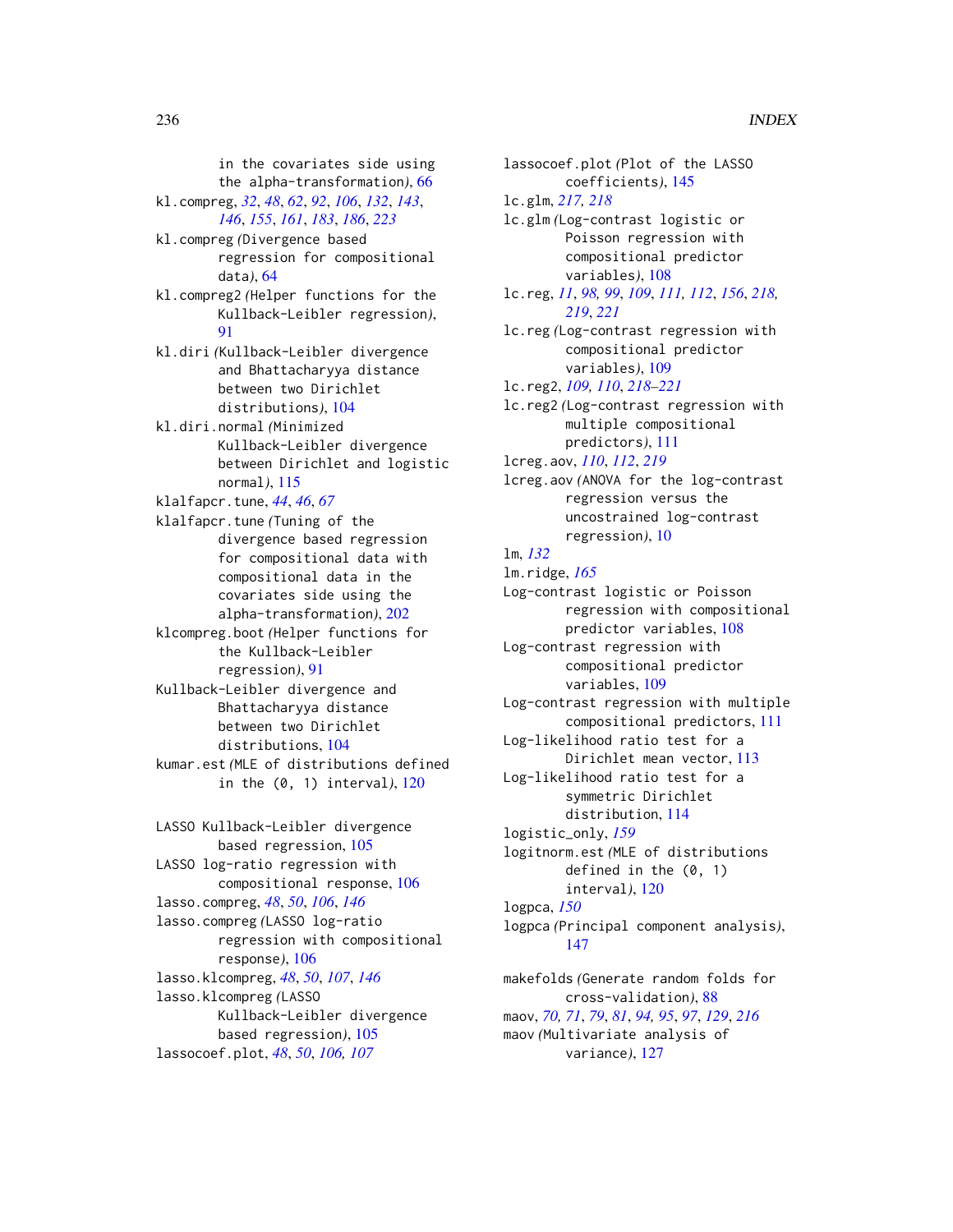in the covariates side using the alpha-transformation), 66

kl.compreg, *32*, *48*, *62*, *92*, *106*, *132*, *143*, *146*, *155*, *161*, *183*, *186*, *223*

kl.compreg (Divergence based regression for compositional data), 64

kl.compreg2 (Helper functions for the Kullback-Leibler regression), 91

kl.diri (Kullback-Leibler divergence and Bhattacharyya distance between two Dirichlet distributions), 104

kl.diri.normal (Minimized Kullback-Leibler divergence between Dirichlet and logistic normal), 115

klalfapcr.tune, *44*, *46*, *67*

klalfapcr.tune (Tuning of the divergence based regression for compositional data with compositional data in the covariates side using the alpha-transformation), 202

klcompreg.boot (Helper functions for the Kullback-Leibler regression), 91

Kullback-Leibler divergence and Bhattacharyya distance between two Dirichlet distributions, 104

kumar.est (MLE of distributions defined in the (0, 1) interval), 120

LASSO Kullback-Leibler divergence based regression, 105

LASSO log-ratio regression with compositional response, 106

lasso.compreg, *48*, *50*, *106*, *146*

lasso.compreg (LASSO log-ratio regression with compositional response), 106

lasso.klcompreg, *48*, *50*, *107*, *146*

lasso.klcompreg (LASSO Kullback-Leibler divergence based regression), 105

lassocoef.plot, *48*, *50*, *106*, *107*

lassocoef.plot (Plot of the LASSO coefficients), 145

lc.glm, *217*, *218*

lc.glm (Log-contrast logistic or Poisson regression with compositional predictor variables), 108

lc.reg, *11*, *98*, *99*, *109*, *111*, *112*, *156*, *218*, *219*, *221*

lc.reg (Log-contrast regression with compositional predictor variables), 109

lc.reg2, *109*, *110*, *218–221*

lc.reg2 (Log-contrast regression with multiple compositional predictors), 111

lcreg.aov, *110*, *112*, *219*

lcreg.aov (ANOVA for the log-contrast regression versus the uncostrained log-contrast regression), 10

lm, *132*

lm.ridge, *165*

Log-contrast logistic or Poisson regression with compositional predictor variables, 108

Log-contrast regression with compositional predictor variables, 109

Log-contrast regression with multiple compositional predictors, 111

Log-likelihood ratio test for a Dirichlet mean vector, 113

Log-likelihood ratio test for a symmetric Dirichlet distribution, 114

logistic_only, *159*

logitnorm.est (MLE of distributions defined in the (0, 1) interval), 120

logpca, *150*

logpca (Principal component analysis), 147

makefolds (Generate random folds for cross-validation), 88

maov, *70*, *71*, *79*, *81*, *94*, *95*, *97*, *129*, *216*

maov (Multivariate analysis of variance), 127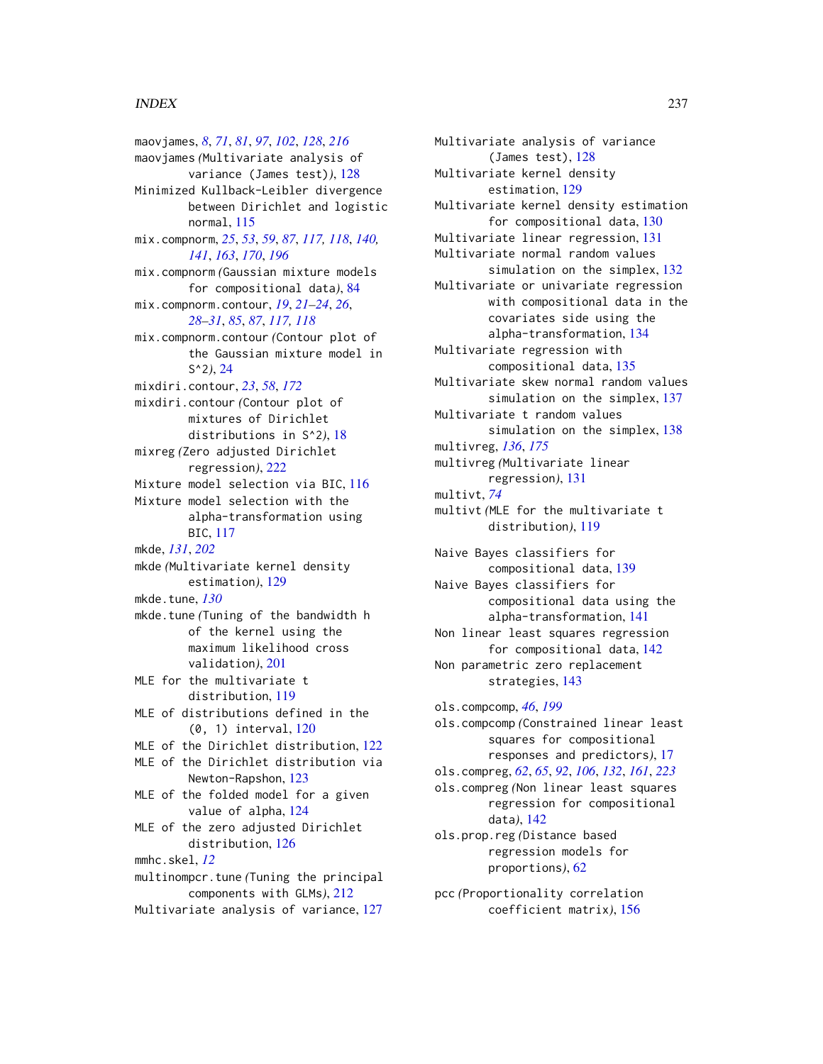maovjames, *8*, *71*, *81*, *97*, *102*, *128*, *216*
maovjames *(*Multivariate analysis of variance (James test)*)*, 128
Minimized Kullback-Leibler divergence between Dirichlet and logistic normal, 115
mix.compnorm, *25*, *53*, *59*, *87*, *117, 118*, *140, 141*, *163*, *170*, *196*
mix.compnorm *(*Gaussian mixture models for compositional data*)*, 84
mix.compnorm.contour, *19*, *21–24*, *26*, *28–31*, *85*, *87*, *117, 118*
mix.compnorm.contour *(*Contour plot of the Gaussian mixture model in S^2*)*, 24
mixdiri.contour, *23*, *58*, *172*
mixdiri.contour *(*Contour plot of mixtures of Dirichlet distributions in S^2*)*, 18
mixreg *(*Zero adjusted Dirichlet regression*)*, 222
Mixture model selection via BIC, 116
Mixture model selection with the alpha-transformation using BIC, 117
mkde, *131*, *202*
mkde *(*Multivariate kernel density estimation*)*, 129
mkde.tune, *130*
mkde.tune *(*Tuning of the bandwidth h of the kernel using the maximum likelihood cross validation*)*, 201
MLE for the multivariate t distribution, 119
MLE of distributions defined in the (0, 1) interval, 120
MLE of the Dirichlet distribution, 122
MLE of the Dirichlet distribution via Newton-Rapshon, 123
MLE of the folded model for a given value of alpha, 124
MLE of the zero adjusted Dirichlet distribution, 126
mmhc.skel, *12*
multinompcr.tune *(*Tuning the principal components with GLMs*)*, 212
Multivariate analysis of variance, 127
Multivariate analysis of variance (James test), 128
Multivariate kernel density estimation, 129
Multivariate kernel density estimation for compositional data, 130
Multivariate linear regression, 131
Multivariate normal random values simulation on the simplex, 132
Multivariate or univariate regression with compositional data in the covariates side using the alpha-transformation, 134
Multivariate regression with compositional data, 135
Multivariate skew normal random values simulation on the simplex, 137
Multivariate t random values simulation on the simplex, 138
multivreg, *136*, *175*
multivreg *(*Multivariate linear regression*)*, 131
multivt, *74*
multivt *(*MLE for the multivariate t distribution*)*, 119

Naive Bayes classifiers for compositional data, 139
Naive Bayes classifiers for compositional data using the alpha-transformation, 141
Non linear least squares regression for compositional data, 142
Non parametric zero replacement strategies, 143

ols.compcomp, *46*, *199*
ols.compcomp *(*Constrained linear least squares for compositional responses and predictors*)*, 17
ols.compreg, *62*, *65*, *92*, *106*, *132*, *161*, *223*
ols.compreg *(*Non linear least squares regression for compositional data*)*, 142
ols.prop.reg *(*Distance based regression models for proportions*)*, 62

pcc *(*Proportionality correlation coefficient matrix*)*, 156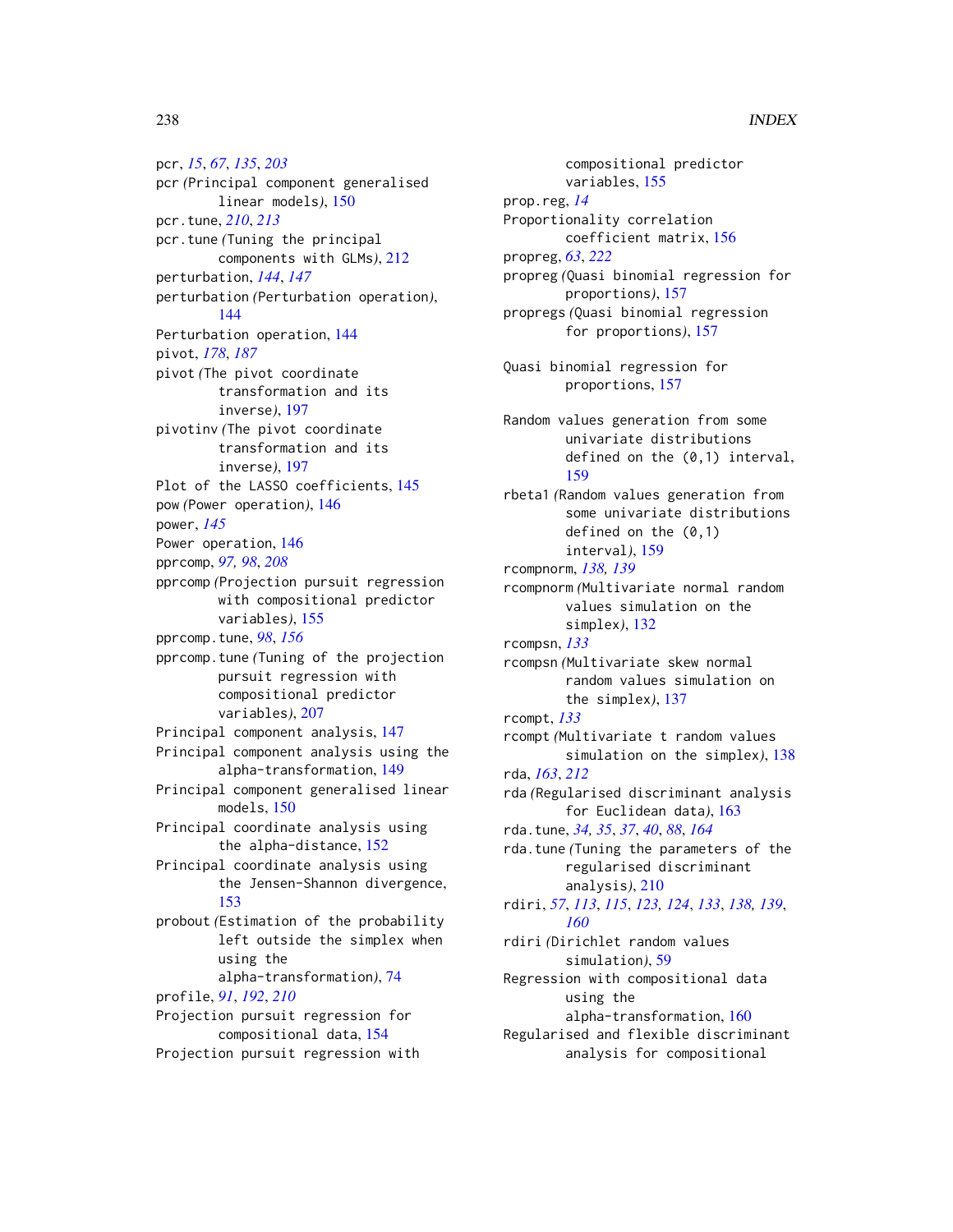pcr, *15*, *67*, *135*, *203*
pcr (Principal component generalised linear models), 150
pcr.tune, *210*, *213*
pcr.tune (Tuning the principal components with GLMs), 212
perturbation, *144*, *147*
perturbation (Perturbation operation), 144
Perturbation operation, 144
pivot, *178*, *187*
pivot (The pivot coordinate transformation and its inverse), 197
pivotinv (The pivot coordinate transformation and its inverse), 197
Plot of the LASSO coefficients, 145
pow (Power operation), 146
power, *145*
Power operation, 146
pprcomp, *97, 98*, *208*
pprcomp (Projection pursuit regression with compositional predictor variables), 155
pprcomp.tune, *98*, *156*
pprcomp.tune (Tuning of the projection pursuit regression with compositional predictor variables), 207
Principal component analysis, 147
Principal component analysis using the alpha-transformation, 149
Principal component generalised linear models, 150
Principal coordinate analysis using the alpha-distance, 152
Principal coordinate analysis using the Jensen-Shannon divergence, 153
probout (Estimation of the probability left outside the simplex when using the alpha-transformation), 74
profile, *91*, *192*, *210*
Projection pursuit regression for compositional data, 154
Projection pursuit regression with compositional predictor variables, 155
prop.reg, *14*
Proportionality correlation coefficient matrix, 156
propreg, *63*, *222*
propreg (Quasi binomial regression for proportions), 157
propregs (Quasi binomial regression for proportions), 157

Quasi binomial regression for proportions, 157

Random values generation from some univariate distributions defined on the (0,1) interval, 159
rbeta1 (Random values generation from some univariate distributions defined on the (0,1) interval), 159
rcompnorm, *138, 139*
rcompnorm (Multivariate normal random values simulation on the simplex), 132
rcompsn, *133*
rcompsn (Multivariate skew normal random values simulation on the simplex), 137
rcompt, *133*
rcompt (Multivariate t random values simulation on the simplex), 138
rda, *163*, *212*
rda (Regularised discriminant analysis for Euclidean data), 163
rda.tune, *34, 35*, *37*, *40*, *88*, *164*
rda.tune (Tuning the parameters of the regularised discriminant analysis), 210
rdiri, *57*, *113*, *115*, *123, 124*, *133*, *138, 139*, *160*
rdiri (Dirichlet random values simulation), 59
Regression with compositional data using the alpha-transformation, 160
Regularised and flexible discriminant analysis for compositional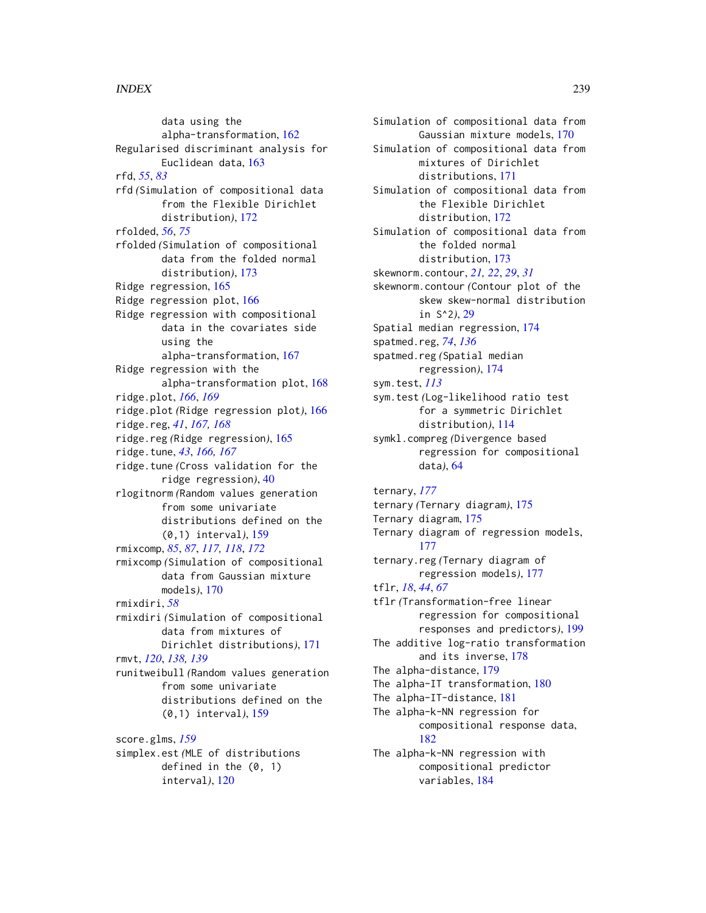data using the alpha-transformation, 162
Regularised discriminant analysis for Euclidean data, 163
rfd, *55*, *83*
rfd *(*Simulation of compositional data from the Flexible Dirichlet distribution*)*, 172
rfolded, *56*, *75*
rfolded *(*Simulation of compositional data from the folded normal distribution*)*, 173
Ridge regression, 165
Ridge regression plot, 166
Ridge regression with compositional data in the covariates side using the alpha-transformation, 167
Ridge regression with the alpha-transformation plot, 168
ridge.plot, *166*, *169*
ridge.plot *(*Ridge regression plot*)*, 166
ridge.reg, *41*, *167, 168*
ridge.reg *(*Ridge regression*)*, 165
ridge.tune, *43*, *166, 167*
ridge.tune *(*Cross validation for the ridge regression*)*, 40
rlogitnorm *(*Random values generation from some univariate distributions defined on the (0,1) interval*)*, 159
rmixcomp, *85*, *87*, *117, 118*, *172*
rmixcomp *(*Simulation of compositional data from Gaussian mixture models*)*, 170
rmixdiri, *58*
rmixdiri *(*Simulation of compositional data from mixtures of Dirichlet distributions*)*, 171
rmvt, *120*, *138, 139*
runitweibull *(*Random values generation from some univariate distributions defined on the (0,1) interval*)*, 159

score.glms, *159*
simplex.est *(*MLE of distributions defined in the (0, 1) interval*)*, 120
Simulation of compositional data from Gaussian mixture models, 170
Simulation of compositional data from mixtures of Dirichlet distributions, 171
Simulation of compositional data from the Flexible Dirichlet distribution, 172
Simulation of compositional data from the folded normal distribution, 173
skewnorm.contour, *21, 22*, *29*, *31*
skewnorm.contour *(*Contour plot of the skew skew-normal distribution in S^2*)*, 29
Spatial median regression, 174
spatmed.reg, *74*, *136*
spatmed.reg *(*Spatial median regression*)*, 174
sym.test, *113*
sym.test *(*Log-likelihood ratio test for a symmetric Dirichlet distribution*)*, 114
symkl.compreg *(*Divergence based regression for compositional data*)*, 64

ternary, *177*
ternary *(*Ternary diagram*)*, 175
Ternary diagram, 175
Ternary diagram of regression models, 177
ternary.reg *(*Ternary diagram of regression models*)*, 177
tflr, *18*, *44*, *67*
tflr *(*Transformation-free linear regression for compositional responses and predictors*)*, 199
The additive log-ratio transformation and its inverse, 178
The alpha-distance, 179
The alpha-IT transformation, 180
The alpha-IT-distance, 181
The alpha-k-NN regression for compositional response data, 182
The alpha-k-NN regression with compositional predictor variables, 184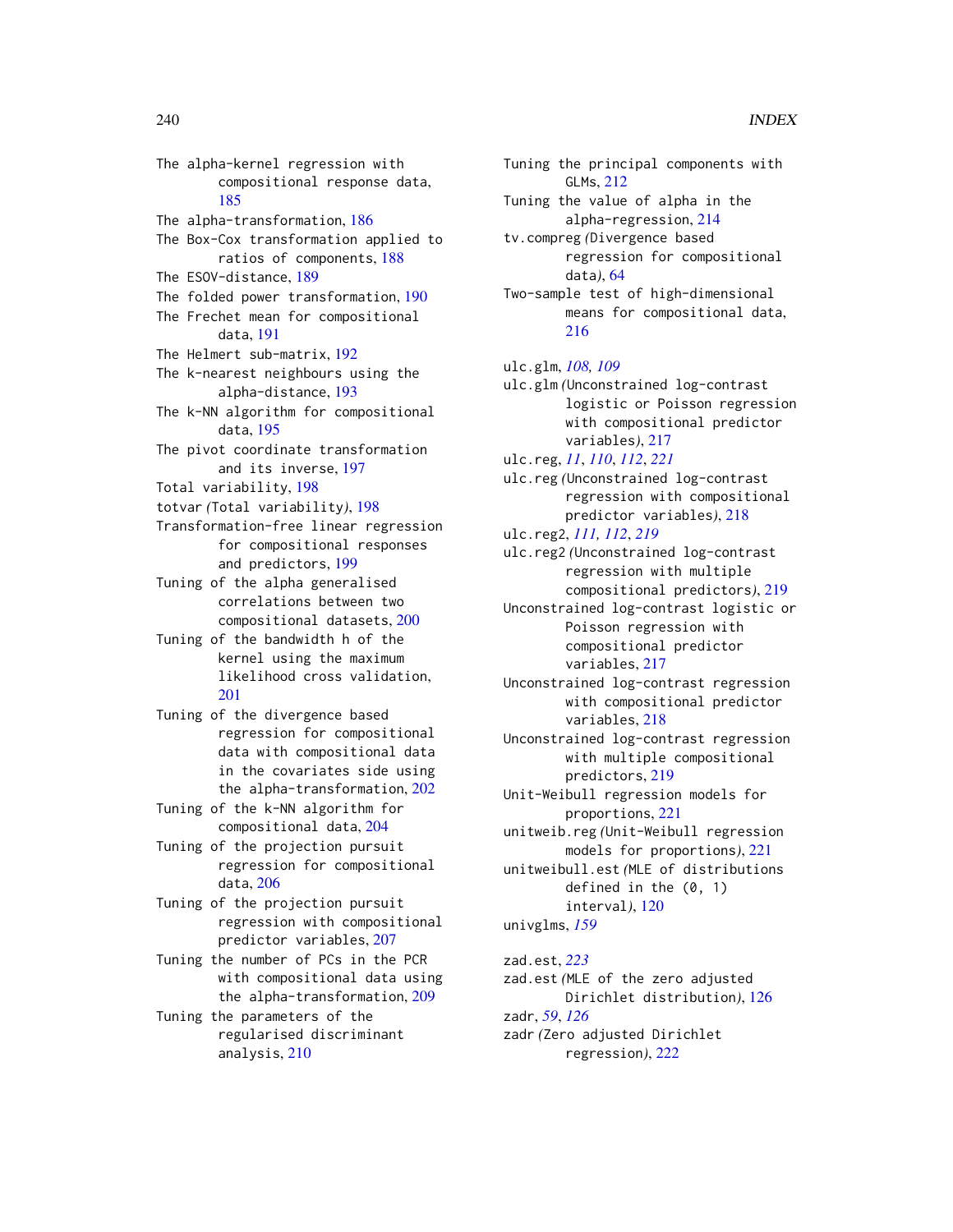The alpha-kernel regression with compositional response data, 185
The alpha-transformation, 186
The Box-Cox transformation applied to ratios of components, 188
The ESOV-distance, 189
The folded power transformation, 190
The Frechet mean for compositional data, 191
The Helmert sub-matrix, 192
The k-nearest neighbours using the alpha-distance, 193
The k-NN algorithm for compositional data, 195
The pivot coordinate transformation and its inverse, 197
Total variability, 198
totvar *(*Total variability*)*, 198
Transformation-free linear regression for compositional responses and predictors, 199
Tuning of the alpha generalised correlations between two compositional datasets, 200
Tuning of the bandwidth h of the kernel using the maximum likelihood cross validation, 201
Tuning of the divergence based regression for compositional data with compositional data in the covariates side using the alpha-transformation, 202
Tuning of the k-NN algorithm for compositional data, 204
Tuning of the projection pursuit regression for compositional data, 206
Tuning of the projection pursuit regression with compositional predictor variables, 207
Tuning the number of PCs in the PCR with compositional data using the alpha-transformation, 209
Tuning the parameters of the regularised discriminant analysis, 210
Tuning the principal components with GLMs, 212
Tuning the value of alpha in the alpha-regression, 214
tv.compreg *(*Divergence based regression for compositional data*)*, 64
Two-sample test of high-dimensional means for compositional data, 216

ulc.glm, *108, 109*
ulc.glm *(*Unconstrained log-contrast logistic or Poisson regression with compositional predictor variables*)*, 217
ulc.reg, *11*, *110*, *112*, *221*
ulc.reg *(*Unconstrained log-contrast regression with compositional predictor variables*)*, 218
ulc.reg2, *111, 112*, *219*
ulc.reg2 *(*Unconstrained log-contrast regression with multiple compositional predictors*)*, 219
Unconstrained log-contrast logistic or Poisson regression with compositional predictor variables, 217
Unconstrained log-contrast regression with compositional predictor variables, 218
Unconstrained log-contrast regression with multiple compositional predictors, 219
Unit-Weibull regression models for proportions, 221
unitweib.reg *(*Unit-Weibull regression models for proportions*)*, 221
unitweibull.est *(*MLE of distributions defined in the (0, 1) interval*)*, 120
univglms, *159*

zad.est, *223*
zad.est *(*MLE of the zero adjusted Dirichlet distribution*)*, 126
zadr, *59*, *126*
zadr *(*Zero adjusted Dirichlet regression*)*, 222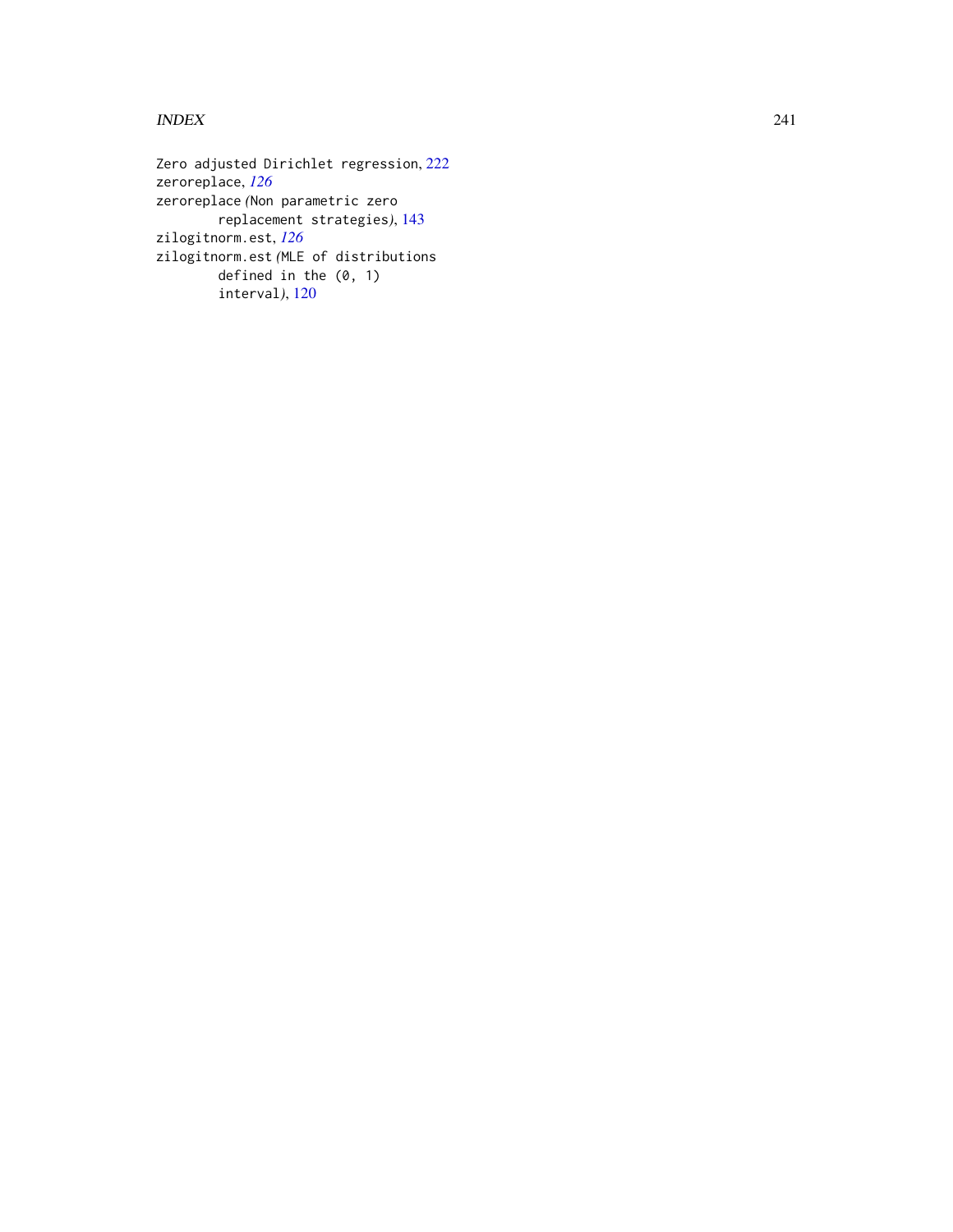Zero adjusted Dirichlet regression, 222
zeroreplace, *126*
zeroreplace *(*Non parametric zero
 replacement strategies*)*, 143
zilogitnorm.est, *126*
zilogitnorm.est *(*MLE of distributions
 defined in the (0, 1)
 interval*)*, 120